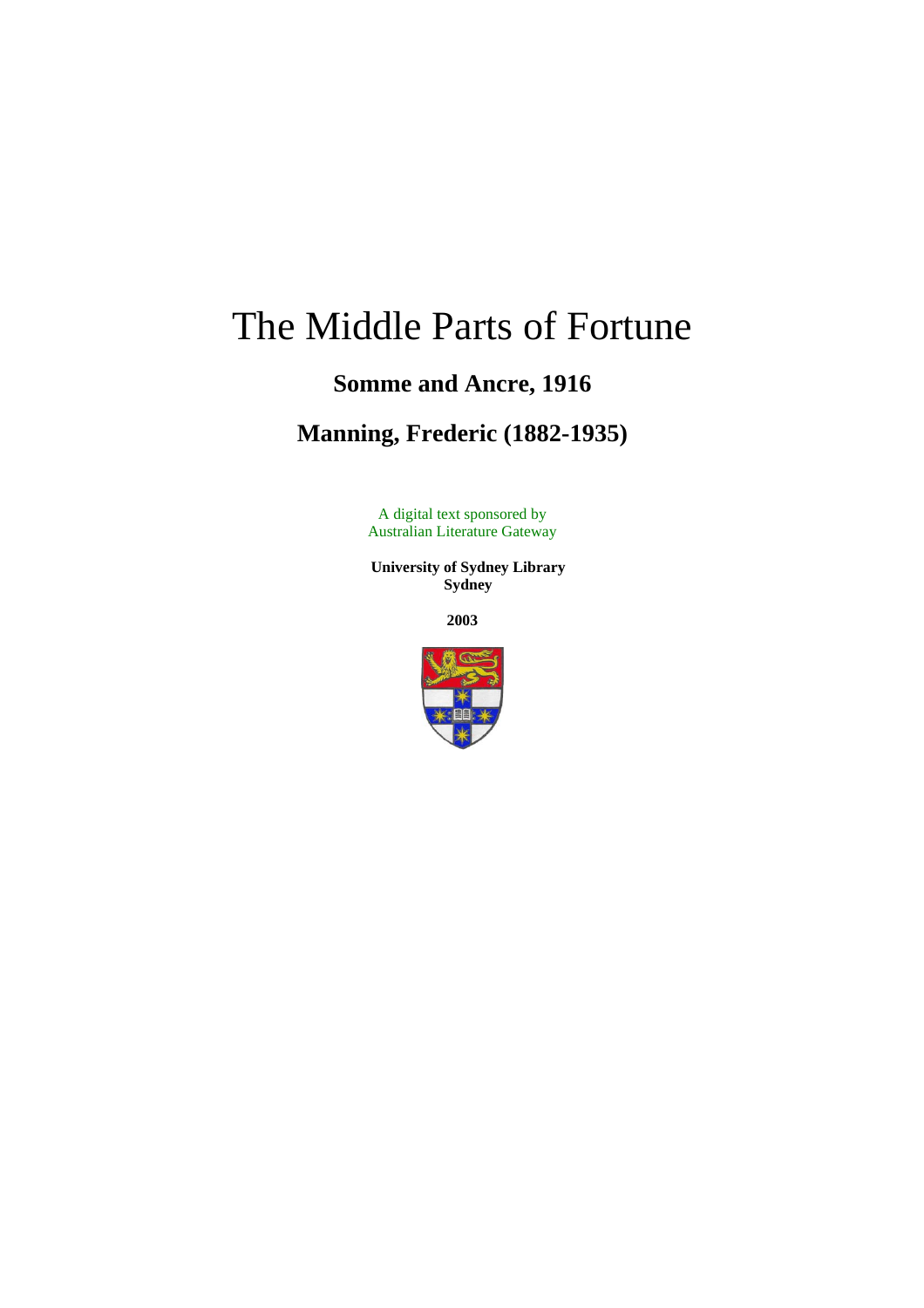# The Middle Parts of Fortune

## Somme and Ancre, 1916

## Manning, Frederic (1882-1935)

A digital text sponsored by
Australian Literature Gateway

**University of Sydney Library**
**Sydney**

**2003**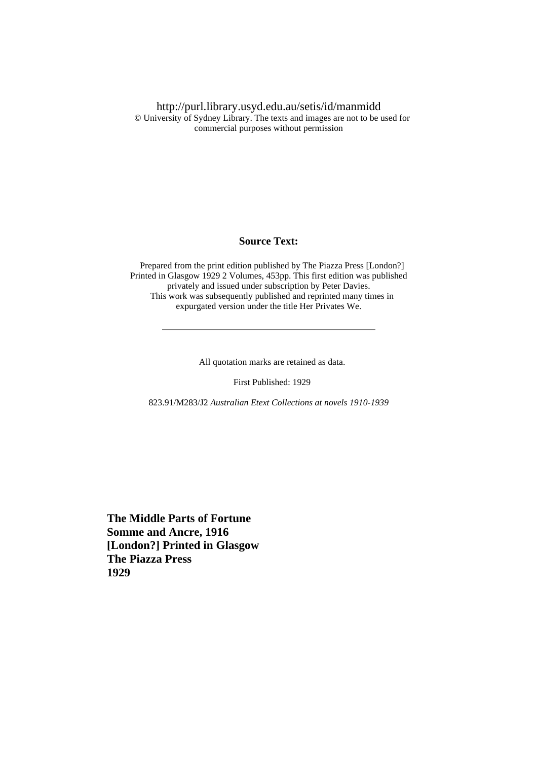http://purl.library.usyd.edu.au/setis/id/manmidd
© University of Sydney Library. The texts and images are not to be used for commercial purposes without permission

**Source Text:**

Prepared from the print edition published by The Piazza Press [London?] Printed in Glasgow 1929 2 Volumes, 453pp. This first edition was published privately and issued under subscription by Peter Davies.
This work was subsequently published and reprinted many times in expurgated version under the title Her Privates We.

---

All quotation marks are retained as data.

First Published: 1929

823.91/M283/J2 *Australian Etext Collections at novels 1910-1939*

**The Middle Parts of Fortune**
**Somme and Ancre, 1916**
**[London?] Printed in Glasgow**
**The Piazza Press**
**1929**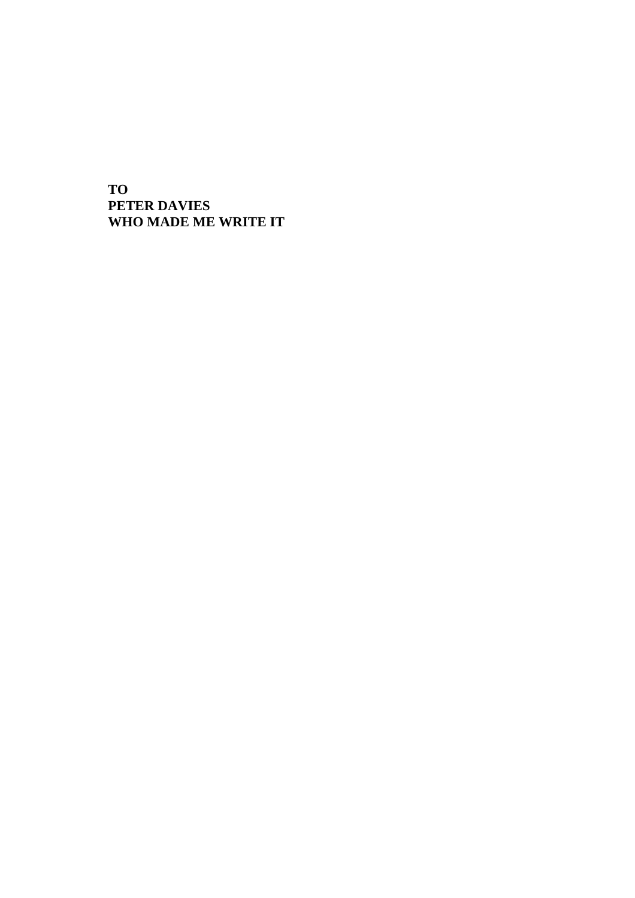**TO**
**PETER DAVIES**
**WHO MADE ME WRITE IT**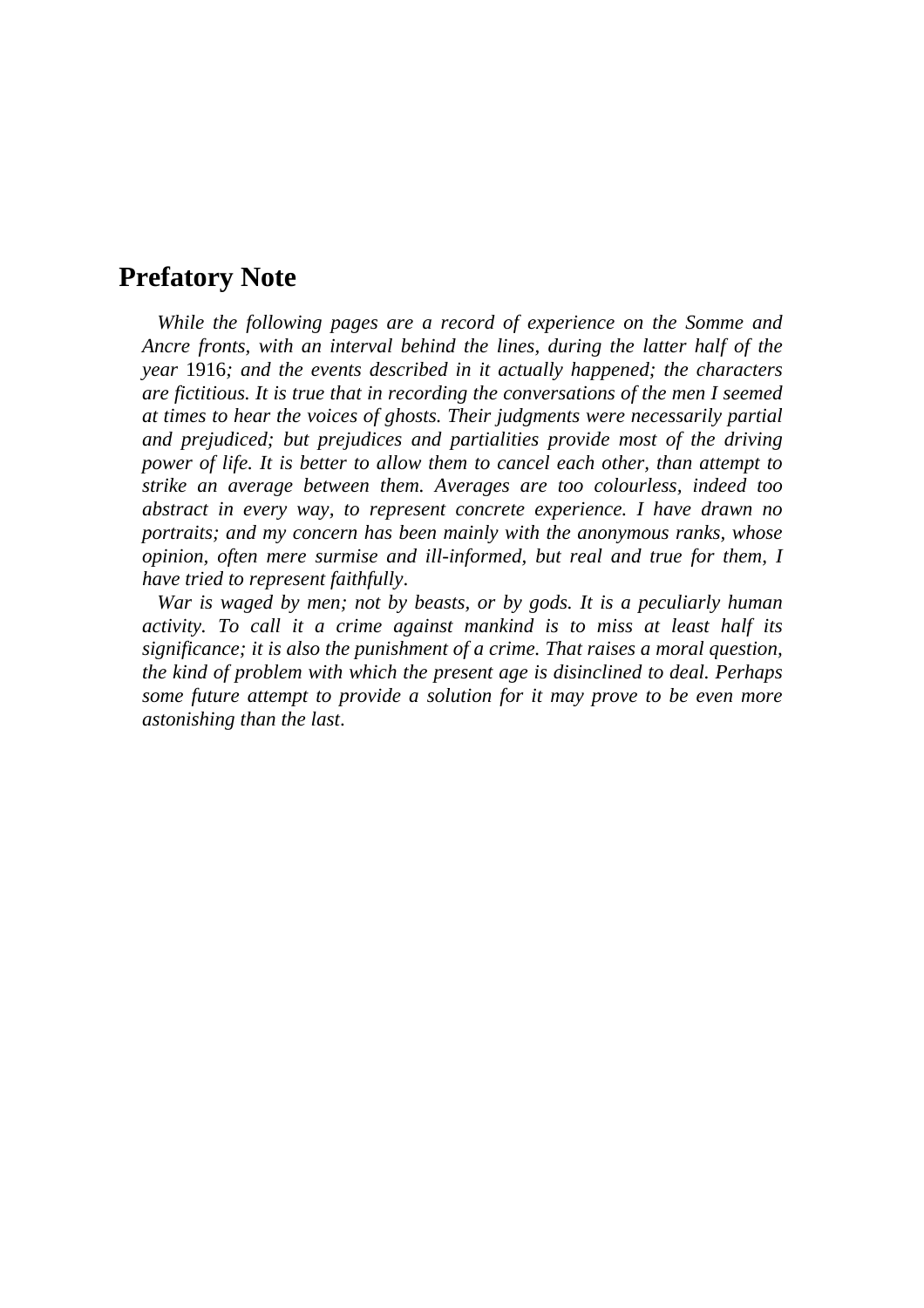## Prefatory Note

*While the following pages are a record of experience on the Somme and Ancre fronts, with an interval behind the lines, during the latter half of the year* 1916*; and the events described in it actually happened; the characters are fictitious. It is true that in recording the conversations of the men I seemed at times to hear the voices of ghosts. Their judgments were necessarily partial and prejudiced; but prejudices and partialities provide most of the driving power of life. It is better to allow them to cancel each other, than attempt to strike an average between them. Averages are too colourless, indeed too abstract in every way, to represent concrete experience. I have drawn no portraits; and my concern has been mainly with the anonymous ranks, whose opinion, often mere surmise and ill-informed, but real and true for them, I have tried to represent faithfully*.

*War is waged by men; not by beasts, or by gods. It is a peculiarly human activity. To call it a crime against mankind is to miss at least half its significance; it is also the punishment of a crime. That raises a moral question, the kind of problem with which the present age is disinclined to deal. Perhaps some future attempt to provide a solution for it may prove to be even more astonishing than the last*.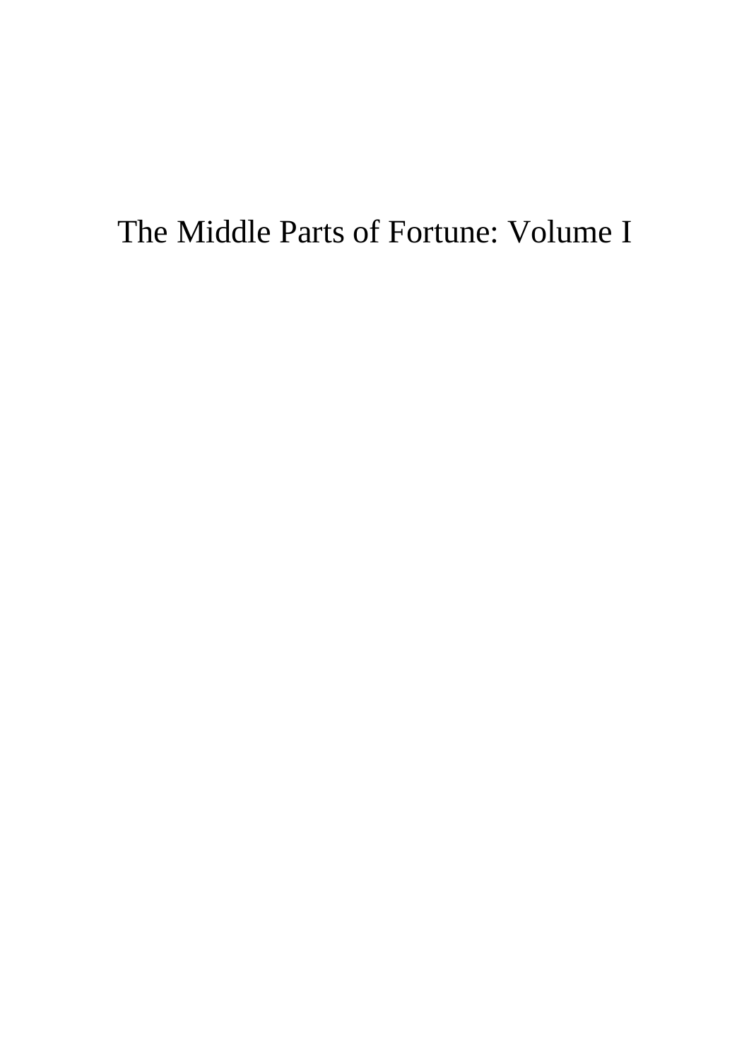# The Middle Parts of Fortune: Volume I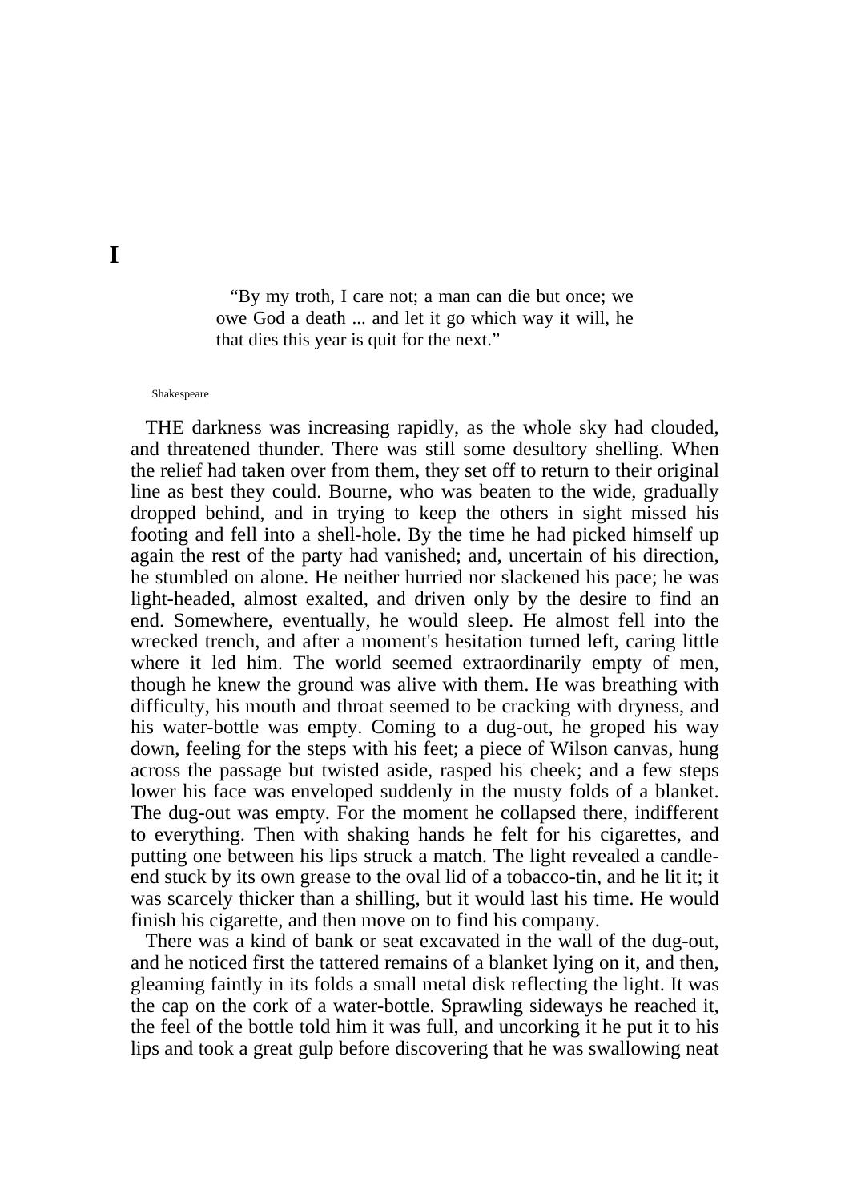# I

> "By my troth, I care not; a man can die but once; we owe God a death ... and let it go which way it will, he that dies this year is quit for the next."

Shakespeare

THE darkness was increasing rapidly, as the whole sky had clouded, and threatened thunder. There was still some desultory shelling. When the relief had taken over from them, they set off to return to their original line as best they could. Bourne, who was beaten to the wide, gradually dropped behind, and in trying to keep the others in sight missed his footing and fell into a shell-hole. By the time he had picked himself up again the rest of the party had vanished; and, uncertain of his direction, he stumbled on alone. He neither hurried nor slackened his pace; he was light-headed, almost exalted, and driven only by the desire to find an end. Somewhere, eventually, he would sleep. He almost fell into the wrecked trench, and after a moment's hesitation turned left, caring little where it led him. The world seemed extraordinarily empty of men, though he knew the ground was alive with them. He was breathing with difficulty, his mouth and throat seemed to be cracking with dryness, and his water-bottle was empty. Coming to a dug-out, he groped his way down, feeling for the steps with his feet; a piece of Wilson canvas, hung across the passage but twisted aside, rasped his cheek; and a few steps lower his face was enveloped suddenly in the musty folds of a blanket. The dug-out was empty. For the moment he collapsed there, indifferent to everything. Then with shaking hands he felt for his cigarettes, and putting one between his lips struck a match. The light revealed a candle-end stuck by its own grease to the oval lid of a tobacco-tin, and he lit it; it was scarcely thicker than a shilling, but it would last his time. He would finish his cigarette, and then move on to find his company.

There was a kind of bank or seat excavated in the wall of the dug-out, and he noticed first the tattered remains of a blanket lying on it, and then, gleaming faintly in its folds a small metal disk reflecting the light. It was the cap on the cork of a water-bottle. Sprawling sideways he reached it, the feel of the bottle told him it was full, and uncorking it he put it to his lips and took a great gulp before discovering that he was swallowing neat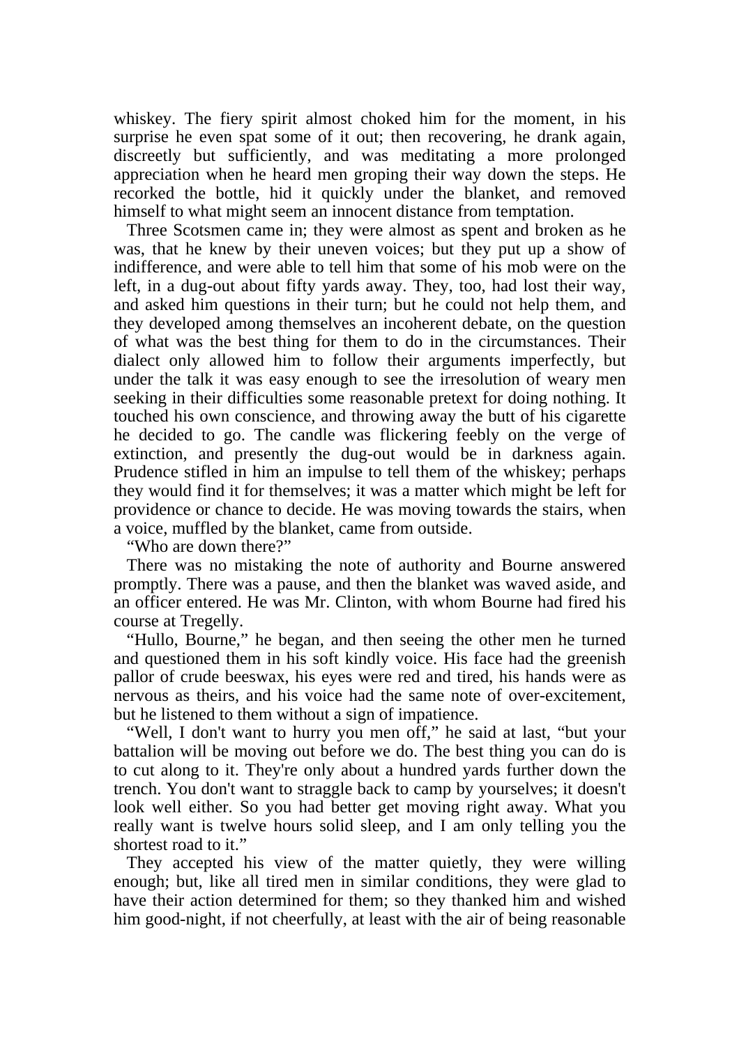whiskey. The fiery spirit almost choked him for the moment, in his surprise he even spat some of it out; then recovering, he drank again, discreetly but sufficiently, and was meditating a more prolonged appreciation when he heard men groping their way down the steps. He recorked the bottle, hid it quickly under the blanket, and removed himself to what might seem an innocent distance from temptation.

Three Scotsmen came in; they were almost as spent and broken as he was, that he knew by their uneven voices; but they put up a show of indifference, and were able to tell him that some of his mob were on the left, in a dug-out about fifty yards away. They, too, had lost their way, and asked him questions in their turn; but he could not help them, and they developed among themselves an incoherent debate, on the question of what was the best thing for them to do in the circumstances. Their dialect only allowed him to follow their arguments imperfectly, but under the talk it was easy enough to see the irresolution of weary men seeking in their difficulties some reasonable pretext for doing nothing. It touched his own conscience, and throwing away the butt of his cigarette he decided to go. The candle was flickering feebly on the verge of extinction, and presently the dug-out would be in darkness again. Prudence stifled in him an impulse to tell them of the whiskey; perhaps they would find it for themselves; it was a matter which might be left for providence or chance to decide. He was moving towards the stairs, when a voice, muffled by the blanket, came from outside.

"Who are down there?"

There was no mistaking the note of authority and Bourne answered promptly. There was a pause, and then the blanket was waved aside, and an officer entered. He was Mr. Clinton, with whom Bourne had fired his course at Tregelly.

"Hullo, Bourne," he began, and then seeing the other men he turned and questioned them in his soft kindly voice. His face had the greenish pallor of crude beeswax, his eyes were red and tired, his hands were as nervous as theirs, and his voice had the same note of over-excitement, but he listened to them without a sign of impatience.

"Well, I don't want to hurry you men off," he said at last, "but your battalion will be moving out before we do. The best thing you can do is to cut along to it. They're only about a hundred yards further down the trench. You don't want to straggle back to camp by yourselves; it doesn't look well either. So you had better get moving right away. What you really want is twelve hours solid sleep, and I am only telling you the shortest road to it."

They accepted his view of the matter quietly, they were willing enough; but, like all tired men in similar conditions, they were glad to have their action determined for them; so they thanked him and wished him good-night, if not cheerfully, at least with the air of being reasonable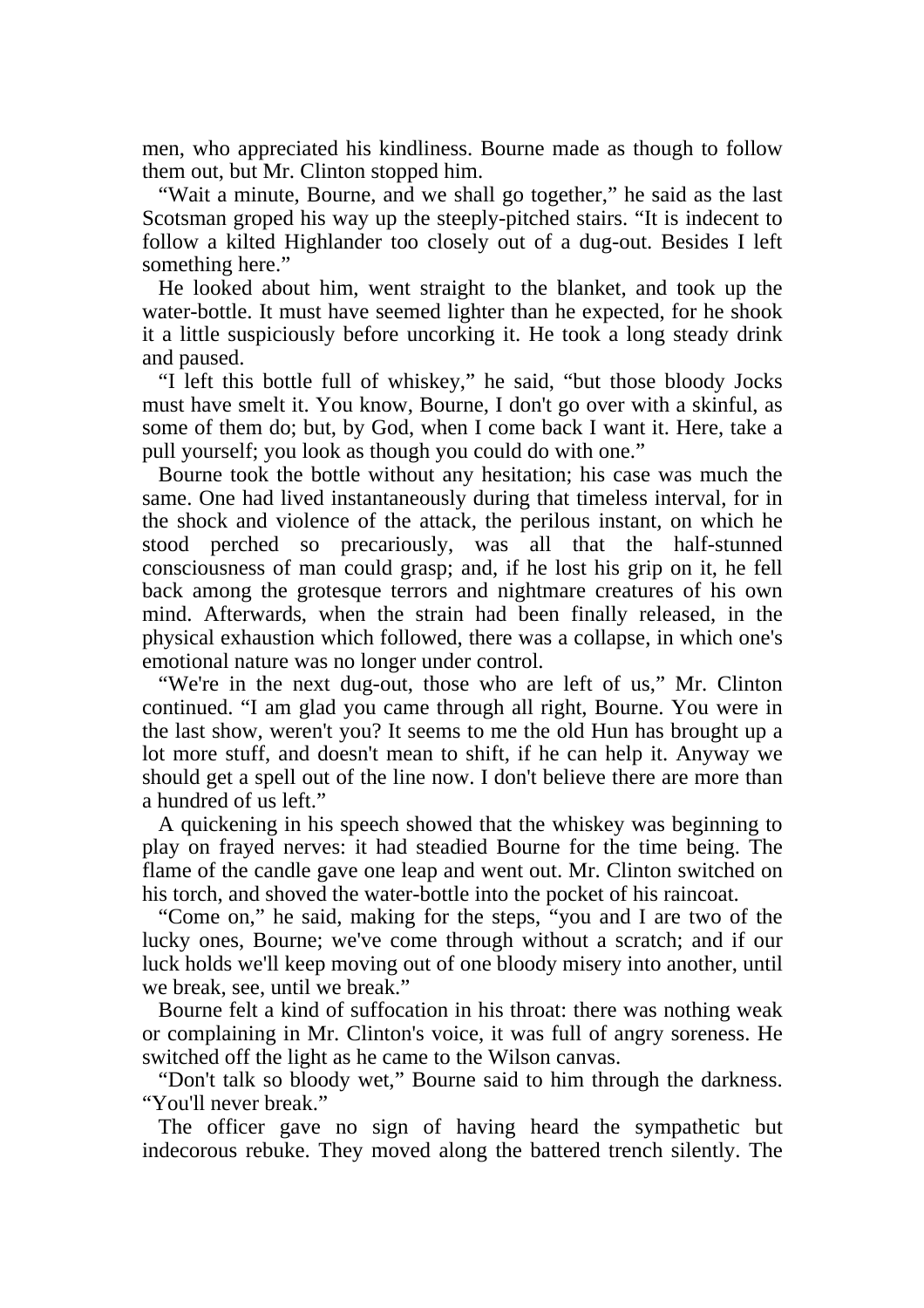men, who appreciated his kindliness. Bourne made as though to follow them out, but Mr. Clinton stopped him.

"Wait a minute, Bourne, and we shall go together," he said as the last Scotsman groped his way up the steeply-pitched stairs. "It is indecent to follow a kilted Highlander too closely out of a dug-out. Besides I left something here."

He looked about him, went straight to the blanket, and took up the water-bottle. It must have seemed lighter than he expected, for he shook it a little suspiciously before uncorking it. He took a long steady drink and paused.

"I left this bottle full of whiskey," he said, "but those bloody Jocks must have smelt it. You know, Bourne, I don't go over with a skinful, as some of them do; but, by God, when I come back I want it. Here, take a pull yourself; you look as though you could do with one."

Bourne took the bottle without any hesitation; his case was much the same. One had lived instantaneously during that timeless interval, for in the shock and violence of the attack, the perilous instant, on which he stood perched so precariously, was all that the half-stunned consciousness of man could grasp; and, if he lost his grip on it, he fell back among the grotesque terrors and nightmare creatures of his own mind. Afterwards, when the strain had been finally released, in the physical exhaustion which followed, there was a collapse, in which one's emotional nature was no longer under control.

"We're in the next dug-out, those who are left of us," Mr. Clinton continued. "I am glad you came through all right, Bourne. You were in the last show, weren't you? It seems to me the old Hun has brought up a lot more stuff, and doesn't mean to shift, if he can help it. Anyway we should get a spell out of the line now. I don't believe there are more than a hundred of us left."

A quickening in his speech showed that the whiskey was beginning to play on frayed nerves: it had steadied Bourne for the time being. The flame of the candle gave one leap and went out. Mr. Clinton switched on his torch, and shoved the water-bottle into the pocket of his raincoat.

"Come on," he said, making for the steps, "you and I are two of the lucky ones, Bourne; we've come through without a scratch; and if our luck holds we'll keep moving out of one bloody misery into another, until we break, see, until we break."

Bourne felt a kind of suffocation in his throat: there was nothing weak or complaining in Mr. Clinton's voice, it was full of angry soreness. He switched off the light as he came to the Wilson canvas.

"Don't talk so bloody wet," Bourne said to him through the darkness. "You'll never break."

The officer gave no sign of having heard the sympathetic but indecorous rebuke. They moved along the battered trench silently. The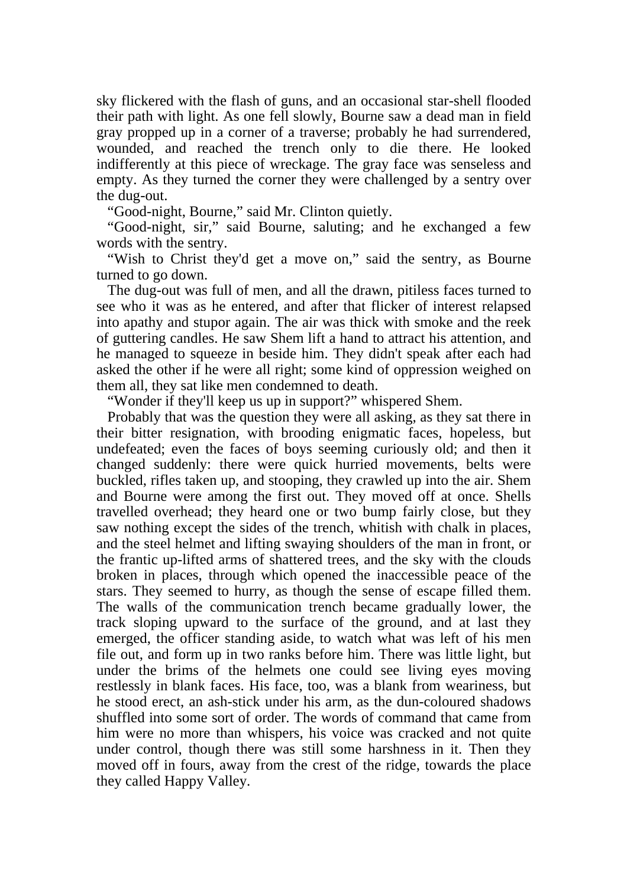sky flickered with the flash of guns, and an occasional star-shell flooded their path with light. As one fell slowly, Bourne saw a dead man in field gray propped up in a corner of a traverse; probably he had surrendered, wounded, and reached the trench only to die there. He looked indifferently at this piece of wreckage. The gray face was senseless and empty. As they turned the corner they were challenged by a sentry over the dug-out.

"Good-night, Bourne," said Mr. Clinton quietly.

"Good-night, sir," said Bourne, saluting; and he exchanged a few words with the sentry.

"Wish to Christ they'd get a move on," said the sentry, as Bourne turned to go down.

The dug-out was full of men, and all the drawn, pitiless faces turned to see who it was as he entered, and after that flicker of interest relapsed into apathy and stupor again. The air was thick with smoke and the reek of guttering candles. He saw Shem lift a hand to attract his attention, and he managed to squeeze in beside him. They didn't speak after each had asked the other if he were all right; some kind of oppression weighed on them all, they sat like men condemned to death.

"Wonder if they'll keep us up in support?" whispered Shem.

Probably that was the question they were all asking, as they sat there in their bitter resignation, with brooding enigmatic faces, hopeless, but undefeated; even the faces of boys seeming curiously old; and then it changed suddenly: there were quick hurried movements, belts were buckled, rifles taken up, and stooping, they crawled up into the air. Shem and Bourne were among the first out. They moved off at once. Shells travelled overhead; they heard one or two bump fairly close, but they saw nothing except the sides of the trench, whitish with chalk in places, and the steel helmet and lifting swaying shoulders of the man in front, or the frantic up-lifted arms of shattered trees, and the sky with the clouds broken in places, through which opened the inaccessible peace of the stars. They seemed to hurry, as though the sense of escape filled them. The walls of the communication trench became gradually lower, the track sloping upward to the surface of the ground, and at last they emerged, the officer standing aside, to watch what was left of his men file out, and form up in two ranks before him. There was little light, but under the brims of the helmets one could see living eyes moving restlessly in blank faces. His face, too, was a blank from weariness, but he stood erect, an ash-stick under his arm, as the dun-coloured shadows shuffled into some sort of order. The words of command that came from him were no more than whispers, his voice was cracked and not quite under control, though there was still some harshness in it. Then they moved off in fours, away from the crest of the ridge, towards the place they called Happy Valley.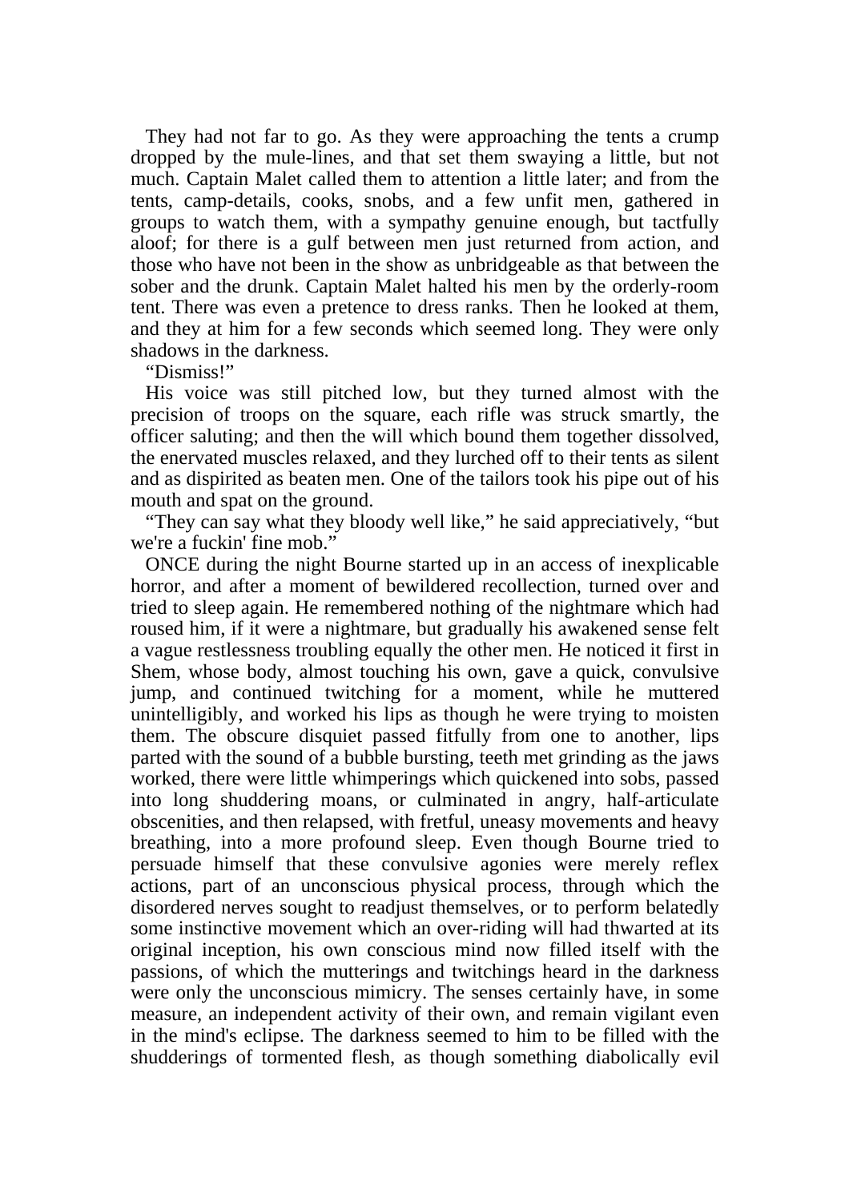They had not far to go. As they were approaching the tents a crump dropped by the mule-lines, and that set them swaying a little, but not much. Captain Malet called them to attention a little later; and from the tents, camp-details, cooks, snobs, and a few unfit men, gathered in groups to watch them, with a sympathy genuine enough, but tactfully aloof; for there is a gulf between men just returned from action, and those who have not been in the show as unbridgeable as that between the sober and the drunk. Captain Malet halted his men by the orderly-room tent. There was even a pretence to dress ranks. Then he looked at them, and they at him for a few seconds which seemed long. They were only shadows in the darkness.

"Dismiss!"

His voice was still pitched low, but they turned almost with the precision of troops on the square, each rifle was struck smartly, the officer saluting; and then the will which bound them together dissolved, the enervated muscles relaxed, and they lurched off to their tents as silent and as dispirited as beaten men. One of the tailors took his pipe out of his mouth and spat on the ground.

"They can say what they bloody well like," he said appreciatively, "but we're a fuckin' fine mob."

ONCE during the night Bourne started up in an access of inexplicable horror, and after a moment of bewildered recollection, turned over and tried to sleep again. He remembered nothing of the nightmare which had roused him, if it were a nightmare, but gradually his awakened sense felt a vague restlessness troubling equally the other men. He noticed it first in Shem, whose body, almost touching his own, gave a quick, convulsive jump, and continued twitching for a moment, while he muttered unintelligibly, and worked his lips as though he were trying to moisten them. The obscure disquiet passed fitfully from one to another, lips parted with the sound of a bubble bursting, teeth met grinding as the jaws worked, there were little whimperings which quickened into sobs, passed into long shuddering moans, or culminated in angry, half-articulate obscenities, and then relapsed, with fretful, uneasy movements and heavy breathing, into a more profound sleep. Even though Bourne tried to persuade himself that these convulsive agonies were merely reflex actions, part of an unconscious physical process, through which the disordered nerves sought to readjust themselves, or to perform belatedly some instinctive movement which an over-riding will had thwarted at its original inception, his own conscious mind now filled itself with the passions, of which the mutterings and twitchings heard in the darkness were only the unconscious mimicry. The senses certainly have, in some measure, an independent activity of their own, and remain vigilant even in the mind's eclipse. The darkness seemed to him to be filled with the shudderings of tormented flesh, as though something diabolically evil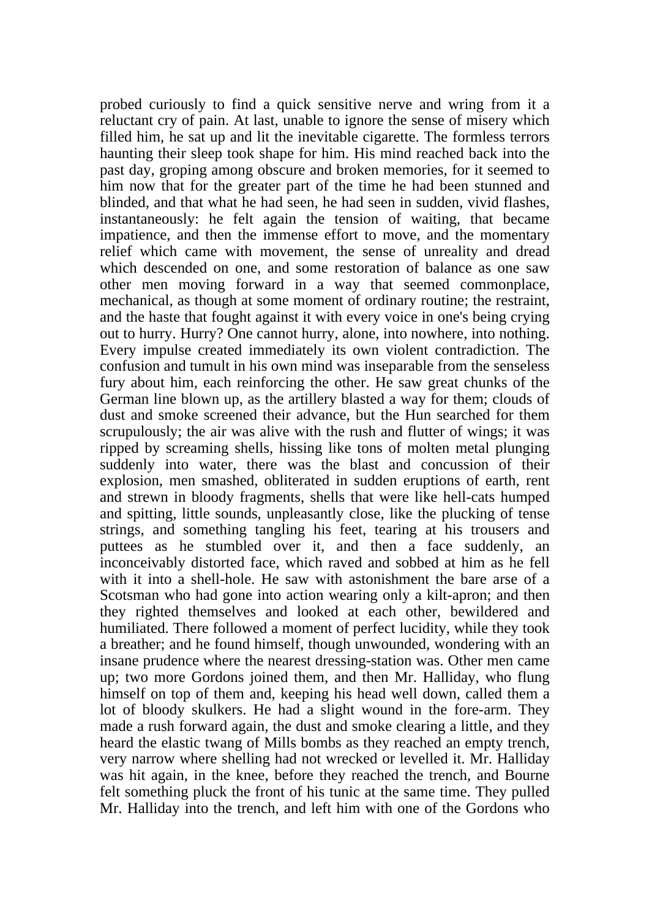probed curiously to find a quick sensitive nerve and wring from it a reluctant cry of pain. At last, unable to ignore the sense of misery which filled him, he sat up and lit the inevitable cigarette. The formless terrors haunting their sleep took shape for him. His mind reached back into the past day, groping among obscure and broken memories, for it seemed to him now that for the greater part of the time he had been stunned and blinded, and that what he had seen, he had seen in sudden, vivid flashes, instantaneously: he felt again the tension of waiting, that became impatience, and then the immense effort to move, and the momentary relief which came with movement, the sense of unreality and dread which descended on one, and some restoration of balance as one saw other men moving forward in a way that seemed commonplace, mechanical, as though at some moment of ordinary routine; the restraint, and the haste that fought against it with every voice in one's being crying out to hurry. Hurry? One cannot hurry, alone, into nowhere, into nothing. Every impulse created immediately its own violent contradiction. The confusion and tumult in his own mind was inseparable from the senseless fury about him, each reinforcing the other. He saw great chunks of the German line blown up, as the artillery blasted a way for them; clouds of dust and smoke screened their advance, but the Hun searched for them scrupulously; the air was alive with the rush and flutter of wings; it was ripped by screaming shells, hissing like tons of molten metal plunging suddenly into water, there was the blast and concussion of their explosion, men smashed, obliterated in sudden eruptions of earth, rent and strewn in bloody fragments, shells that were like hell-cats humped and spitting, little sounds, unpleasantly close, like the plucking of tense strings, and something tangling his feet, tearing at his trousers and puttees as he stumbled over it, and then a face suddenly, an inconceivably distorted face, which raved and sobbed at him as he fell with it into a shell-hole. He saw with astonishment the bare arse of a Scotsman who had gone into action wearing only a kilt-apron; and then they righted themselves and looked at each other, bewildered and humiliated. There followed a moment of perfect lucidity, while they took a breather; and he found himself, though unwounded, wondering with an insane prudence where the nearest dressing-station was. Other men came up; two more Gordons joined them, and then Mr. Halliday, who flung himself on top of them and, keeping his head well down, called them a lot of bloody skulkers. He had a slight wound in the fore-arm. They made a rush forward again, the dust and smoke clearing a little, and they heard the elastic twang of Mills bombs as they reached an empty trench, very narrow where shelling had not wrecked or levelled it. Mr. Halliday was hit again, in the knee, before they reached the trench, and Bourne felt something pluck the front of his tunic at the same time. They pulled Mr. Halliday into the trench, and left him with one of the Gordons who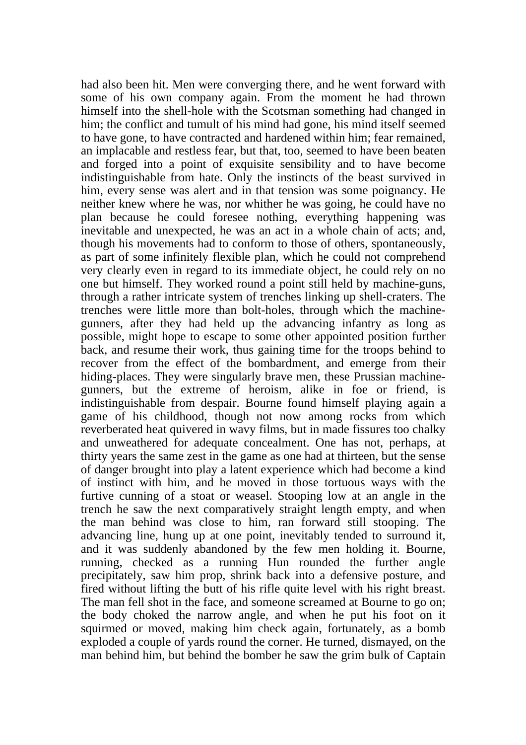had also been hit. Men were converging there, and he went forward with some of his own company again. From the moment he had thrown himself into the shell-hole with the Scotsman something had changed in him; the conflict and tumult of his mind had gone, his mind itself seemed to have gone, to have contracted and hardened within him; fear remained, an implacable and restless fear, but that, too, seemed to have been beaten and forged into a point of exquisite sensibility and to have become indistinguishable from hate. Only the instincts of the beast survived in him, every sense was alert and in that tension was some poignancy. He neither knew where he was, nor whither he was going, he could have no plan because he could foresee nothing, everything happening was inevitable and unexpected, he was an act in a whole chain of acts; and, though his movements had to conform to those of others, spontaneously, as part of some infinitely flexible plan, which he could not comprehend very clearly even in regard to its immediate object, he could rely on no one but himself. They worked round a point still held by machine-guns, through a rather intricate system of trenches linking up shell-craters. The trenches were little more than bolt-holes, through which the machine-gunners, after they had held up the advancing infantry as long as possible, might hope to escape to some other appointed position further back, and resume their work, thus gaining time for the troops behind to recover from the effect of the bombardment, and emerge from their hiding-places. They were singularly brave men, these Prussian machine-gunners, but the extreme of heroism, alike in foe or friend, is indistinguishable from despair. Bourne found himself playing again a game of his childhood, though not now among rocks from which reverberated heat quivered in wavy films, but in made fissures too chalky and unweathered for adequate concealment. One has not, perhaps, at thirty years the same zest in the game as one had at thirteen, but the sense of danger brought into play a latent experience which had become a kind of instinct with him, and he moved in those tortuous ways with the furtive cunning of a stoat or weasel. Stooping low at an angle in the trench he saw the next comparatively straight length empty, and when the man behind was close to him, ran forward still stooping. The advancing line, hung up at one point, inevitably tended to surround it, and it was suddenly abandoned by the few men holding it. Bourne, running, checked as a running Hun rounded the further angle precipitately, saw him prop, shrink back into a defensive posture, and fired without lifting the butt of his rifle quite level with his right breast. The man fell shot in the face, and someone screamed at Bourne to go on; the body choked the narrow angle, and when he put his foot on it squirmed or moved, making him check again, fortunately, as a bomb exploded a couple of yards round the corner. He turned, dismayed, on the man behind him, but behind the bomber he saw the grim bulk of Captain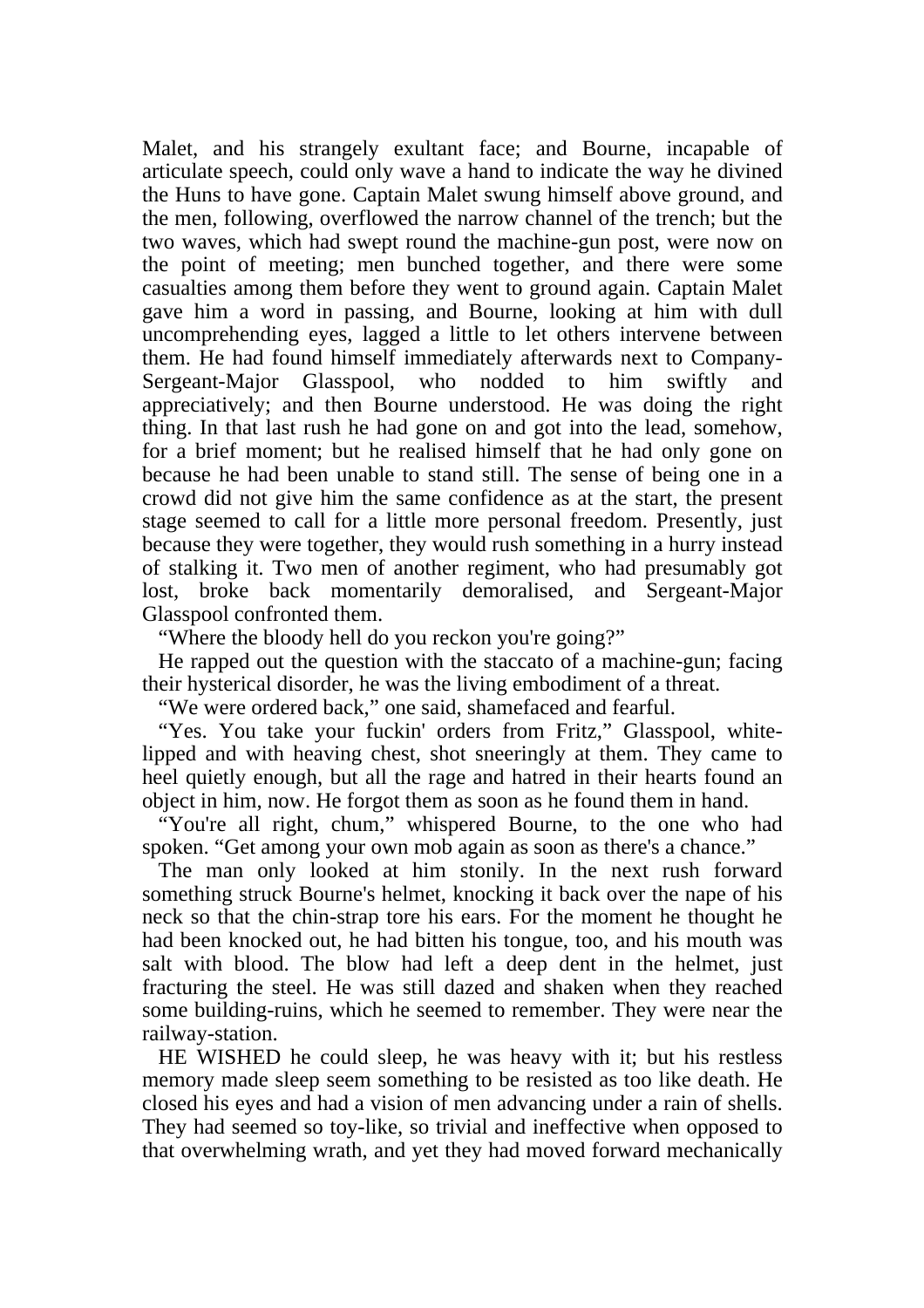Malet, and his strangely exultant face; and Bourne, incapable of articulate speech, could only wave a hand to indicate the way he divined the Huns to have gone. Captain Malet swung himself above ground, and the men, following, overflowed the narrow channel of the trench; but the two waves, which had swept round the machine-gun post, were now on the point of meeting; men bunched together, and there were some casualties among them before they went to ground again. Captain Malet gave him a word in passing, and Bourne, looking at him with dull uncomprehending eyes, lagged a little to let others intervene between them. He had found himself immediately afterwards next to Company-Sergeant-Major Glasspool, who nodded to him swiftly and appreciatively; and then Bourne understood. He was doing the right thing. In that last rush he had gone on and got into the lead, somehow, for a brief moment; but he realised himself that he had only gone on because he had been unable to stand still. The sense of being one in a crowd did not give him the same confidence as at the start, the present stage seemed to call for a little more personal freedom. Presently, just because they were together, they would rush something in a hurry instead of stalking it. Two men of another regiment, who had presumably got lost, broke back momentarily demoralised, and Sergeant-Major Glasspool confronted them.

"Where the bloody hell do you reckon you're going?"

He rapped out the question with the staccato of a machine-gun; facing their hysterical disorder, he was the living embodiment of a threat.

"We were ordered back," one said, shamefaced and fearful.

"Yes. You take your fuckin' orders from Fritz," Glasspool, white-lipped and with heaving chest, shot sneeringly at them. They came to heel quietly enough, but all the rage and hatred in their hearts found an object in him, now. He forgot them as soon as he found them in hand.

"You're all right, chum," whispered Bourne, to the one who had spoken. "Get among your own mob again as soon as there's a chance."

The man only looked at him stonily. In the next rush forward something struck Bourne's helmet, knocking it back over the nape of his neck so that the chin-strap tore his ears. For the moment he thought he had been knocked out, he had bitten his tongue, too, and his mouth was salt with blood. The blow had left a deep dent in the helmet, just fracturing the steel. He was still dazed and shaken when they reached some building-ruins, which he seemed to remember. They were near the railway-station.

HE WISHED he could sleep, he was heavy with it; but his restless memory made sleep seem something to be resisted as too like death. He closed his eyes and had a vision of men advancing under a rain of shells. They had seemed so toy-like, so trivial and ineffective when opposed to that overwhelming wrath, and yet they had moved forward mechanically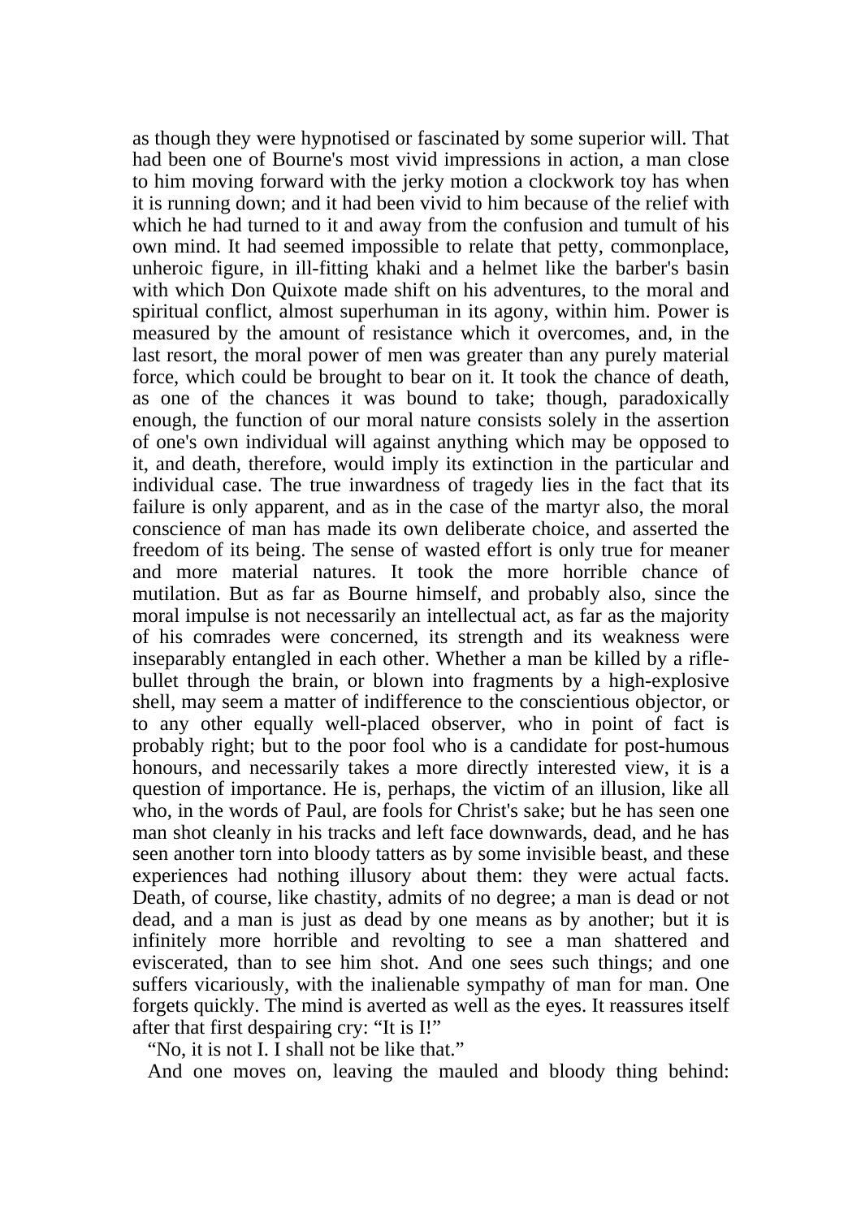as though they were hypnotised or fascinated by some superior will. That had been one of Bourne's most vivid impressions in action, a man close to him moving forward with the jerky motion a clockwork toy has when it is running down; and it had been vivid to him because of the relief with which he had turned to it and away from the confusion and tumult of his own mind. It had seemed impossible to relate that petty, commonplace, unheroic figure, in ill-fitting khaki and a helmet like the barber's basin with which Don Quixote made shift on his adventures, to the moral and spiritual conflict, almost superhuman in its agony, within him. Power is measured by the amount of resistance which it overcomes, and, in the last resort, the moral power of men was greater than any purely material force, which could be brought to bear on it. It took the chance of death, as one of the chances it was bound to take; though, paradoxically enough, the function of our moral nature consists solely in the assertion of one's own individual will against anything which may be opposed to it, and death, therefore, would imply its extinction in the particular and individual case. The true inwardness of tragedy lies in the fact that its failure is only apparent, and as in the case of the martyr also, the moral conscience of man has made its own deliberate choice, and asserted the freedom of its being. The sense of wasted effort is only true for meaner and more material natures. It took the more horrible chance of mutilation. But as far as Bourne himself, and probably also, since the moral impulse is not necessarily an intellectual act, as far as the majority of his comrades were concerned, its strength and its weakness were inseparably entangled in each other. Whether a man be killed by a rifle-bullet through the brain, or blown into fragments by a high-explosive shell, may seem a matter of indifference to the conscientious objector, or to any other equally well-placed observer, who in point of fact is probably right; but to the poor fool who is a candidate for post-humous honours, and necessarily takes a more directly interested view, it is a question of importance. He is, perhaps, the victim of an illusion, like all who, in the words of Paul, are fools for Christ's sake; but he has seen one man shot cleanly in his tracks and left face downwards, dead, and he has seen another torn into bloody tatters as by some invisible beast, and these experiences had nothing illusory about them: they were actual facts. Death, of course, like chastity, admits of no degree; a man is dead or not dead, and a man is just as dead by one means as by another; but it is infinitely more horrible and revolting to see a man shattered and eviscerated, than to see him shot. And one sees such things; and one suffers vicariously, with the inalienable sympathy of man for man. One forgets quickly. The mind is averted as well as the eyes. It reassures itself after that first despairing cry: "It is I!"

"No, it is not I. I shall not be like that."

And one moves on, leaving the mauled and bloody thing behind: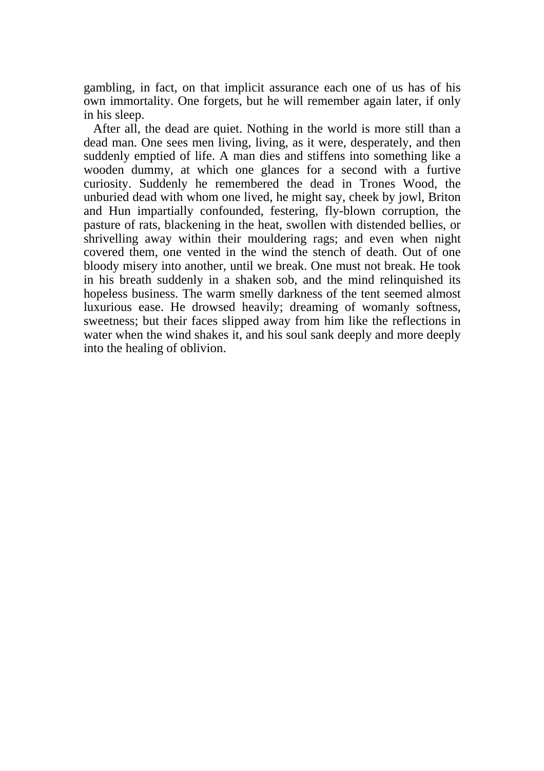gambling, in fact, on that implicit assurance each one of us has of his own immortality. One forgets, but he will remember again later, if only in his sleep.

After all, the dead are quiet. Nothing in the world is more still than a dead man. One sees men living, living, as it were, desperately, and then suddenly emptied of life. A man dies and stiffens into something like a wooden dummy, at which one glances for a second with a furtive curiosity. Suddenly he remembered the dead in Trones Wood, the unburied dead with whom one lived, he might say, cheek by jowl, Briton and Hun impartially confounded, festering, fly-blown corruption, the pasture of rats, blackening in the heat, swollen with distended bellies, or shrivelling away within their mouldering rags; and even when night covered them, one vented in the wind the stench of death. Out of one bloody misery into another, until we break. One must not break. He took in his breath suddenly in a shaken sob, and the mind relinquished its hopeless business. The warm smelly darkness of the tent seemed almost luxurious ease. He drowsed heavily; dreaming of womanly softness, sweetness; but their faces slipped away from him like the reflections in water when the wind shakes it, and his soul sank deeply and more deeply into the healing of oblivion.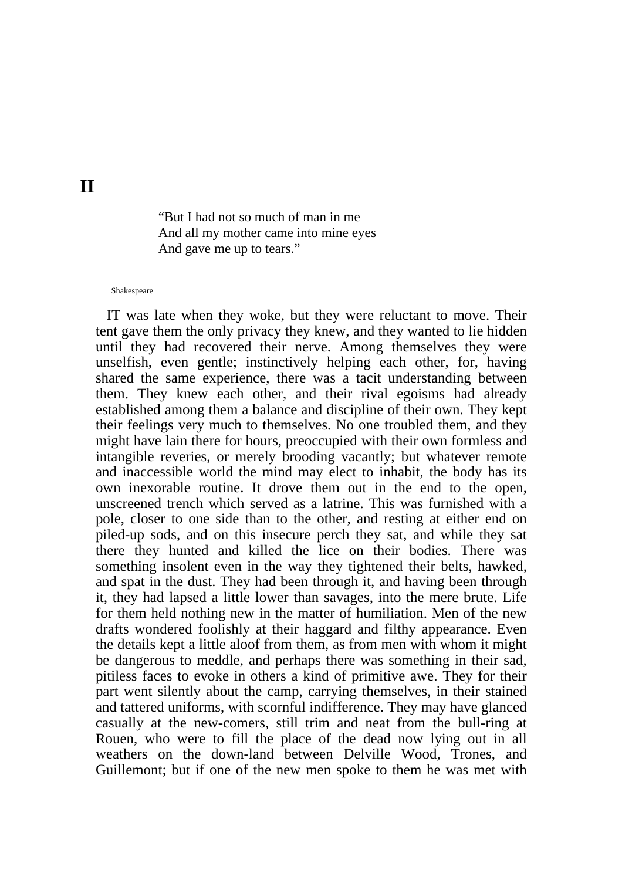# II

> "But I had not so much of man in me
> And all my mother came into mine eyes
> And gave me up to tears."

Shakespeare

IT was late when they woke, but they were reluctant to move. Their tent gave them the only privacy they knew, and they wanted to lie hidden until they had recovered their nerve. Among themselves they were unselfish, even gentle; instinctively helping each other, for, having shared the same experience, there was a tacit understanding between them. They knew each other, and their rival egoisms had already established among them a balance and discipline of their own. They kept their feelings very much to themselves. No one troubled them, and they might have lain there for hours, preoccupied with their own formless and intangible reveries, or merely brooding vacantly; but whatever remote and inaccessible world the mind may elect to inhabit, the body has its own inexorable routine. It drove them out in the end to the open, unscreened trench which served as a latrine. This was furnished with a pole, closer to one side than to the other, and resting at either end on piled-up sods, and on this insecure perch they sat, and while they sat there they hunted and killed the lice on their bodies. There was something insolent even in the way they tightened their belts, hawked, and spat in the dust. They had been through it, and having been through it, they had lapsed a little lower than savages, into the mere brute. Life for them held nothing new in the matter of humiliation. Men of the new drafts wondered foolishly at their haggard and filthy appearance. Even the details kept a little aloof from them, as from men with whom it might be dangerous to meddle, and perhaps there was something in their sad, pitiless faces to evoke in others a kind of primitive awe. They for their part went silently about the camp, carrying themselves, in their stained and tattered uniforms, with scornful indifference. They may have glanced casually at the new-comers, still trim and neat from the bull-ring at Rouen, who were to fill the place of the dead now lying out in all weathers on the down-land between Delville Wood, Trones, and Guillemont; but if one of the new men spoke to them he was met with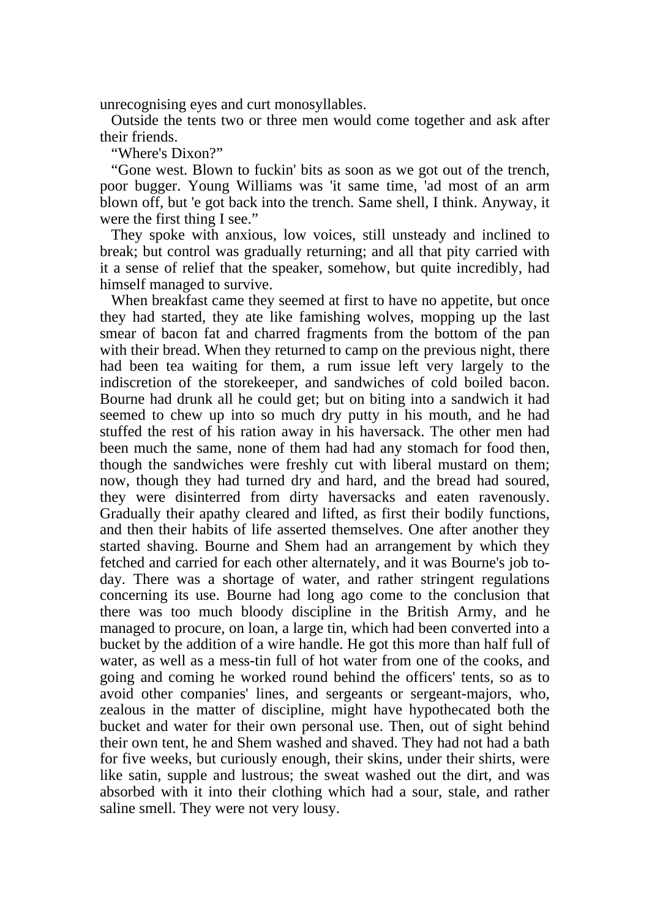unrecognising eyes and curt monosyllables.

Outside the tents two or three men would come together and ask after their friends.

“Where's Dixon?”

“Gone west. Blown to fuckin' bits as soon as we got out of the trench, poor bugger. Young Williams was 'it same time, 'ad most of an arm blown off, but 'e got back into the trench. Same shell, I think. Anyway, it were the first thing I see.”

They spoke with anxious, low voices, still unsteady and inclined to break; but control was gradually returning; and all that pity carried with it a sense of relief that the speaker, somehow, but quite incredibly, had himself managed to survive.

When breakfast came they seemed at first to have no appetite, but once they had started, they ate like famishing wolves, mopping up the last smear of bacon fat and charred fragments from the bottom of the pan with their bread. When they returned to camp on the previous night, there had been tea waiting for them, a rum issue left very largely to the indiscretion of the storekeeper, and sandwiches of cold boiled bacon. Bourne had drunk all he could get; but on biting into a sandwich it had seemed to chew up into so much dry putty in his mouth, and he had stuffed the rest of his ration away in his haversack. The other men had been much the same, none of them had had any stomach for food then, though the sandwiches were freshly cut with liberal mustard on them; now, though they had turned dry and hard, and the bread had soured, they were disinterred from dirty haversacks and eaten ravenously. Gradually their apathy cleared and lifted, as first their bodily functions, and then their habits of life asserted themselves. One after another they started shaving. Bourne and Shem had an arrangement by which they fetched and carried for each other alternately, and it was Bourne's job to-day. There was a shortage of water, and rather stringent regulations concerning its use. Bourne had long ago come to the conclusion that there was too much bloody discipline in the British Army, and he managed to procure, on loan, a large tin, which had been converted into a bucket by the addition of a wire handle. He got this more than half full of water, as well as a mess-tin full of hot water from one of the cooks, and going and coming he worked round behind the officers' tents, so as to avoid other companies' lines, and sergeants or sergeant-majors, who, zealous in the matter of discipline, might have hypothecated both the bucket and water for their own personal use. Then, out of sight behind their own tent, he and Shem washed and shaved. They had not had a bath for five weeks, but curiously enough, their skins, under their shirts, were like satin, supple and lustrous; the sweat washed out the dirt, and was absorbed with it into their clothing which had a sour, stale, and rather saline smell. They were not very lousy.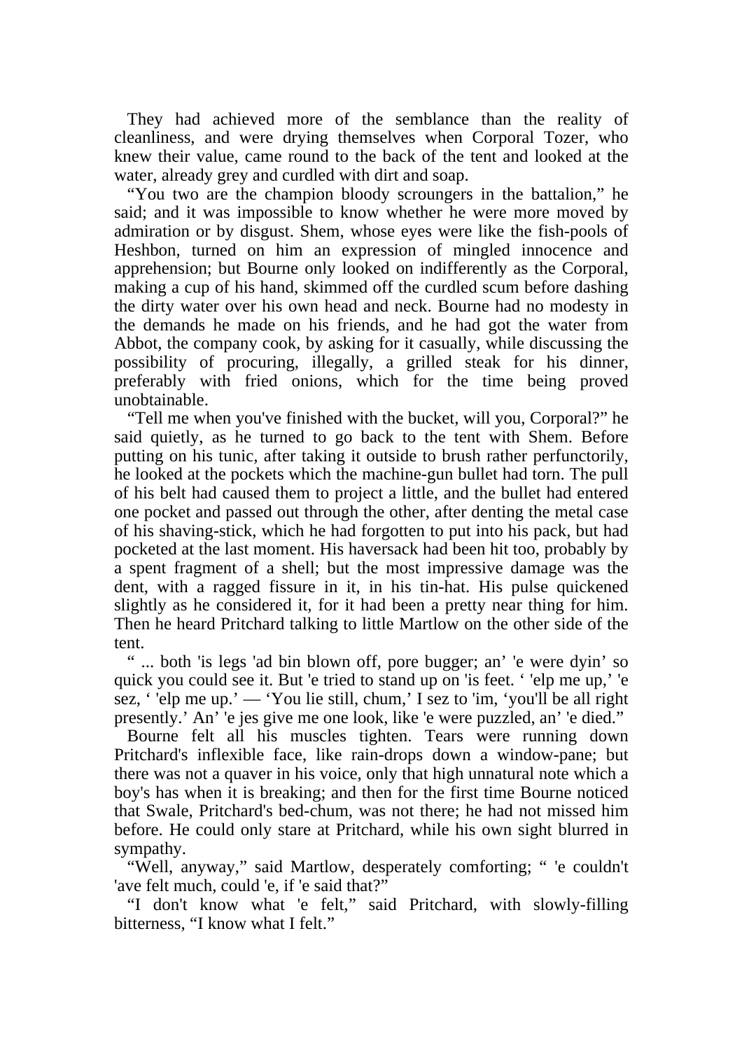They had achieved more of the semblance than the reality of cleanliness, and were drying themselves when Corporal Tozer, who knew their value, came round to the back of the tent and looked at the water, already grey and curdled with dirt and soap.

"You two are the champion bloody scroungers in the battalion," he said; and it was impossible to know whether he were more moved by admiration or by disgust. Shem, whose eyes were like the fish-pools of Heshbon, turned on him an expression of mingled innocence and apprehension; but Bourne only looked on indifferently as the Corporal, making a cup of his hand, skimmed off the curdled scum before dashing the dirty water over his own head and neck. Bourne had no modesty in the demands he made on his friends, and he had got the water from Abbot, the company cook, by asking for it casually, while discussing the possibility of procuring, illegally, a grilled steak for his dinner, preferably with fried onions, which for the time being proved unobtainable.

"Tell me when you've finished with the bucket, will you, Corporal?" he said quietly, as he turned to go back to the tent with Shem. Before putting on his tunic, after taking it outside to brush rather perfunctorily, he looked at the pockets which the machine-gun bullet had torn. The pull of his belt had caused them to project a little, and the bullet had entered one pocket and passed out through the other, after denting the metal case of his shaving-stick, which he had forgotten to put into his pack, but had pocketed at the last moment. His haversack had been hit too, probably by a spent fragment of a shell; but the most impressive damage was the dent, with a ragged fissure in it, in his tin-hat. His pulse quickened slightly as he considered it, for it had been a pretty near thing for him. Then he heard Pritchard talking to little Martlow on the other side of the tent.

" ... both 'is legs 'ad bin blown off, pore bugger; an' 'e were dyin' so quick you could see it. But 'e tried to stand up on 'is feet. ' 'elp me up,' 'e sez, ' 'elp me up.' — 'You lie still, chum,' I sez to 'im, 'you'll be all right presently.' An' 'e jes give me one look, like 'e were puzzled, an' 'e died."

Bourne felt all his muscles tighten. Tears were running down Pritchard's inflexible face, like rain-drops down a window-pane; but there was not a quaver in his voice, only that high unnatural note which a boy's has when it is breaking; and then for the first time Bourne noticed that Swale, Pritchard's bed-chum, was not there; he had not missed him before. He could only stare at Pritchard, while his own sight blurred in sympathy.

"Well, anyway," said Martlow, desperately comforting; " 'e couldn't 'ave felt much, could 'e, if 'e said that?"

"I don't know what 'e felt," said Pritchard, with slowly-filling bitterness, "I know what I felt."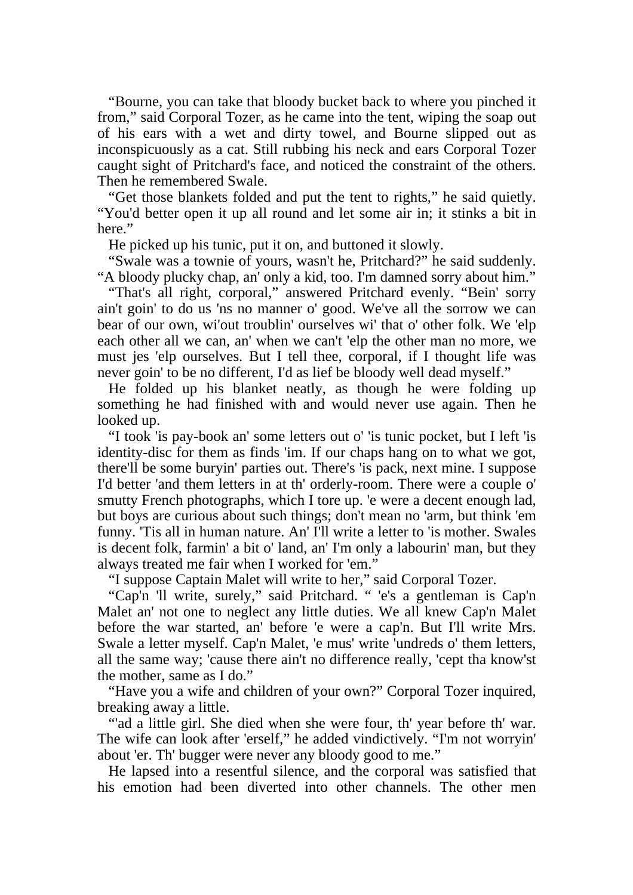“Bourne, you can take that bloody bucket back to where you pinched it from,” said Corporal Tozer, as he came into the tent, wiping the soap out of his ears with a wet and dirty towel, and Bourne slipped out as inconspicuously as a cat. Still rubbing his neck and ears Corporal Tozer caught sight of Pritchard's face, and noticed the constraint of the others. Then he remembered Swale.

“Get those blankets folded and put the tent to rights,” he said quietly. “You'd better open it up all round and let some air in; it stinks a bit in here.”

He picked up his tunic, put it on, and buttoned it slowly.

“Swale was a townie of yours, wasn't he, Pritchard?” he said suddenly. “A bloody plucky chap, an' only a kid, too. I'm damned sorry about him.”

“That's all right, corporal,” answered Pritchard evenly. “Bein' sorry ain't goin' to do us 'ns no manner o' good. We've all the sorrow we can bear of our own, wi'out troublin' ourselves wi' that o' other folk. We 'elp each other all we can, an' when we can't 'elp the other man no more, we must jes 'elp ourselves. But I tell thee, corporal, if I thought life was never goin' to be no different, I'd as lief be bloody well dead myself.”

He folded up his blanket neatly, as though he were folding up something he had finished with and would never use again. Then he looked up.

“I took 'is pay-book an' some letters out o' 'is tunic pocket, but I left 'is identity-disc for them as finds 'im. If our chaps hang on to what we got, there'll be some buryin' parties out. There's 'is pack, next mine. I suppose I'd better 'and them letters in at th' orderly-room. There were a couple o' smutty French photographs, which I tore up. 'e were a decent enough lad, but boys are curious about such things; don't mean no 'arm, but think 'em funny. 'Tis all in human nature. An' I'll write a letter to 'is mother. Swales is decent folk, farmin' a bit o' land, an' I'm only a labourin' man, but they always treated me fair when I worked for 'em.”

“I suppose Captain Malet will write to her,” said Corporal Tozer.

“Cap'n 'll write, surely,” said Pritchard. “ 'e's a gentleman is Cap'n Malet an' not one to neglect any little duties. We all knew Cap'n Malet before the war started, an' before 'e were a cap'n. But I'll write Mrs. Swale a letter myself. Cap'n Malet, 'e mus' write 'undreds o' them letters, all the same way; 'cause there ain't no difference really, 'cept tha know'st the mother, same as I do.”

“Have you a wife and children of your own?” Corporal Tozer inquired, breaking away a little.

“'ad a little girl. She died when she were four, th' year before th' war. The wife can look after 'erself,” he added vindictively. “I'm not worryin' about 'er. Th' bugger were never any bloody good to me.”

He lapsed into a resentful silence, and the corporal was satisfied that his emotion had been diverted into other channels. The other men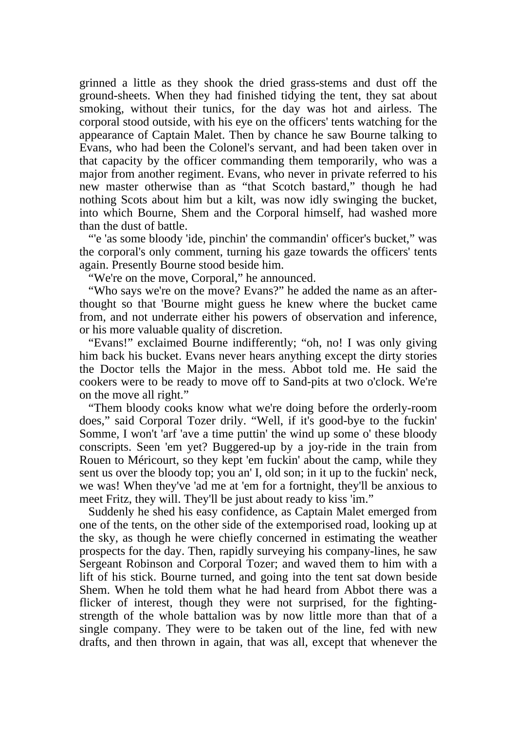grinned a little as they shook the dried grass-stems and dust off the ground-sheets. When they had finished tidying the tent, they sat about smoking, without their tunics, for the day was hot and airless. The corporal stood outside, with his eye on the officers' tents watching for the appearance of Captain Malet. Then by chance he saw Bourne talking to Evans, who had been the Colonel's servant, and had been taken over in that capacity by the officer commanding them temporarily, who was a major from another regiment. Evans, who never in private referred to his new master otherwise than as "that Scotch bastard," though he had nothing Scots about him but a kilt, was now idly swinging the bucket, into which Bourne, Shem and the Corporal himself, had washed more than the dust of battle.

"'e 'as some bloody 'ide, pinchin' the commandin' officer's bucket," was the corporal's only comment, turning his gaze towards the officers' tents again. Presently Bourne stood beside him.

"We're on the move, Corporal," he announced.

"Who says we're on the move? Evans?" he added the name as an after-thought so that 'Bourne might guess he knew where the bucket came from, and not underrate either his powers of observation and inference, or his more valuable quality of discretion.

"Evans!" exclaimed Bourne indifferently; "oh, no! I was only giving him back his bucket. Evans never hears anything except the dirty stories the Doctor tells the Major in the mess. Abbot told me. He said the cookers were to be ready to move off to Sand-pits at two o'clock. We're on the move all right."

"Them bloody cooks know what we're doing before the orderly-room does," said Corporal Tozer drily. "Well, if it's good-bye to the fuckin' Somme, I won't 'arf 'ave a time puttin' the wind up some o' these bloody conscripts. Seen 'em yet? Buggered-up by a joy-ride in the train from Rouen to Méricourt, so they kept 'em fuckin' about the camp, while they sent us over the bloody top; you an' I, old son; in it up to the fuckin' neck, we was! When they've 'ad me at 'em for a fortnight, they'll be anxious to meet Fritz, they will. They'll be just about ready to kiss 'im."

Suddenly he shed his easy confidence, as Captain Malet emerged from one of the tents, on the other side of the extemporised road, looking up at the sky, as though he were chiefly concerned in estimating the weather prospects for the day. Then, rapidly surveying his company-lines, he saw Sergeant Robinson and Corporal Tozer; and waved them to him with a lift of his stick. Bourne turned, and going into the tent sat down beside Shem. When he told them what he had heard from Abbot there was a flicker of interest, though they were not surprised, for the fighting-strength of the whole battalion was by now little more than that of a single company. They were to be taken out of the line, fed with new drafts, and then thrown in again, that was all, except that whenever the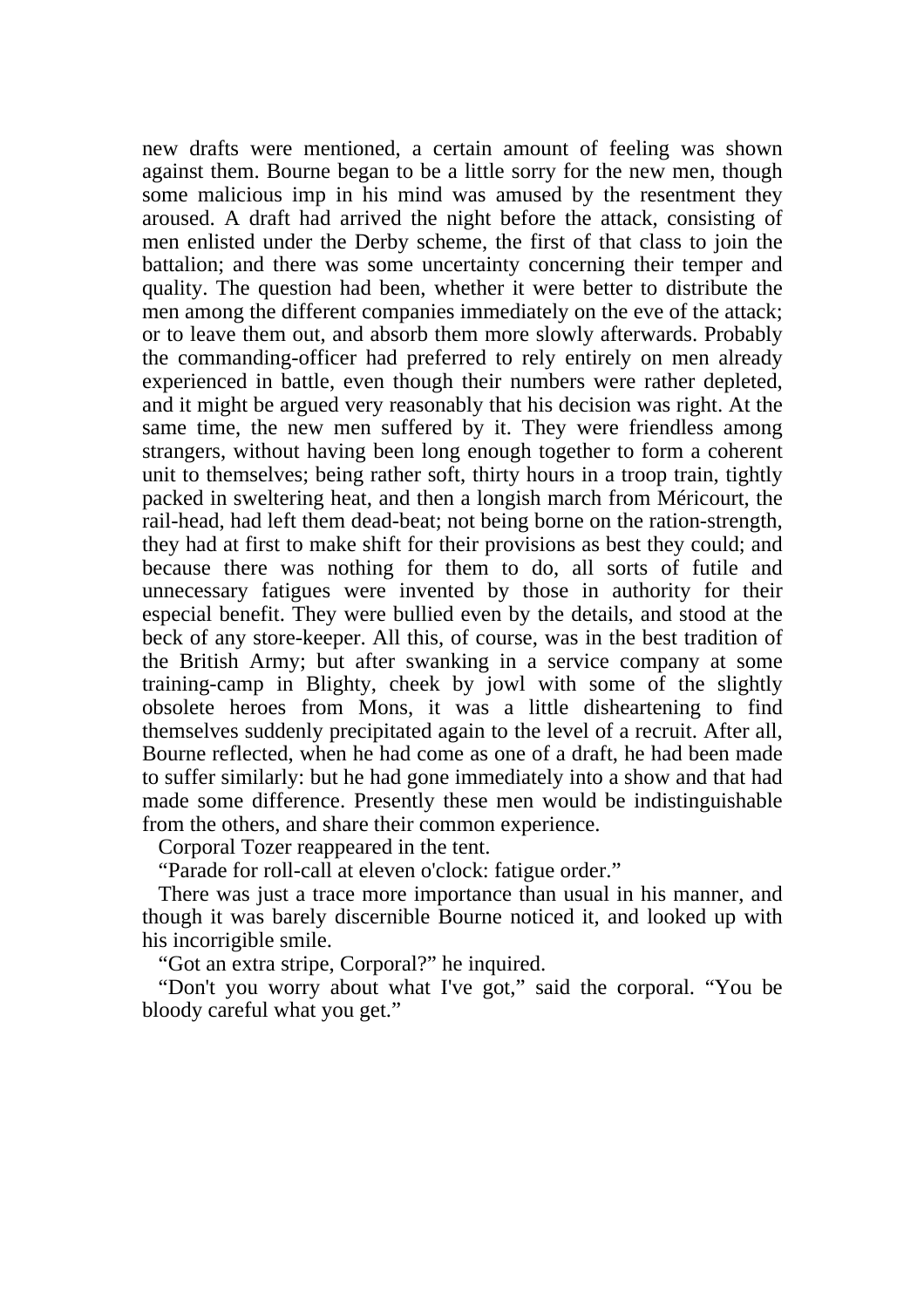new drafts were mentioned, a certain amount of feeling was shown against them. Bourne began to be a little sorry for the new men, though some malicious imp in his mind was amused by the resentment they aroused. A draft had arrived the night before the attack, consisting of men enlisted under the Derby scheme, the first of that class to join the battalion; and there was some uncertainty concerning their temper and quality. The question had been, whether it were better to distribute the men among the different companies immediately on the eve of the attack; or to leave them out, and absorb them more slowly afterwards. Probably the commanding-officer had preferred to rely entirely on men already experienced in battle, even though their numbers were rather depleted, and it might be argued very reasonably that his decision was right. At the same time, the new men suffered by it. They were friendless among strangers, without having been long enough together to form a coherent unit to themselves; being rather soft, thirty hours in a troop train, tightly packed in sweltering heat, and then a longish march from Méricourt, the rail-head, had left them dead-beat; not being borne on the ration-strength, they had at first to make shift for their provisions as best they could; and because there was nothing for them to do, all sorts of futile and unnecessary fatigues were invented by those in authority for their especial benefit. They were bullied even by the details, and stood at the beck of any store-keeper. All this, of course, was in the best tradition of the British Army; but after swanking in a service company at some training-camp in Blighty, cheek by jowl with some of the slightly obsolete heroes from Mons, it was a little disheartening to find themselves suddenly precipitated again to the level of a recruit. After all, Bourne reflected, when he had come as one of a draft, he had been made to suffer similarly: but he had gone immediately into a show and that had made some difference. Presently these men would be indistinguishable from the others, and share their common experience.

Corporal Tozer reappeared in the tent.

"Parade for roll-call at eleven o'clock: fatigue order."

There was just a trace more importance than usual in his manner, and though it was barely discernible Bourne noticed it, and looked up with his incorrigible smile.

"Got an extra stripe, Corporal?" he inquired.

"Don't you worry about what I've got," said the corporal. "You be bloody careful what you get."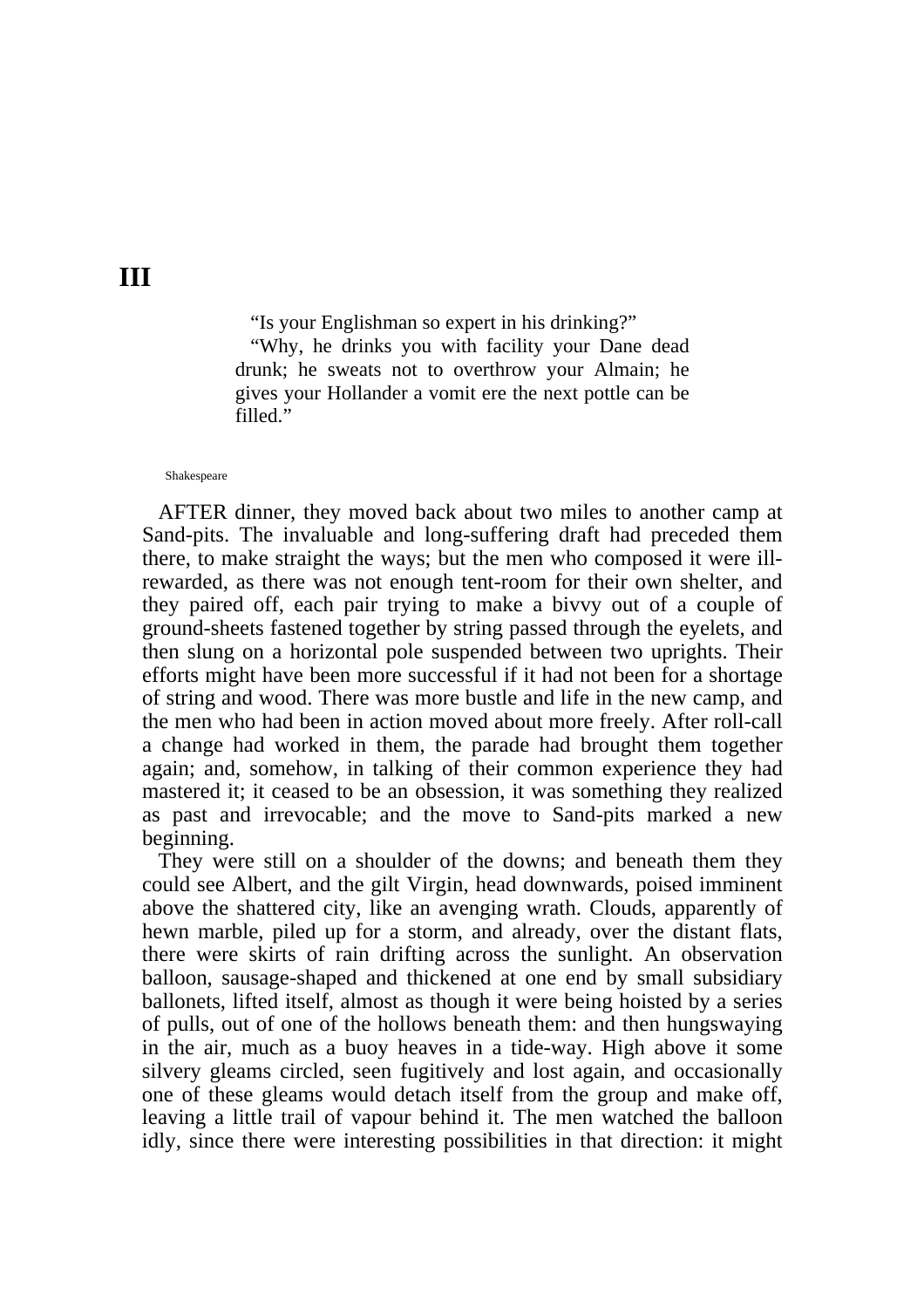# III

> "Is your Englishman so expert in his drinking?"
>
> "Why, he drinks you with facility your Dane dead drunk; he sweats not to overthrow your Almain; he gives your Hollander a vomit ere the next pottle can be filled."

Shakespeare

AFTER dinner, they moved back about two miles to another camp at Sand-pits. The invaluable and long-suffering draft had preceded them there, to make straight the ways; but the men who composed it were ill-rewarded, as there was not enough tent-room for their own shelter, and they paired off, each pair trying to make a bivvy out of a couple of ground-sheets fastened together by string passed through the eyelets, and then slung on a horizontal pole suspended between two uprights. Their efforts might have been more successful if it had not been for a shortage of string and wood. There was more bustle and life in the new camp, and the men who had been in action moved about more freely. After roll-call a change had worked in them, the parade had brought them together again; and, somehow, in talking of their common experience they had mastered it; it ceased to be an obsession, it was something they realized as past and irrevocable; and the move to Sand-pits marked a new beginning.

They were still on a shoulder of the downs; and beneath them they could see Albert, and the gilt Virgin, head downwards, poised imminent above the shattered city, like an avenging wrath. Clouds, apparently of hewn marble, piled up for a storm, and already, over the distant flats, there were skirts of rain drifting across the sunlight. An observation balloon, sausage-shaped and thickened at one end by small subsidiary ballonets, lifted itself, almost as though it were being hoisted by a series of pulls, out of one of the hollows beneath them: and then hungswaying in the air, much as a buoy heaves in a tide-way. High above it some silvery gleams circled, seen fugitively and lost again, and occasionally one of these gleams would detach itself from the group and make off, leaving a little trail of vapour behind it. The men watched the balloon idly, since there were interesting possibilities in that direction: it might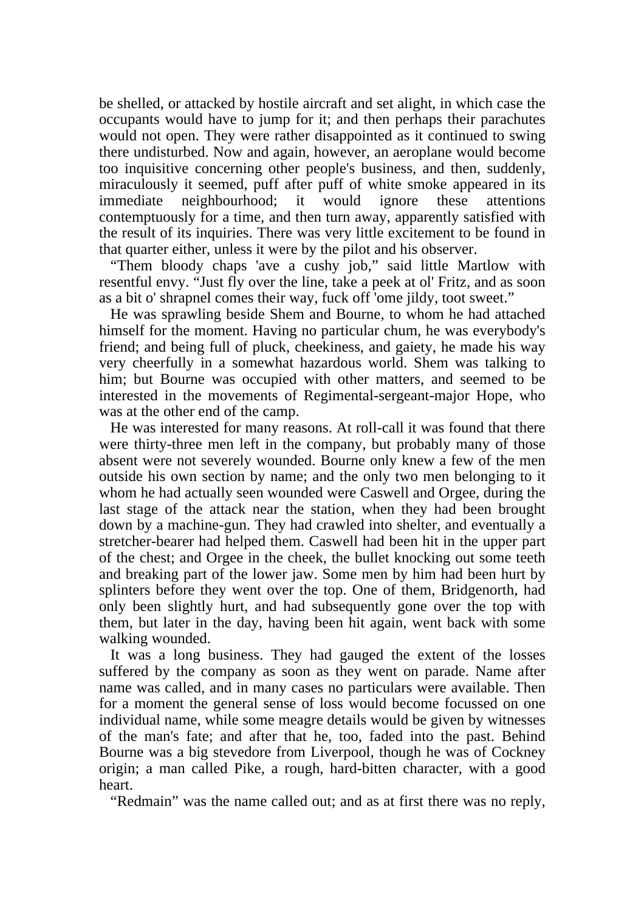be shelled, or attacked by hostile aircraft and set alight, in which case the occupants would have to jump for it; and then perhaps their parachutes would not open. They were rather disappointed as it continued to swing there undisturbed. Now and again, however, an aeroplane would become too inquisitive concerning other people's business, and then, suddenly, miraculously it seemed, puff after puff of white smoke appeared in its immediate neighbourhood; it would ignore these attentions contemptuously for a time, and then turn away, apparently satisfied with the result of its inquiries. There was very little excitement to be found in that quarter either, unless it were by the pilot and his observer.

"Them bloody chaps 'ave a cushy job," said little Martlow with resentful envy. "Just fly over the line, take a peek at ol' Fritz, and as soon as a bit o' shrapnel comes their way, fuck off 'ome jildy, toot sweet."

He was sprawling beside Shem and Bourne, to whom he had attached himself for the moment. Having no particular chum, he was everybody's friend; and being full of pluck, cheekiness, and gaiety, he made his way very cheerfully in a somewhat hazardous world. Shem was talking to him; but Bourne was occupied with other matters, and seemed to be interested in the movements of Regimental-sergeant-major Hope, who was at the other end of the camp.

He was interested for many reasons. At roll-call it was found that there were thirty-three men left in the company, but probably many of those absent were not severely wounded. Bourne only knew a few of the men outside his own section by name; and the only two men belonging to it whom he had actually seen wounded were Caswell and Orgee, during the last stage of the attack near the station, when they had been brought down by a machine-gun. They had crawled into shelter, and eventually a stretcher-bearer had helped them. Caswell had been hit in the upper part of the chest; and Orgee in the cheek, the bullet knocking out some teeth and breaking part of the lower jaw. Some men by him had been hurt by splinters before they went over the top. One of them, Bridgenorth, had only been slightly hurt, and had subsequently gone over the top with them, but later in the day, having been hit again, went back with some walking wounded.

It was a long business. They had gauged the extent of the losses suffered by the company as soon as they went on parade. Name after name was called, and in many cases no particulars were available. Then for a moment the general sense of loss would become focussed on one individual name, while some meagre details would be given by witnesses of the man's fate; and after that he, too, faded into the past. Behind Bourne was a big stevedore from Liverpool, though he was of Cockney origin; a man called Pike, a rough, hard-bitten character, with a good heart.

"Redmain" was the name called out; and as at first there was no reply,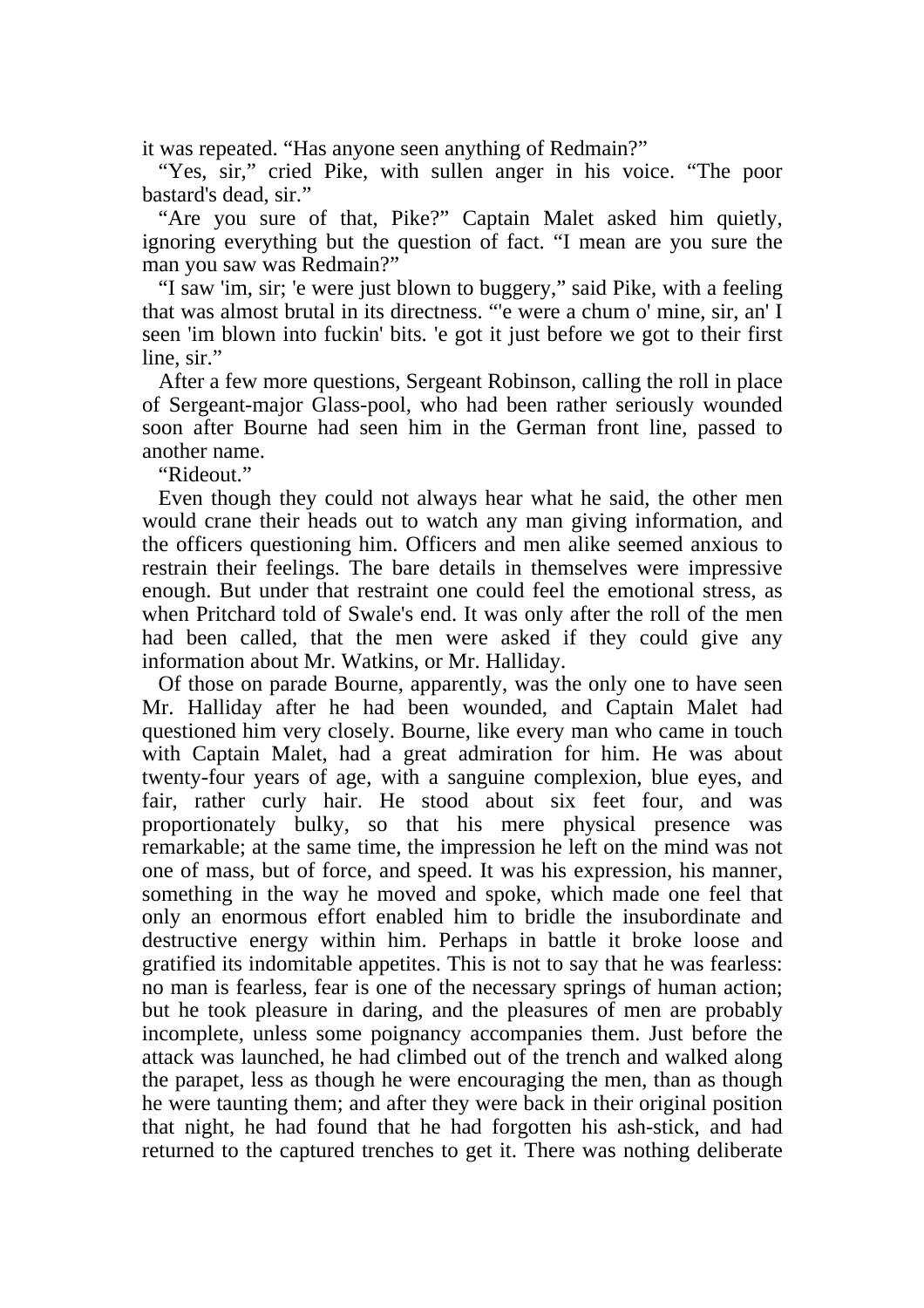it was repeated. "Has anyone seen anything of Redmain?"

"Yes, sir," cried Pike, with sullen anger in his voice. "The poor bastard's dead, sir."

"Are you sure of that, Pike?" Captain Malet asked him quietly, ignoring everything but the question of fact. "I mean are you sure the man you saw was Redmain?"

"I saw 'im, sir; 'e were just blown to buggery," said Pike, with a feeling that was almost brutal in its directness. "'e were a chum o' mine, sir, an' I seen 'im blown into fuckin' bits. 'e got it just before we got to their first line, sir."

After a few more questions, Sergeant Robinson, calling the roll in place of Sergeant-major Glass-pool, who had been rather seriously wounded soon after Bourne had seen him in the German front line, passed to another name.

"Rideout."

Even though they could not always hear what he said, the other men would crane their heads out to watch any man giving information, and the officers questioning him. Officers and men alike seemed anxious to restrain their feelings. The bare details in themselves were impressive enough. But under that restraint one could feel the emotional stress, as when Pritchard told of Swale's end. It was only after the roll of the men had been called, that the men were asked if they could give any information about Mr. Watkins, or Mr. Halliday.

Of those on parade Bourne, apparently, was the only one to have seen Mr. Halliday after he had been wounded, and Captain Malet had questioned him very closely. Bourne, like every man who came in touch with Captain Malet, had a great admiration for him. He was about twenty-four years of age, with a sanguine complexion, blue eyes, and fair, rather curly hair. He stood about six feet four, and was proportionately bulky, so that his mere physical presence was remarkable; at the same time, the impression he left on the mind was not one of mass, but of force, and speed. It was his expression, his manner, something in the way he moved and spoke, which made one feel that only an enormous effort enabled him to bridle the insubordinate and destructive energy within him. Perhaps in battle it broke loose and gratified its indomitable appetites. This is not to say that he was fearless: no man is fearless, fear is one of the necessary springs of human action; but he took pleasure in daring, and the pleasures of men are probably incomplete, unless some poignancy accompanies them. Just before the attack was launched, he had climbed out of the trench and walked along the parapet, less as though he were encouraging the men, than as though he were taunting them; and after they were back in their original position that night, he had found that he had forgotten his ash-stick, and had returned to the captured trenches to get it. There was nothing deliberate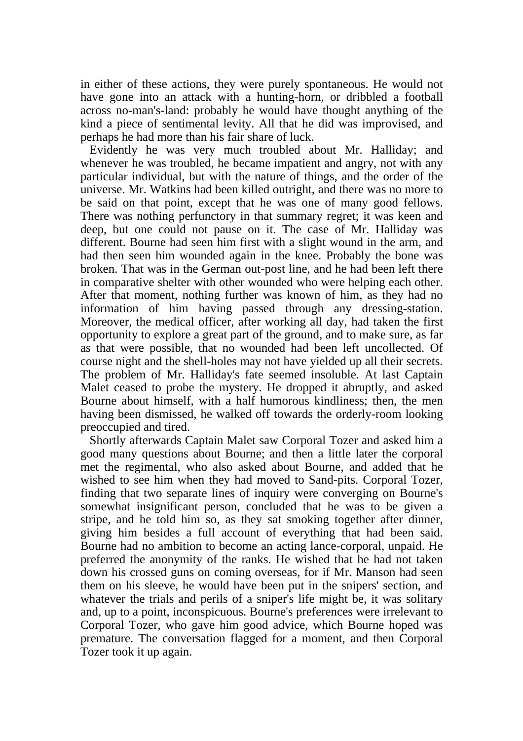in either of these actions, they were purely spontaneous. He would not have gone into an attack with a hunting-horn, or dribbled a football across no-man's-land: probably he would have thought anything of the kind a piece of sentimental levity. All that he did was improvised, and perhaps he had more than his fair share of luck.

Evidently he was very much troubled about Mr. Halliday; and whenever he was troubled, he became impatient and angry, not with any particular individual, but with the nature of things, and the order of the universe. Mr. Watkins had been killed outright, and there was no more to be said on that point, except that he was one of many good fellows. There was nothing perfunctory in that summary regret; it was keen and deep, but one could not pause on it. The case of Mr. Halliday was different. Bourne had seen him first with a slight wound in the arm, and had then seen him wounded again in the knee. Probably the bone was broken. That was in the German out-post line, and he had been left there in comparative shelter with other wounded who were helping each other. After that moment, nothing further was known of him, as they had no information of him having passed through any dressing-station. Moreover, the medical officer, after working all day, had taken the first opportunity to explore a great part of the ground, and to make sure, as far as that were possible, that no wounded had been left uncollected. Of course night and the shell-holes may not have yielded up all their secrets. The problem of Mr. Halliday's fate seemed insoluble. At last Captain Malet ceased to probe the mystery. He dropped it abruptly, and asked Bourne about himself, with a half humorous kindliness; then, the men having been dismissed, he walked off towards the orderly-room looking preoccupied and tired.

Shortly afterwards Captain Malet saw Corporal Tozer and asked him a good many questions about Bourne; and then a little later the corporal met the regimental, who also asked about Bourne, and added that he wished to see him when they had moved to Sand-pits. Corporal Tozer, finding that two separate lines of inquiry were converging on Bourne's somewhat insignificant person, concluded that he was to be given a stripe, and he told him so, as they sat smoking together after dinner, giving him besides a full account of everything that had been said. Bourne had no ambition to become an acting lance-corporal, unpaid. He preferred the anonymity of the ranks. He wished that he had not taken down his crossed guns on coming overseas, for if Mr. Manson had seen them on his sleeve, he would have been put in the snipers' section, and whatever the trials and perils of a sniper's life might be, it was solitary and, up to a point, inconspicuous. Bourne's preferences were irrelevant to Corporal Tozer, who gave him good advice, which Bourne hoped was premature. The conversation flagged for a moment, and then Corporal Tozer took it up again.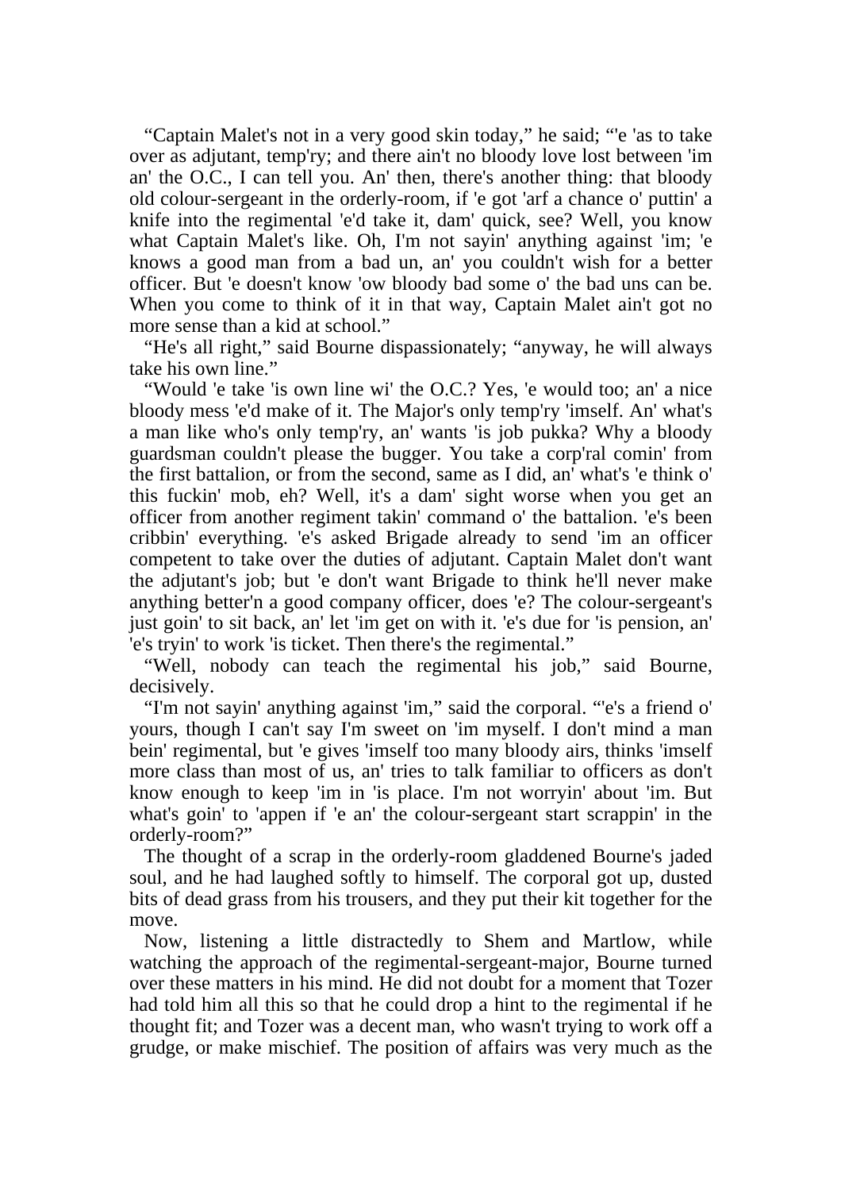"Captain Malet's not in a very good skin today," he said; "'e 'as to take over as adjutant, temp'ry; and there ain't no bloody love lost between 'im an' the O.C., I can tell you. An' then, there's another thing: that bloody old colour-sergeant in the orderly-room, if 'e got 'arf a chance o' puttin' a knife into the regimental 'e'd take it, dam' quick, see? Well, you know what Captain Malet's like. Oh, I'm not sayin' anything against 'im; 'e knows a good man from a bad un, an' you couldn't wish for a better officer. But 'e doesn't know 'ow bloody bad some o' the bad uns can be. When you come to think of it in that way, Captain Malet ain't got no more sense than a kid at school."

"He's all right," said Bourne dispassionately; "anyway, he will always take his own line."

"Would 'e take 'is own line wi' the O.C.? Yes, 'e would too; an' a nice bloody mess 'e'd make of it. The Major's only temp'ry 'imself. An' what's a man like who's only temp'ry, an' wants 'is job pukka? Why a bloody guardsman couldn't please the bugger. You take a corp'ral comin' from the first battalion, or from the second, same as I did, an' what's 'e think o' this fuckin' mob, eh? Well, it's a dam' sight worse when you get an officer from another regiment takin' command o' the battalion. 'e's been cribbin' everything. 'e's asked Brigade already to send 'im an officer competent to take over the duties of adjutant. Captain Malet don't want the adjutant's job; but 'e don't want Brigade to think he'll never make anything better'n a good company officer, does 'e? The colour-sergeant's just goin' to sit back, an' let 'im get on with it. 'e's due for 'is pension, an' 'e's tryin' to work 'is ticket. Then there's the regimental."

"Well, nobody can teach the regimental his job," said Bourne, decisively.

"I'm not sayin' anything against 'im," said the corporal. "'e's a friend o' yours, though I can't say I'm sweet on 'im myself. I don't mind a man bein' regimental, but 'e gives 'imself too many bloody airs, thinks 'imself more class than most of us, an' tries to talk familiar to officers as don't know enough to keep 'im in 'is place. I'm not worryin' about 'im. But what's goin' to 'appen if 'e an' the colour-sergeant start scrappin' in the orderly-room?"

The thought of a scrap in the orderly-room gladdened Bourne's jaded soul, and he had laughed softly to himself. The corporal got up, dusted bits of dead grass from his trousers, and they put their kit together for the move.

Now, listening a little distractedly to Shem and Martlow, while watching the approach of the regimental-sergeant-major, Bourne turned over these matters in his mind. He did not doubt for a moment that Tozer had told him all this so that he could drop a hint to the regimental if he thought fit; and Tozer was a decent man, who wasn't trying to work off a grudge, or make mischief. The position of affairs was very much as the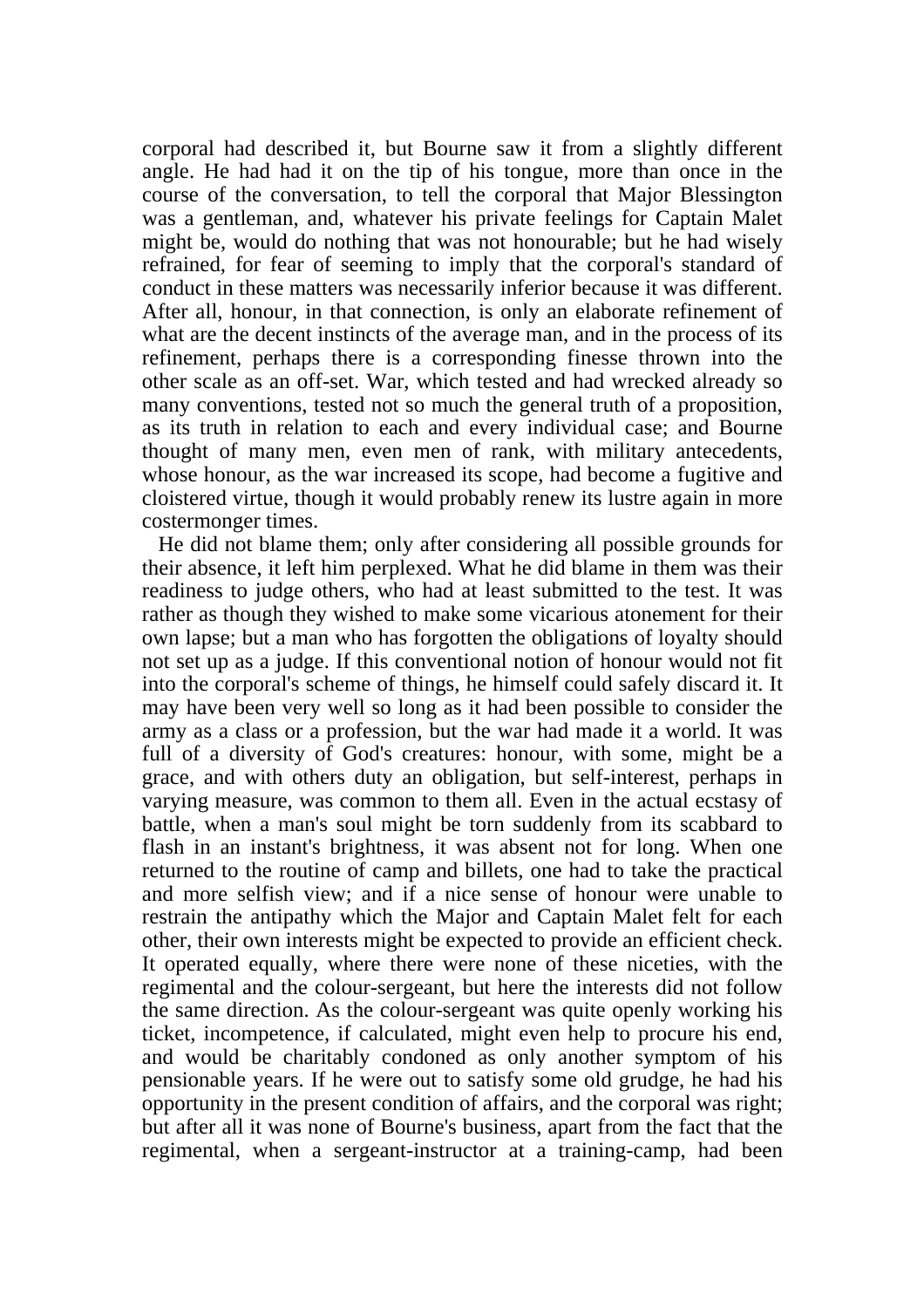corporal had described it, but Bourne saw it from a slightly different angle. He had had it on the tip of his tongue, more than once in the course of the conversation, to tell the corporal that Major Blessington was a gentleman, and, whatever his private feelings for Captain Malet might be, would do nothing that was not honourable; but he had wisely refrained, for fear of seeming to imply that the corporal's standard of conduct in these matters was necessarily inferior because it was different. After all, honour, in that connection, is only an elaborate refinement of what are the decent instincts of the average man, and in the process of its refinement, perhaps there is a corresponding finesse thrown into the other scale as an off-set. War, which tested and had wrecked already so many conventions, tested not so much the general truth of a proposition, as its truth in relation to each and every individual case; and Bourne thought of many men, even men of rank, with military antecedents, whose honour, as the war increased its scope, had become a fugitive and cloistered virtue, though it would probably renew its lustre again in more costermonger times.

He did not blame them; only after considering all possible grounds for their absence, it left him perplexed. What he did blame in them was their readiness to judge others, who had at least submitted to the test. It was rather as though they wished to make some vicarious atonement for their own lapse; but a man who has forgotten the obligations of loyalty should not set up as a judge. If this conventional notion of honour would not fit into the corporal's scheme of things, he himself could safely discard it. It may have been very well so long as it had been possible to consider the army as a class or a profession, but the war had made it a world. It was full of a diversity of God's creatures: honour, with some, might be a grace, and with others duty an obligation, but self-interest, perhaps in varying measure, was common to them all. Even in the actual ecstasy of battle, when a man's soul might be torn suddenly from its scabbard to flash in an instant's brightness, it was absent not for long. When one returned to the routine of camp and billets, one had to take the practical and more selfish view; and if a nice sense of honour were unable to restrain the antipathy which the Major and Captain Malet felt for each other, their own interests might be expected to provide an efficient check. It operated equally, where there were none of these niceties, with the regimental and the colour-sergeant, but here the interests did not follow the same direction. As the colour-sergeant was quite openly working his ticket, incompetence, if calculated, might even help to procure his end, and would be charitably condoned as only another symptom of his pensionable years. If he were out to satisfy some old grudge, he had his opportunity in the present condition of affairs, and the corporal was right; but after all it was none of Bourne's business, apart from the fact that the regimental, when a sergeant-instructor at a training-camp, had been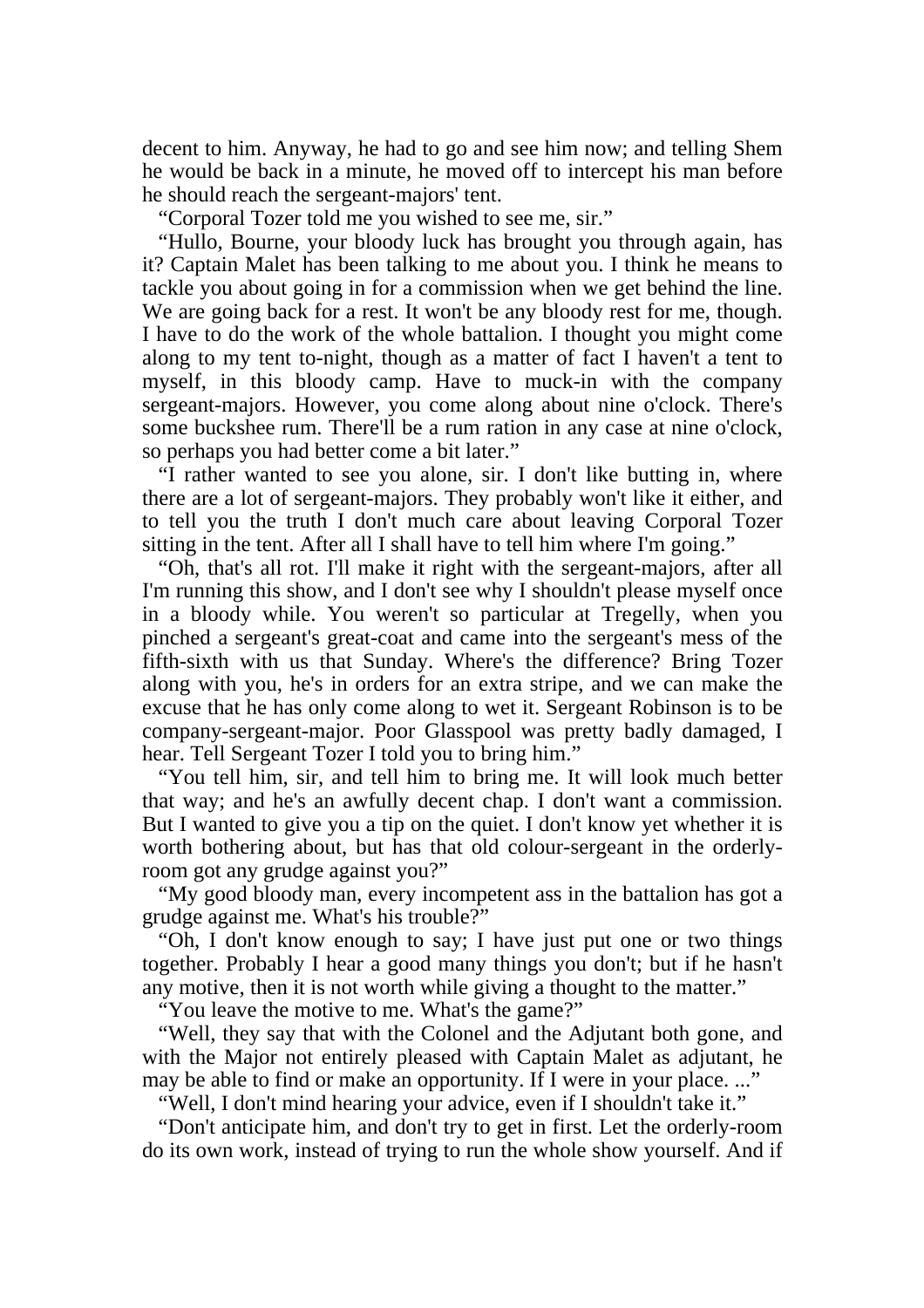decent to him. Anyway, he had to go and see him now; and telling Shem he would be back in a minute, he moved off to intercept his man before he should reach the sergeant-majors' tent.

"Corporal Tozer told me you wished to see me, sir."

"Hullo, Bourne, your bloody luck has brought you through again, has it? Captain Malet has been talking to me about you. I think he means to tackle you about going in for a commission when we get behind the line. We are going back for a rest. It won't be any bloody rest for me, though. I have to do the work of the whole battalion. I thought you might come along to my tent to-night, though as a matter of fact I haven't a tent to myself, in this bloody camp. Have to muck-in with the company sergeant-majors. However, you come along about nine o'clock. There's some buckshee rum. There'll be a rum ration in any case at nine o'clock, so perhaps you had better come a bit later."

"I rather wanted to see you alone, sir. I don't like butting in, where there are a lot of sergeant-majors. They probably won't like it either, and to tell you the truth I don't much care about leaving Corporal Tozer sitting in the tent. After all I shall have to tell him where I'm going."

"Oh, that's all rot. I'll make it right with the sergeant-majors, after all I'm running this show, and I don't see why I shouldn't please myself once in a bloody while. You weren't so particular at Tregelly, when you pinched a sergeant's great-coat and came into the sergeant's mess of the fifth-sixth with us that Sunday. Where's the difference? Bring Tozer along with you, he's in orders for an extra stripe, and we can make the excuse that he has only come along to wet it. Sergeant Robinson is to be company-sergeant-major. Poor Glasspool was pretty badly damaged, I hear. Tell Sergeant Tozer I told you to bring him."

"You tell him, sir, and tell him to bring me. It will look much better that way; and he's an awfully decent chap. I don't want a commission. But I wanted to give you a tip on the quiet. I don't know yet whether it is worth bothering about, but has that old colour-sergeant in the orderly-room got any grudge against you?"

"My good bloody man, every incompetent ass in the battalion has got a grudge against me. What's his trouble?"

"Oh, I don't know enough to say; I have just put one or two things together. Probably I hear a good many things you don't; but if he hasn't any motive, then it is not worth while giving a thought to the matter."

"You leave the motive to me. What's the game?"

"Well, they say that with the Colonel and the Adjutant both gone, and with the Major not entirely pleased with Captain Malet as adjutant, he may be able to find or make an opportunity. If I were in your place. ..."

"Well, I don't mind hearing your advice, even if I shouldn't take it."

"Don't anticipate him, and don't try to get in first. Let the orderly-room do its own work, instead of trying to run the whole show yourself. And if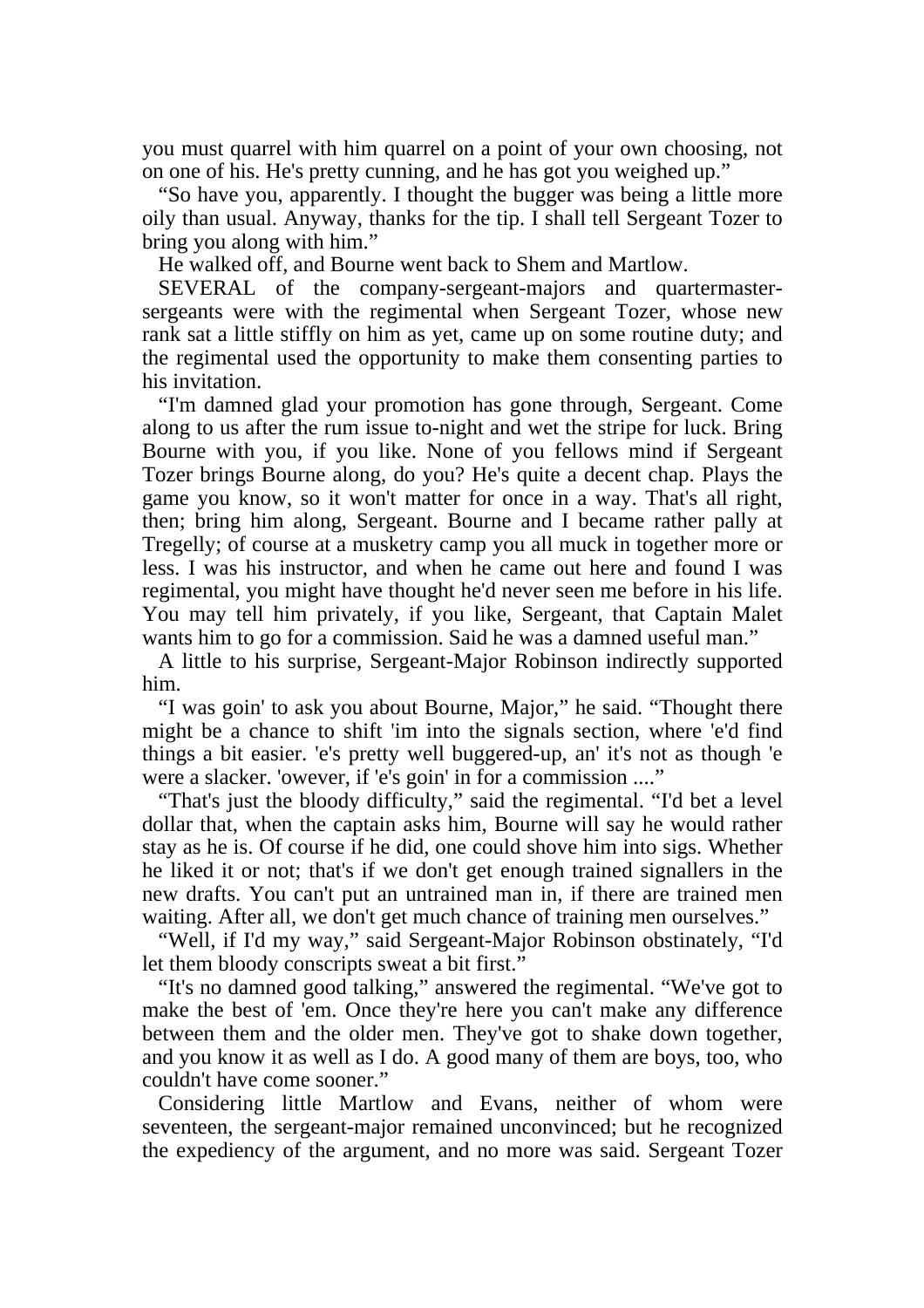you must quarrel with him quarrel on a point of your own choosing, not on one of his. He's pretty cunning, and he has got you weighed up."

"So have you, apparently. I thought the bugger was being a little more oily than usual. Anyway, thanks for the tip. I shall tell Sergeant Tozer to bring you along with him."

He walked off, and Bourne went back to Shem and Martlow.

SEVERAL of the company-sergeant-majors and quartermaster-sergeants were with the regimental when Sergeant Tozer, whose new rank sat a little stiffly on him as yet, came up on some routine duty; and the regimental used the opportunity to make them consenting parties to his invitation.

"I'm damned glad your promotion has gone through, Sergeant. Come along to us after the rum issue to-night and wet the stripe for luck. Bring Bourne with you, if you like. None of you fellows mind if Sergeant Tozer brings Bourne along, do you? He's quite a decent chap. Plays the game you know, so it won't matter for once in a way. That's all right, then; bring him along, Sergeant. Bourne and I became rather pally at Tregelly; of course at a musketry camp you all muck in together more or less. I was his instructor, and when he came out here and found I was regimental, you might have thought he'd never seen me before in his life. You may tell him privately, if you like, Sergeant, that Captain Malet wants him to go for a commission. Said he was a damned useful man."

A little to his surprise, Sergeant-Major Robinson indirectly supported him.

"I was goin' to ask you about Bourne, Major," he said. "Thought there might be a chance to shift 'im into the signals section, where 'e'd find things a bit easier. 'e's pretty well buggered-up, an' it's not as though 'e were a slacker. 'owever, if 'e's goin' in for a commission ...."

"That's just the bloody difficulty," said the regimental. "I'd bet a level dollar that, when the captain asks him, Bourne will say he would rather stay as he is. Of course if he did, one could shove him into sigs. Whether he liked it or not; that's if we don't get enough trained signallers in the new drafts. You can't put an untrained man in, if there are trained men waiting. After all, we don't get much chance of training men ourselves."

"Well, if I'd my way," said Sergeant-Major Robinson obstinately, "I'd let them bloody conscripts sweat a bit first."

"It's no damned good talking," answered the regimental. "We've got to make the best of 'em. Once they're here you can't make any difference between them and the older men. They've got to shake down together, and you know it as well as I do. A good many of them are boys, too, who couldn't have come sooner."

Considering little Martlow and Evans, neither of whom were seventeen, the sergeant-major remained unconvinced; but he recognized the expediency of the argument, and no more was said. Sergeant Tozer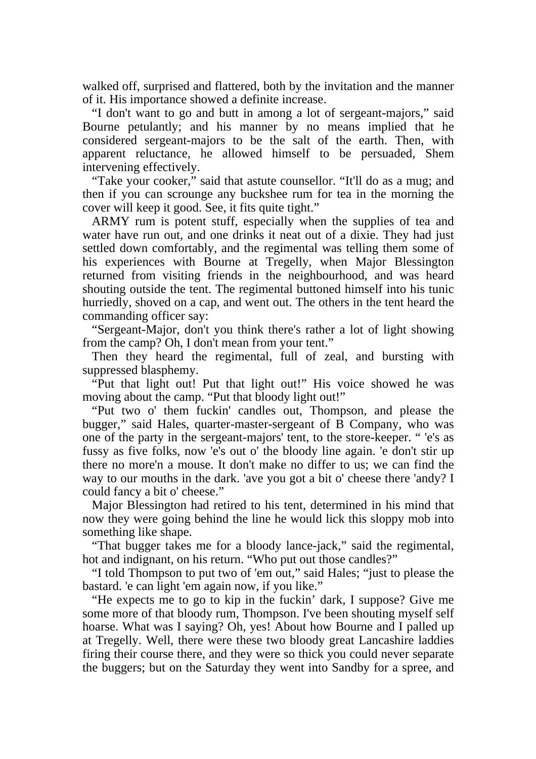walked off, surprised and flattered, both by the invitation and the manner of it. His importance showed a definite increase.

"I don't want to go and butt in among a lot of sergeant-majors," said Bourne petulantly; and his manner by no means implied that he considered sergeant-majors to be the salt of the earth. Then, with apparent reluctance, he allowed himself to be persuaded, Shem intervening effectively.

"Take your cooker," said that astute counsellor. "It'll do as a mug; and then if you can scrounge any buckshee rum for tea in the morning the cover will keep it good. See, it fits quite tight."

ARMY rum is potent stuff, especially when the supplies of tea and water have run out, and one drinks it neat out of a dixie. They had just settled down comfortably, and the regimental was telling them some of his experiences with Bourne at Tregelly, when Major Blessington returned from visiting friends in the neighbourhood, and was heard shouting outside the tent. The regimental buttoned himself into his tunic hurriedly, shoved on a cap, and went out. The others in the tent heard the commanding officer say:

"Sergeant-Major, don't you think there's rather a lot of light showing from the camp? Oh, I don't mean from your tent."

Then they heard the regimental, full of zeal, and bursting with suppressed blasphemy.

"Put that light out! Put that light out!" His voice showed he was moving about the camp. "Put that bloody light out!"

"Put two o' them fuckin' candles out, Thompson, and please the bugger," said Hales, quarter-master-sergeant of B Company, who was one of the party in the sergeant-majors' tent, to the store-keeper. " 'e's as fussy as five folks, now 'e's out o' the bloody line again. 'e don't stir up there no more'n a mouse. It don't make no differ to us; we can find the way to our mouths in the dark. 'ave you got a bit o' cheese there 'andy? I could fancy a bit o' cheese."

Major Blessington had retired to his tent, determined in his mind that now they were going behind the line he would lick this sloppy mob into something like shape.

"That bugger takes me for a bloody lance-jack," said the regimental, hot and indignant, on his return. "Who put out those candles?"

"I told Thompson to put two of 'em out," said Hales; "just to please the bastard. 'e can light 'em again now, if you like."

"He expects me to go to kip in the fuckin' dark, I suppose? Give me some more of that bloody rum, Thompson. I've been shouting myself self hoarse. What was I saying? Oh, yes! About how Bourne and I palled up at Tregelly. Well, there were these two bloody great Lancashire laddies firing their course there, and they were so thick you could never separate the buggers; but on the Saturday they went into Sandby for a spree, and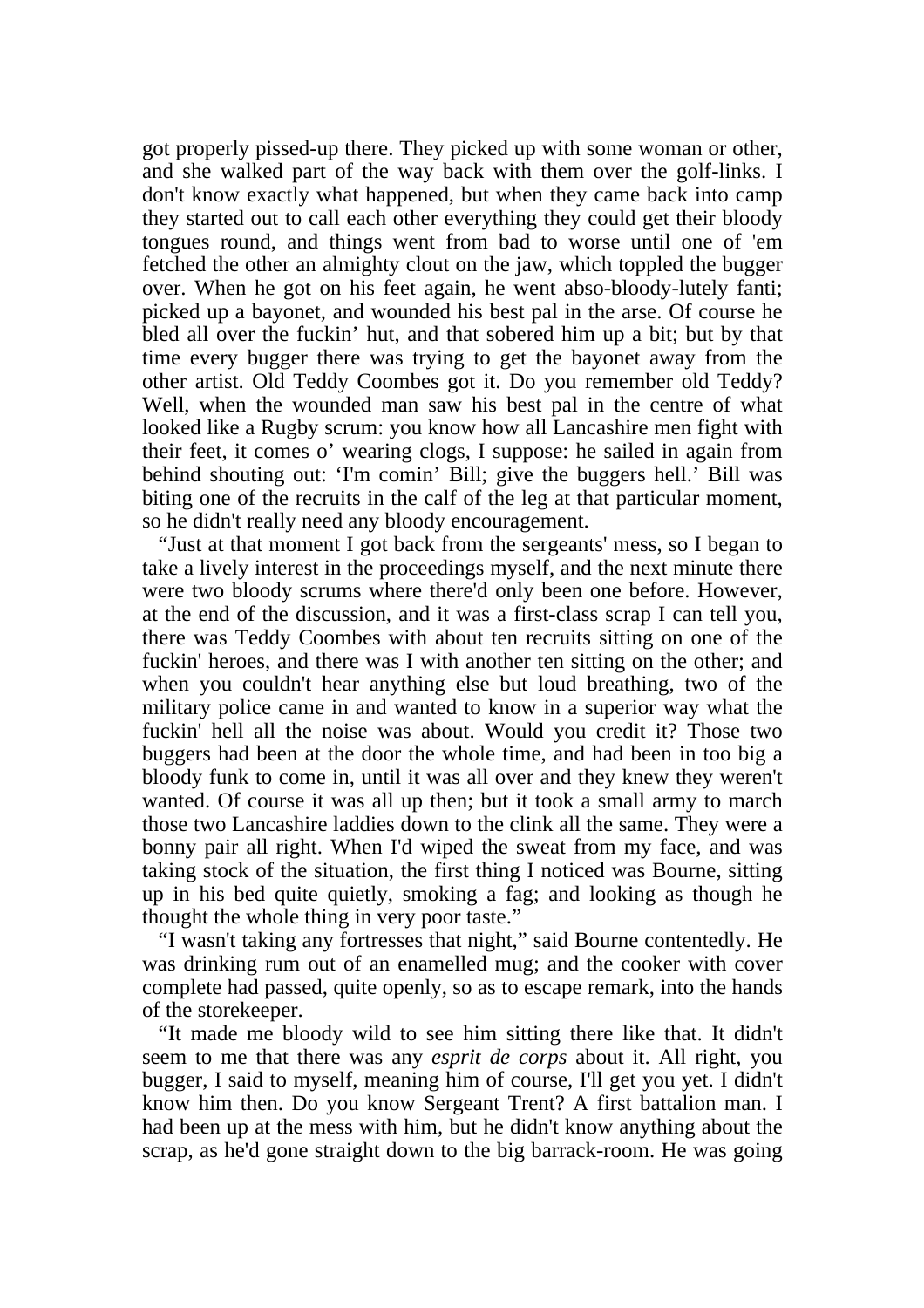got properly pissed-up there. They picked up with some woman or other, and she walked part of the way back with them over the golf-links. I don't know exactly what happened, but when they came back into camp they started out to call each other everything they could get their bloody tongues round, and things went from bad to worse until one of 'em fetched the other an almighty clout on the jaw, which toppled the bugger over. When he got on his feet again, he went abso-bloody-lutely fanti; picked up a bayonet, and wounded his best pal in the arse. Of course he bled all over the fuckin' hut, and that sobered him up a bit; but by that time every bugger there was trying to get the bayonet away from the other artist. Old Teddy Coombes got it. Do you remember old Teddy? Well, when the wounded man saw his best pal in the centre of what looked like a Rugby scrum: you know how all Lancashire men fight with their feet, it comes o' wearing clogs, I suppose: he sailed in again from behind shouting out: 'I'm comin' Bill; give the buggers hell.' Bill was biting one of the recruits in the calf of the leg at that particular moment, so he didn't really need any bloody encouragement.

"Just at that moment I got back from the sergeants' mess, so I began to take a lively interest in the proceedings myself, and the next minute there were two bloody scrums where there'd only been one before. However, at the end of the discussion, and it was a first-class scrap I can tell you, there was Teddy Coombes with about ten recruits sitting on one of the fuckin' heroes, and there was I with another ten sitting on the other; and when you couldn't hear anything else but loud breathing, two of the military police came in and wanted to know in a superior way what the fuckin' hell all the noise was about. Would you credit it? Those two buggers had been at the door the whole time, and had been in too big a bloody funk to come in, until it was all over and they knew they weren't wanted. Of course it was all up then; but it took a small army to march those two Lancashire laddies down to the clink all the same. They were a bonny pair all right. When I'd wiped the sweat from my face, and was taking stock of the situation, the first thing I noticed was Bourne, sitting up in his bed quite quietly, smoking a fag; and looking as though he thought the whole thing in very poor taste."

"I wasn't taking any fortresses that night," said Bourne contentedly. He was drinking rum out of an enamelled mug; and the cooker with cover complete had passed, quite openly, so as to escape remark, into the hands of the storekeeper.

"It made me bloody wild to see him sitting there like that. It didn't seem to me that there was any *esprit de corps* about it. All right, you bugger, I said to myself, meaning him of course, I'll get you yet. I didn't know him then. Do you know Sergeant Trent? A first battalion man. I had been up at the mess with him, but he didn't know anything about the scrap, as he'd gone straight down to the big barrack-room. He was going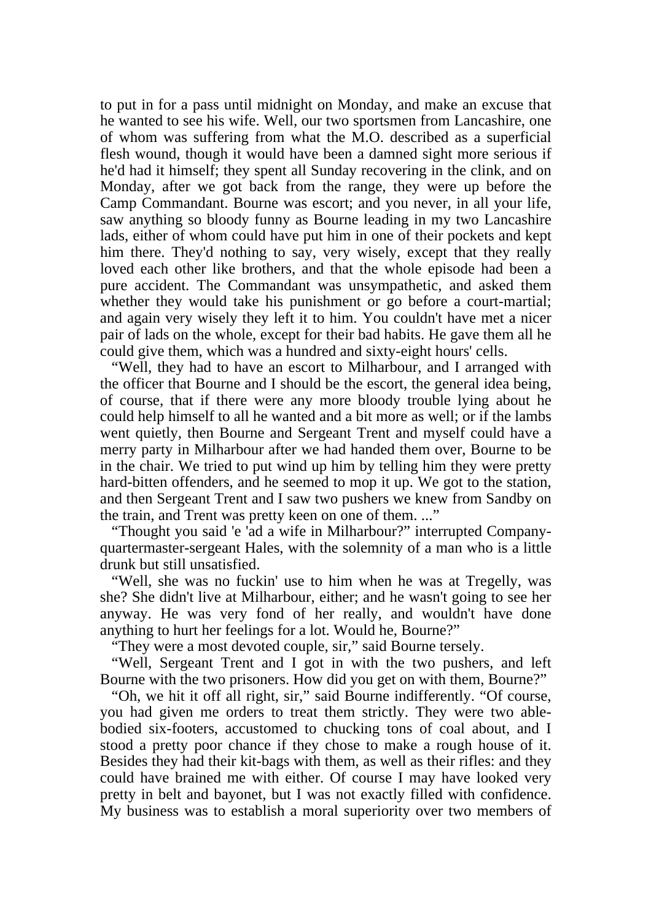to put in for a pass until midnight on Monday, and make an excuse that he wanted to see his wife. Well, our two sportsmen from Lancashire, one of whom was suffering from what the M.O. described as a superficial flesh wound, though it would have been a damned sight more serious if he'd had it himself; they spent all Sunday recovering in the clink, and on Monday, after we got back from the range, they were up before the Camp Commandant. Bourne was escort; and you never, in all your life, saw anything so bloody funny as Bourne leading in my two Lancashire lads, either of whom could have put him in one of their pockets and kept him there. They'd nothing to say, very wisely, except that they really loved each other like brothers, and that the whole episode had been a pure accident. The Commandant was unsympathetic, and asked them whether they would take his punishment or go before a court-martial; and again very wisely they left it to him. You couldn't have met a nicer pair of lads on the whole, except for their bad habits. He gave them all he could give them, which was a hundred and sixty-eight hours' cells.

"Well, they had to have an escort to Milharbour, and I arranged with the officer that Bourne and I should be the escort, the general idea being, of course, that if there were any more bloody trouble lying about he could help himself to all he wanted and a bit more as well; or if the lambs went quietly, then Bourne and Sergeant Trent and myself could have a merry party in Milharbour after we had handed them over, Bourne to be in the chair. We tried to put wind up him by telling him they were pretty hard-bitten offenders, and he seemed to mop it up. We got to the station, and then Sergeant Trent and I saw two pushers we knew from Sandby on the train, and Trent was pretty keen on one of them. ..."

"Thought you said 'e 'ad a wife in Milharbour?" interrupted Company-quartermaster-sergeant Hales, with the solemnity of a man who is a little drunk but still unsatisfied.

"Well, she was no fuckin' use to him when he was at Tregelly, was she? She didn't live at Milharbour, either; and he wasn't going to see her anyway. He was very fond of her really, and wouldn't have done anything to hurt her feelings for a lot. Would he, Bourne?"

"They were a most devoted couple, sir," said Bourne tersely.

"Well, Sergeant Trent and I got in with the two pushers, and left Bourne with the two prisoners. How did you get on with them, Bourne?"

"Oh, we hit it off all right, sir," said Bourne indifferently. "Of course, you had given me orders to treat them strictly. They were two able-bodied six-footers, accustomed to chucking tons of coal about, and I stood a pretty poor chance if they chose to make a rough house of it. Besides they had their kit-bags with them, as well as their rifles: and they could have brained me with either. Of course I may have looked very pretty in belt and bayonet, but I was not exactly filled with confidence. My business was to establish a moral superiority over two members of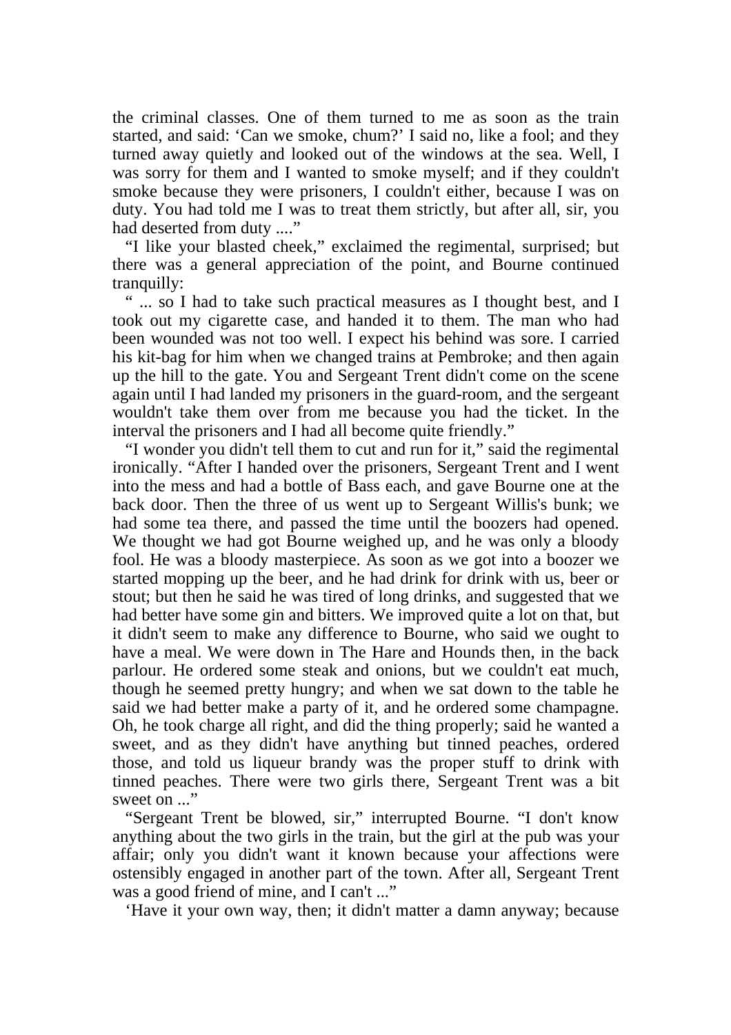the criminal classes. One of them turned to me as soon as the train started, and said: ‘Can we smoke, chum?’ I said no, like a fool; and they turned away quietly and looked out of the windows at the sea. Well, I was sorry for them and I wanted to smoke myself; and if they couldn't smoke because they were prisoners, I couldn't either, because I was on duty. You had told me I was to treat them strictly, but after all, sir, you had deserted from duty ....”

“I like your blasted cheek,” exclaimed the regimental, surprised; but there was a general appreciation of the point, and Bourne continued tranquilly:

“ ... so I had to take such practical measures as I thought best, and I took out my cigarette case, and handed it to them. The man who had been wounded was not too well. I expect his behind was sore. I carried his kit-bag for him when we changed trains at Pembroke; and then again up the hill to the gate. You and Sergeant Trent didn't come on the scene again until I had landed my prisoners in the guard-room, and the sergeant wouldn't take them over from me because you had the ticket. In the interval the prisoners and I had all become quite friendly.”

“I wonder you didn't tell them to cut and run for it,” said the regimental ironically. “After I handed over the prisoners, Sergeant Trent and I went into the mess and had a bottle of Bass each, and gave Bourne one at the back door. Then the three of us went up to Sergeant Willis's bunk; we had some tea there, and passed the time until the boozers had opened. We thought we had got Bourne weighed up, and he was only a bloody fool. He was a bloody masterpiece. As soon as we got into a boozer we started mopping up the beer, and he had drink for drink with us, beer or stout; but then he said he was tired of long drinks, and suggested that we had better have some gin and bitters. We improved quite a lot on that, but it didn't seem to make any difference to Bourne, who said we ought to have a meal. We were down in The Hare and Hounds then, in the back parlour. He ordered some steak and onions, but we couldn't eat much, though he seemed pretty hungry; and when we sat down to the table he said we had better make a party of it, and he ordered some champagne. Oh, he took charge all right, and did the thing properly; said he wanted a sweet, and as they didn't have anything but tinned peaches, ordered those, and told us liqueur brandy was the proper stuff to drink with tinned peaches. There were two girls there, Sergeant Trent was a bit sweet on ...”

“Sergeant Trent be blowed, sir,” interrupted Bourne. “I don't know anything about the two girls in the train, but the girl at the pub was your affair; only you didn't want it known because your affections were ostensibly engaged in another part of the town. After all, Sergeant Trent was a good friend of mine, and I can't ...”

‘Have it your own way, then; it didn't matter a damn anyway; because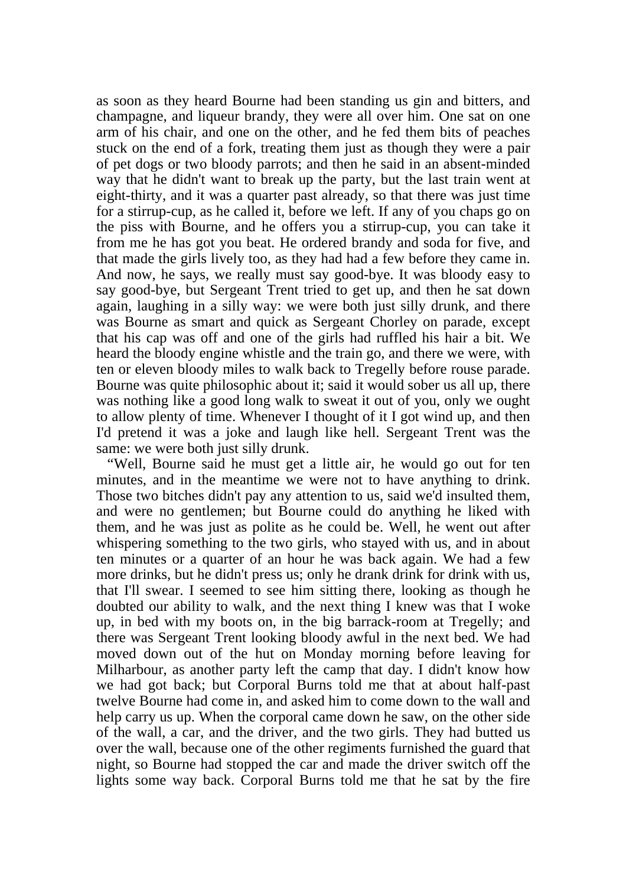as soon as they heard Bourne had been standing us gin and bitters, and champagne, and liqueur brandy, they were all over him. One sat on one arm of his chair, and one on the other, and he fed them bits of peaches stuck on the end of a fork, treating them just as though they were a pair of pet dogs or two bloody parrots; and then he said in an absent-minded way that he didn't want to break up the party, but the last train went at eight-thirty, and it was a quarter past already, so that there was just time for a stirrup-cup, as he called it, before we left. If any of you chaps go on the piss with Bourne, and he offers you a stirrup-cup, you can take it from me he has got you beat. He ordered brandy and soda for five, and that made the girls lively too, as they had had a few before they came in. And now, he says, we really must say good-bye. It was bloody easy to say good-bye, but Sergeant Trent tried to get up, and then he sat down again, laughing in a silly way: we were both just silly drunk, and there was Bourne as smart and quick as Sergeant Chorley on parade, except that his cap was off and one of the girls had ruffled his hair a bit. We heard the bloody engine whistle and the train go, and there we were, with ten or eleven bloody miles to walk back to Tregelly before rouse parade. Bourne was quite philosophic about it; said it would sober us all up, there was nothing like a good long walk to sweat it out of you, only we ought to allow plenty of time. Whenever I thought of it I got wind up, and then I'd pretend it was a joke and laugh like hell. Sergeant Trent was the same: we were both just silly drunk.

"Well, Bourne said he must get a little air, he would go out for ten minutes, and in the meantime we were not to have anything to drink. Those two bitches didn't pay any attention to us, said we'd insulted them, and were no gentlemen; but Bourne could do anything he liked with them, and he was just as polite as he could be. Well, he went out after whispering something to the two girls, who stayed with us, and in about ten minutes or a quarter of an hour he was back again. We had a few more drinks, but he didn't press us; only he drank drink for drink with us, that I'll swear. I seemed to see him sitting there, looking as though he doubted our ability to walk, and the next thing I knew was that I woke up, in bed with my boots on, in the big barrack-room at Tregelly; and there was Sergeant Trent looking bloody awful in the next bed. We had moved down out of the hut on Monday morning before leaving for Milharbour, as another party left the camp that day. I didn't know how we had got back; but Corporal Burns told me that at about half-past twelve Bourne had come in, and asked him to come down to the wall and help carry us up. When the corporal came down he saw, on the other side of the wall, a car, and the driver, and the two girls. They had butted us over the wall, because one of the other regiments furnished the guard that night, so Bourne had stopped the car and made the driver switch off the lights some way back. Corporal Burns told me that he sat by the fire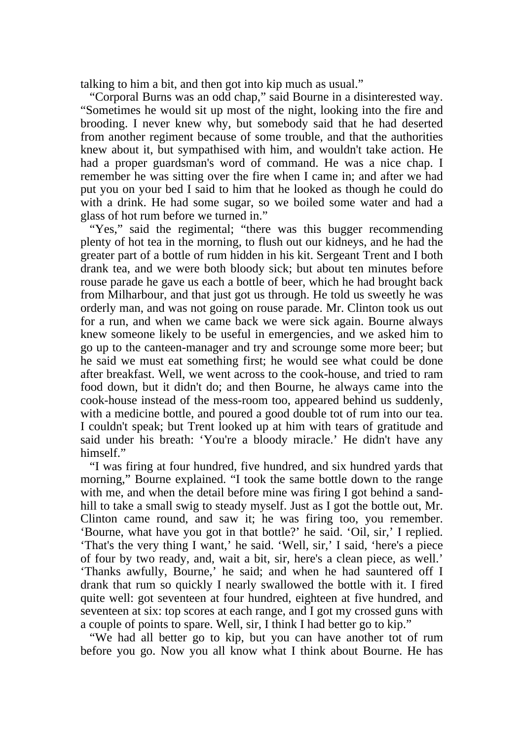talking to him a bit, and then got into kip much as usual."

"Corporal Burns was an odd chap," said Bourne in a disinterested way. "Sometimes he would sit up most of the night, looking into the fire and brooding. I never knew why, but somebody said that he had deserted from another regiment because of some trouble, and that the authorities knew about it, but sympathised with him, and wouldn't take action. He had a proper guardsman's word of command. He was a nice chap. I remember he was sitting over the fire when I came in; and after we had put you on your bed I said to him that he looked as though he could do with a drink. He had some sugar, so we boiled some water and had a glass of hot rum before we turned in."

"Yes," said the regimental; "there was this bugger recommending plenty of hot tea in the morning, to flush out our kidneys, and he had the greater part of a bottle of rum hidden in his kit. Sergeant Trent and I both drank tea, and we were both bloody sick; but about ten minutes before rouse parade he gave us each a bottle of beer, which he had brought back from Milharbour, and that just got us through. He told us sweetly he was orderly man, and was not going on rouse parade. Mr. Clinton took us out for a run, and when we came back we were sick again. Bourne always knew someone likely to be useful in emergencies, and we asked him to go up to the canteen-manager and try and scrounge some more beer; but he said we must eat something first; he would see what could be done after breakfast. Well, we went across to the cook-house, and tried to ram food down, but it didn't do; and then Bourne, he always came into the cook-house instead of the mess-room too, appeared behind us suddenly, with a medicine bottle, and poured a good double tot of rum into our tea. I couldn't speak; but Trent looked up at him with tears of gratitude and said under his breath: 'You're a bloody miracle.' He didn't have any himself."

"I was firing at four hundred, five hundred, and six hundred yards that morning," Bourne explained. "I took the same bottle down to the range with me, and when the detail before mine was firing I got behind a sand-hill to take a small swig to steady myself. Just as I got the bottle out, Mr. Clinton came round, and saw it; he was firing too, you remember. 'Bourne, what have you got in that bottle?' he said. 'Oil, sir,' I replied. 'That's the very thing I want,' he said. 'Well, sir,' I said, 'here's a piece of four by two ready, and, wait a bit, sir, here's a clean piece, as well.' 'Thanks awfully, Bourne,' he said; and when he had sauntered off I drank that rum so quickly I nearly swallowed the bottle with it. I fired quite well: got seventeen at four hundred, eighteen at five hundred, and seventeen at six: top scores at each range, and I got my crossed guns with a couple of points to spare. Well, sir, I think I had better go to kip."

"We had all better go to kip, but you can have another tot of rum before you go. Now you all know what I think about Bourne. He has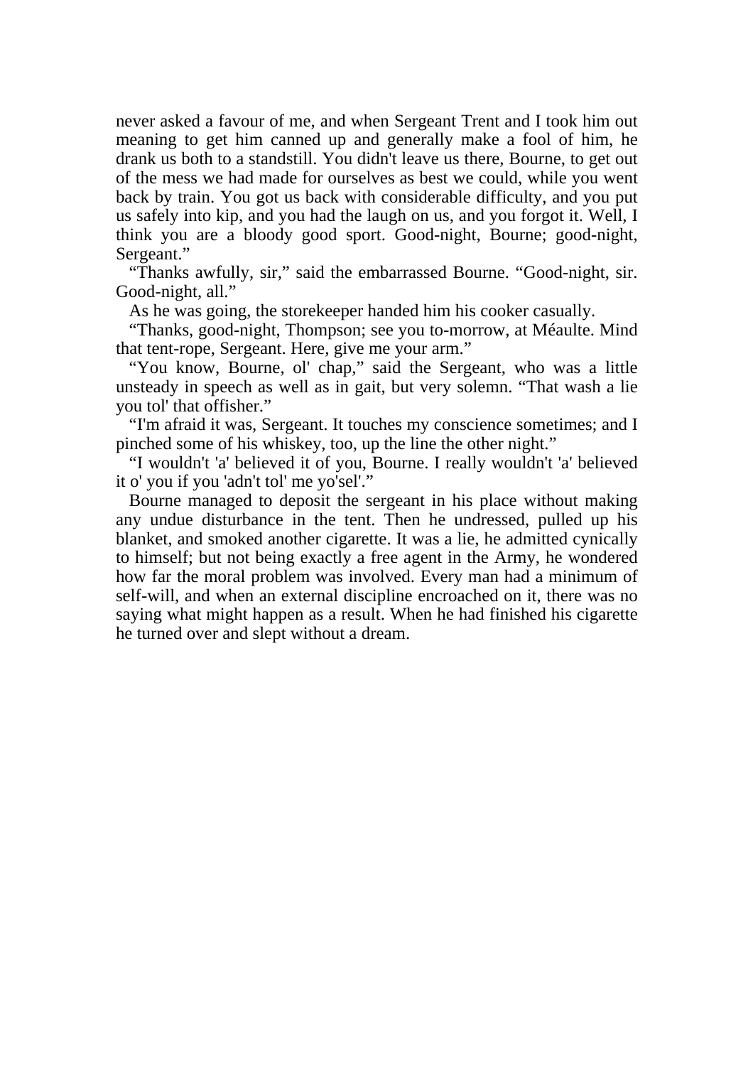never asked a favour of me, and when Sergeant Trent and I took him out meaning to get him canned up and generally make a fool of him, he drank us both to a standstill. You didn't leave us there, Bourne, to get out of the mess we had made for ourselves as best we could, while you went back by train. You got us back with considerable difficulty, and you put us safely into kip, and you had the laugh on us, and you forgot it. Well, I think you are a bloody good sport. Good-night, Bourne; good-night, Sergeant."

"Thanks awfully, sir," said the embarrassed Bourne. "Good-night, sir. Good-night, all."

As he was going, the storekeeper handed him his cooker casually.

"Thanks, good-night, Thompson; see you to-morrow, at Méaulte. Mind that tent-rope, Sergeant. Here, give me your arm."

"You know, Bourne, ol' chap," said the Sergeant, who was a little unsteady in speech as well as in gait, but very solemn. "That wash a lie you tol' that offisher."

"I'm afraid it was, Sergeant. It touches my conscience sometimes; and I pinched some of his whiskey, too, up the line the other night."

"I wouldn't 'a' believed it of you, Bourne. I really wouldn't 'a' believed it o' you if you 'adn't tol' me yo'sel'."

Bourne managed to deposit the sergeant in his place without making any undue disturbance in the tent. Then he undressed, pulled up his blanket, and smoked another cigarette. It was a lie, he admitted cynically to himself; but not being exactly a free agent in the Army, he wondered how far the moral problem was involved. Every man had a minimum of self-will, and when an external discipline encroached on it, there was no saying what might happen as a result. When he had finished his cigarette he turned over and slept without a dream.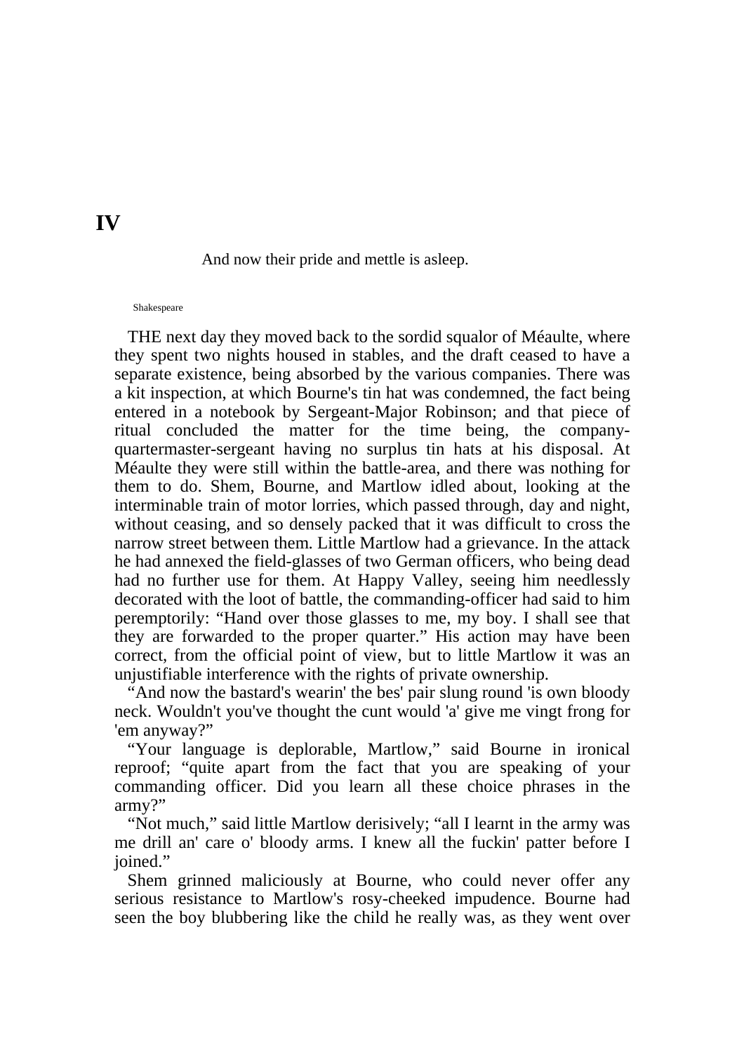# IV

And now their pride and mettle is asleep.

Shakespeare

THE next day they moved back to the sordid squalor of Méaulte, where they spent two nights housed in stables, and the draft ceased to have a separate existence, being absorbed by the various companies. There was a kit inspection, at which Bourne's tin hat was condemned, the fact being entered in a notebook by Sergeant-Major Robinson; and that piece of ritual concluded the matter for the time being, the company-quartermaster-sergeant having no surplus tin hats at his disposal. At Méaulte they were still within the battle-area, and there was nothing for them to do. Shem, Bourne, and Martlow idled about, looking at the interminable train of motor lorries, which passed through, day and night, without ceasing, and so densely packed that it was difficult to cross the narrow street between them. Little Martlow had a grievance. In the attack he had annexed the field-glasses of two German officers, who being dead had no further use for them. At Happy Valley, seeing him needlessly decorated with the loot of battle, the commanding-officer had said to him peremptorily: "Hand over those glasses to me, my boy. I shall see that they are forwarded to the proper quarter." His action may have been correct, from the official point of view, but to little Martlow it was an unjustifiable interference with the rights of private ownership.

"And now the bastard's wearin' the bes' pair slung round 'is own bloody neck. Wouldn't you've thought the cunt would 'a' give me vingt frong for 'em anyway?"

"Your language is deplorable, Martlow," said Bourne in ironical reproof; "quite apart from the fact that you are speaking of your commanding officer. Did you learn all these choice phrases in the army?"

"Not much," said little Martlow derisively; "all I learnt in the army was me drill an' care o' bloody arms. I knew all the fuckin' patter before I joined."

Shem grinned maliciously at Bourne, who could never offer any serious resistance to Martlow's rosy-cheeked impudence. Bourne had seen the boy blubbering like the child he really was, as they went over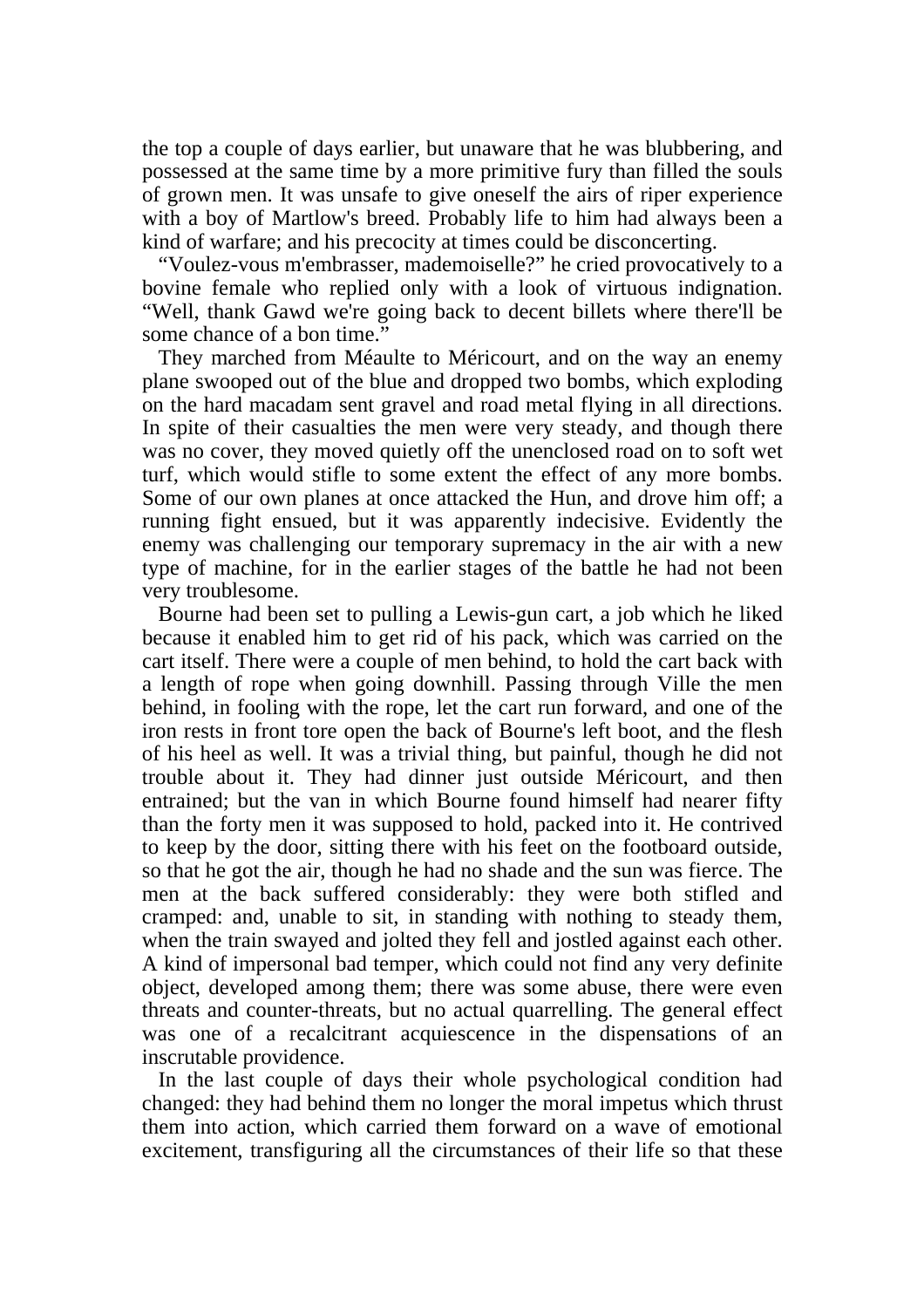the top a couple of days earlier, but unaware that he was blubbering, and possessed at the same time by a more primitive fury than filled the souls of grown men. It was unsafe to give oneself the airs of riper experience with a boy of Martlow's breed. Probably life to him had always been a kind of warfare; and his precocity at times could be disconcerting.

"Voulez-vous m'embrasser, mademoiselle?" he cried provocatively to a bovine female who replied only with a look of virtuous indignation. "Well, thank Gawd we're going back to decent billets where there'll be some chance of a bon time."

They marched from Méaulte to Méricourt, and on the way an enemy plane swooped out of the blue and dropped two bombs, which exploding on the hard macadam sent gravel and road metal flying in all directions. In spite of their casualties the men were very steady, and though there was no cover, they moved quietly off the unenclosed road on to soft wet turf, which would stifle to some extent the effect of any more bombs. Some of our own planes at once attacked the Hun, and drove him off; a running fight ensued, but it was apparently indecisive. Evidently the enemy was challenging our temporary supremacy in the air with a new type of machine, for in the earlier stages of the battle he had not been very troublesome.

Bourne had been set to pulling a Lewis-gun cart, a job which he liked because it enabled him to get rid of his pack, which was carried on the cart itself. There were a couple of men behind, to hold the cart back with a length of rope when going downhill. Passing through Ville the men behind, in fooling with the rope, let the cart run forward, and one of the iron rests in front tore open the back of Bourne's left boot, and the flesh of his heel as well. It was a trivial thing, but painful, though he did not trouble about it. They had dinner just outside Méricourt, and then entrained; but the van in which Bourne found himself had nearer fifty than the forty men it was supposed to hold, packed into it. He contrived to keep by the door, sitting there with his feet on the footboard outside, so that he got the air, though he had no shade and the sun was fierce. The men at the back suffered considerably: they were both stifled and cramped: and, unable to sit, in standing with nothing to steady them, when the train swayed and jolted they fell and jostled against each other. A kind of impersonal bad temper, which could not find any very definite object, developed among them; there was some abuse, there were even threats and counter-threats, but no actual quarrelling. The general effect was one of a recalcitrant acquiescence in the dispensations of an inscrutable providence.

In the last couple of days their whole psychological condition had changed: they had behind them no longer the moral impetus which thrust them into action, which carried them forward on a wave of emotional excitement, transfiguring all the circumstances of their life so that these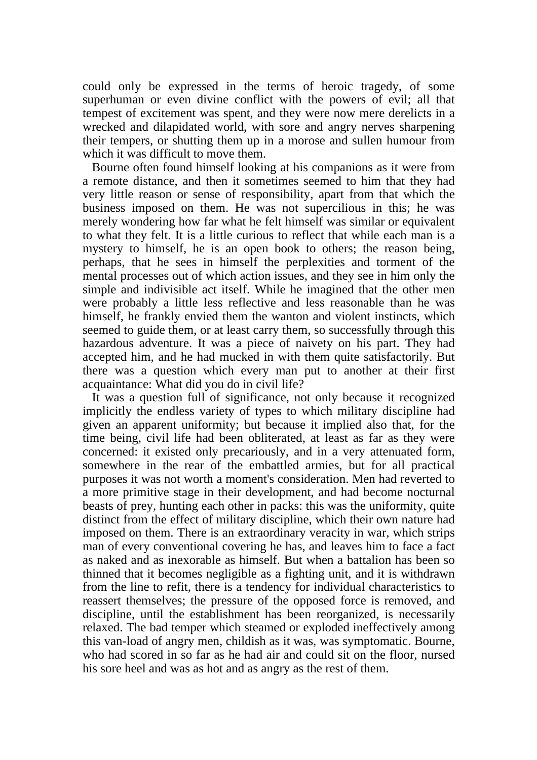could only be expressed in the terms of heroic tragedy, of some superhuman or even divine conflict with the powers of evil; all that tempest of excitement was spent, and they were now mere derelicts in a wrecked and dilapidated world, with sore and angry nerves sharpening their tempers, or shutting them up in a morose and sullen humour from which it was difficult to move them.

Bourne often found himself looking at his companions as it were from a remote distance, and then it sometimes seemed to him that they had very little reason or sense of responsibility, apart from that which the business imposed on them. He was not supercilious in this; he was merely wondering how far what he felt himself was similar or equivalent to what they felt. It is a little curious to reflect that while each man is a mystery to himself, he is an open book to others; the reason being, perhaps, that he sees in himself the perplexities and torment of the mental processes out of which action issues, and they see in him only the simple and indivisible act itself. While he imagined that the other men were probably a little less reflective and less reasonable than he was himself, he frankly envied them the wanton and violent instincts, which seemed to guide them, or at least carry them, so successfully through this hazardous adventure. It was a piece of naivety on his part. They had accepted him, and he had mucked in with them quite satisfactorily. But there was a question which every man put to another at their first acquaintance: What did you do in civil life?

It was a question full of significance, not only because it recognized implicitly the endless variety of types to which military discipline had given an apparent uniformity; but because it implied also that, for the time being, civil life had been obliterated, at least as far as they were concerned: it existed only precariously, and in a very attenuated form, somewhere in the rear of the embattled armies, but for all practical purposes it was not worth a moment's consideration. Men had reverted to a more primitive stage in their development, and had become nocturnal beasts of prey, hunting each other in packs: this was the uniformity, quite distinct from the effect of military discipline, which their own nature had imposed on them. There is an extraordinary veracity in war, which strips man of every conventional covering he has, and leaves him to face a fact as naked and as inexorable as himself. But when a battalion has been so thinned that it becomes negligible as a fighting unit, and it is withdrawn from the line to refit, there is a tendency for individual characteristics to reassert themselves; the pressure of the opposed force is removed, and discipline, until the establishment has been reorganized, is necessarily relaxed. The bad temper which steamed or exploded ineffectively among this van-load of angry men, childish as it was, was symptomatic. Bourne, who had scored in so far as he had air and could sit on the floor, nursed his sore heel and was as hot and as angry as the rest of them.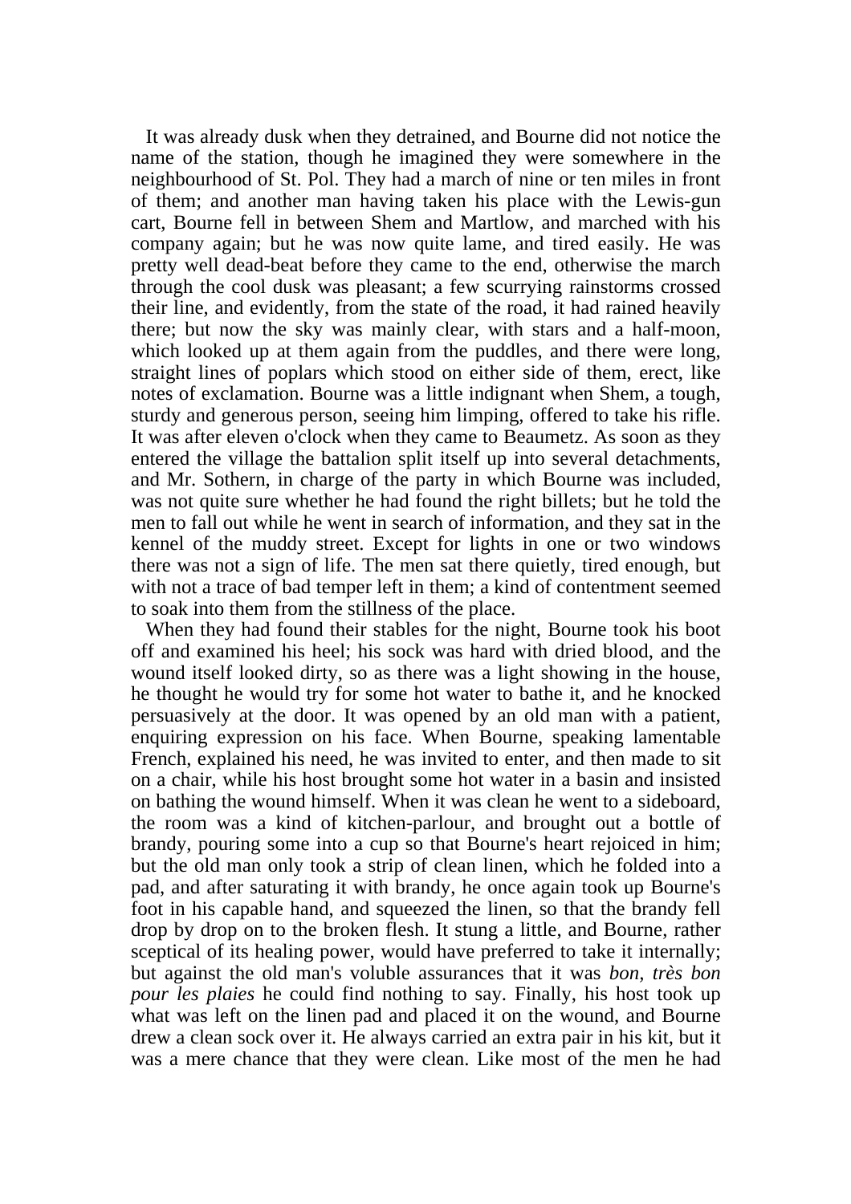It was already dusk when they detrained, and Bourne did not notice the name of the station, though he imagined they were somewhere in the neighbourhood of St. Pol. They had a march of nine or ten miles in front of them; and another man having taken his place with the Lewis-gun cart, Bourne fell in between Shem and Martlow, and marched with his company again; but he was now quite lame, and tired easily. He was pretty well dead-beat before they came to the end, otherwise the march through the cool dusk was pleasant; a few scurrying rainstorms crossed their line, and evidently, from the state of the road, it had rained heavily there; but now the sky was mainly clear, with stars and a half-moon, which looked up at them again from the puddles, and there were long, straight lines of poplars which stood on either side of them, erect, like notes of exclamation. Bourne was a little indignant when Shem, a tough, sturdy and generous person, seeing him limping, offered to take his rifle. It was after eleven o'clock when they came to Beaumetz. As soon as they entered the village the battalion split itself up into several detachments, and Mr. Sothern, in charge of the party in which Bourne was included, was not quite sure whether he had found the right billets; but he told the men to fall out while he went in search of information, and they sat in the kennel of the muddy street. Except for lights in one or two windows there was not a sign of life. The men sat there quietly, tired enough, but with not a trace of bad temper left in them; a kind of contentment seemed to soak into them from the stillness of the place.

When they had found their stables for the night, Bourne took his boot off and examined his heel; his sock was hard with dried blood, and the wound itself looked dirty, so as there was a light showing in the house, he thought he would try for some hot water to bathe it, and he knocked persuasively at the door. It was opened by an old man with a patient, enquiring expression on his face. When Bourne, speaking lamentable French, explained his need, he was invited to enter, and then made to sit on a chair, while his host brought some hot water in a basin and insisted on bathing the wound himself. When it was clean he went to a sideboard, the room was a kind of kitchen-parlour, and brought out a bottle of brandy, pouring some into a cup so that Bourne's heart rejoiced in him; but the old man only took a strip of clean linen, which he folded into a pad, and after saturating it with brandy, he once again took up Bourne's foot in his capable hand, and squeezed the linen, so that the brandy fell drop by drop on to the broken flesh. It stung a little, and Bourne, rather sceptical of its healing power, would have preferred to take it internally; but against the old man's voluble assurances that it was *bon, très bon pour les plaies* he could find nothing to say. Finally, his host took up what was left on the linen pad and placed it on the wound, and Bourne drew a clean sock over it. He always carried an extra pair in his kit, but it was a mere chance that they were clean. Like most of the men he had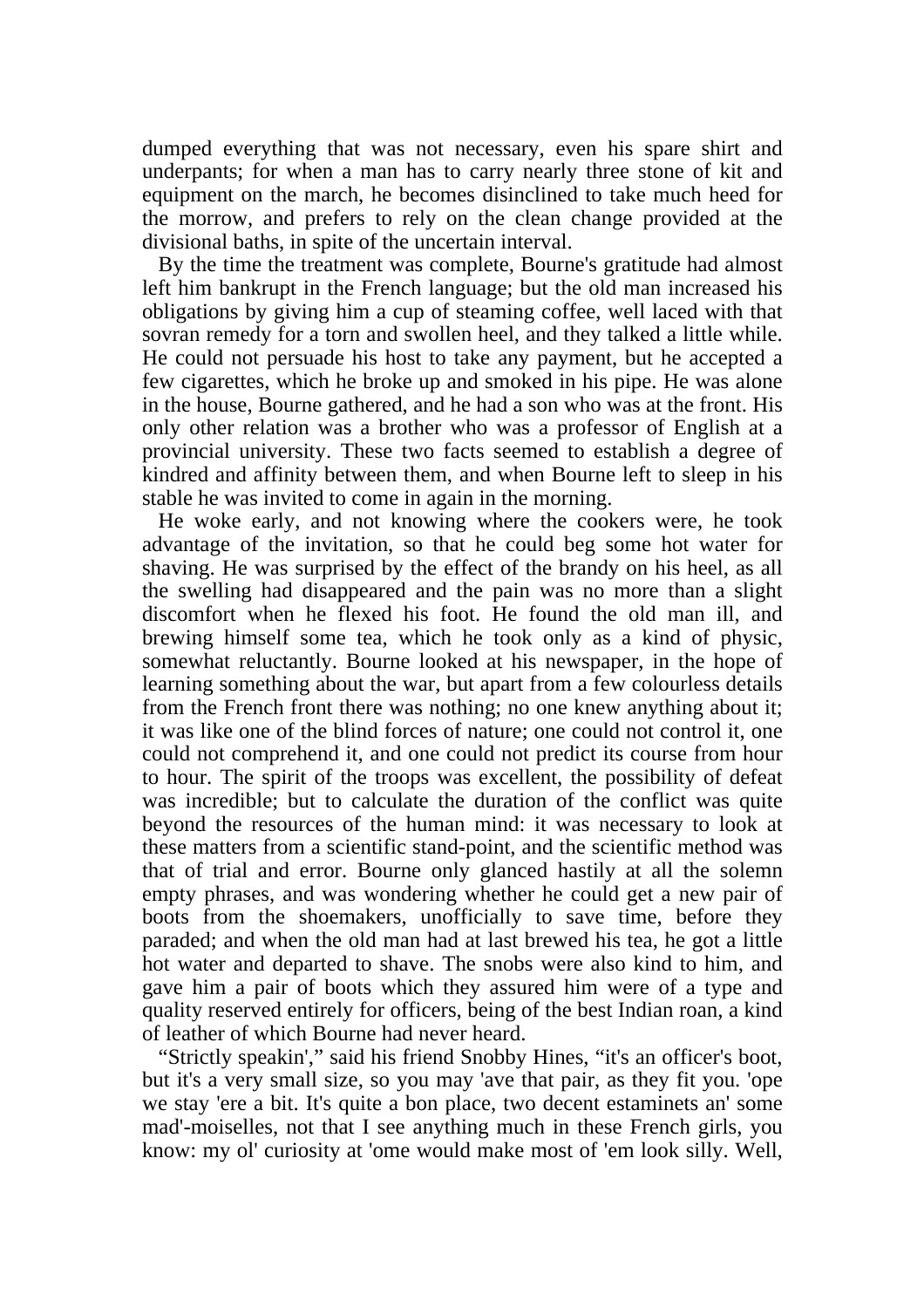dumped everything that was not necessary, even his spare shirt and underpants; for when a man has to carry nearly three stone of kit and equipment on the march, he becomes disinclined to take much heed for the morrow, and prefers to rely on the clean change provided at the divisional baths, in spite of the uncertain interval.

By the time the treatment was complete, Bourne's gratitude had almost left him bankrupt in the French language; but the old man increased his obligations by giving him a cup of steaming coffee, well laced with that sovran remedy for a torn and swollen heel, and they talked a little while. He could not persuade his host to take any payment, but he accepted a few cigarettes, which he broke up and smoked in his pipe. He was alone in the house, Bourne gathered, and he had a son who was at the front. His only other relation was a brother who was a professor of English at a provincial university. These two facts seemed to establish a degree of kindred and affinity between them, and when Bourne left to sleep in his stable he was invited to come in again in the morning.

He woke early, and not knowing where the cookers were, he took advantage of the invitation, so that he could beg some hot water for shaving. He was surprised by the effect of the brandy on his heel, as all the swelling had disappeared and the pain was no more than a slight discomfort when he flexed his foot. He found the old man ill, and brewing himself some tea, which he took only as a kind of physic, somewhat reluctantly. Bourne looked at his newspaper, in the hope of learning something about the war, but apart from a few colourless details from the French front there was nothing; no one knew anything about it; it was like one of the blind forces of nature; one could not control it, one could not comprehend it, and one could not predict its course from hour to hour. The spirit of the troops was excellent, the possibility of defeat was incredible; but to calculate the duration of the conflict was quite beyond the resources of the human mind: it was necessary to look at these matters from a scientific stand-point, and the scientific method was that of trial and error. Bourne only glanced hastily at all the solemn empty phrases, and was wondering whether he could get a new pair of boots from the shoemakers, unofficially to save time, before they paraded; and when the old man had at last brewed his tea, he got a little hot water and departed to shave. The snobs were also kind to him, and gave him a pair of boots which they assured him were of a type and quality reserved entirely for officers, being of the best Indian roan, a kind of leather of which Bourne had never heard.

"Strictly speakin'," said his friend Snobby Hines, "it's an officer's boot, but it's a very small size, so you may 'ave that pair, as they fit you. 'ope we stay 'ere a bit. It's quite a bon place, two decent estaminets an' some mad'-moiselles, not that I see anything much in these French girls, you know: my ol' curiosity at 'ome would make most of 'em look silly. Well,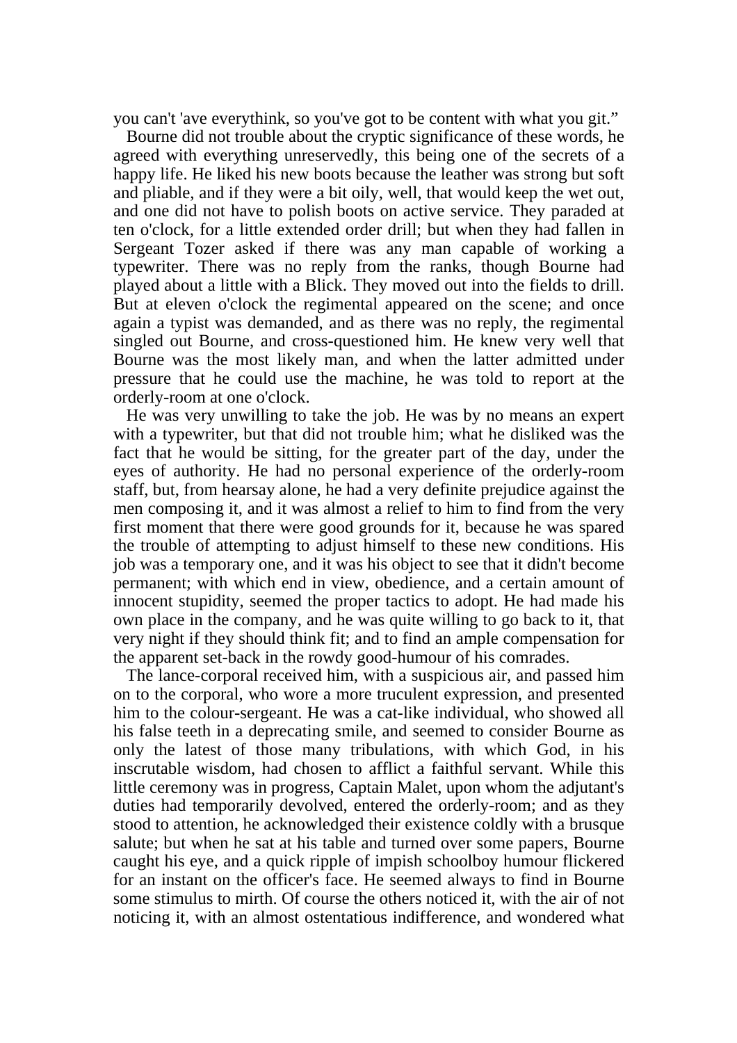you can't 'ave everythink, so you've got to be content with what you git."

Bourne did not trouble about the cryptic significance of these words, he agreed with everything unreservedly, this being one of the secrets of a happy life. He liked his new boots because the leather was strong but soft and pliable, and if they were a bit oily, well, that would keep the wet out, and one did not have to polish boots on active service. They paraded at ten o'clock, for a little extended order drill; but when they had fallen in Sergeant Tozer asked if there was any man capable of working a typewriter. There was no reply from the ranks, though Bourne had played about a little with a Blick. They moved out into the fields to drill. But at eleven o'clock the regimental appeared on the scene; and once again a typist was demanded, and as there was no reply, the regimental singled out Bourne, and cross-questioned him. He knew very well that Bourne was the most likely man, and when the latter admitted under pressure that he could use the machine, he was told to report at the orderly-room at one o'clock.

He was very unwilling to take the job. He was by no means an expert with a typewriter, but that did not trouble him; what he disliked was the fact that he would be sitting, for the greater part of the day, under the eyes of authority. He had no personal experience of the orderly-room staff, but, from hearsay alone, he had a very definite prejudice against the men composing it, and it was almost a relief to him to find from the very first moment that there were good grounds for it, because he was spared the trouble of attempting to adjust himself to these new conditions. His job was a temporary one, and it was his object to see that it didn't become permanent; with which end in view, obedience, and a certain amount of innocent stupidity, seemed the proper tactics to adopt. He had made his own place in the company, and he was quite willing to go back to it, that very night if they should think fit; and to find an ample compensation for the apparent set-back in the rowdy good-humour of his comrades.

The lance-corporal received him, with a suspicious air, and passed him on to the corporal, who wore a more truculent expression, and presented him to the colour-sergeant. He was a cat-like individual, who showed all his false teeth in a deprecating smile, and seemed to consider Bourne as only the latest of those many tribulations, with which God, in his inscrutable wisdom, had chosen to afflict a faithful servant. While this little ceremony was in progress, Captain Malet, upon whom the adjutant's duties had temporarily devolved, entered the orderly-room; and as they stood to attention, he acknowledged their existence coldly with a brusque salute; but when he sat at his table and turned over some papers, Bourne caught his eye, and a quick ripple of impish schoolboy humour flickered for an instant on the officer's face. He seemed always to find in Bourne some stimulus to mirth. Of course the others noticed it, with the air of not noticing it, with an almost ostentatious indifference, and wondered what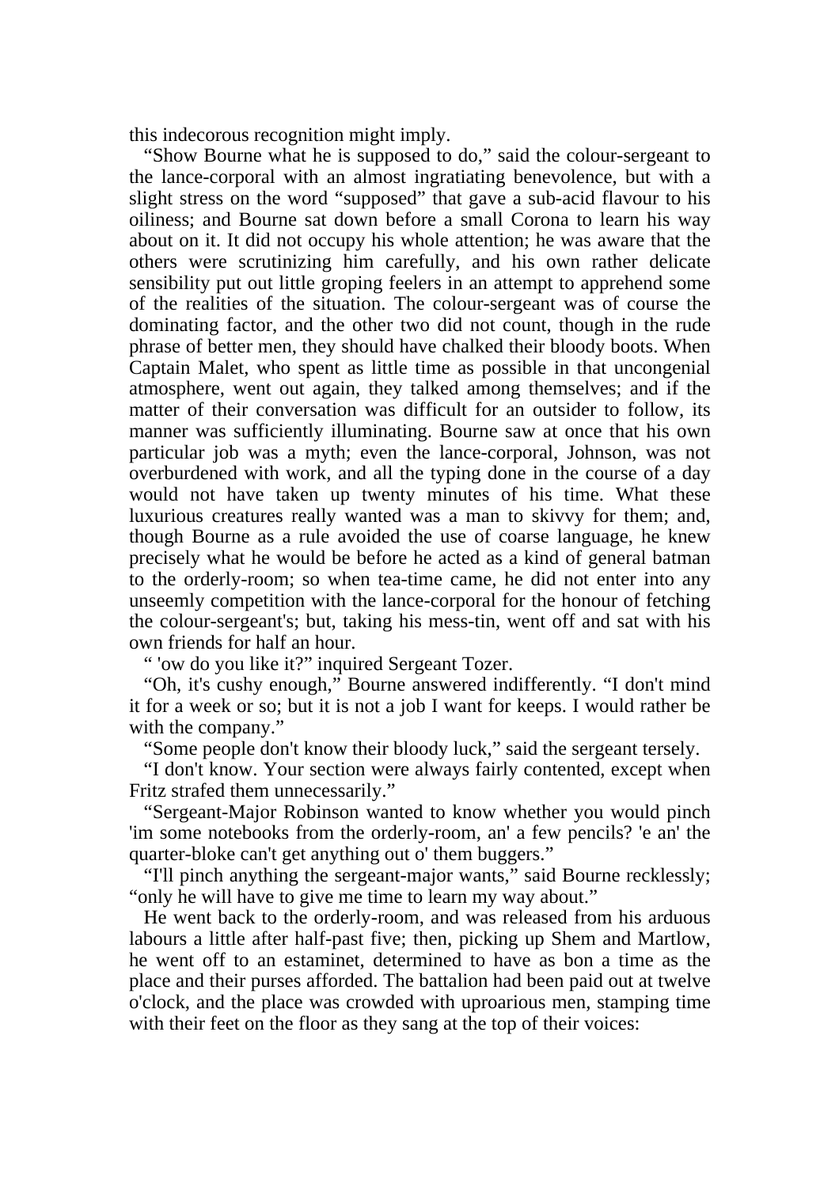this indecorous recognition might imply.

"Show Bourne what he is supposed to do," said the colour-sergeant to the lance-corporal with an almost ingratiating benevolence, but with a slight stress on the word "supposed" that gave a sub-acid flavour to his oiliness; and Bourne sat down before a small Corona to learn his way about on it. It did not occupy his whole attention; he was aware that the others were scrutinizing him carefully, and his own rather delicate sensibility put out little groping feelers in an attempt to apprehend some of the realities of the situation. The colour-sergeant was of course the dominating factor, and the other two did not count, though in the rude phrase of better men, they should have chalked their bloody boots. When Captain Malet, who spent as little time as possible in that uncongenial atmosphere, went out again, they talked among themselves; and if the matter of their conversation was difficult for an outsider to follow, its manner was sufficiently illuminating. Bourne saw at once that his own particular job was a myth; even the lance-corporal, Johnson, was not overburdened with work, and all the typing done in the course of a day would not have taken up twenty minutes of his time. What these luxurious creatures really wanted was a man to skivvy for them; and, though Bourne as a rule avoided the use of coarse language, he knew precisely what he would be before he acted as a kind of general batman to the orderly-room; so when tea-time came, he did not enter into any unseemly competition with the lance-corporal for the honour of fetching the colour-sergeant's; but, taking his mess-tin, went off and sat with his own friends for half an hour.

" 'ow do you like it?" inquired Sergeant Tozer.

"Oh, it's cushy enough," Bourne answered indifferently. "I don't mind it for a week or so; but it is not a job I want for keeps. I would rather be with the company."

"Some people don't know their bloody luck," said the sergeant tersely.

"I don't know. Your section were always fairly contented, except when Fritz strafed them unnecessarily."

"Sergeant-Major Robinson wanted to know whether you would pinch 'im some notebooks from the orderly-room, an' a few pencils? 'e an' the quarter-bloke can't get anything out o' them buggers."

"I'll pinch anything the sergeant-major wants," said Bourne recklessly; "only he will have to give me time to learn my way about."

He went back to the orderly-room, and was released from his arduous labours a little after half-past five; then, picking up Shem and Martlow, he went off to an estaminet, determined to have as bon a time as the place and their purses afforded. The battalion had been paid out at twelve o'clock, and the place was crowded with uproarious men, stamping time with their feet on the floor as they sang at the top of their voices: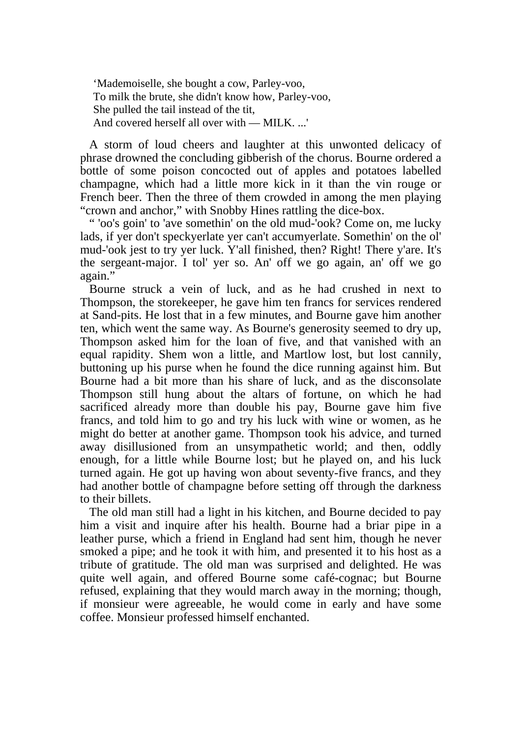‘Mademoiselle, she bought a cow, Parley-voo,  
To milk the brute, she didn't know how, Parley-voo,  
She pulled the tail instead of the tit,  
And covered herself all over with — MILK. ...'

A storm of loud cheers and laughter at this unwonted delicacy of phrase drowned the concluding gibberish of the chorus. Bourne ordered a bottle of some poison concocted out of apples and potatoes labelled champagne, which had a little more kick in it than the vin rouge or French beer. Then the three of them crowded in among the men playing “crown and anchor,” with Snobby Hines rattling the dice-box.

“ 'oo's goin' to 'ave somethin' on the old mud-'ook? Come on, me lucky lads, if yer don't speckyerlate yer can't accumyerlate. Somethin' on the ol' mud-'ook jest to try yer luck. Y'all finished, then? Right! There y'are. It's the sergeant-major. I tol' yer so. An' off we go again, an' off we go again.”

Bourne struck a vein of luck, and as he had crushed in next to Thompson, the storekeeper, he gave him ten francs for services rendered at Sand-pits. He lost that in a few minutes, and Bourne gave him another ten, which went the same way. As Bourne's generosity seemed to dry up, Thompson asked him for the loan of five, and that vanished with an equal rapidity. Shem won a little, and Martlow lost, but lost cannily, buttoning up his purse when he found the dice running against him. But Bourne had a bit more than his share of luck, and as the disconsolate Thompson still hung about the altars of fortune, on which he had sacrificed already more than double his pay, Bourne gave him five francs, and told him to go and try his luck with wine or women, as he might do better at another game. Thompson took his advice, and turned away disillusioned from an unsympathetic world; and then, oddly enough, for a little while Bourne lost; but he played on, and his luck turned again. He got up having won about seventy-five francs, and they had another bottle of champagne before setting off through the darkness to their billets.

The old man still had a light in his kitchen, and Bourne decided to pay him a visit and inquire after his health. Bourne had a briar pipe in a leather purse, which a friend in England had sent him, though he never smoked a pipe; and he took it with him, and presented it to his host as a tribute of gratitude. The old man was surprised and delighted. He was quite well again, and offered Bourne some café-cognac; but Bourne refused, explaining that they would march away in the morning; though, if monsieur were agreeable, he would come in early and have some coffee. Monsieur professed himself enchanted.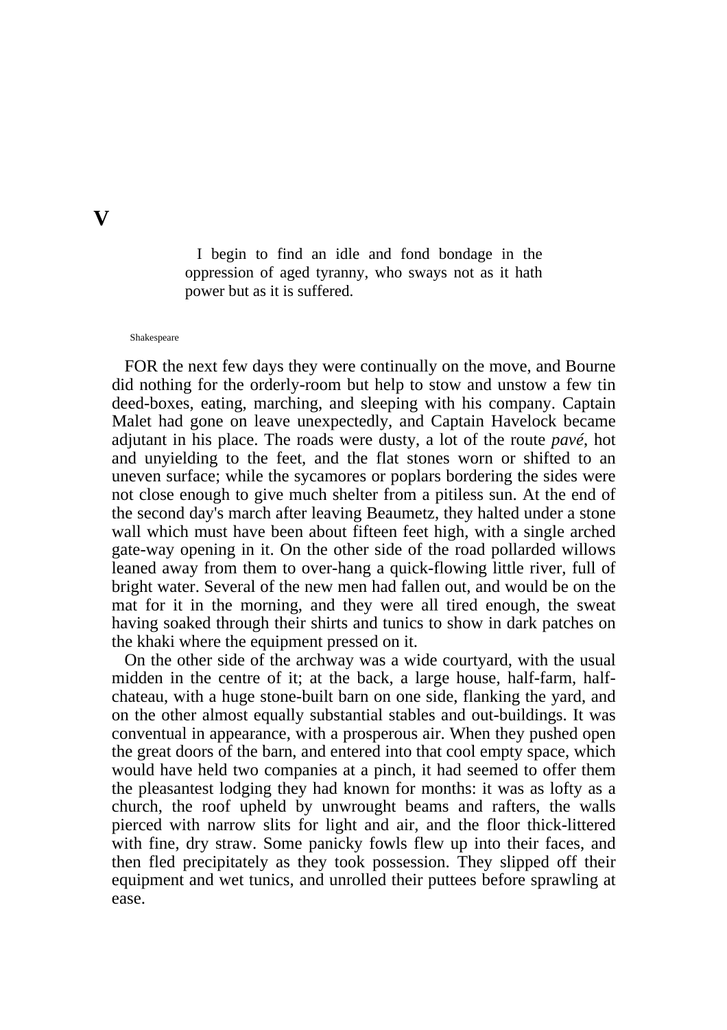# V

> I begin to find an idle and fond bondage in the oppression of aged tyranny, who sways not as it hath power but as it is suffered.

Shakespeare

FOR the next few days they were continually on the move, and Bourne did nothing for the orderly-room but help to stow and unstow a few tin deed-boxes, eating, marching, and sleeping with his company. Captain Malet had gone on leave unexpectedly, and Captain Havelock became adjutant in his place. The roads were dusty, a lot of the route *pavé*, hot and unyielding to the feet, and the flat stones worn or shifted to an uneven surface; while the sycamores or poplars bordering the sides were not close enough to give much shelter from a pitiless sun. At the end of the second day's march after leaving Beaumetz, they halted under a stone wall which must have been about fifteen feet high, with a single arched gate-way opening in it. On the other side of the road pollarded willows leaned away from them to over-hang a quick-flowing little river, full of bright water. Several of the new men had fallen out, and would be on the mat for it in the morning, and they were all tired enough, the sweat having soaked through their shirts and tunics to show in dark patches on the khaki where the equipment pressed on it.

On the other side of the archway was a wide courtyard, with the usual midden in the centre of it; at the back, a large house, half-farm, half-chateau, with a huge stone-built barn on one side, flanking the yard, and on the other almost equally substantial stables and out-buildings. It was conventual in appearance, with a prosperous air. When they pushed open the great doors of the barn, and entered into that cool empty space, which would have held two companies at a pinch, it had seemed to offer them the pleasantest lodging they had known for months: it was as lofty as a church, the roof upheld by unwrought beams and rafters, the walls pierced with narrow slits for light and air, and the floor thick-littered with fine, dry straw. Some panicky fowls flew up into their faces, and then fled precipitately as they took possession. They slipped off their equipment and wet tunics, and unrolled their puttees before sprawling at ease.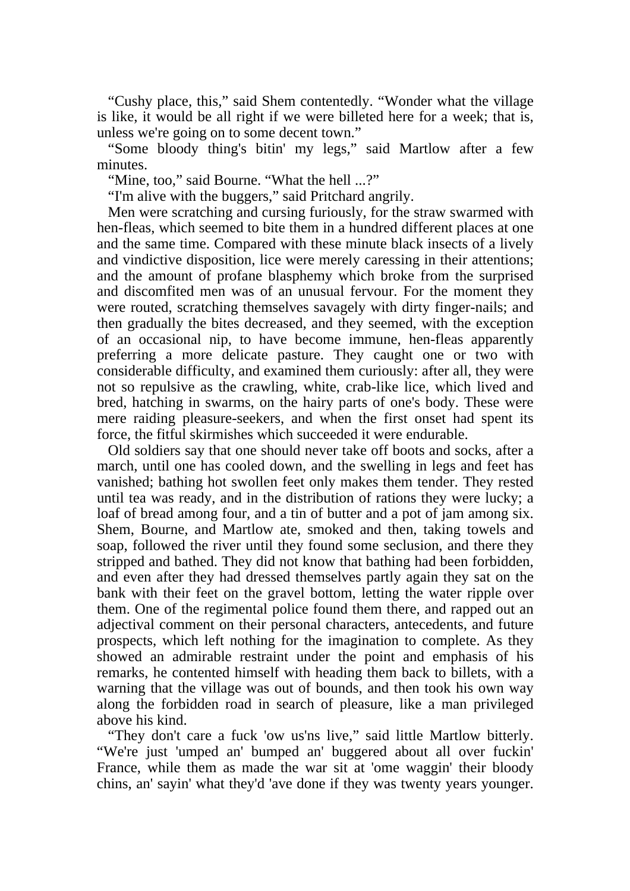"Cushy place, this," said Shem contentedly. "Wonder what the village is like, it would be all right if we were billeted here for a week; that is, unless we're going on to some decent town."

"Some bloody thing's bitin' my legs," said Martlow after a few minutes.

"Mine, too," said Bourne. "What the hell ...?"

"I'm alive with the buggers," said Pritchard angrily.

Men were scratching and cursing furiously, for the straw swarmed with hen-fleas, which seemed to bite them in a hundred different places at one and the same time. Compared with these minute black insects of a lively and vindictive disposition, lice were merely caressing in their attentions; and the amount of profane blasphemy which broke from the surprised and discomfited men was of an unusual fervour. For the moment they were routed, scratching themselves savagely with dirty finger-nails; and then gradually the bites decreased, and they seemed, with the exception of an occasional nip, to have become immune, hen-fleas apparently preferring a more delicate pasture. They caught one or two with considerable difficulty, and examined them curiously: after all, they were not so repulsive as the crawling, white, crab-like lice, which lived and bred, hatching in swarms, on the hairy parts of one's body. These were mere raiding pleasure-seekers, and when the first onset had spent its force, the fitful skirmishes which succeeded it were endurable.

Old soldiers say that one should never take off boots and socks, after a march, until one has cooled down, and the swelling in legs and feet has vanished; bathing hot swollen feet only makes them tender. They rested until tea was ready, and in the distribution of rations they were lucky; a loaf of bread among four, and a tin of butter and a pot of jam among six. Shem, Bourne, and Martlow ate, smoked and then, taking towels and soap, followed the river until they found some seclusion, and there they stripped and bathed. They did not know that bathing had been forbidden, and even after they had dressed themselves partly again they sat on the bank with their feet on the gravel bottom, letting the water ripple over them. One of the regimental police found them there, and rapped out an adjectival comment on their personal characters, antecedents, and future prospects, which left nothing for the imagination to complete. As they showed an admirable restraint under the point and emphasis of his remarks, he contented himself with heading them back to billets, with a warning that the village was out of bounds, and then took his own way along the forbidden road in search of pleasure, like a man privileged above his kind.

"They don't care a fuck 'ow us'ns live," said little Martlow bitterly. "We're just 'umped an' bumped an' buggered about all over fuckin' France, while them as made the war sit at 'ome waggin' their bloody chins, an' sayin' what they'd 'ave done if they was twenty years younger.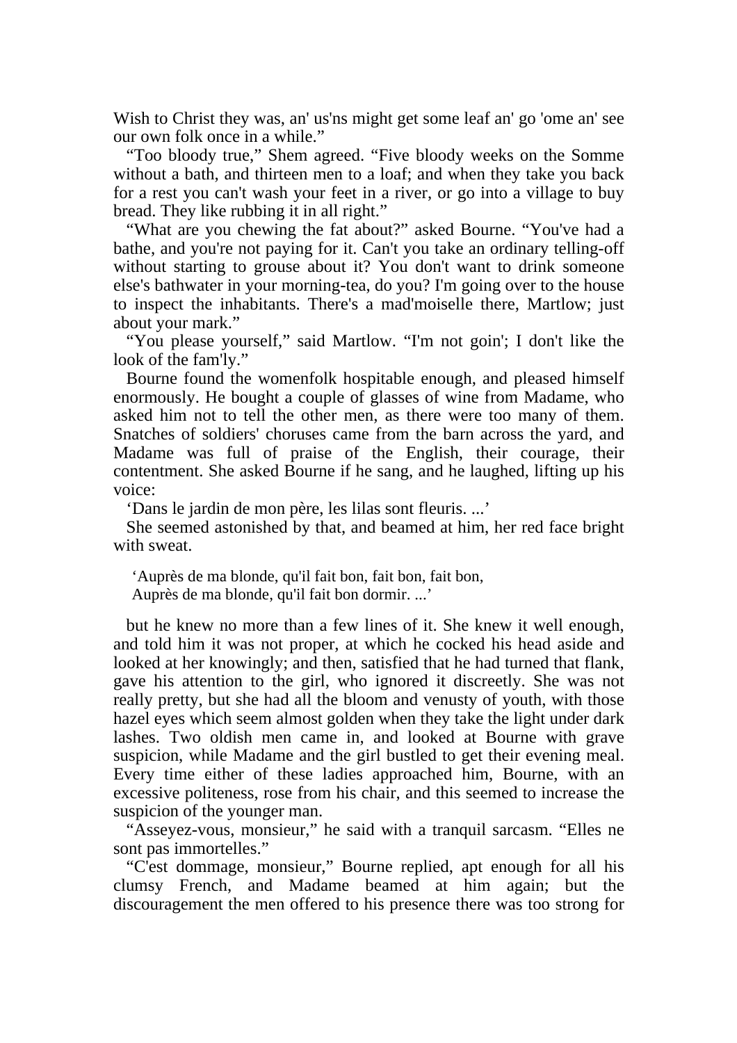Wish to Christ they was, an' us'ns might get some leaf an' go 'ome an' see our own folk once in a while."

"Too bloody true," Shem agreed. "Five bloody weeks on the Somme without a bath, and thirteen men to a loaf; and when they take you back for a rest you can't wash your feet in a river, or go into a village to buy bread. They like rubbing it in all right."

"What are you chewing the fat about?" asked Bourne. "You've had a bathe, and you're not paying for it. Can't you take an ordinary telling-off without starting to grouse about it? You don't want to drink someone else's bathwater in your morning-tea, do you? I'm going over to the house to inspect the inhabitants. There's a mad'moiselle there, Martlow; just about your mark."

"You please yourself," said Martlow. "I'm not goin'; I don't like the look of the fam'ly."

Bourne found the womenfolk hospitable enough, and pleased himself enormously. He bought a couple of glasses of wine from Madame, who asked him not to tell the other men, as there were too many of them. Snatches of soldiers' choruses came from the barn across the yard, and Madame was full of praise of the English, their courage, their contentment. She asked Bourne if he sang, and he laughed, lifting up his voice:

'Dans le jardin de mon père, les lilas sont fleuris. ...'

She seemed astonished by that, and beamed at him, her red face bright with sweat.

> 'Auprès de ma blonde, qu'il fait bon, fait bon, fait bon,
> Auprès de ma blonde, qu'il fait bon dormir. ...'

but he knew no more than a few lines of it. She knew it well enough, and told him it was not proper, at which he cocked his head aside and looked at her knowingly; and then, satisfied that he had turned that flank, gave his attention to the girl, who ignored it discreetly. She was not really pretty, but she had all the bloom and venusty of youth, with those hazel eyes which seem almost golden when they take the light under dark lashes. Two oldish men came in, and looked at Bourne with grave suspicion, while Madame and the girl bustled to get their evening meal. Every time either of these ladies approached him, Bourne, with an excessive politeness, rose from his chair, and this seemed to increase the suspicion of the younger man.

"Asseyez-vous, monsieur," he said with a tranquil sarcasm. "Elles ne sont pas immortelles."

"C'est dommage, monsieur," Bourne replied, apt enough for all his clumsy French, and Madame beamed at him again; but the discouragement the men offered to his presence there was too strong for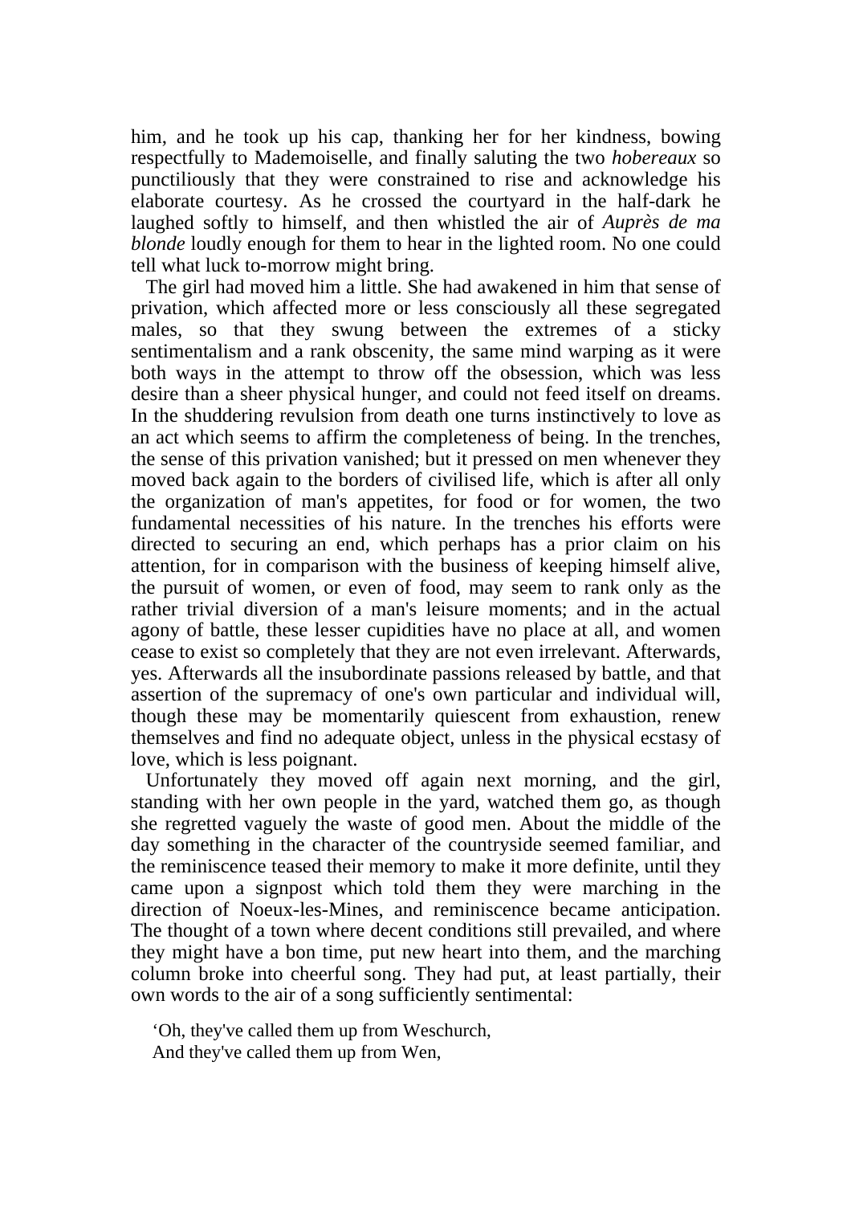him, and he took up his cap, thanking her for her kindness, bowing respectfully to Mademoiselle, and finally saluting the two *hobereaux* so punctiliously that they were constrained to rise and acknowledge his elaborate courtesy. As he crossed the courtyard in the half-dark he laughed softly to himself, and then whistled the air of *Auprès de ma blonde* loudly enough for them to hear in the lighted room. No one could tell what luck to-morrow might bring.

The girl had moved him a little. She had awakened in him that sense of privation, which affected more or less consciously all these segregated males, so that they swung between the extremes of a sticky sentimentalism and a rank obscenity, the same mind warping as it were both ways in the attempt to throw off the obsession, which was less desire than a sheer physical hunger, and could not feed itself on dreams. In the shuddering revulsion from death one turns instinctively to love as an act which seems to affirm the completeness of being. In the trenches, the sense of this privation vanished; but it pressed on men whenever they moved back again to the borders of civilised life, which is after all only the organization of man's appetites, for food or for women, the two fundamental necessities of his nature. In the trenches his efforts were directed to securing an end, which perhaps has a prior claim on his attention, for in comparison with the business of keeping himself alive, the pursuit of women, or even of food, may seem to rank only as the rather trivial diversion of a man's leisure moments; and in the actual agony of battle, these lesser cupidities have no place at all, and women cease to exist so completely that they are not even irrelevant. Afterwards, yes. Afterwards all the insubordinate passions released by battle, and that assertion of the supremacy of one's own particular and individual will, though these may be momentarily quiescent from exhaustion, renew themselves and find no adequate object, unless in the physical ecstasy of love, which is less poignant.

Unfortunately they moved off again next morning, and the girl, standing with her own people in the yard, watched them go, as though she regretted vaguely the waste of good men. About the middle of the day something in the character of the countryside seemed familiar, and the reminiscence teased their memory to make it more definite, until they came upon a signpost which told them they were marching in the direction of Noeux-les-Mines, and reminiscence became anticipation. The thought of a town where decent conditions still prevailed, and where they might have a bon time, put new heart into them, and the marching column broke into cheerful song. They had put, at least partially, their own words to the air of a song sufficiently sentimental:

'Oh, they've called them up from Weschurch,
And they've called them up from Wen,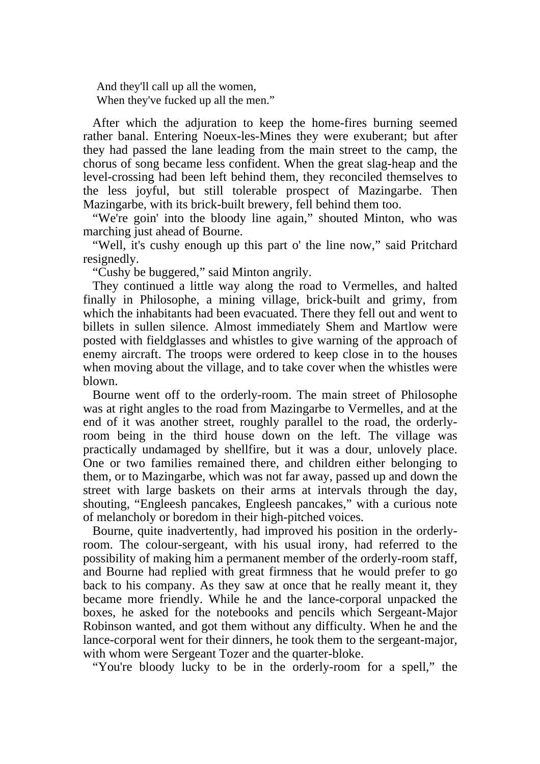And they'll call up all the women,  
When they've fucked up all the men."

After which the adjuration to keep the home-fires burning seemed rather banal. Entering Noeux-les-Mines they were exuberant; but after they had passed the lane leading from the main street to the camp, the chorus of song became less confident. When the great slag-heap and the level-crossing had been left behind them, they reconciled themselves to the less joyful, but still tolerable prospect of Mazingarbe. Then Mazingarbe, with its brick-built brewery, fell behind them too.

"We're goin' into the bloody line again," shouted Minton, who was marching just ahead of Bourne.

"Well, it's cushy enough up this part o' the line now," said Pritchard resignedly.

"Cushy be buggered," said Minton angrily.

They continued a little way along the road to Vermelles, and halted finally in Philosophe, a mining village, brick-built and grimy, from which the inhabitants had been evacuated. There they fell out and went to billets in sullen silence. Almost immediately Shem and Martlow were posted with fieldglasses and whistles to give warning of the approach of enemy aircraft. The troops were ordered to keep close in to the houses when moving about the village, and to take cover when the whistles were blown.

Bourne went off to the orderly-room. The main street of Philosophe was at right angles to the road from Mazingarbe to Vermelles, and at the end of it was another street, roughly parallel to the road, the orderly-room being in the third house down on the left. The village was practically undamaged by shellfire, but it was a dour, unlovely place. One or two families remained there, and children either belonging to them, or to Mazingarbe, which was not far away, passed up and down the street with large baskets on their arms at intervals through the day, shouting, "Engleesh pancakes, Engleesh pancakes," with a curious note of melancholy or boredom in their high-pitched voices.

Bourne, quite inadvertently, had improved his position in the orderly-room. The colour-sergeant, with his usual irony, had referred to the possibility of making him a permanent member of the orderly-room staff, and Bourne had replied with great firmness that he would prefer to go back to his company. As they saw at once that he really meant it, they became more friendly. While he and the lance-corporal unpacked the boxes, he asked for the notebooks and pencils which Sergeant-Major Robinson wanted, and got them without any difficulty. When he and the lance-corporal went for their dinners, he took them to the sergeant-major, with whom were Sergeant Tozer and the quarter-bloke.

"You're bloody lucky to be in the orderly-room for a spell," the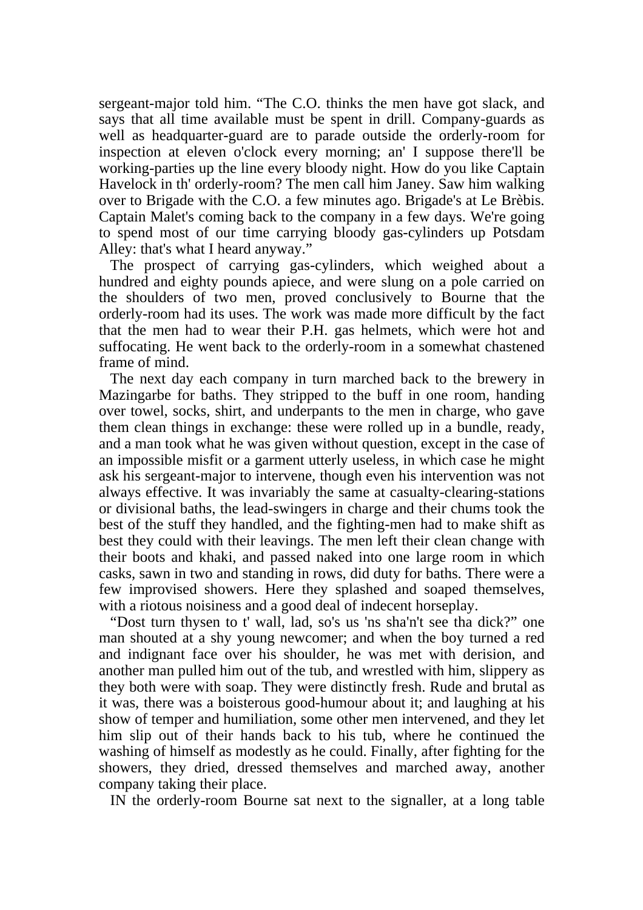sergeant-major told him. "The C.O. thinks the men have got slack, and says that all time available must be spent in drill. Company-guards as well as headquarter-guard are to parade outside the orderly-room for inspection at eleven o'clock every morning; an' I suppose there'll be working-parties up the line every bloody night. How do you like Captain Havelock in th' orderly-room? The men call him Janey. Saw him walking over to Brigade with the C.O. a few minutes ago. Brigade's at Le Brèbis. Captain Malet's coming back to the company in a few days. We're going to spend most of our time carrying bloody gas-cylinders up Potsdam Alley: that's what I heard anyway."

The prospect of carrying gas-cylinders, which weighed about a hundred and eighty pounds apiece, and were slung on a pole carried on the shoulders of two men, proved conclusively to Bourne that the orderly-room had its uses. The work was made more difficult by the fact that the men had to wear their P.H. gas helmets, which were hot and suffocating. He went back to the orderly-room in a somewhat chastened frame of mind.

The next day each company in turn marched back to the brewery in Mazingarbe for baths. They stripped to the buff in one room, handing over towel, socks, shirt, and underpants to the men in charge, who gave them clean things in exchange: these were rolled up in a bundle, ready, and a man took what he was given without question, except in the case of an impossible misfit or a garment utterly useless, in which case he might ask his sergeant-major to intervene, though even his intervention was not always effective. It was invariably the same at casualty-clearing-stations or divisional baths, the lead-swingers in charge and their chums took the best of the stuff they handled, and the fighting-men had to make shift as best they could with their leavings. The men left their clean change with their boots and khaki, and passed naked into one large room in which casks, sawn in two and standing in rows, did duty for baths. There were a few improvised showers. Here they splashed and soaped themselves, with a riotous noisiness and a good deal of indecent horseplay.

"Dost turn thysen to t' wall, lad, so's us 'ns sha'n't see tha dick?" one man shouted at a shy young newcomer; and when the boy turned a red and indignant face over his shoulder, he was met with derision, and another man pulled him out of the tub, and wrestled with him, slippery as they both were with soap. They were distinctly fresh. Rude and brutal as it was, there was a boisterous good-humour about it; and laughing at his show of temper and humiliation, some other men intervened, and they let him slip out of their hands back to his tub, where he continued the washing of himself as modestly as he could. Finally, after fighting for the showers, they dried, dressed themselves and marched away, another company taking their place.

IN the orderly-room Bourne sat next to the signaller, at a long table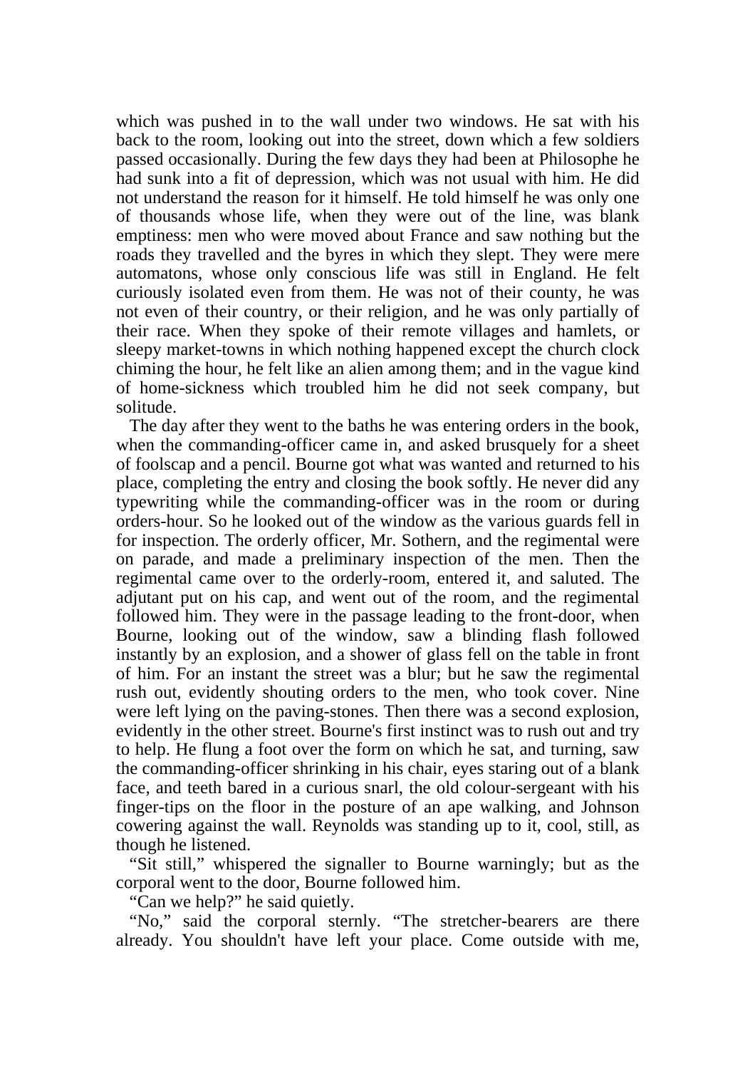which was pushed in to the wall under two windows. He sat with his back to the room, looking out into the street, down which a few soldiers passed occasionally. During the few days they had been at Philosophe he had sunk into a fit of depression, which was not usual with him. He did not understand the reason for it himself. He told himself he was only one of thousands whose life, when they were out of the line, was blank emptiness: men who were moved about France and saw nothing but the roads they travelled and the byres in which they slept. They were mere automatons, whose only conscious life was still in England. He felt curiously isolated even from them. He was not of their county, he was not even of their country, or their religion, and he was only partially of their race. When they spoke of their remote villages and hamlets, or sleepy market-towns in which nothing happened except the church clock chiming the hour, he felt like an alien among them; and in the vague kind of home-sickness which troubled him he did not seek company, but solitude.

The day after they went to the baths he was entering orders in the book, when the commanding-officer came in, and asked brusquely for a sheet of foolscap and a pencil. Bourne got what was wanted and returned to his place, completing the entry and closing the book softly. He never did any typewriting while the commanding-officer was in the room or during orders-hour. So he looked out of the window as the various guards fell in for inspection. The orderly officer, Mr. Sothern, and the regimental were on parade, and made a preliminary inspection of the men. Then the regimental came over to the orderly-room, entered it, and saluted. The adjutant put on his cap, and went out of the room, and the regimental followed him. They were in the passage leading to the front-door, when Bourne, looking out of the window, saw a blinding flash followed instantly by an explosion, and a shower of glass fell on the table in front of him. For an instant the street was a blur; but he saw the regimental rush out, evidently shouting orders to the men, who took cover. Nine were left lying on the paving-stones. Then there was a second explosion, evidently in the other street. Bourne's first instinct was to rush out and try to help. He flung a foot over the form on which he sat, and turning, saw the commanding-officer shrinking in his chair, eyes staring out of a blank face, and teeth bared in a curious snarl, the old colour-sergeant with his finger-tips on the floor in the posture of an ape walking, and Johnson cowering against the wall. Reynolds was standing up to it, cool, still, as though he listened.

"Sit still," whispered the signaller to Bourne warningly; but as the corporal went to the door, Bourne followed him.

"Can we help?" he said quietly.

"No," said the corporal sternly. "The stretcher-bearers are there already. You shouldn't have left your place. Come outside with me,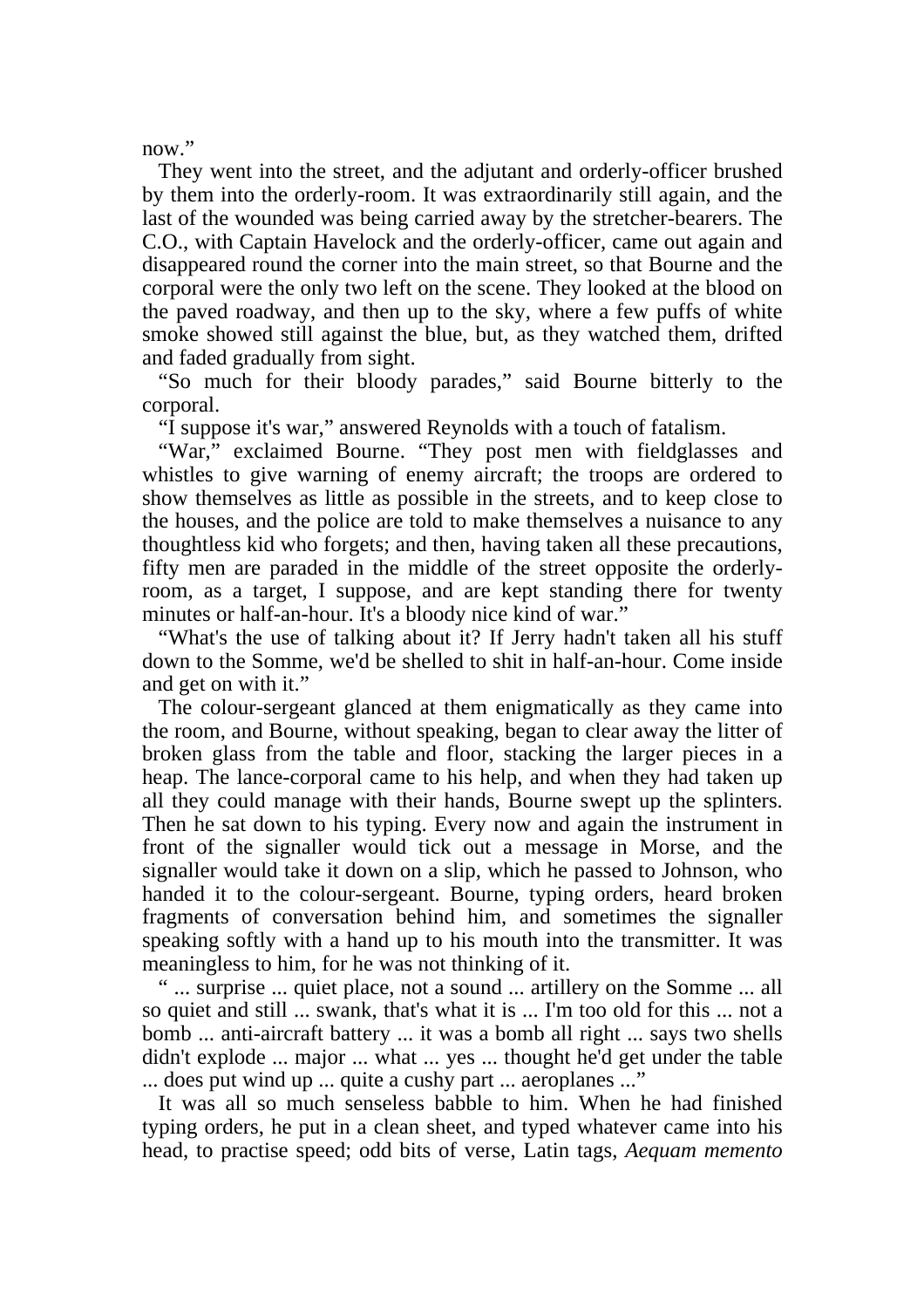now."

They went into the street, and the adjutant and orderly-officer brushed by them into the orderly-room. It was extraordinarily still again, and the last of the wounded was being carried away by the stretcher-bearers. The C.O., with Captain Havelock and the orderly-officer, came out again and disappeared round the corner into the main street, so that Bourne and the corporal were the only two left on the scene. They looked at the blood on the paved roadway, and then up to the sky, where a few puffs of white smoke showed still against the blue, but, as they watched them, drifted and faded gradually from sight.

"So much for their bloody parades," said Bourne bitterly to the corporal.

"I suppose it's war," answered Reynolds with a touch of fatalism.

"War," exclaimed Bourne. "They post men with fieldglasses and whistles to give warning of enemy aircraft; the troops are ordered to show themselves as little as possible in the streets, and to keep close to the houses, and the police are told to make themselves a nuisance to any thoughtless kid who forgets; and then, having taken all these precautions, fifty men are paraded in the middle of the street opposite the orderly-room, as a target, I suppose, and are kept standing there for twenty minutes or half-an-hour. It's a bloody nice kind of war."

"What's the use of talking about it? If Jerry hadn't taken all his stuff down to the Somme, we'd be shelled to shit in half-an-hour. Come inside and get on with it."

The colour-sergeant glanced at them enigmatically as they came into the room, and Bourne, without speaking, began to clear away the litter of broken glass from the table and floor, stacking the larger pieces in a heap. The lance-corporal came to his help, and when they had taken up all they could manage with their hands, Bourne swept up the splinters. Then he sat down to his typing. Every now and again the instrument in front of the signaller would tick out a message in Morse, and the signaller would take it down on a slip, which he passed to Johnson, who handed it to the colour-sergeant. Bourne, typing orders, heard broken fragments of conversation behind him, and sometimes the signaller speaking softly with a hand up to his mouth into the transmitter. It was meaningless to him, for he was not thinking of it.

" ... surprise ... quiet place, not a sound ... artillery on the Somme ... all so quiet and still ... swank, that's what it is ... I'm too old for this ... not a bomb ... anti-aircraft battery ... it was a bomb all right ... says two shells didn't explode ... major ... what ... yes ... thought he'd get under the table ... does put wind up ... quite a cushy part ... aeroplanes ..."

It was all so much senseless babble to him. When he had finished typing orders, he put in a clean sheet, and typed whatever came into his head, to practise speed; odd bits of verse, Latin tags, *Aequam memento*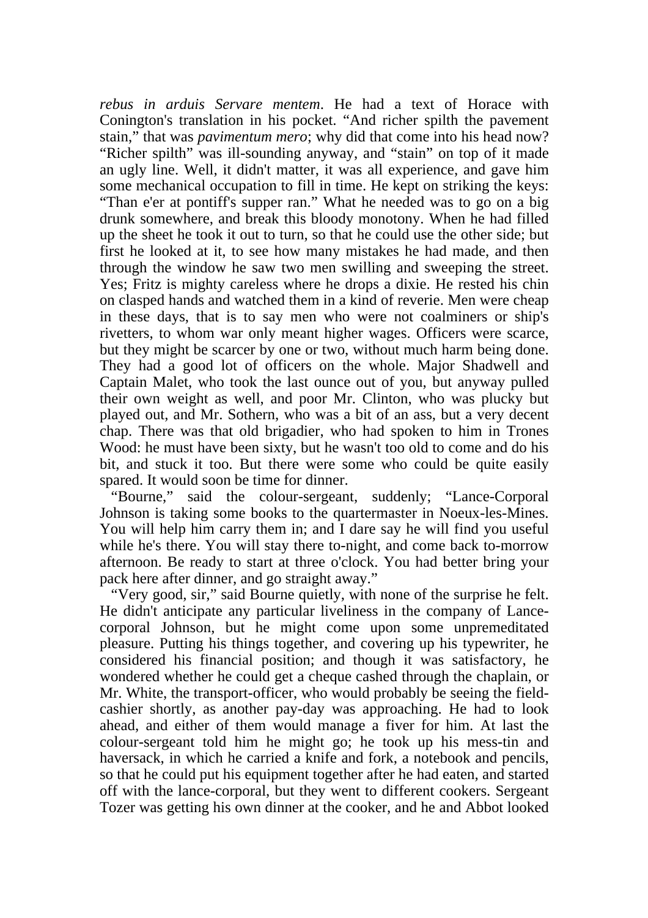*rebus in arduis Servare mentem*. He had a text of Horace with Conington's translation in his pocket. "And richer spilth the pavement stain," that was *pavimentum mero*; why did that come into his head now? "Richer spilth" was ill-sounding anyway, and "stain" on top of it made an ugly line. Well, it didn't matter, it was all experience, and gave him some mechanical occupation to fill in time. He kept on striking the keys: "Than e'er at pontiff's supper ran." What he needed was to go on a big drunk somewhere, and break this bloody monotony. When he had filled up the sheet he took it out to turn, so that he could use the other side; but first he looked at it, to see how many mistakes he had made, and then through the window he saw two men swilling and sweeping the street. Yes; Fritz is mighty careless where he drops a dixie. He rested his chin on clasped hands and watched them in a kind of reverie. Men were cheap in these days, that is to say men who were not coalminers or ship's rivetters, to whom war only meant higher wages. Officers were scarce, but they might be scarcer by one or two, without much harm being done. They had a good lot of officers on the whole. Major Shadwell and Captain Malet, who took the last ounce out of you, but anyway pulled their own weight as well, and poor Mr. Clinton, who was plucky but played out, and Mr. Sothern, who was a bit of an ass, but a very decent chap. There was that old brigadier, who had spoken to him in Trones Wood: he must have been sixty, but he wasn't too old to come and do his bit, and stuck it too. But there were some who could be quite easily spared. It would soon be time for dinner.

"Bourne," said the colour-sergeant, suddenly; "Lance-Corporal Johnson is taking some books to the quartermaster in Noeux-les-Mines. You will help him carry them in; and I dare say he will find you useful while he's there. You will stay there to-night, and come back to-morrow afternoon. Be ready to start at three o'clock. You had better bring your pack here after dinner, and go straight away."

"Very good, sir," said Bourne quietly, with none of the surprise he felt. He didn't anticipate any particular liveliness in the company of Lance-corporal Johnson, but he might come upon some unpremeditated pleasure. Putting his things together, and covering up his typewriter, he considered his financial position; and though it was satisfactory, he wondered whether he could get a cheque cashed through the chaplain, or Mr. White, the transport-officer, who would probably be seeing the field-cashier shortly, as another pay-day was approaching. He had to look ahead, and either of them would manage a fiver for him. At last the colour-sergeant told him he might go; he took up his mess-tin and haversack, in which he carried a knife and fork, a notebook and pencils, so that he could put his equipment together after he had eaten, and started off with the lance-corporal, but they went to different cookers. Sergeant Tozer was getting his own dinner at the cooker, and he and Abbot looked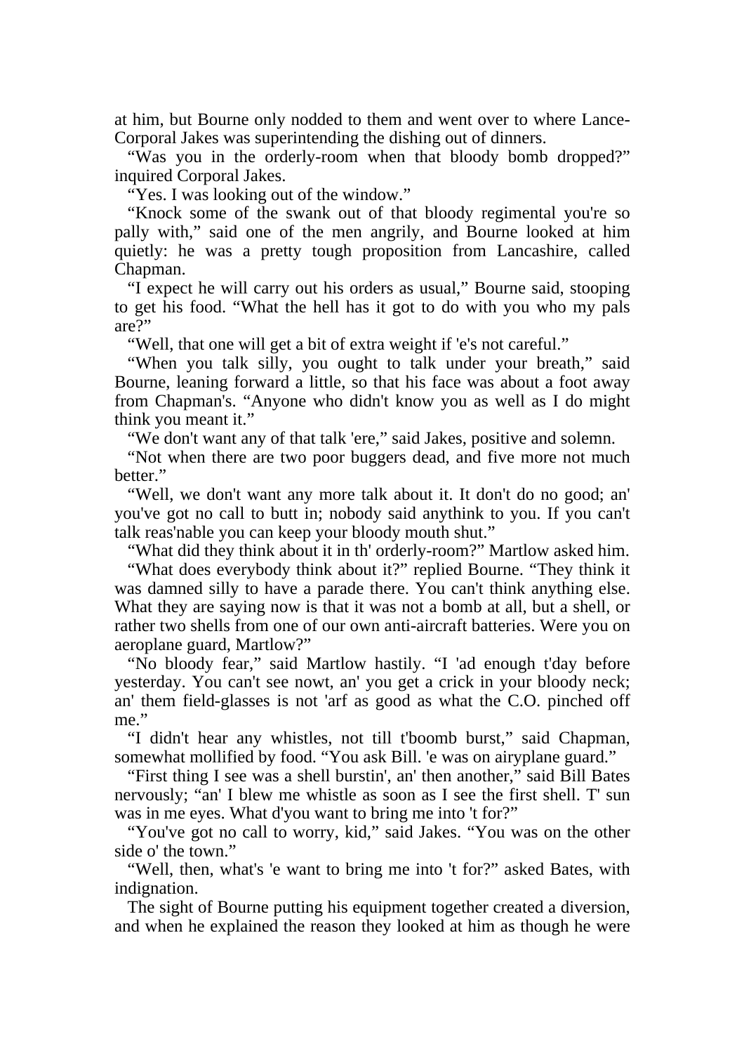at him, but Bourne only nodded to them and went over to where Lance-Corporal Jakes was superintending the dishing out of dinners.

"Was you in the orderly-room when that bloody bomb dropped?" inquired Corporal Jakes.

"Yes. I was looking out of the window."

"Knock some of the swank out of that bloody regimental you're so pally with," said one of the men angrily, and Bourne looked at him quietly: he was a pretty tough proposition from Lancashire, called Chapman.

"I expect he will carry out his orders as usual," Bourne said, stooping to get his food. "What the hell has it got to do with you who my pals are?"

"Well, that one will get a bit of extra weight if 'e's not careful."

"When you talk silly, you ought to talk under your breath," said Bourne, leaning forward a little, so that his face was about a foot away from Chapman's. "Anyone who didn't know you as well as I do might think you meant it."

"We don't want any of that talk 'ere," said Jakes, positive and solemn.

"Not when there are two poor buggers dead, and five more not much better."

"Well, we don't want any more talk about it. It don't do no good; an' you've got no call to butt in; nobody said anythink to you. If you can't talk reas'nable you can keep your bloody mouth shut."

"What did they think about it in th' orderly-room?" Martlow asked him.

"What does everybody think about it?" replied Bourne. "They think it was damned silly to have a parade there. You can't think anything else. What they are saying now is that it was not a bomb at all, but a shell, or rather two shells from one of our own anti-aircraft batteries. Were you on aeroplane guard, Martlow?"

"No bloody fear," said Martlow hastily. "I 'ad enough t'day before yesterday. You can't see nowt, an' you get a crick in your bloody neck; an' them field-glasses is not 'arf as good as what the C.O. pinched off me."

"I didn't hear any whistles, not till t'boomb burst," said Chapman, somewhat mollified by food. "You ask Bill. 'e was on airyplane guard."

"First thing I see was a shell burstin', an' then another," said Bill Bates nervously; "an' I blew me whistle as soon as I see the first shell. T' sun was in me eyes. What d'you want to bring me into 't for?"

"You've got no call to worry, kid," said Jakes. "You was on the other side o' the town."

"Well, then, what's 'e want to bring me into 't for?" asked Bates, with indignation.

The sight of Bourne putting his equipment together created a diversion, and when he explained the reason they looked at him as though he were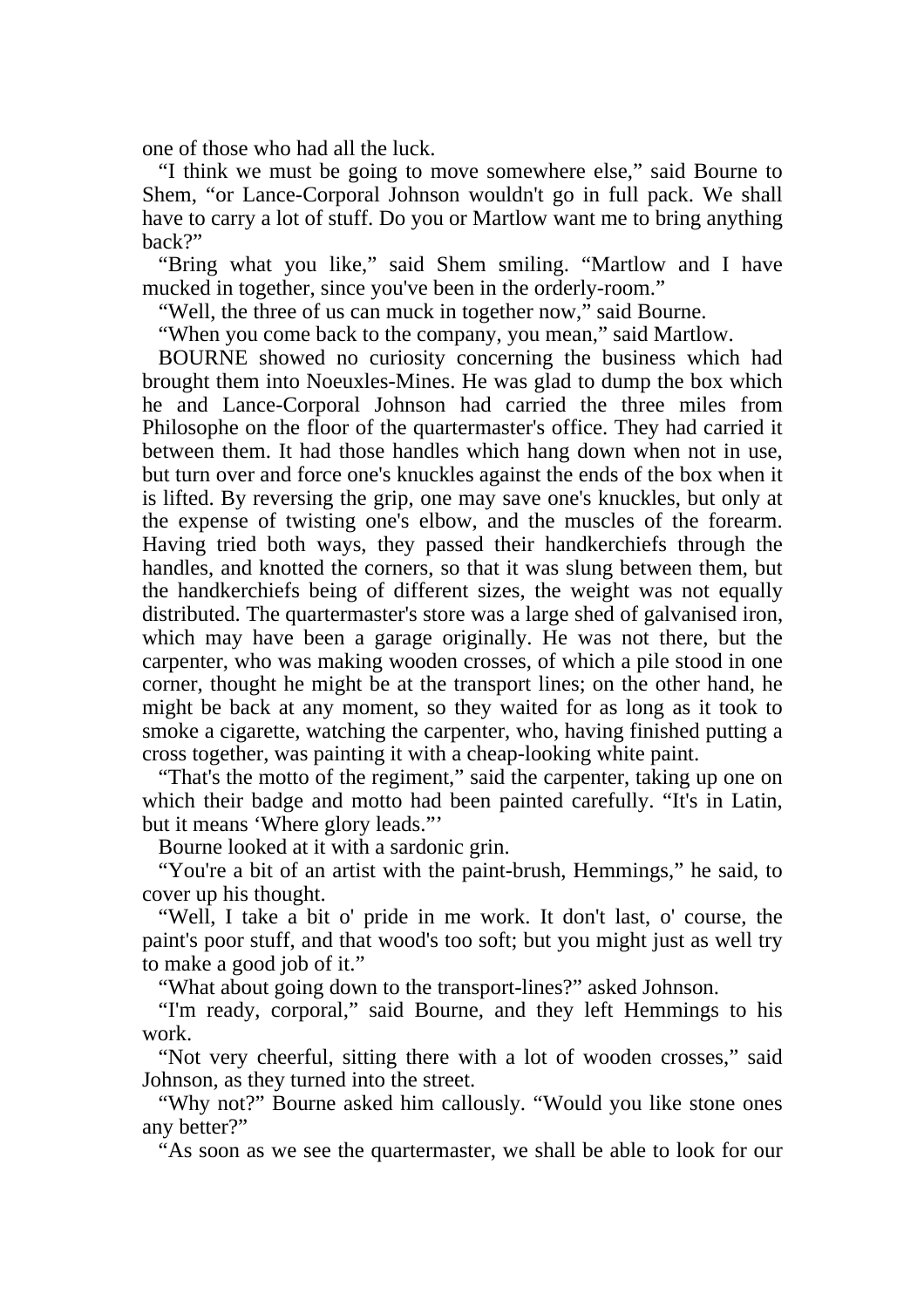one of those who had all the luck.

"I think we must be going to move somewhere else," said Bourne to Shem, "or Lance-Corporal Johnson wouldn't go in full pack. We shall have to carry a lot of stuff. Do you or Martlow want me to bring anything back?"

"Bring what you like," said Shem smiling. "Martlow and I have mucked in together, since you've been in the orderly-room."

"Well, the three of us can muck in together now," said Bourne.

"When you come back to the company, you mean," said Martlow.

BOURNE showed no curiosity concerning the business which had brought them into Noeuxles-Mines. He was glad to dump the box which he and Lance-Corporal Johnson had carried the three miles from Philosophe on the floor of the quartermaster's office. They had carried it between them. It had those handles which hang down when not in use, but turn over and force one's knuckles against the ends of the box when it is lifted. By reversing the grip, one may save one's knuckles, but only at the expense of twisting one's elbow, and the muscles of the forearm. Having tried both ways, they passed their handkerchiefs through the handles, and knotted the corners, so that it was slung between them, but the handkerchiefs being of different sizes, the weight was not equally distributed. The quartermaster's store was a large shed of galvanised iron, which may have been a garage originally. He was not there, but the carpenter, who was making wooden crosses, of which a pile stood in one corner, thought he might be at the transport lines; on the other hand, he might be back at any moment, so they waited for as long as it took to smoke a cigarette, watching the carpenter, who, having finished putting a cross together, was painting it with a cheap-looking white paint.

"That's the motto of the regiment," said the carpenter, taking up one on which their badge and motto had been painted carefully. "It's in Latin, but it means 'Where glory leads."'

Bourne looked at it with a sardonic grin.

"You're a bit of an artist with the paint-brush, Hemmings," he said, to cover up his thought.

"Well, I take a bit o' pride in me work. It don't last, o' course, the paint's poor stuff, and that wood's too soft; but you might just as well try to make a good job of it."

"What about going down to the transport-lines?" asked Johnson.

"I'm ready, corporal," said Bourne, and they left Hemmings to his work.

"Not very cheerful, sitting there with a lot of wooden crosses," said Johnson, as they turned into the street.

"Why not?" Bourne asked him callously. "Would you like stone ones any better?"

"As soon as we see the quartermaster, we shall be able to look for our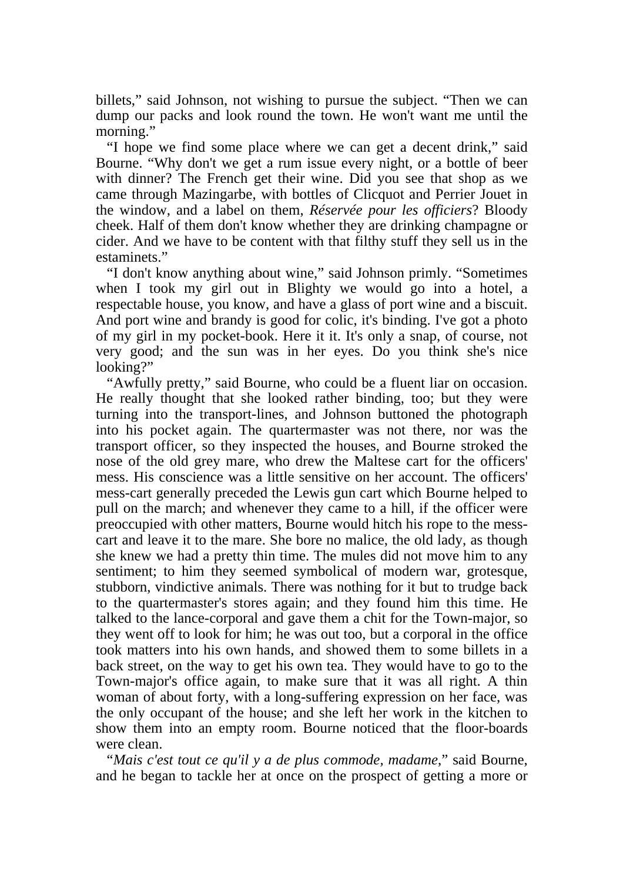billets," said Johnson, not wishing to pursue the subject. "Then we can dump our packs and look round the town. He won't want me until the morning."

"I hope we find some place where we can get a decent drink," said Bourne. "Why don't we get a rum issue every night, or a bottle of beer with dinner? The French get their wine. Did you see that shop as we came through Mazingarbe, with bottles of Clicquot and Perrier Jouet in the window, and a label on them, *Réservée pour les officiers*? Bloody cheek. Half of them don't know whether they are drinking champagne or cider. And we have to be content with that filthy stuff they sell us in the estaminets."

"I don't know anything about wine," said Johnson primly. "Sometimes when I took my girl out in Blighty we would go into a hotel, a respectable house, you know, and have a glass of port wine and a biscuit. And port wine and brandy is good for colic, it's binding. I've got a photo of my girl in my pocket-book. Here it it. It's only a snap, of course, not very good; and the sun was in her eyes. Do you think she's nice looking?"

"Awfully pretty," said Bourne, who could be a fluent liar on occasion. He really thought that she looked rather binding, too; but they were turning into the transport-lines, and Johnson buttoned the photograph into his pocket again. The quartermaster was not there, nor was the transport officer, so they inspected the houses, and Bourne stroked the nose of the old grey mare, who drew the Maltese cart for the officers' mess. His conscience was a little sensitive on her account. The officers' mess-cart generally preceded the Lewis gun cart which Bourne helped to pull on the march; and whenever they came to a hill, if the officer were preoccupied with other matters, Bourne would hitch his rope to the mess-cart and leave it to the mare. She bore no malice, the old lady, as though she knew we had a pretty thin time. The mules did not move him to any sentiment; to him they seemed symbolical of modern war, grotesque, stubborn, vindictive animals. There was nothing for it but to trudge back to the quartermaster's stores again; and they found him this time. He talked to the lance-corporal and gave them a chit for the Town-major, so they went off to look for him; he was out too, but a corporal in the office took matters into his own hands, and showed them to some billets in a back street, on the way to get his own tea. They would have to go to the Town-major's office again, to make sure that it was all right. A thin woman of about forty, with a long-suffering expression on her face, was the only occupant of the house; and she left her work in the kitchen to show them into an empty room. Bourne noticed that the floor-boards were clean.

"*Mais c'est tout ce qu'il y a de plus commode, madame*," said Bourne, and he began to tackle her at once on the prospect of getting a more or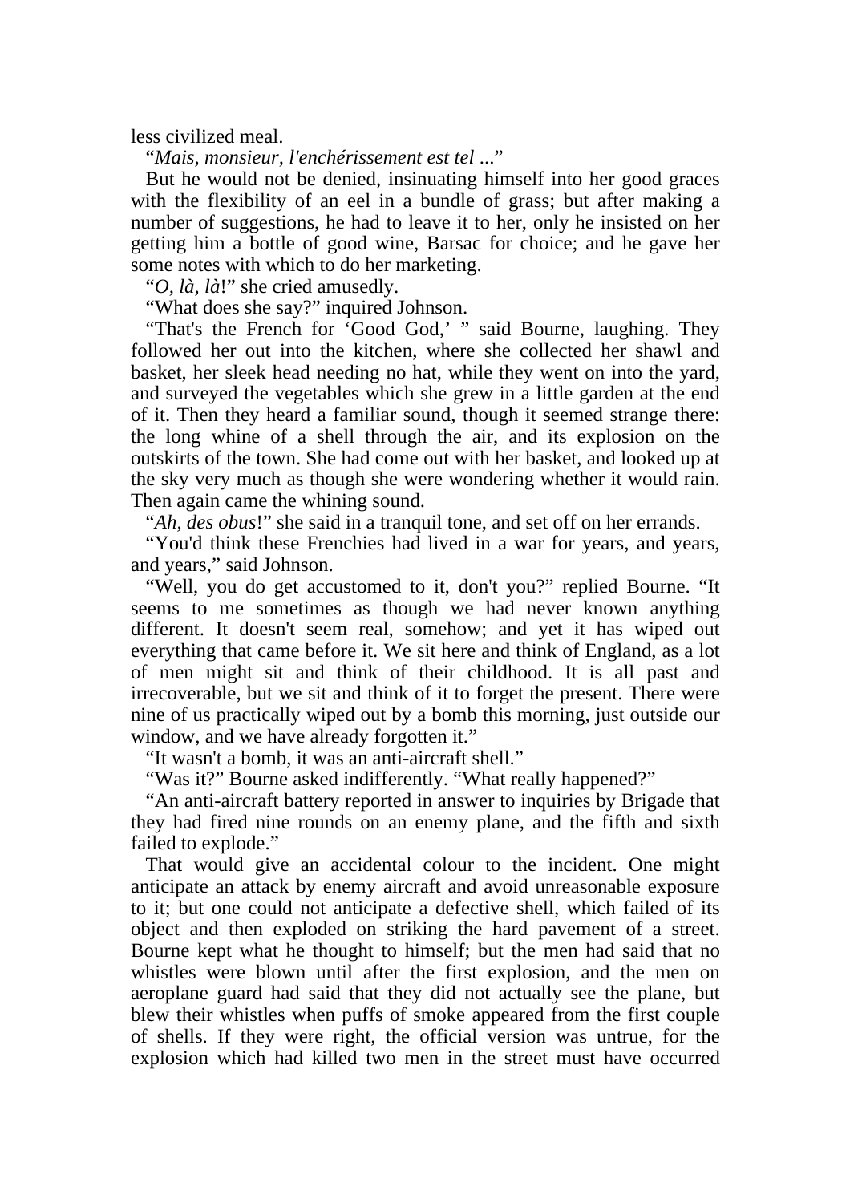less civilized meal.

"*Mais, monsieur, l'enchérissement est tel* ..."

But he would not be denied, insinuating himself into her good graces with the flexibility of an eel in a bundle of grass; but after making a number of suggestions, he had to leave it to her, only he insisted on her getting him a bottle of good wine, Barsac for choice; and he gave her some notes with which to do her marketing.

"*O, là, là*!" she cried amusedly.

"What does she say?" inquired Johnson.

"That's the French for 'Good God,' " said Bourne, laughing. They followed her out into the kitchen, where she collected her shawl and basket, her sleek head needing no hat, while they went on into the yard, and surveyed the vegetables which she grew in a little garden at the end of it. Then they heard a familiar sound, though it seemed strange there: the long whine of a shell through the air, and its explosion on the outskirts of the town. She had come out with her basket, and looked up at the sky very much as though she were wondering whether it would rain. Then again came the whining sound.

"*Ah, des obus*!" she said in a tranquil tone, and set off on her errands.

"You'd think these Frenchies had lived in a war for years, and years, and years," said Johnson.

"Well, you do get accustomed to it, don't you?" replied Bourne. "It seems to me sometimes as though we had never known anything different. It doesn't seem real, somehow; and yet it has wiped out everything that came before it. We sit here and think of England, as a lot of men might sit and think of their childhood. It is all past and irrecoverable, but we sit and think of it to forget the present. There were nine of us practically wiped out by a bomb this morning, just outside our window, and we have already forgotten it."

"It wasn't a bomb, it was an anti-aircraft shell."

"Was it?" Bourne asked indifferently. "What really happened?"

"An anti-aircraft battery reported in answer to inquiries by Brigade that they had fired nine rounds on an enemy plane, and the fifth and sixth failed to explode."

That would give an accidental colour to the incident. One might anticipate an attack by enemy aircraft and avoid unreasonable exposure to it; but one could not anticipate a defective shell, which failed of its object and then exploded on striking the hard pavement of a street. Bourne kept what he thought to himself; but the men had said that no whistles were blown until after the first explosion, and the men on aeroplane guard had said that they did not actually see the plane, but blew their whistles when puffs of smoke appeared from the first couple of shells. If they were right, the official version was untrue, for the explosion which had killed two men in the street must have occurred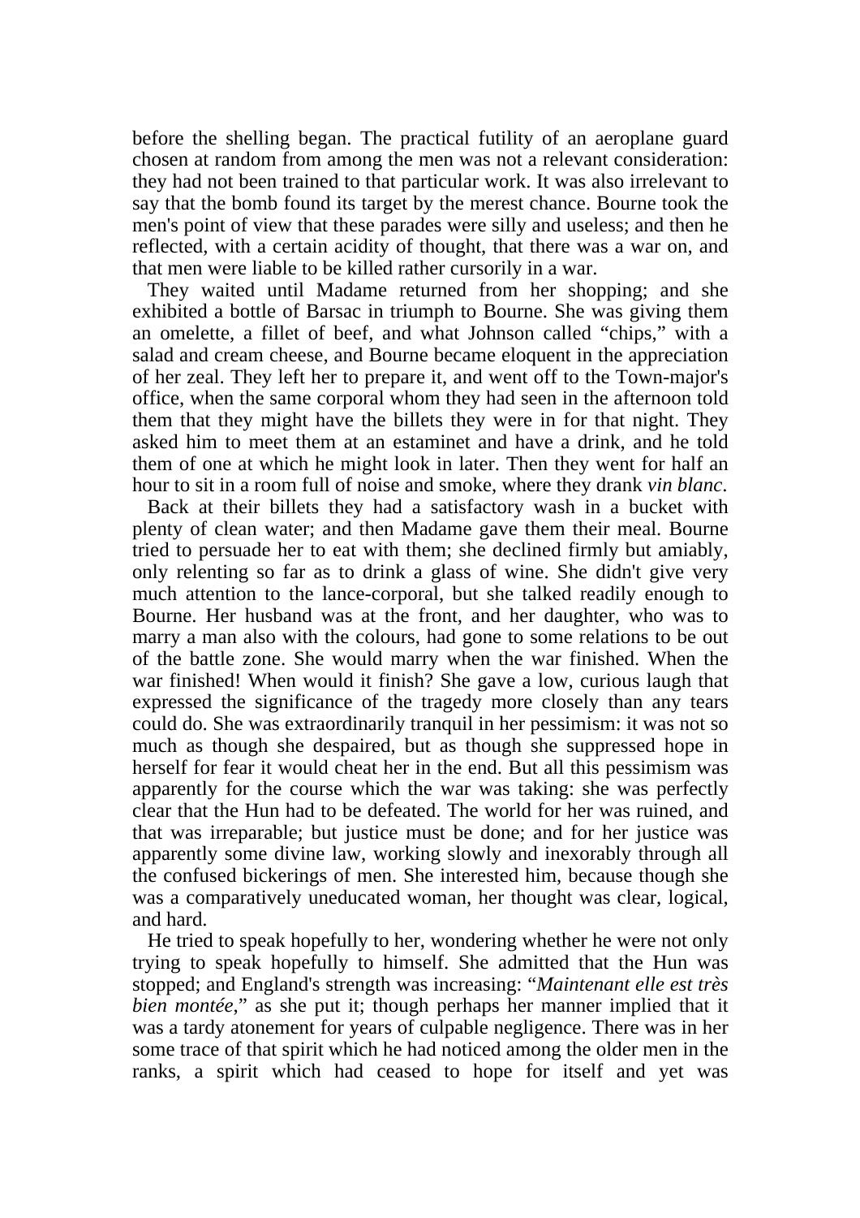before the shelling began. The practical futility of an aeroplane guard chosen at random from among the men was not a relevant consideration: they had not been trained to that particular work. It was also irrelevant to say that the bomb found its target by the merest chance. Bourne took the men's point of view that these parades were silly and useless; and then he reflected, with a certain acidity of thought, that there was a war on, and that men were liable to be killed rather cursorily in a war.

They waited until Madame returned from her shopping; and she exhibited a bottle of Barsac in triumph to Bourne. She was giving them an omelette, a fillet of beef, and what Johnson called "chips," with a salad and cream cheese, and Bourne became eloquent in the appreciation of her zeal. They left her to prepare it, and went off to the Town-major's office, when the same corporal whom they had seen in the afternoon told them that they might have the billets they were in for that night. They asked him to meet them at an estaminet and have a drink, and he told them of one at which he might look in later. Then they went for half an hour to sit in a room full of noise and smoke, where they drank *vin blanc*.

Back at their billets they had a satisfactory wash in a bucket with plenty of clean water; and then Madame gave them their meal. Bourne tried to persuade her to eat with them; she declined firmly but amiably, only relenting so far as to drink a glass of wine. She didn't give very much attention to the lance-corporal, but she talked readily enough to Bourne. Her husband was at the front, and her daughter, who was to marry a man also with the colours, had gone to some relations to be out of the battle zone. She would marry when the war finished. When the war finished! When would it finish? She gave a low, curious laugh that expressed the significance of the tragedy more closely than any tears could do. She was extraordinarily tranquil in her pessimism: it was not so much as though she despaired, but as though she suppressed hope in herself for fear it would cheat her in the end. But all this pessimism was apparently for the course which the war was taking: she was perfectly clear that the Hun had to be defeated. The world for her was ruined, and that was irreparable; but justice must be done; and for her justice was apparently some divine law, working slowly and inexorably through all the confused bickerings of men. She interested him, because though she was a comparatively uneducated woman, her thought was clear, logical, and hard.

He tried to speak hopefully to her, wondering whether he were not only trying to speak hopefully to himself. She admitted that the Hun was stopped; and England's strength was increasing: "*Maintenant elle est très bien montée*," as she put it; though perhaps her manner implied that it was a tardy atonement for years of culpable negligence. There was in her some trace of that spirit which he had noticed among the older men in the ranks, a spirit which had ceased to hope for itself and yet was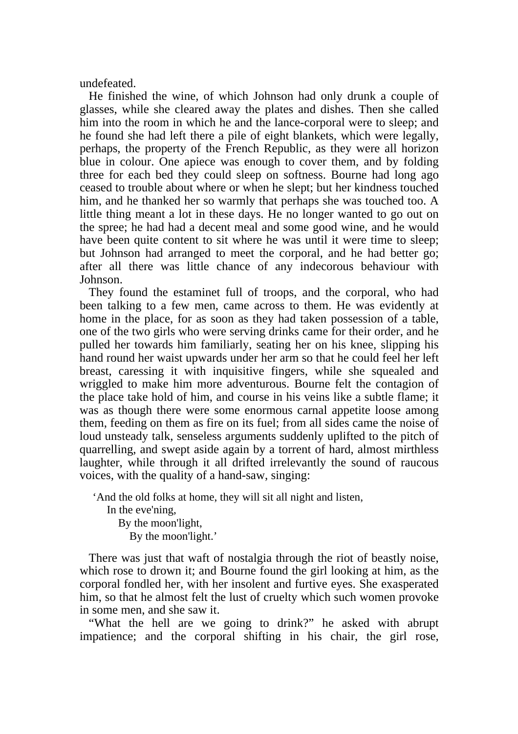undefeated.

He finished the wine, of which Johnson had only drunk a couple of glasses, while she cleared away the plates and dishes. Then she called him into the room in which he and the lance-corporal were to sleep; and he found she had left there a pile of eight blankets, which were legally, perhaps, the property of the French Republic, as they were all horizon blue in colour. One apiece was enough to cover them, and by folding three for each bed they could sleep on softness. Bourne had long ago ceased to trouble about where or when he slept; but her kindness touched him, and he thanked her so warmly that perhaps she was touched too. A little thing meant a lot in these days. He no longer wanted to go out on the spree; he had had a decent meal and some good wine, and he would have been quite content to sit where he was until it were time to sleep; but Johnson had arranged to meet the corporal, and he had better go; after all there was little chance of any indecorous behaviour with Johnson.

They found the estaminet full of troops, and the corporal, who had been talking to a few men, came across to them. He was evidently at home in the place, for as soon as they had taken possession of a table, one of the two girls who were serving drinks came for their order, and he pulled her towards him familiarly, seating her on his knee, slipping his hand round her waist upwards under her arm so that he could feel her left breast, caressing it with inquisitive fingers, while she squealed and wriggled to make him more adventurous. Bourne felt the contagion of the place take hold of him, and course in his veins like a subtle flame; it was as though there were some enormous carnal appetite loose among them, feeding on them as fire on its fuel; from all sides came the noise of loud unsteady talk, senseless arguments suddenly uplifted to the pitch of quarrelling, and swept aside again by a torrent of hard, almost mirthless laughter, while through it all drifted irrelevantly the sound of raucous voices, with the quality of a hand-saw, singing:

> ‘And the old folks at home, they will sit all night and listen,
> In the eve'ning,
> By the moon'light,
> By the moon'light.’

There was just that waft of nostalgia through the riot of beastly noise, which rose to drown it; and Bourne found the girl looking at him, as the corporal fondled her, with her insolent and furtive eyes. She exasperated him, so that he almost felt the lust of cruelty which such women provoke in some men, and she saw it.

“What the hell are we going to drink?” he asked with abrupt impatience; and the corporal shifting in his chair, the girl rose,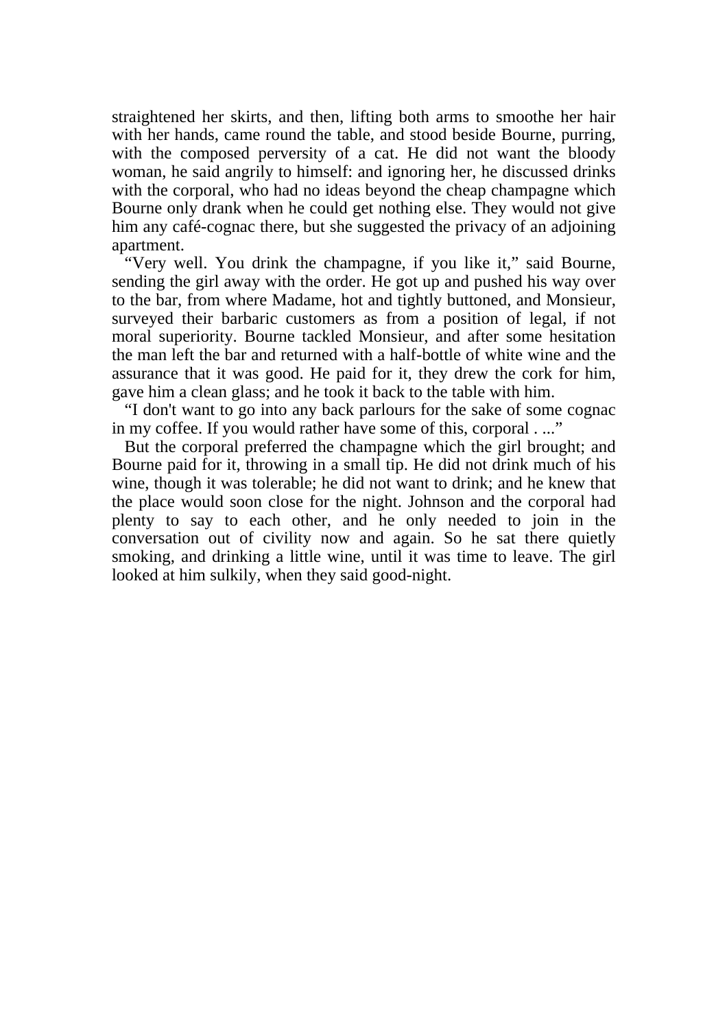straightened her skirts, and then, lifting both arms to smoothe her hair with her hands, came round the table, and stood beside Bourne, purring, with the composed perversity of a cat. He did not want the bloody woman, he said angrily to himself: and ignoring her, he discussed drinks with the corporal, who had no ideas beyond the cheap champagne which Bourne only drank when he could get nothing else. They would not give him any café-cognac there, but she suggested the privacy of an adjoining apartment.

"Very well. You drink the champagne, if you like it," said Bourne, sending the girl away with the order. He got up and pushed his way over to the bar, from where Madame, hot and tightly buttoned, and Monsieur, surveyed their barbaric customers as from a position of legal, if not moral superiority. Bourne tackled Monsieur, and after some hesitation the man left the bar and returned with a half-bottle of white wine and the assurance that it was good. He paid for it, they drew the cork for him, gave him a clean glass; and he took it back to the table with him.

"I don't want to go into any back parlours for the sake of some cognac in my coffee. If you would rather have some of this, corporal . ..."

But the corporal preferred the champagne which the girl brought; and Bourne paid for it, throwing in a small tip. He did not drink much of his wine, though it was tolerable; he did not want to drink; and he knew that the place would soon close for the night. Johnson and the corporal had plenty to say to each other, and he only needed to join in the conversation out of civility now and again. So he sat there quietly smoking, and drinking a little wine, until it was time to leave. The girl looked at him sulkily, when they said good-night.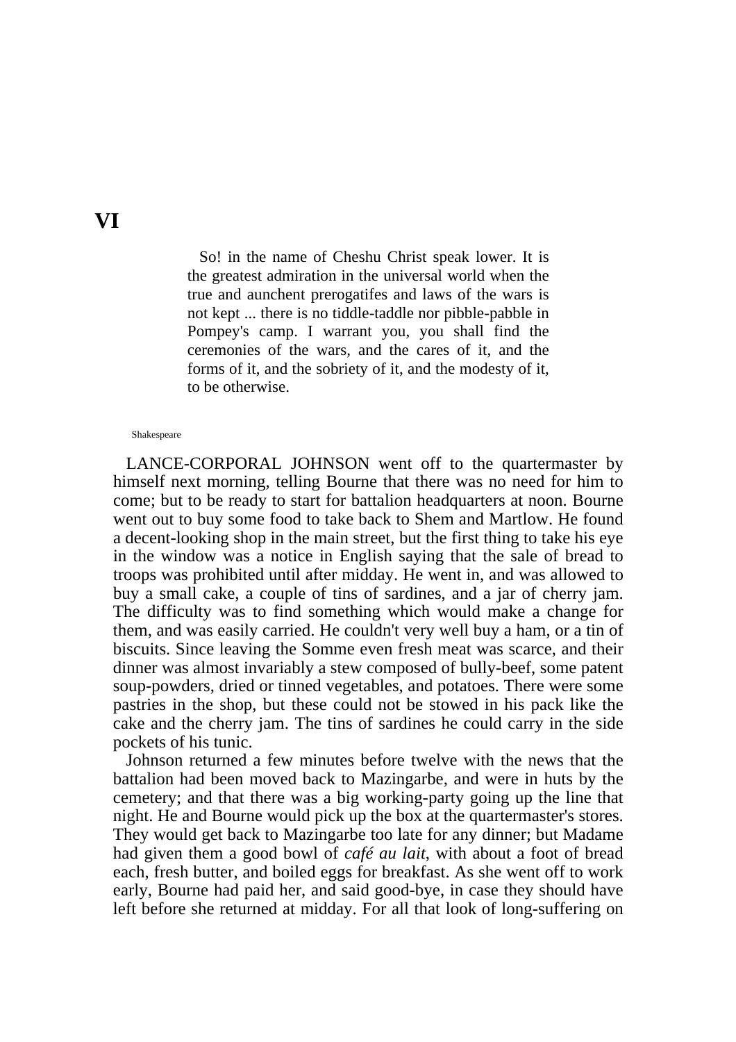# VI

> So! in the name of Cheshu Christ speak lower. It is the greatest admiration in the universal world when the true and aunchent prerogatifes and laws of the wars is not kept ... there is no tiddle-taddle nor pibble-pabble in Pompey's camp. I warrant you, you shall find the ceremonies of the wars, and the cares of it, and the forms of it, and the sobriety of it, and the modesty of it, to be otherwise.
>
> Shakespeare

LANCE-CORPORAL JOHNSON went off to the quartermaster by himself next morning, telling Bourne that there was no need for him to come; but to be ready to start for battalion headquarters at noon. Bourne went out to buy some food to take back to Shem and Martlow. He found a decent-looking shop in the main street, but the first thing to take his eye in the window was a notice in English saying that the sale of bread to troops was prohibited until after midday. He went in, and was allowed to buy a small cake, a couple of tins of sardines, and a jar of cherry jam. The difficulty was to find something which would make a change for them, and was easily carried. He couldn't very well buy a ham, or a tin of biscuits. Since leaving the Somme even fresh meat was scarce, and their dinner was almost invariably a stew composed of bully-beef, some patent soup-powders, dried or tinned vegetables, and potatoes. There were some pastries in the shop, but these could not be stowed in his pack like the cake and the cherry jam. The tins of sardines he could carry in the side pockets of his tunic.

Johnson returned a few minutes before twelve with the news that the battalion had been moved back to Mazingarbe, and were in huts by the cemetery; and that there was a big working-party going up the line that night. He and Bourne would pick up the box at the quartermaster's stores. They would get back to Mazingarbe too late for any dinner; but Madame had given them a good bowl of *café au lait*, with about a foot of bread each, fresh butter, and boiled eggs for breakfast. As she went off to work early, Bourne had paid her, and said good-bye, in case they should have left before she returned at midday. For all that look of long-suffering on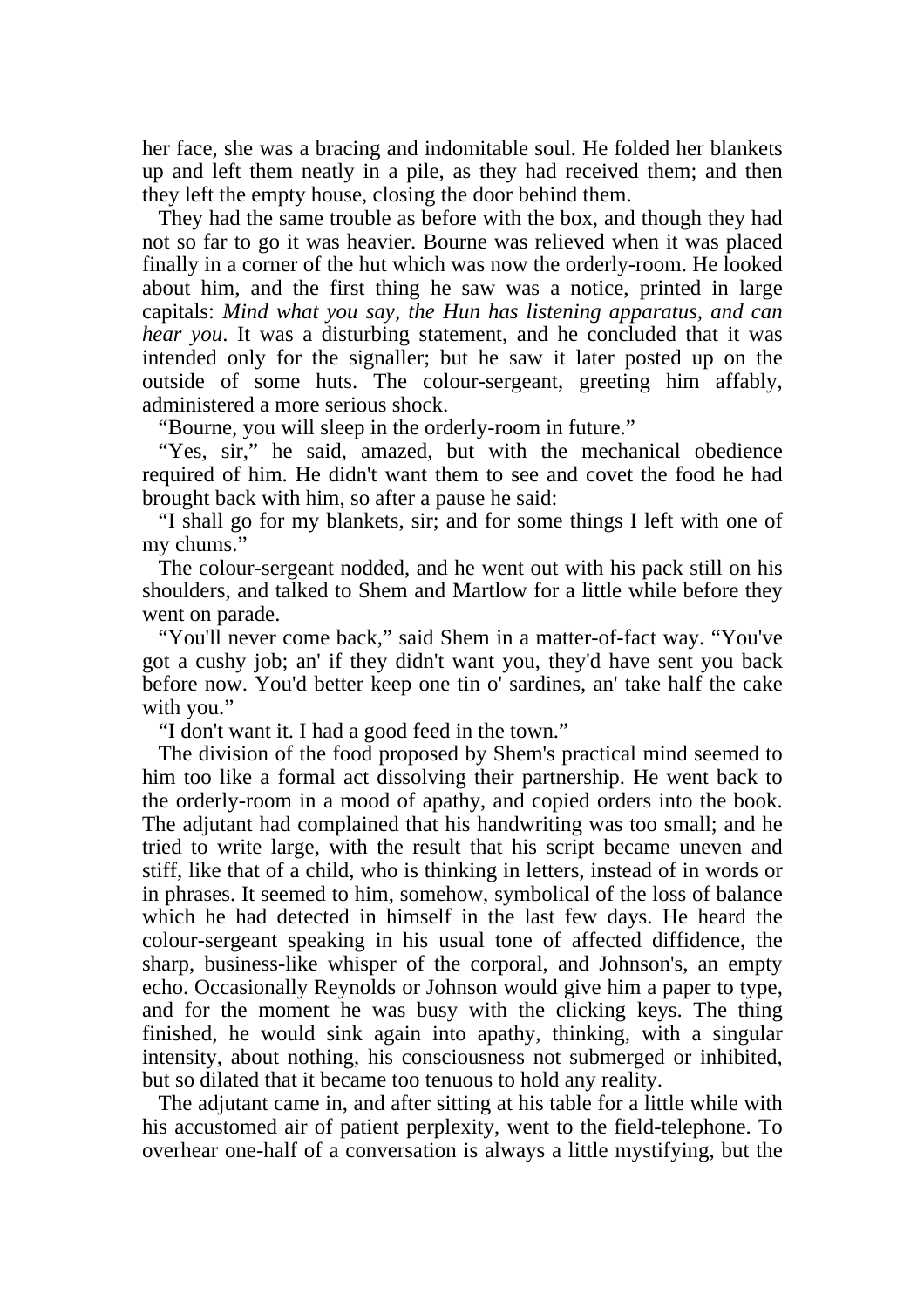her face, she was a bracing and indomitable soul. He folded her blankets up and left them neatly in a pile, as they had received them; and then they left the empty house, closing the door behind them.

They had the same trouble as before with the box, and though they had not so far to go it was heavier. Bourne was relieved when it was placed finally in a corner of the hut which was now the orderly-room. He looked about him, and the first thing he saw was a notice, printed in large capitals: *Mind what you say, the Hun has listening apparatus, and can hear you*. It was a disturbing statement, and he concluded that it was intended only for the signaller; but he saw it later posted up on the outside of some huts. The colour-sergeant, greeting him affably, administered a more serious shock.

"Bourne, you will sleep in the orderly-room in future."

"Yes, sir," he said, amazed, but with the mechanical obedience required of him. He didn't want them to see and covet the food he had brought back with him, so after a pause he said:

"I shall go for my blankets, sir; and for some things I left with one of my chums."

The colour-sergeant nodded, and he went out with his pack still on his shoulders, and talked to Shem and Martlow for a little while before they went on parade.

"You'll never come back," said Shem in a matter-of-fact way. "You've got a cushy job; an' if they didn't want you, they'd have sent you back before now. You'd better keep one tin o' sardines, an' take half the cake with you."

"I don't want it. I had a good feed in the town."

The division of the food proposed by Shem's practical mind seemed to him too like a formal act dissolving their partnership. He went back to the orderly-room in a mood of apathy, and copied orders into the book. The adjutant had complained that his handwriting was too small; and he tried to write large, with the result that his script became uneven and stiff, like that of a child, who is thinking in letters, instead of in words or in phrases. It seemed to him, somehow, symbolical of the loss of balance which he had detected in himself in the last few days. He heard the colour-sergeant speaking in his usual tone of affected diffidence, the sharp, business-like whisper of the corporal, and Johnson's, an empty echo. Occasionally Reynolds or Johnson would give him a paper to type, and for the moment he was busy with the clicking keys. The thing finished, he would sink again into apathy, thinking, with a singular intensity, about nothing, his consciousness not submerged or inhibited, but so dilated that it became too tenuous to hold any reality.

The adjutant came in, and after sitting at his table for a little while with his accustomed air of patient perplexity, went to the field-telephone. To overhear one-half of a conversation is always a little mystifying, but the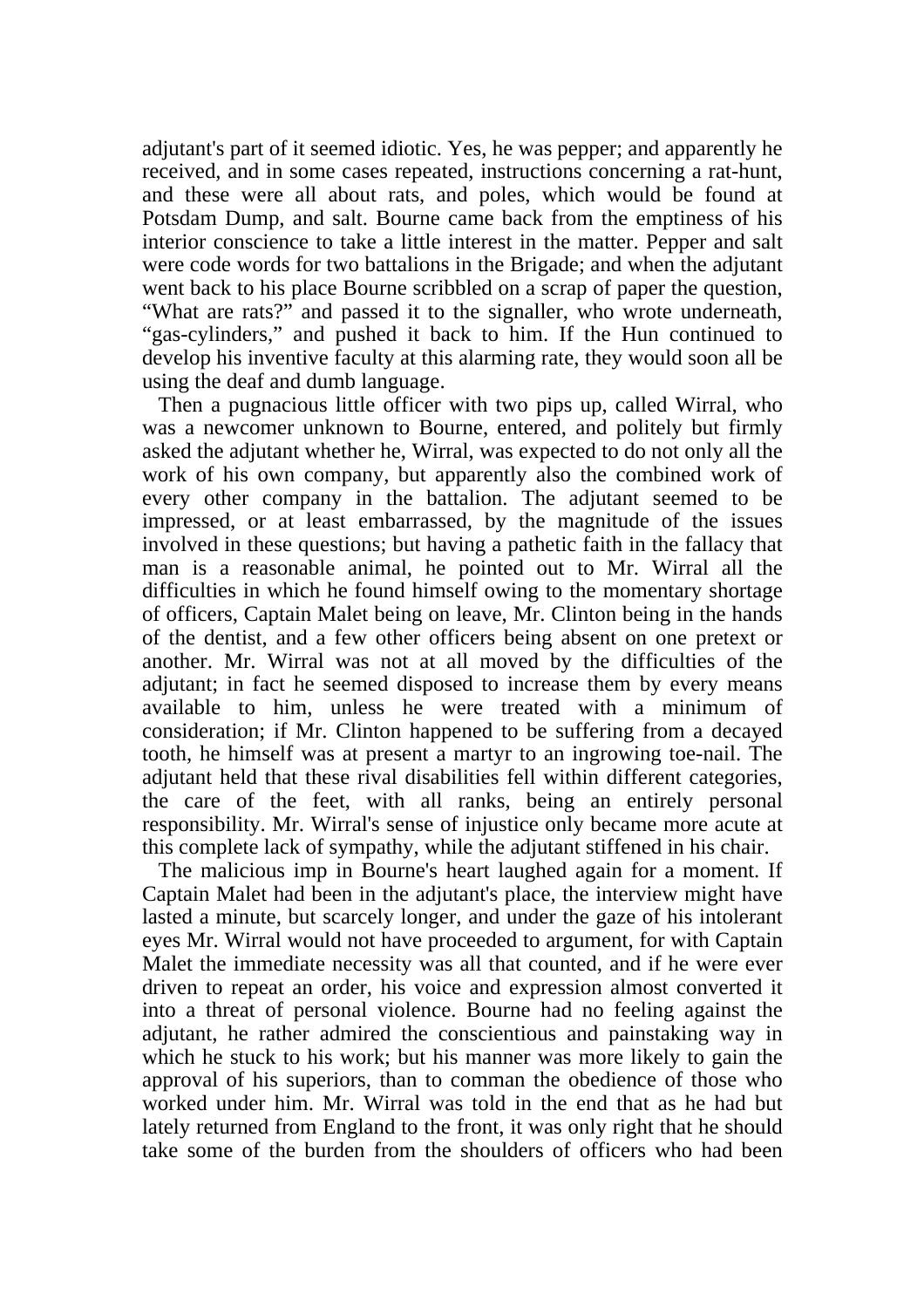adjutant's part of it seemed idiotic. Yes, he was pepper; and apparently he received, and in some cases repeated, instructions concerning a rat-hunt, and these were all about rats, and poles, which would be found at Potsdam Dump, and salt. Bourne came back from the emptiness of his interior conscience to take a little interest in the matter. Pepper and salt were code words for two battalions in the Brigade; and when the adjutant went back to his place Bourne scribbled on a scrap of paper the question, "What are rats?" and passed it to the signaller, who wrote underneath, "gas-cylinders," and pushed it back to him. If the Hun continued to develop his inventive faculty at this alarming rate, they would soon all be using the deaf and dumb language.

Then a pugnacious little officer with two pips up, called Wirral, who was a newcomer unknown to Bourne, entered, and politely but firmly asked the adjutant whether he, Wirral, was expected to do not only all the work of his own company, but apparently also the combined work of every other company in the battalion. The adjutant seemed to be impressed, or at least embarrassed, by the magnitude of the issues involved in these questions; but having a pathetic faith in the fallacy that man is a reasonable animal, he pointed out to Mr. Wirral all the difficulties in which he found himself owing to the momentary shortage of officers, Captain Malet being on leave, Mr. Clinton being in the hands of the dentist, and a few other officers being absent on one pretext or another. Mr. Wirral was not at all moved by the difficulties of the adjutant; in fact he seemed disposed to increase them by every means available to him, unless he were treated with a minimum of consideration; if Mr. Clinton happened to be suffering from a decayed tooth, he himself was at present a martyr to an ingrowing toe-nail. The adjutant held that these rival disabilities fell within different categories, the care of the feet, with all ranks, being an entirely personal responsibility. Mr. Wirral's sense of injustice only became more acute at this complete lack of sympathy, while the adjutant stiffened in his chair.

The malicious imp in Bourne's heart laughed again for a moment. If Captain Malet had been in the adjutant's place, the interview might have lasted a minute, but scarcely longer, and under the gaze of his intolerant eyes Mr. Wirral would not have proceeded to argument, for with Captain Malet the immediate necessity was all that counted, and if he were ever driven to repeat an order, his voice and expression almost converted it into a threat of personal violence. Bourne had no feeling against the adjutant, he rather admired the conscientious and painstaking way in which he stuck to his work; but his manner was more likely to gain the approval of his superiors, than to comman the obedience of those who worked under him. Mr. Wirral was told in the end that as he had but lately returned from England to the front, it was only right that he should take some of the burden from the shoulders of officers who had been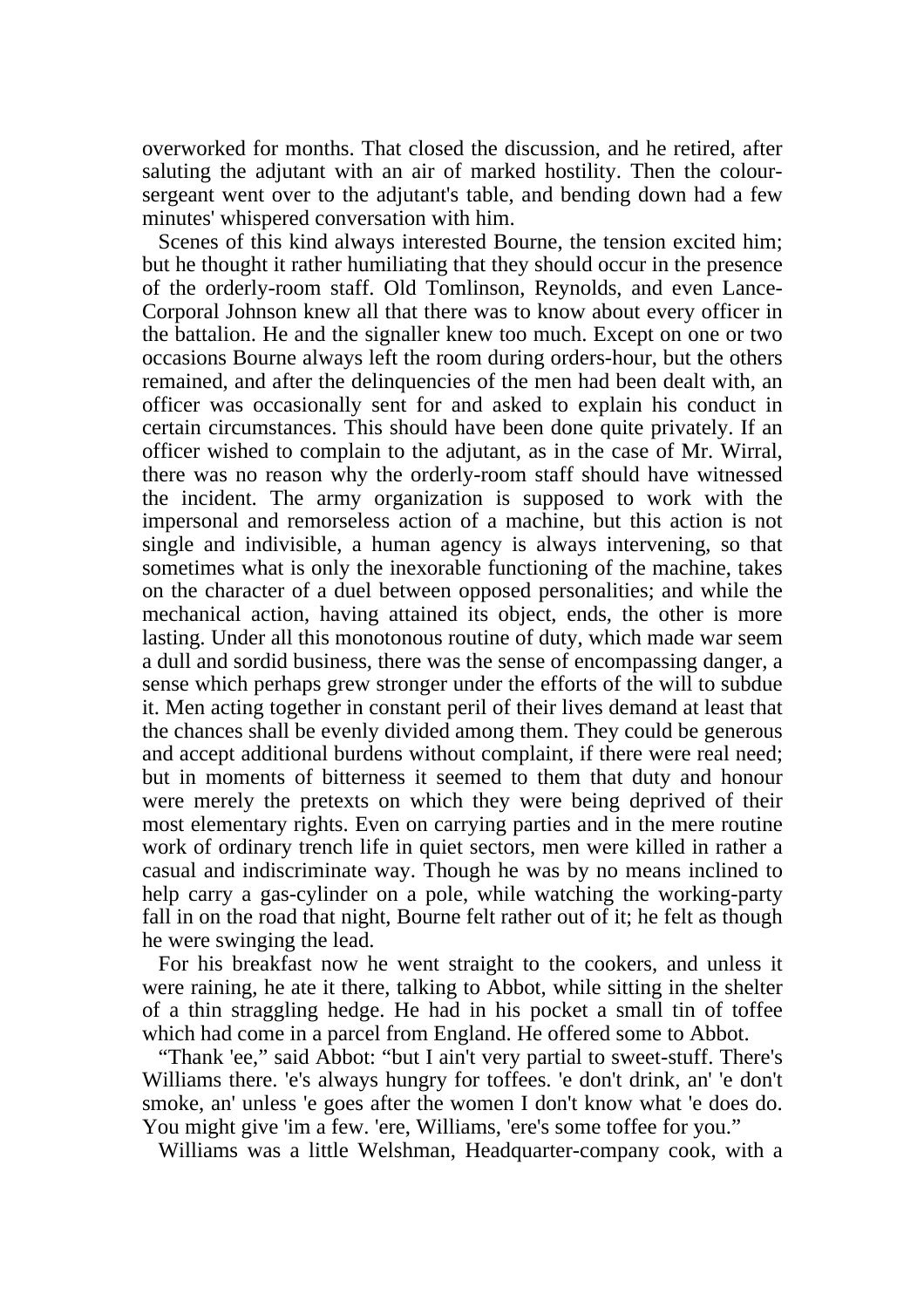overworked for months. That closed the discussion, and he retired, after saluting the adjutant with an air of marked hostility. Then the colour-sergeant went over to the adjutant's table, and bending down had a few minutes' whispered conversation with him.

Scenes of this kind always interested Bourne, the tension excited him; but he thought it rather humiliating that they should occur in the presence of the orderly-room staff. Old Tomlinson, Reynolds, and even Lance-Corporal Johnson knew all that there was to know about every officer in the battalion. He and the signaller knew too much. Except on one or two occasions Bourne always left the room during orders-hour, but the others remained, and after the delinquencies of the men had been dealt with, an officer was occasionally sent for and asked to explain his conduct in certain circumstances. This should have been done quite privately. If an officer wished to complain to the adjutant, as in the case of Mr. Wirral, there was no reason why the orderly-room staff should have witnessed the incident. The army organization is supposed to work with the impersonal and remorseless action of a machine, but this action is not single and indivisible, a human agency is always intervening, so that sometimes what is only the inexorable functioning of the machine, takes on the character of a duel between opposed personalities; and while the mechanical action, having attained its object, ends, the other is more lasting. Under all this monotonous routine of duty, which made war seem a dull and sordid business, there was the sense of encompassing danger, a sense which perhaps grew stronger under the efforts of the will to subdue it. Men acting together in constant peril of their lives demand at least that the chances shall be evenly divided among them. They could be generous and accept additional burdens without complaint, if there were real need; but in moments of bitterness it seemed to them that duty and honour were merely the pretexts on which they were being deprived of their most elementary rights. Even on carrying parties and in the mere routine work of ordinary trench life in quiet sectors, men were killed in rather a casual and indiscriminate way. Though he was by no means inclined to help carry a gas-cylinder on a pole, while watching the working-party fall in on the road that night, Bourne felt rather out of it; he felt as though he were swinging the lead.

For his breakfast now he went straight to the cookers, and unless it were raining, he ate it there, talking to Abbot, while sitting in the shelter of a thin straggling hedge. He had in his pocket a small tin of toffee which had come in a parcel from England. He offered some to Abbot.

"Thank 'ee," said Abbot: "but I ain't very partial to sweet-stuff. There's Williams there. 'e's always hungry for toffees. 'e don't drink, an' 'e don't smoke, an' unless 'e goes after the women I don't know what 'e does do. You might give 'im a few. 'ere, Williams, 'ere's some toffee for you."

Williams was a little Welshman, Headquarter-company cook, with a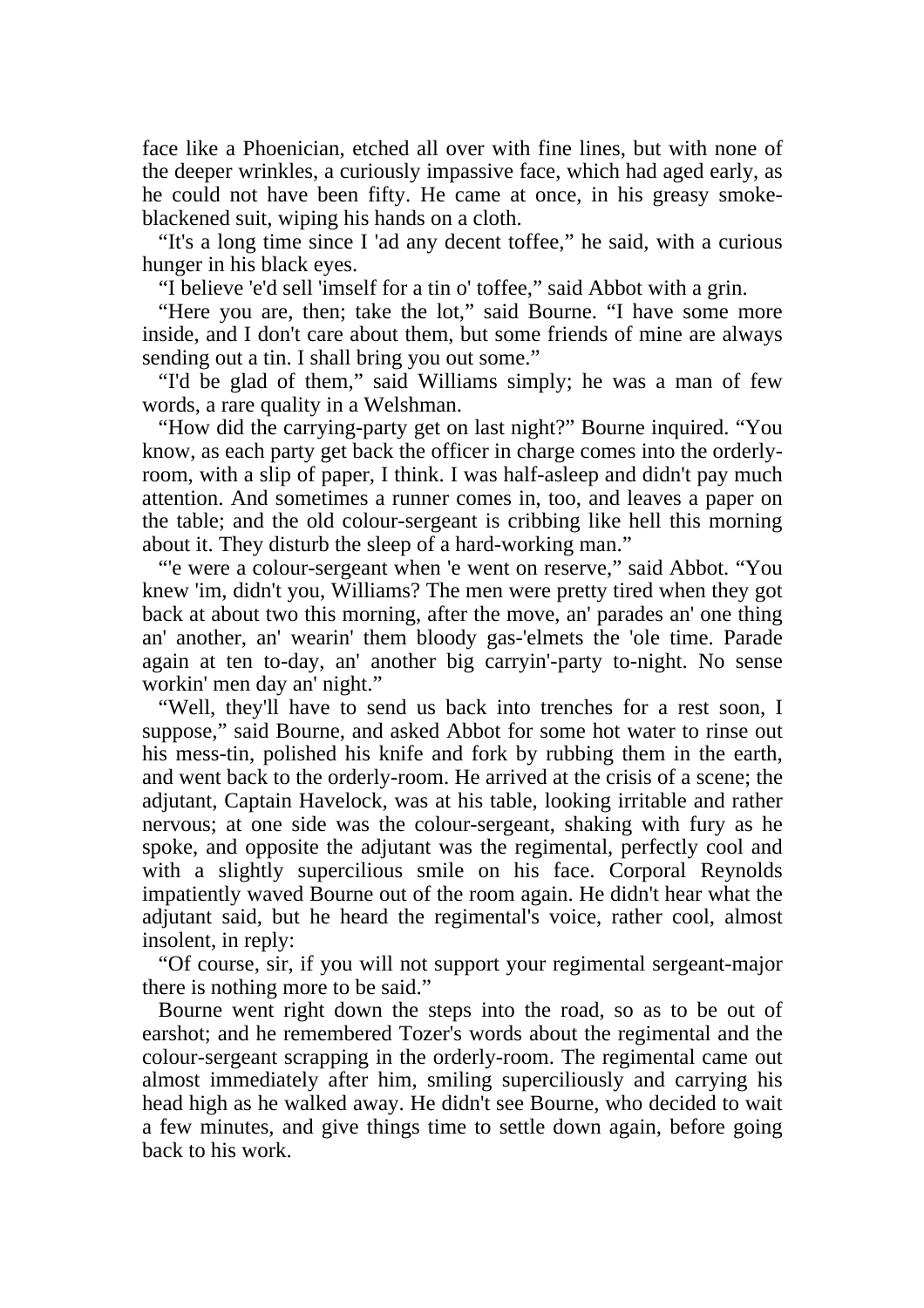face like a Phoenician, etched all over with fine lines, but with none of the deeper wrinkles, a curiously impassive face, which had aged early, as he could not have been fifty. He came at once, in his greasy smoke-blackened suit, wiping his hands on a cloth.

"It's a long time since I 'ad any decent toffee," he said, with a curious hunger in his black eyes.

"I believe 'e'd sell 'imself for a tin o' toffee," said Abbot with a grin.

"Here you are, then; take the lot," said Bourne. "I have some more inside, and I don't care about them, but some friends of mine are always sending out a tin. I shall bring you out some."

"I'd be glad of them," said Williams simply; he was a man of few words, a rare quality in a Welshman.

"How did the carrying-party get on last night?" Bourne inquired. "You know, as each party get back the officer in charge comes into the orderly-room, with a slip of paper, I think. I was half-asleep and didn't pay much attention. And sometimes a runner comes in, too, and leaves a paper on the table; and the old colour-sergeant is cribbing like hell this morning about it. They disturb the sleep of a hard-working man."

"'e were a colour-sergeant when 'e went on reserve," said Abbot. "You knew 'im, didn't you, Williams? The men were pretty tired when they got back at about two this morning, after the move, an' parades an' one thing an' another, an' wearin' them bloody gas-'elmets the 'ole time. Parade again at ten to-day, an' another big carryin'-party to-night. No sense workin' men day an' night."

"Well, they'll have to send us back into trenches for a rest soon, I suppose," said Bourne, and asked Abbot for some hot water to rinse out his mess-tin, polished his knife and fork by rubbing them in the earth, and went back to the orderly-room. He arrived at the crisis of a scene; the adjutant, Captain Havelock, was at his table, looking irritable and rather nervous; at one side was the colour-sergeant, shaking with fury as he spoke, and opposite the adjutant was the regimental, perfectly cool and with a slightly supercilious smile on his face. Corporal Reynolds impatiently waved Bourne out of the room again. He didn't hear what the adjutant said, but he heard the regimental's voice, rather cool, almost insolent, in reply:

"Of course, sir, if you will not support your regimental sergeant-major there is nothing more to be said."

Bourne went right down the steps into the road, so as to be out of earshot; and he remembered Tozer's words about the regimental and the colour-sergeant scrapping in the orderly-room. The regimental came out almost immediately after him, smiling superciliously and carrying his head high as he walked away. He didn't see Bourne, who decided to wait a few minutes, and give things time to settle down again, before going back to his work.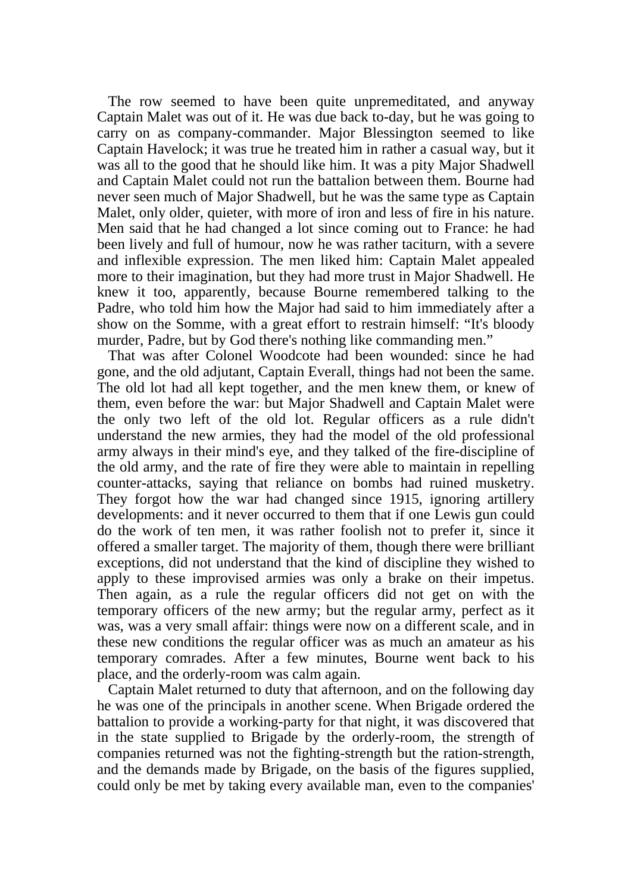The row seemed to have been quite unpremeditated, and anyway Captain Malet was out of it. He was due back to-day, but he was going to carry on as company-commander. Major Blessington seemed to like Captain Havelock; it was true he treated him in rather a casual way, but it was all to the good that he should like him. It was a pity Major Shadwell and Captain Malet could not run the battalion between them. Bourne had never seen much of Major Shadwell, but he was the same type as Captain Malet, only older, quieter, with more of iron and less of fire in his nature. Men said that he had changed a lot since coming out to France: he had been lively and full of humour, now he was rather taciturn, with a severe and inflexible expression. The men liked him: Captain Malet appealed more to their imagination, but they had more trust in Major Shadwell. He knew it too, apparently, because Bourne remembered talking to the Padre, who told him how the Major had said to him immediately after a show on the Somme, with a great effort to restrain himself: "It's bloody murder, Padre, but by God there's nothing like commanding men."

That was after Colonel Woodcote had been wounded: since he had gone, and the old adjutant, Captain Everall, things had not been the same. The old lot had all kept together, and the men knew them, or knew of them, even before the war: but Major Shadwell and Captain Malet were the only two left of the old lot. Regular officers as a rule didn't understand the new armies, they had the model of the old professional army always in their mind's eye, and they talked of the fire-discipline of the old army, and the rate of fire they were able to maintain in repelling counter-attacks, saying that reliance on bombs had ruined musketry. They forgot how the war had changed since 1915, ignoring artillery developments: and it never occurred to them that if one Lewis gun could do the work of ten men, it was rather foolish not to prefer it, since it offered a smaller target. The majority of them, though there were brilliant exceptions, did not understand that the kind of discipline they wished to apply to these improvised armies was only a brake on their impetus. Then again, as a rule the regular officers did not get on with the temporary officers of the new army; but the regular army, perfect as it was, was a very small affair: things were now on a different scale, and in these new conditions the regular officer was as much an amateur as his temporary comrades. After a few minutes, Bourne went back to his place, and the orderly-room was calm again.

Captain Malet returned to duty that afternoon, and on the following day he was one of the principals in another scene. When Brigade ordered the battalion to provide a working-party for that night, it was discovered that in the state supplied to Brigade by the orderly-room, the strength of companies returned was not the fighting-strength but the ration-strength, and the demands made by Brigade, on the basis of the figures supplied, could only be met by taking every available man, even to the companies'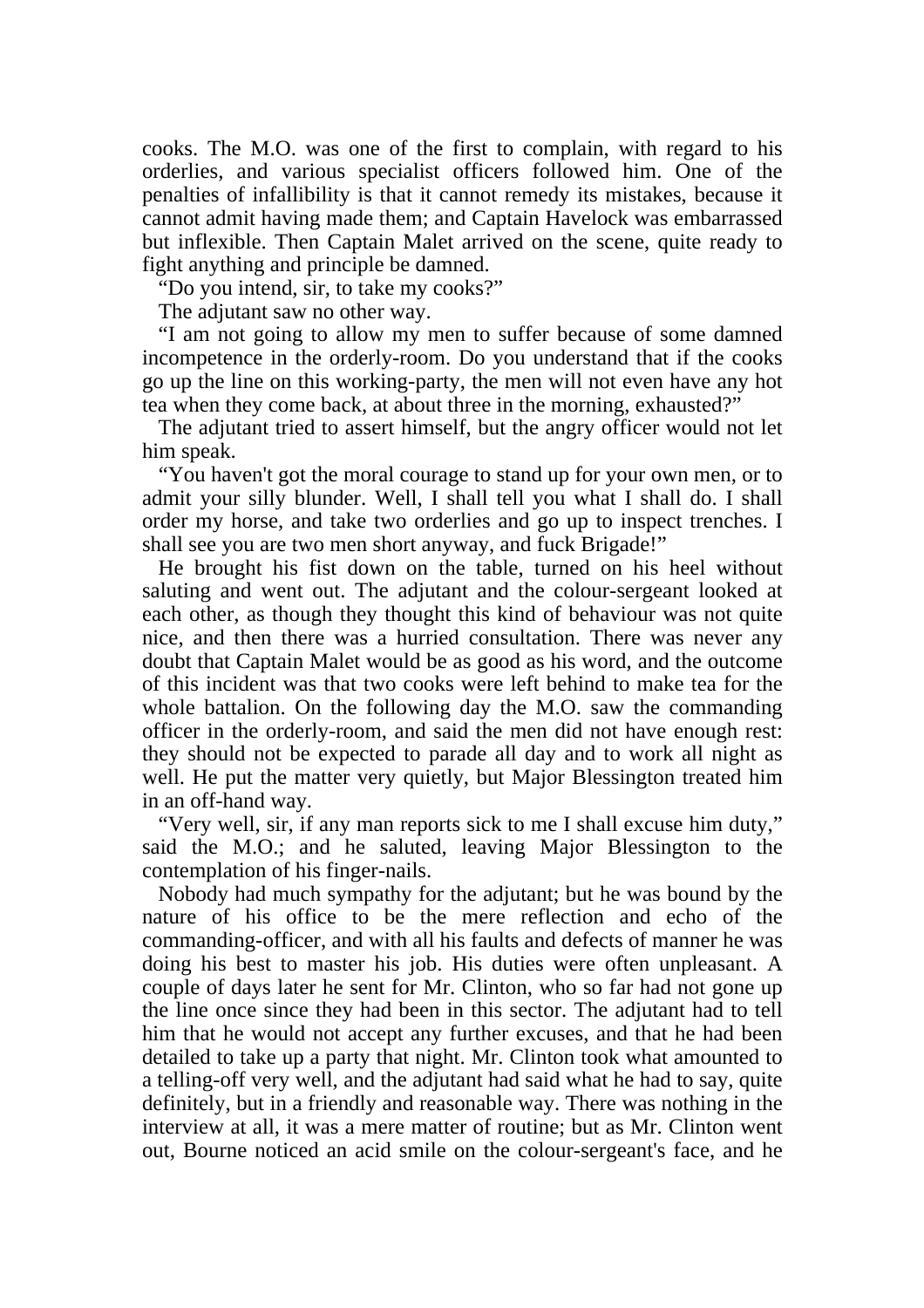cooks. The M.O. was one of the first to complain, with regard to his orderlies, and various specialist officers followed him. One of the penalties of infallibility is that it cannot remedy its mistakes, because it cannot admit having made them; and Captain Havelock was embarrassed but inflexible. Then Captain Malet arrived on the scene, quite ready to fight anything and principle be damned.

"Do you intend, sir, to take my cooks?"

The adjutant saw no other way.

"I am not going to allow my men to suffer because of some damned incompetence in the orderly-room. Do you understand that if the cooks go up the line on this working-party, the men will not even have any hot tea when they come back, at about three in the morning, exhausted?"

The adjutant tried to assert himself, but the angry officer would not let him speak.

"You haven't got the moral courage to stand up for your own men, or to admit your silly blunder. Well, I shall tell you what I shall do. I shall order my horse, and take two orderlies and go up to inspect trenches. I shall see you are two men short anyway, and fuck Brigade!"

He brought his fist down on the table, turned on his heel without saluting and went out. The adjutant and the colour-sergeant looked at each other, as though they thought this kind of behaviour was not quite nice, and then there was a hurried consultation. There was never any doubt that Captain Malet would be as good as his word, and the outcome of this incident was that two cooks were left behind to make tea for the whole battalion. On the following day the M.O. saw the commanding officer in the orderly-room, and said the men did not have enough rest: they should not be expected to parade all day and to work all night as well. He put the matter very quietly, but Major Blessington treated him in an off-hand way.

"Very well, sir, if any man reports sick to me I shall excuse him duty," said the M.O.; and he saluted, leaving Major Blessington to the contemplation of his finger-nails.

Nobody had much sympathy for the adjutant; but he was bound by the nature of his office to be the mere reflection and echo of the commanding-officer, and with all his faults and defects of manner he was doing his best to master his job. His duties were often unpleasant. A couple of days later he sent for Mr. Clinton, who so far had not gone up the line once since they had been in this sector. The adjutant had to tell him that he would not accept any further excuses, and that he had been detailed to take up a party that night. Mr. Clinton took what amounted to a telling-off very well, and the adjutant had said what he had to say, quite definitely, but in a friendly and reasonable way. There was nothing in the interview at all, it was a mere matter of routine; but as Mr. Clinton went out, Bourne noticed an acid smile on the colour-sergeant's face, and he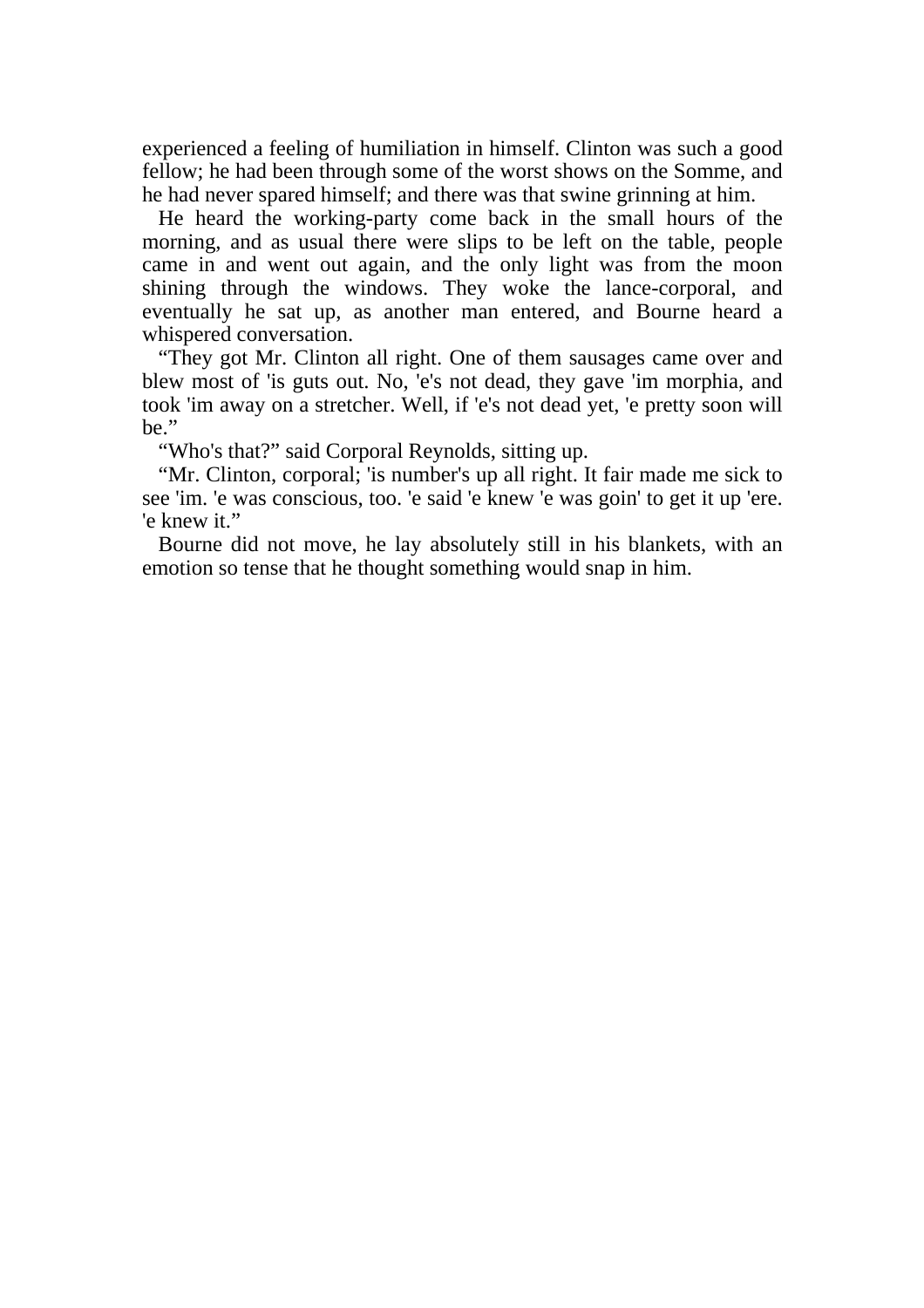experienced a feeling of humiliation in himself. Clinton was such a good fellow; he had been through some of the worst shows on the Somme, and he had never spared himself; and there was that swine grinning at him.

He heard the working-party come back in the small hours of the morning, and as usual there were slips to be left on the table, people came in and went out again, and the only light was from the moon shining through the windows. They woke the lance-corporal, and eventually he sat up, as another man entered, and Bourne heard a whispered conversation.

“They got Mr. Clinton all right. One of them sausages came over and blew most of 'is guts out. No, 'e's not dead, they gave 'im morphia, and took 'im away on a stretcher. Well, if 'e's not dead yet, 'e pretty soon will be.”

“Who's that?” said Corporal Reynolds, sitting up.

“Mr. Clinton, corporal; 'is number's up all right. It fair made me sick to see 'im. 'e was conscious, too. 'e said 'e knew 'e was goin' to get it up 'ere. 'e knew it.”

Bourne did not move, he lay absolutely still in his blankets, with an emotion so tense that he thought something would snap in him.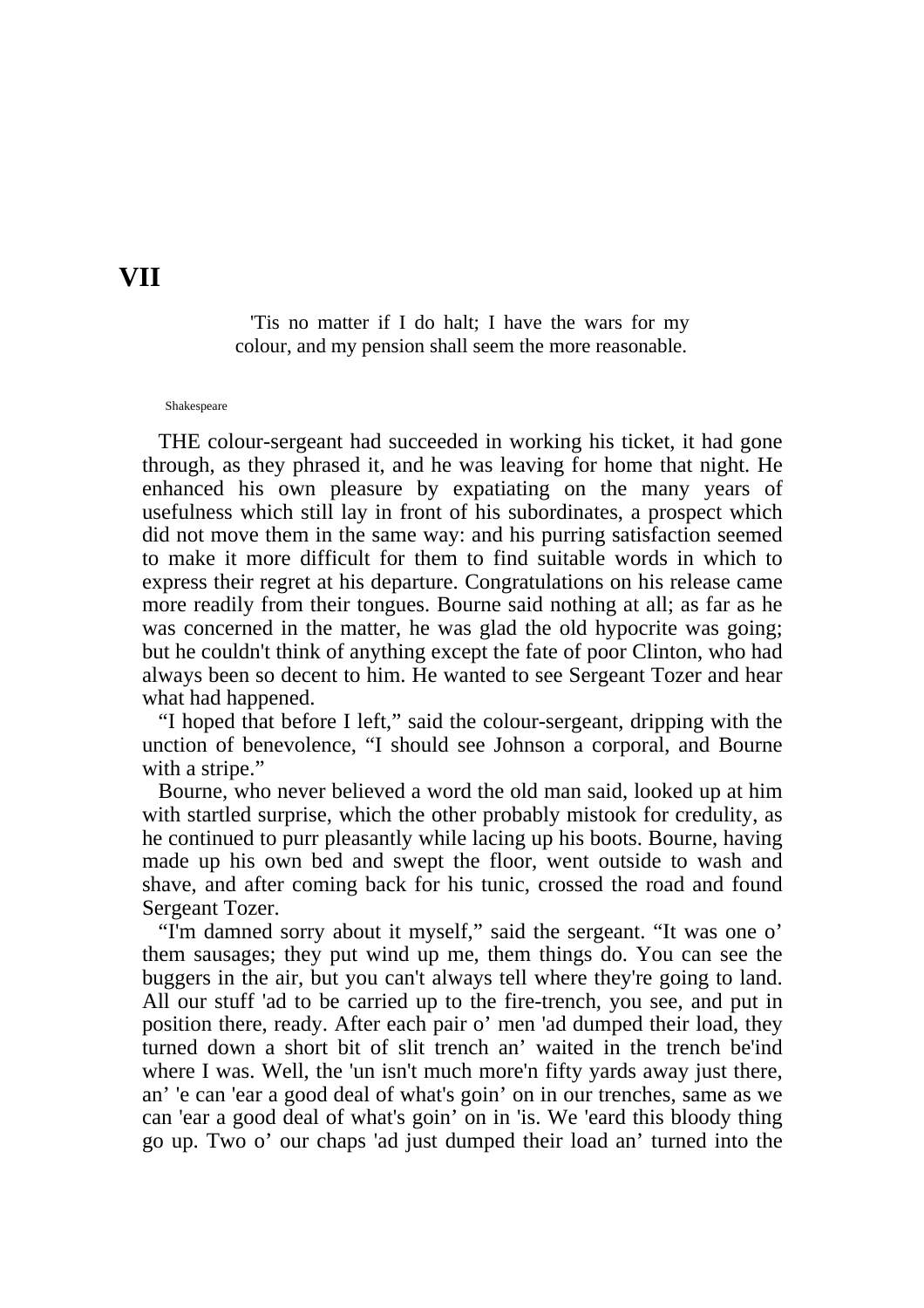# VII

> 'Tis no matter if I do halt; I have the wars for my colour, and my pension shall seem the more reasonable.

Shakespeare

THE colour-sergeant had succeeded in working his ticket, it had gone through, as they phrased it, and he was leaving for home that night. He enhanced his own pleasure by expatiating on the many years of usefulness which still lay in front of his subordinates, a prospect which did not move them in the same way: and his purring satisfaction seemed to make it more difficult for them to find suitable words in which to express their regret at his departure. Congratulations on his release came more readily from their tongues. Bourne said nothing at all; as far as he was concerned in the matter, he was glad the old hypocrite was going; but he couldn't think of anything except the fate of poor Clinton, who had always been so decent to him. He wanted to see Sergeant Tozer and hear what had happened.

"I hoped that before I left," said the colour-sergeant, dripping with the unction of benevolence, "I should see Johnson a corporal, and Bourne with a stripe."

Bourne, who never believed a word the old man said, looked up at him with startled surprise, which the other probably mistook for credulity, as he continued to purr pleasantly while lacing up his boots. Bourne, having made up his own bed and swept the floor, went outside to wash and shave, and after coming back for his tunic, crossed the road and found Sergeant Tozer.

"I'm damned sorry about it myself," said the sergeant. "It was one o' them sausages; they put wind up me, them things do. You can see the buggers in the air, but you can't always tell where they're going to land. All our stuff 'ad to be carried up to the fire-trench, you see, and put in position there, ready. After each pair o' men 'ad dumped their load, they turned down a short bit of slit trench an' waited in the trench be'ind where I was. Well, the 'un isn't much more'n fifty yards away just there, an' 'e can 'ear a good deal of what's goin' on in our trenches, same as we can 'ear a good deal of what's goin' on in 'is. We 'eard this bloody thing go up. Two o' our chaps 'ad just dumped their load an' turned into the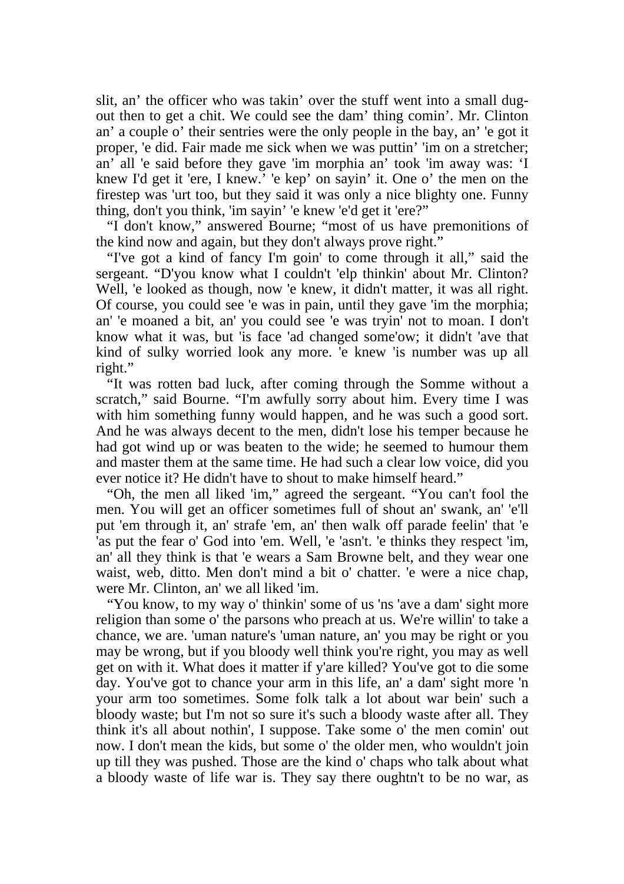slit, an’ the officer who was takin’ over the stuff went into a small dug-out then to get a chit. We could see the dam’ thing comin’. Mr. Clinton an’ a couple o’ their sentries were the only people in the bay, an’ 'e got it proper, 'e did. Fair made me sick when we was puttin’ 'im on a stretcher; an’ all 'e said before they gave 'im morphia an’ took 'im away was: ‘I knew I'd get it 'ere, I knew.’ 'e kep’ on sayin’ it. One o’ the men on the firestep was 'urt too, but they said it was only a nice blighty one. Funny thing, don't you think, 'im sayin’ 'e knew 'e'd get it 'ere?”

“I don't know,” answered Bourne; “most of us have premonitions of the kind now and again, but they don't always prove right.”

“I've got a kind of fancy I'm goin' to come through it all,” said the sergeant. “D'you know what I couldn't 'elp thinkin' about Mr. Clinton? Well, 'e looked as though, now 'e knew, it didn't matter, it was all right. Of course, you could see 'e was in pain, until they gave 'im the morphia; an' 'e moaned a bit, an' you could see 'e was tryin' not to moan. I don't know what it was, but 'is face 'ad changed some'ow; it didn't 'ave that kind of sulky worried look any more. 'e knew 'is number was up all right.”

“It was rotten bad luck, after coming through the Somme without a scratch,” said Bourne. “I'm awfully sorry about him. Every time I was with him something funny would happen, and he was such a good sort. And he was always decent to the men, didn't lose his temper because he had got wind up or was beaten to the wide; he seemed to humour them and master them at the same time. He had such a clear low voice, did you ever notice it? He didn't have to shout to make himself heard.”

“Oh, the men all liked 'im,” agreed the sergeant. “You can't fool the men. You will get an officer sometimes full of shout an' swank, an' 'e'll put 'em through it, an' strafe 'em, an' then walk off parade feelin' that 'e 'as put the fear o' God into 'em. Well, 'e 'asn't. 'e thinks they respect 'im, an' all they think is that 'e wears a Sam Browne belt, and they wear one waist, web, ditto. Men don't mind a bit o' chatter. 'e were a nice chap, were Mr. Clinton, an' we all liked 'im.

“You know, to my way o' thinkin' some of us 'ns 'ave a dam' sight more religion than some o' the parsons who preach at us. We're willin' to take a chance, we are. 'uman nature's 'uman nature, an' you may be right or you may be wrong, but if you bloody well think you're right, you may as well get on with it. What does it matter if y'are killed? You've got to die some day. You've got to chance your arm in this life, an' a dam' sight more 'n your arm too sometimes. Some folk talk a lot about war bein' such a bloody waste; but I'm not so sure it's such a bloody waste after all. They think it's all about nothin', I suppose. Take some o' the men comin' out now. I don't mean the kids, but some o' the older men, who wouldn't join up till they was pushed. Those are the kind o' chaps who talk about what a bloody waste of life war is. They say there oughtn't to be no war, as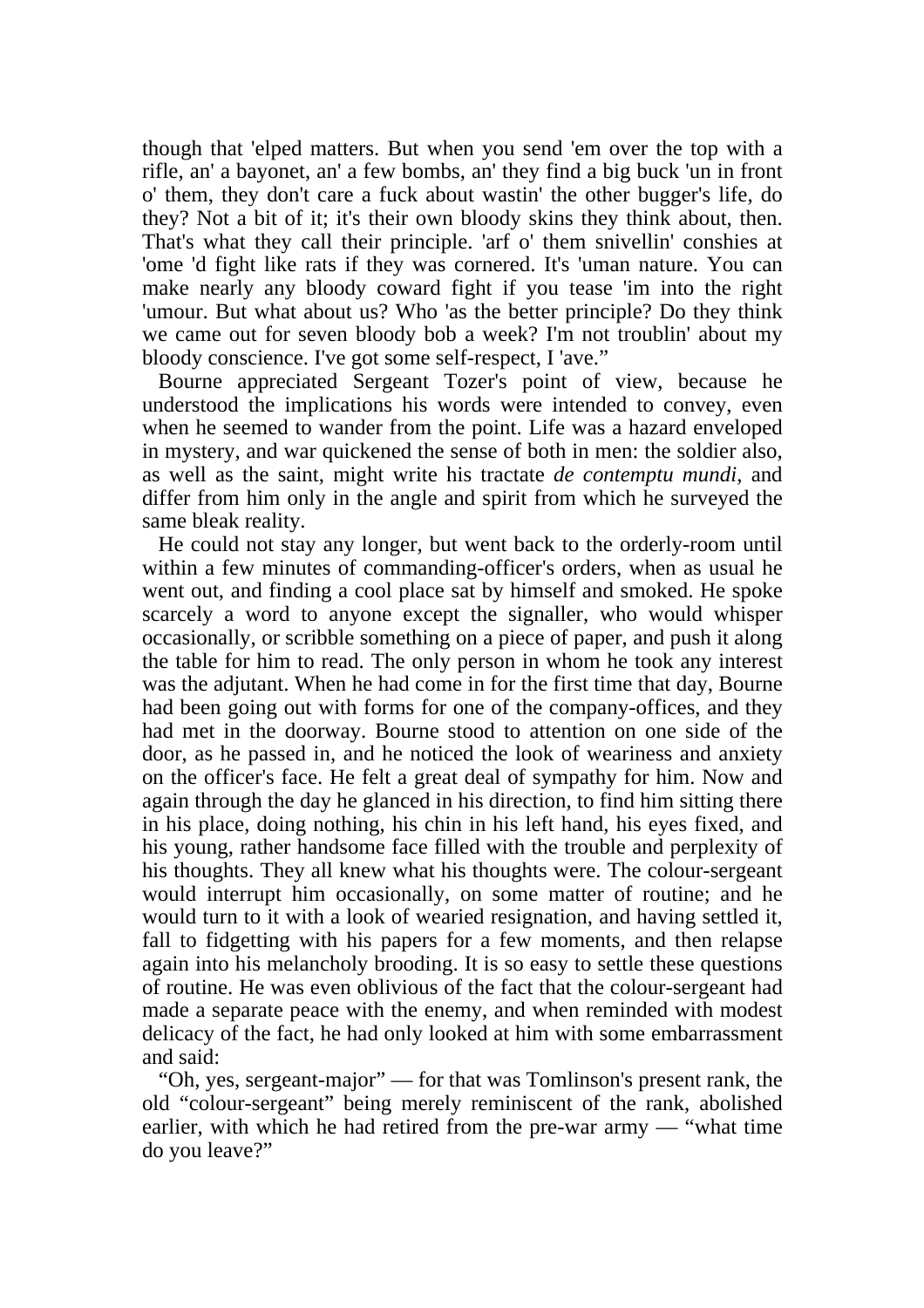though that 'elped matters. But when you send 'em over the top with a rifle, an' a bayonet, an' a few bombs, an' they find a big buck 'un in front o' them, they don't care a fuck about wastin' the other bugger's life, do they? Not a bit of it; it's their own bloody skins they think about, then. That's what they call their principle. 'arf o' them snivellin' conshies at 'ome 'd fight like rats if they was cornered. It's 'uman nature. You can make nearly any bloody coward fight if you tease 'im into the right 'umour. But what about us? Who 'as the better principle? Do they think we came out for seven bloody bob a week? I'm not troublin' about my bloody conscience. I've got some self-respect, I 'ave."

Bourne appreciated Sergeant Tozer's point of view, because he understood the implications his words were intended to convey, even when he seemed to wander from the point. Life was a hazard enveloped in mystery, and war quickened the sense of both in men: the soldier also, as well as the saint, might write his tractate *de contemptu mundi*, and differ from him only in the angle and spirit from which he surveyed the same bleak reality.

He could not stay any longer, but went back to the orderly-room until within a few minutes of commanding-officer's orders, when as usual he went out, and finding a cool place sat by himself and smoked. He spoke scarcely a word to anyone except the signaller, who would whisper occasionally, or scribble something on a piece of paper, and push it along the table for him to read. The only person in whom he took any interest was the adjutant. When he had come in for the first time that day, Bourne had been going out with forms for one of the company-offices, and they had met in the doorway. Bourne stood to attention on one side of the door, as he passed in, and he noticed the look of weariness and anxiety on the officer's face. He felt a great deal of sympathy for him. Now and again through the day he glanced in his direction, to find him sitting there in his place, doing nothing, his chin in his left hand, his eyes fixed, and his young, rather handsome face filled with the trouble and perplexity of his thoughts. They all knew what his thoughts were. The colour-sergeant would interrupt him occasionally, on some matter of routine; and he would turn to it with a look of wearied resignation, and having settled it, fall to fidgetting with his papers for a few moments, and then relapse again into his melancholy brooding. It is so easy to settle these questions of routine. He was even oblivious of the fact that the colour-sergeant had made a separate peace with the enemy, and when reminded with modest delicacy of the fact, he had only looked at him with some embarrassment and said:

"Oh, yes, sergeant-major" — for that was Tomlinson's present rank, the old "colour-sergeant" being merely reminiscent of the rank, abolished earlier, with which he had retired from the pre-war army — "what time do you leave?"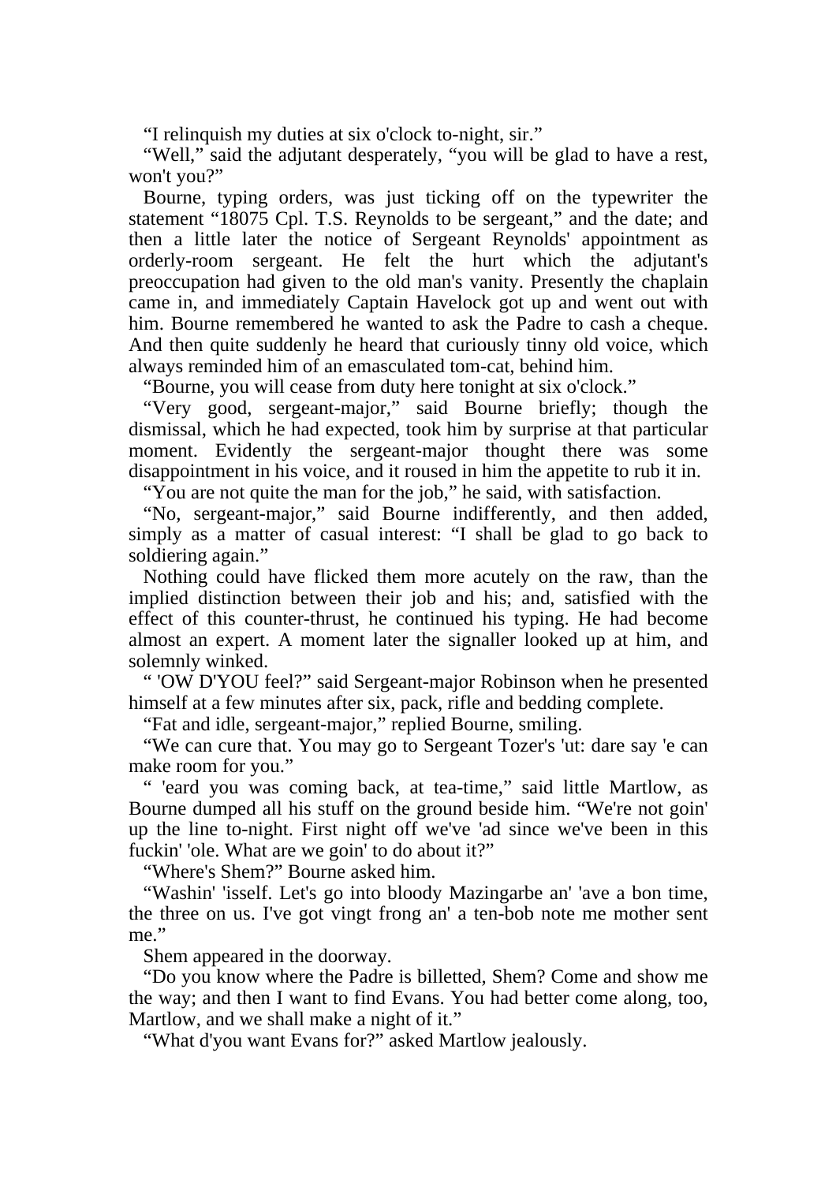"I relinquish my duties at six o'clock to-night, sir."

"Well," said the adjutant desperately, "you will be glad to have a rest, won't you?"

Bourne, typing orders, was just ticking off on the typewriter the statement "18075 Cpl. T.S. Reynolds to be sergeant," and the date; and then a little later the notice of Sergeant Reynolds' appointment as orderly-room sergeant. He felt the hurt which the adjutant's preoccupation had given to the old man's vanity. Presently the chaplain came in, and immediately Captain Havelock got up and went out with him. Bourne remembered he wanted to ask the Padre to cash a cheque. And then quite suddenly he heard that curiously tinny old voice, which always reminded him of an emasculated tom-cat, behind him.

"Bourne, you will cease from duty here tonight at six o'clock."

"Very good, sergeant-major," said Bourne briefly; though the dismissal, which he had expected, took him by surprise at that particular moment. Evidently the sergeant-major thought there was some disappointment in his voice, and it roused in him the appetite to rub it in.

"You are not quite the man for the job," he said, with satisfaction.

"No, sergeant-major," said Bourne indifferently, and then added, simply as a matter of casual interest: "I shall be glad to go back to soldiering again."

Nothing could have flicked them more acutely on the raw, than the implied distinction between their job and his; and, satisfied with the effect of this counter-thrust, he continued his typing. He had become almost an expert. A moment later the signaller looked up at him, and solemnly winked.

" 'OW D'YOU feel?" said Sergeant-major Robinson when he presented himself at a few minutes after six, pack, rifle and bedding complete.

"Fat and idle, sergeant-major," replied Bourne, smiling.

"We can cure that. You may go to Sergeant Tozer's 'ut: dare say 'e can make room for you."

" 'eard you was coming back, at tea-time," said little Martlow, as Bourne dumped all his stuff on the ground beside him. "We're not goin' up the line to-night. First night off we've 'ad since we've been in this fuckin' 'ole. What are we goin' to do about it?"

"Where's Shem?" Bourne asked him.

"Washin' 'isself. Let's go into bloody Mazingarbe an' 'ave a bon time, the three on us. I've got vingt frong an' a ten-bob note me mother sent me."

Shem appeared in the doorway.

"Do you know where the Padre is billetted, Shem? Come and show me the way; and then I want to find Evans. You had better come along, too, Martlow, and we shall make a night of it."

"What d'you want Evans for?" asked Martlow jealously.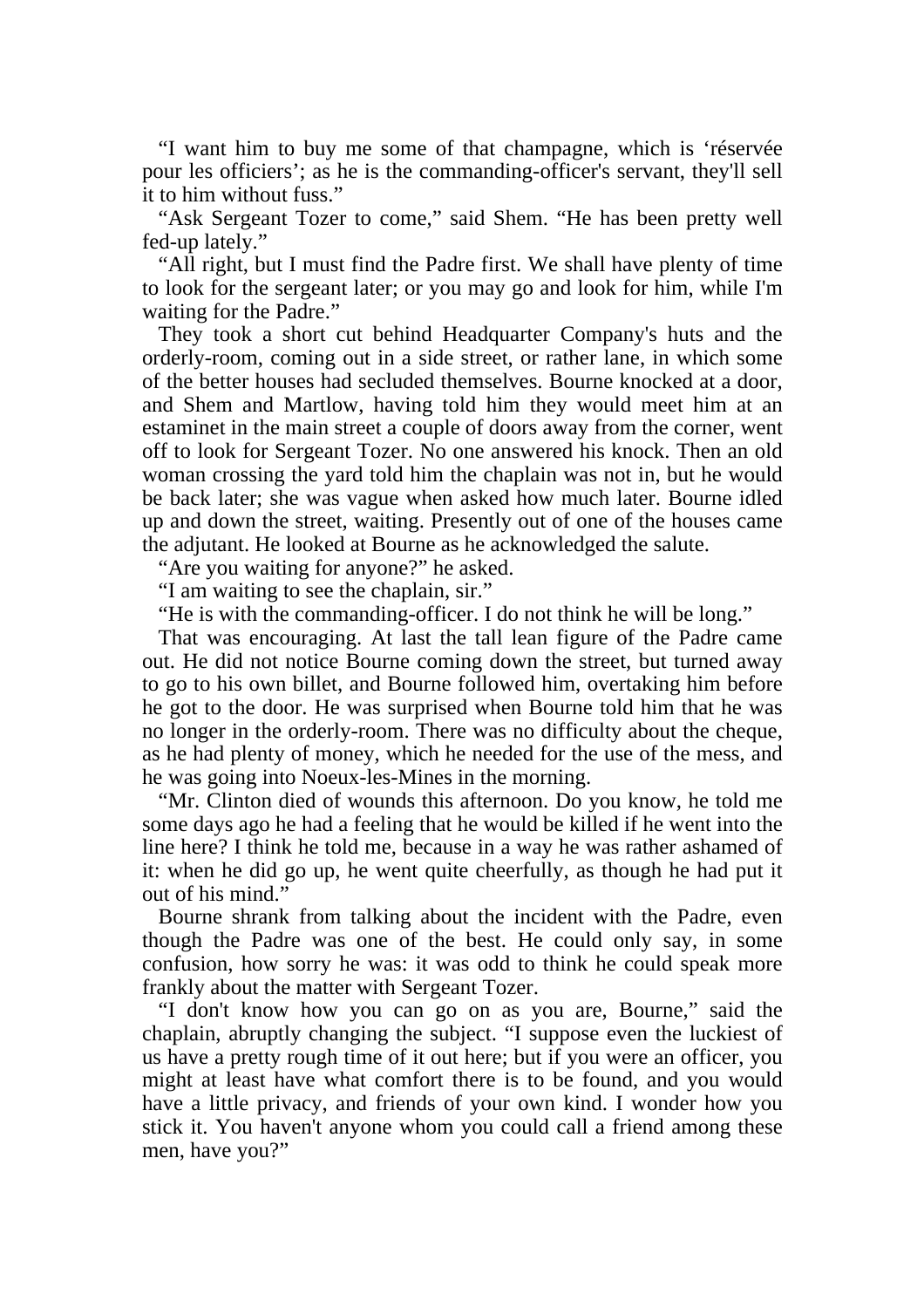"I want him to buy me some of that champagne, which is 'réservée pour les officiers'; as he is the commanding-officer's servant, they'll sell it to him without fuss."

"Ask Sergeant Tozer to come," said Shem. "He has been pretty well fed-up lately."

"All right, but I must find the Padre first. We shall have plenty of time to look for the sergeant later; or you may go and look for him, while I'm waiting for the Padre."

They took a short cut behind Headquarter Company's huts and the orderly-room, coming out in a side street, or rather lane, in which some of the better houses had secluded themselves. Bourne knocked at a door, and Shem and Martlow, having told him they would meet him at an estaminet in the main street a couple of doors away from the corner, went off to look for Sergeant Tozer. No one answered his knock. Then an old woman crossing the yard told him the chaplain was not in, but he would be back later; she was vague when asked how much later. Bourne idled up and down the street, waiting. Presently out of one of the houses came the adjutant. He looked at Bourne as he acknowledged the salute.

"Are you waiting for anyone?" he asked.

"I am waiting to see the chaplain, sir."

"He is with the commanding-officer. I do not think he will be long."

That was encouraging. At last the tall lean figure of the Padre came out. He did not notice Bourne coming down the street, but turned away to go to his own billet, and Bourne followed him, overtaking him before he got to the door. He was surprised when Bourne told him that he was no longer in the orderly-room. There was no difficulty about the cheque, as he had plenty of money, which he needed for the use of the mess, and he was going into Noeux-les-Mines in the morning.

"Mr. Clinton died of wounds this afternoon. Do you know, he told me some days ago he had a feeling that he would be killed if he went into the line here? I think he told me, because in a way he was rather ashamed of it: when he did go up, he went quite cheerfully, as though he had put it out of his mind."

Bourne shrank from talking about the incident with the Padre, even though the Padre was one of the best. He could only say, in some confusion, how sorry he was: it was odd to think he could speak more frankly about the matter with Sergeant Tozer.

"I don't know how you can go on as you are, Bourne," said the chaplain, abruptly changing the subject. "I suppose even the luckiest of us have a pretty rough time of it out here; but if you were an officer, you might at least have what comfort there is to be found, and you would have a little privacy, and friends of your own kind. I wonder how you stick it. You haven't anyone whom you could call a friend among these men, have you?"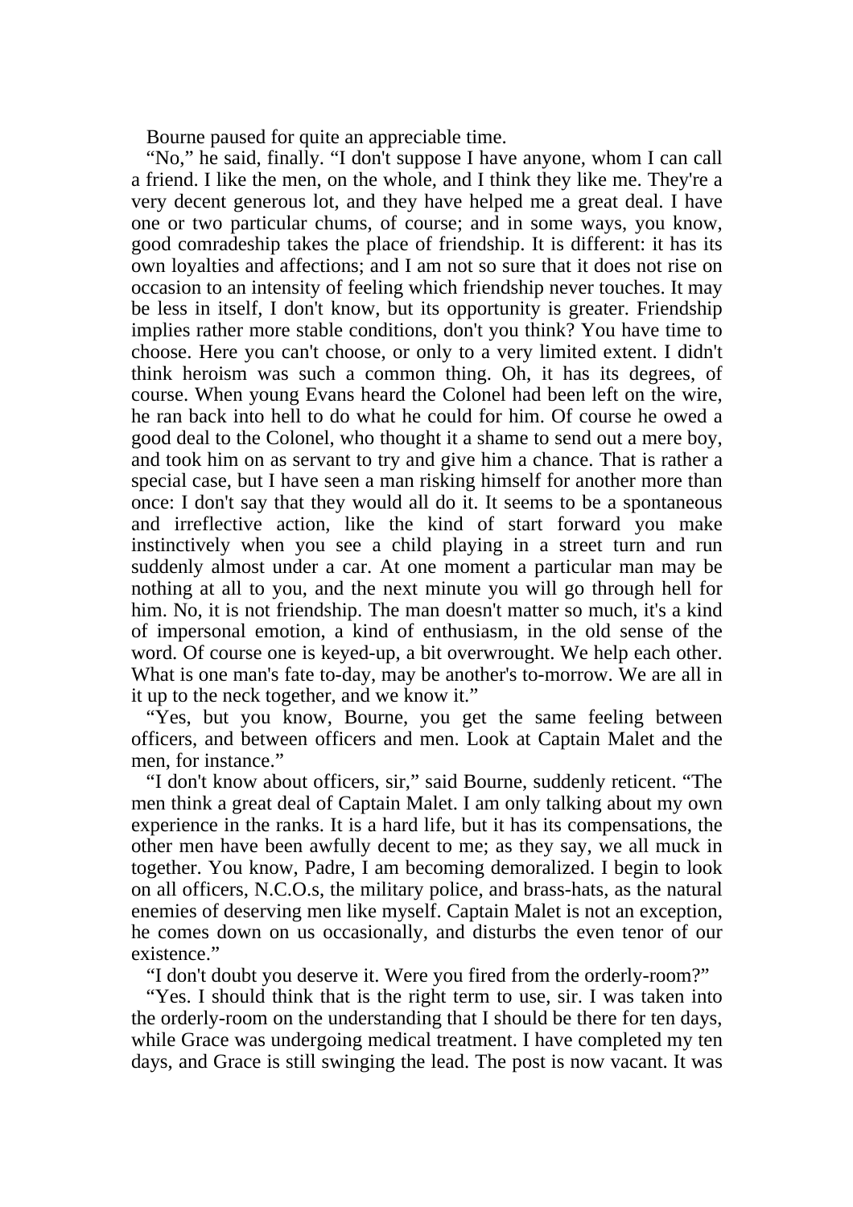Bourne paused for quite an appreciable time.

"No," he said, finally. "I don't suppose I have anyone, whom I can call a friend. I like the men, on the whole, and I think they like me. They're a very decent generous lot, and they have helped me a great deal. I have one or two particular chums, of course; and in some ways, you know, good comradeship takes the place of friendship. It is different: it has its own loyalties and affections; and I am not so sure that it does not rise on occasion to an intensity of feeling which friendship never touches. It may be less in itself, I don't know, but its opportunity is greater. Friendship implies rather more stable conditions, don't you think? You have time to choose. Here you can't choose, or only to a very limited extent. I didn't think heroism was such a common thing. Oh, it has its degrees, of course. When young Evans heard the Colonel had been left on the wire, he ran back into hell to do what he could for him. Of course he owed a good deal to the Colonel, who thought it a shame to send out a mere boy, and took him on as servant to try and give him a chance. That is rather a special case, but I have seen a man risking himself for another more than once: I don't say that they would all do it. It seems to be a spontaneous and irreflective action, like the kind of start forward you make instinctively when you see a child playing in a street turn and run suddenly almost under a car. At one moment a particular man may be nothing at all to you, and the next minute you will go through hell for him. No, it is not friendship. The man doesn't matter so much, it's a kind of impersonal emotion, a kind of enthusiasm, in the old sense of the word. Of course one is keyed-up, a bit overwrought. We help each other. What is one man's fate to-day, may be another's to-morrow. We are all in it up to the neck together, and we know it."

"Yes, but you know, Bourne, you get the same feeling between officers, and between officers and men. Look at Captain Malet and the men, for instance."

"I don't know about officers, sir," said Bourne, suddenly reticent. "The men think a great deal of Captain Malet. I am only talking about my own experience in the ranks. It is a hard life, but it has its compensations, the other men have been awfully decent to me; as they say, we all muck in together. You know, Padre, I am becoming demoralized. I begin to look on all officers, N.C.O.s, the military police, and brass-hats, as the natural enemies of deserving men like myself. Captain Malet is not an exception, he comes down on us occasionally, and disturbs the even tenor of our existence."

"I don't doubt you deserve it. Were you fired from the orderly-room?"

"Yes. I should think that is the right term to use, sir. I was taken into the orderly-room on the understanding that I should be there for ten days, while Grace was undergoing medical treatment. I have completed my ten days, and Grace is still swinging the lead. The post is now vacant. It was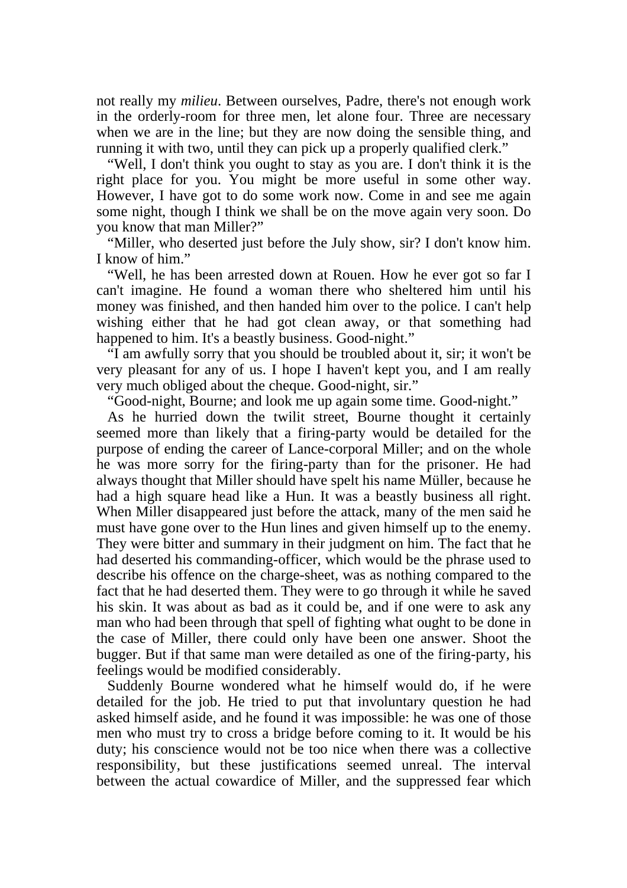not really my *milieu*. Between ourselves, Padre, there's not enough work in the orderly-room for three men, let alone four. Three are necessary when we are in the line; but they are now doing the sensible thing, and running it with two, until they can pick up a properly qualified clerk."

"Well, I don't think you ought to stay as you are. I don't think it is the right place for you. You might be more useful in some other way. However, I have got to do some work now. Come in and see me again some night, though I think we shall be on the move again very soon. Do you know that man Miller?"

"Miller, who deserted just before the July show, sir? I don't know him. I know of him."

"Well, he has been arrested down at Rouen. How he ever got so far I can't imagine. He found a woman there who sheltered him until his money was finished, and then handed him over to the police. I can't help wishing either that he had got clean away, or that something had happened to him. It's a beastly business. Good-night."

"I am awfully sorry that you should be troubled about it, sir; it won't be very pleasant for any of us. I hope I haven't kept you, and I am really very much obliged about the cheque. Good-night, sir."

"Good-night, Bourne; and look me up again some time. Good-night."

As he hurried down the twilit street, Bourne thought it certainly seemed more than likely that a firing-party would be detailed for the purpose of ending the career of Lance-corporal Miller; and on the whole he was more sorry for the firing-party than for the prisoner. He had always thought that Miller should have spelt his name Müller, because he had a high square head like a Hun. It was a beastly business all right. When Miller disappeared just before the attack, many of the men said he must have gone over to the Hun lines and given himself up to the enemy. They were bitter and summary in their judgment on him. The fact that he had deserted his commanding-officer, which would be the phrase used to describe his offence on the charge-sheet, was as nothing compared to the fact that he had deserted them. They were to go through it while he saved his skin. It was about as bad as it could be, and if one were to ask any man who had been through that spell of fighting what ought to be done in the case of Miller, there could only have been one answer. Shoot the bugger. But if that same man were detailed as one of the firing-party, his feelings would be modified considerably.

Suddenly Bourne wondered what he himself would do, if he were detailed for the job. He tried to put that involuntary question he had asked himself aside, and he found it was impossible: he was one of those men who must try to cross a bridge before coming to it. It would be his duty; his conscience would not be too nice when there was a collective responsibility, but these justifications seemed unreal. The interval between the actual cowardice of Miller, and the suppressed fear which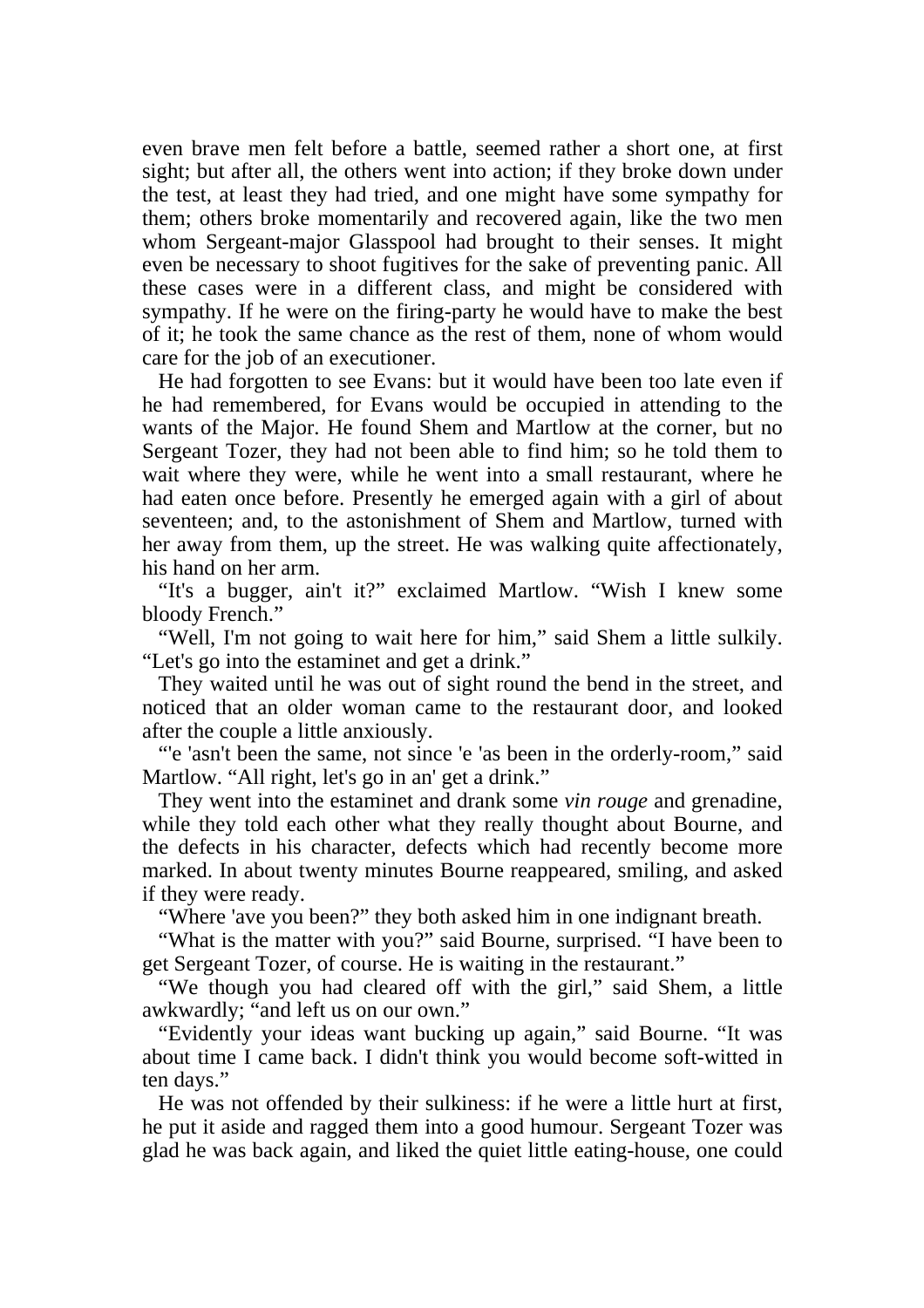even brave men felt before a battle, seemed rather a short one, at first sight; but after all, the others went into action; if they broke down under the test, at least they had tried, and one might have some sympathy for them; others broke momentarily and recovered again, like the two men whom Sergeant-major Glasspool had brought to their senses. It might even be necessary to shoot fugitives for the sake of preventing panic. All these cases were in a different class, and might be considered with sympathy. If he were on the firing-party he would have to make the best of it; he took the same chance as the rest of them, none of whom would care for the job of an executioner.

He had forgotten to see Evans: but it would have been too late even if he had remembered, for Evans would be occupied in attending to the wants of the Major. He found Shem and Martlow at the corner, but no Sergeant Tozer, they had not been able to find him; so he told them to wait where they were, while he went into a small restaurant, where he had eaten once before. Presently he emerged again with a girl of about seventeen; and, to the astonishment of Shem and Martlow, turned with her away from them, up the street. He was walking quite affectionately, his hand on her arm.

"It's a bugger, ain't it?" exclaimed Martlow. "Wish I knew some bloody French."

"Well, I'm not going to wait here for him," said Shem a little sulkily. "Let's go into the estaminet and get a drink."

They waited until he was out of sight round the bend in the street, and noticed that an older woman came to the restaurant door, and looked after the couple a little anxiously.

"'e 'asn't been the same, not since 'e 'as been in the orderly-room," said Martlow. "All right, let's go in an' get a drink."

They went into the estaminet and drank some *vin rouge* and grenadine, while they told each other what they really thought about Bourne, and the defects in his character, defects which had recently become more marked. In about twenty minutes Bourne reappeared, smiling, and asked if they were ready.

"Where 'ave you been?" they both asked him in one indignant breath.

"What is the matter with you?" said Bourne, surprised. "I have been to get Sergeant Tozer, of course. He is waiting in the restaurant."

"We though you had cleared off with the girl," said Shem, a little awkwardly; "and left us on our own."

"Evidently your ideas want bucking up again," said Bourne. "It was about time I came back. I didn't think you would become soft-witted in ten days."

He was not offended by their sulkiness: if he were a little hurt at first, he put it aside and ragged them into a good humour. Sergeant Tozer was glad he was back again, and liked the quiet little eating-house, one could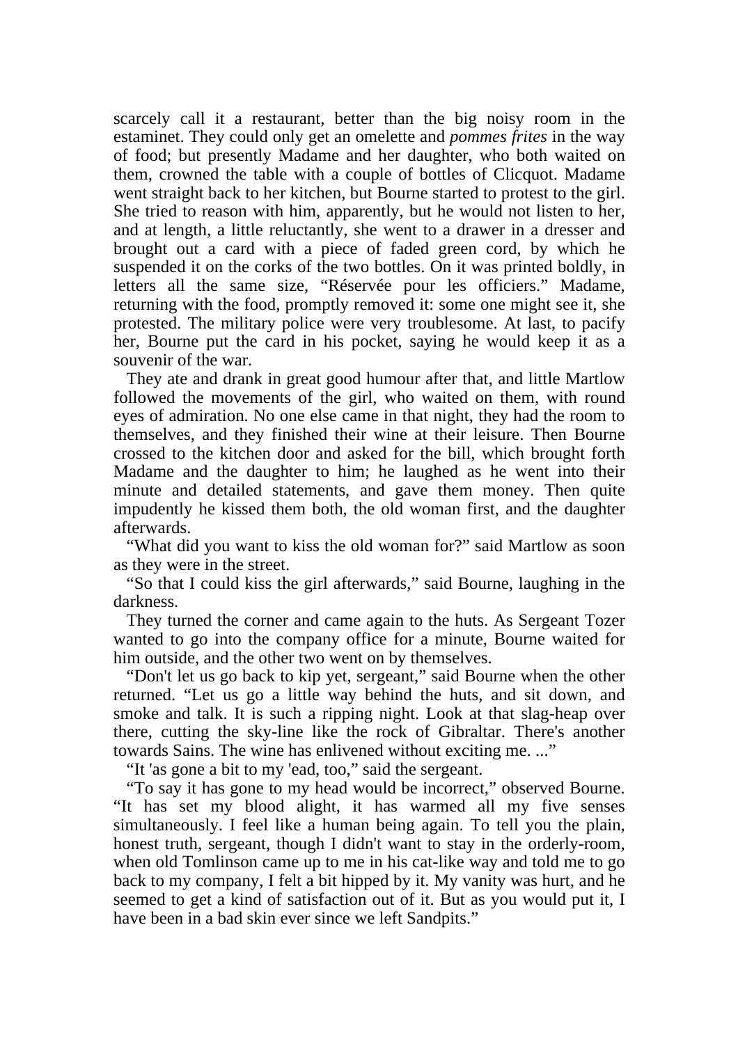scarcely call it a restaurant, better than the big noisy room in the estaminet. They could only get an omelette and *pommes frites* in the way of food; but presently Madame and her daughter, who both waited on them, crowned the table with a couple of bottles of Clicquot. Madame went straight back to her kitchen, but Bourne started to protest to the girl. She tried to reason with him, apparently, but he would not listen to her, and at length, a little reluctantly, she went to a drawer in a dresser and brought out a card with a piece of faded green cord, by which he suspended it on the corks of the two bottles. On it was printed boldly, in letters all the same size, "Réservée pour les officiers." Madame, returning with the food, promptly removed it: some one might see it, she protested. The military police were very troublesome. At last, to pacify her, Bourne put the card in his pocket, saying he would keep it as a souvenir of the war.

They ate and drank in great good humour after that, and little Martlow followed the movements of the girl, who waited on them, with round eyes of admiration. No one else came in that night, they had the room to themselves, and they finished their wine at their leisure. Then Bourne crossed to the kitchen door and asked for the bill, which brought forth Madame and the daughter to him; he laughed as he went into their minute and detailed statements, and gave them money. Then quite impudently he kissed them both, the old woman first, and the daughter afterwards.

"What did you want to kiss the old woman for?" said Martlow as soon as they were in the street.

"So that I could kiss the girl afterwards," said Bourne, laughing in the darkness.

They turned the corner and came again to the huts. As Sergeant Tozer wanted to go into the company office for a minute, Bourne waited for him outside, and the other two went on by themselves.

"Don't let us go back to kip yet, sergeant," said Bourne when the other returned. "Let us go a little way behind the huts, and sit down, and smoke and talk. It is such a ripping night. Look at that slag-heap over there, cutting the sky-line like the rock of Gibraltar. There's another towards Sains. The wine has enlivened without exciting me. ..."

"It 'as gone a bit to my 'ead, too," said the sergeant.

"To say it has gone to my head would be incorrect," observed Bourne. "It has set my blood alight, it has warmed all my five senses simultaneously. I feel like a human being again. To tell you the plain, honest truth, sergeant, though I didn't want to stay in the orderly-room, when old Tomlinson came up to me in his cat-like way and told me to go back to my company, I felt a bit hipped by it. My vanity was hurt, and he seemed to get a kind of satisfaction out of it. But as you would put it, I have been in a bad skin ever since we left Sandpits."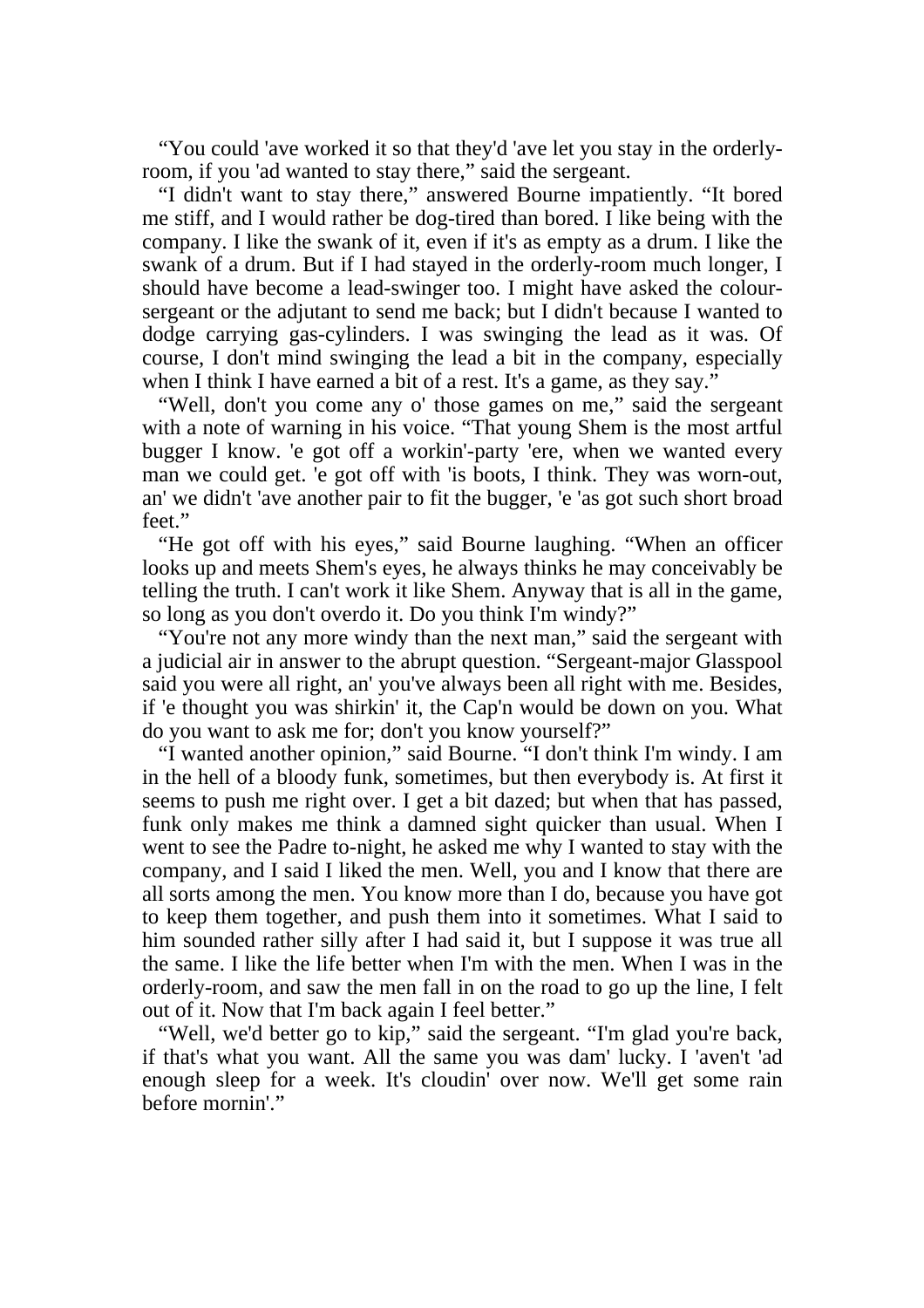"You could 'ave worked it so that they'd 'ave let you stay in the orderly-room, if you 'ad wanted to stay there," said the sergeant.

"I didn't want to stay there," answered Bourne impatiently. "It bored me stiff, and I would rather be dog-tired than bored. I like being with the company. I like the swank of it, even if it's as empty as a drum. I like the swank of a drum. But if I had stayed in the orderly-room much longer, I should have become a lead-swinger too. I might have asked the colour-sergeant or the adjutant to send me back; but I didn't because I wanted to dodge carrying gas-cylinders. I was swinging the lead as it was. Of course, I don't mind swinging the lead a bit in the company, especially when I think I have earned a bit of a rest. It's a game, as they say."

"Well, don't you come any o' those games on me," said the sergeant with a note of warning in his voice. "That young Shem is the most artful bugger I know. 'e got off a workin'-party 'ere, when we wanted every man we could get. 'e got off with 'is boots, I think. They was worn-out, an' we didn't 'ave another pair to fit the bugger, 'e 'as got such short broad feet."

"He got off with his eyes," said Bourne laughing. "When an officer looks up and meets Shem's eyes, he always thinks he may conceivably be telling the truth. I can't work it like Shem. Anyway that is all in the game, so long as you don't overdo it. Do you think I'm windy?"

"You're not any more windy than the next man," said the sergeant with a judicial air in answer to the abrupt question. "Sergeant-major Glasspool said you were all right, an' you've always been all right with me. Besides, if 'e thought you was shirkin' it, the Cap'n would be down on you. What do you want to ask me for; don't you know yourself?"

"I wanted another opinion," said Bourne. "I don't think I'm windy. I am in the hell of a bloody funk, sometimes, but then everybody is. At first it seems to push me right over. I get a bit dazed; but when that has passed, funk only makes me think a damned sight quicker than usual. When I went to see the Padre to-night, he asked me why I wanted to stay with the company, and I said I liked the men. Well, you and I know that there are all sorts among the men. You know more than I do, because you have got to keep them together, and push them into it sometimes. What I said to him sounded rather silly after I had said it, but I suppose it was true all the same. I like the life better when I'm with the men. When I was in the orderly-room, and saw the men fall in on the road to go up the line, I felt out of it. Now that I'm back again I feel better."

"Well, we'd better go to kip," said the sergeant. "I'm glad you're back, if that's what you want. All the same you was dam' lucky. I 'aven't 'ad enough sleep for a week. It's cloudin' over now. We'll get some rain before mornin'."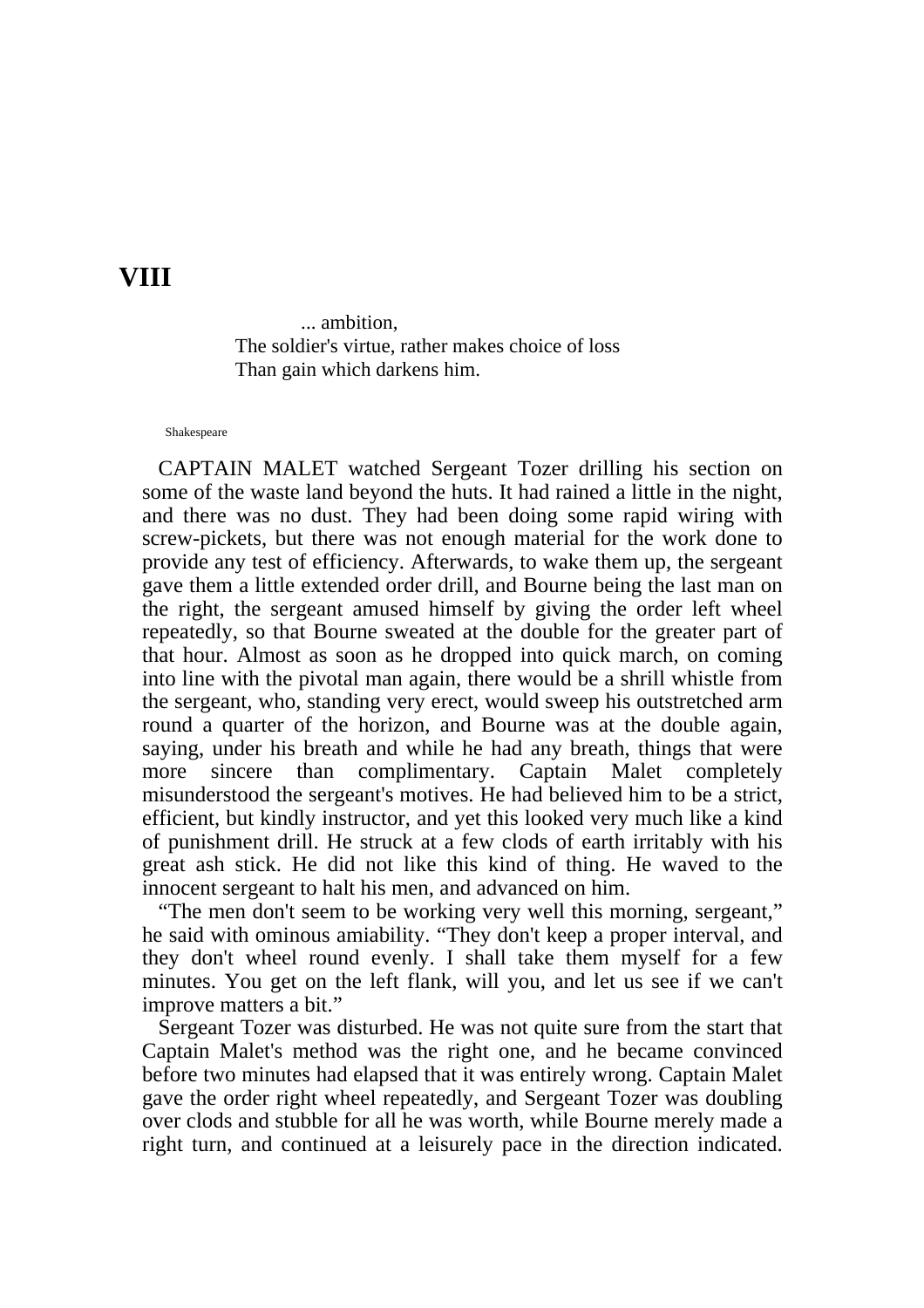# VIII

> ... ambition,  
> The soldier's virtue, rather makes choice of loss  
> Than gain which darkens him.

Shakespeare

CAPTAIN MALET watched Sergeant Tozer drilling his section on some of the waste land beyond the huts. It had rained a little in the night, and there was no dust. They had been doing some rapid wiring with screw-pickets, but there was not enough material for the work done to provide any test of efficiency. Afterwards, to wake them up, the sergeant gave them a little extended order drill, and Bourne being the last man on the right, the sergeant amused himself by giving the order left wheel repeatedly, so that Bourne sweated at the double for the greater part of that hour. Almost as soon as he dropped into quick march, on coming into line with the pivotal man again, there would be a shrill whistle from the sergeant, who, standing very erect, would sweep his outstretched arm round a quarter of the horizon, and Bourne was at the double again, saying, under his breath and while he had any breath, things that were more sincere than complimentary. Captain Malet completely misunderstood the sergeant's motives. He had believed him to be a strict, efficient, but kindly instructor, and yet this looked very much like a kind of punishment drill. He struck at a few clods of earth irritably with his great ash stick. He did not like this kind of thing. He waved to the innocent sergeant to halt his men, and advanced on him.

"The men don't seem to be working very well this morning, sergeant," he said with ominous amiability. "They don't keep a proper interval, and they don't wheel round evenly. I shall take them myself for a few minutes. You get on the left flank, will you, and let us see if we can't improve matters a bit."

Sergeant Tozer was disturbed. He was not quite sure from the start that Captain Malet's method was the right one, and he became convinced before two minutes had elapsed that it was entirely wrong. Captain Malet gave the order right wheel repeatedly, and Sergeant Tozer was doubling over clods and stubble for all he was worth, while Bourne merely made a right turn, and continued at a leisurely pace in the direction indicated.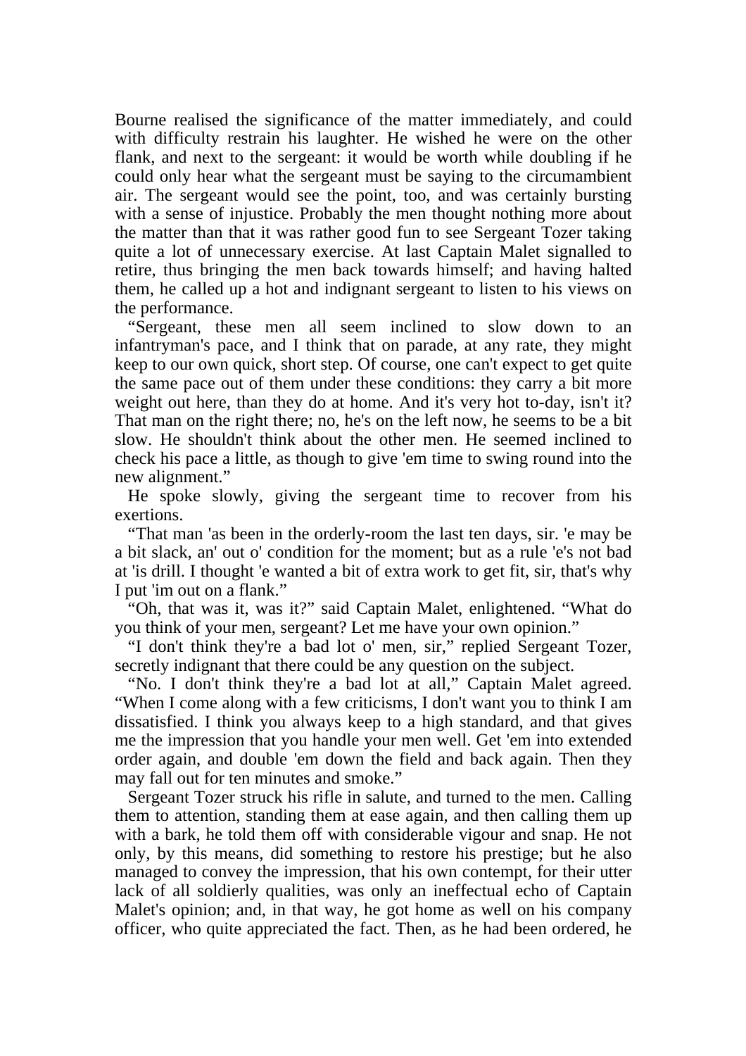Bourne realised the significance of the matter immediately, and could with difficulty restrain his laughter. He wished he were on the other flank, and next to the sergeant: it would be worth while doubling if he could only hear what the sergeant must be saying to the circumambient air. The sergeant would see the point, too, and was certainly bursting with a sense of injustice. Probably the men thought nothing more about the matter than that it was rather good fun to see Sergeant Tozer taking quite a lot of unnecessary exercise. At last Captain Malet signalled to retire, thus bringing the men back towards himself; and having halted them, he called up a hot and indignant sergeant to listen to his views on the performance.

"Sergeant, these men all seem inclined to slow down to an infantryman's pace, and I think that on parade, at any rate, they might keep to our own quick, short step. Of course, one can't expect to get quite the same pace out of them under these conditions: they carry a bit more weight out here, than they do at home. And it's very hot to-day, isn't it? That man on the right there; no, he's on the left now, he seems to be a bit slow. He shouldn't think about the other men. He seemed inclined to check his pace a little, as though to give 'em time to swing round into the new alignment."

He spoke slowly, giving the sergeant time to recover from his exertions.

"That man 'as been in the orderly-room the last ten days, sir. 'e may be a bit slack, an' out o' condition for the moment; but as a rule 'e's not bad at 'is drill. I thought 'e wanted a bit of extra work to get fit, sir, that's why I put 'im out on a flank."

"Oh, that was it, was it?" said Captain Malet, enlightened. "What do you think of your men, sergeant? Let me have your own opinion."

"I don't think they're a bad lot o' men, sir," replied Sergeant Tozer, secretly indignant that there could be any question on the subject.

"No. I don't think they're a bad lot at all," Captain Malet agreed. "When I come along with a few criticisms, I don't want you to think I am dissatisfied. I think you always keep to a high standard, and that gives me the impression that you handle your men well. Get 'em into extended order again, and double 'em down the field and back again. Then they may fall out for ten minutes and smoke."

Sergeant Tozer struck his rifle in salute, and turned to the men. Calling them to attention, standing them at ease again, and then calling them up with a bark, he told them off with considerable vigour and snap. He not only, by this means, did something to restore his prestige; but he also managed to convey the impression, that his own contempt, for their utter lack of all soldierly qualities, was only an ineffectual echo of Captain Malet's opinion; and, in that way, he got home as well on his company officer, who quite appreciated the fact. Then, as he had been ordered, he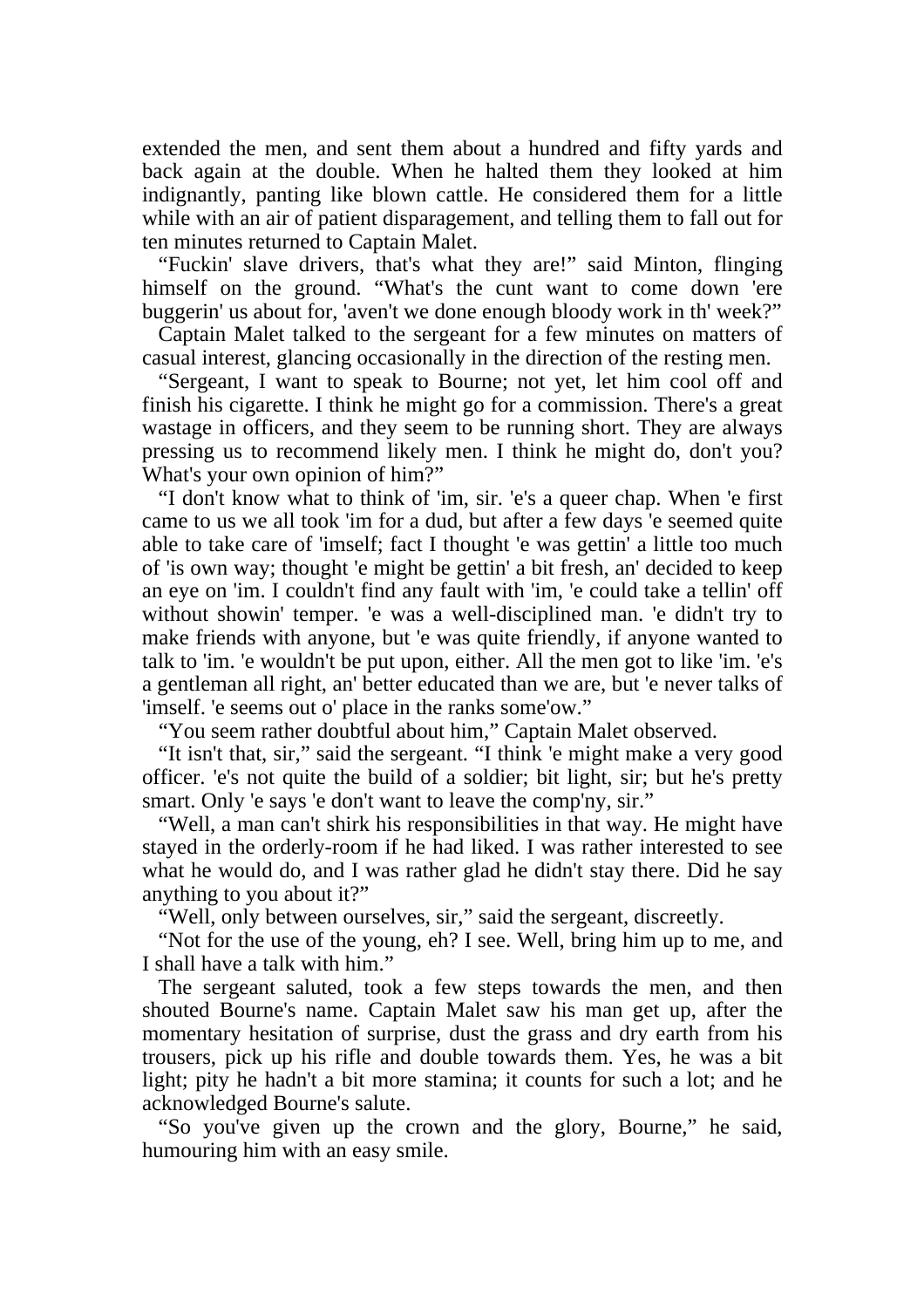extended the men, and sent them about a hundred and fifty yards and back again at the double. When he halted them they looked at him indignantly, panting like blown cattle. He considered them for a little while with an air of patient disparagement, and telling them to fall out for ten minutes returned to Captain Malet.

"Fuckin' slave drivers, that's what they are!" said Minton, flinging himself on the ground. "What's the cunt want to come down 'ere buggerin' us about for, 'aven't we done enough bloody work in th' week?"

Captain Malet talked to the sergeant for a few minutes on matters of casual interest, glancing occasionally in the direction of the resting men.

"Sergeant, I want to speak to Bourne; not yet, let him cool off and finish his cigarette. I think he might go for a commission. There's a great wastage in officers, and they seem to be running short. They are always pressing us to recommend likely men. I think he might do, don't you? What's your own opinion of him?"

"I don't know what to think of 'im, sir. 'e's a queer chap. When 'e first came to us we all took 'im for a dud, but after a few days 'e seemed quite able to take care of 'imself; fact I thought 'e was gettin' a little too much of 'is own way; thought 'e might be gettin' a bit fresh, an' decided to keep an eye on 'im. I couldn't find any fault with 'im, 'e could take a tellin' off without showin' temper. 'e was a well-disciplined man. 'e didn't try to make friends with anyone, but 'e was quite friendly, if anyone wanted to talk to 'im. 'e wouldn't be put upon, either. All the men got to like 'im. 'e's a gentleman all right, an' better educated than we are, but 'e never talks of 'imself. 'e seems out o' place in the ranks some'ow."

"You seem rather doubtful about him," Captain Malet observed.

"It isn't that, sir," said the sergeant. "I think 'e might make a very good officer. 'e's not quite the build of a soldier; bit light, sir; but he's pretty smart. Only 'e says 'e don't want to leave the comp'ny, sir."

"Well, a man can't shirk his responsibilities in that way. He might have stayed in the orderly-room if he had liked. I was rather interested to see what he would do, and I was rather glad he didn't stay there. Did he say anything to you about it?"

"Well, only between ourselves, sir," said the sergeant, discreetly.

"Not for the use of the young, eh? I see. Well, bring him up to me, and I shall have a talk with him."

The sergeant saluted, took a few steps towards the men, and then shouted Bourne's name. Captain Malet saw his man get up, after the momentary hesitation of surprise, dust the grass and dry earth from his trousers, pick up his rifle and double towards them. Yes, he was a bit light; pity he hadn't a bit more stamina; it counts for such a lot; and he acknowledged Bourne's salute.

"So you've given up the crown and the glory, Bourne," he said, humouring him with an easy smile.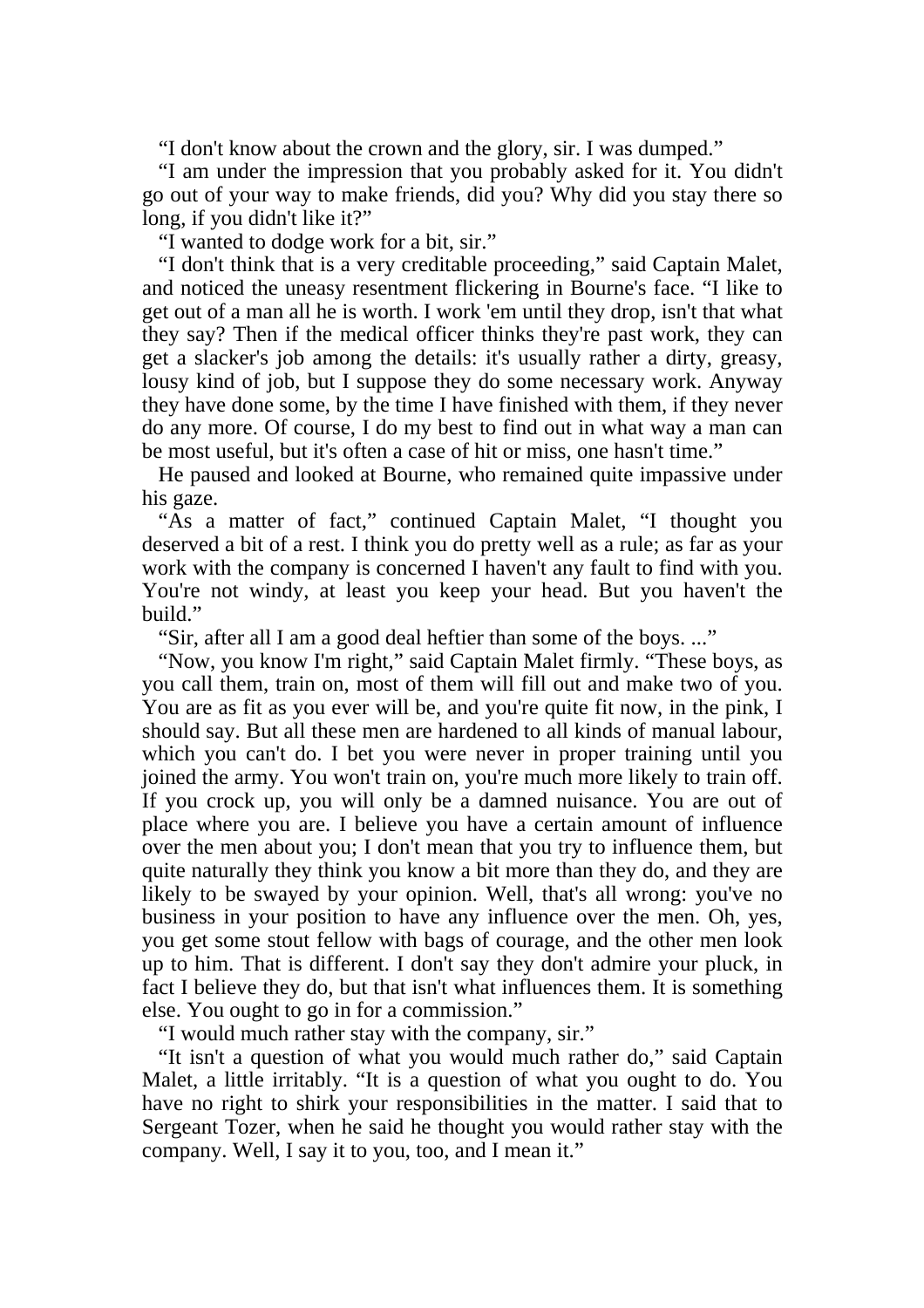“I don't know about the crown and the glory, sir. I was dumped.”

“I am under the impression that you probably asked for it. You didn't go out of your way to make friends, did you? Why did you stay there so long, if you didn't like it?”

“I wanted to dodge work for a bit, sir.”

“I don't think that is a very creditable proceeding,” said Captain Malet, and noticed the uneasy resentment flickering in Bourne's face. “I like to get out of a man all he is worth. I work 'em until they drop, isn't that what they say? Then if the medical officer thinks they're past work, they can get a slacker's job among the details: it's usually rather a dirty, greasy, lousy kind of job, but I suppose they do some necessary work. Anyway they have done some, by the time I have finished with them, if they never do any more. Of course, I do my best to find out in what way a man can be most useful, but it's often a case of hit or miss, one hasn't time.”

He paused and looked at Bourne, who remained quite impassive under his gaze.

“As a matter of fact,” continued Captain Malet, “I thought you deserved a bit of a rest. I think you do pretty well as a rule; as far as your work with the company is concerned I haven't any fault to find with you. You're not windy, at least you keep your head. But you haven't the build.”

“Sir, after all I am a good deal heftier than some of the boys. ...”

“Now, you know I'm right,” said Captain Malet firmly. “These boys, as you call them, train on, most of them will fill out and make two of you. You are as fit as you ever will be, and you're quite fit now, in the pink, I should say. But all these men are hardened to all kinds of manual labour, which you can't do. I bet you were never in proper training until you joined the army. You won't train on, you're much more likely to train off. If you crock up, you will only be a damned nuisance. You are out of place where you are. I believe you have a certain amount of influence over the men about you; I don't mean that you try to influence them, but quite naturally they think you know a bit more than they do, and they are likely to be swayed by your opinion. Well, that's all wrong: you've no business in your position to have any influence over the men. Oh, yes, you get some stout fellow with bags of courage, and the other men look up to him. That is different. I don't say they don't admire your pluck, in fact I believe they do, but that isn't what influences them. It is something else. You ought to go in for a commission.”

“I would much rather stay with the company, sir.”

“It isn't a question of what you would much rather do,” said Captain Malet, a little irritably. “It is a question of what you ought to do. You have no right to shirk your responsibilities in the matter. I said that to Sergeant Tozer, when he said he thought you would rather stay with the company. Well, I say it to you, too, and I mean it.”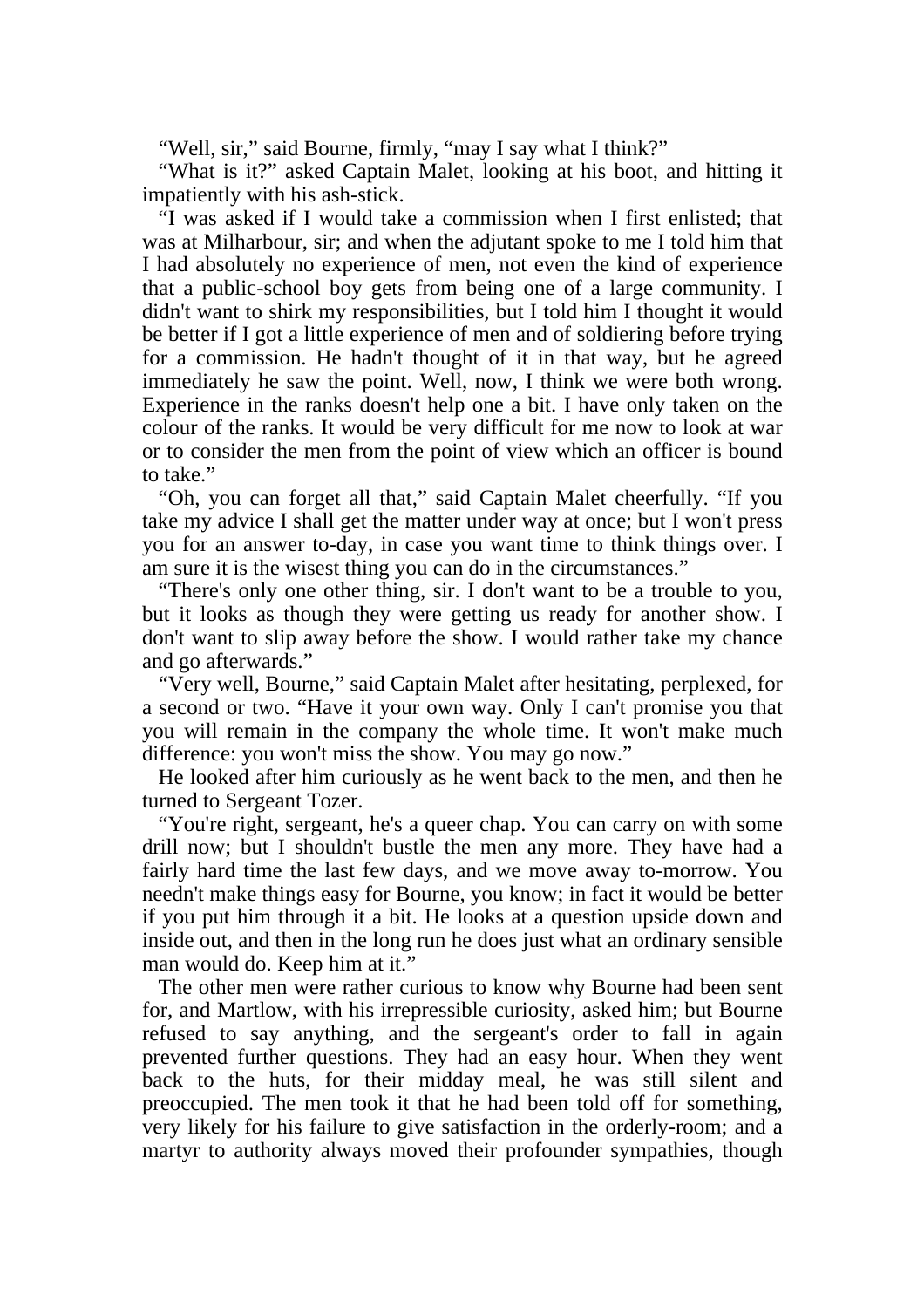"Well, sir," said Bourne, firmly, "may I say what I think?"

"What is it?" asked Captain Malet, looking at his boot, and hitting it impatiently with his ash-stick.

"I was asked if I would take a commission when I first enlisted; that was at Milharbour, sir; and when the adjutant spoke to me I told him that I had absolutely no experience of men, not even the kind of experience that a public-school boy gets from being one of a large community. I didn't want to shirk my responsibilities, but I told him I thought it would be better if I got a little experience of men and of soldiering before trying for a commission. He hadn't thought of it in that way, but he agreed immediately he saw the point. Well, now, I think we were both wrong. Experience in the ranks doesn't help one a bit. I have only taken on the colour of the ranks. It would be very difficult for me now to look at war or to consider the men from the point of view which an officer is bound to take."

"Oh, you can forget all that," said Captain Malet cheerfully. "If you take my advice I shall get the matter under way at once; but I won't press you for an answer to-day, in case you want time to think things over. I am sure it is the wisest thing you can do in the circumstances."

"There's only one other thing, sir. I don't want to be a trouble to you, but it looks as though they were getting us ready for another show. I don't want to slip away before the show. I would rather take my chance and go afterwards."

"Very well, Bourne," said Captain Malet after hesitating, perplexed, for a second or two. "Have it your own way. Only I can't promise you that you will remain in the company the whole time. It won't make much difference: you won't miss the show. You may go now."

He looked after him curiously as he went back to the men, and then he turned to Sergeant Tozer.

"You're right, sergeant, he's a queer chap. You can carry on with some drill now; but I shouldn't bustle the men any more. They have had a fairly hard time the last few days, and we move away to-morrow. You needn't make things easy for Bourne, you know; in fact it would be better if you put him through it a bit. He looks at a question upside down and inside out, and then in the long run he does just what an ordinary sensible man would do. Keep him at it."

The other men were rather curious to know why Bourne had been sent for, and Martlow, with his irrepressible curiosity, asked him; but Bourne refused to say anything, and the sergeant's order to fall in again prevented further questions. They had an easy hour. When they went back to the huts, for their midday meal, he was still silent and preoccupied. The men took it that he had been told off for something, very likely for his failure to give satisfaction in the orderly-room; and a martyr to authority always moved their profounder sympathies, though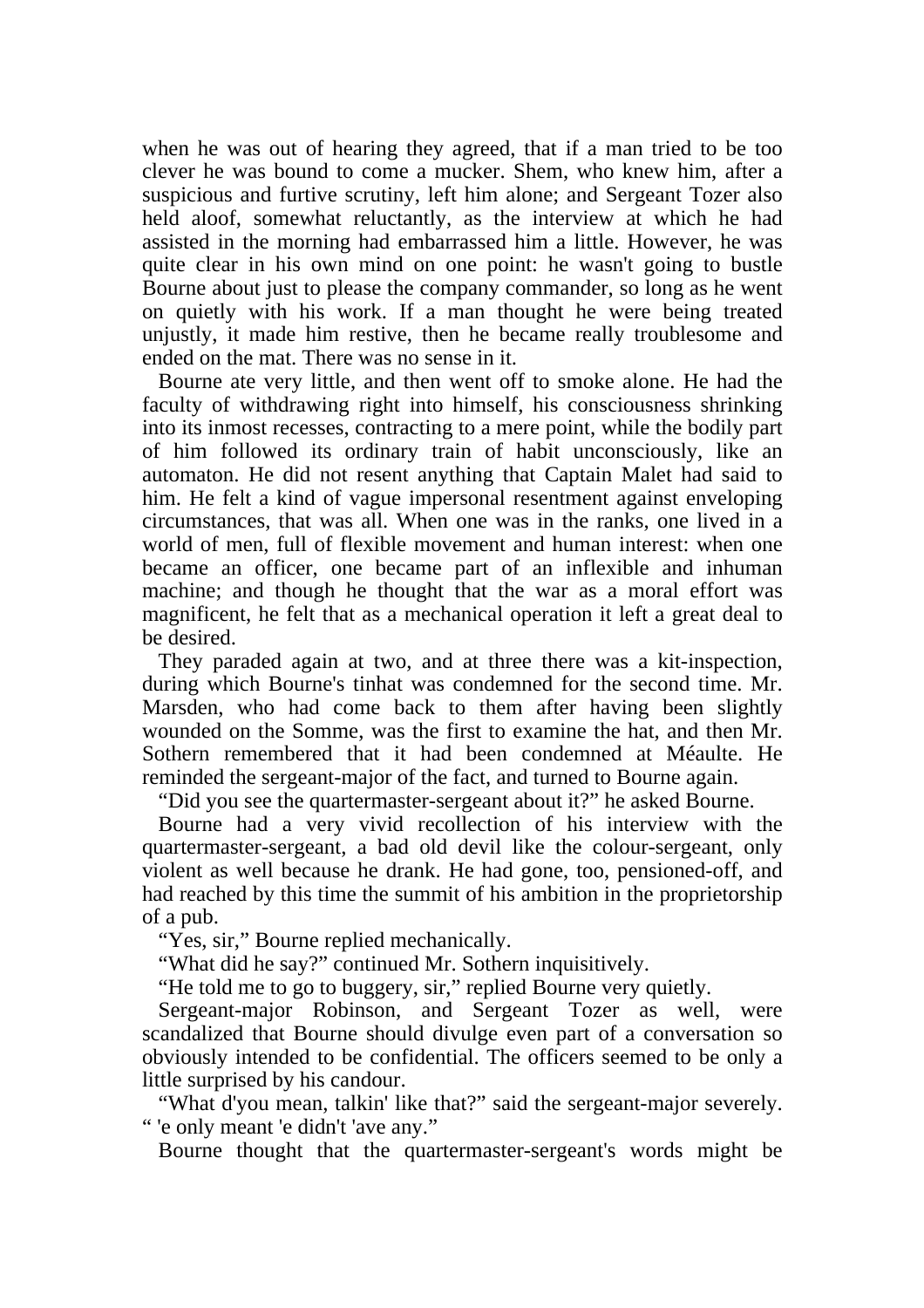when he was out of hearing they agreed, that if a man tried to be too clever he was bound to come a mucker. Shem, who knew him, after a suspicious and furtive scrutiny, left him alone; and Sergeant Tozer also held aloof, somewhat reluctantly, as the interview at which he had assisted in the morning had embarrassed him a little. However, he was quite clear in his own mind on one point: he wasn't going to bustle Bourne about just to please the company commander, so long as he went on quietly with his work. If a man thought he were being treated unjustly, it made him restive, then he became really troublesome and ended on the mat. There was no sense in it.

Bourne ate very little, and then went off to smoke alone. He had the faculty of withdrawing right into himself, his consciousness shrinking into its inmost recesses, contracting to a mere point, while the bodily part of him followed its ordinary train of habit unconsciously, like an automaton. He did not resent anything that Captain Malet had said to him. He felt a kind of vague impersonal resentment against enveloping circumstances, that was all. When one was in the ranks, one lived in a world of men, full of flexible movement and human interest: when one became an officer, one became part of an inflexible and inhuman machine; and though he thought that the war as a moral effort was magnificent, he felt that as a mechanical operation it left a great deal to be desired.

They paraded again at two, and at three there was a kit-inspection, during which Bourne's tinhat was condemned for the second time. Mr. Marsden, who had come back to them after having been slightly wounded on the Somme, was the first to examine the hat, and then Mr. Sothern remembered that it had been condemned at Méaulte. He reminded the sergeant-major of the fact, and turned to Bourne again.

"Did you see the quartermaster-sergeant about it?" he asked Bourne.

Bourne had a very vivid recollection of his interview with the quartermaster-sergeant, a bad old devil like the colour-sergeant, only violent as well because he drank. He had gone, too, pensioned-off, and had reached by this time the summit of his ambition in the proprietorship of a pub.

"Yes, sir," Bourne replied mechanically.

"What did he say?" continued Mr. Sothern inquisitively.

"He told me to go to buggery, sir," replied Bourne very quietly.

Sergeant-major Robinson, and Sergeant Tozer as well, were scandalized that Bourne should divulge even part of a conversation so obviously intended to be confidential. The officers seemed to be only a little surprised by his candour.

"What d'you mean, talkin' like that?" said the sergeant-major severely. " 'e only meant 'e didn't 'ave any."

Bourne thought that the quartermaster-sergeant's words might be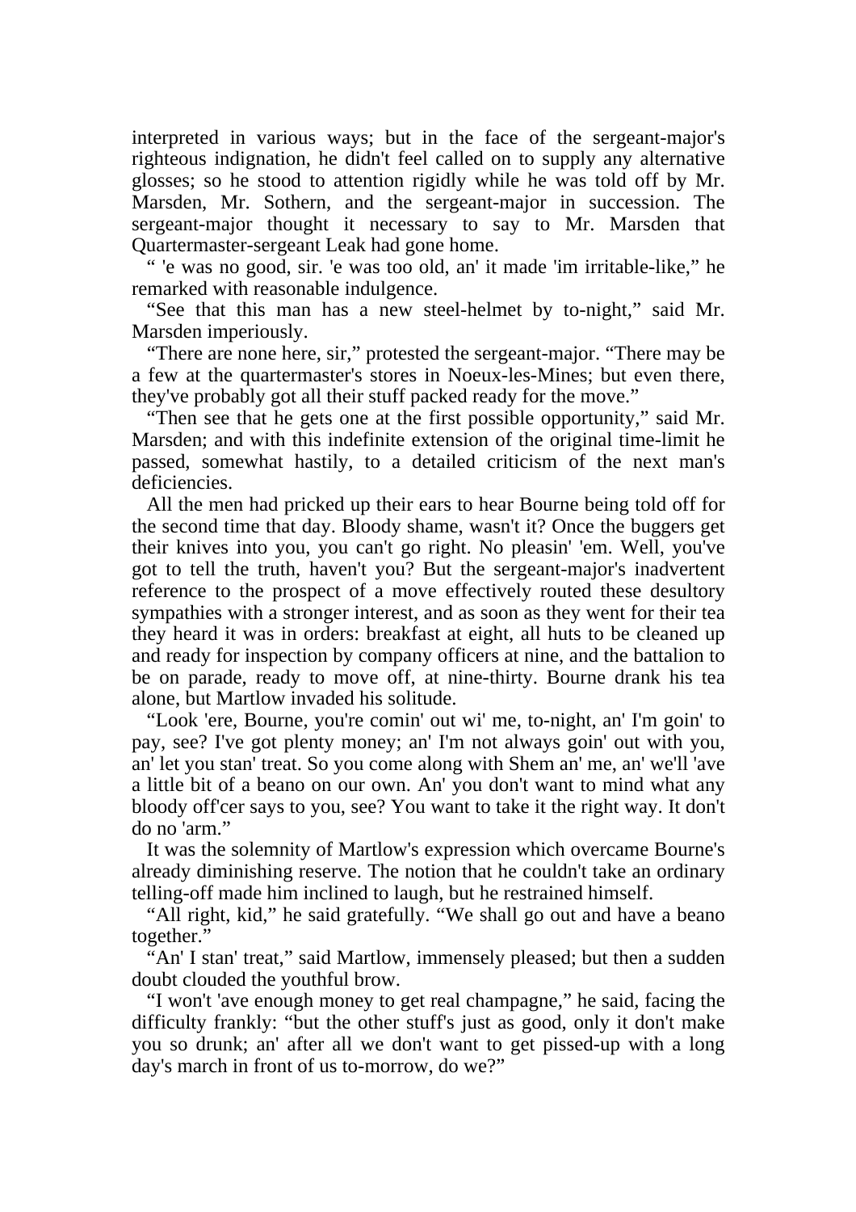interpreted in various ways; but in the face of the sergeant-major's righteous indignation, he didn't feel called on to supply any alternative glosses; so he stood to attention rigidly while he was told off by Mr. Marsden, Mr. Sothern, and the sergeant-major in succession. The sergeant-major thought it necessary to say to Mr. Marsden that Quartermaster-sergeant Leak had gone home.

" 'e was no good, sir. 'e was too old, an' it made 'im irritable-like," he remarked with reasonable indulgence.

"See that this man has a new steel-helmet by to-night," said Mr. Marsden imperiously.

"There are none here, sir," protested the sergeant-major. "There may be a few at the quartermaster's stores in Noeux-les-Mines; but even there, they've probably got all their stuff packed ready for the move."

"Then see that he gets one at the first possible opportunity," said Mr. Marsden; and with this indefinite extension of the original time-limit he passed, somewhat hastily, to a detailed criticism of the next man's deficiencies.

All the men had pricked up their ears to hear Bourne being told off for the second time that day. Bloody shame, wasn't it? Once the buggers get their knives into you, you can't go right. No pleasin' 'em. Well, you've got to tell the truth, haven't you? But the sergeant-major's inadvertent reference to the prospect of a move effectively routed these desultory sympathies with a stronger interest, and as soon as they went for their tea they heard it was in orders: breakfast at eight, all huts to be cleaned up and ready for inspection by company officers at nine, and the battalion to be on parade, ready to move off, at nine-thirty. Bourne drank his tea alone, but Martlow invaded his solitude.

"Look 'ere, Bourne, you're comin' out wi' me, to-night, an' I'm goin' to pay, see? I've got plenty money; an' I'm not always goin' out with you, an' let you stan' treat. So you come along with Shem an' me, an' we'll 'ave a little bit of a beano on our own. An' you don't want to mind what any bloody off'cer says to you, see? You want to take it the right way. It don't do no 'arm."

It was the solemnity of Martlow's expression which overcame Bourne's already diminishing reserve. The notion that he couldn't take an ordinary telling-off made him inclined to laugh, but he restrained himself.

"All right, kid," he said gratefully. "We shall go out and have a beano together."

"An' I stan' treat," said Martlow, immensely pleased; but then a sudden doubt clouded the youthful brow.

"I won't 'ave enough money to get real champagne," he said, facing the difficulty frankly: "but the other stuff's just as good, only it don't make you so drunk; an' after all we don't want to get pissed-up with a long day's march in front of us to-morrow, do we?"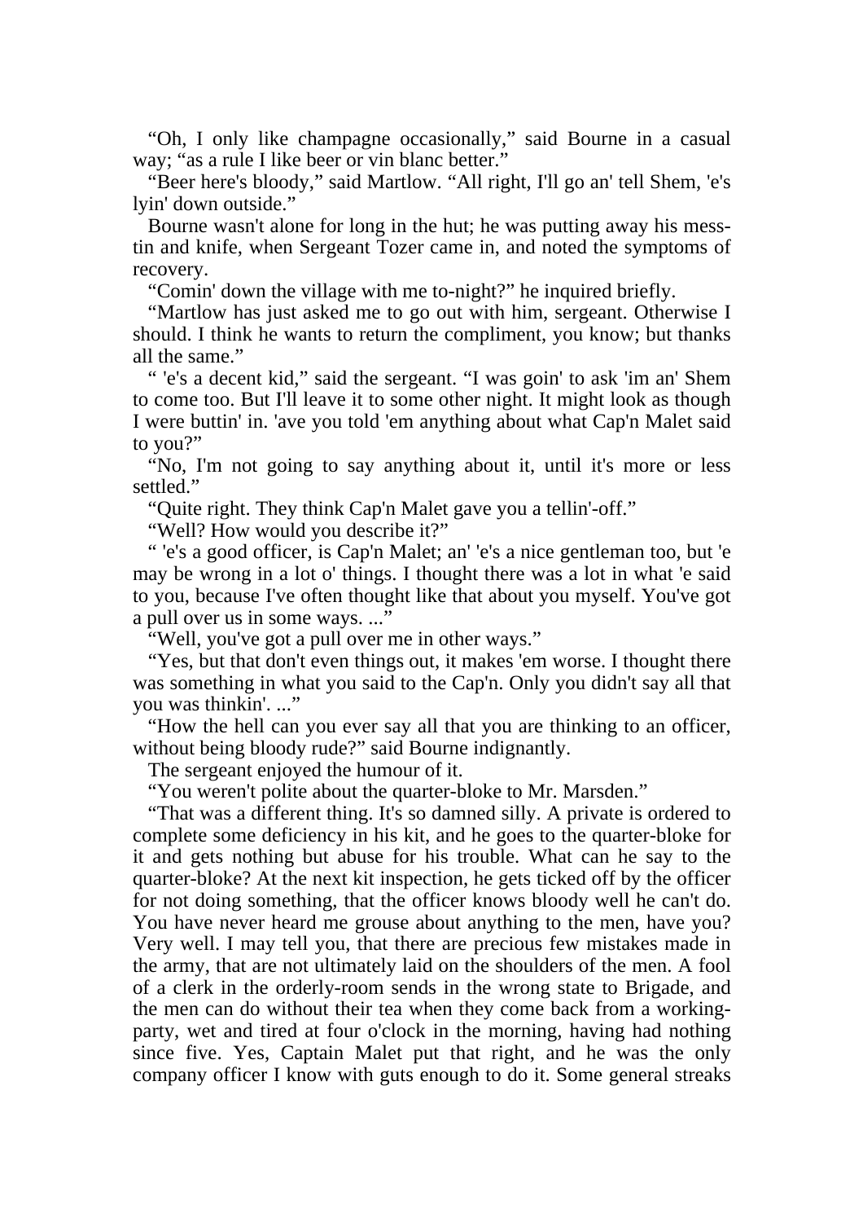"Oh, I only like champagne occasionally," said Bourne in a casual way; "as a rule I like beer or vin blanc better."

"Beer here's bloody," said Martlow. "All right, I'll go an' tell Shem, 'e's lyin' down outside."

Bourne wasn't alone for long in the hut; he was putting away his mess-tin and knife, when Sergeant Tozer came in, and noted the symptoms of recovery.

"Comin' down the village with me to-night?" he inquired briefly.

"Martlow has just asked me to go out with him, sergeant. Otherwise I should. I think he wants to return the compliment, you know; but thanks all the same."

" 'e's a decent kid," said the sergeant. "I was goin' to ask 'im an' Shem to come too. But I'll leave it to some other night. It might look as though I were buttin' in. 'ave you told 'em anything about what Cap'n Malet said to you?"

"No, I'm not going to say anything about it, until it's more or less settled."

"Quite right. They think Cap'n Malet gave you a tellin'-off."

"Well? How would you describe it?"

" 'e's a good officer, is Cap'n Malet; an' 'e's a nice gentleman too, but 'e may be wrong in a lot o' things. I thought there was a lot in what 'e said to you, because I've often thought like that about you myself. You've got a pull over us in some ways. ..."

"Well, you've got a pull over me in other ways."

"Yes, but that don't even things out, it makes 'em worse. I thought there was something in what you said to the Cap'n. Only you didn't say all that you was thinkin'. ..."

"How the hell can you ever say all that you are thinking to an officer, without being bloody rude?" said Bourne indignantly.

The sergeant enjoyed the humour of it.

"You weren't polite about the quarter-bloke to Mr. Marsden."

"That was a different thing. It's so damned silly. A private is ordered to complete some deficiency in his kit, and he goes to the quarter-bloke for it and gets nothing but abuse for his trouble. What can he say to the quarter-bloke? At the next kit inspection, he gets ticked off by the officer for not doing something, that the officer knows bloody well he can't do. You have never heard me grouse about anything to the men, have you? Very well. I may tell you, that there are precious few mistakes made in the army, that are not ultimately laid on the shoulders of the men. A fool of a clerk in the orderly-room sends in the wrong state to Brigade, and the men can do without their tea when they come back from a working-party, wet and tired at four o'clock in the morning, having had nothing since five. Yes, Captain Malet put that right, and he was the only company officer I know with guts enough to do it. Some general streaks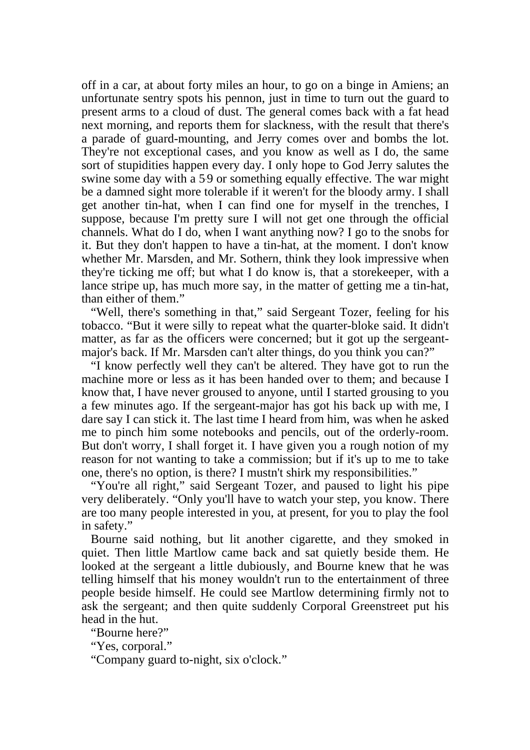off in a car, at about forty miles an hour, to go on a binge in Amiens; an unfortunate sentry spots his pennon, just in time to turn out the guard to present arms to a cloud of dust. The general comes back with a fat head next morning, and reports them for slackness, with the result that there's a parade of guard-mounting, and Jerry comes over and bombs the lot. They're not exceptional cases, and you know as well as I do, the same sort of stupidities happen every day. I only hope to God Jerry salutes the swine some day with a 5.9 or something equally effective. The war might be a damned sight more tolerable if it weren't for the bloody army. I shall get another tin-hat, when I can find one for myself in the trenches, I suppose, because I'm pretty sure I will not get one through the official channels. What do I do, when I want anything now? I go to the snobs for it. But they don't happen to have a tin-hat, at the moment. I don't know whether Mr. Marsden, and Mr. Sothern, think they look impressive when they're ticking me off; but what I do know is, that a storekeeper, with a lance stripe up, has much more say, in the matter of getting me a tin-hat, than either of them."

"Well, there's something in that," said Sergeant Tozer, feeling for his tobacco. "But it were silly to repeat what the quarter-bloke said. It didn't matter, as far as the officers were concerned; but it got up the sergeant-major's back. If Mr. Marsden can't alter things, do you think you can?"

"I know perfectly well they can't be altered. They have got to run the machine more or less as it has been handed over to them; and because I know that, I have never groused to anyone, until I started grousing to you a few minutes ago. If the sergeant-major has got his back up with me, I dare say I can stick it. The last time I heard from him, was when he asked me to pinch him some notebooks and pencils, out of the orderly-room. But don't worry, I shall forget it. I have given you a rough notion of my reason for not wanting to take a commission; but if it's up to me to take one, there's no option, is there? I mustn't shirk my responsibilities."

"You're all right," said Sergeant Tozer, and paused to light his pipe very deliberately. "Only you'll have to watch your step, you know. There are too many people interested in you, at present, for you to play the fool in safety."

Bourne said nothing, but lit another cigarette, and they smoked in quiet. Then little Martlow came back and sat quietly beside them. He looked at the sergeant a little dubiously, and Bourne knew that he was telling himself that his money wouldn't run to the entertainment of three people beside himself. He could see Martlow determining firmly not to ask the sergeant; and then quite suddenly Corporal Greenstreet put his head in the hut.

"Bourne here?"

"Yes, corporal."

"Company guard to-night, six o'clock."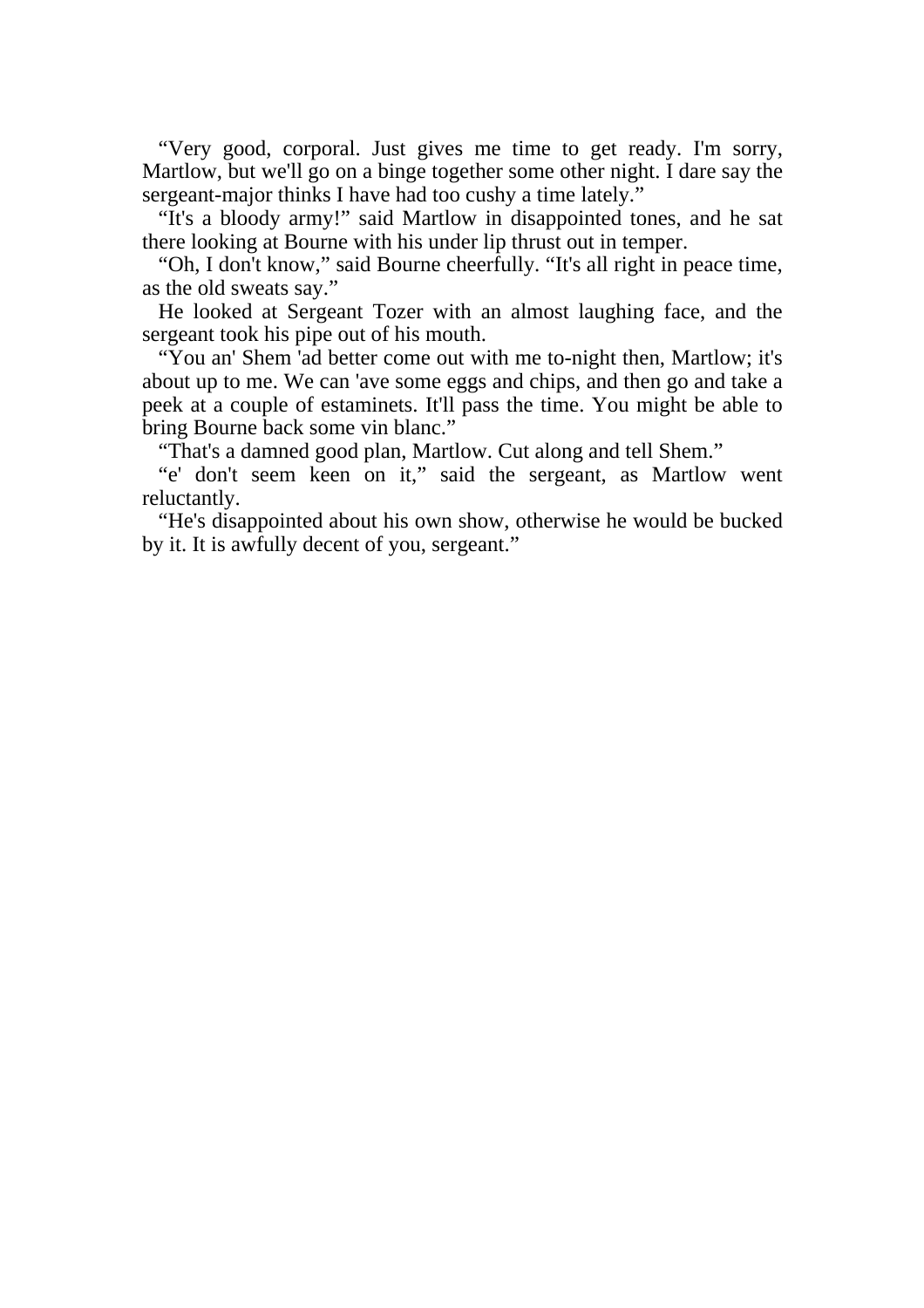"Very good, corporal. Just gives me time to get ready. I'm sorry, Martlow, but we'll go on a binge together some other night. I dare say the sergeant-major thinks I have had too cushy a time lately."

"It's a bloody army!" said Martlow in disappointed tones, and he sat there looking at Bourne with his under lip thrust out in temper.

"Oh, I don't know," said Bourne cheerfully. "It's all right in peace time, as the old sweats say."

He looked at Sergeant Tozer with an almost laughing face, and the sergeant took his pipe out of his mouth.

"You an' Shem 'ad better come out with me to-night then, Martlow; it's about up to me. We can 'ave some eggs and chips, and then go and take a peek at a couple of estaminets. It'll pass the time. You might be able to bring Bourne back some vin blanc."

"That's a damned good plan, Martlow. Cut along and tell Shem."

"e' don't seem keen on it," said the sergeant, as Martlow went reluctantly.

"He's disappointed about his own show, otherwise he would be bucked by it. It is awfully decent of you, sergeant."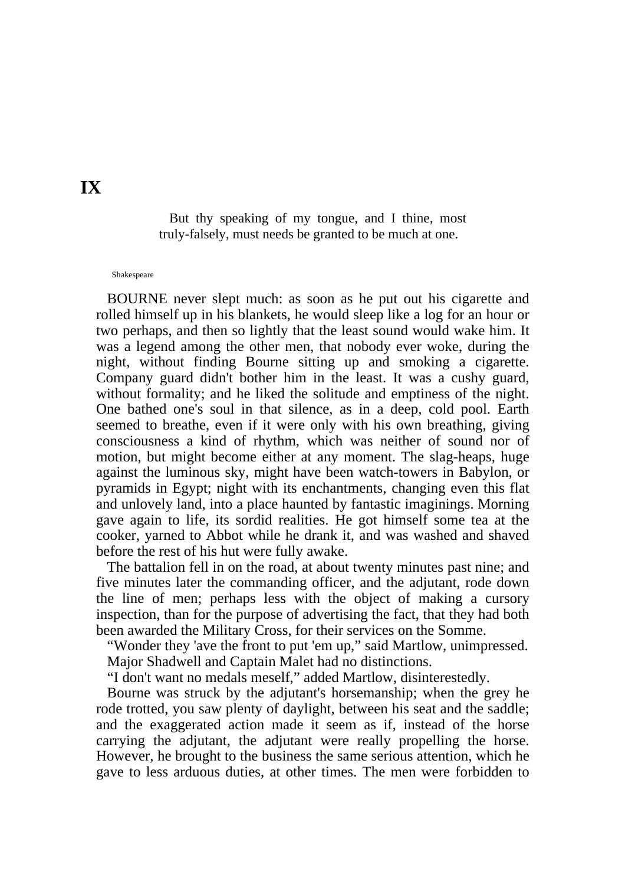# IX

> But thy speaking of my tongue, and I thine, most truly-falsely, must needs be granted to be much at one.
>
> Shakespeare

BOURNE never slept much: as soon as he put out his cigarette and rolled himself up in his blankets, he would sleep like a log for an hour or two perhaps, and then so lightly that the least sound would wake him. It was a legend among the other men, that nobody ever woke, during the night, without finding Bourne sitting up and smoking a cigarette. Company guard didn't bother him in the least. It was a cushy guard, without formality; and he liked the solitude and emptiness of the night. One bathed one's soul in that silence, as in a deep, cold pool. Earth seemed to breathe, even if it were only with his own breathing, giving consciousness a kind of rhythm, which was neither of sound nor of motion, but might become either at any moment. The slag-heaps, huge against the luminous sky, might have been watch-towers in Babylon, or pyramids in Egypt; night with its enchantments, changing even this flat and unlovely land, into a place haunted by fantastic imaginings. Morning gave again to life, its sordid realities. He got himself some tea at the cooker, yarned to Abbot while he drank it, and was washed and shaved before the rest of his hut were fully awake.

The battalion fell in on the road, at about twenty minutes past nine; and five minutes later the commanding officer, and the adjutant, rode down the line of men; perhaps less with the object of making a cursory inspection, than for the purpose of advertising the fact, that they had both been awarded the Military Cross, for their services on the Somme.

"Wonder they 'ave the front to put 'em up," said Martlow, unimpressed.

Major Shadwell and Captain Malet had no distinctions.

"I don't want no medals meself," added Martlow, disinterestedly.

Bourne was struck by the adjutant's horsemanship; when the grey he rode trotted, you saw plenty of daylight, between his seat and the saddle; and the exaggerated action made it seem as if, instead of the horse carrying the adjutant, the adjutant were really propelling the horse. However, he brought to the business the same serious attention, which he gave to less arduous duties, at other times. The men were forbidden to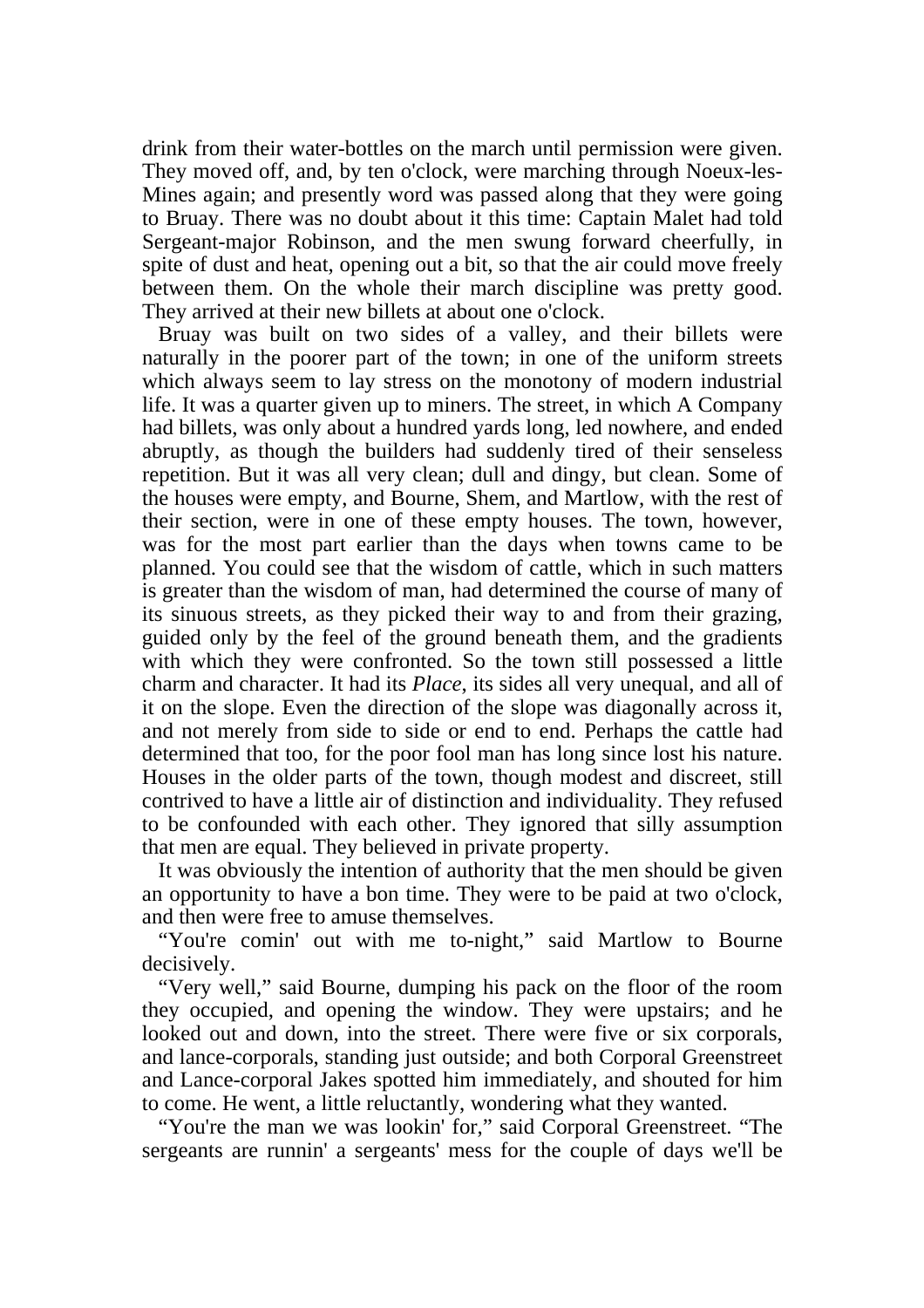drink from their water-bottles on the march until permission were given. They moved off, and, by ten o'clock, were marching through Noeux-les-Mines again; and presently word was passed along that they were going to Bruay. There was no doubt about it this time: Captain Malet had told Sergeant-major Robinson, and the men swung forward cheerfully, in spite of dust and heat, opening out a bit, so that the air could move freely between them. On the whole their march discipline was pretty good. They arrived at their new billets at about one o'clock.

Bruay was built on two sides of a valley, and their billets were naturally in the poorer part of the town; in one of the uniform streets which always seem to lay stress on the monotony of modern industrial life. It was a quarter given up to miners. The street, in which A Company had billets, was only about a hundred yards long, led nowhere, and ended abruptly, as though the builders had suddenly tired of their senseless repetition. But it was all very clean; dull and dingy, but clean. Some of the houses were empty, and Bourne, Shem, and Martlow, with the rest of their section, were in one of these empty houses. The town, however, was for the most part earlier than the days when towns came to be planned. You could see that the wisdom of cattle, which in such matters is greater than the wisdom of man, had determined the course of many of its sinuous streets, as they picked their way to and from their grazing, guided only by the feel of the ground beneath them, and the gradients with which they were confronted. So the town still possessed a little charm and character. It had its *Place*, its sides all very unequal, and all of it on the slope. Even the direction of the slope was diagonally across it, and not merely from side to side or end to end. Perhaps the cattle had determined that too, for the poor fool man has long since lost his nature. Houses in the older parts of the town, though modest and discreet, still contrived to have a little air of distinction and individuality. They refused to be confounded with each other. They ignored that silly assumption that men are equal. They believed in private property.

It was obviously the intention of authority that the men should be given an opportunity to have a bon time. They were to be paid at two o'clock, and then were free to amuse themselves.

"You're comin' out with me to-night," said Martlow to Bourne decisively.

"Very well," said Bourne, dumping his pack on the floor of the room they occupied, and opening the window. They were upstairs; and he looked out and down, into the street. There were five or six corporals, and lance-corporals, standing just outside; and both Corporal Greenstreet and Lance-corporal Jakes spotted him immediately, and shouted for him to come. He went, a little reluctantly, wondering what they wanted.

"You're the man we was lookin' for," said Corporal Greenstreet. "The sergeants are runnin' a sergeants' mess for the couple of days we'll be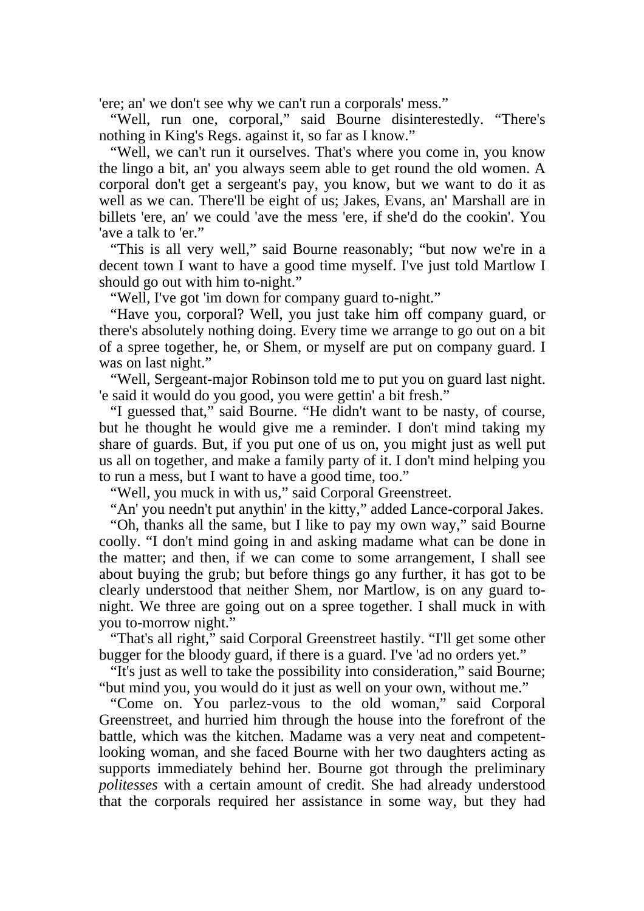'ere; an' we don't see why we can't run a corporals' mess."

"Well, run one, corporal," said Bourne disinterestedly. "There's nothing in King's Regs. against it, so far as I know."

"Well, we can't run it ourselves. That's where you come in, you know the lingo a bit, an' you always seem able to get round the old women. A corporal don't get a sergeant's pay, you know, but we want to do it as well as we can. There'll be eight of us; Jakes, Evans, an' Marshall are in billets 'ere, an' we could 'ave the mess 'ere, if she'd do the cookin'. You 'ave a talk to 'er."

"This is all very well," said Bourne reasonably; "but now we're in a decent town I want to have a good time myself. I've just told Martlow I should go out with him to-night."

"Well, I've got 'im down for company guard to-night."

"Have you, corporal? Well, you just take him off company guard, or there's absolutely nothing doing. Every time we arrange to go out on a bit of a spree together, he, or Shem, or myself are put on company guard. I was on last night."

"Well, Sergeant-major Robinson told me to put you on guard last night. 'e said it would do you good, you were gettin' a bit fresh."

"I guessed that," said Bourne. "He didn't want to be nasty, of course, but he thought he would give me a reminder. I don't mind taking my share of guards. But, if you put one of us on, you might just as well put us all on together, and make a family party of it. I don't mind helping you to run a mess, but I want to have a good time, too."

"Well, you muck in with us," said Corporal Greenstreet.

"An' you needn't put anythin' in the kitty," added Lance-corporal Jakes.

"Oh, thanks all the same, but I like to pay my own way," said Bourne coolly. "I don't mind going in and asking madame what can be done in the matter; and then, if we can come to some arrangement, I shall see about buying the grub; but before things go any further, it has got to be clearly understood that neither Shem, nor Martlow, is on any guard to-night. We three are going out on a spree together. I shall muck in with you to-morrow night."

"That's all right," said Corporal Greenstreet hastily. "I'll get some other bugger for the bloody guard, if there is a guard. I've 'ad no orders yet."

"It's just as well to take the possibility into consideration," said Bourne; "but mind you, you would do it just as well on your own, without me."

"Come on. You parlez-vous to the old woman," said Corporal Greenstreet, and hurried him through the house into the forefront of the battle, which was the kitchen. Madame was a very neat and competent-looking woman, and she faced Bourne with her two daughters acting as supports immediately behind her. Bourne got through the preliminary *politesses* with a certain amount of credit. She had already understood that the corporals required her assistance in some way, but they had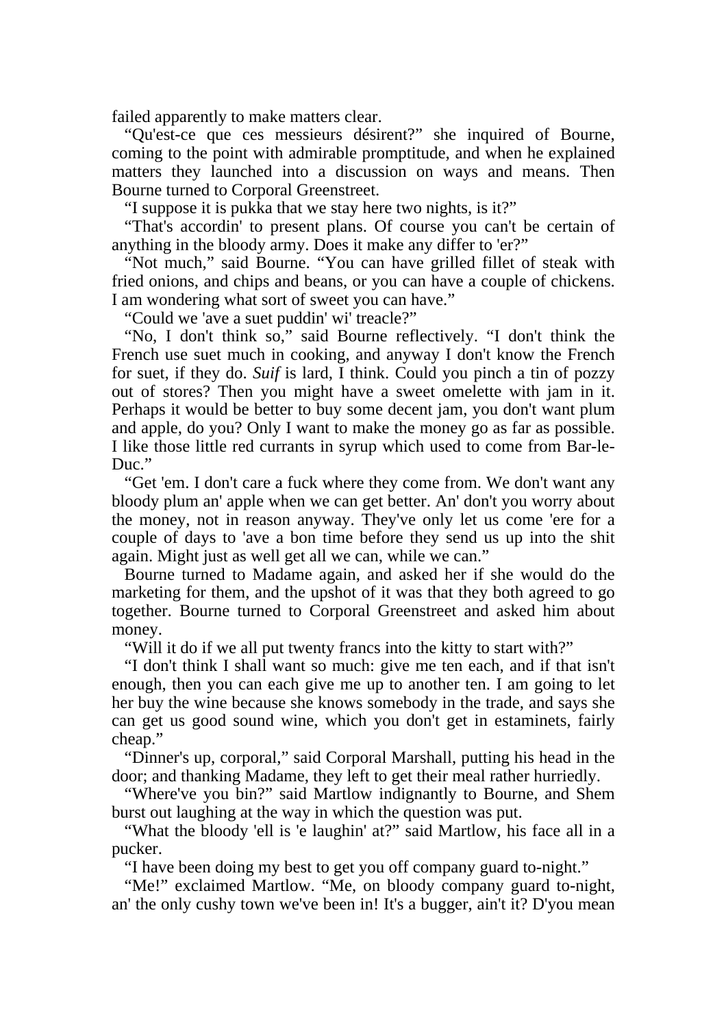failed apparently to make matters clear.

"Qu'est-ce que ces messieurs désirent?" she inquired of Bourne, coming to the point with admirable promptitude, and when he explained matters they launched into a discussion on ways and means. Then Bourne turned to Corporal Greenstreet.

"I suppose it is pukka that we stay here two nights, is it?"

"That's accordin' to present plans. Of course you can't be certain of anything in the bloody army. Does it make any differ to 'er?"

"Not much," said Bourne. "You can have grilled fillet of steak with fried onions, and chips and beans, or you can have a couple of chickens. I am wondering what sort of sweet you can have."

"Could we 'ave a suet puddin' wi' treacle?"

"No, I don't think so," said Bourne reflectively. "I don't think the French use suet much in cooking, and anyway I don't know the French for suet, if they do. *Suif* is lard, I think. Could you pinch a tin of pozzy out of stores? Then you might have a sweet omelette with jam in it. Perhaps it would be better to buy some decent jam, you don't want plum and apple, do you? Only I want to make the money go as far as possible. I like those little red currants in syrup which used to come from Bar-le-Duc."

"Get 'em. I don't care a fuck where they come from. We don't want any bloody plum an' apple when we can get better. An' don't you worry about the money, not in reason anyway. They've only let us come 'ere for a couple of days to 'ave a bon time before they send us up into the shit again. Might just as well get all we can, while we can."

Bourne turned to Madame again, and asked her if she would do the marketing for them, and the upshot of it was that they both agreed to go together. Bourne turned to Corporal Greenstreet and asked him about money.

"Will it do if we all put twenty francs into the kitty to start with?"

"I don't think I shall want so much: give me ten each, and if that isn't enough, then you can each give me up to another ten. I am going to let her buy the wine because she knows somebody in the trade, and says she can get us good sound wine, which you don't get in estaminets, fairly cheap."

"Dinner's up, corporal," said Corporal Marshall, putting his head in the door; and thanking Madame, they left to get their meal rather hurriedly.

"Where've you bin?" said Martlow indignantly to Bourne, and Shem burst out laughing at the way in which the question was put.

"What the bloody 'ell is 'e laughin' at?" said Martlow, his face all in a pucker.

"I have been doing my best to get you off company guard to-night."

"Me!" exclaimed Martlow. "Me, on bloody company guard to-night, an' the only cushy town we've been in! It's a bugger, ain't it? D'you mean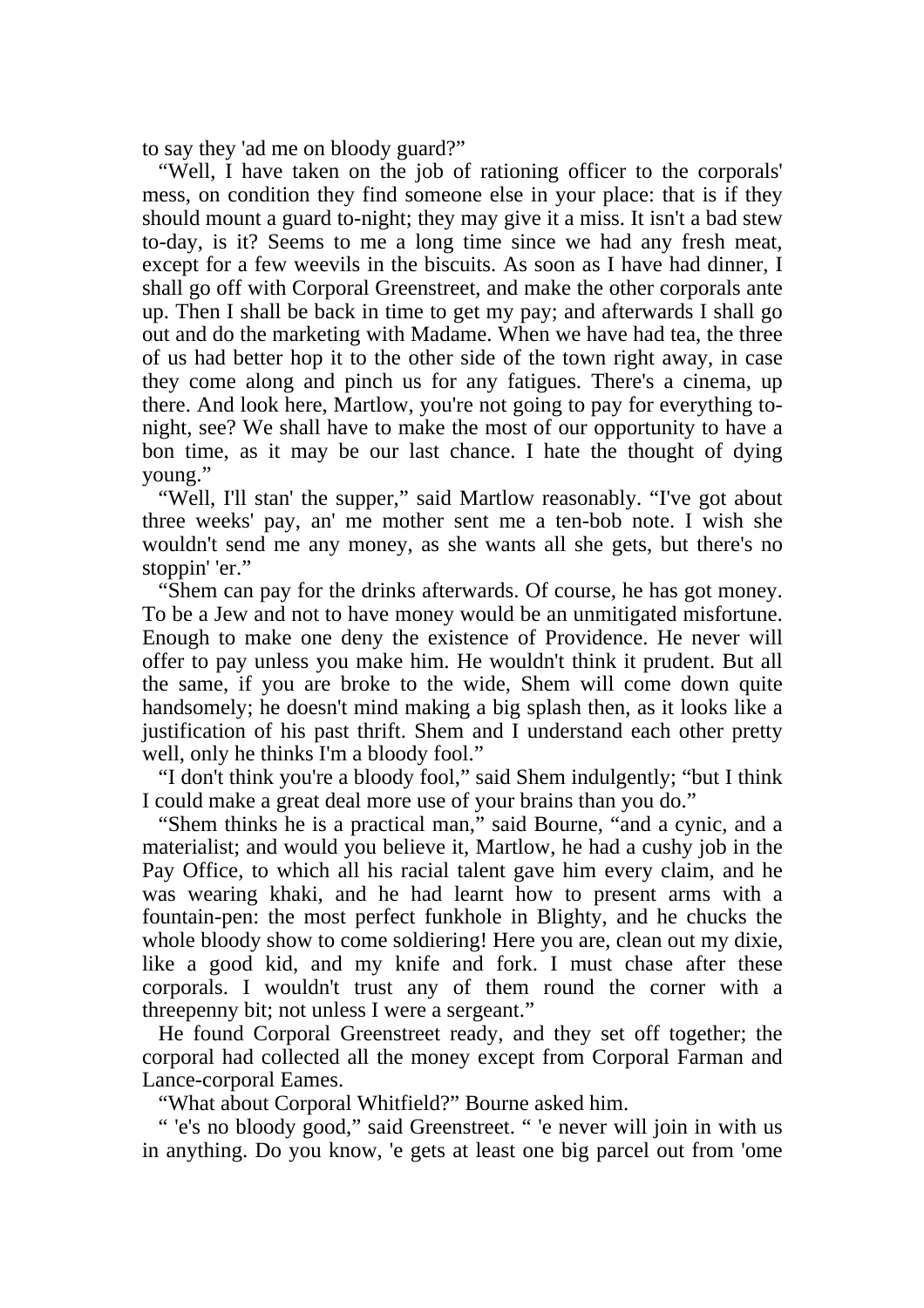to say they 'ad me on bloody guard?"

"Well, I have taken on the job of rationing officer to the corporals' mess, on condition they find someone else in your place: that is if they should mount a guard to-night; they may give it a miss. It isn't a bad stew to-day, is it? Seems to me a long time since we had any fresh meat, except for a few weevils in the biscuits. As soon as I have had dinner, I shall go off with Corporal Greenstreet, and make the other corporals ante up. Then I shall be back in time to get my pay; and afterwards I shall go out and do the marketing with Madame. When we have had tea, the three of us had better hop it to the other side of the town right away, in case they come along and pinch us for any fatigues. There's a cinema, up there. And look here, Martlow, you're not going to pay for everything to-night, see? We shall have to make the most of our opportunity to have a bon time, as it may be our last chance. I hate the thought of dying young."

"Well, I'll stan' the supper," said Martlow reasonably. "I've got about three weeks' pay, an' me mother sent me a ten-bob note. I wish she wouldn't send me any money, as she wants all she gets, but there's no stoppin' 'er."

"Shem can pay for the drinks afterwards. Of course, he has got money. To be a Jew and not to have money would be an unmitigated misfortune. Enough to make one deny the existence of Providence. He never will offer to pay unless you make him. He wouldn't think it prudent. But all the same, if you are broke to the wide, Shem will come down quite handsomely; he doesn't mind making a big splash then, as it looks like a justification of his past thrift. Shem and I understand each other pretty well, only he thinks I'm a bloody fool."

"I don't think you're a bloody fool," said Shem indulgently; "but I think I could make a great deal more use of your brains than you do."

"Shem thinks he is a practical man," said Bourne, "and a cynic, and a materialist; and would you believe it, Martlow, he had a cushy job in the Pay Office, to which all his racial talent gave him every claim, and he was wearing khaki, and he had learnt how to present arms with a fountain-pen: the most perfect funkhole in Blighty, and he chucks the whole bloody show to come soldiering! Here you are, clean out my dixie, like a good kid, and my knife and fork. I must chase after these corporals. I wouldn't trust any of them round the corner with a threepenny bit; not unless I were a sergeant."

He found Corporal Greenstreet ready, and they set off together; the corporal had collected all the money except from Corporal Farman and Lance-corporal Eames.

"What about Corporal Whitfield?" Bourne asked him.

" 'e's no bloody good," said Greenstreet. " 'e never will join in with us in anything. Do you know, 'e gets at least one big parcel out from 'ome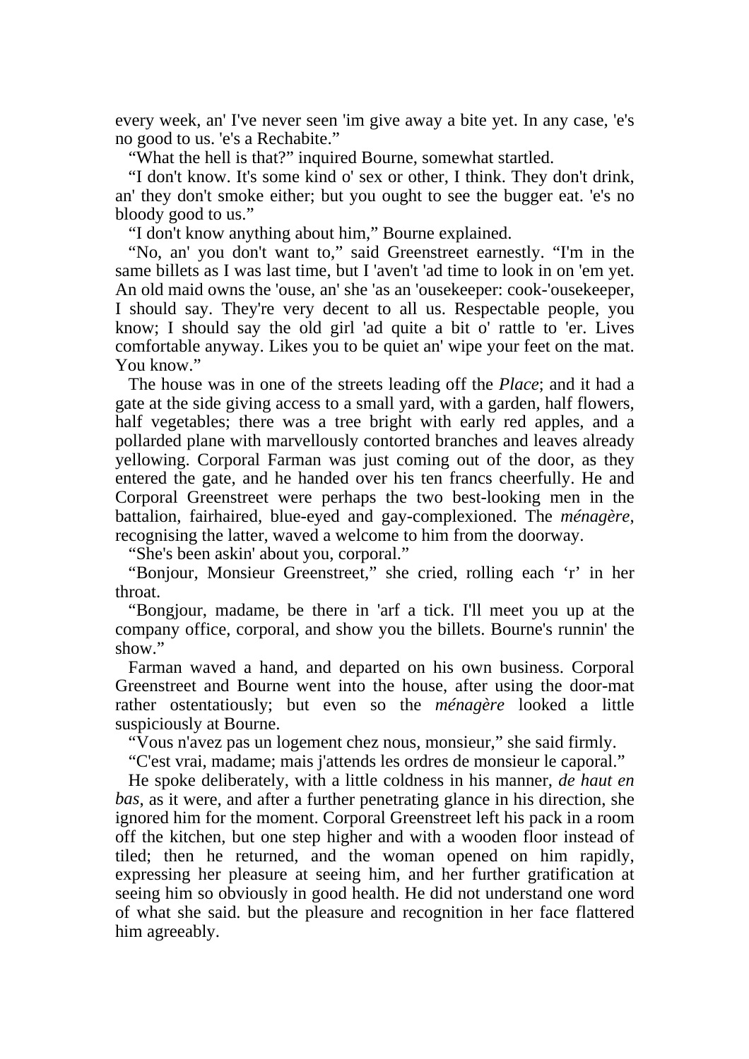every week, an' I've never seen 'im give away a bite yet. In any case, 'e's no good to us. 'e's a Rechabite."

"What the hell is that?" inquired Bourne, somewhat startled.

"I don't know. It's some kind o' sex or other, I think. They don't drink, an' they don't smoke either; but you ought to see the bugger eat. 'e's no bloody good to us."

"I don't know anything about him," Bourne explained.

"No, an' you don't want to," said Greenstreet earnestly. "I'm in the same billets as I was last time, but I 'aven't 'ad time to look in on 'em yet. An old maid owns the 'ouse, an' she 'as an 'ousekeeper: cook-'ousekeeper, I should say. They're very decent to all us. Respectable people, you know; I should say the old girl 'ad quite a bit o' rattle to 'er. Lives comfortable anyway. Likes you to be quiet an' wipe your feet on the mat. You know."

The house was in one of the streets leading off the *Place*; and it had a gate at the side giving access to a small yard, with a garden, half flowers, half vegetables; there was a tree bright with early red apples, and a pollarded plane with marvellously contorted branches and leaves already yellowing. Corporal Farman was just coming out of the door, as they entered the gate, and he handed over his ten francs cheerfully. He and Corporal Greenstreet were perhaps the two best-looking men in the battalion, fairhaired, blue-eyed and gay-complexioned. The *ménagère*, recognising the latter, waved a welcome to him from the doorway.

"She's been askin' about you, corporal."

"Bonjour, Monsieur Greenstreet," she cried, rolling each 'r' in her throat.

"Bongjour, madame, be there in 'arf a tick. I'll meet you up at the company office, corporal, and show you the billets. Bourne's runnin' the show."

Farman waved a hand, and departed on his own business. Corporal Greenstreet and Bourne went into the house, after using the door-mat rather ostentatiously; but even so the *ménagère* looked a little suspiciously at Bourne.

"Vous n'avez pas un logement chez nous, monsieur," she said firmly.

"C'est vrai, madame; mais j'attends les ordres de monsieur le caporal."

He spoke deliberately, with a little coldness in his manner, *de haut en bas*, as it were, and after a further penetrating glance in his direction, she ignored him for the moment. Corporal Greenstreet left his pack in a room off the kitchen, but one step higher and with a wooden floor instead of tiled; then he returned, and the woman opened on him rapidly, expressing her pleasure at seeing him, and her further gratification at seeing him so obviously in good health. He did not understand one word of what she said. but the pleasure and recognition in her face flattered him agreeably.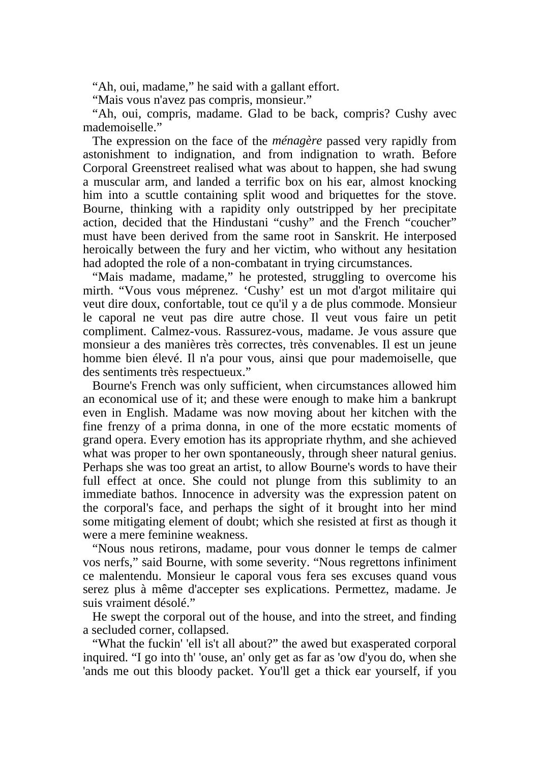“Ah, oui, madame,” he said with a gallant effort.

“Mais vous n'avez pas compris, monsieur.”

“Ah, oui, compris, madame. Glad to be back, compris? Cushy avec mademoiselle.”

The expression on the face of the *ménagère* passed very rapidly from astonishment to indignation, and from indignation to wrath. Before Corporal Greenstreet realised what was about to happen, she had swung a muscular arm, and landed a terrific box on his ear, almost knocking him into a scuttle containing split wood and briquettes for the stove. Bourne, thinking with a rapidity only outstripped by her precipitate action, decided that the Hindustani “cushy” and the French “coucher” must have been derived from the same root in Sanskrit. He interposed heroically between the fury and her victim, who without any hesitation had adopted the role of a non-combatant in trying circumstances.

“Mais madame, madame,” he protested, struggling to overcome his mirth. “Vous vous méprenez. ‘Cushy’ est un mot d'argot militaire qui veut dire doux, confortable, tout ce qu'il y a de plus commode. Monsieur le caporal ne veut pas dire autre chose. Il veut vous faire un petit compliment. Calmez-vous. Rassurez-vous, madame. Je vous assure que monsieur a des manières très correctes, très convenables. Il est un jeune homme bien élevé. Il n'a pour vous, ainsi que pour mademoiselle, que des sentiments très respectueux.”

Bourne's French was only sufficient, when circumstances allowed him an economical use of it; and these were enough to make him a bankrupt even in English. Madame was now moving about her kitchen with the fine frenzy of a prima donna, in one of the more ecstatic moments of grand opera. Every emotion has its appropriate rhythm, and she achieved what was proper to her own spontaneously, through sheer natural genius. Perhaps she was too great an artist, to allow Bourne's words to have their full effect at once. She could not plunge from this sublimity to an immediate bathos. Innocence in adversity was the expression patent on the corporal's face, and perhaps the sight of it brought into her mind some mitigating element of doubt; which she resisted at first as though it were a mere feminine weakness.

“Nous nous retirons, madame, pour vous donner le temps de calmer vos nerfs,” said Bourne, with some severity. “Nous regrettons infiniment ce malentendu. Monsieur le caporal vous fera ses excuses quand vous serez plus à même d'accepter ses explications. Permettez, madame. Je suis vraiment désolé.”

He swept the corporal out of the house, and into the street, and finding a secluded corner, collapsed.

“What the fuckin' 'ell is't all about?” the awed but exasperated corporal inquired. “I go into th' 'ouse, an' only get as far as 'ow d'you do, when she 'ands me out this bloody packet. You'll get a thick ear yourself, if you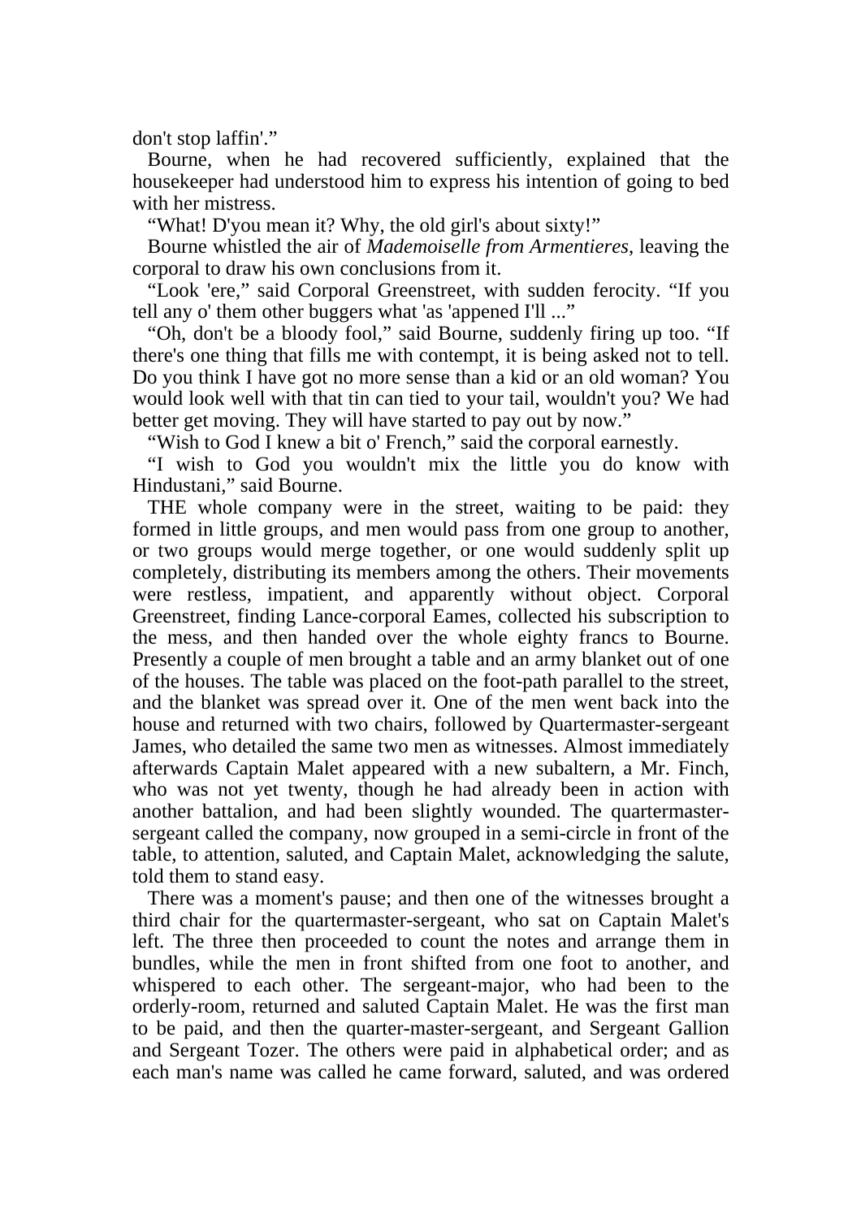don't stop laffin'."

Bourne, when he had recovered sufficiently, explained that the housekeeper had understood him to express his intention of going to bed with her mistress.

"What! D'you mean it? Why, the old girl's about sixty!"

Bourne whistled the air of *Mademoiselle from Armentieres*, leaving the corporal to draw his own conclusions from it.

"Look 'ere," said Corporal Greenstreet, with sudden ferocity. "If you tell any o' them other buggers what 'as 'appened I'll ..."

"Oh, don't be a bloody fool," said Bourne, suddenly firing up too. "If there's one thing that fills me with contempt, it is being asked not to tell. Do you think I have got no more sense than a kid or an old woman? You would look well with that tin can tied to your tail, wouldn't you? We had better get moving. They will have started to pay out by now."

"Wish to God I knew a bit o' French," said the corporal earnestly.

"I wish to God you wouldn't mix the little you do know with Hindustani," said Bourne.

THE whole company were in the street, waiting to be paid: they formed in little groups, and men would pass from one group to another, or two groups would merge together, or one would suddenly split up completely, distributing its members among the others. Their movements were restless, impatient, and apparently without object. Corporal Greenstreet, finding Lance-corporal Eames, collected his subscription to the mess, and then handed over the whole eighty francs to Bourne. Presently a couple of men brought a table and an army blanket out of one of the houses. The table was placed on the foot-path parallel to the street, and the blanket was spread over it. One of the men went back into the house and returned with two chairs, followed by Quartermaster-sergeant James, who detailed the same two men as witnesses. Almost immediately afterwards Captain Malet appeared with a new subaltern, a Mr. Finch, who was not yet twenty, though he had already been in action with another battalion, and had been slightly wounded. The quartermaster-sergeant called the company, now grouped in a semi-circle in front of the table, to attention, saluted, and Captain Malet, acknowledging the salute, told them to stand easy.

There was a moment's pause; and then one of the witnesses brought a third chair for the quartermaster-sergeant, who sat on Captain Malet's left. The three then proceeded to count the notes and arrange them in bundles, while the men in front shifted from one foot to another, and whispered to each other. The sergeant-major, who had been to the orderly-room, returned and saluted Captain Malet. He was the first man to be paid, and then the quarter-master-sergeant, and Sergeant Gallion and Sergeant Tozer. The others were paid in alphabetical order; and as each man's name was called he came forward, saluted, and was ordered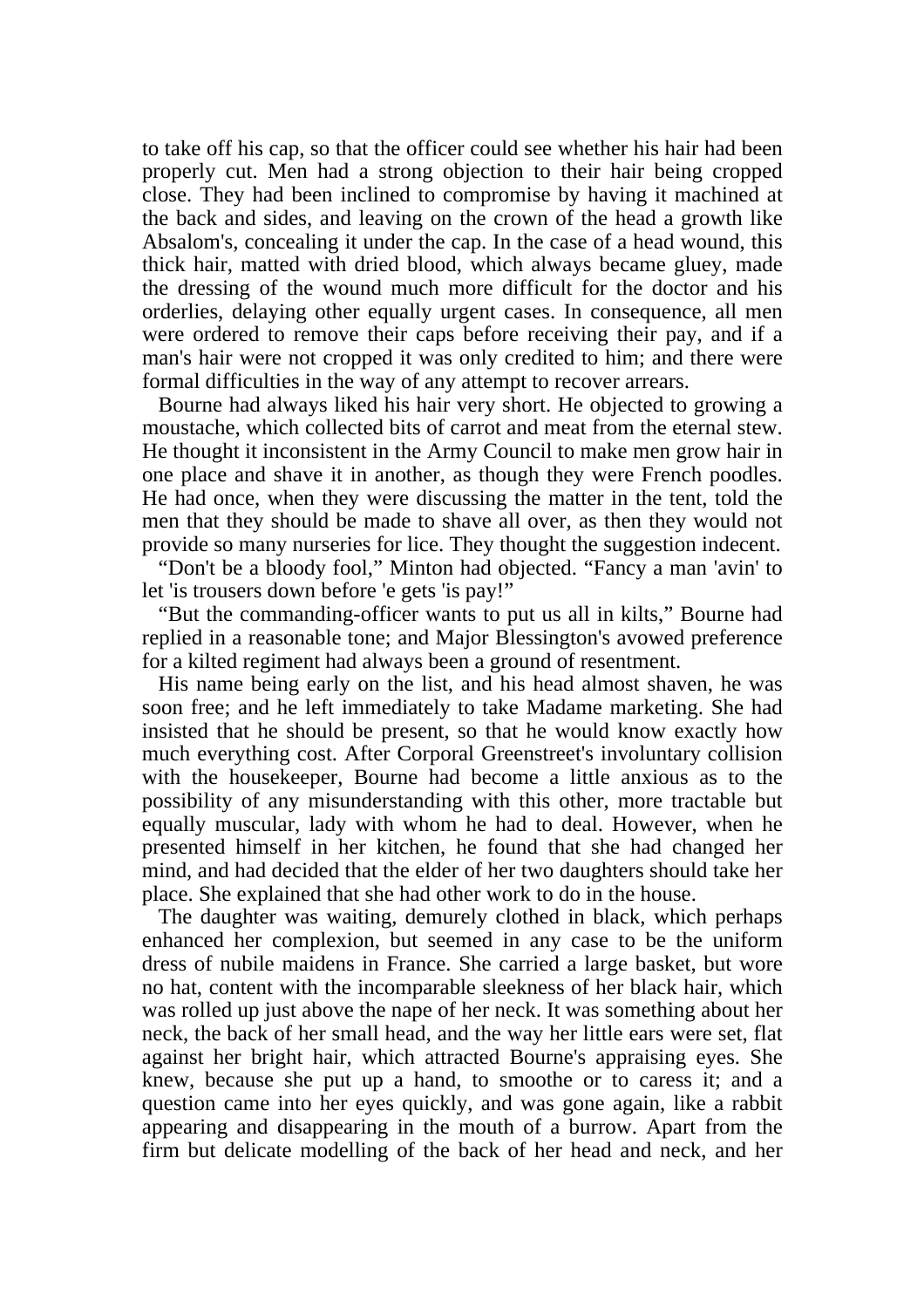to take off his cap, so that the officer could see whether his hair had been properly cut. Men had a strong objection to their hair being cropped close. They had been inclined to compromise by having it machined at the back and sides, and leaving on the crown of the head a growth like Absalom's, concealing it under the cap. In the case of a head wound, this thick hair, matted with dried blood, which always became gluey, made the dressing of the wound much more difficult for the doctor and his orderlies, delaying other equally urgent cases. In consequence, all men were ordered to remove their caps before receiving their pay, and if a man's hair were not cropped it was only credited to him; and there were formal difficulties in the way of any attempt to recover arrears.

Bourne had always liked his hair very short. He objected to growing a moustache, which collected bits of carrot and meat from the eternal stew. He thought it inconsistent in the Army Council to make men grow hair in one place and shave it in another, as though they were French poodles. He had once, when they were discussing the matter in the tent, told the men that they should be made to shave all over, as then they would not provide so many nurseries for lice. They thought the suggestion indecent.

"Don't be a bloody fool," Minton had objected. "Fancy a man 'avin' to let 'is trousers down before 'e gets 'is pay!"

"But the commanding-officer wants to put us all in kilts," Bourne had replied in a reasonable tone; and Major Blessington's avowed preference for a kilted regiment had always been a ground of resentment.

His name being early on the list, and his head almost shaven, he was soon free; and he left immediately to take Madame marketing. She had insisted that he should be present, so that he would know exactly how much everything cost. After Corporal Greenstreet's involuntary collision with the housekeeper, Bourne had become a little anxious as to the possibility of any misunderstanding with this other, more tractable but equally muscular, lady with whom he had to deal. However, when he presented himself in her kitchen, he found that she had changed her mind, and had decided that the elder of her two daughters should take her place. She explained that she had other work to do in the house.

The daughter was waiting, demurely clothed in black, which perhaps enhanced her complexion, but seemed in any case to be the uniform dress of nubile maidens in France. She carried a large basket, but wore no hat, content with the incomparable sleekness of her black hair, which was rolled up just above the nape of her neck. It was something about her neck, the back of her small head, and the way her little ears were set, flat against her bright hair, which attracted Bourne's appraising eyes. She knew, because she put up a hand, to smoothe or to caress it; and a question came into her eyes quickly, and was gone again, like a rabbit appearing and disappearing in the mouth of a burrow. Apart from the firm but delicate modelling of the back of her head and neck, and her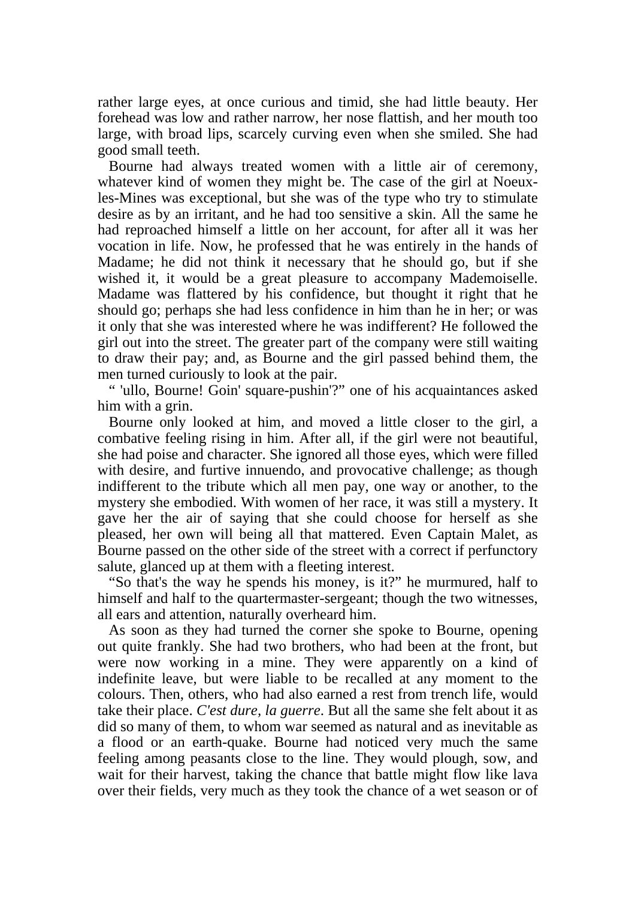rather large eyes, at once curious and timid, she had little beauty. Her forehead was low and rather narrow, her nose flattish, and her mouth too large, with broad lips, scarcely curving even when she smiled. She had good small teeth.

Bourne had always treated women with a little air of ceremony, whatever kind of women they might be. The case of the girl at Noeux-les-Mines was exceptional, but she was of the type who try to stimulate desire as by an irritant, and he had too sensitive a skin. All the same he had reproached himself a little on her account, for after all it was her vocation in life. Now, he professed that he was entirely in the hands of Madame; he did not think it necessary that he should go, but if she wished it, it would be a great pleasure to accompany Mademoiselle. Madame was flattered by his confidence, but thought it right that he should go; perhaps she had less confidence in him than he in her; or was it only that she was interested where he was indifferent? He followed the girl out into the street. The greater part of the company were still waiting to draw their pay; and, as Bourne and the girl passed behind them, the men turned curiously to look at the pair.

" 'ullo, Bourne! Goin' square-pushin'?" one of his acquaintances asked him with a grin.

Bourne only looked at him, and moved a little closer to the girl, a combative feeling rising in him. After all, if the girl were not beautiful, she had poise and character. She ignored all those eyes, which were filled with desire, and furtive innuendo, and provocative challenge; as though indifferent to the tribute which all men pay, one way or another, to the mystery she embodied. With women of her race, it was still a mystery. It gave her the air of saying that she could choose for herself as she pleased, her own will being all that mattered. Even Captain Malet, as Bourne passed on the other side of the street with a correct if perfunctory salute, glanced up at them with a fleeting interest.

"So that's the way he spends his money, is it?" he murmured, half to himself and half to the quartermaster-sergeant; though the two witnesses, all ears and attention, naturally overheard him.

As soon as they had turned the corner she spoke to Bourne, opening out quite frankly. She had two brothers, who had been at the front, but were now working in a mine. They were apparently on a kind of indefinite leave, but were liable to be recalled at any moment to the colours. Then, others, who had also earned a rest from trench life, would take their place. *C'est dure, la guerre*. But all the same she felt about it as did so many of them, to whom war seemed as natural and as inevitable as a flood or an earth-quake. Bourne had noticed very much the same feeling among peasants close to the line. They would plough, sow, and wait for their harvest, taking the chance that battle might flow like lava over their fields, very much as they took the chance of a wet season or of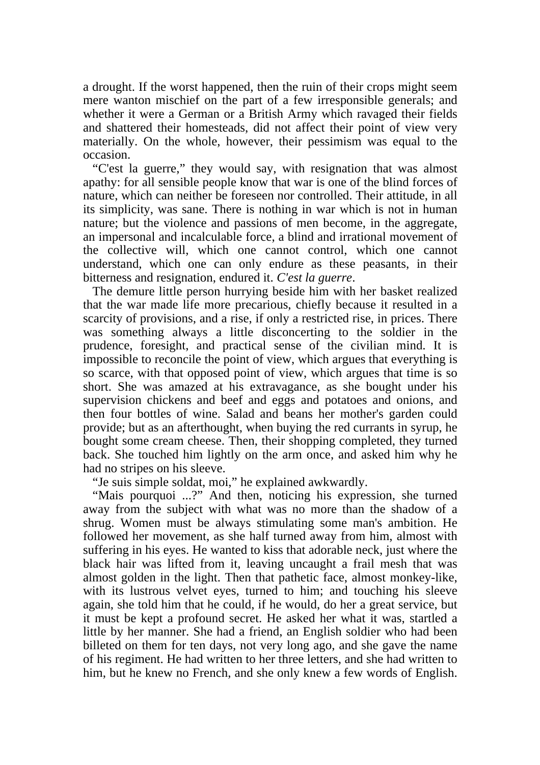a drought. If the worst happened, then the ruin of their crops might seem mere wanton mischief on the part of a few irresponsible generals; and whether it were a German or a British Army which ravaged their fields and shattered their homesteads, did not affect their point of view very materially. On the whole, however, their pessimism was equal to the occasion.

"C'est la guerre," they would say, with resignation that was almost apathy: for all sensible people know that war is one of the blind forces of nature, which can neither be foreseen nor controlled. Their attitude, in all its simplicity, was sane. There is nothing in war which is not in human nature; but the violence and passions of men become, in the aggregate, an impersonal and incalculable force, a blind and irrational movement of the collective will, which one cannot control, which one cannot understand, which one can only endure as these peasants, in their bitterness and resignation, endured it. *C'est la guerre*.

The demure little person hurrying beside him with her basket realized that the war made life more precarious, chiefly because it resulted in a scarcity of provisions, and a rise, if only a restricted rise, in prices. There was something always a little disconcerting to the soldier in the prudence, foresight, and practical sense of the civilian mind. It is impossible to reconcile the point of view, which argues that everything is so scarce, with that opposed point of view, which argues that time is so short. She was amazed at his extravagance, as she bought under his supervision chickens and beef and eggs and potatoes and onions, and then four bottles of wine. Salad and beans her mother's garden could provide; but as an afterthought, when buying the red currants in syrup, he bought some cream cheese. Then, their shopping completed, they turned back. She touched him lightly on the arm once, and asked him why he had no stripes on his sleeve.

"Je suis simple soldat, moi," he explained awkwardly.

"Mais pourquoi ...?" And then, noticing his expression, she turned away from the subject with what was no more than the shadow of a shrug. Women must be always stimulating some man's ambition. He followed her movement, as she half turned away from him, almost with suffering in his eyes. He wanted to kiss that adorable neck, just where the black hair was lifted from it, leaving uncaught a frail mesh that was almost golden in the light. Then that pathetic face, almost monkey-like, with its lustrous velvet eyes, turned to him; and touching his sleeve again, she told him that he could, if he would, do her a great service, but it must be kept a profound secret. He asked her what it was, startled a little by her manner. She had a friend, an English soldier who had been billeted on them for ten days, not very long ago, and she gave the name of his regiment. He had written to her three letters, and she had written to him, but he knew no French, and she only knew a few words of English.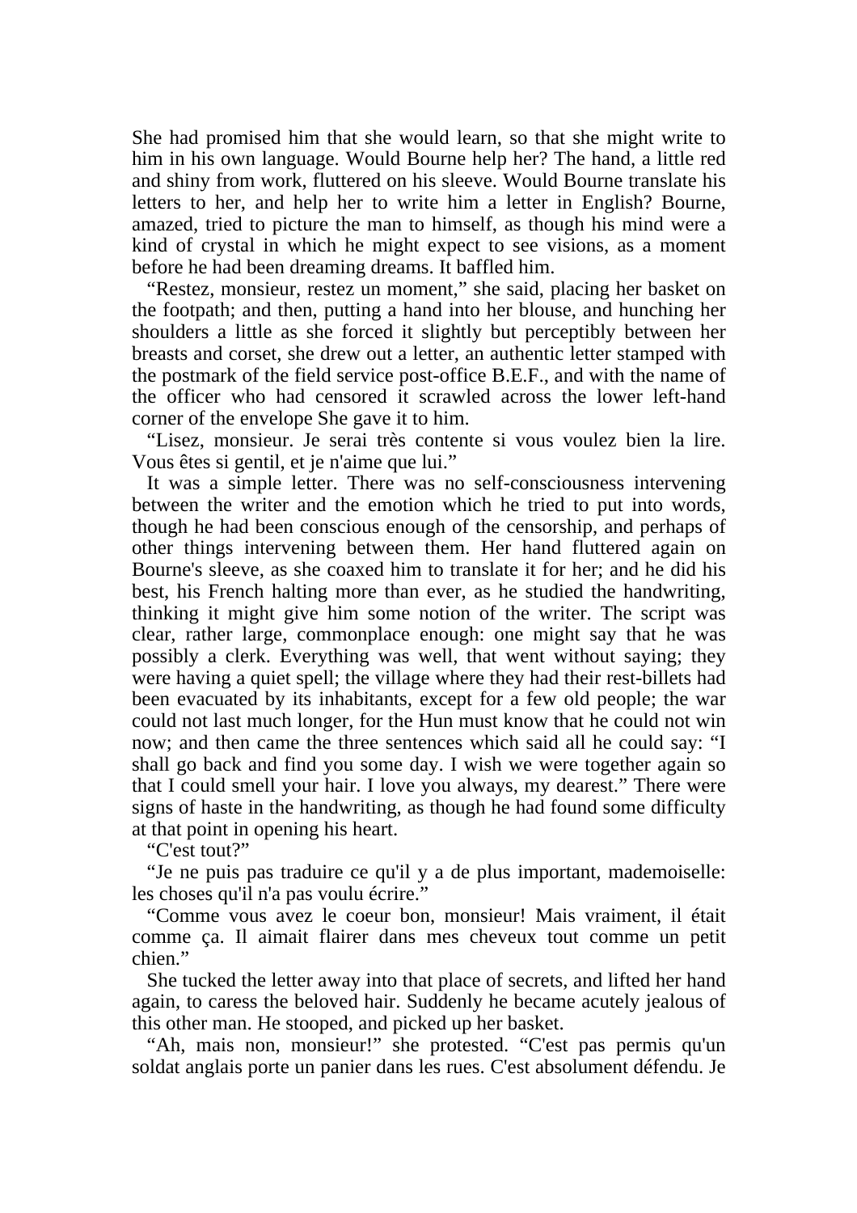She had promised him that she would learn, so that she might write to him in his own language. Would Bourne help her? The hand, a little red and shiny from work, fluttered on his sleeve. Would Bourne translate his letters to her, and help her to write him a letter in English? Bourne, amazed, tried to picture the man to himself, as though his mind were a kind of crystal in which he might expect to see visions, as a moment before he had been dreaming dreams. It baffled him.

"Restez, monsieur, restez un moment," she said, placing her basket on the footpath; and then, putting a hand into her blouse, and hunching her shoulders a little as she forced it slightly but perceptibly between her breasts and corset, she drew out a letter, an authentic letter stamped with the postmark of the field service post-office B.E.F., and with the name of the officer who had censored it scrawled across the lower left-hand corner of the envelope She gave it to him.

"Lisez, monsieur. Je serai très contente si vous voulez bien la lire. Vous êtes si gentil, et je n'aime que lui."

It was a simple letter. There was no self-consciousness intervening between the writer and the emotion which he tried to put into words, though he had been conscious enough of the censorship, and perhaps of other things intervening between them. Her hand fluttered again on Bourne's sleeve, as she coaxed him to translate it for her; and he did his best, his French halting more than ever, as he studied the handwriting, thinking it might give him some notion of the writer. The script was clear, rather large, commonplace enough: one might say that he was possibly a clerk. Everything was well, that went without saying; they were having a quiet spell; the village where they had their rest-billets had been evacuated by its inhabitants, except for a few old people; the war could not last much longer, for the Hun must know that he could not win now; and then came the three sentences which said all he could say: "I shall go back and find you some day. I wish we were together again so that I could smell your hair. I love you always, my dearest." There were signs of haste in the handwriting, as though he had found some difficulty at that point in opening his heart.

"C'est tout?"

"Je ne puis pas traduire ce qu'il y a de plus important, mademoiselle: les choses qu'il n'a pas voulu écrire."

"Comme vous avez le coeur bon, monsieur! Mais vraiment, il était comme ça. Il aimait flairer dans mes cheveux tout comme un petit chien."

She tucked the letter away into that place of secrets, and lifted her hand again, to caress the beloved hair. Suddenly he became acutely jealous of this other man. He stooped, and picked up her basket.

"Ah, mais non, monsieur!" she protested. "C'est pas permis qu'un soldat anglais porte un panier dans les rues. C'est absolument défendu. Je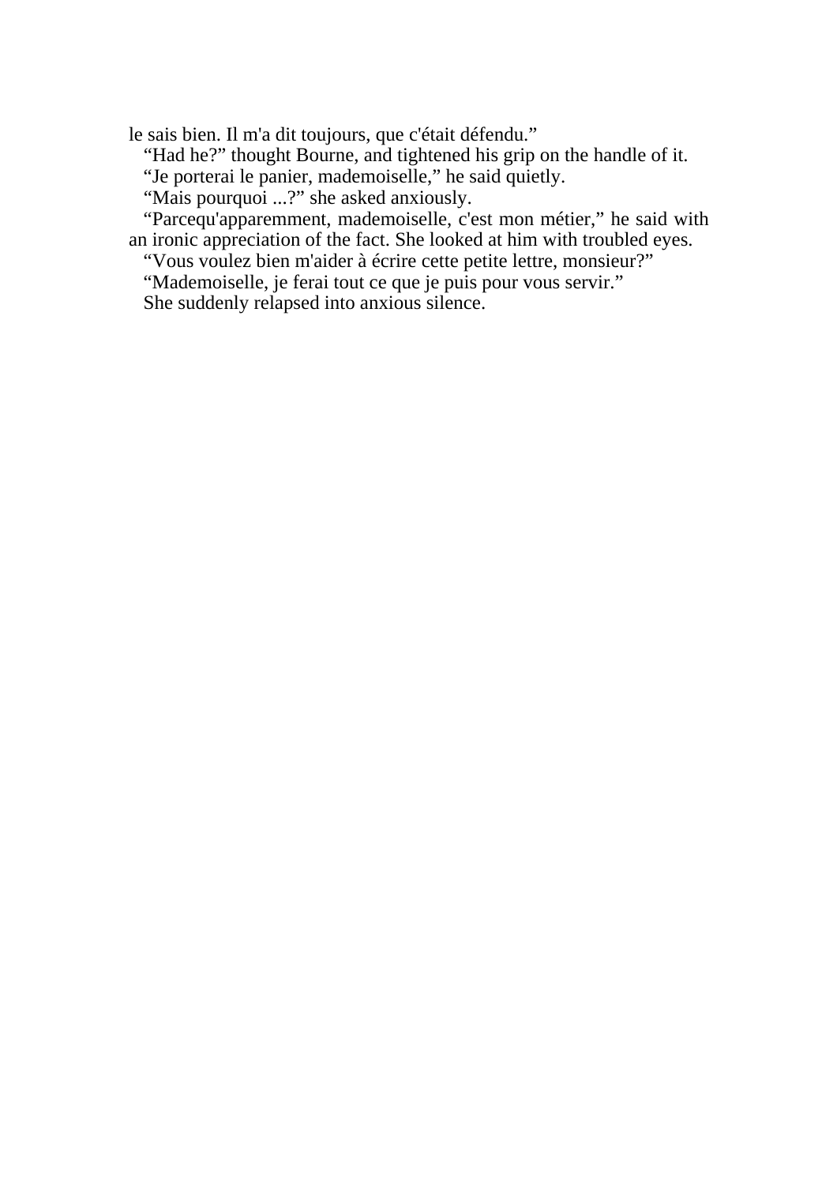le sais bien. Il m'a dit toujours, que c'était défendu."

"Had he?" thought Bourne, and tightened his grip on the handle of it.

"Je porterai le panier, mademoiselle," he said quietly.

"Mais pourquoi ...?" she asked anxiously.

"Parcequ'apparemment, mademoiselle, c'est mon métier," he said with an ironic appreciation of the fact. She looked at him with troubled eyes.

"Vous voulez bien m'aider à écrire cette petite lettre, monsieur?"

"Mademoiselle, je ferai tout ce que je puis pour vous servir."

She suddenly relapsed into anxious silence.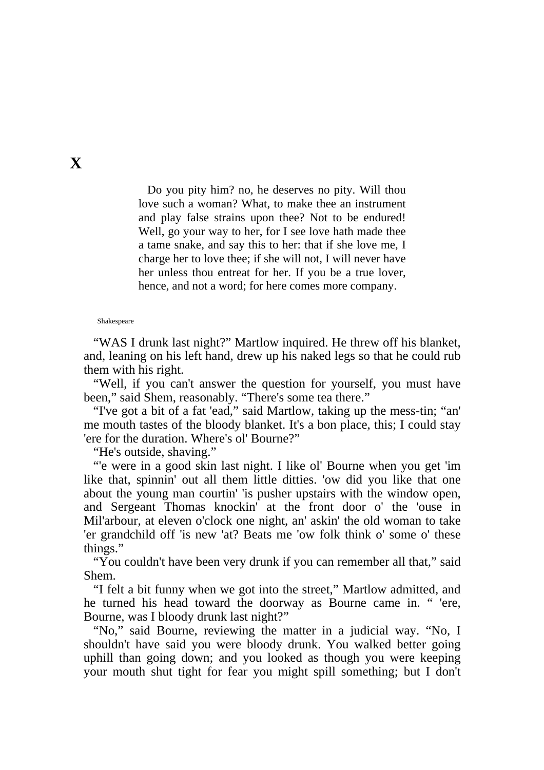# X

> Do you pity him? no, he deserves no pity. Will thou love such a woman? What, to make thee an instrument and play false strains upon thee? Not to be endured! Well, go your way to her, for I see love hath made thee a tame snake, and say this to her: that if she love me, I charge her to love thee; if she will not, I will never have her unless thou entreat for her. If you be a true lover, hence, and not a word; for here comes more company.

Shakespeare

"WAS I drunk last night?" Martlow inquired. He threw off his blanket, and, leaning on his left hand, drew up his naked legs so that he could rub them with his right.

"Well, if you can't answer the question for yourself, you must have been," said Shem, reasonably. "There's some tea there."

"I've got a bit of a fat 'ead," said Martlow, taking up the mess-tin; "an' me mouth tastes of the bloody blanket. It's a bon place, this; I could stay 'ere for the duration. Where's ol' Bourne?"

"He's outside, shaving."

"'e were in a good skin last night. I like ol' Bourne when you get 'im like that, spinnin' out all them little ditties. 'ow did you like that one about the young man courtin' 'is pusher upstairs with the window open, and Sergeant Thomas knockin' at the front door o' the 'ouse in Mil'arbour, at eleven o'clock one night, an' askin' the old woman to take 'er grandchild off 'is new 'at? Beats me 'ow folk think o' some o' these things."

"You couldn't have been very drunk if you can remember all that," said Shem.

"I felt a bit funny when we got into the street," Martlow admitted, and he turned his head toward the doorway as Bourne came in. " 'ere, Bourne, was I bloody drunk last night?"

"No," said Bourne, reviewing the matter in a judicial way. "No, I shouldn't have said you were bloody drunk. You walked better going uphill than going down; and you looked as though you were keeping your mouth shut tight for fear you might spill something; but I don't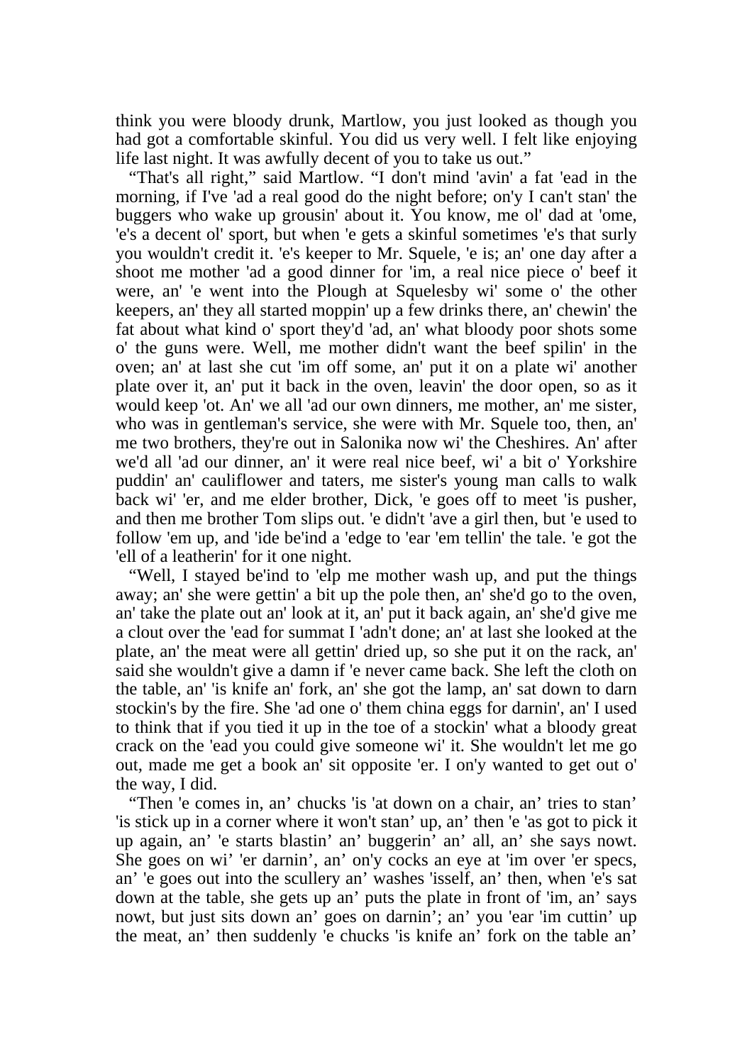think you were bloody drunk, Martlow, you just looked as though you had got a comfortable skinful. You did us very well. I felt like enjoying life last night. It was awfully decent of you to take us out."

"That's all right," said Martlow. "I don't mind 'avin' a fat 'ead in the morning, if I've 'ad a real good do the night before; on'y I can't stan' the buggers who wake up grousin' about it. You know, me ol' dad at 'ome, 'e's a decent ol' sport, but when 'e gets a skinful sometimes 'e's that surly you wouldn't credit it. 'e's keeper to Mr. Squele, 'e is; an' one day after a shoot me mother 'ad a good dinner for 'im, a real nice piece o' beef it were, an' 'e went into the Plough at Squelesby wi' some o' the other keepers, an' they all started moppin' up a few drinks there, an' chewin' the fat about what kind o' sport they'd 'ad, an' what bloody poor shots some o' the guns were. Well, me mother didn't want the beef spilin' in the oven; an' at last she cut 'im off some, an' put it on a plate wi' another plate over it, an' put it back in the oven, leavin' the door open, so as it would keep 'ot. An' we all 'ad our own dinners, me mother, an' me sister, who was in gentleman's service, she were with Mr. Squele too, then, an' me two brothers, they're out in Salonika now wi' the Cheshires. An' after we'd all 'ad our dinner, an' it were real nice beef, wi' a bit o' Yorkshire puddin' an' cauliflower and taters, me sister's young man calls to walk back wi' 'er, and me elder brother, Dick, 'e goes off to meet 'is pusher, and then me brother Tom slips out. 'e didn't 'ave a girl then, but 'e used to follow 'em up, and 'ide be'ind a 'edge to 'ear 'em tellin' the tale. 'e got the 'ell of a leatherin' for it one night.

"Well, I stayed be'ind to 'elp me mother wash up, and put the things away; an' she were gettin' a bit up the pole then, an' she'd go to the oven, an' take the plate out an' look at it, an' put it back again, an' she'd give me a clout over the 'ead for summat I 'adn't done; an' at last she looked at the plate, an' the meat were all gettin' dried up, so she put it on the rack, an' said she wouldn't give a damn if 'e never came back. She left the cloth on the table, an' 'is knife an' fork, an' she got the lamp, an' sat down to darn stockin's by the fire. She 'ad one o' them china eggs for darnin', an' I used to think that if you tied it up in the toe of a stockin' what a bloody great crack on the 'ead you could give someone wi' it. She wouldn't let me go out, made me get a book an' sit opposite 'er. I on'y wanted to get out o' the way, I did.

"Then 'e comes in, an' chucks 'is 'at down on a chair, an' tries to stan' 'is stick up in a corner where it won't stan' up, an' then 'e 'as got to pick it up again, an' 'e starts blastin' an' buggerin' an' all, an' she says nowt. She goes on wi' 'er darnin', an' on'y cocks an eye at 'im over 'er specs, an' 'e goes out into the scullery an' washes 'isself, an' then, when 'e's sat down at the table, she gets up an' puts the plate in front of 'im, an' says nowt, but just sits down an' goes on darnin'; an' you 'ear 'im cuttin' up the meat, an' then suddenly 'e chucks 'is knife an' fork on the table an'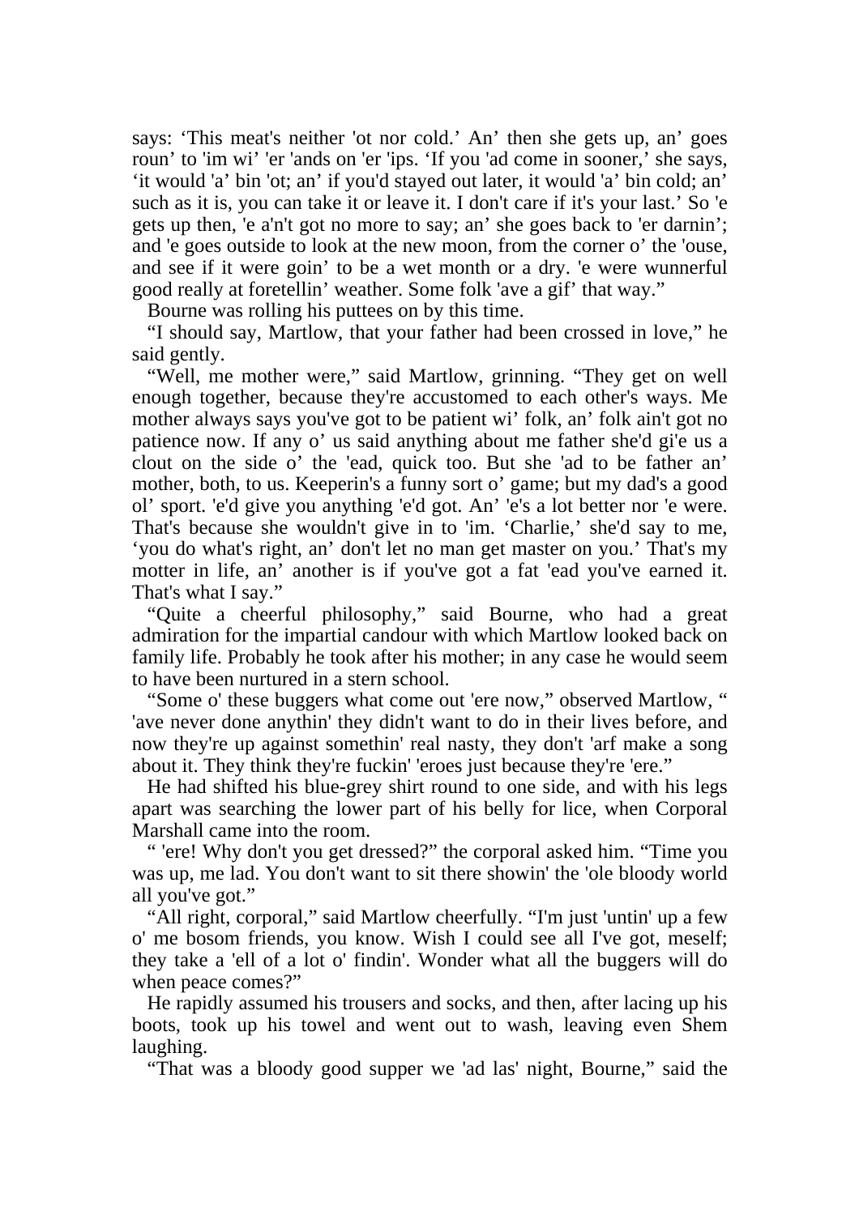says: ‘This meat's neither 'ot nor cold.’ An’ then she gets up, an’ goes roun’ to 'im wi’ 'er 'ands on 'er 'ips. ‘If you 'ad come in sooner,’ she says, ‘it would 'a’ bin 'ot; an’ if you'd stayed out later, it would 'a’ bin cold; an’ such as it is, you can take it or leave it. I don't care if it's your last.’ So 'e gets up then, 'e a'n't got no more to say; an’ she goes back to 'er darnin’; and 'e goes outside to look at the new moon, from the corner o’ the 'ouse, and see if it were goin’ to be a wet month or a dry. 'e were wunnerful good really at foretellin’ weather. Some folk 'ave a gif’ that way.”

Bourne was rolling his puttees on by this time.

“I should say, Martlow, that your father had been crossed in love,” he said gently.

“Well, me mother were,” said Martlow, grinning. “They get on well enough together, because they're accustomed to each other's ways. Me mother always says you've got to be patient wi’ folk, an’ folk ain't got no patience now. If any o’ us said anything about me father she'd gi'e us a clout on the side o’ the 'ead, quick too. But she 'ad to be father an’ mother, both, to us. Keeperin's a funny sort o’ game; but my dad's a good ol’ sport. 'e'd give you anything 'e'd got. An’ 'e's a lot better nor 'e were. That's because she wouldn't give in to 'im. ‘Charlie,’ she'd say to me, ‘you do what's right, an’ don't let no man get master on you.’ That's my motter in life, an’ another is if you've got a fat 'ead you've earned it. That's what I say.”

“Quite a cheerful philosophy,” said Bourne, who had a great admiration for the impartial candour with which Martlow looked back on family life. Probably he took after his mother; in any case he would seem to have been nurtured in a stern school.

“Some o' these buggers what come out 'ere now,” observed Martlow, “ 'ave never done anythin' they didn't want to do in their lives before, and now they're up against somethin' real nasty, they don't 'arf make a song about it. They think they're fuckin' 'eroes just because they're 'ere.”

He had shifted his blue-grey shirt round to one side, and with his legs apart was searching the lower part of his belly for lice, when Corporal Marshall came into the room.

“ 'ere! Why don't you get dressed?” the corporal asked him. “Time you was up, me lad. You don't want to sit there showin' the 'ole bloody world all you've got.”

“All right, corporal,” said Martlow cheerfully. “I'm just 'untin' up a few o' me bosom friends, you know. Wish I could see all I've got, meself; they take a 'ell of a lot o' findin'. Wonder what all the buggers will do when peace comes?”

He rapidly assumed his trousers and socks, and then, after lacing up his boots, took up his towel and went out to wash, leaving even Shem laughing.

“That was a bloody good supper we 'ad las' night, Bourne,” said the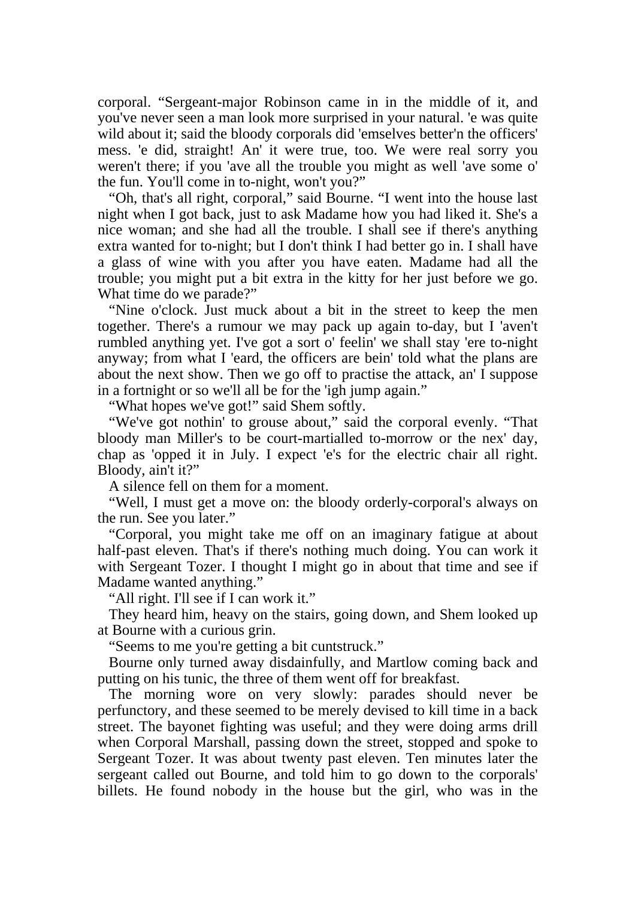corporal. "Sergeant-major Robinson came in in the middle of it, and you've never seen a man look more surprised in your natural. 'e was quite wild about it; said the bloody corporals did 'emselves better'n the officers' mess. 'e did, straight! An' it were true, too. We were real sorry you weren't there; if you 'ave all the trouble you might as well 'ave some o' the fun. You'll come in to-night, won't you?"

"Oh, that's all right, corporal," said Bourne. "I went into the house last night when I got back, just to ask Madame how you had liked it. She's a nice woman; and she had all the trouble. I shall see if there's anything extra wanted for to-night; but I don't think I had better go in. I shall have a glass of wine with you after you have eaten. Madame had all the trouble; you might put a bit extra in the kitty for her just before we go. What time do we parade?"

"Nine o'clock. Just muck about a bit in the street to keep the men together. There's a rumour we may pack up again to-day, but I 'aven't rumbled anything yet. I've got a sort o' feelin' we shall stay 'ere to-night anyway; from what I 'eard, the officers are bein' told what the plans are about the next show. Then we go off to practise the attack, an' I suppose in a fortnight or so we'll all be for the 'igh jump again."

"What hopes we've got!" said Shem softly.

"We've got nothin' to grouse about," said the corporal evenly. "That bloody man Miller's to be court-martialled to-morrow or the nex' day, chap as 'opped it in July. I expect 'e's for the electric chair all right. Bloody, ain't it?"

A silence fell on them for a moment.

"Well, I must get a move on: the bloody orderly-corporal's always on the run. See you later."

"Corporal, you might take me off on an imaginary fatigue at about half-past eleven. That's if there's nothing much doing. You can work it with Sergeant Tozer. I thought I might go in about that time and see if Madame wanted anything."

"All right. I'll see if I can work it."

They heard him, heavy on the stairs, going down, and Shem looked up at Bourne with a curious grin.

"Seems to me you're getting a bit cuntstruck."

Bourne only turned away disdainfully, and Martlow coming back and putting on his tunic, the three of them went off for breakfast.

The morning wore on very slowly: parades should never be perfunctory, and these seemed to be merely devised to kill time in a back street. The bayonet fighting was useful; and they were doing arms drill when Corporal Marshall, passing down the street, stopped and spoke to Sergeant Tozer. It was about twenty past eleven. Ten minutes later the sergeant called out Bourne, and told him to go down to the corporals' billets. He found nobody in the house but the girl, who was in the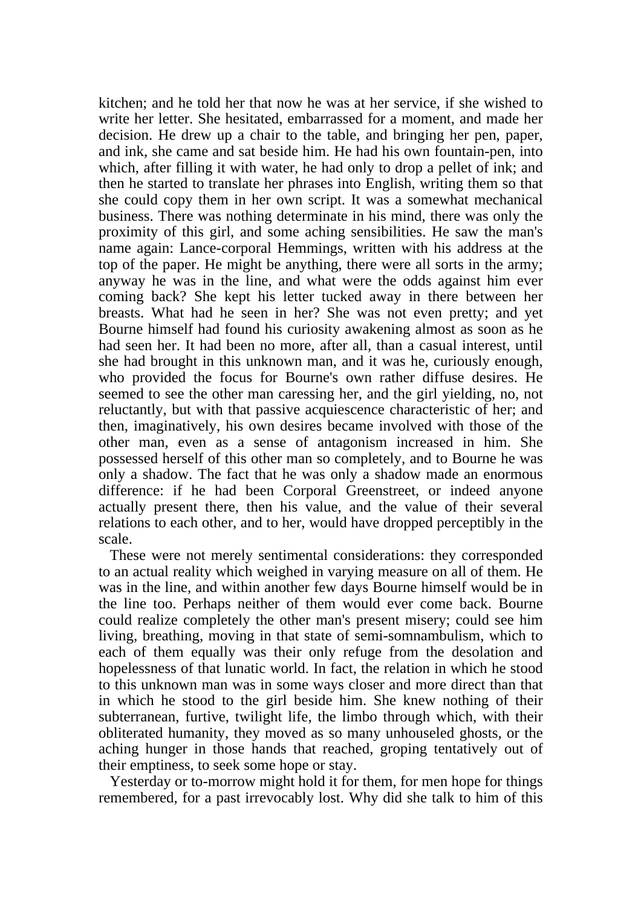kitchen; and he told her that now he was at her service, if she wished to write her letter. She hesitated, embarrassed for a moment, and made her decision. He drew up a chair to the table, and bringing her pen, paper, and ink, she came and sat beside him. He had his own fountain-pen, into which, after filling it with water, he had only to drop a pellet of ink; and then he started to translate her phrases into English, writing them so that she could copy them in her own script. It was a somewhat mechanical business. There was nothing determinate in his mind, there was only the proximity of this girl, and some aching sensibilities. He saw the man's name again: Lance-corporal Hemmings, written with his address at the top of the paper. He might be anything, there were all sorts in the army; anyway he was in the line, and what were the odds against him ever coming back? She kept his letter tucked away in there between her breasts. What had he seen in her? She was not even pretty; and yet Bourne himself had found his curiosity awakening almost as soon as he had seen her. It had been no more, after all, than a casual interest, until she had brought in this unknown man, and it was he, curiously enough, who provided the focus for Bourne's own rather diffuse desires. He seemed to see the other man caressing her, and the girl yielding, no, not reluctantly, but with that passive acquiescence characteristic of her; and then, imaginatively, his own desires became involved with those of the other man, even as a sense of antagonism increased in him. She possessed herself of this other man so completely, and to Bourne he was only a shadow. The fact that he was only a shadow made an enormous difference: if he had been Corporal Greenstreet, or indeed anyone actually present there, then his value, and the value of their several relations to each other, and to her, would have dropped perceptibly in the scale.

These were not merely sentimental considerations: they corresponded to an actual reality which weighed in varying measure on all of them. He was in the line, and within another few days Bourne himself would be in the line too. Perhaps neither of them would ever come back. Bourne could realize completely the other man's present misery; could see him living, breathing, moving in that state of semi-somnambulism, which to each of them equally was their only refuge from the desolation and hopelessness of that lunatic world. In fact, the relation in which he stood to this unknown man was in some ways closer and more direct than that in which he stood to the girl beside him. She knew nothing of their subterranean, furtive, twilight life, the limbo through which, with their obliterated humanity, they moved as so many unhouseled ghosts, or the aching hunger in those hands that reached, groping tentatively out of their emptiness, to seek some hope or stay.

Yesterday or to-morrow might hold it for them, for men hope for things remembered, for a past irrevocably lost. Why did she talk to him of this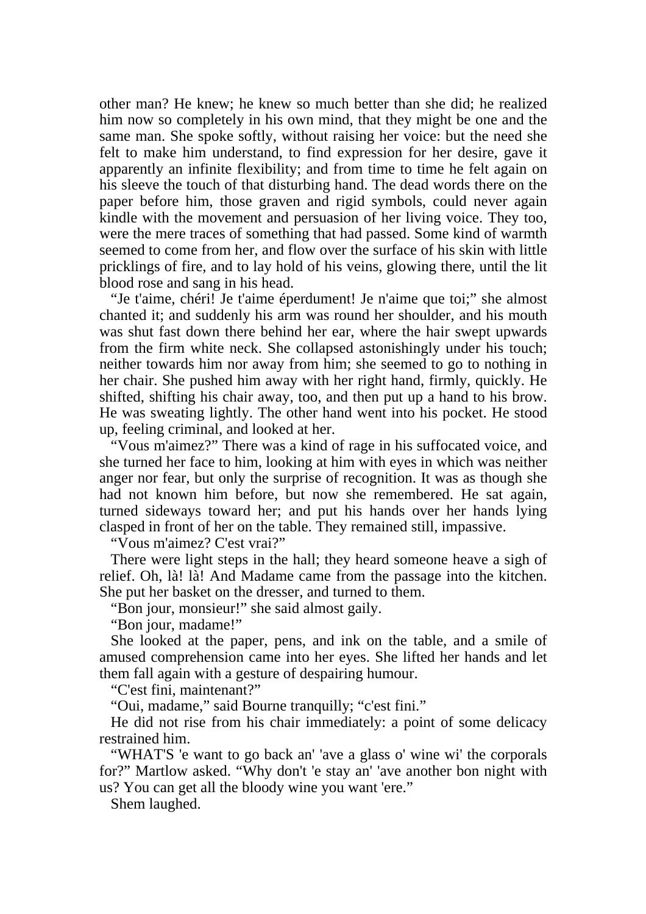other man? He knew; he knew so much better than she did; he realized him now so completely in his own mind, that they might be one and the same man. She spoke softly, without raising her voice: but the need she felt to make him understand, to find expression for her desire, gave it apparently an infinite flexibility; and from time to time he felt again on his sleeve the touch of that disturbing hand. The dead words there on the paper before him, those graven and rigid symbols, could never again kindle with the movement and persuasion of her living voice. They too, were the mere traces of something that had passed. Some kind of warmth seemed to come from her, and flow over the surface of his skin with little pricklings of fire, and to lay hold of his veins, glowing there, until the lit blood rose and sang in his head.

"Je t'aime, chéri! Je t'aime éperdument! Je n'aime que toi;" she almost chanted it; and suddenly his arm was round her shoulder, and his mouth was shut fast down there behind her ear, where the hair swept upwards from the firm white neck. She collapsed astonishingly under his touch; neither towards him nor away from him; she seemed to go to nothing in her chair. She pushed him away with her right hand, firmly, quickly. He shifted, shifting his chair away, too, and then put up a hand to his brow. He was sweating lightly. The other hand went into his pocket. He stood up, feeling criminal, and looked at her.

"Vous m'aimez?" There was a kind of rage in his suffocated voice, and she turned her face to him, looking at him with eyes in which was neither anger nor fear, but only the surprise of recognition. It was as though she had not known him before, but now she remembered. He sat again, turned sideways toward her; and put his hands over her hands lying clasped in front of her on the table. They remained still, impassive.

"Vous m'aimez? C'est vrai?"

There were light steps in the hall; they heard someone heave a sigh of relief. Oh, là! là! And Madame came from the passage into the kitchen. She put her basket on the dresser, and turned to them.

"Bon jour, monsieur!" she said almost gaily.

"Bon jour, madame!"

She looked at the paper, pens, and ink on the table, and a smile of amused comprehension came into her eyes. She lifted her hands and let them fall again with a gesture of despairing humour.

"C'est fini, maintenant?"

"Oui, madame," said Bourne tranquilly; "c'est fini."

He did not rise from his chair immediately: a point of some delicacy restrained him.

"WHAT'S 'e want to go back an' 'ave a glass o' wine wi' the corporals for?" Martlow asked. "Why don't 'e stay an' 'ave another bon night with us? You can get all the bloody wine you want 'ere."

Shem laughed.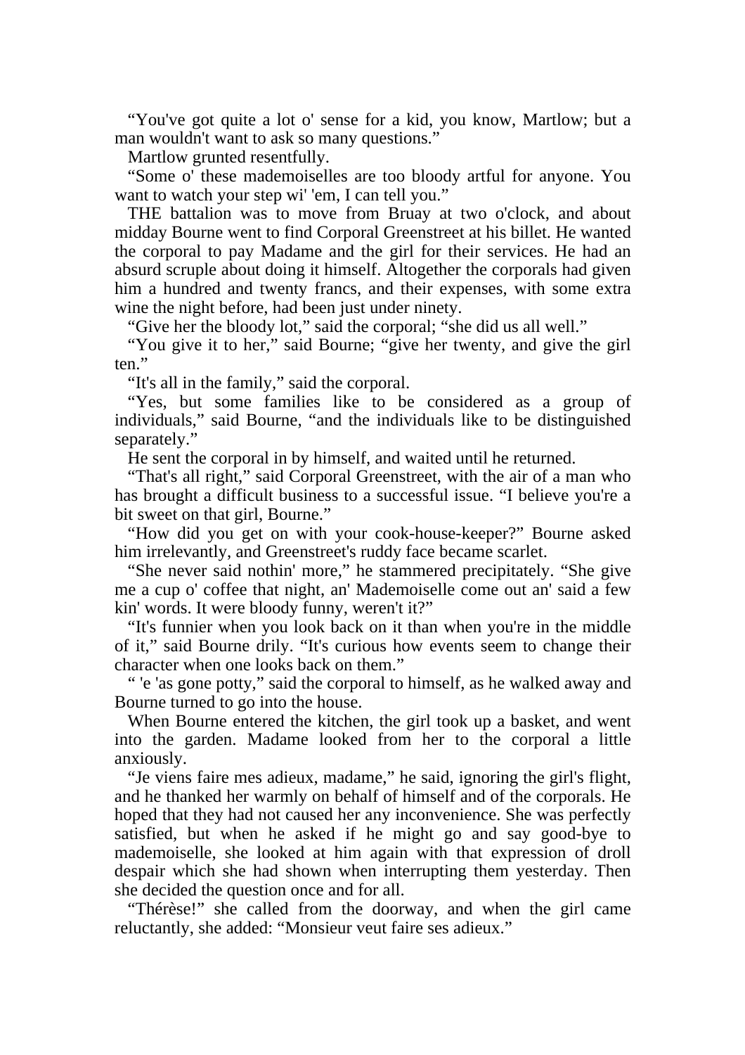"You've got quite a lot o' sense for a kid, you know, Martlow; but a man wouldn't want to ask so many questions."

Martlow grunted resentfully.

"Some o' these mademoiselles are too bloody artful for anyone. You want to watch your step wi' 'em, I can tell you."

THE battalion was to move from Bruay at two o'clock, and about midday Bourne went to find Corporal Greenstreet at his billet. He wanted the corporal to pay Madame and the girl for their services. He had an absurd scruple about doing it himself. Altogether the corporals had given him a hundred and twenty francs, and their expenses, with some extra wine the night before, had been just under ninety.

"Give her the bloody lot," said the corporal; "she did us all well."

"You give it to her," said Bourne; "give her twenty, and give the girl ten."

"It's all in the family," said the corporal.

"Yes, but some families like to be considered as a group of individuals," said Bourne, "and the individuals like to be distinguished separately."

He sent the corporal in by himself, and waited until he returned.

"That's all right," said Corporal Greenstreet, with the air of a man who has brought a difficult business to a successful issue. "I believe you're a bit sweet on that girl, Bourne."

"How did you get on with your cook-house-keeper?" Bourne asked him irrelevantly, and Greenstreet's ruddy face became scarlet.

"She never said nothin' more," he stammered precipitately. "She give me a cup o' coffee that night, an' Mademoiselle come out an' said a few kin' words. It were bloody funny, weren't it?"

"It's funnier when you look back on it than when you're in the middle of it," said Bourne drily. "It's curious how events seem to change their character when one looks back on them."

" 'e 'as gone potty," said the corporal to himself, as he walked away and Bourne turned to go into the house.

When Bourne entered the kitchen, the girl took up a basket, and went into the garden. Madame looked from her to the corporal a little anxiously.

"Je viens faire mes adieux, madame," he said, ignoring the girl's flight, and he thanked her warmly on behalf of himself and of the corporals. He hoped that they had not caused her any inconvenience. She was perfectly satisfied, but when he asked if he might go and say good-bye to mademoiselle, she looked at him again with that expression of droll despair which she had shown when interrupting them yesterday. Then she decided the question once and for all.

"Thérèse!" she called from the doorway, and when the girl came reluctantly, she added: "Monsieur veut faire ses adieux."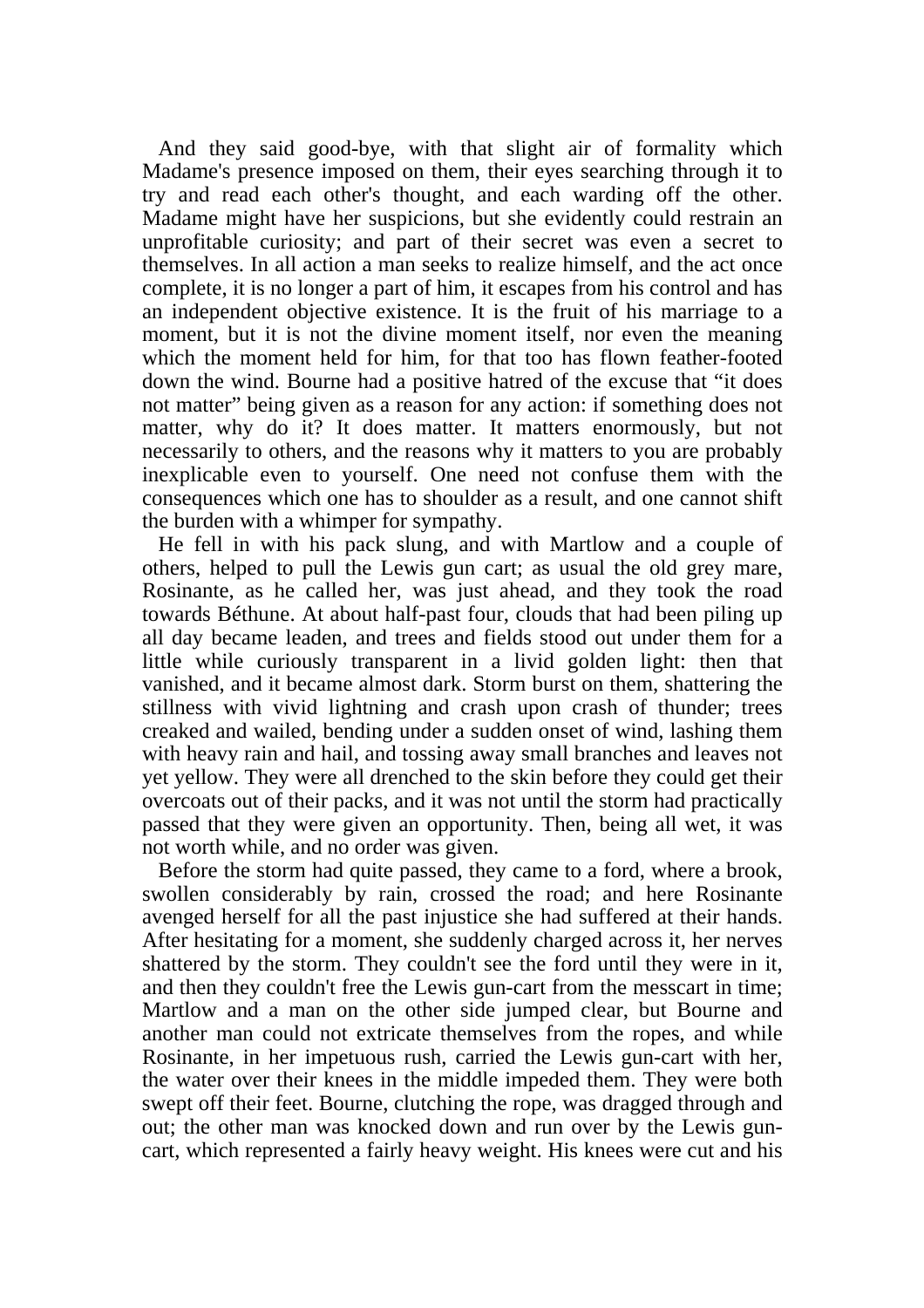And they said good-bye, with that slight air of formality which Madame's presence imposed on them, their eyes searching through it to try and read each other's thought, and each warding off the other. Madame might have her suspicions, but she evidently could restrain an unprofitable curiosity; and part of their secret was even a secret to themselves. In all action a man seeks to realize himself, and the act once complete, it is no longer a part of him, it escapes from his control and has an independent objective existence. It is the fruit of his marriage to a moment, but it is not the divine moment itself, nor even the meaning which the moment held for him, for that too has flown feather-footed down the wind. Bourne had a positive hatred of the excuse that "it does not matter" being given as a reason for any action: if something does not matter, why do it? It does matter. It matters enormously, but not necessarily to others, and the reasons why it matters to you are probably inexplicable even to yourself. One need not confuse them with the consequences which one has to shoulder as a result, and one cannot shift the burden with a whimper for sympathy.

He fell in with his pack slung, and with Martlow and a couple of others, helped to pull the Lewis gun cart; as usual the old grey mare, Rosinante, as he called her, was just ahead, and they took the road towards Béthune. At about half-past four, clouds that had been piling up all day became leaden, and trees and fields stood out under them for a little while curiously transparent in a livid golden light: then that vanished, and it became almost dark. Storm burst on them, shattering the stillness with vivid lightning and crash upon crash of thunder; trees creaked and wailed, bending under a sudden onset of wind, lashing them with heavy rain and hail, and tossing away small branches and leaves not yet yellow. They were all drenched to the skin before they could get their overcoats out of their packs, and it was not until the storm had practically passed that they were given an opportunity. Then, being all wet, it was not worth while, and no order was given.

Before the storm had quite passed, they came to a ford, where a brook, swollen considerably by rain, crossed the road; and here Rosinante avenged herself for all the past injustice she had suffered at their hands. After hesitating for a moment, she suddenly charged across it, her nerves shattered by the storm. They couldn't see the ford until they were in it, and then they couldn't free the Lewis gun-cart from the messcart in time; Martlow and a man on the other side jumped clear, but Bourne and another man could not extricate themselves from the ropes, and while Rosinante, in her impetuous rush, carried the Lewis gun-cart with her, the water over their knees in the middle impeded them. They were both swept off their feet. Bourne, clutching the rope, was dragged through and out; the other man was knocked down and run over by the Lewis gun-cart, which represented a fairly heavy weight. His knees were cut and his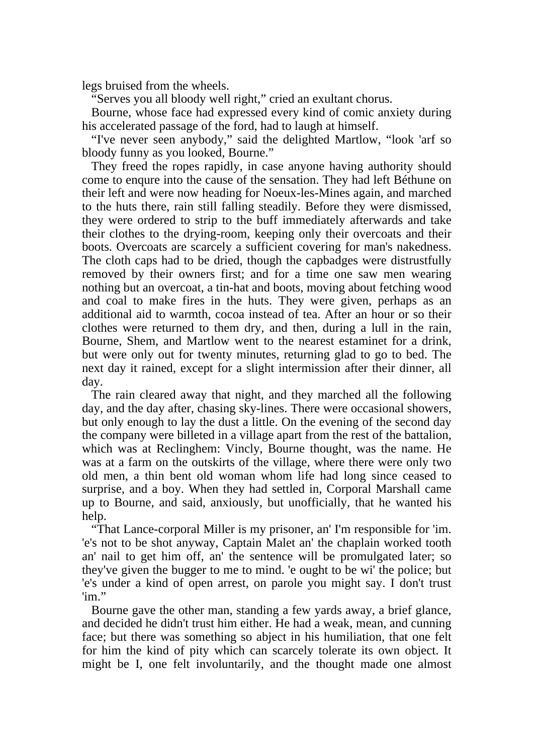legs bruised from the wheels.

“Serves you all bloody well right,” cried an exultant chorus.

Bourne, whose face had expressed every kind of comic anxiety during his accelerated passage of the ford, had to laugh at himself.

“I've never seen anybody,” said the delighted Martlow, “look 'arf so bloody funny as you looked, Bourne.”

They freed the ropes rapidly, in case anyone having authority should come to enqure into the cause of the sensation. They had left Béthune on their left and were now heading for Noeux-les-Mines again, and marched to the huts there, rain still falling steadily. Before they were dismissed, they were ordered to strip to the buff immediately afterwards and take their clothes to the drying-room, keeping only their overcoats and their boots. Overcoats are scarcely a sufficient covering for man's nakedness. The cloth caps had to be dried, though the capbadges were distrustfully removed by their owners first; and for a time one saw men wearing nothing but an overcoat, a tin-hat and boots, moving about fetching wood and coal to make fires in the huts. They were given, perhaps as an additional aid to warmth, cocoa instead of tea. After an hour or so their clothes were returned to them dry, and then, during a lull in the rain, Bourne, Shem, and Martlow went to the nearest estaminet for a drink, but were only out for twenty minutes, returning glad to go to bed. The next day it rained, except for a slight intermission after their dinner, all day.

The rain cleared away that night, and they marched all the following day, and the day after, chasing sky-lines. There were occasional showers, but only enough to lay the dust a little. On the evening of the second day the company were billeted in a village apart from the rest of the battalion, which was at Reclinghem: Vincly, Bourne thought, was the name. He was at a farm on the outskirts of the village, where there were only two old men, a thin bent old woman whom life had long since ceased to surprise, and a boy. When they had settled in, Corporal Marshall came up to Bourne, and said, anxiously, but unofficially, that he wanted his help.

“That Lance-corporal Miller is my prisoner, an' I'm responsible for 'im. 'e's not to be shot anyway, Captain Malet an' the chaplain worked tooth an' nail to get him off, an' the sentence will be promulgated later; so they've given the bugger to me to mind. 'e ought to be wi' the police; but 'e's under a kind of open arrest, on parole you might say. I don't trust 'im.”

Bourne gave the other man, standing a few yards away, a brief glance, and decided he didn't trust him either. He had a weak, mean, and cunning face; but there was something so abject in his humiliation, that one felt for him the kind of pity which can scarcely tolerate its own object. It might be I, one felt involuntarily, and the thought made one almost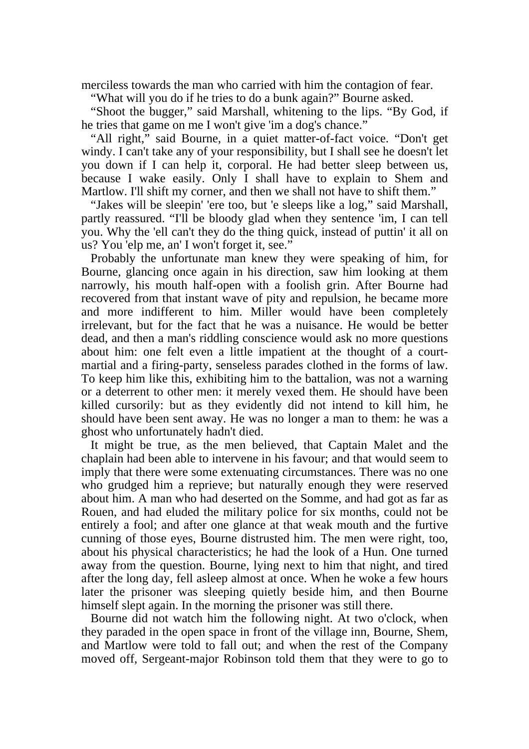merciless towards the man who carried with him the contagion of fear.

"What will you do if he tries to do a bunk again?" Bourne asked.

"Shoot the bugger," said Marshall, whitening to the lips. "By God, if he tries that game on me I won't give 'im a dog's chance."

"All right," said Bourne, in a quiet matter-of-fact voice. "Don't get windy. I can't take any of your responsibility, but I shall see he doesn't let you down if I can help it, corporal. He had better sleep between us, because I wake easily. Only I shall have to explain to Shem and Martlow. I'll shift my corner, and then we shall not have to shift them."

"Jakes will be sleepin' 'ere too, but 'e sleeps like a log," said Marshall, partly reassured. "I'll be bloody glad when they sentence 'im, I can tell you. Why the 'ell can't they do the thing quick, instead of puttin' it all on us? You 'elp me, an' I won't forget it, see."

Probably the unfortunate man knew they were speaking of him, for Bourne, glancing once again in his direction, saw him looking at them narrowly, his mouth half-open with a foolish grin. After Bourne had recovered from that instant wave of pity and repulsion, he became more and more indifferent to him. Miller would have been completely irrelevant, but for the fact that he was a nuisance. He would be better dead, and then a man's riddling conscience would ask no more questions about him: one felt even a little impatient at the thought of a court-martial and a firing-party, senseless parades clothed in the forms of law. To keep him like this, exhibiting him to the battalion, was not a warning or a deterrent to other men: it merely vexed them. He should have been killed cursorily: but as they evidently did not intend to kill him, he should have been sent away. He was no longer a man to them: he was a ghost who unfortunately hadn't died.

It might be true, as the men believed, that Captain Malet and the chaplain had been able to intervene in his favour; and that would seem to imply that there were some extenuating circumstances. There was no one who grudged him a reprieve; but naturally enough they were reserved about him. A man who had deserted on the Somme, and had got as far as Rouen, and had eluded the military police for six months, could not be entirely a fool; and after one glance at that weak mouth and the furtive cunning of those eyes, Bourne distrusted him. The men were right, too, about his physical characteristics; he had the look of a Hun. One turned away from the question. Bourne, lying next to him that night, and tired after the long day, fell asleep almost at once. When he woke a few hours later the prisoner was sleeping quietly beside him, and then Bourne himself slept again. In the morning the prisoner was still there.

Bourne did not watch him the following night. At two o'clock, when they paraded in the open space in front of the village inn, Bourne, Shem, and Martlow were told to fall out; and when the rest of the Company moved off, Sergeant-major Robinson told them that they were to go to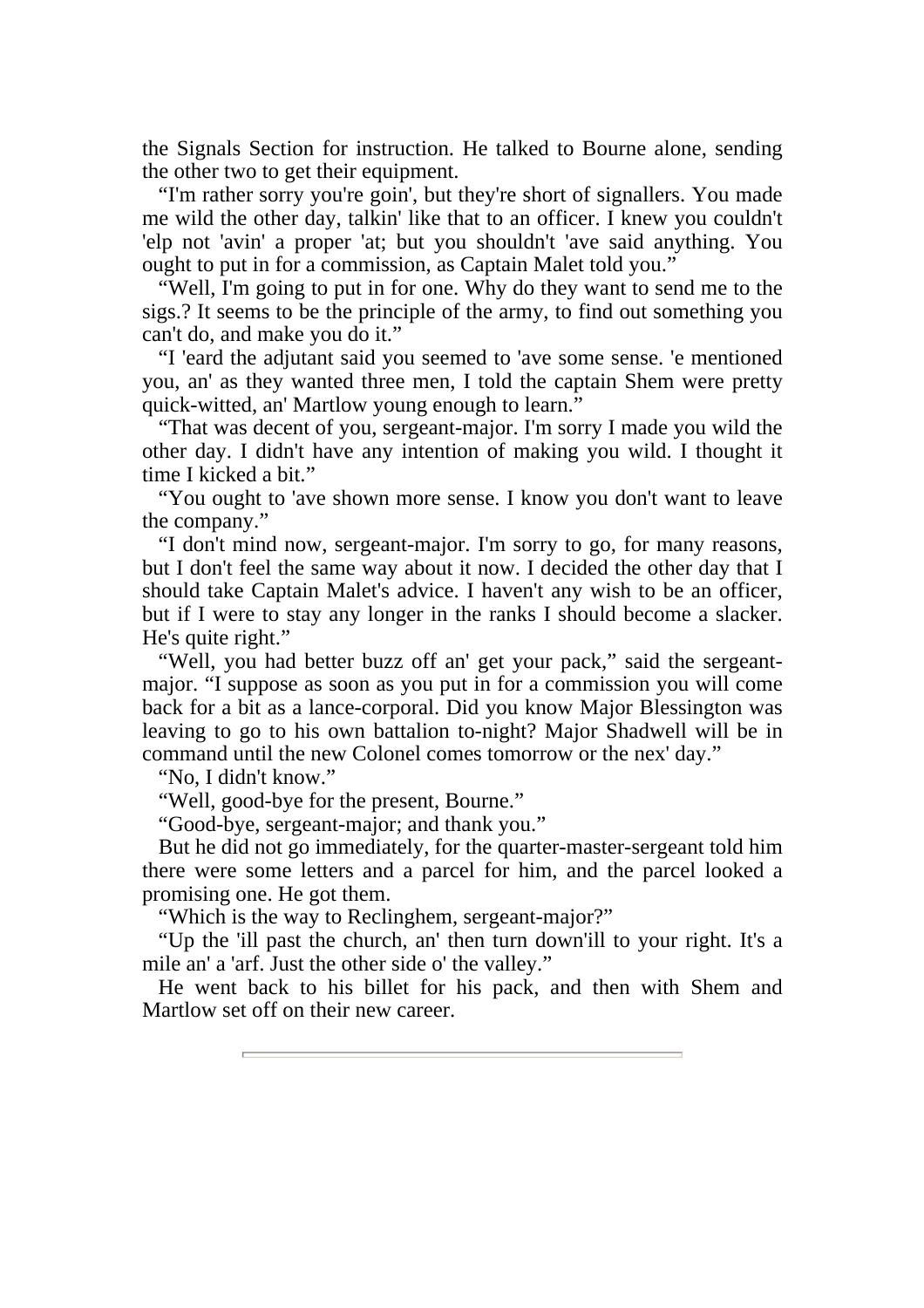the Signals Section for instruction. He talked to Bourne alone, sending the other two to get their equipment.

"I'm rather sorry you're goin', but they're short of signallers. You made me wild the other day, talkin' like that to an officer. I knew you couldn't 'elp not 'avin' a proper 'at; but you shouldn't 'ave said anything. You ought to put in for a commission, as Captain Malet told you."

"Well, I'm going to put in for one. Why do they want to send me to the sigs.? It seems to be the principle of the army, to find out something you can't do, and make you do it."

"I 'eard the adjutant said you seemed to 'ave some sense. 'e mentioned you, an' as they wanted three men, I told the captain Shem were pretty quick-witted, an' Martlow young enough to learn."

"That was decent of you, sergeant-major. I'm sorry I made you wild the other day. I didn't have any intention of making you wild. I thought it time I kicked a bit."

"You ought to 'ave shown more sense. I know you don't want to leave the company."

"I don't mind now, sergeant-major. I'm sorry to go, for many reasons, but I don't feel the same way about it now. I decided the other day that I should take Captain Malet's advice. I haven't any wish to be an officer, but if I were to stay any longer in the ranks I should become a slacker. He's quite right."

"Well, you had better buzz off an' get your pack," said the sergeant-major. "I suppose as soon as you put in for a commission you will come back for a bit as a lance-corporal. Did you know Major Blessington was leaving to go to his own battalion to-night? Major Shadwell will be in command until the new Colonel comes tomorrow or the nex' day."

"No, I didn't know."

"Well, good-bye for the present, Bourne."

"Good-bye, sergeant-major; and thank you."

But he did not go immediately, for the quarter-master-sergeant told him there were some letters and a parcel for him, and the parcel looked a promising one. He got them.

"Which is the way to Reclinghem, sergeant-major?"

"Up the 'ill past the church, an' then turn down'ill to your right. It's a mile an' a 'arf. Just the other side o' the valley."

He went back to his billet for his pack, and then with Shem and Martlow set off on their new career.

---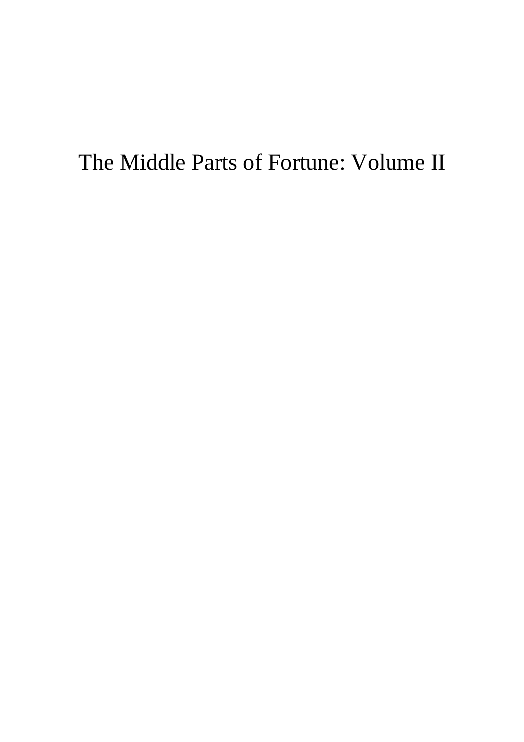# The Middle Parts of Fortune: Volume II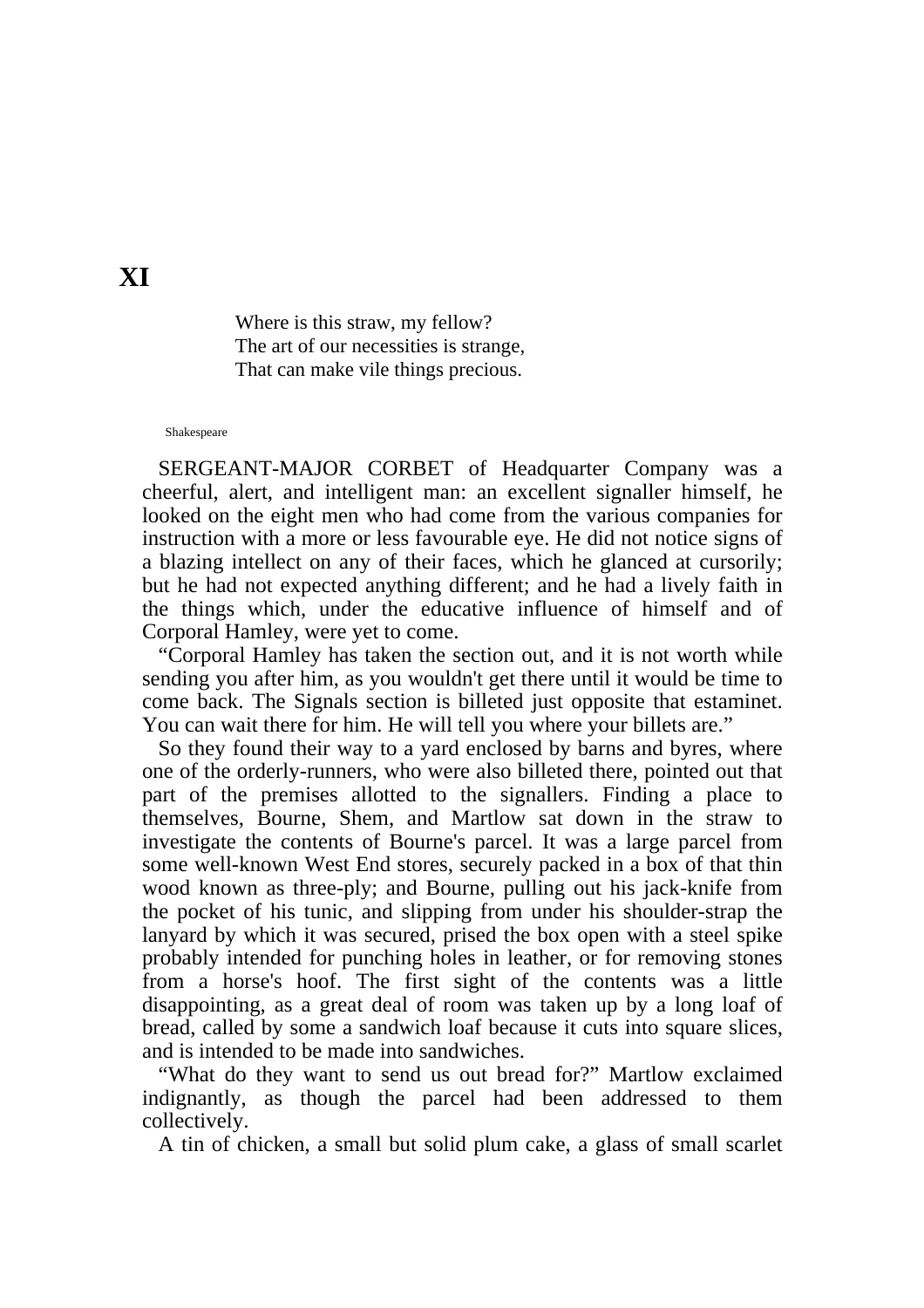# XI

> Where is this straw, my fellow?
> The art of our necessities is strange,
> That can make vile things precious.

Shakespeare

SERGEANT-MAJOR CORBET of Headquarter Company was a cheerful, alert, and intelligent man: an excellent signaller himself, he looked on the eight men who had come from the various companies for instruction with a more or less favourable eye. He did not notice signs of a blazing intellect on any of their faces, which he glanced at cursorily; but he had not expected anything different; and he had a lively faith in the things which, under the educative influence of himself and of Corporal Hamley, were yet to come.

"Corporal Hamley has taken the section out, and it is not worth while sending you after him, as you wouldn't get there until it would be time to come back. The Signals section is billeted just opposite that estaminet. You can wait there for him. He will tell you where your billets are."

So they found their way to a yard enclosed by barns and byres, where one of the orderly-runners, who were also billeted there, pointed out that part of the premises allotted to the signallers. Finding a place to themselves, Bourne, Shem, and Martlow sat down in the straw to investigate the contents of Bourne's parcel. It was a large parcel from some well-known West End stores, securely packed in a box of that thin wood known as three-ply; and Bourne, pulling out his jack-knife from the pocket of his tunic, and slipping from under his shoulder-strap the lanyard by which it was secured, prised the box open with a steel spike probably intended for punching holes in leather, or for removing stones from a horse's hoof. The first sight of the contents was a little disappointing, as a great deal of room was taken up by a long loaf of bread, called by some a sandwich loaf because it cuts into square slices, and is intended to be made into sandwiches.

"What do they want to send us out bread for?" Martlow exclaimed indignantly, as though the parcel had been addressed to them collectively.

A tin of chicken, a small but solid plum cake, a glass of small scarlet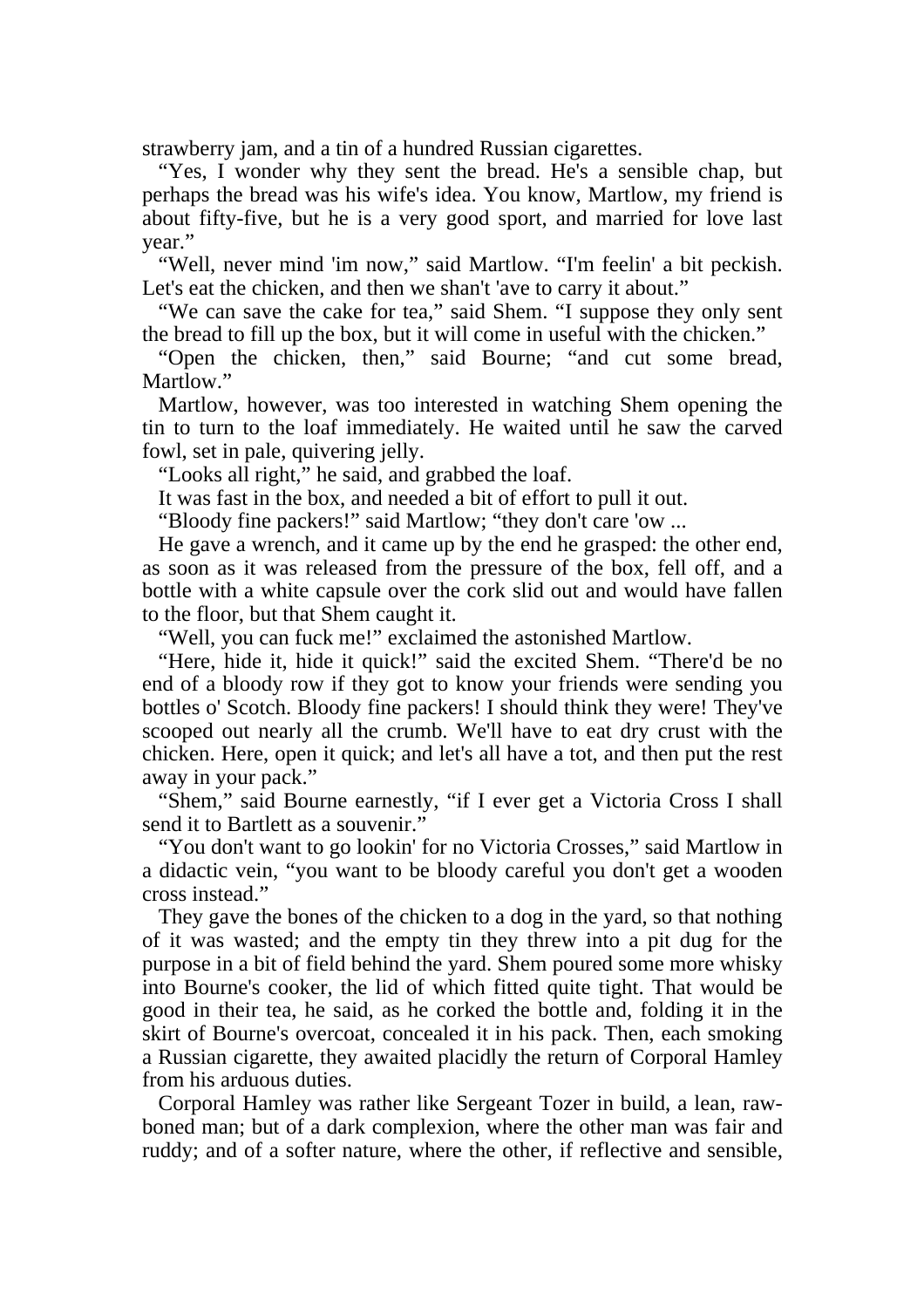strawberry jam, and a tin of a hundred Russian cigarettes.

"Yes, I wonder why they sent the bread. He's a sensible chap, but perhaps the bread was his wife's idea. You know, Martlow, my friend is about fifty-five, but he is a very good sport, and married for love last year."

"Well, never mind 'im now," said Martlow. "I'm feelin' a bit peckish. Let's eat the chicken, and then we shan't 'ave to carry it about."

"We can save the cake for tea," said Shem. "I suppose they only sent the bread to fill up the box, but it will come in useful with the chicken."

"Open the chicken, then," said Bourne; "and cut some bread, Martlow."

Martlow, however, was too interested in watching Shem opening the tin to turn to the loaf immediately. He waited until he saw the carved fowl, set in pale, quivering jelly.

"Looks all right," he said, and grabbed the loaf.

It was fast in the box, and needed a bit of effort to pull it out.

"Bloody fine packers!" said Martlow; "they don't care 'ow ...

He gave a wrench, and it came up by the end he grasped: the other end, as soon as it was released from the pressure of the box, fell off, and a bottle with a white capsule over the cork slid out and would have fallen to the floor, but that Shem caught it.

"Well, you can fuck me!" exclaimed the astonished Martlow.

"Here, hide it, hide it quick!" said the excited Shem. "There'd be no end of a bloody row if they got to know your friends were sending you bottles o' Scotch. Bloody fine packers! I should think they were! They've scooped out nearly all the crumb. We'll have to eat dry crust with the chicken. Here, open it quick; and let's all have a tot, and then put the rest away in your pack."

"Shem," said Bourne earnestly, "if I ever get a Victoria Cross I shall send it to Bartlett as a souvenir."

"You don't want to go lookin' for no Victoria Crosses," said Martlow in a didactic vein, "you want to be bloody careful you don't get a wooden cross instead."

They gave the bones of the chicken to a dog in the yard, so that nothing of it was wasted; and the empty tin they threw into a pit dug for the purpose in a bit of field behind the yard. Shem poured some more whisky into Bourne's cooker, the lid of which fitted quite tight. That would be good in their tea, he said, as he corked the bottle and, folding it in the skirt of Bourne's overcoat, concealed it in his pack. Then, each smoking a Russian cigarette, they awaited placidly the return of Corporal Hamley from his arduous duties.

Corporal Hamley was rather like Sergeant Tozer in build, a lean, raw-boned man; but of a dark complexion, where the other man was fair and ruddy; and of a softer nature, where the other, if reflective and sensible,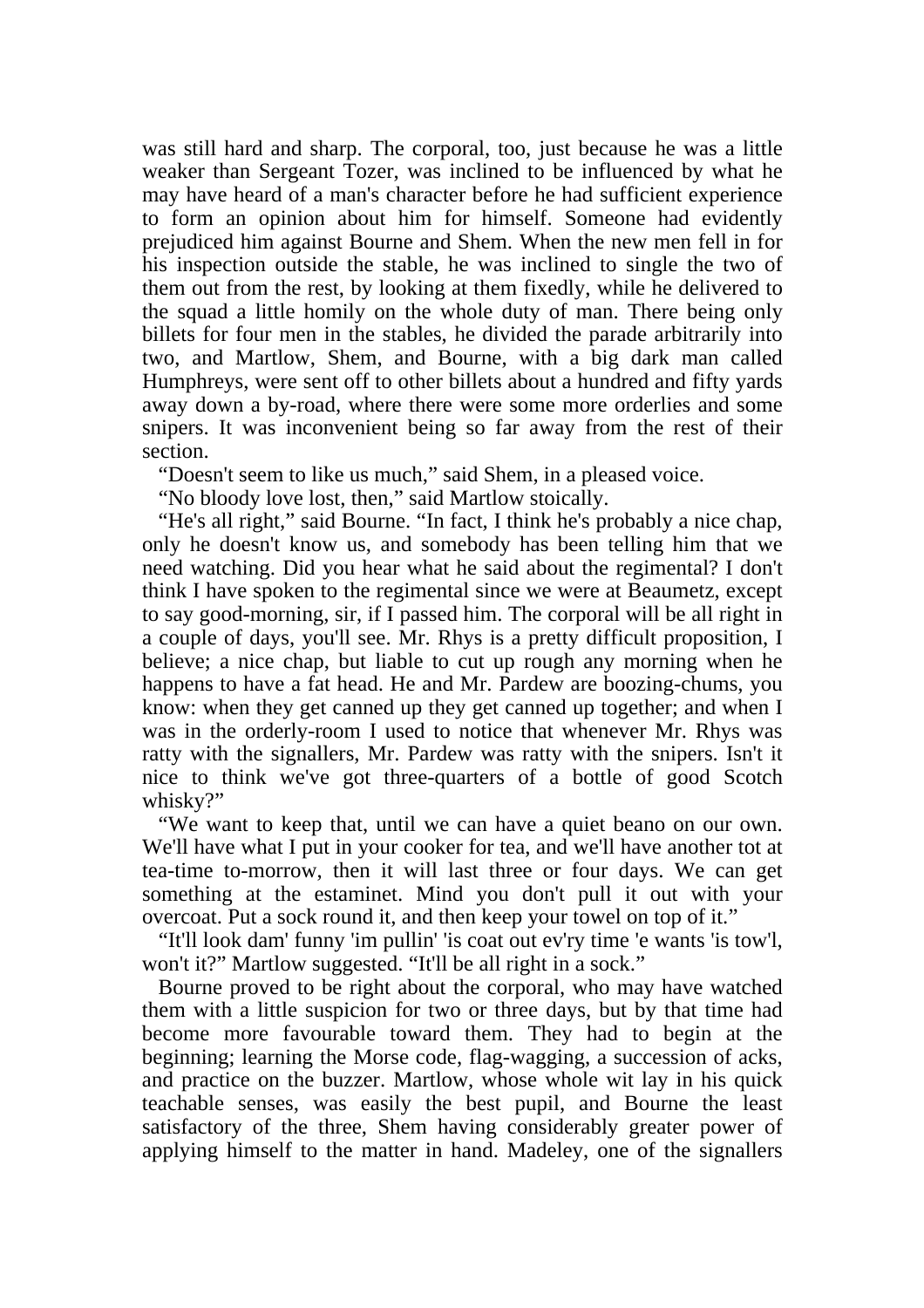was still hard and sharp. The corporal, too, just because he was a little weaker than Sergeant Tozer, was inclined to be influenced by what he may have heard of a man's character before he had sufficient experience to form an opinion about him for himself. Someone had evidently prejudiced him against Bourne and Shem. When the new men fell in for his inspection outside the stable, he was inclined to single the two of them out from the rest, by looking at them fixedly, while he delivered to the squad a little homily on the whole duty of man. There being only billets for four men in the stables, he divided the parade arbitrarily into two, and Martlow, Shem, and Bourne, with a big dark man called Humphreys, were sent off to other billets about a hundred and fifty yards away down a by-road, where there were some more orderlies and some snipers. It was inconvenient being so far away from the rest of their section.

"Doesn't seem to like us much," said Shem, in a pleased voice.

"No bloody love lost, then," said Martlow stoically.

"He's all right," said Bourne. "In fact, I think he's probably a nice chap, only he doesn't know us, and somebody has been telling him that we need watching. Did you hear what he said about the regimental? I don't think I have spoken to the regimental since we were at Beaumetz, except to say good-morning, sir, if I passed him. The corporal will be all right in a couple of days, you'll see. Mr. Rhys is a pretty difficult proposition, I believe; a nice chap, but liable to cut up rough any morning when he happens to have a fat head. He and Mr. Pardew are boozing-chums, you know: when they get canned up they get canned up together; and when I was in the orderly-room I used to notice that whenever Mr. Rhys was ratty with the signallers, Mr. Pardew was ratty with the snipers. Isn't it nice to think we've got three-quarters of a bottle of good Scotch whisky?"

"We want to keep that, until we can have a quiet beano on our own. We'll have what I put in your cooker for tea, and we'll have another tot at tea-time to-morrow, then it will last three or four days. We can get something at the estaminet. Mind you don't pull it out with your overcoat. Put a sock round it, and then keep your towel on top of it."

"It'll look dam' funny 'im pullin' 'is coat out ev'ry time 'e wants 'is tow'l, won't it?" Martlow suggested. "It'll be all right in a sock."

Bourne proved to be right about the corporal, who may have watched them with a little suspicion for two or three days, but by that time had become more favourable toward them. They had to begin at the beginning; learning the Morse code, flag-wagging, a succession of acks, and practice on the buzzer. Martlow, whose whole wit lay in his quick teachable senses, was easily the best pupil, and Bourne the least satisfactory of the three, Shem having considerably greater power of applying himself to the matter in hand. Madeley, one of the signallers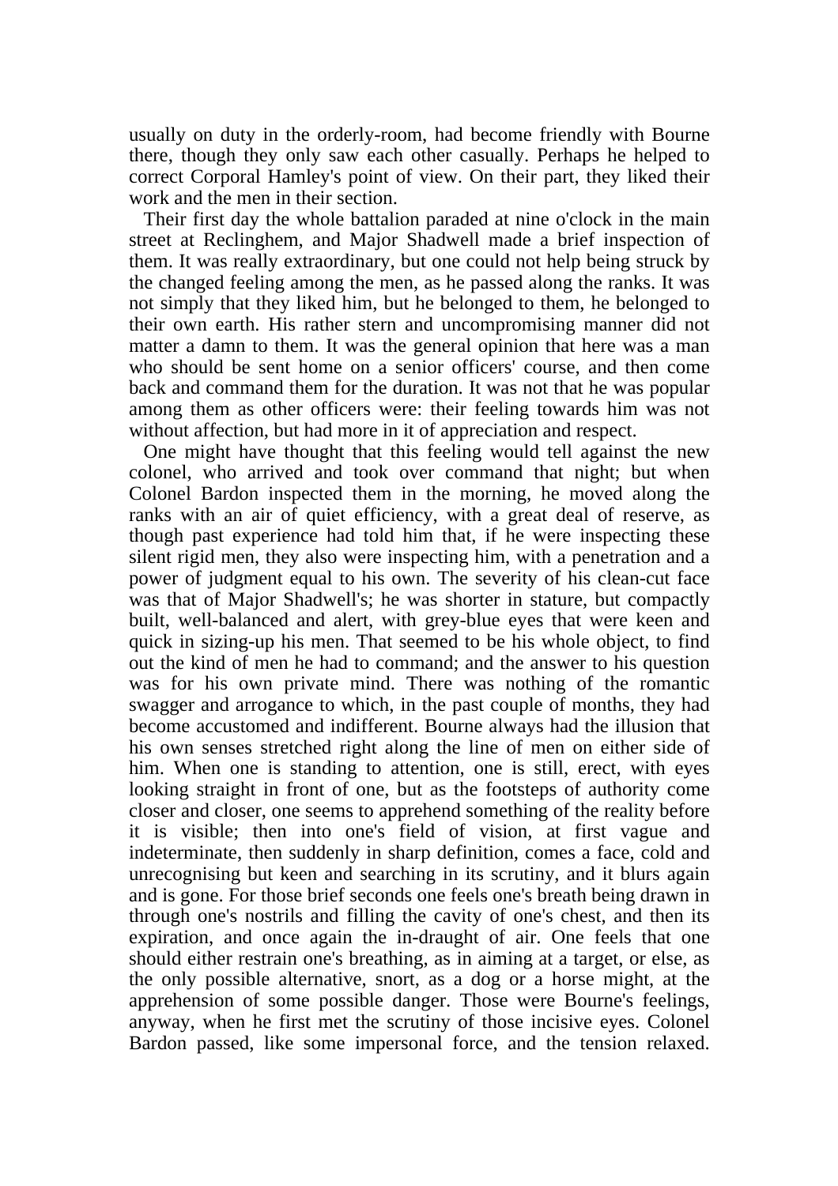usually on duty in the orderly-room, had become friendly with Bourne there, though they only saw each other casually. Perhaps he helped to correct Corporal Hamley's point of view. On their part, they liked their work and the men in their section.

Their first day the whole battalion paraded at nine o'clock in the main street at Reclinghem, and Major Shadwell made a brief inspection of them. It was really extraordinary, but one could not help being struck by the changed feeling among the men, as he passed along the ranks. It was not simply that they liked him, but he belonged to them, he belonged to their own earth. His rather stern and uncompromising manner did not matter a damn to them. It was the general opinion that here was a man who should be sent home on a senior officers' course, and then come back and command them for the duration. It was not that he was popular among them as other officers were: their feeling towards him was not without affection, but had more in it of appreciation and respect.

One might have thought that this feeling would tell against the new colonel, who arrived and took over command that night; but when Colonel Bardon inspected them in the morning, he moved along the ranks with an air of quiet efficiency, with a great deal of reserve, as though past experience had told him that, if he were inspecting these silent rigid men, they also were inspecting him, with a penetration and a power of judgment equal to his own. The severity of his clean-cut face was that of Major Shadwell's; he was shorter in stature, but compactly built, well-balanced and alert, with grey-blue eyes that were keen and quick in sizing-up his men. That seemed to be his whole object, to find out the kind of men he had to command; and the answer to his question was for his own private mind. There was nothing of the romantic swagger and arrogance to which, in the past couple of months, they had become accustomed and indifferent. Bourne always had the illusion that his own senses stretched right along the line of men on either side of him. When one is standing to attention, one is still, erect, with eyes looking straight in front of one, but as the footsteps of authority come closer and closer, one seems to apprehend something of the reality before it is visible; then into one's field of vision, at first vague and indeterminate, then suddenly in sharp definition, comes a face, cold and unrecognising but keen and searching in its scrutiny, and it blurs again and is gone. For those brief seconds one feels one's breath being drawn in through one's nostrils and filling the cavity of one's chest, and then its expiration, and once again the in-draught of air. One feels that one should either restrain one's breathing, as in aiming at a target, or else, as the only possible alternative, snort, as a dog or a horse might, at the apprehension of some possible danger. Those were Bourne's feelings, anyway, when he first met the scrutiny of those incisive eyes. Colonel Bardon passed, like some impersonal force, and the tension relaxed.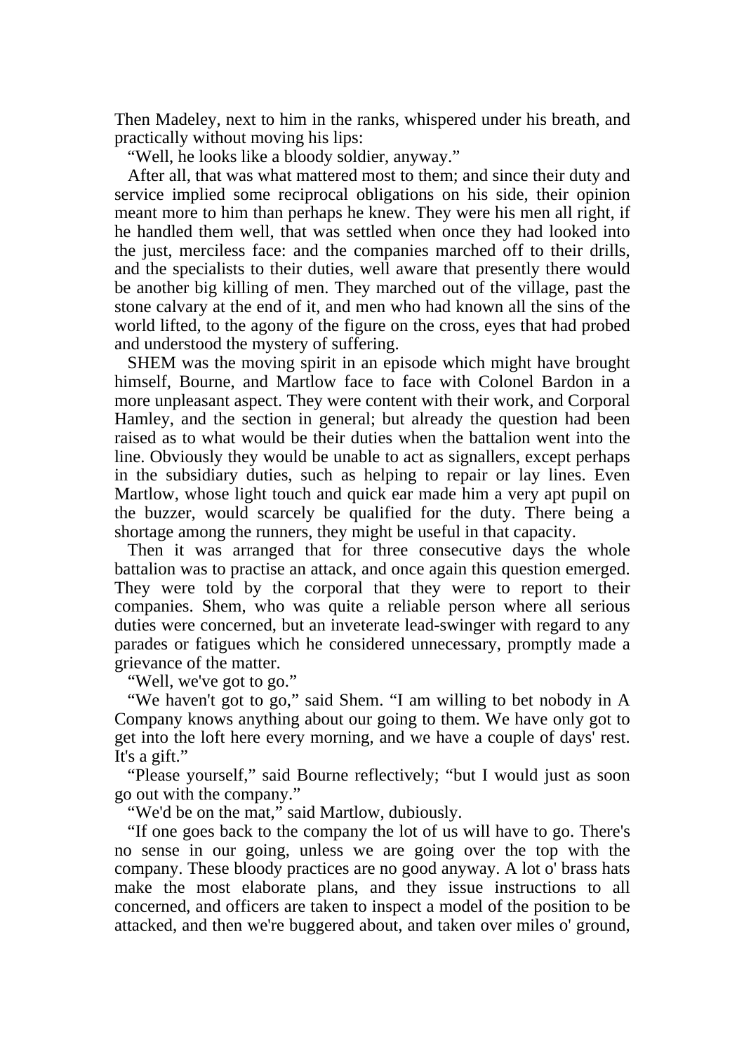Then Madeley, next to him in the ranks, whispered under his breath, and practically without moving his lips:

"Well, he looks like a bloody soldier, anyway."

After all, that was what mattered most to them; and since their duty and service implied some reciprocal obligations on his side, their opinion meant more to him than perhaps he knew. They were his men all right, if he handled them well, that was settled when once they had looked into the just, merciless face: and the companies marched off to their drills, and the specialists to their duties, well aware that presently there would be another big killing of men. They marched out of the village, past the stone calvary at the end of it, and men who had known all the sins of the world lifted, to the agony of the figure on the cross, eyes that had probed and understood the mystery of suffering.

SHEM was the moving spirit in an episode which might have brought himself, Bourne, and Martlow face to face with Colonel Bardon in a more unpleasant aspect. They were content with their work, and Corporal Hamley, and the section in general; but already the question had been raised as to what would be their duties when the battalion went into the line. Obviously they would be unable to act as signallers, except perhaps in the subsidiary duties, such as helping to repair or lay lines. Even Martlow, whose light touch and quick ear made him a very apt pupil on the buzzer, would scarcely be qualified for the duty. There being a shortage among the runners, they might be useful in that capacity.

Then it was arranged that for three consecutive days the whole battalion was to practise an attack, and once again this question emerged. They were told by the corporal that they were to report to their companies. Shem, who was quite a reliable person where all serious duties were concerned, but an inveterate lead-swinger with regard to any parades or fatigues which he considered unnecessary, promptly made a grievance of the matter.

"Well, we've got to go."

"We haven't got to go," said Shem. "I am willing to bet nobody in A Company knows anything about our going to them. We have only got to get into the loft here every morning, and we have a couple of days' rest. It's a gift."

"Please yourself," said Bourne reflectively; "but I would just as soon go out with the company."

"We'd be on the mat," said Martlow, dubiously.

"If one goes back to the company the lot of us will have to go. There's no sense in our going, unless we are going over the top with the company. These bloody practices are no good anyway. A lot o' brass hats make the most elaborate plans, and they issue instructions to all concerned, and officers are taken to inspect a model of the position to be attacked, and then we're buggered about, and taken over miles o' ground,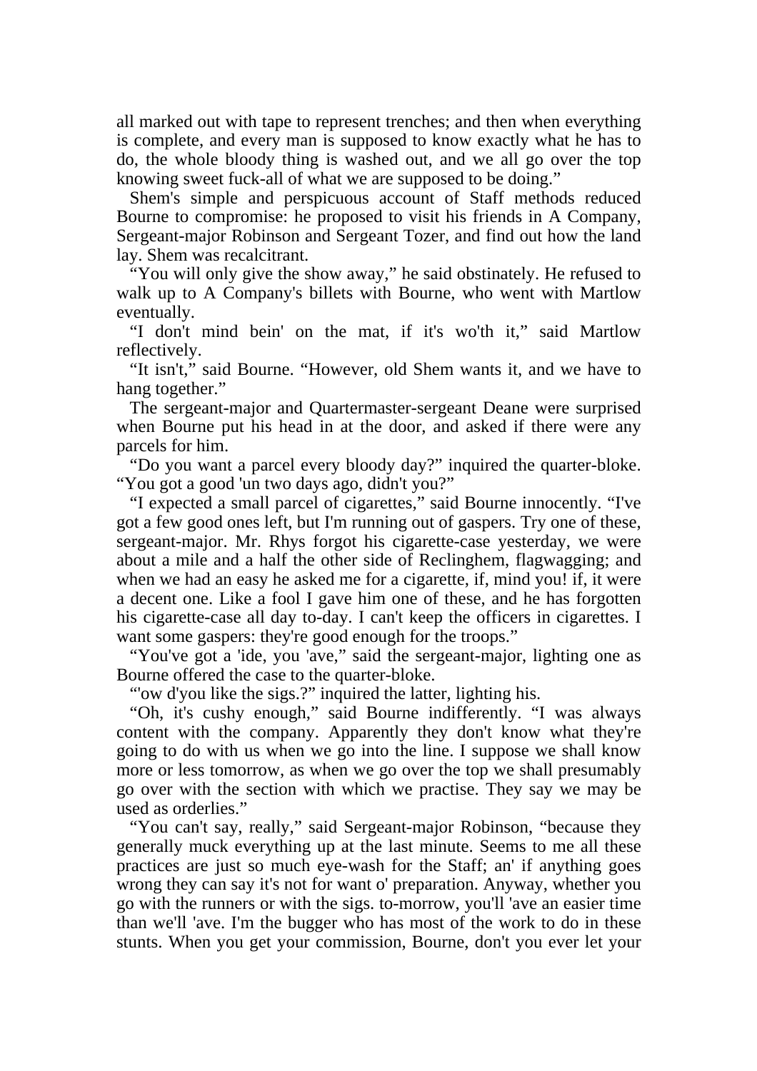all marked out with tape to represent trenches; and then when everything is complete, and every man is supposed to know exactly what he has to do, the whole bloody thing is washed out, and we all go over the top knowing sweet fuck-all of what we are supposed to be doing."

Shem's simple and perspicuous account of Staff methods reduced Bourne to compromise: he proposed to visit his friends in A Company, Sergeant-major Robinson and Sergeant Tozer, and find out how the land lay. Shem was recalcitrant.

"You will only give the show away," he said obstinately. He refused to walk up to A Company's billets with Bourne, who went with Martlow eventually.

"I don't mind bein' on the mat, if it's wo'th it," said Martlow reflectively.

"It isn't," said Bourne. "However, old Shem wants it, and we have to hang together."

The sergeant-major and Quartermaster-sergeant Deane were surprised when Bourne put his head in at the door, and asked if there were any parcels for him.

"Do you want a parcel every bloody day?" inquired the quarter-bloke. "You got a good 'un two days ago, didn't you?"

"I expected a small parcel of cigarettes," said Bourne innocently. "I've got a few good ones left, but I'm running out of gaspers. Try one of these, sergeant-major. Mr. Rhys forgot his cigarette-case yesterday, we were about a mile and a half the other side of Reclinghem, flagwagging; and when we had an easy he asked me for a cigarette, if, mind you! if, it were a decent one. Like a fool I gave him one of these, and he has forgotten his cigarette-case all day to-day. I can't keep the officers in cigarettes. I want some gaspers: they're good enough for the troops."

"You've got a 'ide, you 'ave," said the sergeant-major, lighting one as Bourne offered the case to the quarter-bloke.

"'ow d'you like the sigs.?" inquired the latter, lighting his.

"Oh, it's cushy enough," said Bourne indifferently. "I was always content with the company. Apparently they don't know what they're going to do with us when we go into the line. I suppose we shall know more or less tomorrow, as when we go over the top we shall presumably go over with the section with which we practise. They say we may be used as orderlies."

"You can't say, really," said Sergeant-major Robinson, "because they generally muck everything up at the last minute. Seems to me all these practices are just so much eye-wash for the Staff; an' if anything goes wrong they can say it's not for want o' preparation. Anyway, whether you go with the runners or with the sigs. to-morrow, you'll 'ave an easier time than we'll 'ave. I'm the bugger who has most of the work to do in these stunts. When you get your commission, Bourne, don't you ever let your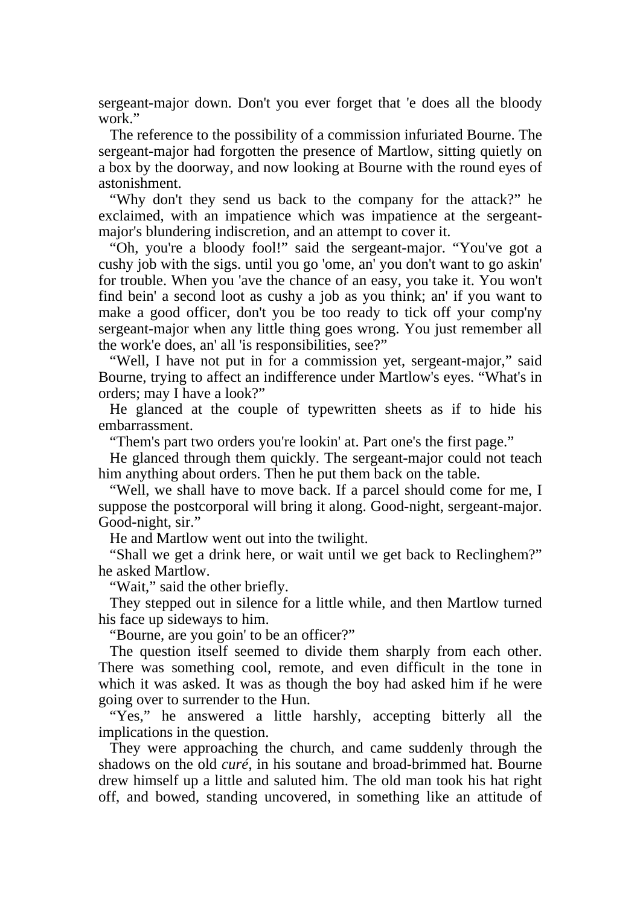sergeant-major down. Don't you ever forget that 'e does all the bloody work."

The reference to the possibility of a commission infuriated Bourne. The sergeant-major had forgotten the presence of Martlow, sitting quietly on a box by the doorway, and now looking at Bourne with the round eyes of astonishment.

"Why don't they send us back to the company for the attack?" he exclaimed, with an impatience which was impatience at the sergeant-major's blundering indiscretion, and an attempt to cover it.

"Oh, you're a bloody fool!" said the sergeant-major. "You've got a cushy job with the sigs. until you go 'ome, an' you don't want to go askin' for trouble. When you 'ave the chance of an easy, you take it. You won't find bein' a second loot as cushy a job as you think; an' if you want to make a good officer, don't you be too ready to tick off your comp'ny sergeant-major when any little thing goes wrong. You just remember all the work'e does, an' all 'is responsibilities, see?"

"Well, I have not put in for a commission yet, sergeant-major," said Bourne, trying to affect an indifference under Martlow's eyes. "What's in orders; may I have a look?"

He glanced at the couple of typewritten sheets as if to hide his embarrassment.

"Them's part two orders you're lookin' at. Part one's the first page."

He glanced through them quickly. The sergeant-major could not teach him anything about orders. Then he put them back on the table.

"Well, we shall have to move back. If a parcel should come for me, I suppose the postcorporal will bring it along. Good-night, sergeant-major. Good-night, sir."

He and Martlow went out into the twilight.

"Shall we get a drink here, or wait until we get back to Reclinghem?" he asked Martlow.

"Wait," said the other briefly.

They stepped out in silence for a little while, and then Martlow turned his face up sideways to him.

"Bourne, are you goin' to be an officer?"

The question itself seemed to divide them sharply from each other. There was something cool, remote, and even difficult in the tone in which it was asked. It was as though the boy had asked him if he were going over to surrender to the Hun.

"Yes," he answered a little harshly, accepting bitterly all the implications in the question.

They were approaching the church, and came suddenly through the shadows on the old *curé*, in his soutane and broad-brimmed hat. Bourne drew himself up a little and saluted him. The old man took his hat right off, and bowed, standing uncovered, in something like an attitude of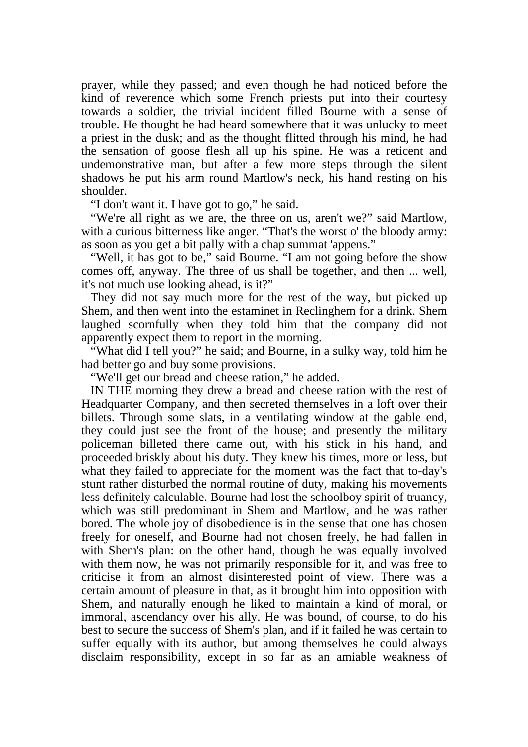prayer, while they passed; and even though he had noticed before the kind of reverence which some French priests put into their courtesy towards a soldier, the trivial incident filled Bourne with a sense of trouble. He thought he had heard somewhere that it was unlucky to meet a priest in the dusk; and as the thought flitted through his mind, he had the sensation of goose flesh all up his spine. He was a reticent and undemonstrative man, but after a few more steps through the silent shadows he put his arm round Martlow's neck, his hand resting on his shoulder.

"I don't want it. I have got to go," he said.

"We're all right as we are, the three on us, aren't we?" said Martlow, with a curious bitterness like anger. "That's the worst o' the bloody army: as soon as you get a bit pally with a chap summat 'appens."

"Well, it has got to be," said Bourne. "I am not going before the show comes off, anyway. The three of us shall be together, and then ... well, it's not much use looking ahead, is it?"

They did not say much more for the rest of the way, but picked up Shem, and then went into the estaminet in Reclinghem for a drink. Shem laughed scornfully when they told him that the company did not apparently expect them to report in the morning.

"What did I tell you?" he said; and Bourne, in a sulky way, told him he had better go and buy some provisions.

"We'll get our bread and cheese ration," he added.

IN THE morning they drew a bread and cheese ration with the rest of Headquarter Company, and then secreted themselves in a loft over their billets. Through some slats, in a ventilating window at the gable end, they could just see the front of the house; and presently the military policeman billeted there came out, with his stick in his hand, and proceeded briskly about his duty. They knew his times, more or less, but what they failed to appreciate for the moment was the fact that to-day's stunt rather disturbed the normal routine of duty, making his movements less definitely calculable. Bourne had lost the schoolboy spirit of truancy, which was still predominant in Shem and Martlow, and he was rather bored. The whole joy of disobedience is in the sense that one has chosen freely for oneself, and Bourne had not chosen freely, he had fallen in with Shem's plan: on the other hand, though he was equally involved with them now, he was not primarily responsible for it, and was free to criticise it from an almost disinterested point of view. There was a certain amount of pleasure in that, as it brought him into opposition with Shem, and naturally enough he liked to maintain a kind of moral, or immoral, ascendancy over his ally. He was bound, of course, to do his best to secure the success of Shem's plan, and if it failed he was certain to suffer equally with its author, but among themselves he could always disclaim responsibility, except in so far as an amiable weakness of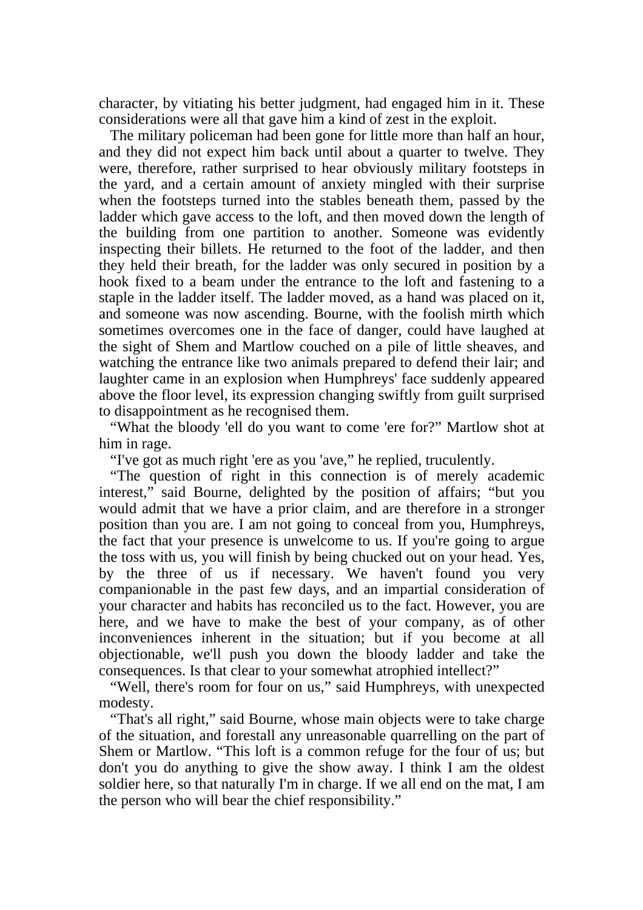character, by vitiating his better judgment, had engaged him in it. These considerations were all that gave him a kind of zest in the exploit.

The military policeman had been gone for little more than half an hour, and they did not expect him back until about a quarter to twelve. They were, therefore, rather surprised to hear obviously military footsteps in the yard, and a certain amount of anxiety mingled with their surprise when the footsteps turned into the stables beneath them, passed by the ladder which gave access to the loft, and then moved down the length of the building from one partition to another. Someone was evidently inspecting their billets. He returned to the foot of the ladder, and then they held their breath, for the ladder was only secured in position by a hook fixed to a beam under the entrance to the loft and fastening to a staple in the ladder itself. The ladder moved, as a hand was placed on it, and someone was now ascending. Bourne, with the foolish mirth which sometimes overcomes one in the face of danger, could have laughed at the sight of Shem and Martlow couched on a pile of little sheaves, and watching the entrance like two animals prepared to defend their lair; and laughter came in an explosion when Humphreys' face suddenly appeared above the floor level, its expression changing swiftly from guilt surprised to disappointment as he recognised them.

"What the bloody 'ell do you want to come 'ere for?" Martlow shot at him in rage.

"I've got as much right 'ere as you 'ave," he replied, truculently.

"The question of right in this connection is of merely academic interest," said Bourne, delighted by the position of affairs; "but you would admit that we have a prior claim, and are therefore in a stronger position than you are. I am not going to conceal from you, Humphreys, the fact that your presence is unwelcome to us. If you're going to argue the toss with us, you will finish by being chucked out on your head. Yes, by the three of us if necessary. We haven't found you very companionable in the past few days, and an impartial consideration of your character and habits has reconciled us to the fact. However, you are here, and we have to make the best of your company, as of other inconveniences inherent in the situation; but if you become at all objectionable, we'll push you down the bloody ladder and take the consequences. Is that clear to your somewhat atrophied intellect?"

"Well, there's room for four on us," said Humphreys, with unexpected modesty.

"That's all right," said Bourne, whose main objects were to take charge of the situation, and forestall any unreasonable quarrelling on the part of Shem or Martlow. "This loft is a common refuge for the four of us; but don't you do anything to give the show away. I think I am the oldest soldier here, so that naturally I'm in charge. If we all end on the mat, I am the person who will bear the chief responsibility."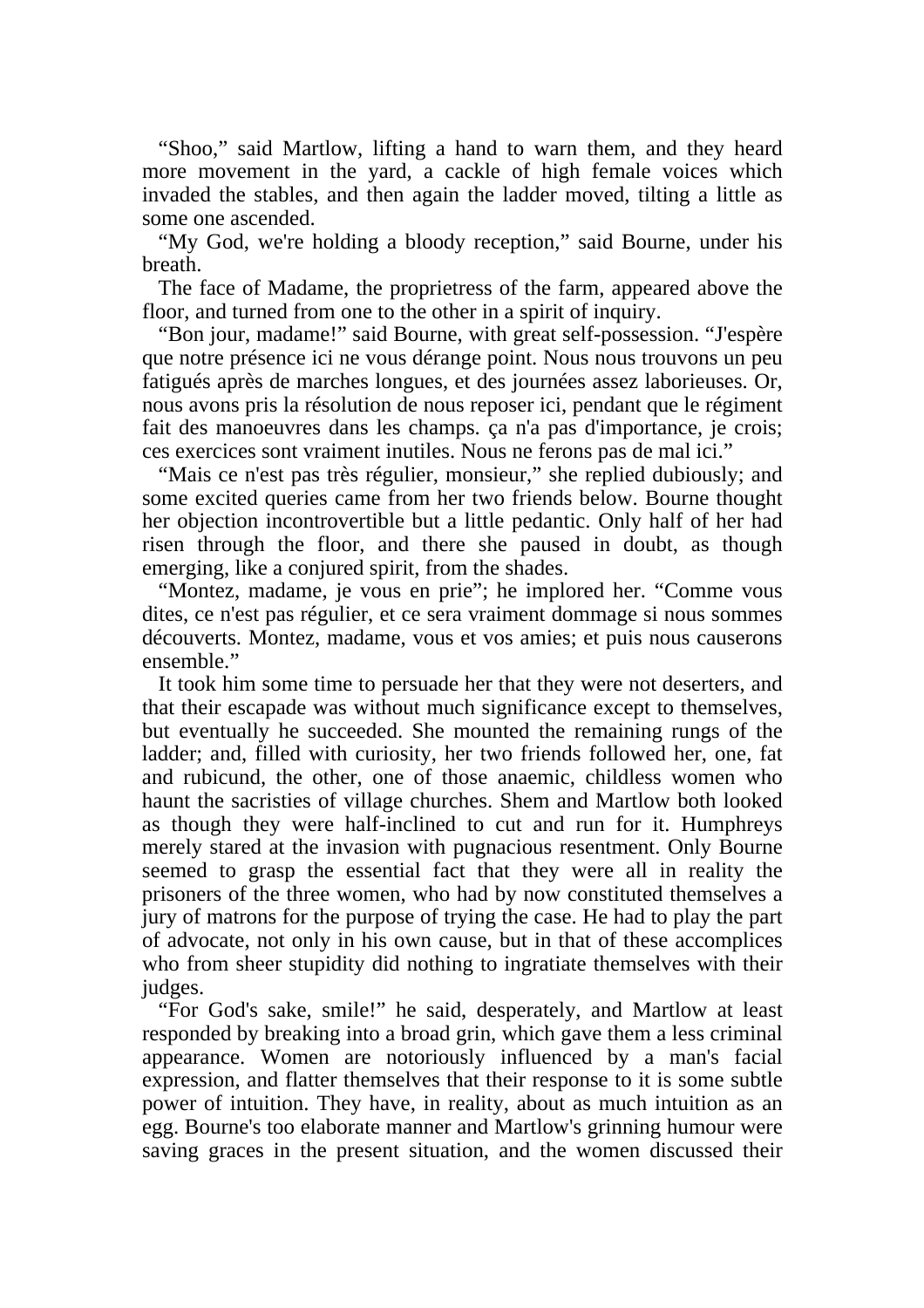“Shoo,” said Martlow, lifting a hand to warn them, and they heard more movement in the yard, a cackle of high female voices which invaded the stables, and then again the ladder moved, tilting a little as some one ascended.

“My God, we're holding a bloody reception,” said Bourne, under his breath.

The face of Madame, the proprietress of the farm, appeared above the floor, and turned from one to the other in a spirit of inquiry.

“Bon jour, madame!” said Bourne, with great self-possession. “J'espère que notre présence ici ne vous dérange point. Nous nous trouvons un peu fatigués après de marches longues, et des journées assez laborieuses. Or, nous avons pris la résolution de nous reposer ici, pendant que le régiment fait des manoeuvres dans les champs. ça n'a pas d'importance, je crois; ces exercices sont vraiment inutiles. Nous ne ferons pas de mal ici.”

“Mais ce n'est pas très régulier, monsieur,” she replied dubiously; and some excited queries came from her two friends below. Bourne thought her objection incontrovertible but a little pedantic. Only half of her had risen through the floor, and there she paused in doubt, as though emerging, like a conjured spirit, from the shades.

“Montez, madame, je vous en prie”; he implored her. “Comme vous dites, ce n'est pas régulier, et ce sera vraiment dommage si nous sommes découverts. Montez, madame, vous et vos amies; et puis nous causerons ensemble.”

It took him some time to persuade her that they were not deserters, and that their escapade was without much significance except to themselves, but eventually he succeeded. She mounted the remaining rungs of the ladder; and, filled with curiosity, her two friends followed her, one, fat and rubicund, the other, one of those anaemic, childless women who haunt the sacristies of village churches. Shem and Martlow both looked as though they were half-inclined to cut and run for it. Humphreys merely stared at the invasion with pugnacious resentment. Only Bourne seemed to grasp the essential fact that they were all in reality the prisoners of the three women, who had by now constituted themselves a jury of matrons for the purpose of trying the case. He had to play the part of advocate, not only in his own cause, but in that of these accomplices who from sheer stupidity did nothing to ingratiate themselves with their judges.

“For God's sake, smile!” he said, desperately, and Martlow at least responded by breaking into a broad grin, which gave them a less criminal appearance. Women are notoriously influenced by a man's facial expression, and flatter themselves that their response to it is some subtle power of intuition. They have, in reality, about as much intuition as an egg. Bourne's too elaborate manner and Martlow's grinning humour were saving graces in the present situation, and the women discussed their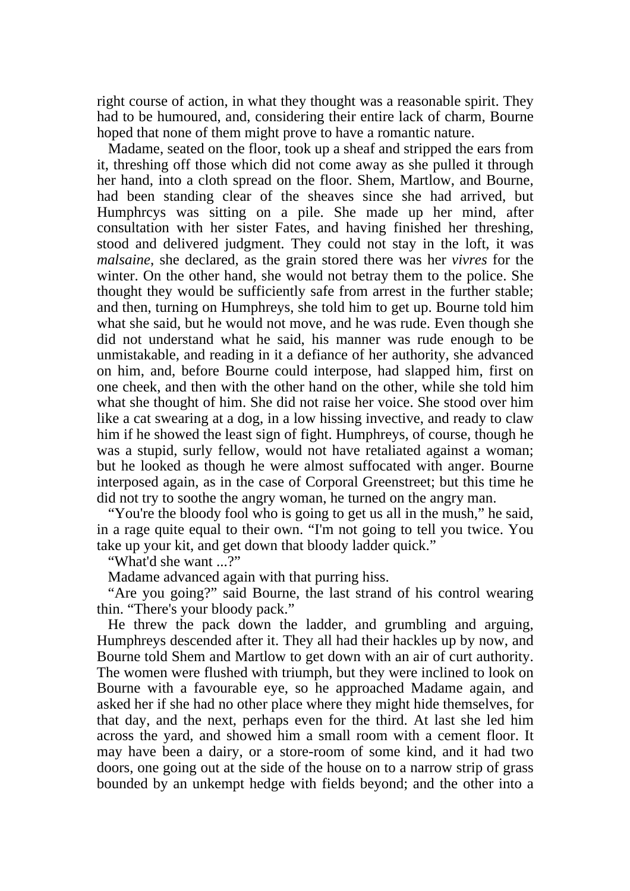right course of action, in what they thought was a reasonable spirit. They had to be humoured, and, considering their entire lack of charm, Bourne hoped that none of them might prove to have a romantic nature.

Madame, seated on the floor, took up a sheaf and stripped the ears from it, threshing off those which did not come away as she pulled it through her hand, into a cloth spread on the floor. Shem, Martlow, and Bourne, had been standing clear of the sheaves since she had arrived, but Humphrcys was sitting on a pile. She made up her mind, after consultation with her sister Fates, and having finished her threshing, stood and delivered judgment. They could not stay in the loft, it was *malsaine*, she declared, as the grain stored there was her *vivres* for the winter. On the other hand, she would not betray them to the police. She thought they would be sufficiently safe from arrest in the further stable; and then, turning on Humphreys, she told him to get up. Bourne told him what she said, but he would not move, and he was rude. Even though she did not understand what he said, his manner was rude enough to be unmistakable, and reading in it a defiance of her authority, she advanced on him, and, before Bourne could interpose, had slapped him, first on one cheek, and then with the other hand on the other, while she told him what she thought of him. She did not raise her voice. She stood over him like a cat swearing at a dog, in a low hissing invective, and ready to claw him if he showed the least sign of fight. Humphreys, of course, though he was a stupid, surly fellow, would not have retaliated against a woman; but he looked as though he were almost suffocated with anger. Bourne interposed again, as in the case of Corporal Greenstreet; but this time he did not try to soothe the angry woman, he turned on the angry man.

"You're the bloody fool who is going to get us all in the mush," he said, in a rage quite equal to their own. "I'm not going to tell you twice. You take up your kit, and get down that bloody ladder quick."

"What'd she want ...?"

Madame advanced again with that purring hiss.

"Are you going?" said Bourne, the last strand of his control wearing thin. "There's your bloody pack."

He threw the pack down the ladder, and grumbling and arguing, Humphreys descended after it. They all had their hackles up by now, and Bourne told Shem and Martlow to get down with an air of curt authority. The women were flushed with triumph, but they were inclined to look on Bourne with a favourable eye, so he approached Madame again, and asked her if she had no other place where they might hide themselves, for that day, and the next, perhaps even for the third. At last she led him across the yard, and showed him a small room with a cement floor. It may have been a dairy, or a store-room of some kind, and it had two doors, one going out at the side of the house on to a narrow strip of grass bounded by an unkempt hedge with fields beyond; and the other into a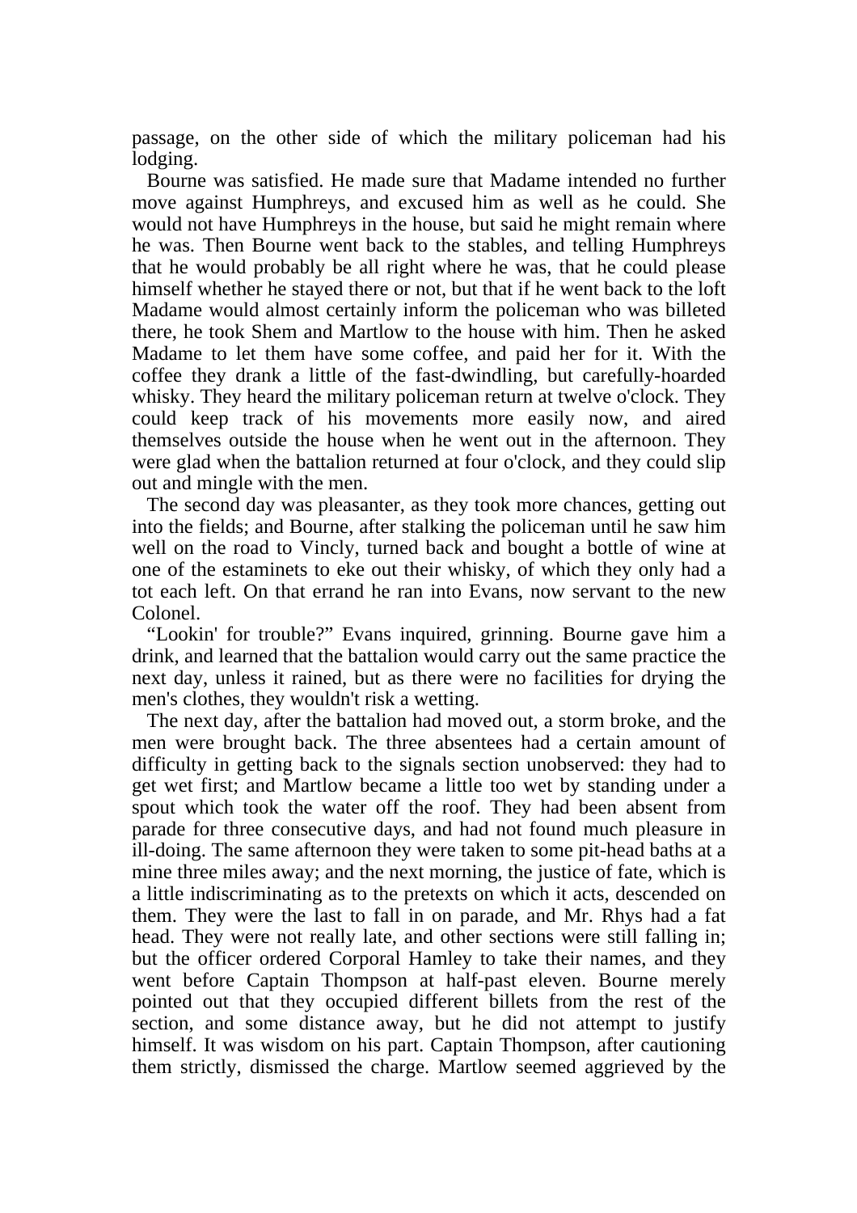passage, on the other side of which the military policeman had his lodging.

Bourne was satisfied. He made sure that Madame intended no further move against Humphreys, and excused him as well as he could. She would not have Humphreys in the house, but said he might remain where he was. Then Bourne went back to the stables, and telling Humphreys that he would probably be all right where he was, that he could please himself whether he stayed there or not, but that if he went back to the loft Madame would almost certainly inform the policeman who was billeted there, he took Shem and Martlow to the house with him. Then he asked Madame to let them have some coffee, and paid her for it. With the coffee they drank a little of the fast-dwindling, but carefully-hoarded whisky. They heard the military policeman return at twelve o'clock. They could keep track of his movements more easily now, and aired themselves outside the house when he went out in the afternoon. They were glad when the battalion returned at four o'clock, and they could slip out and mingle with the men.

The second day was pleasanter, as they took more chances, getting out into the fields; and Bourne, after stalking the policeman until he saw him well on the road to Vincly, turned back and bought a bottle of wine at one of the estaminets to eke out their whisky, of which they only had a tot each left. On that errand he ran into Evans, now servant to the new Colonel.

“Lookin' for trouble?” Evans inquired, grinning. Bourne gave him a drink, and learned that the battalion would carry out the same practice the next day, unless it rained, but as there were no facilities for drying the men's clothes, they wouldn't risk a wetting.

The next day, after the battalion had moved out, a storm broke, and the men were brought back. The three absentees had a certain amount of difficulty in getting back to the signals section unobserved: they had to get wet first; and Martlow became a little too wet by standing under a spout which took the water off the roof. They had been absent from parade for three consecutive days, and had not found much pleasure in ill-doing. The same afternoon they were taken to some pit-head baths at a mine three miles away; and the next morning, the justice of fate, which is a little indiscriminating as to the pretexts on which it acts, descended on them. They were the last to fall in on parade, and Mr. Rhys had a fat head. They were not really late, and other sections were still falling in; but the officer ordered Corporal Hamley to take their names, and they went before Captain Thompson at half-past eleven. Bourne merely pointed out that they occupied different billets from the rest of the section, and some distance away, but he did not attempt to justify himself. It was wisdom on his part. Captain Thompson, after cautioning them strictly, dismissed the charge. Martlow seemed aggrieved by the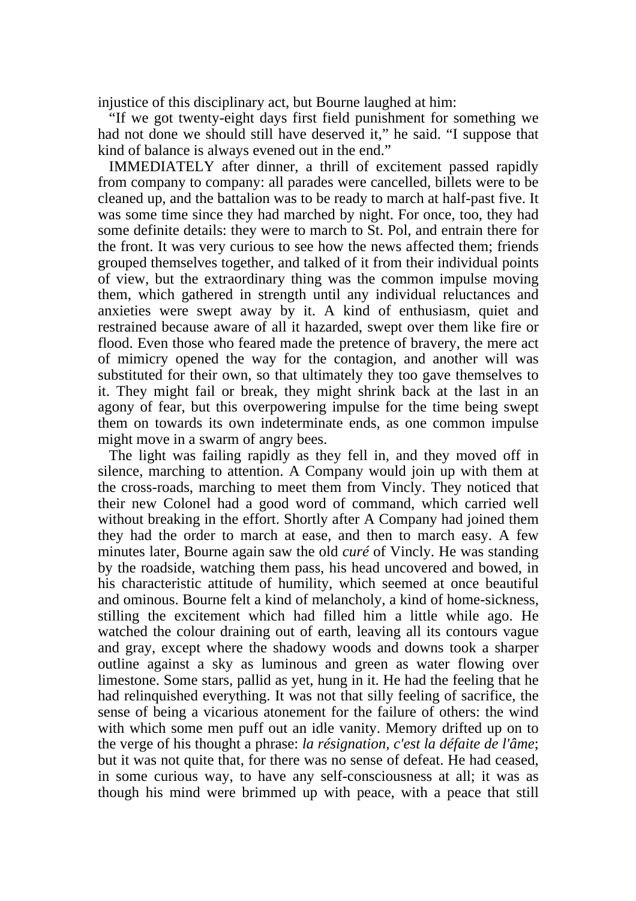injustice of this disciplinary act, but Bourne laughed at him:

"If we got twenty-eight days first field punishment for something we had not done we should still have deserved it," he said. "I suppose that kind of balance is always evened out in the end."

IMMEDIATELY after dinner, a thrill of excitement passed rapidly from company to company: all parades were cancelled, billets were to be cleaned up, and the battalion was to be ready to march at half-past five. It was some time since they had marched by night. For once, too, they had some definite details: they were to march to St. Pol, and entrain there for the front. It was very curious to see how the news affected them; friends grouped themselves together, and talked of it from their individual points of view, but the extraordinary thing was the common impulse moving them, which gathered in strength until any individual reluctances and anxieties were swept away by it. A kind of enthusiasm, quiet and restrained because aware of all it hazarded, swept over them like fire or flood. Even those who feared made the pretence of bravery, the mere act of mimicry opened the way for the contagion, and another will was substituted for their own, so that ultimately they too gave themselves to it. They might fail or break, they might shrink back at the last in an agony of fear, but this overpowering impulse for the time being swept them on towards its own indeterminate ends, as one common impulse might move in a swarm of angry bees.

The light was failing rapidly as they fell in, and they moved off in silence, marching to attention. A Company would join up with them at the cross-roads, marching to meet them from Vincly. They noticed that their new Colonel had a good word of command, which carried well without breaking in the effort. Shortly after A Company had joined them they had the order to march at ease, and then to march easy. A few minutes later, Bourne again saw the old *curé* of Vincly. He was standing by the roadside, watching them pass, his head uncovered and bowed, in his characteristic attitude of humility, which seemed at once beautiful and ominous. Bourne felt a kind of melancholy, a kind of home-sickness, stilling the excitement which had filled him a little while ago. He watched the colour draining out of earth, leaving all its contours vague and gray, except where the shadowy woods and downs took a sharper outline against a sky as luminous and green as water flowing over limestone. Some stars, pallid as yet, hung in it. He had the feeling that he had relinquished everything. It was not that silly feeling of sacrifice, the sense of being a vicarious atonement for the failure of others: the wind with which some men puff out an idle vanity. Memory drifted up on to the verge of his thought a phrase: *la résignation, c'est la défaite de l'âme*; but it was not quite that, for there was no sense of defeat. He had ceased, in some curious way, to have any self-consciousness at all; it was as though his mind were brimmed up with peace, with a peace that still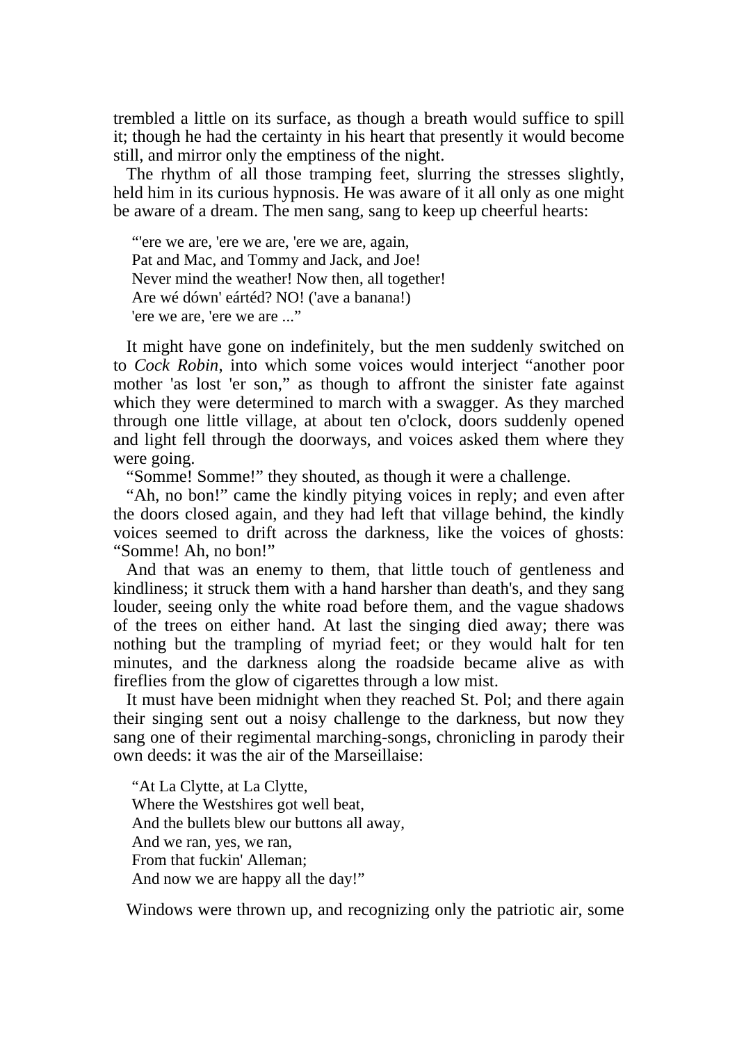trembled a little on its surface, as though a breath would suffice to spill it; though he had the certainty in his heart that presently it would become still, and mirror only the emptiness of the night.

The rhythm of all those tramping feet, slurring the stresses slightly, held him in its curious hypnosis. He was aware of it all only as one might be aware of a dream. The men sang, sang to keep up cheerful hearts:

> "'ere we are, 'ere we are, 'ere we are, again,
> Pat and Mac, and Tommy and Jack, and Joe!
> Never mind the weather! Now then, all together!
> Are wé dówn' eártéd? NO! ('ave a banana!)
> 'ere we are, 'ere we are ..."

It might have gone on indefinitely, but the men suddenly switched on to *Cock Robin*, into which some voices would interject "another poor mother 'as lost 'er son," as though to affront the sinister fate against which they were determined to march with a swagger. As they marched through one little village, at about ten o'clock, doors suddenly opened and light fell through the doorways, and voices asked them where they were going.

"Somme! Somme!" they shouted, as though it were a challenge.

"Ah, no bon!" came the kindly pitying voices in reply; and even after the doors closed again, and they had left that village behind, the kindly voices seemed to drift across the darkness, like the voices of ghosts: "Somme! Ah, no bon!"

And that was an enemy to them, that little touch of gentleness and kindliness; it struck them with a hand harsher than death's, and they sang louder, seeing only the white road before them, and the vague shadows of the trees on either hand. At last the singing died away; there was nothing but the trampling of myriad feet; or they would halt for ten minutes, and the darkness along the roadside became alive as with fireflies from the glow of cigarettes through a low mist.

It must have been midnight when they reached St. Pol; and there again their singing sent out a noisy challenge to the darkness, but now they sang one of their regimental marching-songs, chronicling in parody their own deeds: it was the air of the Marseillaise:

> "At La Clytte, at La Clytte,
> Where the Westshires got well beat,
> And the bullets blew our buttons all away,
> And we ran, yes, we ran,
> From that fuckin' Alleman;
> And now we are happy all the day!"

Windows were thrown up, and recognizing only the patriotic air, some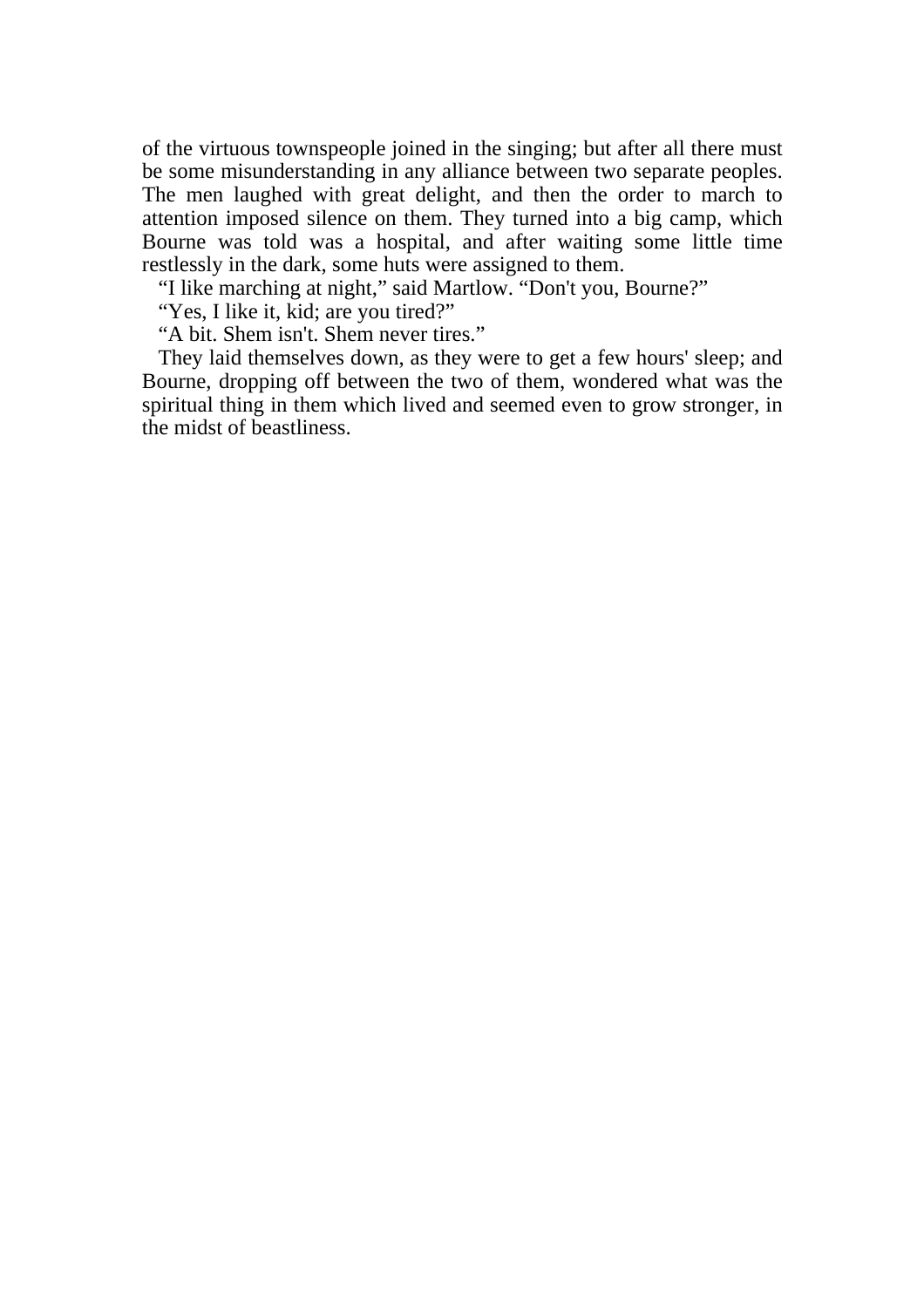of the virtuous townspeople joined in the singing; but after all there must be some misunderstanding in any alliance between two separate peoples. The men laughed with great delight, and then the order to march to attention imposed silence on them. They turned into a big camp, which Bourne was told was a hospital, and after waiting some little time restlessly in the dark, some huts were assigned to them.

"I like marching at night," said Martlow. "Don't you, Bourne?"

"Yes, I like it, kid; are you tired?"

"A bit. Shem isn't. Shem never tires."

They laid themselves down, as they were to get a few hours' sleep; and Bourne, dropping off between the two of them, wondered what was the spiritual thing in them which lived and seemed even to grow stronger, in the midst of beastliness.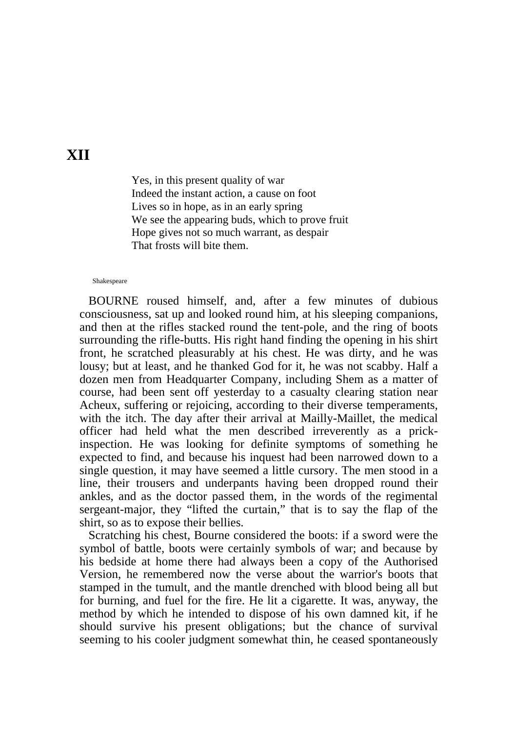# XII

> Yes, in this present quality of war
> Indeed the instant action, a cause on foot
> Lives so in hope, as in an early spring
> We see the appearing buds, which to prove fruit
> Hope gives not so much warrant, as despair
> That frosts will bite them.

Shakespeare

BOURNE roused himself, and, after a few minutes of dubious consciousness, sat up and looked round him, at his sleeping companions, and then at the rifles stacked round the tent-pole, and the ring of boots surrounding the rifle-butts. His right hand finding the opening in his shirt front, he scratched pleasurably at his chest. He was dirty, and he was lousy; but at least, and he thanked God for it, he was not scabby. Half a dozen men from Headquarter Company, including Shem as a matter of course, had been sent off yesterday to a casualty clearing station near Acheux, suffering or rejoicing, according to their diverse temperaments, with the itch. The day after their arrival at Mailly-Maillet, the medical officer had held what the men described irreverently as a prick-inspection. He was looking for definite symptoms of something he expected to find, and because his inquest had been narrowed down to a single question, it may have seemed a little cursory. The men stood in a line, their trousers and underpants having been dropped round their ankles, and as the doctor passed them, in the words of the regimental sergeant-major, they "lifted the curtain," that is to say the flap of the shirt, so as to expose their bellies.

Scratching his chest, Bourne considered the boots: if a sword were the symbol of battle, boots were certainly symbols of war; and because by his bedside at home there had always been a copy of the Authorised Version, he remembered now the verse about the warrior's boots that stamped in the tumult, and the mantle drenched with blood being all but for burning, and fuel for the fire. He lit a cigarette. It was, anyway, the method by which he intended to dispose of his own damned kit, if he should survive his present obligations; but the chance of survival seeming to his cooler judgment somewhat thin, he ceased spontaneously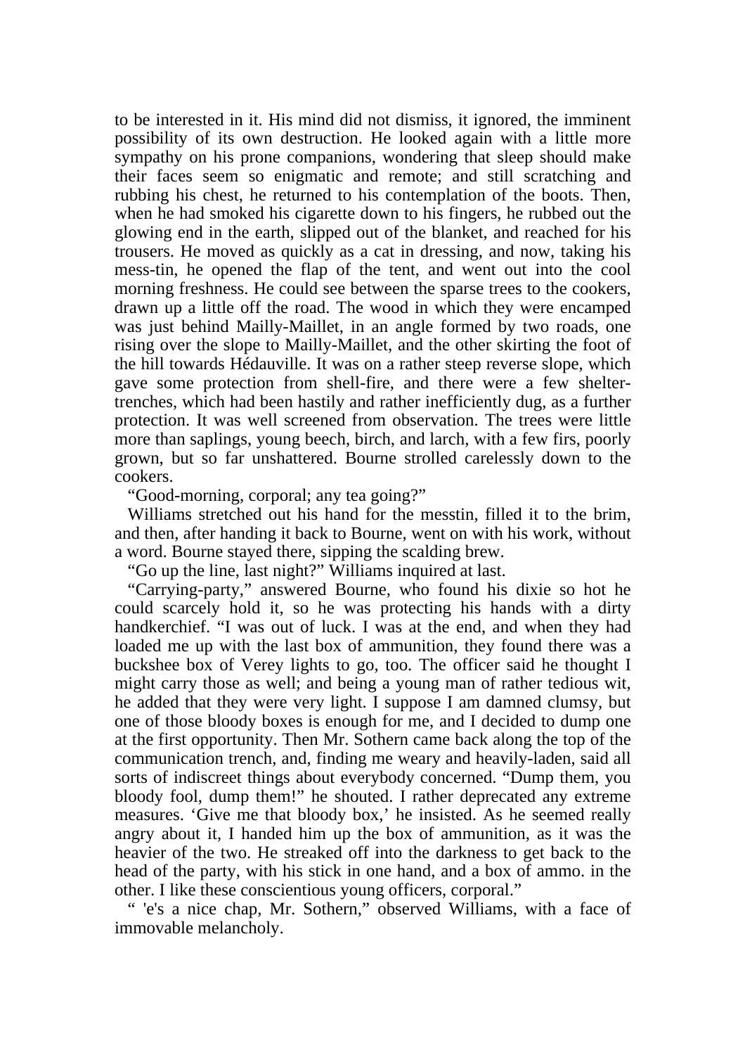to be interested in it. His mind did not dismiss, it ignored, the imminent possibility of its own destruction. He looked again with a little more sympathy on his prone companions, wondering that sleep should make their faces seem so enigmatic and remote; and still scratching and rubbing his chest, he returned to his contemplation of the boots. Then, when he had smoked his cigarette down to his fingers, he rubbed out the glowing end in the earth, slipped out of the blanket, and reached for his trousers. He moved as quickly as a cat in dressing, and now, taking his mess-tin, he opened the flap of the tent, and went out into the cool morning freshness. He could see between the sparse trees to the cookers, drawn up a little off the road. The wood in which they were encamped was just behind Mailly-Maillet, in an angle formed by two roads, one rising over the slope to Mailly-Maillet, and the other skirting the foot of the hill towards Hédauville. It was on a rather steep reverse slope, which gave some protection from shell-fire, and there were a few shelter-trenches, which had been hastily and rather inefficiently dug, as a further protection. It was well screened from observation. The trees were little more than saplings, young beech, birch, and larch, with a few firs, poorly grown, but so far unshattered. Bourne strolled carelessly down to the cookers.

"Good-morning, corporal; any tea going?"

Williams stretched out his hand for the messtin, filled it to the brim, and then, after handing it back to Bourne, went on with his work, without a word. Bourne stayed there, sipping the scalding brew.

"Go up the line, last night?" Williams inquired at last.

"Carrying-party," answered Bourne, who found his dixie so hot he could scarcely hold it, so he was protecting his hands with a dirty handkerchief. "I was out of luck. I was at the end, and when they had loaded me up with the last box of ammunition, they found there was a buckshee box of Verey lights to go, too. The officer said he thought I might carry those as well; and being a young man of rather tedious wit, he added that they were very light. I suppose I am damned clumsy, but one of those bloody boxes is enough for me, and I decided to dump one at the first opportunity. Then Mr. Sothern came back along the top of the communication trench, and, finding me weary and heavily-laden, said all sorts of indiscreet things about everybody concerned. "Dump them, you bloody fool, dump them!" he shouted. I rather deprecated any extreme measures. 'Give me that bloody box,' he insisted. As he seemed really angry about it, I handed him up the box of ammunition, as it was the heavier of the two. He streaked off into the darkness to get back to the head of the party, with his stick in one hand, and a box of ammo. in the other. I like these conscientious young officers, corporal."

" 'e's a nice chap, Mr. Sothern," observed Williams, with a face of immovable melancholy.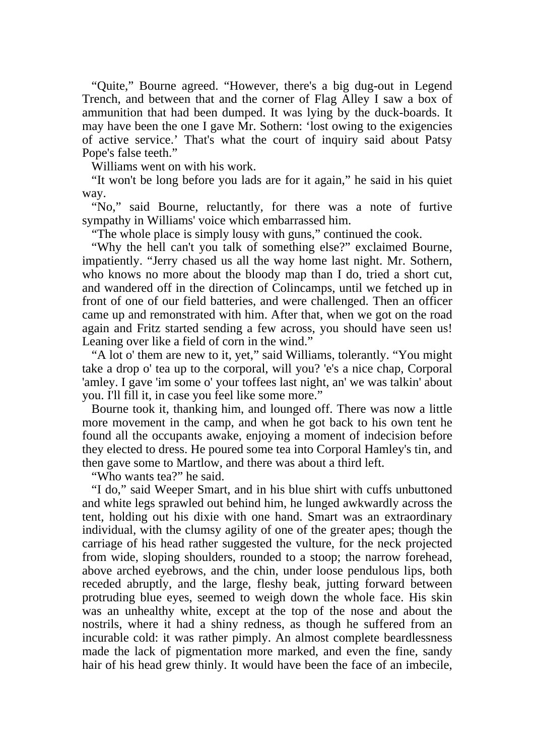"Quite," Bourne agreed. "However, there's a big dug-out in Legend Trench, and between that and the corner of Flag Alley I saw a box of ammunition that had been dumped. It was lying by the duck-boards. It may have been the one I gave Mr. Sothern: 'lost owing to the exigencies of active service.' That's what the court of inquiry said about Patsy Pope's false teeth."

Williams went on with his work.

"It won't be long before you lads are for it again," he said in his quiet way.

"No," said Bourne, reluctantly, for there was a note of furtive sympathy in Williams' voice which embarrassed him.

"The whole place is simply lousy with guns," continued the cook.

"Why the hell can't you talk of something else?" exclaimed Bourne, impatiently. "Jerry chased us all the way home last night. Mr. Sothern, who knows no more about the bloody map than I do, tried a short cut, and wandered off in the direction of Colincamps, until we fetched up in front of one of our field batteries, and were challenged. Then an officer came up and remonstrated with him. After that, when we got on the road again and Fritz started sending a few across, you should have seen us! Leaning over like a field of corn in the wind."

"A lot o' them are new to it, yet," said Williams, tolerantly. "You might take a drop o' tea up to the corporal, will you? 'e's a nice chap, Corporal 'amley. I gave 'im some o' your toffees last night, an' we was talkin' about you. I'll fill it, in case you feel like some more."

Bourne took it, thanking him, and lounged off. There was now a little more movement in the camp, and when he got back to his own tent he found all the occupants awake, enjoying a moment of indecision before they elected to dress. He poured some tea into Corporal Hamley's tin, and then gave some to Martlow, and there was about a third left.

"Who wants tea?" he said.

"I do," said Weeper Smart, and in his blue shirt with cuffs unbuttoned and white legs sprawled out behind him, he lunged awkwardly across the tent, holding out his dixie with one hand. Smart was an extraordinary individual, with the clumsy agility of one of the greater apes; though the carriage of his head rather suggested the vulture, for the neck projected from wide, sloping shoulders, rounded to a stoop; the narrow forehead, above arched eyebrows, and the chin, under loose pendulous lips, both receded abruptly, and the large, fleshy beak, jutting forward between protruding blue eyes, seemed to weigh down the whole face. His skin was an unhealthy white, except at the top of the nose and about the nostrils, where it had a shiny redness, as though he suffered from an incurable cold: it was rather pimply. An almost complete beardlessness made the lack of pigmentation more marked, and even the fine, sandy hair of his head grew thinly. It would have been the face of an imbecile,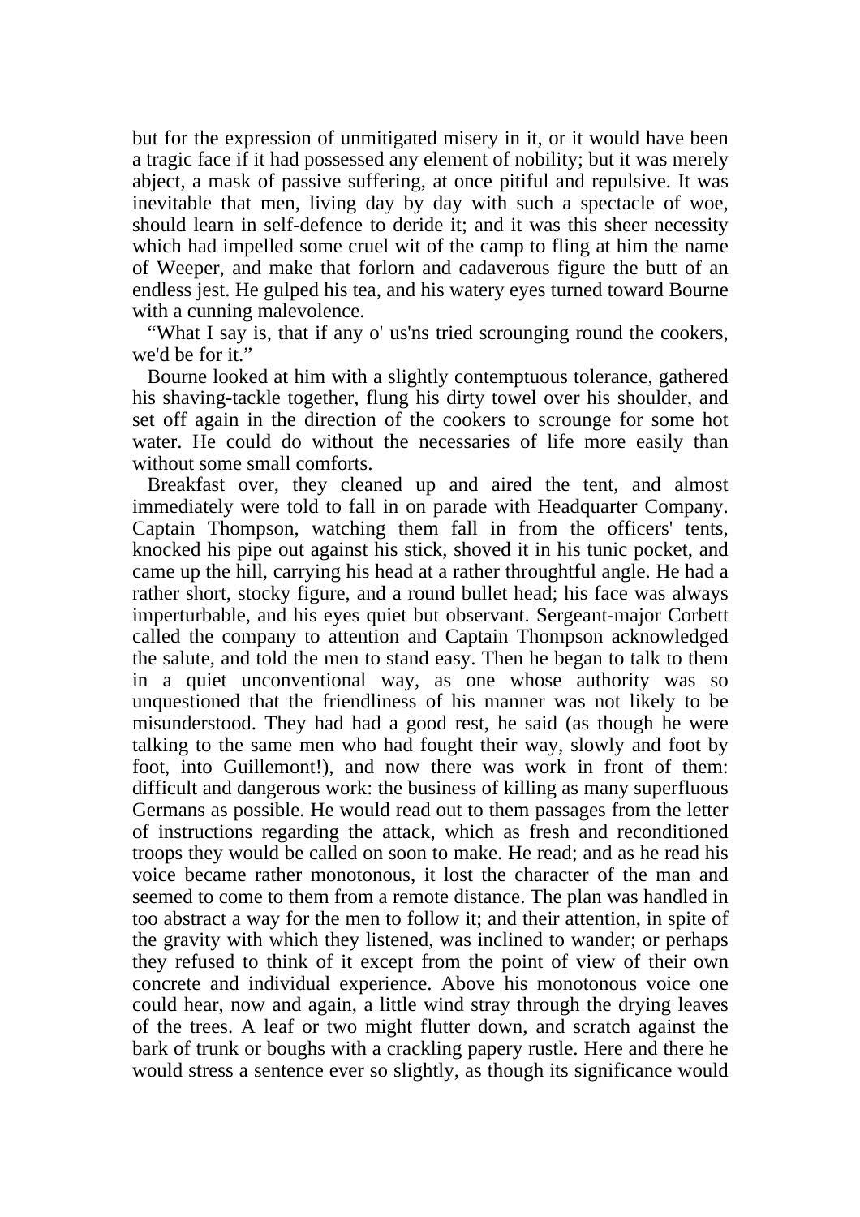but for the expression of unmitigated misery in it, or it would have been a tragic face if it had possessed any element of nobility; but it was merely abject, a mask of passive suffering, at once pitiful and repulsive. It was inevitable that men, living day by day with such a spectacle of woe, should learn in self-defence to deride it; and it was this sheer necessity which had impelled some cruel wit of the camp to fling at him the name of Weeper, and make that forlorn and cadaverous figure the butt of an endless jest. He gulped his tea, and his watery eyes turned toward Bourne with a cunning malevolence.

"What I say is, that if any o' us'ns tried scrounging round the cookers, we'd be for it."

Bourne looked at him with a slightly contemptuous tolerance, gathered his shaving-tackle together, flung his dirty towel over his shoulder, and set off again in the direction of the cookers to scrounge for some hot water. He could do without the necessaries of life more easily than without some small comforts.

Breakfast over, they cleaned up and aired the tent, and almost immediately were told to fall in on parade with Headquarter Company. Captain Thompson, watching them fall in from the officers' tents, knocked his pipe out against his stick, shoved it in his tunic pocket, and came up the hill, carrying his head at a rather throughtful angle. He had a rather short, stocky figure, and a round bullet head; his face was always imperturbable, and his eyes quiet but observant. Sergeant-major Corbett called the company to attention and Captain Thompson acknowledged the salute, and told the men to stand easy. Then he began to talk to them in a quiet unconventional way, as one whose authority was so unquestioned that the friendliness of his manner was not likely to be misunderstood. They had had a good rest, he said (as though he were talking to the same men who had fought their way, slowly and foot by foot, into Guillemont!), and now there was work in front of them: difficult and dangerous work: the business of killing as many superfluous Germans as possible. He would read out to them passages from the letter of instructions regarding the attack, which as fresh and reconditioned troops they would be called on soon to make. He read; and as he read his voice became rather monotonous, it lost the character of the man and seemed to come to them from a remote distance. The plan was handled in too abstract a way for the men to follow it; and their attention, in spite of the gravity with which they listened, was inclined to wander; or perhaps they refused to think of it except from the point of view of their own concrete and individual experience. Above his monotonous voice one could hear, now and again, a little wind stray through the drying leaves of the trees. A leaf or two might flutter down, and scratch against the bark of trunk or boughs with a crackling papery rustle. Here and there he would stress a sentence ever so slightly, as though its significance would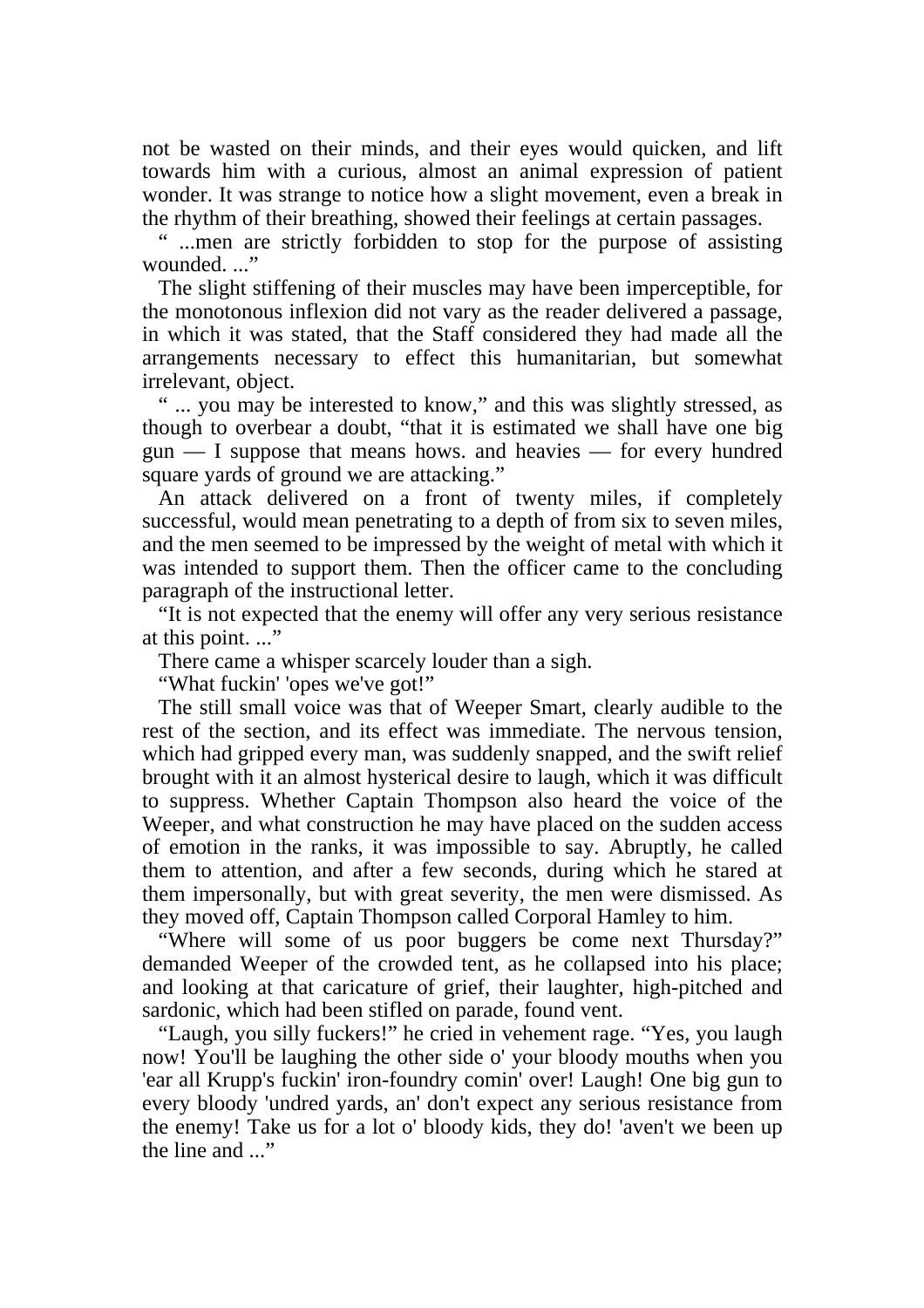not be wasted on their minds, and their eyes would quicken, and lift towards him with a curious, almost an animal expression of patient wonder. It was strange to notice how a slight movement, even a break in the rhythm of their breathing, showed their feelings at certain passages.

" ...men are strictly forbidden to stop for the purpose of assisting wounded. ..."

The slight stiffening of their muscles may have been imperceptible, for the monotonous inflexion did not vary as the reader delivered a passage, in which it was stated, that the Staff considered they had made all the arrangements necessary to effect this humanitarian, but somewhat irrelevant, object.

" ... you may be interested to know," and this was slightly stressed, as though to overbear a doubt, "that it is estimated we shall have one big gun — I suppose that means hows. and heavies — for every hundred square yards of ground we are attacking."

An attack delivered on a front of twenty miles, if completely successful, would mean penetrating to a depth of from six to seven miles, and the men seemed to be impressed by the weight of metal with which it was intended to support them. Then the officer came to the concluding paragraph of the instructional letter.

"It is not expected that the enemy will offer any very serious resistance at this point. ..."

There came a whisper scarcely louder than a sigh.

"What fuckin' 'opes we've got!"

The still small voice was that of Weeper Smart, clearly audible to the rest of the section, and its effect was immediate. The nervous tension, which had gripped every man, was suddenly snapped, and the swift relief brought with it an almost hysterical desire to laugh, which it was difficult to suppress. Whether Captain Thompson also heard the voice of the Weeper, and what construction he may have placed on the sudden access of emotion in the ranks, it was impossible to say. Abruptly, he called them to attention, and after a few seconds, during which he stared at them impersonally, but with great severity, the men were dismissed. As they moved off, Captain Thompson called Corporal Hamley to him.

"Where will some of us poor buggers be come next Thursday?" demanded Weeper of the crowded tent, as he collapsed into his place; and looking at that caricature of grief, their laughter, high-pitched and sardonic, which had been stifled on parade, found vent.

"Laugh, you silly fuckers!" he cried in vehement rage. "Yes, you laugh now! You'll be laughing the other side o' your bloody mouths when you 'ear all Krupp's fuckin' iron-foundry comin' over! Laugh! One big gun to every bloody 'undred yards, an' don't expect any serious resistance from the enemy! Take us for a lot o' bloody kids, they do! 'aven't we been up the line and ..."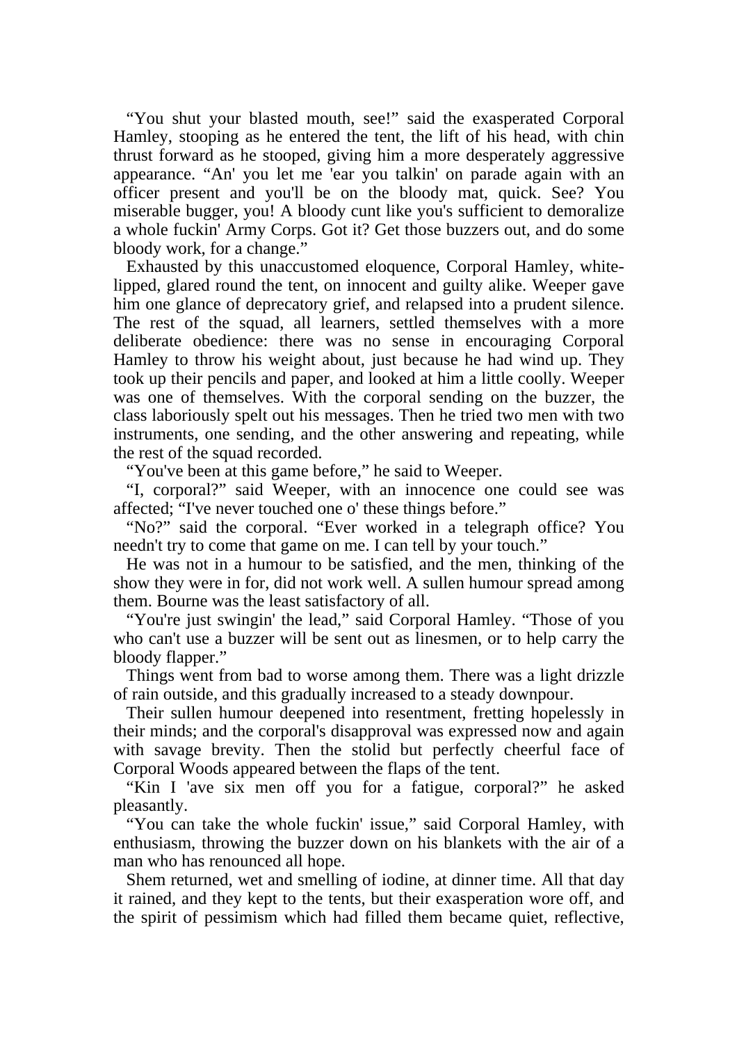"You shut your blasted mouth, see!" said the exasperated Corporal Hamley, stooping as he entered the tent, the lift of his head, with chin thrust forward as he stooped, giving him a more desperately aggressive appearance. "An' you let me 'ear you talkin' on parade again with an officer present and you'll be on the bloody mat, quick. See? You miserable bugger, you! A bloody cunt like you's sufficient to demoralize a whole fuckin' Army Corps. Got it? Get those buzzers out, and do some bloody work, for a change."

Exhausted by this unaccustomed eloquence, Corporal Hamley, white-lipped, glared round the tent, on innocent and guilty alike. Weeper gave him one glance of deprecatory grief, and relapsed into a prudent silence. The rest of the squad, all learners, settled themselves with a more deliberate obedience: there was no sense in encouraging Corporal Hamley to throw his weight about, just because he had wind up. They took up their pencils and paper, and looked at him a little coolly. Weeper was one of themselves. With the corporal sending on the buzzer, the class laboriously spelt out his messages. Then he tried two men with two instruments, one sending, and the other answering and repeating, while the rest of the squad recorded.

"You've been at this game before," he said to Weeper.

"I, corporal?" said Weeper, with an innocence one could see was affected; "I've never touched one o' these things before."

"No?" said the corporal. "Ever worked in a telegraph office? You needn't try to come that game on me. I can tell by your touch."

He was not in a humour to be satisfied, and the men, thinking of the show they were in for, did not work well. A sullen humour spread among them. Bourne was the least satisfactory of all.

"You're just swingin' the lead," said Corporal Hamley. "Those of you who can't use a buzzer will be sent out as linesmen, or to help carry the bloody flapper."

Things went from bad to worse among them. There was a light drizzle of rain outside, and this gradually increased to a steady downpour.

Their sullen humour deepened into resentment, fretting hopelessly in their minds; and the corporal's disapproval was expressed now and again with savage brevity. Then the stolid but perfectly cheerful face of Corporal Woods appeared between the flaps of the tent.

"Kin I 'ave six men off you for a fatigue, corporal?" he asked pleasantly.

"You can take the whole fuckin' issue," said Corporal Hamley, with enthusiasm, throwing the buzzer down on his blankets with the air of a man who has renounced all hope.

Shem returned, wet and smelling of iodine, at dinner time. All that day it rained, and they kept to the tents, but their exasperation wore off, and the spirit of pessimism which had filled them became quiet, reflective,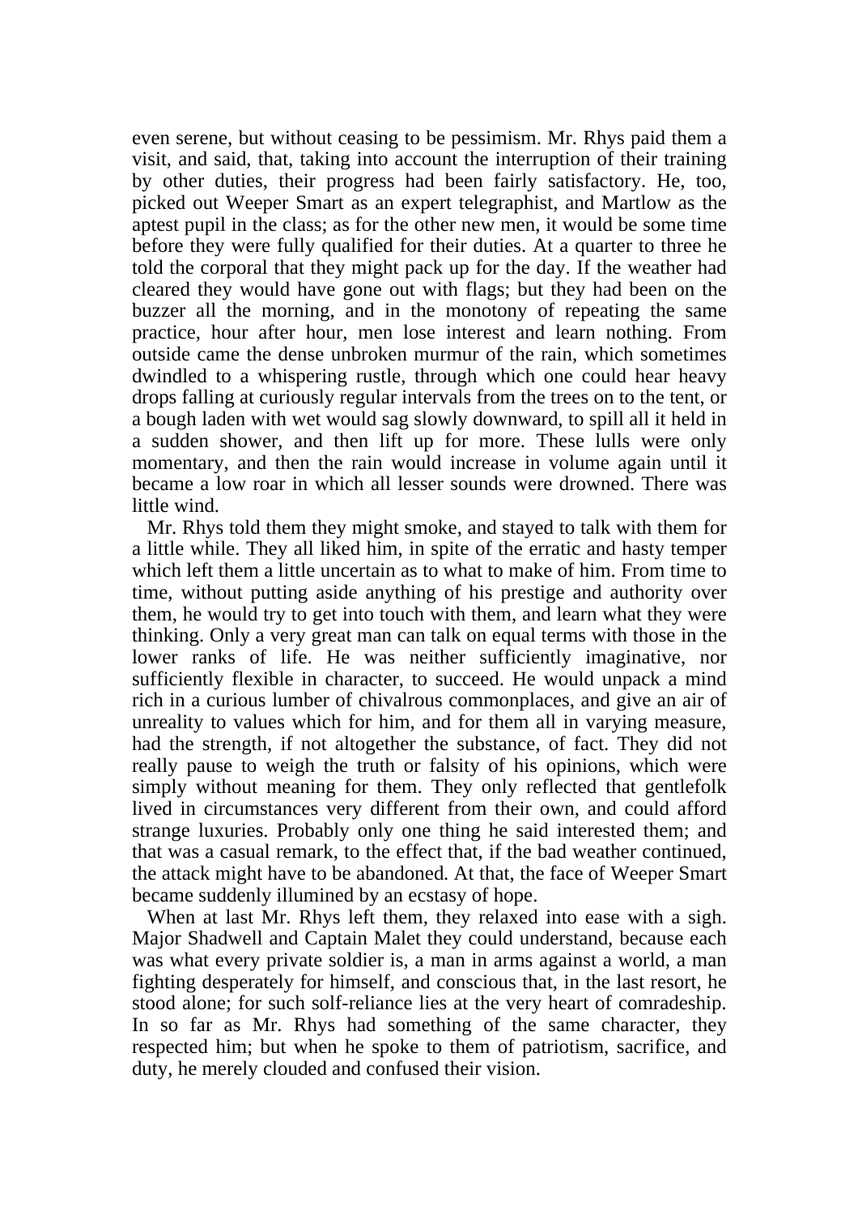even serene, but without ceasing to be pessimism. Mr. Rhys paid them a visit, and said, that, taking into account the interruption of their training by other duties, their progress had been fairly satisfactory. He, too, picked out Weeper Smart as an expert telegraphist, and Martlow as the aptest pupil in the class; as for the other new men, it would be some time before they were fully qualified for their duties. At a quarter to three he told the corporal that they might pack up for the day. If the weather had cleared they would have gone out with flags; but they had been on the buzzer all the morning, and in the monotony of repeating the same practice, hour after hour, men lose interest and learn nothing. From outside came the dense unbroken murmur of the rain, which sometimes dwindled to a whispering rustle, through which one could hear heavy drops falling at curiously regular intervals from the trees on to the tent, or a bough laden with wet would sag slowly downward, to spill all it held in a sudden shower, and then lift up for more. These lulls were only momentary, and then the rain would increase in volume again until it became a low roar in which all lesser sounds were drowned. There was little wind.

Mr. Rhys told them they might smoke, and stayed to talk with them for a little while. They all liked him, in spite of the erratic and hasty temper which left them a little uncertain as to what to make of him. From time to time, without putting aside anything of his prestige and authority over them, he would try to get into touch with them, and learn what they were thinking. Only a very great man can talk on equal terms with those in the lower ranks of life. He was neither sufficiently imaginative, nor sufficiently flexible in character, to succeed. He would unpack a mind rich in a curious lumber of chivalrous commonplaces, and give an air of unreality to values which for him, and for them all in varying measure, had the strength, if not altogether the substance, of fact. They did not really pause to weigh the truth or falsity of his opinions, which were simply without meaning for them. They only reflected that gentlefolk lived in circumstances very different from their own, and could afford strange luxuries. Probably only one thing he said interested them; and that was a casual remark, to the effect that, if the bad weather continued, the attack might have to be abandoned. At that, the face of Weeper Smart became suddenly illumined by an ecstasy of hope.

When at last Mr. Rhys left them, they relaxed into ease with a sigh. Major Shadwell and Captain Malet they could understand, because each was what every private soldier is, a man in arms against a world, a man fighting desperately for himself, and conscious that, in the last resort, he stood alone; for such solf-reliance lies at the very heart of comradeship. In so far as Mr. Rhys had something of the same character, they respected him; but when he spoke to them of patriotism, sacrifice, and duty, he merely clouded and confused their vision.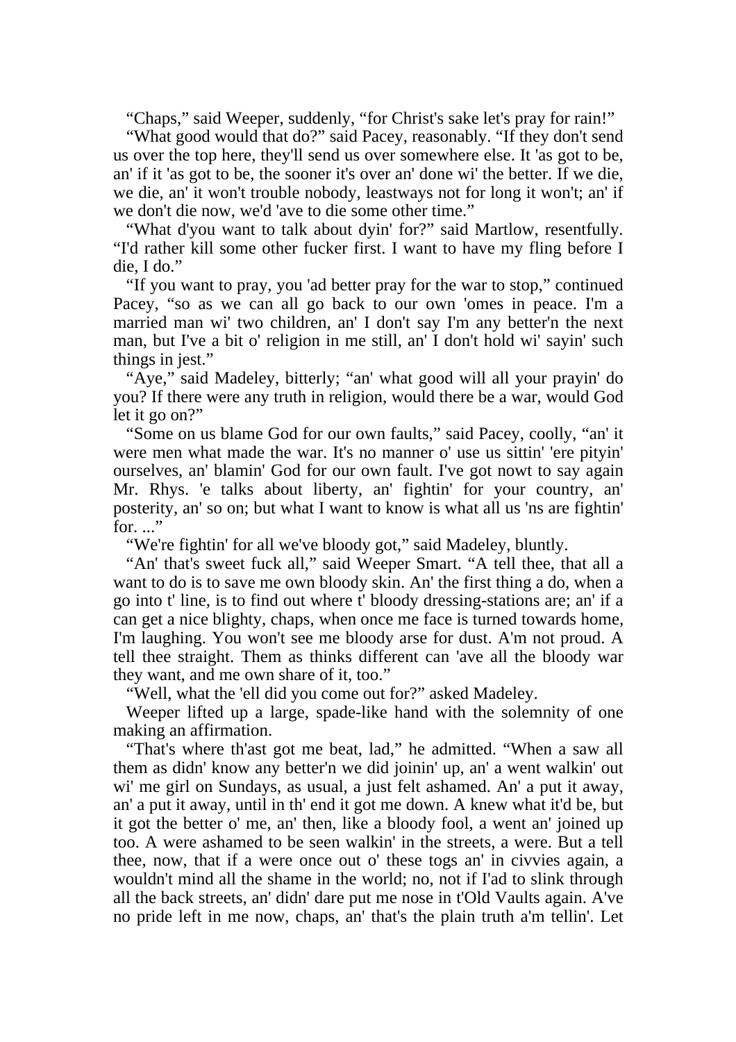"Chaps," said Weeper, suddenly, "for Christ's sake let's pray for rain!"

"What good would that do?" said Pacey, reasonably. "If they don't send us over the top here, they'll send us over somewhere else. It 'as got to be, an' if it 'as got to be, the sooner it's over an' done wi' the better. If we die, we die, an' it won't trouble nobody, leastways not for long it won't; an' if we don't die now, we'd 'ave to die some other time."

"What d'you want to talk about dyin' for?" said Martlow, resentfully. "I'd rather kill some other fucker first. I want to have my fling before I die, I do."

"If you want to pray, you 'ad better pray for the war to stop," continued Pacey, "so as we can all go back to our own 'omes in peace. I'm a married man wi' two children, an' I don't say I'm any better'n the next man, but I've a bit o' religion in me still, an' I don't hold wi' sayin' such things in jest."

"Aye," said Madeley, bitterly; "an' what good will all your prayin' do you? If there were any truth in religion, would there be a war, would God let it go on?"

"Some on us blame God for our own faults," said Pacey, coolly, "an' it were men what made the war. It's no manner o' use us sittin' 'ere pityin' ourselves, an' blamin' God for our own fault. I've got nowt to say again Mr. Rhys. 'e talks about liberty, an' fightin' for your country, an' posterity, an' so on; but what I want to know is what all us 'ns are fightin' for. ..."

"We're fightin' for all we've bloody got," said Madeley, bluntly.

"An' that's sweet fuck all," said Weeper Smart. "A tell thee, that all a want to do is to save me own bloody skin. An' the first thing a do, when a go into t' line, is to find out where t' bloody dressing-stations are; an' if a can get a nice blighty, chaps, when once me face is turned towards home, I'm laughing. You won't see me bloody arse for dust. A'm not proud. A tell thee straight. Them as thinks different can 'ave all the bloody war they want, and me own share of it, too."

"Well, what the 'ell did you come out for?" asked Madeley.

Weeper lifted up a large, spade-like hand with the solemnity of one making an affirmation.

"That's where th'ast got me beat, lad," he admitted. "When a saw all them as didn' know any better'n we did joinin' up, an' a went walkin' out wi' me girl on Sundays, as usual, a just felt ashamed. An' a put it away, an' a put it away, until in th' end it got me down. A knew what it'd be, but it got the better o' me, an' then, like a bloody fool, a went an' joined up too. A were ashamed to be seen walkin' in the streets, a were. But a tell thee, now, that if a were once out o' these togs an' in civvies again, a wouldn't mind all the shame in the world; no, not if I'ad to slink through all the back streets, an' didn' dare put me nose in t'Old Vaults again. A've no pride left in me now, chaps, an' that's the plain truth a'm tellin'. Let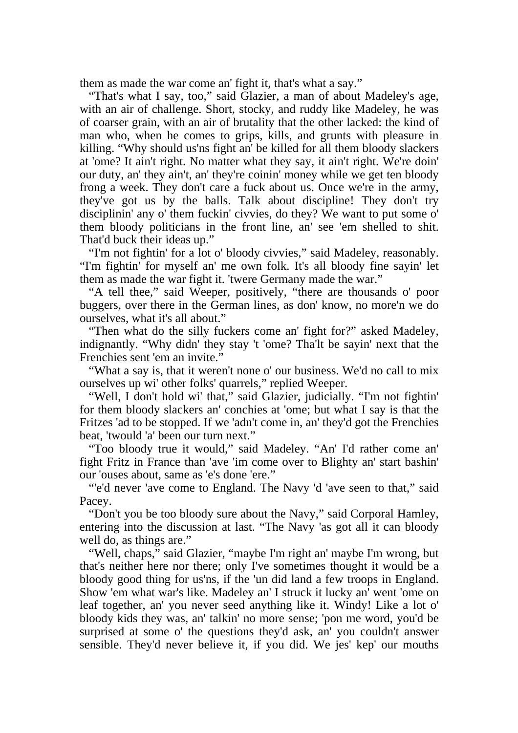them as made the war come an' fight it, that's what a say."

"That's what I say, too," said Glazier, a man of about Madeley's age, with an air of challenge. Short, stocky, and ruddy like Madeley, he was of coarser grain, with an air of brutality that the other lacked: the kind of man who, when he comes to grips, kills, and grunts with pleasure in killing. "Why should us'ns fight an' be killed for all them bloody slackers at 'ome? It ain't right. No matter what they say, it ain't right. We're doin' our duty, an' they ain't, an' they're coinin' money while we get ten bloody frong a week. They don't care a fuck about us. Once we're in the army, they've got us by the balls. Talk about discipline! They don't try disciplinin' any o' them fuckin' civvies, do they? We want to put some o' them bloody politicians in the front line, an' see 'em shelled to shit. That'd buck their ideas up."

"I'm not fightin' for a lot o' bloody civvies," said Madeley, reasonably. "I'm fightin' for myself an' me own folk. It's all bloody fine sayin' let them as made the war fight it. 'twere Germany made the war."

"A tell thee," said Weeper, positively, "there are thousands o' poor buggers, over there in the German lines, as don' know, no more'n we do ourselves, what it's all about."

"Then what do the silly fuckers come an' fight for?" asked Madeley, indignantly. "Why didn' they stay 't 'ome? Tha'lt be sayin' next that the Frenchies sent 'em an invite."

"What a say is, that it weren't none o' our business. We'd no call to mix ourselves up wi' other folks' quarrels," replied Weeper.

"Well, I don't hold wi' that," said Glazier, judicially. "I'm not fightin' for them bloody slackers an' conchies at 'ome; but what I say is that the Fritzes 'ad to be stopped. If we 'adn't come in, an' they'd got the Frenchies beat, 'twould 'a' been our turn next."

"Too bloody true it would," said Madeley. "An' I'd rather come an' fight Fritz in France than 'ave 'im come over to Blighty an' start bashin' our 'ouses about, same as 'e's done 'ere."

"'e'd never 'ave come to England. The Navy 'd 'ave seen to that," said Pacey.

"Don't you be too bloody sure about the Navy," said Corporal Hamley, entering into the discussion at last. "The Navy 'as got all it can bloody well do, as things are."

"Well, chaps," said Glazier, "maybe I'm right an' maybe I'm wrong, but that's neither here nor there; only I've sometimes thought it would be a bloody good thing for us'ns, if the 'un did land a few troops in England. Show 'em what war's like. Madeley an' I struck it lucky an' went 'ome on leaf together, an' you never seed anything like it. Windy! Like a lot o' bloody kids they was, an' talkin' no more sense; 'pon me word, you'd be surprised at some o' the questions they'd ask, an' you couldn't answer sensible. They'd never believe it, if you did. We jes' kep' our mouths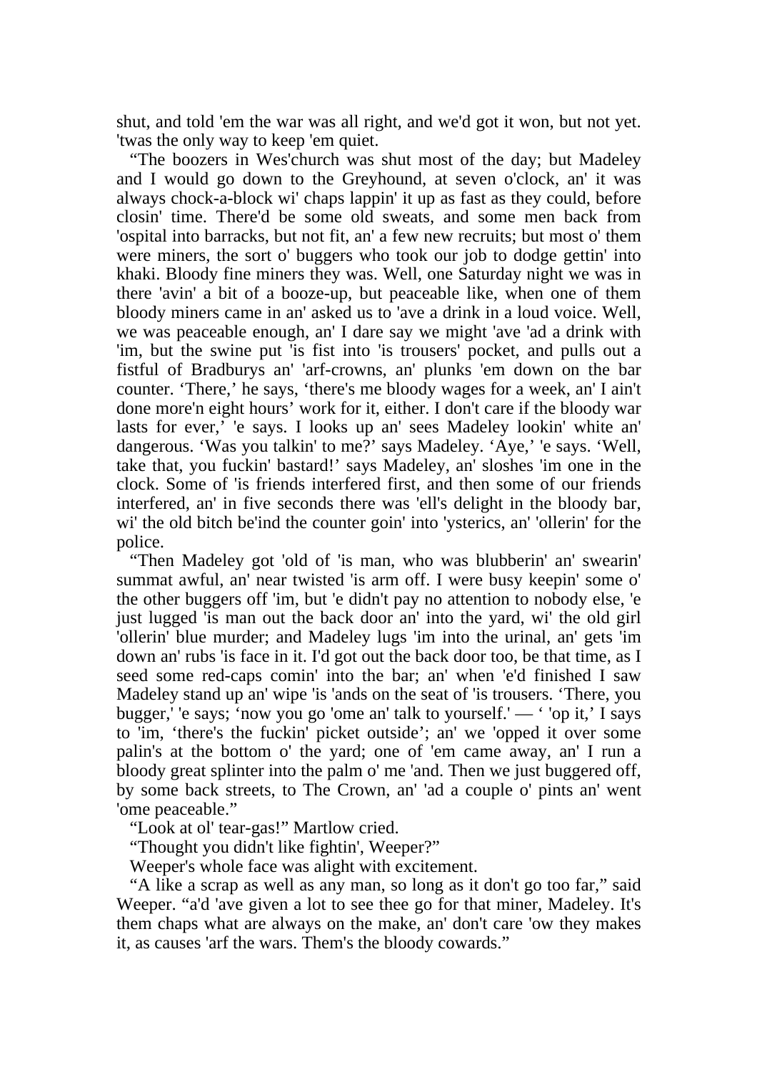shut, and told 'em the war was all right, and we'd got it won, but not yet. 'twas the only way to keep 'em quiet.

"The boozers in Wes'church was shut most of the day; but Madeley and I would go down to the Greyhound, at seven o'clock, an' it was always chock-a-block wi' chaps lappin' it up as fast as they could, before closin' time. There'd be some old sweats, and some men back from 'ospital into barracks, but not fit, an' a few new recruits; but most o' them were miners, the sort o' buggers who took our job to dodge gettin' into khaki. Bloody fine miners they was. Well, one Saturday night we was in there 'avin' a bit of a booze-up, but peaceable like, when one of them bloody miners came in an' asked us to 'ave a drink in a loud voice. Well, we was peaceable enough, an' I dare say we might 'ave 'ad a drink with 'im, but the swine put 'is fist into 'is trousers' pocket, and pulls out a fistful of Bradburys an' 'arf-crowns, an' plunks 'em down on the bar counter. 'There,' he says, 'there's me bloody wages for a week, an' I ain't done more'n eight hours' work for it, either. I don't care if the bloody war lasts for ever,' 'e says. I looks up an' sees Madeley lookin' white an' dangerous. 'Was you talkin' to me?' says Madeley. 'Aye,' 'e says. 'Well, take that, you fuckin' bastard!' says Madeley, an' sloshes 'im one in the clock. Some of 'is friends interfered first, and then some of our friends interfered, an' in five seconds there was 'ell's delight in the bloody bar, wi' the old bitch be'ind the counter goin' into 'ysterics, an' 'ollerin' for the police.

"Then Madeley got 'old of 'is man, who was blubberin' an' swearin' summat awful, an' near twisted 'is arm off. I were busy keepin' some o' the other buggers off 'im, but 'e didn't pay no attention to nobody else, 'e just lugged 'is man out the back door an' into the yard, wi' the old girl 'ollerin' blue murder; and Madeley lugs 'im into the urinal, an' gets 'im down an' rubs 'is face in it. I'd got out the back door too, be that time, as I seed some red-caps comin' into the bar; an' when 'e'd finished I saw Madeley stand up an' wipe 'is 'ands on the seat of 'is trousers. 'There, you bugger,' 'e says; 'now you go 'ome an' talk to yourself.' — ' 'op it,' I says to 'im, 'there's the fuckin' picket outside'; an' we 'opped it over some palin's at the bottom o' the yard; one of 'em came away, an' I run a bloody great splinter into the palm o' me 'and. Then we just buggered off, by some back streets, to The Crown, an' 'ad a couple o' pints an' went 'ome peaceable."

"Look at ol' tear-gas!" Martlow cried.

"Thought you didn't like fightin', Weeper?"

Weeper's whole face was alight with excitement.

"A like a scrap as well as any man, so long as it don't go too far," said Weeper. "a'd 'ave given a lot to see thee go for that miner, Madeley. It's them chaps what are always on the make, an' don't care 'ow they makes it, as causes 'arf the wars. Them's the bloody cowards."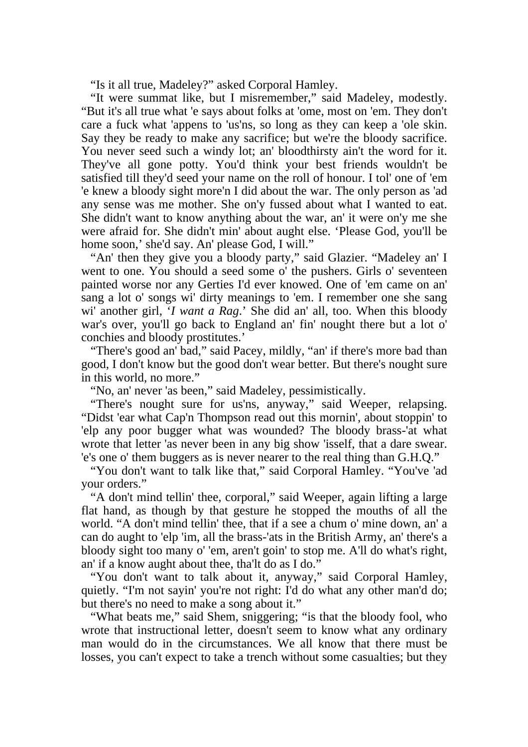"Is it all true, Madeley?" asked Corporal Hamley.

"It were summat like, but I misremember," said Madeley, modestly. "But it's all true what 'e says about folks at 'ome, most on 'em. They don't care a fuck what 'appens to 'us'ns, so long as they can keep a 'ole skin. Say they be ready to make any sacrifice; but we're the bloody sacrifice. You never seed such a windy lot; an' bloodthirsty ain't the word for it. They've all gone potty. You'd think your best friends wouldn't be satisfied till they'd seed your name on the roll of honour. I tol' one of 'em 'e knew a bloody sight more'n I did about the war. The only person as 'ad any sense was me mother. She on'y fussed about what I wanted to eat. She didn't want to know anything about the war, an' it were on'y me she were afraid for. She didn't min' about aught else. 'Please God, you'll be home soon,' she'd say. An' please God, I will."

"An' then they give you a bloody party," said Glazier. "Madeley an' I went to one. You should a seed some o' the pushers. Girls o' seventeen painted worse nor any Gerties I'd ever knowed. One of 'em came on an' sang a lot o' songs wi' dirty meanings to 'em. I remember one she sang wi' another girl, '*I want a Rag*.' She did an' all, too. When this bloody war's over, you'll go back to England an' fin' nought there but a lot o' conchies and bloody prostitutes.'

"There's good an' bad," said Pacey, mildly, "an' if there's more bad than good, I don't know but the good don't wear better. But there's nought sure in this world, no more."

"No, an' never 'as been," said Madeley, pessimistically.

"There's nought sure for us'ns, anyway," said Weeper, relapsing. "Didst 'ear what Cap'n Thompson read out this mornin', about stoppin' to 'elp any poor bugger what was wounded? The bloody brass-'at what wrote that letter 'as never been in any big show 'isself, that a dare swear. 'e's one o' them buggers as is never nearer to the real thing than G.H.Q."

"You don't want to talk like that," said Corporal Hamley. "You've 'ad your orders."

"A don't mind tellin' thee, corporal," said Weeper, again lifting a large flat hand, as though by that gesture he stopped the mouths of all the world. "A don't mind tellin' thee, that if a see a chum o' mine down, an' a can do aught to 'elp 'im, all the brass-'ats in the British Army, an' there's a bloody sight too many o' 'em, aren't goin' to stop me. A'll do what's right, an' if a know aught about thee, tha'lt do as I do."

"You don't want to talk about it, anyway," said Corporal Hamley, quietly. "I'm not sayin' you're not right: I'd do what any other man'd do; but there's no need to make a song about it."

"What beats me," said Shem, sniggering; "is that the bloody fool, who wrote that instructional letter, doesn't seem to know what any ordinary man would do in the circumstances. We all know that there must be losses, you can't expect to take a trench without some casualties; but they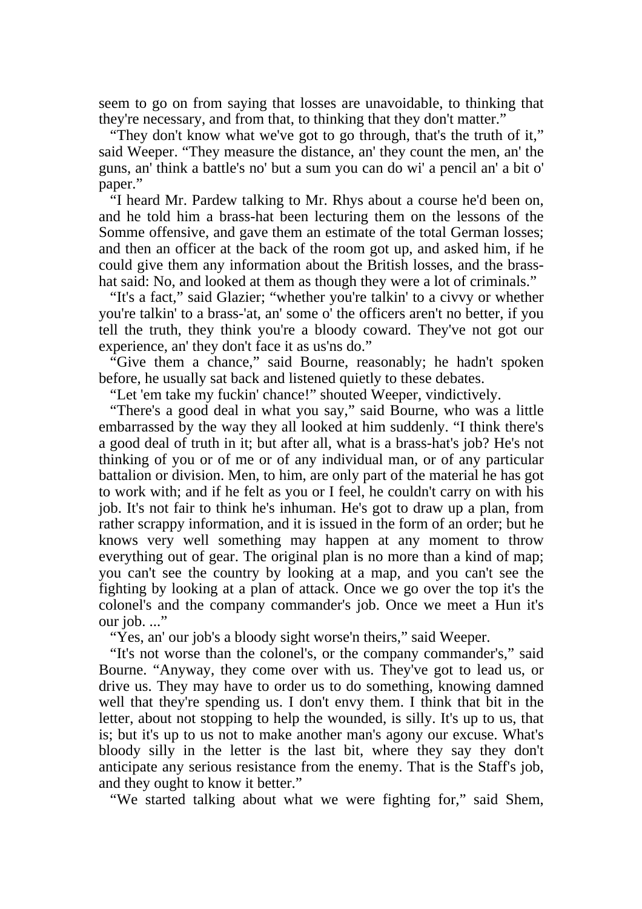seem to go on from saying that losses are unavoidable, to thinking that they're necessary, and from that, to thinking that they don't matter."

"They don't know what we've got to go through, that's the truth of it," said Weeper. "They measure the distance, an' they count the men, an' the guns, an' think a battle's no' but a sum you can do wi' a pencil an' a bit o' paper."

"I heard Mr. Pardew talking to Mr. Rhys about a course he'd been on, and he told him a brass-hat been lecturing them on the lessons of the Somme offensive, and gave them an estimate of the total German losses; and then an officer at the back of the room got up, and asked him, if he could give them any information about the British losses, and the brass-hat said: No, and looked at them as though they were a lot of criminals."

"It's a fact," said Glazier; "whether you're talkin' to a civvy or whether you're talkin' to a brass-'at, an' some o' the officers aren't no better, if you tell the truth, they think you're a bloody coward. They've not got our experience, an' they don't face it as us'ns do."

"Give them a chance," said Bourne, reasonably; he hadn't spoken before, he usually sat back and listened quietly to these debates.

"Let 'em take my fuckin' chance!" shouted Weeper, vindictively.

"There's a good deal in what you say," said Bourne, who was a little embarrassed by the way they all looked at him suddenly. "I think there's a good deal of truth in it; but after all, what is a brass-hat's job? He's not thinking of you or of me or of any individual man, or of any particular battalion or division. Men, to him, are only part of the material he has got to work with; and if he felt as you or I feel, he couldn't carry on with his job. It's not fair to think he's inhuman. He's got to draw up a plan, from rather scrappy information, and it is issued in the form of an order; but he knows very well something may happen at any moment to throw everything out of gear. The original plan is no more than a kind of map; you can't see the country by looking at a map, and you can't see the fighting by looking at a plan of attack. Once we go over the top it's the colonel's and the company commander's job. Once we meet a Hun it's our job. ..."

"Yes, an' our job's a bloody sight worse'n theirs," said Weeper.

"It's not worse than the colonel's, or the company commander's," said Bourne. "Anyway, they come over with us. They've got to lead us, or drive us. They may have to order us to do something, knowing damned well that they're spending us. I don't envy them. I think that bit in the letter, about not stopping to help the wounded, is silly. It's up to us, that is; but it's up to us not to make another man's agony our excuse. What's bloody silly in the letter is the last bit, where they say they don't anticipate any serious resistance from the enemy. That is the Staff's job, and they ought to know it better."

"We started talking about what we were fighting for," said Shem,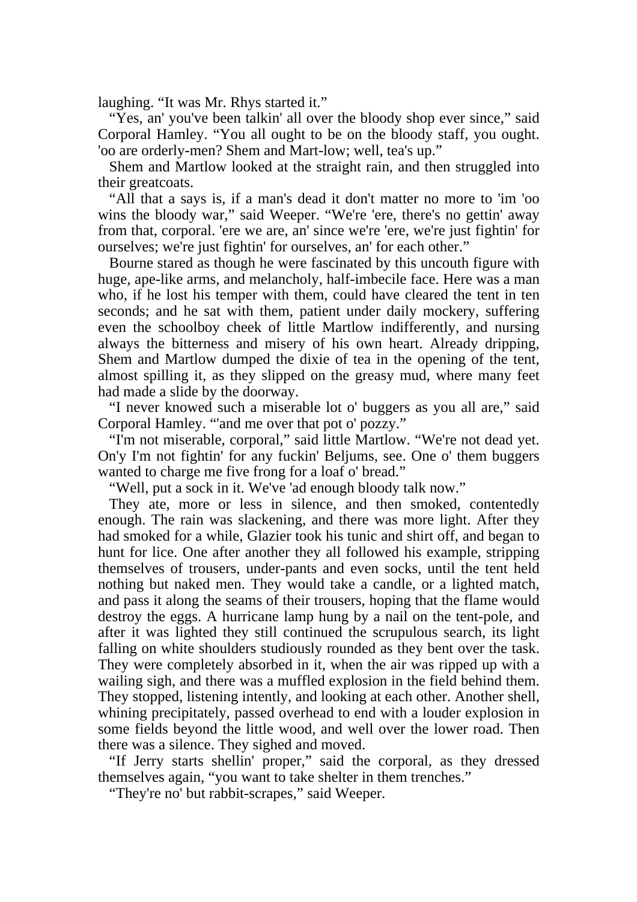laughing. "It was Mr. Rhys started it."

"Yes, an' you've been talkin' all over the bloody shop ever since," said Corporal Hamley. "You all ought to be on the bloody staff, you ought. 'oo are orderly-men? Shem and Mart-low; well, tea's up."

Shem and Martlow looked at the straight rain, and then struggled into their greatcoats.

"All that a says is, if a man's dead it don't matter no more to 'im 'oo wins the bloody war," said Weeper. "We're 'ere, there's no gettin' away from that, corporal. 'ere we are, an' since we're 'ere, we're just fightin' for ourselves; we're just fightin' for ourselves, an' for each other."

Bourne stared as though he were fascinated by this uncouth figure with huge, ape-like arms, and melancholy, half-imbecile face. Here was a man who, if he lost his temper with them, could have cleared the tent in ten seconds; and he sat with them, patient under daily mockery, suffering even the schoolboy cheek of little Martlow indifferently, and nursing always the bitterness and misery of his own heart. Already dripping, Shem and Martlow dumped the dixie of tea in the opening of the tent, almost spilling it, as they slipped on the greasy mud, where many feet had made a slide by the doorway.

"I never knowed such a miserable lot o' buggers as you all are," said Corporal Hamley. "'and me over that pot o' pozzy."

"I'm not miserable, corporal," said little Martlow. "We're not dead yet. On'y I'm not fightin' for any fuckin' Beljums, see. One o' them buggers wanted to charge me five frong for a loaf o' bread."

"Well, put a sock in it. We've 'ad enough bloody talk now."

They ate, more or less in silence, and then smoked, contentedly enough. The rain was slackening, and there was more light. After they had smoked for a while, Glazier took his tunic and shirt off, and began to hunt for lice. One after another they all followed his example, stripping themselves of trousers, under-pants and even socks, until the tent held nothing but naked men. They would take a candle, or a lighted match, and pass it along the seams of their trousers, hoping that the flame would destroy the eggs. A hurricane lamp hung by a nail on the tent-pole, and after it was lighted they still continued the scrupulous search, its light falling on white shoulders studiously rounded as they bent over the task. They were completely absorbed in it, when the air was ripped up with a wailing sigh, and there was a muffled explosion in the field behind them. They stopped, listening intently, and looking at each other. Another shell, whining precipitately, passed overhead to end with a louder explosion in some fields beyond the little wood, and well over the lower road. Then there was a silence. They sighed and moved.

"If Jerry starts shellin' proper," said the corporal, as they dressed themselves again, "you want to take shelter in them trenches."

"They're no' but rabbit-scrapes," said Weeper.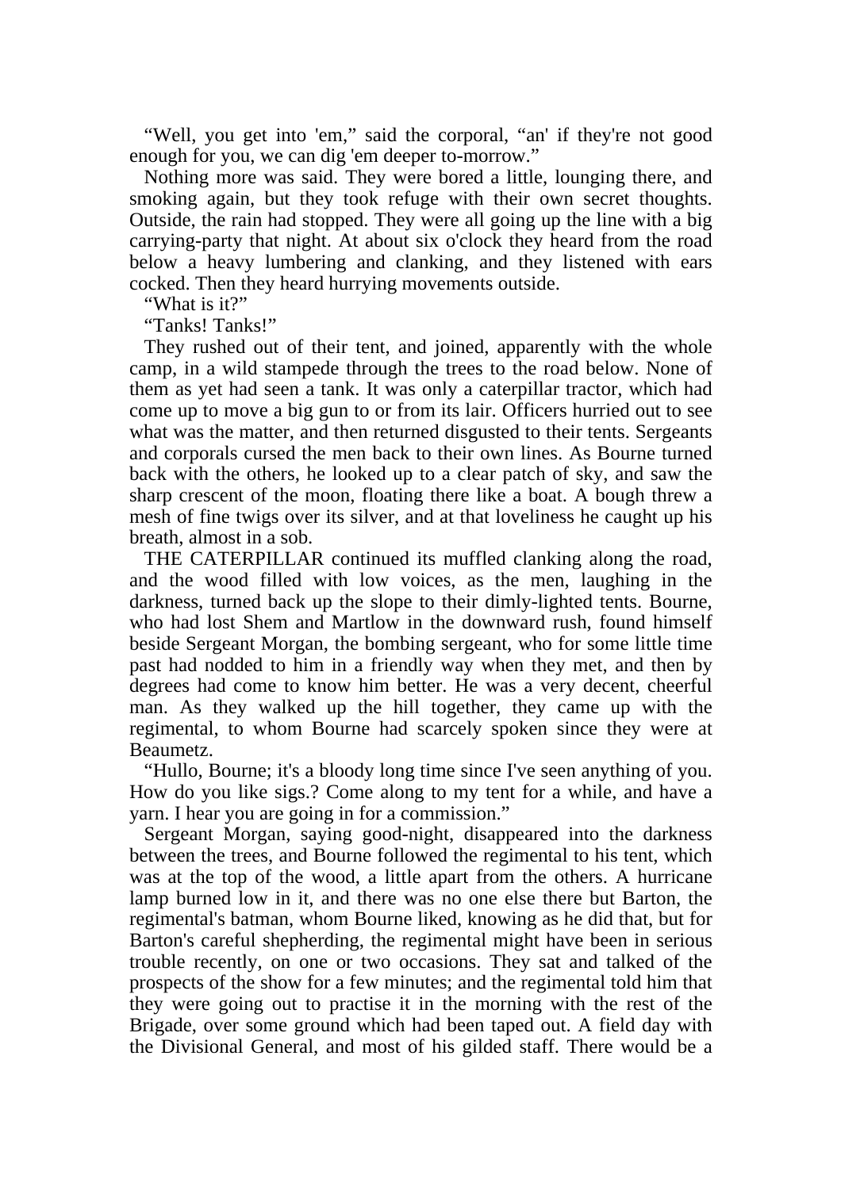“Well, you get into 'em,” said the corporal, “an' if they're not good enough for you, we can dig 'em deeper to-morrow.”

Nothing more was said. They were bored a little, lounging there, and smoking again, but they took refuge with their own secret thoughts. Outside, the rain had stopped. They were all going up the line with a big carrying-party that night. At about six o'clock they heard from the road below a heavy lumbering and clanking, and they listened with ears cocked. Then they heard hurrying movements outside.

“What is it?”

“Tanks! Tanks!”

They rushed out of their tent, and joined, apparently with the whole camp, in a wild stampede through the trees to the road below. None of them as yet had seen a tank. It was only a caterpillar tractor, which had come up to move a big gun to or from its lair. Officers hurried out to see what was the matter, and then returned disgusted to their tents. Sergeants and corporals cursed the men back to their own lines. As Bourne turned back with the others, he looked up to a clear patch of sky, and saw the sharp crescent of the moon, floating there like a boat. A bough threw a mesh of fine twigs over its silver, and at that loveliness he caught up his breath, almost in a sob.

THE CATERPILLAR continued its muffled clanking along the road, and the wood filled with low voices, as the men, laughing in the darkness, turned back up the slope to their dimly-lighted tents. Bourne, who had lost Shem and Martlow in the downward rush, found himself beside Sergeant Morgan, the bombing sergeant, who for some little time past had nodded to him in a friendly way when they met, and then by degrees had come to know him better. He was a very decent, cheerful man. As they walked up the hill together, they came up with the regimental, to whom Bourne had scarcely spoken since they were at Beaumetz.

“Hullo, Bourne; it's a bloody long time since I've seen anything of you. How do you like sigs.? Come along to my tent for a while, and have a yarn. I hear you are going in for a commission.”

Sergeant Morgan, saying good-night, disappeared into the darkness between the trees, and Bourne followed the regimental to his tent, which was at the top of the wood, a little apart from the others. A hurricane lamp burned low in it, and there was no one else there but Barton, the regimental's batman, whom Bourne liked, knowing as he did that, but for Barton's careful shepherding, the regimental might have been in serious trouble recently, on one or two occasions. They sat and talked of the prospects of the show for a few minutes; and the regimental told him that they were going out to practise it in the morning with the rest of the Brigade, over some ground which had been taped out. A field day with the Divisional General, and most of his gilded staff. There would be a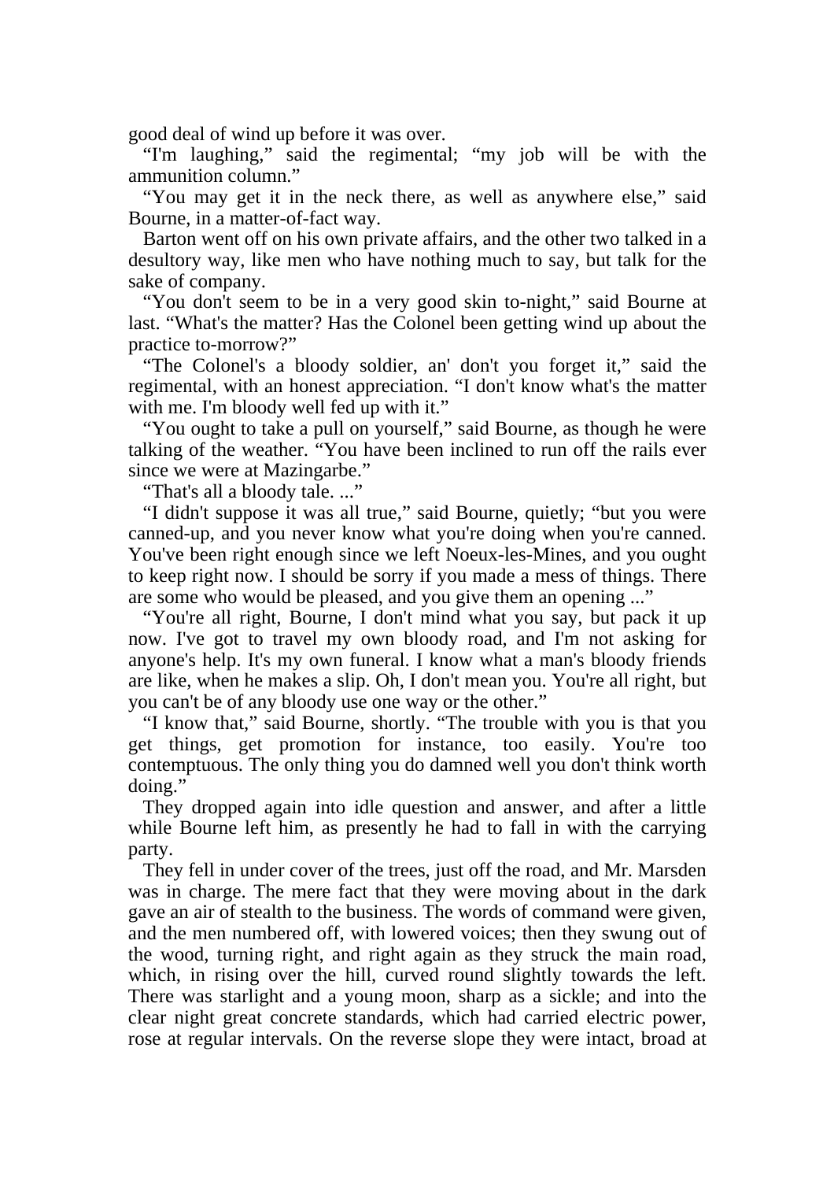good deal of wind up before it was over.

"I'm laughing," said the regimental; "my job will be with the ammunition column."

"You may get it in the neck there, as well as anywhere else," said Bourne, in a matter-of-fact way.

Barton went off on his own private affairs, and the other two talked in a desultory way, like men who have nothing much to say, but talk for the sake of company.

"You don't seem to be in a very good skin to-night," said Bourne at last. "What's the matter? Has the Colonel been getting wind up about the practice to-morrow?"

"The Colonel's a bloody soldier, an' don't you forget it," said the regimental, with an honest appreciation. "I don't know what's the matter with me. I'm bloody well fed up with it."

"You ought to take a pull on yourself," said Bourne, as though he were talking of the weather. "You have been inclined to run off the rails ever since we were at Mazingarbe."

"That's all a bloody tale. ..."

"I didn't suppose it was all true," said Bourne, quietly; "but you were canned-up, and you never know what you're doing when you're canned. You've been right enough since we left Noeux-les-Mines, and you ought to keep right now. I should be sorry if you made a mess of things. There are some who would be pleased, and you give them an opening ..."

"You're all right, Bourne, I don't mind what you say, but pack it up now. I've got to travel my own bloody road, and I'm not asking for anyone's help. It's my own funeral. I know what a man's bloody friends are like, when he makes a slip. Oh, I don't mean you. You're all right, but you can't be of any bloody use one way or the other."

"I know that," said Bourne, shortly. "The trouble with you is that you get things, get promotion for instance, too easily. You're too contemptuous. The only thing you do damned well you don't think worth doing."

They dropped again into idle question and answer, and after a little while Bourne left him, as presently he had to fall in with the carrying party.

They fell in under cover of the trees, just off the road, and Mr. Marsden was in charge. The mere fact that they were moving about in the dark gave an air of stealth to the business. The words of command were given, and the men numbered off, with lowered voices; then they swung out of the wood, turning right, and right again as they struck the main road, which, in rising over the hill, curved round slightly towards the left. There was starlight and a young moon, sharp as a sickle; and into the clear night great concrete standards, which had carried electric power, rose at regular intervals. On the reverse slope they were intact, broad at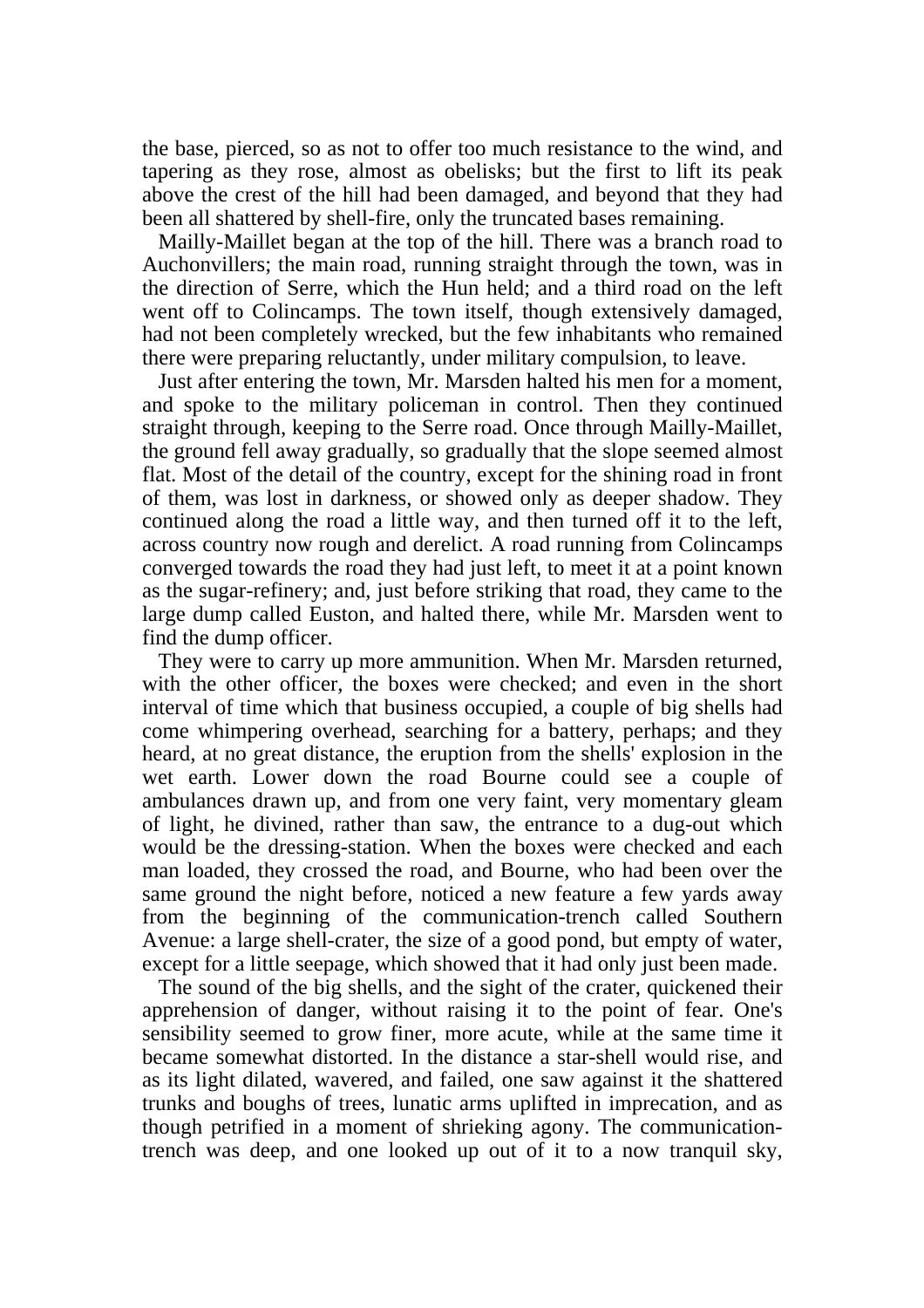the base, pierced, so as not to offer too much resistance to the wind, and tapering as they rose, almost as obelisks; but the first to lift its peak above the crest of the hill had been damaged, and beyond that they had been all shattered by shell-fire, only the truncated bases remaining.

Mailly-Maillet began at the top of the hill. There was a branch road to Auchonvillers; the main road, running straight through the town, was in the direction of Serre, which the Hun held; and a third road on the left went off to Colincamps. The town itself, though extensively damaged, had not been completely wrecked, but the few inhabitants who remained there were preparing reluctantly, under military compulsion, to leave.

Just after entering the town, Mr. Marsden halted his men for a moment, and spoke to the military policeman in control. Then they continued straight through, keeping to the Serre road. Once through Mailly-Maillet, the ground fell away gradually, so gradually that the slope seemed almost flat. Most of the detail of the country, except for the shining road in front of them, was lost in darkness, or showed only as deeper shadow. They continued along the road a little way, and then turned off it to the left, across country now rough and derelict. A road running from Colincamps converged towards the road they had just left, to meet it at a point known as the sugar-refinery; and, just before striking that road, they came to the large dump called Euston, and halted there, while Mr. Marsden went to find the dump officer.

They were to carry up more ammunition. When Mr. Marsden returned, with the other officer, the boxes were checked; and even in the short interval of time which that business occupied, a couple of big shells had come whimpering overhead, searching for a battery, perhaps; and they heard, at no great distance, the eruption from the shells' explosion in the wet earth. Lower down the road Bourne could see a couple of ambulances drawn up, and from one very faint, very momentary gleam of light, he divined, rather than saw, the entrance to a dug-out which would be the dressing-station. When the boxes were checked and each man loaded, they crossed the road, and Bourne, who had been over the same ground the night before, noticed a new feature a few yards away from the beginning of the communication-trench called Southern Avenue: a large shell-crater, the size of a good pond, but empty of water, except for a little seepage, which showed that it had only just been made.

The sound of the big shells, and the sight of the crater, quickened their apprehension of danger, without raising it to the point of fear. One's sensibility seemed to grow finer, more acute, while at the same time it became somewhat distorted. In the distance a star-shell would rise, and as its light dilated, wavered, and failed, one saw against it the shattered trunks and boughs of trees, lunatic arms uplifted in imprecation, and as though petrified in a moment of shrieking agony. The communication-trench was deep, and one looked up out of it to a now tranquil sky,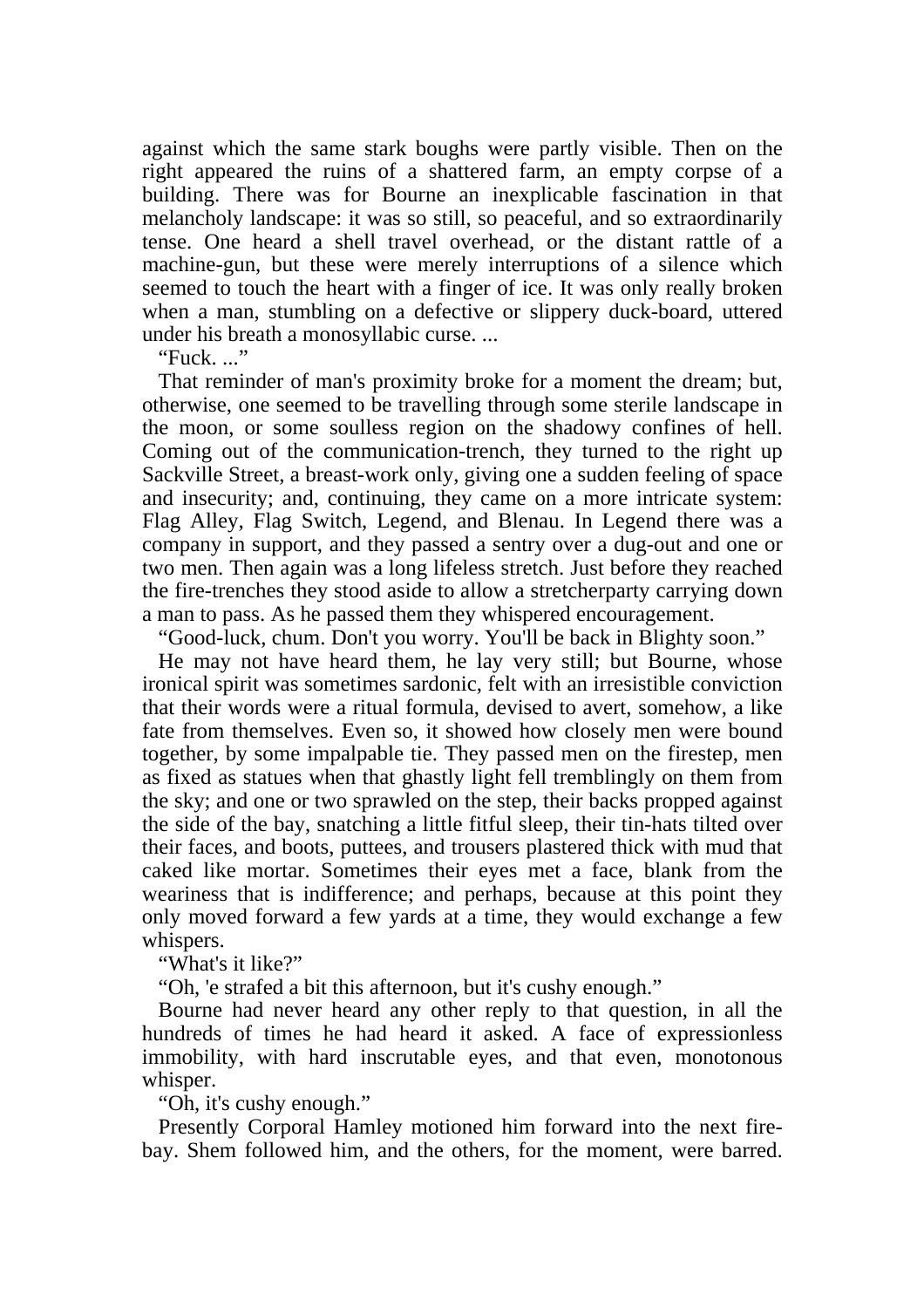against which the same stark boughs were partly visible. Then on the right appeared the ruins of a shattered farm, an empty corpse of a building. There was for Bourne an inexplicable fascination in that melancholy landscape: it was so still, so peaceful, and so extraordinarily tense. One heard a shell travel overhead, or the distant rattle of a machine-gun, but these were merely interruptions of a silence which seemed to touch the heart with a finger of ice. It was only really broken when a man, stumbling on a defective or slippery duck-board, uttered under his breath a monosyllabic curse. ...

"Fuck. ..."

That reminder of man's proximity broke for a moment the dream; but, otherwise, one seemed to be travelling through some sterile landscape in the moon, or some soulless region on the shadowy confines of hell. Coming out of the communication-trench, they turned to the right up Sackville Street, a breast-work only, giving one a sudden feeling of space and insecurity; and, continuing, they came on a more intricate system: Flag Alley, Flag Switch, Legend, and Blenau. In Legend there was a company in support, and they passed a sentry over a dug-out and one or two men. Then again was a long lifeless stretch. Just before they reached the fire-trenches they stood aside to allow a stretcherparty carrying down a man to pass. As he passed them they whispered encouragement.

"Good-luck, chum. Don't you worry. You'll be back in Blighty soon."

He may not have heard them, he lay very still; but Bourne, whose ironical spirit was sometimes sardonic, felt with an irresistible conviction that their words were a ritual formula, devised to avert, somehow, a like fate from themselves. Even so, it showed how closely men were bound together, by some impalpable tie. They passed men on the firestep, men as fixed as statues when that ghastly light fell tremblingly on them from the sky; and one or two sprawled on the step, their backs propped against the side of the bay, snatching a little fitful sleep, their tin-hats tilted over their faces, and boots, puttees, and trousers plastered thick with mud that caked like mortar. Sometimes their eyes met a face, blank from the weariness that is indifference; and perhaps, because at this point they only moved forward a few yards at a time, they would exchange a few whispers.

"What's it like?"

"Oh, 'e strafed a bit this afternoon, but it's cushy enough."

Bourne had never heard any other reply to that question, in all the hundreds of times he had heard it asked. A face of expressionless immobility, with hard inscrutable eyes, and that even, monotonous whisper.

"Oh, it's cushy enough."

Presently Corporal Hamley motioned him forward into the next fire-bay. Shem followed him, and the others, for the moment, were barred.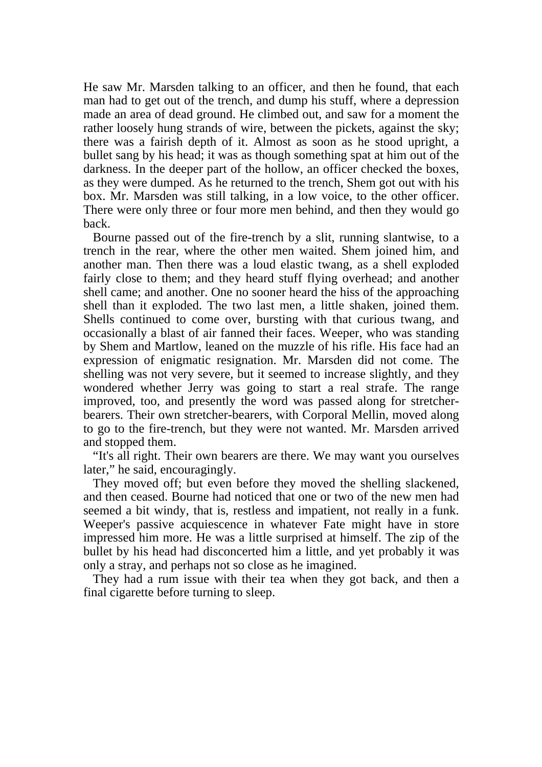He saw Mr. Marsden talking to an officer, and then he found, that each man had to get out of the trench, and dump his stuff, where a depression made an area of dead ground. He climbed out, and saw for a moment the rather loosely hung strands of wire, between the pickets, against the sky; there was a fairish depth of it. Almost as soon as he stood upright, a bullet sang by his head; it was as though something spat at him out of the darkness. In the deeper part of the hollow, an officer checked the boxes, as they were dumped. As he returned to the trench, Shem got out with his box. Mr. Marsden was still talking, in a low voice, to the other officer. There were only three or four more men behind, and then they would go back.

Bourne passed out of the fire-trench by a slit, running slantwise, to a trench in the rear, where the other men waited. Shem joined him, and another man. Then there was a loud elastic twang, as a shell exploded fairly close to them; and they heard stuff flying overhead; and another shell came; and another. One no sooner heard the hiss of the approaching shell than it exploded. The two last men, a little shaken, joined them. Shells continued to come over, bursting with that curious twang, and occasionally a blast of air fanned their faces. Weeper, who was standing by Shem and Martlow, leaned on the muzzle of his rifle. His face had an expression of enigmatic resignation. Mr. Marsden did not come. The shelling was not very severe, but it seemed to increase slightly, and they wondered whether Jerry was going to start a real strafe. The range improved, too, and presently the word was passed along for stretcher-bearers. Their own stretcher-bearers, with Corporal Mellin, moved along to go to the fire-trench, but they were not wanted. Mr. Marsden arrived and stopped them.

“It's all right. Their own bearers are there. We may want you ourselves later,” he said, encouragingly.

They moved off; but even before they moved the shelling slackened, and then ceased. Bourne had noticed that one or two of the new men had seemed a bit windy, that is, restless and impatient, not really in a funk. Weeper's passive acquiescence in whatever Fate might have in store impressed him more. He was a little surprised at himself. The zip of the bullet by his head had disconcerted him a little, and yet probably it was only a stray, and perhaps not so close as he imagined.

They had a rum issue with their tea when they got back, and then a final cigarette before turning to sleep.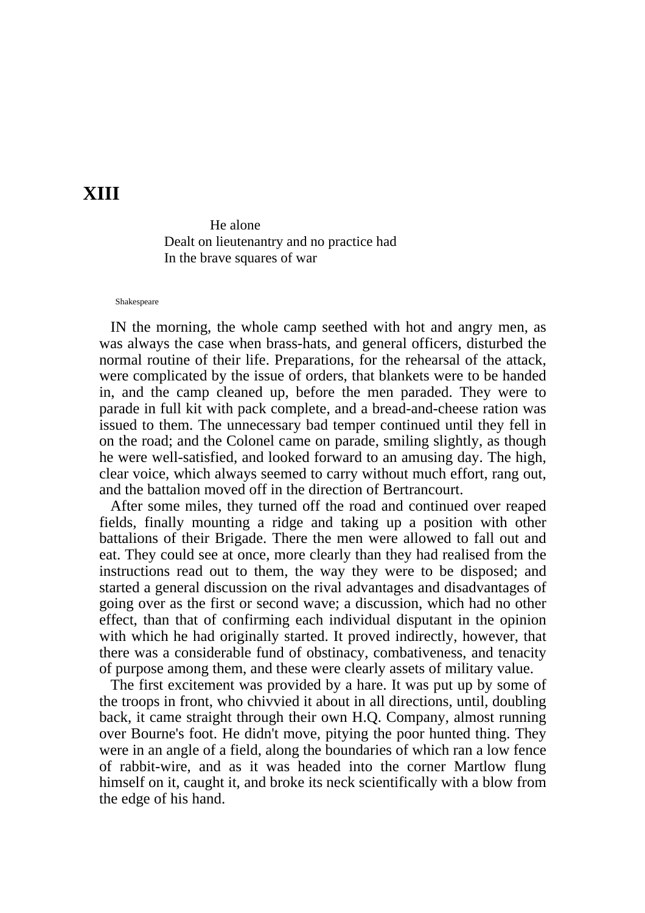# XIII

> He alone
> Dealt on lieutenantry and no practice had
> In the brave squares of war
>
> Shakespeare

IN the morning, the whole camp seethed with hot and angry men, as was always the case when brass-hats, and general officers, disturbed the normal routine of their life. Preparations, for the rehearsal of the attack, were complicated by the issue of orders, that blankets were to be handed in, and the camp cleaned up, before the men paraded. They were to parade in full kit with pack complete, and a bread-and-cheese ration was issued to them. The unnecessary bad temper continued until they fell in on the road; and the Colonel came on parade, smiling slightly, as though he were well-satisfied, and looked forward to an amusing day. The high, clear voice, which always seemed to carry without much effort, rang out, and the battalion moved off in the direction of Bertrancourt.

After some miles, they turned off the road and continued over reaped fields, finally mounting a ridge and taking up a position with other battalions of their Brigade. There the men were allowed to fall out and eat. They could see at once, more clearly than they had realised from the instructions read out to them, the way they were to be disposed; and started a general discussion on the rival advantages and disadvantages of going over as the first or second wave; a discussion, which had no other effect, than that of confirming each individual disputant in the opinion with which he had originally started. It proved indirectly, however, that there was a considerable fund of obstinacy, combativeness, and tenacity of purpose among them, and these were clearly assets of military value.

The first excitement was provided by a hare. It was put up by some of the troops in front, who chivvied it about in all directions, until, doubling back, it came straight through their own H.Q. Company, almost running over Bourne's foot. He didn't move, pitying the poor hunted thing. They were in an angle of a field, along the boundaries of which ran a low fence of rabbit-wire, and as it was headed into the corner Martlow flung himself on it, caught it, and broke its neck scientifically with a blow from the edge of his hand.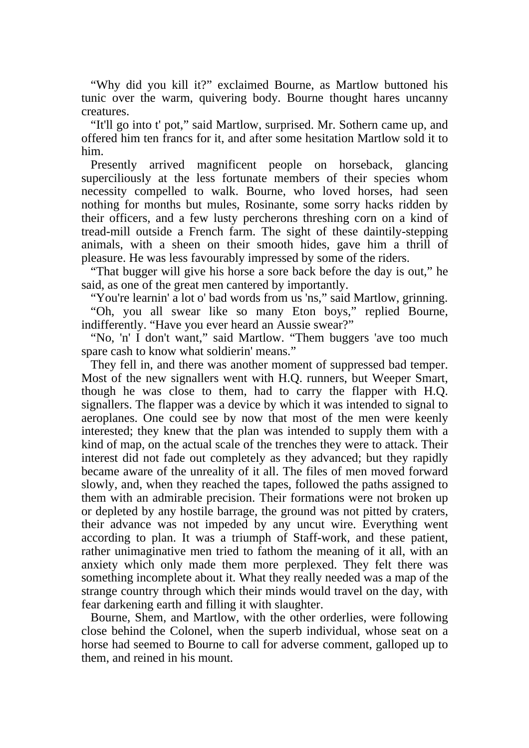"Why did you kill it?" exclaimed Bourne, as Martlow buttoned his tunic over the warm, quivering body. Bourne thought hares uncanny creatures.

"It'll go into t' pot," said Martlow, surprised. Mr. Sothern came up, and offered him ten francs for it, and after some hesitation Martlow sold it to him.

Presently arrived magnificent people on horseback, glancing superciliously at the less fortunate members of their species whom necessity compelled to walk. Bourne, who loved horses, had seen nothing for months but mules, Rosinante, some sorry hacks ridden by their officers, and a few lusty percherons threshing corn on a kind of tread-mill outside a French farm. The sight of these daintily-stepping animals, with a sheen on their smooth hides, gave him a thrill of pleasure. He was less favourably impressed by some of the riders.

"That bugger will give his horse a sore back before the day is out," he said, as one of the great men cantered by importantly.

"You're learnin' a lot o' bad words from us 'ns," said Martlow, grinning.

"Oh, you all swear like so many Eton boys," replied Bourne, indifferently. "Have you ever heard an Aussie swear?"

"No, 'n' I don't want," said Martlow. "Them buggers 'ave too much spare cash to know what soldierin' means."

They fell in, and there was another moment of suppressed bad temper. Most of the new signallers went with H.Q. runners, but Weeper Smart, though he was close to them, had to carry the flapper with H.Q. signallers. The flapper was a device by which it was intended to signal to aeroplanes. One could see by now that most of the men were keenly interested; they knew that the plan was intended to supply them with a kind of map, on the actual scale of the trenches they were to attack. Their interest did not fade out completely as they advanced; but they rapidly became aware of the unreality of it all. The files of men moved forward slowly, and, when they reached the tapes, followed the paths assigned to them with an admirable precision. Their formations were not broken up or depleted by any hostile barrage, the ground was not pitted by craters, their advance was not impeded by any uncut wire. Everything went according to plan. It was a triumph of Staff-work, and these patient, rather unimaginative men tried to fathom the meaning of it all, with an anxiety which only made them more perplexed. They felt there was something incomplete about it. What they really needed was a map of the strange country through which their minds would travel on the day, with fear darkening earth and filling it with slaughter.

Bourne, Shem, and Martlow, with the other orderlies, were following close behind the Colonel, when the superb individual, whose seat on a horse had seemed to Bourne to call for adverse comment, galloped up to them, and reined in his mount.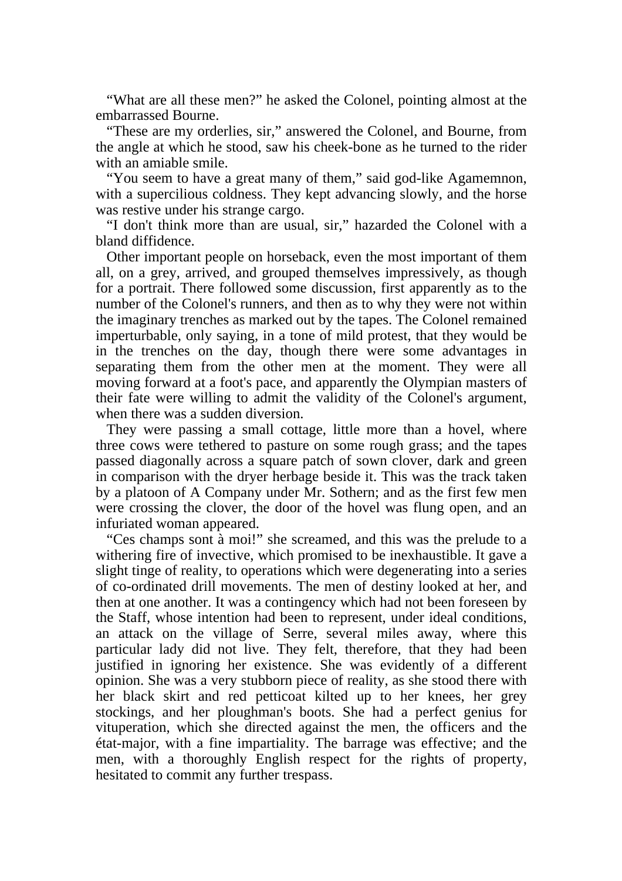"What are all these men?" he asked the Colonel, pointing almost at the embarrassed Bourne.

"These are my orderlies, sir," answered the Colonel, and Bourne, from the angle at which he stood, saw his cheek-bone as he turned to the rider with an amiable smile.

"You seem to have a great many of them," said god-like Agamemnon, with a supercilious coldness. They kept advancing slowly, and the horse was restive under his strange cargo.

"I don't think more than are usual, sir," hazarded the Colonel with a bland diffidence.

Other important people on horseback, even the most important of them all, on a grey, arrived, and grouped themselves impressively, as though for a portrait. There followed some discussion, first apparently as to the number of the Colonel's runners, and then as to why they were not within the imaginary trenches as marked out by the tapes. The Colonel remained imperturbable, only saying, in a tone of mild protest, that they would be in the trenches on the day, though there were some advantages in separating them from the other men at the moment. They were all moving forward at a foot's pace, and apparently the Olympian masters of their fate were willing to admit the validity of the Colonel's argument, when there was a sudden diversion.

They were passing a small cottage, little more than a hovel, where three cows were tethered to pasture on some rough grass; and the tapes passed diagonally across a square patch of sown clover, dark and green in comparison with the dryer herbage beside it. This was the track taken by a platoon of A Company under Mr. Sothern; and as the first few men were crossing the clover, the door of the hovel was flung open, and an infuriated woman appeared.

"Ces champs sont à moi!" she screamed, and this was the prelude to a withering fire of invective, which promised to be inexhaustible. It gave a slight tinge of reality, to operations which were degenerating into a series of co-ordinated drill movements. The men of destiny looked at her, and then at one another. It was a contingency which had not been foreseen by the Staff, whose intention had been to represent, under ideal conditions, an attack on the village of Serre, several miles away, where this particular lady did not live. They felt, therefore, that they had been justified in ignoring her existence. She was evidently of a different opinion. She was a very stubborn piece of reality, as she stood there with her black skirt and red petticoat kilted up to her knees, her grey stockings, and her ploughman's boots. She had a perfect genius for vituperation, which she directed against the men, the officers and the état-major, with a fine impartiality. The barrage was effective; and the men, with a thoroughly English respect for the rights of property, hesitated to commit any further trespass.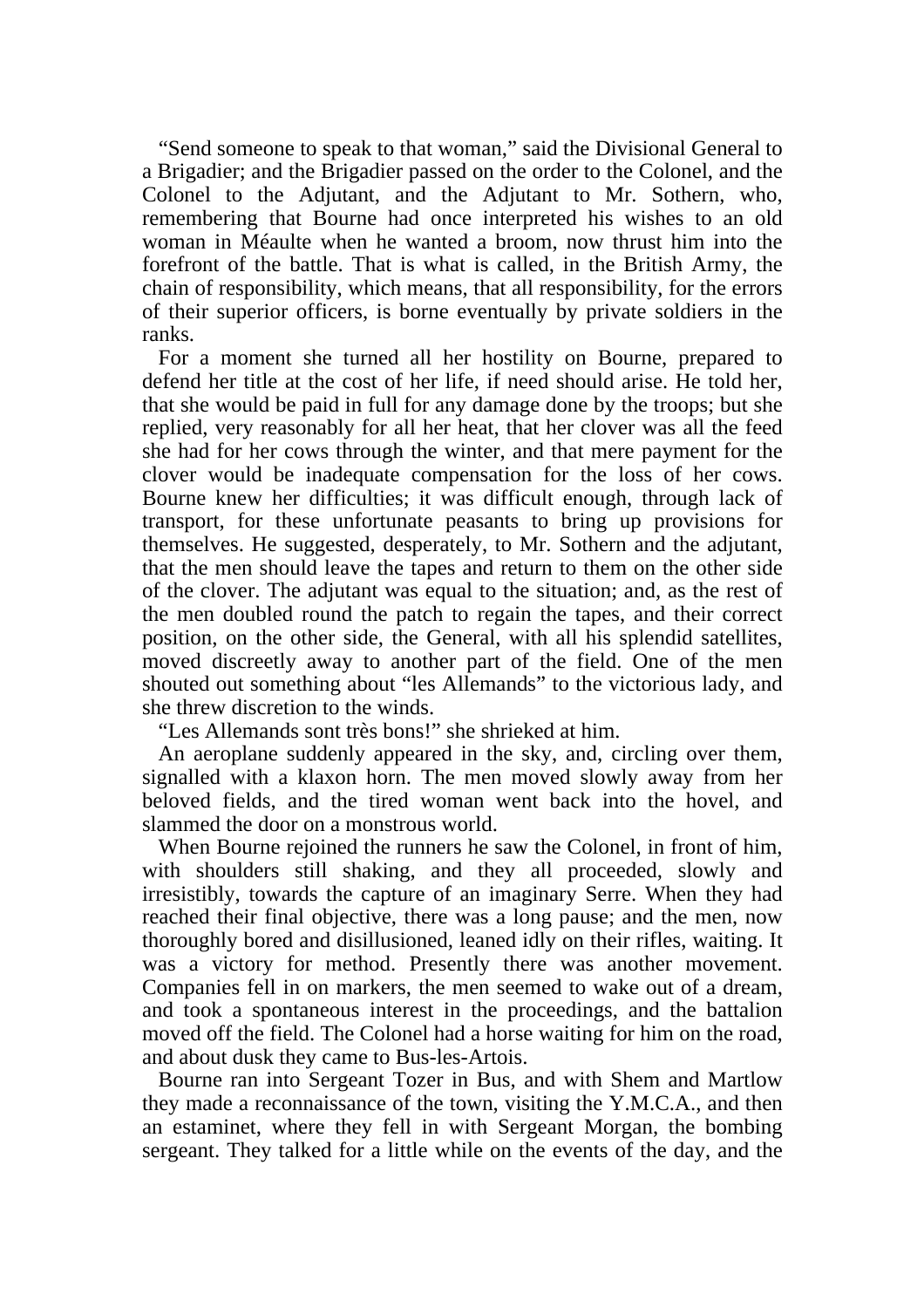"Send someone to speak to that woman," said the Divisional General to a Brigadier; and the Brigadier passed on the order to the Colonel, and the Colonel to the Adjutant, and the Adjutant to Mr. Sothern, who, remembering that Bourne had once interpreted his wishes to an old woman in Méaulte when he wanted a broom, now thrust him into the forefront of the battle. That is what is called, in the British Army, the chain of responsibility, which means, that all responsibility, for the errors of their superior officers, is borne eventually by private soldiers in the ranks.

For a moment she turned all her hostility on Bourne, prepared to defend her title at the cost of her life, if need should arise. He told her, that she would be paid in full for any damage done by the troops; but she replied, very reasonably for all her heat, that her clover was all the feed she had for her cows through the winter, and that mere payment for the clover would be inadequate compensation for the loss of her cows. Bourne knew her difficulties; it was difficult enough, through lack of transport, for these unfortunate peasants to bring up provisions for themselves. He suggested, desperately, to Mr. Sothern and the adjutant, that the men should leave the tapes and return to them on the other side of the clover. The adjutant was equal to the situation; and, as the rest of the men doubled round the patch to regain the tapes, and their correct position, on the other side, the General, with all his splendid satellites, moved discreetly away to another part of the field. One of the men shouted out something about "les Allemands" to the victorious lady, and she threw discretion to the winds.

"Les Allemands sont très bons!" she shrieked at him.

An aeroplane suddenly appeared in the sky, and, circling over them, signalled with a klaxon horn. The men moved slowly away from her beloved fields, and the tired woman went back into the hovel, and slammed the door on a monstrous world.

When Bourne rejoined the runners he saw the Colonel, in front of him, with shoulders still shaking, and they all proceeded, slowly and irresistibly, towards the capture of an imaginary Serre. When they had reached their final objective, there was a long pause; and the men, now thoroughly bored and disillusioned, leaned idly on their rifles, waiting. It was a victory for method. Presently there was another movement. Companies fell in on markers, the men seemed to wake out of a dream, and took a spontaneous interest in the proceedings, and the battalion moved off the field. The Colonel had a horse waiting for him on the road, and about dusk they came to Bus-les-Artois.

Bourne ran into Sergeant Tozer in Bus, and with Shem and Martlow they made a reconnaissance of the town, visiting the Y.M.C.A., and then an estaminet, where they fell in with Sergeant Morgan, the bombing sergeant. They talked for a little while on the events of the day, and the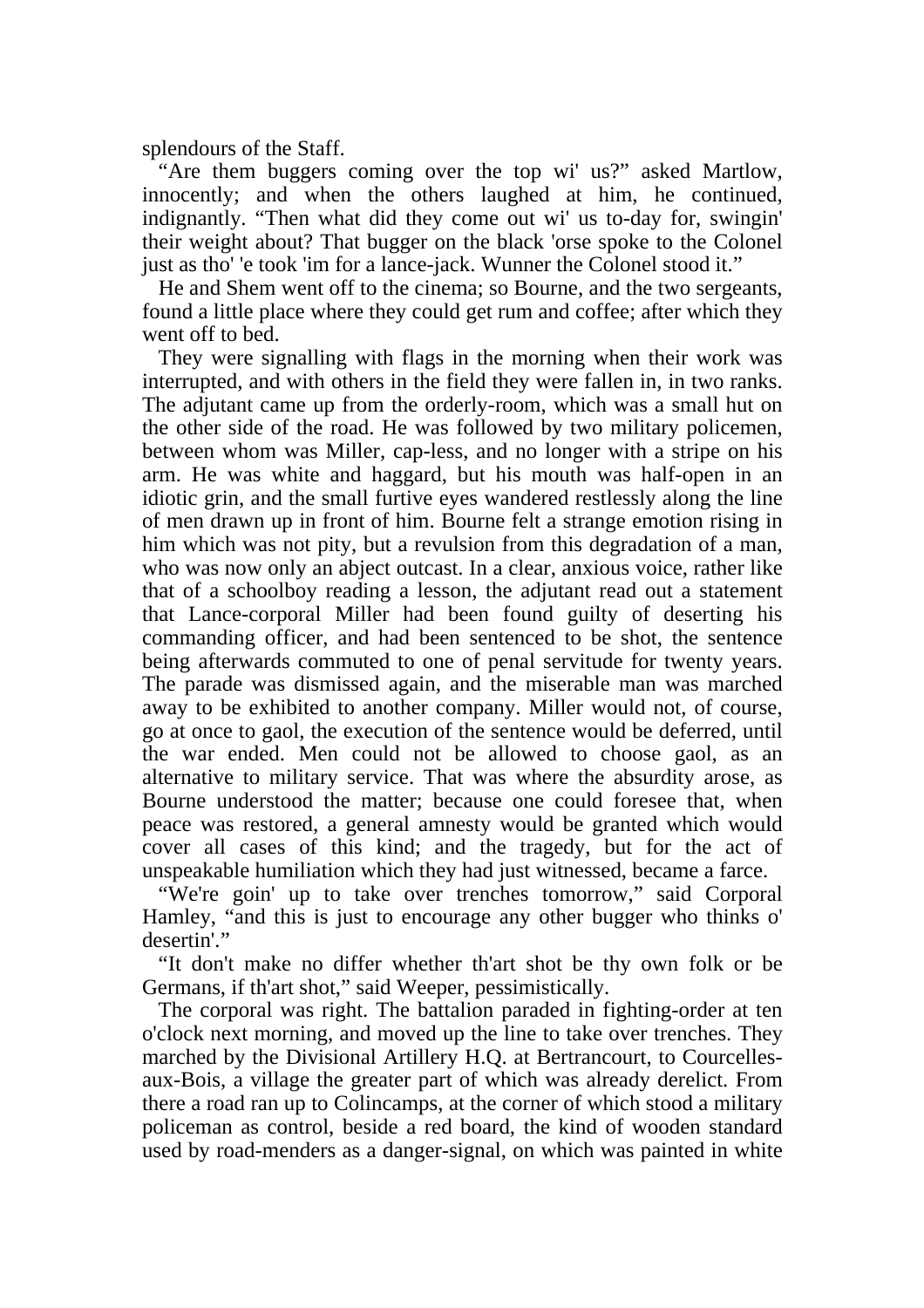splendours of the Staff.

"Are them buggers coming over the top wi' us?" asked Martlow, innocently; and when the others laughed at him, he continued, indignantly. "Then what did they come out wi' us to-day for, swingin' their weight about? That bugger on the black 'orse spoke to the Colonel just as tho' 'e took 'im for a lance-jack. Wunner the Colonel stood it."

He and Shem went off to the cinema; so Bourne, and the two sergeants, found a little place where they could get rum and coffee; after which they went off to bed.

They were signalling with flags in the morning when their work was interrupted, and with others in the field they were fallen in, in two ranks. The adjutant came up from the orderly-room, which was a small hut on the other side of the road. He was followed by two military policemen, between whom was Miller, cap-less, and no longer with a stripe on his arm. He was white and haggard, but his mouth was half-open in an idiotic grin, and the small furtive eyes wandered restlessly along the line of men drawn up in front of him. Bourne felt a strange emotion rising in him which was not pity, but a revulsion from this degradation of a man, who was now only an abject outcast. In a clear, anxious voice, rather like that of a schoolboy reading a lesson, the adjutant read out a statement that Lance-corporal Miller had been found guilty of deserting his commanding officer, and had been sentenced to be shot, the sentence being afterwards commuted to one of penal servitude for twenty years. The parade was dismissed again, and the miserable man was marched away to be exhibited to another company. Miller would not, of course, go at once to gaol, the execution of the sentence would be deferred, until the war ended. Men could not be allowed to choose gaol, as an alternative to military service. That was where the absurdity arose, as Bourne understood the matter; because one could foresee that, when peace was restored, a general amnesty would be granted which would cover all cases of this kind; and the tragedy, but for the act of unspeakable humiliation which they had just witnessed, became a farce.

"We're goin' up to take over trenches tomorrow," said Corporal Hamley, "and this is just to encourage any other bugger who thinks o' desertin'."

"It don't make no differ whether th'art shot be thy own folk or be Germans, if th'art shot," said Weeper, pessimistically.

The corporal was right. The battalion paraded in fighting-order at ten o'clock next morning, and moved up the line to take over trenches. They marched by the Divisional Artillery H.Q. at Bertrancourt, to Courcelles-aux-Bois, a village the greater part of which was already derelict. From there a road ran up to Colincamps, at the corner of which stood a military policeman as control, beside a red board, the kind of wooden standard used by road-menders as a danger-signal, on which was painted in white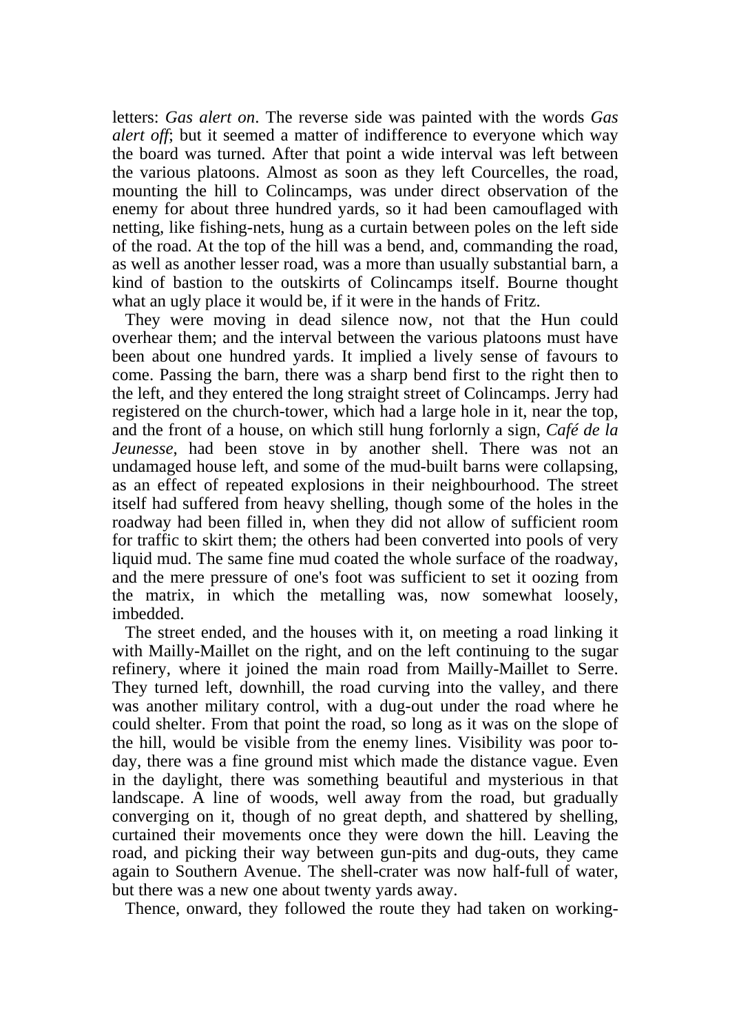letters: *Gas alert on*. The reverse side was painted with the words *Gas alert off*; but it seemed a matter of indifference to everyone which way the board was turned. After that point a wide interval was left between the various platoons. Almost as soon as they left Courcelles, the road, mounting the hill to Colincamps, was under direct observation of the enemy for about three hundred yards, so it had been camouflaged with netting, like fishing-nets, hung as a curtain between poles on the left side of the road. At the top of the hill was a bend, and, commanding the road, as well as another lesser road, was a more than usually substantial barn, a kind of bastion to the outskirts of Colincamps itself. Bourne thought what an ugly place it would be, if it were in the hands of Fritz.

They were moving in dead silence now, not that the Hun could overhear them; and the interval between the various platoons must have been about one hundred yards. It implied a lively sense of favours to come. Passing the barn, there was a sharp bend first to the right then to the left, and they entered the long straight street of Colincamps. Jerry had registered on the church-tower, which had a large hole in it, near the top, and the front of a house, on which still hung forlornly a sign, *Café de la Jeunesse*, had been stove in by another shell. There was not an undamaged house left, and some of the mud-built barns were collapsing, as an effect of repeated explosions in their neighbourhood. The street itself had suffered from heavy shelling, though some of the holes in the roadway had been filled in, when they did not allow of sufficient room for traffic to skirt them; the others had been converted into pools of very liquid mud. The same fine mud coated the whole surface of the roadway, and the mere pressure of one's foot was sufficient to set it oozing from the matrix, in which the metalling was, now somewhat loosely, imbedded.

The street ended, and the houses with it, on meeting a road linking it with Mailly-Maillet on the right, and on the left continuing to the sugar refinery, where it joined the main road from Mailly-Maillet to Serre. They turned left, downhill, the road curving into the valley, and there was another military control, with a dug-out under the road where he could shelter. From that point the road, so long as it was on the slope of the hill, would be visible from the enemy lines. Visibility was poor to-day, there was a fine ground mist which made the distance vague. Even in the daylight, there was something beautiful and mysterious in that landscape. A line of woods, well away from the road, but gradually converging on it, though of no great depth, and shattered by shelling, curtained their movements once they were down the hill. Leaving the road, and picking their way between gun-pits and dug-outs, they came again to Southern Avenue. The shell-crater was now half-full of water, but there was a new one about twenty yards away.

Thence, onward, they followed the route they had taken on working-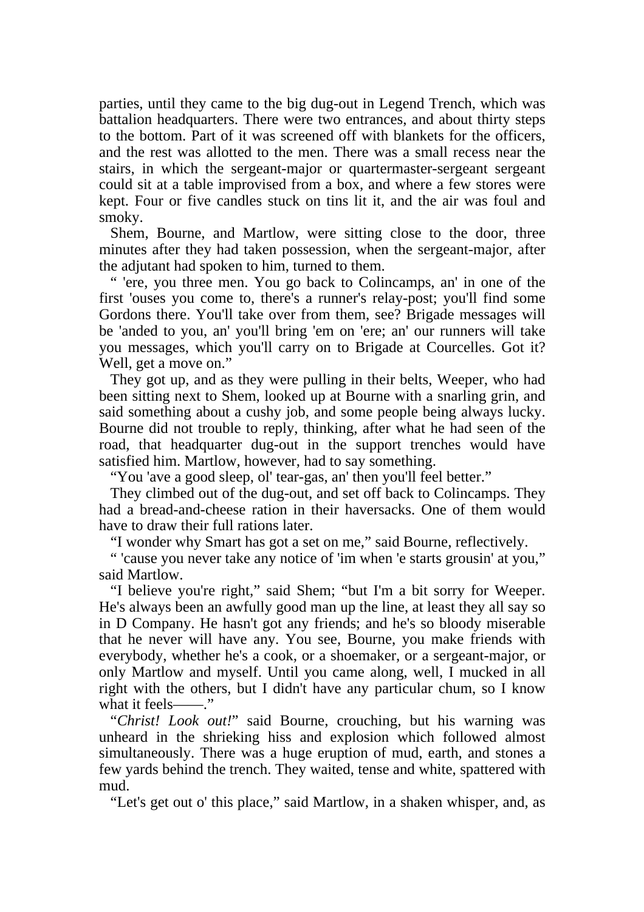parties, until they came to the big dug-out in Legend Trench, which was battalion headquarters. There were two entrances, and about thirty steps to the bottom. Part of it was screened off with blankets for the officers, and the rest was allotted to the men. There was a small recess near the stairs, in which the sergeant-major or quartermaster-sergeant sergeant could sit at a table improvised from a box, and where a few stores were kept. Four or five candles stuck on tins lit it, and the air was foul and smoky.

Shem, Bourne, and Martlow, were sitting close to the door, three minutes after they had taken possession, when the sergeant-major, after the adjutant had spoken to him, turned to them.

" 'ere, you three men. You go back to Colincamps, an' in one of the first 'ouses you come to, there's a runner's relay-post; you'll find some Gordons there. You'll take over from them, see? Brigade messages will be 'anded to you, an' you'll bring 'em on 'ere; an' our runners will take you messages, which you'll carry on to Brigade at Courcelles. Got it? Well, get a move on."

They got up, and as they were pulling in their belts, Weeper, who had been sitting next to Shem, looked up at Bourne with a snarling grin, and said something about a cushy job, and some people being always lucky. Bourne did not trouble to reply, thinking, after what he had seen of the road, that headquarter dug-out in the support trenches would have satisfied him. Martlow, however, had to say something.

"You 'ave a good sleep, ol' tear-gas, an' then you'll feel better."

They climbed out of the dug-out, and set off back to Colincamps. They had a bread-and-cheese ration in their haversacks. One of them would have to draw their full rations later.

"I wonder why Smart has got a set on me," said Bourne, reflectively.

" 'cause you never take any notice of 'im when 'e starts grousin' at you," said Martlow.

"I believe you're right," said Shem; "but I'm a bit sorry for Weeper. He's always been an awfully good man up the line, at least they all say so in D Company. He hasn't got any friends; and he's so bloody miserable that he never will have any. You see, Bourne, you make friends with everybody, whether he's a cook, or a shoemaker, or a sergeant-major, or only Martlow and myself. Until you came along, well, I mucked in all right with the others, but I didn't have any particular chum, so I know what it feels——."

"*Christ! Look out!*" said Bourne, crouching, but his warning was unheard in the shrieking hiss and explosion which followed almost simultaneously. There was a huge eruption of mud, earth, and stones a few yards behind the trench. They waited, tense and white, spattered with mud.

"Let's get out o' this place," said Martlow, in a shaken whisper, and, as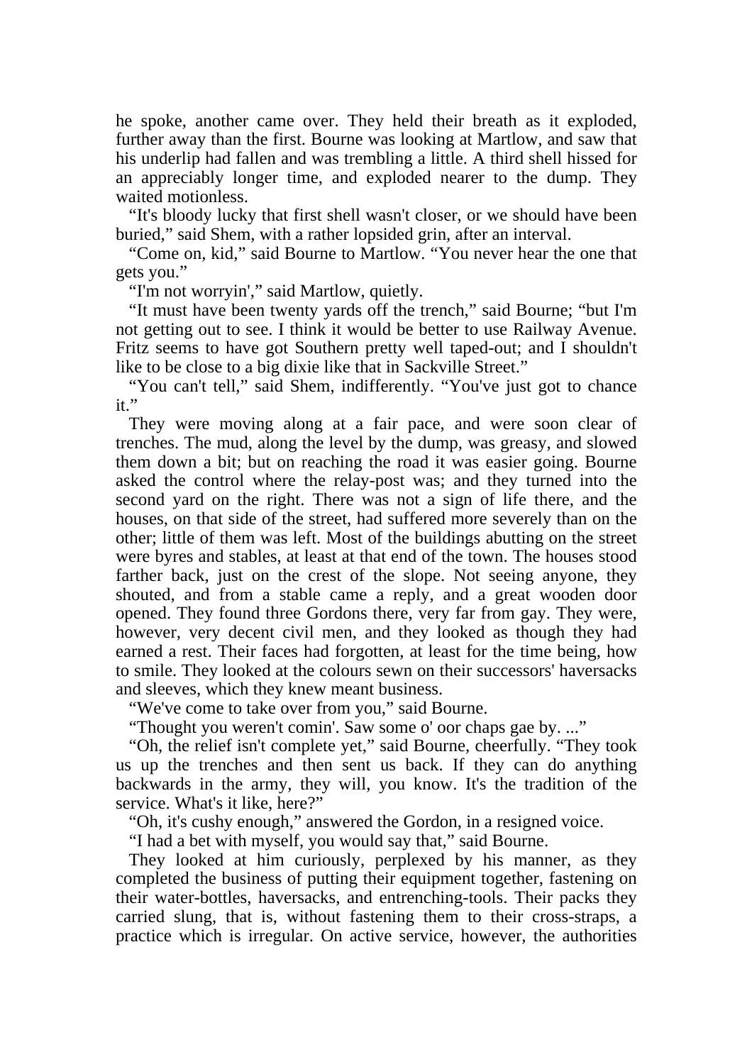he spoke, another came over. They held their breath as it exploded, further away than the first. Bourne was looking at Martlow, and saw that his underlip had fallen and was trembling a little. A third shell hissed for an appreciably longer time, and exploded nearer to the dump. They waited motionless.

"It's bloody lucky that first shell wasn't closer, or we should have been buried," said Shem, with a rather lopsided grin, after an interval.

"Come on, kid," said Bourne to Martlow. "You never hear the one that gets you."

"I'm not worryin'," said Martlow, quietly.

"It must have been twenty yards off the trench," said Bourne; "but I'm not getting out to see. I think it would be better to use Railway Avenue. Fritz seems to have got Southern pretty well taped-out; and I shouldn't like to be close to a big dixie like that in Sackville Street."

"You can't tell," said Shem, indifferently. "You've just got to chance it."

They were moving along at a fair pace, and were soon clear of trenches. The mud, along the level by the dump, was greasy, and slowed them down a bit; but on reaching the road it was easier going. Bourne asked the control where the relay-post was; and they turned into the second yard on the right. There was not a sign of life there, and the houses, on that side of the street, had suffered more severely than on the other; little of them was left. Most of the buildings abutting on the street were byres and stables, at least at that end of the town. The houses stood farther back, just on the crest of the slope. Not seeing anyone, they shouted, and from a stable came a reply, and a great wooden door opened. They found three Gordons there, very far from gay. They were, however, very decent civil men, and they looked as though they had earned a rest. Their faces had forgotten, at least for the time being, how to smile. They looked at the colours sewn on their successors' haversacks and sleeves, which they knew meant business.

"We've come to take over from you," said Bourne.

"Thought you weren't comin'. Saw some o' oor chaps gae by. ..."

"Oh, the relief isn't complete yet," said Bourne, cheerfully. "They took us up the trenches and then sent us back. If they can do anything backwards in the army, they will, you know. It's the tradition of the service. What's it like, here?"

"Oh, it's cushy enough," answered the Gordon, in a resigned voice.

"I had a bet with myself, you would say that," said Bourne.

They looked at him curiously, perplexed by his manner, as they completed the business of putting their equipment together, fastening on their water-bottles, haversacks, and entrenching-tools. Their packs they carried slung, that is, without fastening them to their cross-straps, a practice which is irregular. On active service, however, the authorities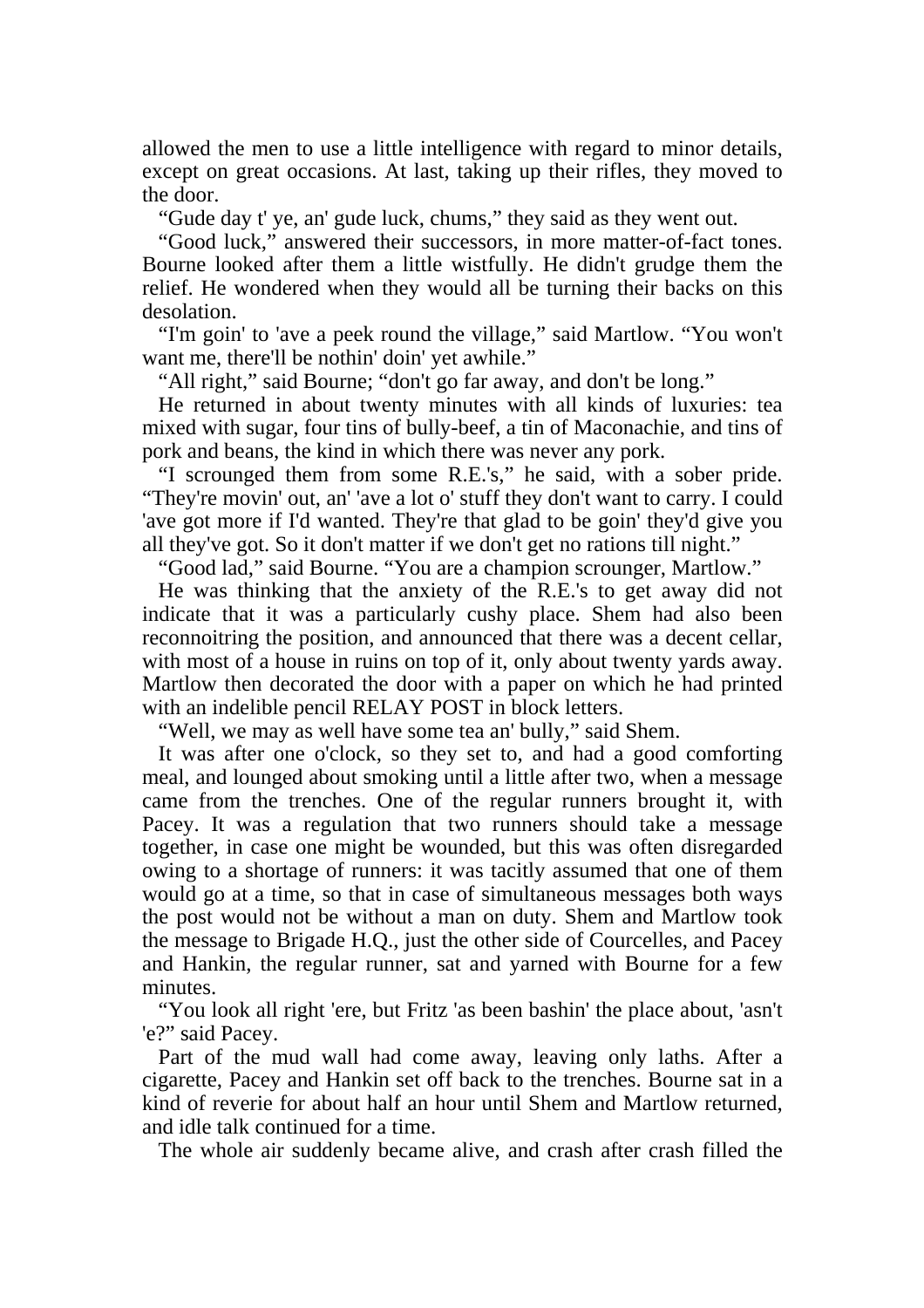allowed the men to use a little intelligence with regard to minor details, except on great occasions. At last, taking up their rifles, they moved to the door.

"Gude day t' ye, an' gude luck, chums," they said as they went out.

"Good luck," answered their successors, in more matter-of-fact tones. Bourne looked after them a little wistfully. He didn't grudge them the relief. He wondered when they would all be turning their backs on this desolation.

"I'm goin' to 'ave a peek round the village," said Martlow. "You won't want me, there'll be nothin' doin' yet awhile."

"All right," said Bourne; "don't go far away, and don't be long."

He returned in about twenty minutes with all kinds of luxuries: tea mixed with sugar, four tins of bully-beef, a tin of Maconachie, and tins of pork and beans, the kind in which there was never any pork.

"I scrounged them from some R.E.'s," he said, with a sober pride. "They're movin' out, an' 'ave a lot o' stuff they don't want to carry. I could 'ave got more if I'd wanted. They're that glad to be goin' they'd give you all they've got. So it don't matter if we don't get no rations till night."

"Good lad," said Bourne. "You are a champion scrounger, Martlow."

He was thinking that the anxiety of the R.E.'s to get away did not indicate that it was a particularly cushy place. Shem had also been reconnoitring the position, and announced that there was a decent cellar, with most of a house in ruins on top of it, only about twenty yards away. Martlow then decorated the door with a paper on which he had printed with an indelible pencil RELAY POST in block letters.

"Well, we may as well have some tea an' bully," said Shem.

It was after one o'clock, so they set to, and had a good comforting meal, and lounged about smoking until a little after two, when a message came from the trenches. One of the regular runners brought it, with Pacey. It was a regulation that two runners should take a message together, in case one might be wounded, but this was often disregarded owing to a shortage of runners: it was tacitly assumed that one of them would go at a time, so that in case of simultaneous messages both ways the post would not be without a man on duty. Shem and Martlow took the message to Brigade H.Q., just the other side of Courcelles, and Pacey and Hankin, the regular runner, sat and yarned with Bourne for a few minutes.

"You look all right 'ere, but Fritz 'as been bashin' the place about, 'asn't 'e?" said Pacey.

Part of the mud wall had come away, leaving only laths. After a cigarette, Pacey and Hankin set off back to the trenches. Bourne sat in a kind of reverie for about half an hour until Shem and Martlow returned, and idle talk continued for a time.

The whole air suddenly became alive, and crash after crash filled the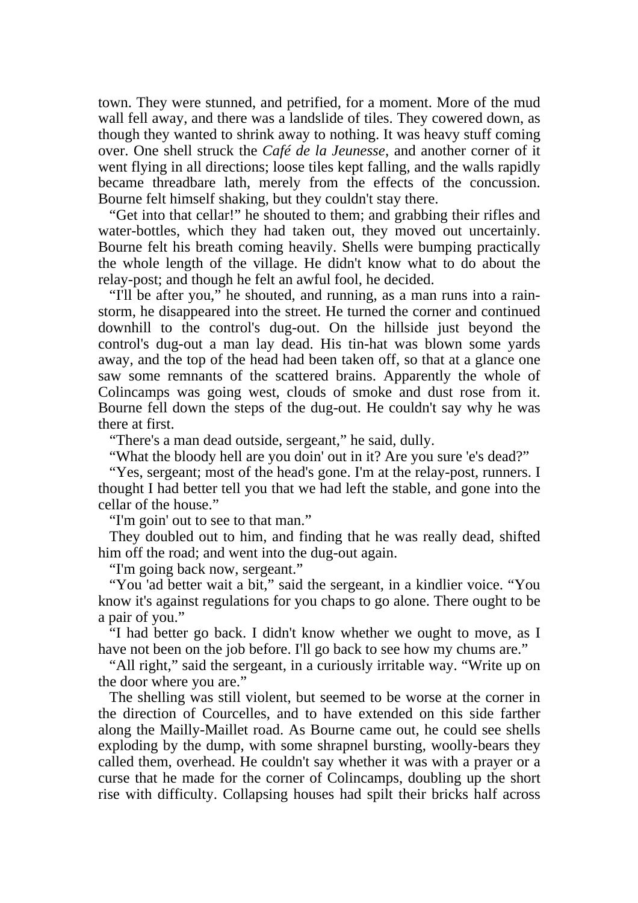town. They were stunned, and petrified, for a moment. More of the mud wall fell away, and there was a landslide of tiles. They cowered down, as though they wanted to shrink away to nothing. It was heavy stuff coming over. One shell struck the *Café de la Jeunesse*, and another corner of it went flying in all directions; loose tiles kept falling, and the walls rapidly became threadbare lath, merely from the effects of the concussion. Bourne felt himself shaking, but they couldn't stay there.

"Get into that cellar!" he shouted to them; and grabbing their rifles and water-bottles, which they had taken out, they moved out uncertainly. Bourne felt his breath coming heavily. Shells were bumping practically the whole length of the village. He didn't know what to do about the relay-post; and though he felt an awful fool, he decided.

"I'll be after you," he shouted, and running, as a man runs into a rain-storm, he disappeared into the street. He turned the corner and continued downhill to the control's dug-out. On the hillside just beyond the control's dug-out a man lay dead. His tin-hat was blown some yards away, and the top of the head had been taken off, so that at a glance one saw some remnants of the scattered brains. Apparently the whole of Colincamps was going west, clouds of smoke and dust rose from it. Bourne fell down the steps of the dug-out. He couldn't say why he was there at first.

"There's a man dead outside, sergeant," he said, dully.

"What the bloody hell are you doin' out in it? Are you sure 'e's dead?"

"Yes, sergeant; most of the head's gone. I'm at the relay-post, runners. I thought I had better tell you that we had left the stable, and gone into the cellar of the house."

"I'm goin' out to see to that man."

They doubled out to him, and finding that he was really dead, shifted him off the road; and went into the dug-out again.

"I'm going back now, sergeant."

"You 'ad better wait a bit," said the sergeant, in a kindlier voice. "You know it's against regulations for you chaps to go alone. There ought to be a pair of you."

"I had better go back. I didn't know whether we ought to move, as I have not been on the job before. I'll go back to see how my chums are."

"All right," said the sergeant, in a curiously irritable way. "Write up on the door where you are."

The shelling was still violent, but seemed to be worse at the corner in the direction of Courcelles, and to have extended on this side farther along the Mailly-Maillet road. As Bourne came out, he could see shells exploding by the dump, with some shrapnel bursting, woolly-bears they called them, overhead. He couldn't say whether it was with a prayer or a curse that he made for the corner of Colincamps, doubling up the short rise with difficulty. Collapsing houses had spilt their bricks half across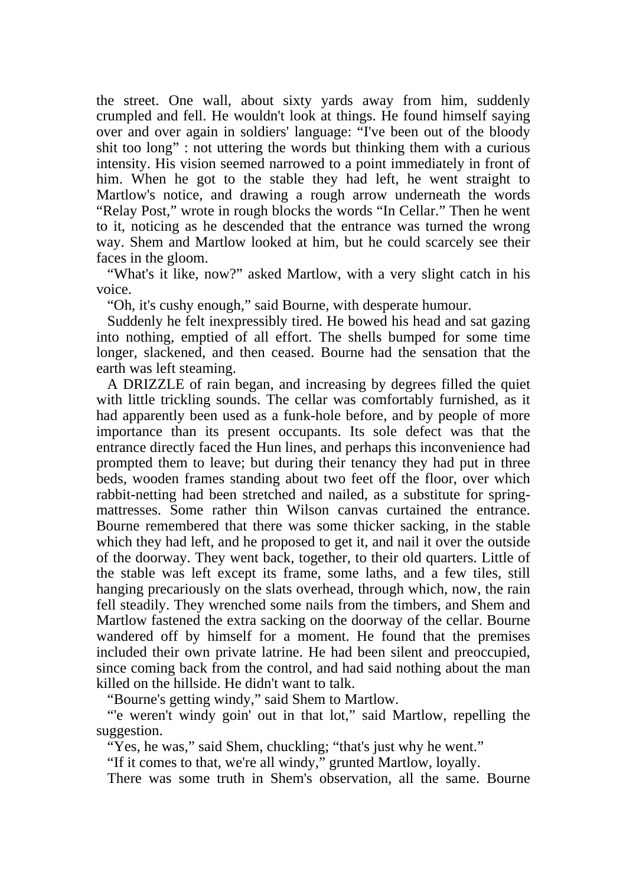the street. One wall, about sixty yards away from him, suddenly crumpled and fell. He wouldn't look at things. He found himself saying over and over again in soldiers' language: "I've been out of the bloody shit too long" : not uttering the words but thinking them with a curious intensity. His vision seemed narrowed to a point immediately in front of him. When he got to the stable they had left, he went straight to Martlow's notice, and drawing a rough arrow underneath the words "Relay Post," wrote in rough blocks the words "In Cellar." Then he went to it, noticing as he descended that the entrance was turned the wrong way. Shem and Martlow looked at him, but he could scarcely see their faces in the gloom.

"What's it like, now?" asked Martlow, with a very slight catch in his voice.

"Oh, it's cushy enough," said Bourne, with desperate humour.

Suddenly he felt inexpressibly tired. He bowed his head and sat gazing into nothing, emptied of all effort. The shells bumped for some time longer, slackened, and then ceased. Bourne had the sensation that the earth was left steaming.

A DRIZZLE of rain began, and increasing by degrees filled the quiet with little trickling sounds. The cellar was comfortably furnished, as it had apparently been used as a funk-hole before, and by people of more importance than its present occupants. Its sole defect was that the entrance directly faced the Hun lines, and perhaps this inconvenience had prompted them to leave; but during their tenancy they had put in three beds, wooden frames standing about two feet off the floor, over which rabbit-netting had been stretched and nailed, as a substitute for spring-mattresses. Some rather thin Wilson canvas curtained the entrance. Bourne remembered that there was some thicker sacking, in the stable which they had left, and he proposed to get it, and nail it over the outside of the doorway. They went back, together, to their old quarters. Little of the stable was left except its frame, some laths, and a few tiles, still hanging precariously on the slats overhead, through which, now, the rain fell steadily. They wrenched some nails from the timbers, and Shem and Martlow fastened the extra sacking on the doorway of the cellar. Bourne wandered off by himself for a moment. He found that the premises included their own private latrine. He had been silent and preoccupied, since coming back from the control, and had said nothing about the man killed on the hillside. He didn't want to talk.

"Bourne's getting windy," said Shem to Martlow.

"'e weren't windy goin' out in that lot," said Martlow, repelling the suggestion.

"Yes, he was," said Shem, chuckling; "that's just why he went."

"If it comes to that, we're all windy," grunted Martlow, loyally.

There was some truth in Shem's observation, all the same. Bourne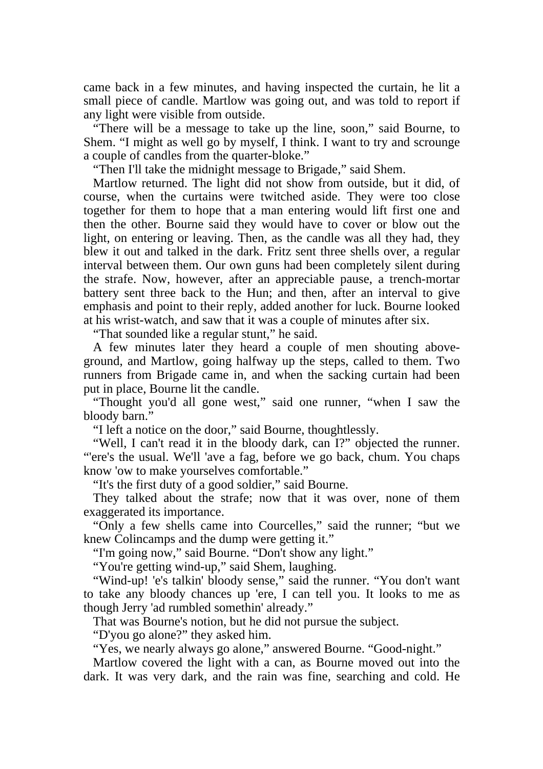came back in a few minutes, and having inspected the curtain, he lit a small piece of candle. Martlow was going out, and was told to report if any light were visible from outside.

"There will be a message to take up the line, soon," said Bourne, to Shem. "I might as well go by myself, I think. I want to try and scrounge a couple of candles from the quarter-bloke."

"Then I'll take the midnight message to Brigade," said Shem.

Martlow returned. The light did not show from outside, but it did, of course, when the curtains were twitched aside. They were too close together for them to hope that a man entering would lift first one and then the other. Bourne said they would have to cover or blow out the light, on entering or leaving. Then, as the candle was all they had, they blew it out and talked in the dark. Fritz sent three shells over, a regular interval between them. Our own guns had been completely silent during the strafe. Now, however, after an appreciable pause, a trench-mortar battery sent three back to the Hun; and then, after an interval to give emphasis and point to their reply, added another for luck. Bourne looked at his wrist-watch, and saw that it was a couple of minutes after six.

"That sounded like a regular stunt," he said.

A few minutes later they heard a couple of men shouting above-ground, and Martlow, going halfway up the steps, called to them. Two runners from Brigade came in, and when the sacking curtain had been put in place, Bourne lit the candle.

"Thought you'd all gone west," said one runner, "when I saw the bloody barn."

"I left a notice on the door," said Bourne, thoughtlessly.

"Well, I can't read it in the bloody dark, can I?" objected the runner. "'ere's the usual. We'll 'ave a fag, before we go back, chum. You chaps know 'ow to make yourselves comfortable."

"It's the first duty of a good soldier," said Bourne.

They talked about the strafe; now that it was over, none of them exaggerated its importance.

"Only a few shells came into Courcelles," said the runner; "but we knew Colincamps and the dump were getting it."

"I'm going now," said Bourne. "Don't show any light."

"You're getting wind-up," said Shem, laughing.

"Wind-up! 'e's talkin' bloody sense," said the runner. "You don't want to take any bloody chances up 'ere, I can tell you. It looks to me as though Jerry 'ad rumbled somethin' already."

That was Bourne's notion, but he did not pursue the subject.

"D'you go alone?" they asked him.

"Yes, we nearly always go alone," answered Bourne. "Good-night."

Martlow covered the light with a can, as Bourne moved out into the dark. It was very dark, and the rain was fine, searching and cold. He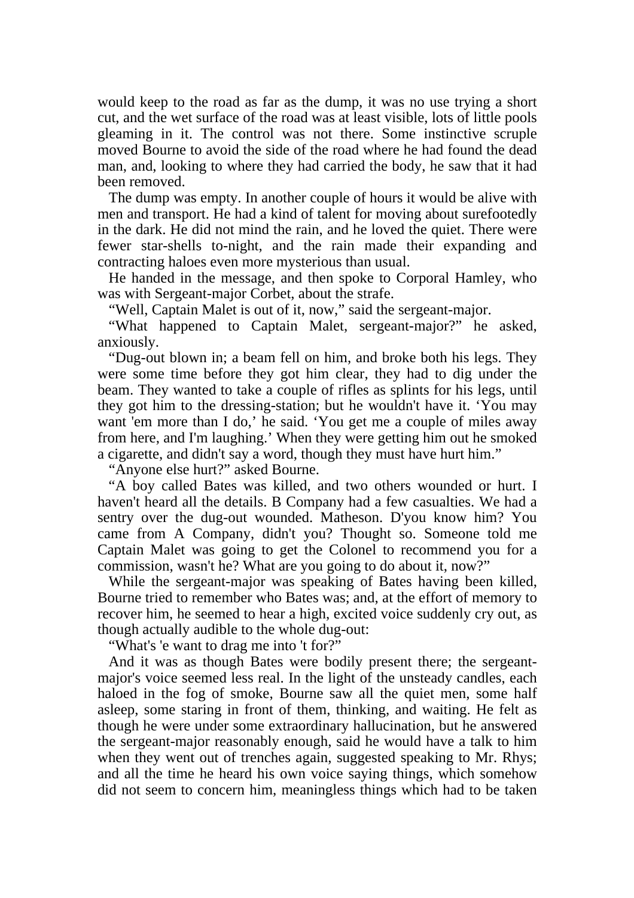would keep to the road as far as the dump, it was no use trying a short cut, and the wet surface of the road was at least visible, lots of little pools gleaming in it. The control was not there. Some instinctive scruple moved Bourne to avoid the side of the road where he had found the dead man, and, looking to where they had carried the body, he saw that it had been removed.

The dump was empty. In another couple of hours it would be alive with men and transport. He had a kind of talent for moving about surefootedly in the dark. He did not mind the rain, and he loved the quiet. There were fewer star-shells to-night, and the rain made their expanding and contracting haloes even more mysterious than usual.

He handed in the message, and then spoke to Corporal Hamley, who was with Sergeant-major Corbet, about the strafe.

"Well, Captain Malet is out of it, now," said the sergeant-major.

"What happened to Captain Malet, sergeant-major?" he asked, anxiously.

"Dug-out blown in; a beam fell on him, and broke both his legs. They were some time before they got him clear, they had to dig under the beam. They wanted to take a couple of rifles as splints for his legs, until they got him to the dressing-station; but he wouldn't have it. 'You may want 'em more than I do,' he said. 'You get me a couple of miles away from here, and I'm laughing.' When they were getting him out he smoked a cigarette, and didn't say a word, though they must have hurt him."

"Anyone else hurt?" asked Bourne.

"A boy called Bates was killed, and two others wounded or hurt. I haven't heard all the details. B Company had a few casualties. We had a sentry over the dug-out wounded. Matheson. D'you know him? You came from A Company, didn't you? Thought so. Someone told me Captain Malet was going to get the Colonel to recommend you for a commission, wasn't he? What are you going to do about it, now?"

While the sergeant-major was speaking of Bates having been killed, Bourne tried to remember who Bates was; and, at the effort of memory to recover him, he seemed to hear a high, excited voice suddenly cry out, as though actually audible to the whole dug-out:

"What's 'e want to drag me into 't for?"

And it was as though Bates were bodily present there; the sergeant-major's voice seemed less real. In the light of the unsteady candles, each haloed in the fog of smoke, Bourne saw all the quiet men, some half asleep, some staring in front of them, thinking, and waiting. He felt as though he were under some extraordinary hallucination, but he answered the sergeant-major reasonably enough, said he would have a talk to him when they went out of trenches again, suggested speaking to Mr. Rhys; and all the time he heard his own voice saying things, which somehow did not seem to concern him, meaningless things which had to be taken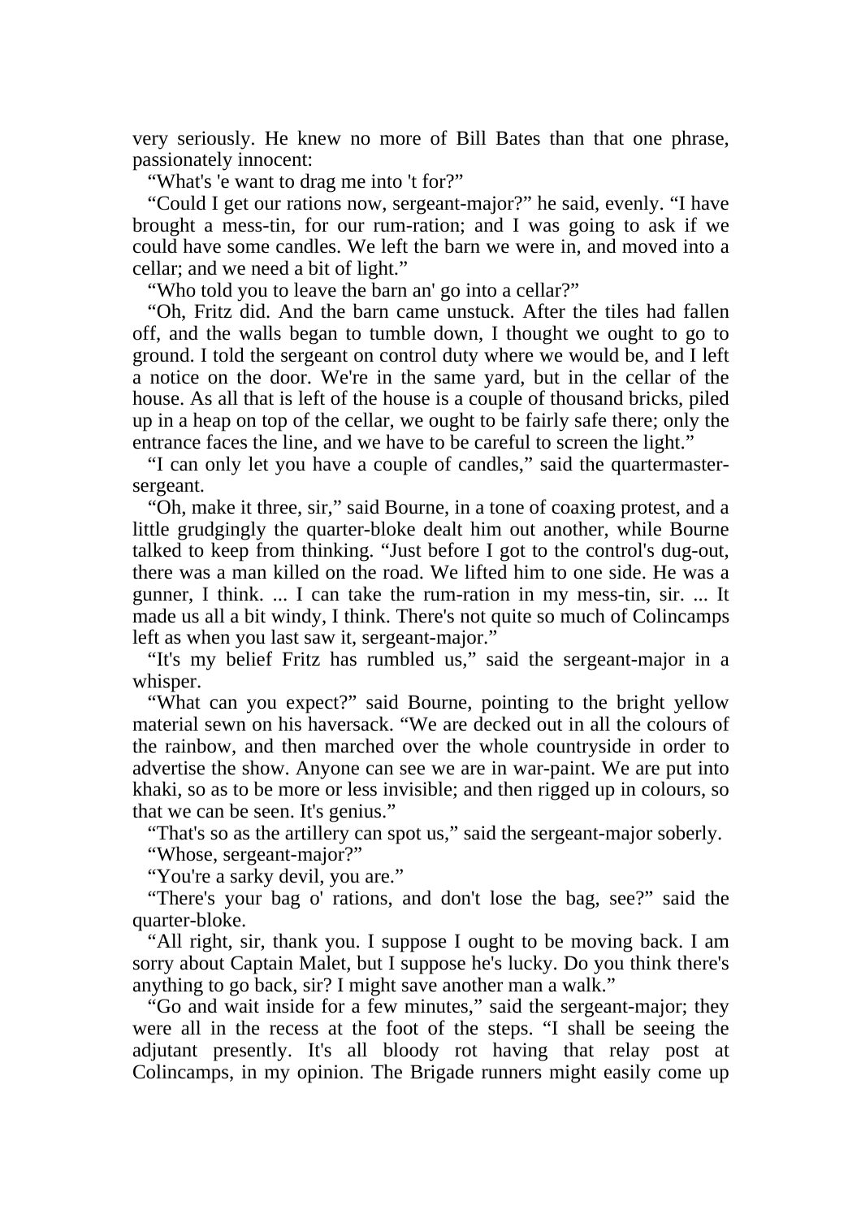very seriously. He knew no more of Bill Bates than that one phrase, passionately innocent:

"What's 'e want to drag me into 't for?"

"Could I get our rations now, sergeant-major?" he said, evenly. "I have brought a mess-tin, for our rum-ration; and I was going to ask if we could have some candles. We left the barn we were in, and moved into a cellar; and we need a bit of light."

"Who told you to leave the barn an' go into a cellar?"

"Oh, Fritz did. And the barn came unstuck. After the tiles had fallen off, and the walls began to tumble down, I thought we ought to go to ground. I told the sergeant on control duty where we would be, and I left a notice on the door. We're in the same yard, but in the cellar of the house. As all that is left of the house is a couple of thousand bricks, piled up in a heap on top of the cellar, we ought to be fairly safe there; only the entrance faces the line, and we have to be careful to screen the light."

"I can only let you have a couple of candles," said the quartermaster-sergeant.

"Oh, make it three, sir," said Bourne, in a tone of coaxing protest, and a little grudgingly the quarter-bloke dealt him out another, while Bourne talked to keep from thinking. "Just before I got to the control's dug-out, there was a man killed on the road. We lifted him to one side. He was a gunner, I think. ... I can take the rum-ration in my mess-tin, sir. ... It made us all a bit windy, I think. There's not quite so much of Colincamps left as when you last saw it, sergeant-major."

"It's my belief Fritz has rumbled us," said the sergeant-major in a whisper.

"What can you expect?" said Bourne, pointing to the bright yellow material sewn on his haversack. "We are decked out in all the colours of the rainbow, and then marched over the whole countryside in order to advertise the show. Anyone can see we are in war-paint. We are put into khaki, so as to be more or less invisible; and then rigged up in colours, so that we can be seen. It's genius."

"That's so as the artillery can spot us," said the sergeant-major soberly.

"Whose, sergeant-major?"

"You're a sarky devil, you are."

"There's your bag o' rations, and don't lose the bag, see?" said the quarter-bloke.

"All right, sir, thank you. I suppose I ought to be moving back. I am sorry about Captain Malet, but I suppose he's lucky. Do you think there's anything to go back, sir? I might save another man a walk."

"Go and wait inside for a few minutes," said the sergeant-major; they were all in the recess at the foot of the steps. "I shall be seeing the adjutant presently. It's all bloody rot having that relay post at Colincamps, in my opinion. The Brigade runners might easily come up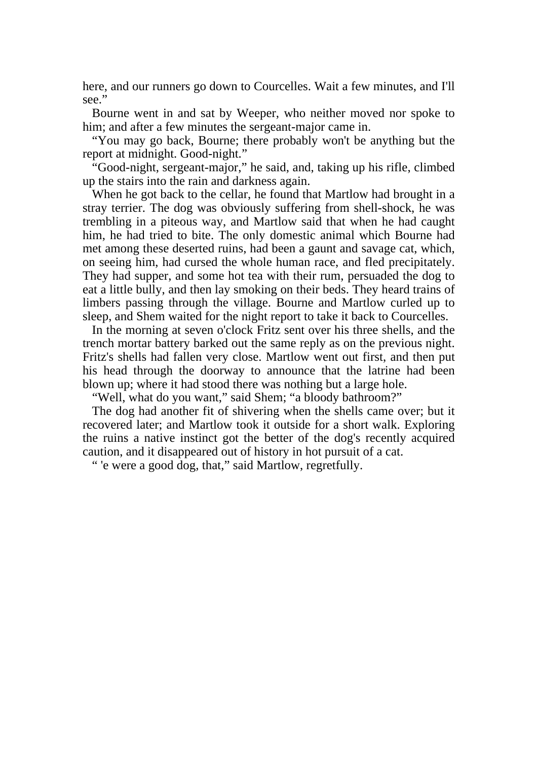here, and our runners go down to Courcelles. Wait a few minutes, and I'll see."

Bourne went in and sat by Weeper, who neither moved nor spoke to him; and after a few minutes the sergeant-major came in.

"You may go back, Bourne; there probably won't be anything but the report at midnight. Good-night."

"Good-night, sergeant-major," he said, and, taking up his rifle, climbed up the stairs into the rain and darkness again.

When he got back to the cellar, he found that Martlow had brought in a stray terrier. The dog was obviously suffering from shell-shock, he was trembling in a piteous way, and Martlow said that when he had caught him, he had tried to bite. The only domestic animal which Bourne had met among these deserted ruins, had been a gaunt and savage cat, which, on seeing him, had cursed the whole human race, and fled precipitately. They had supper, and some hot tea with their rum, persuaded the dog to eat a little bully, and then lay smoking on their beds. They heard trains of limbers passing through the village. Bourne and Martlow curled up to sleep, and Shem waited for the night report to take it back to Courcelles.

In the morning at seven o'clock Fritz sent over his three shells, and the trench mortar battery barked out the same reply as on the previous night. Fritz's shells had fallen very close. Martlow went out first, and then put his head through the doorway to announce that the latrine had been blown up; where it had stood there was nothing but a large hole.

"Well, what do you want," said Shem; "a bloody bathroom?"

The dog had another fit of shivering when the shells came over; but it recovered later; and Martlow took it outside for a short walk. Exploring the ruins a native instinct got the better of the dog's recently acquired caution, and it disappeared out of history in hot pursuit of a cat.

" 'e were a good dog, that," said Martlow, regretfully.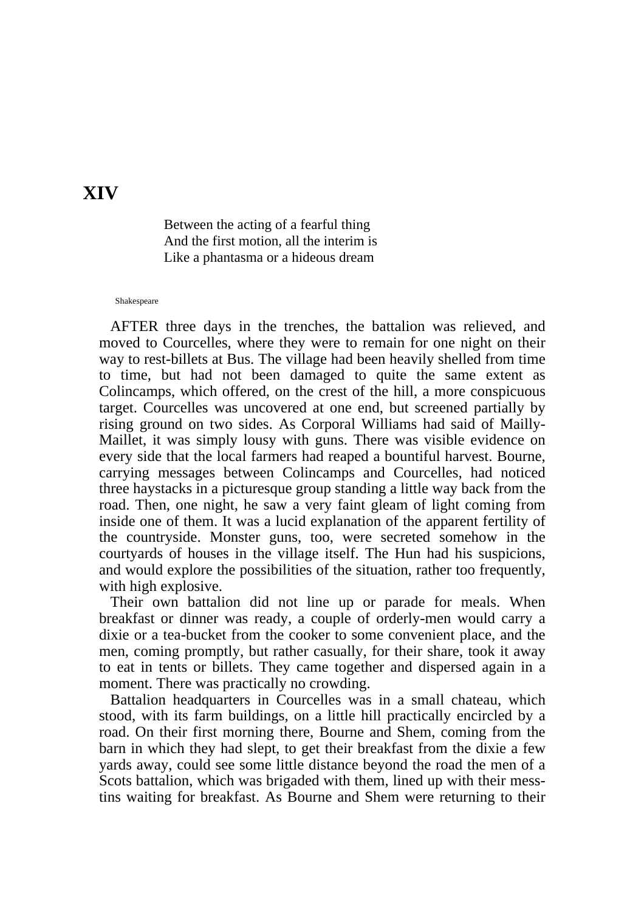# XIV

> Between the acting of a fearful thing
> And the first motion, all the interim is
> Like a phantasma or a hideous dream

Shakespeare

AFTER three days in the trenches, the battalion was relieved, and moved to Courcelles, where they were to remain for one night on their way to rest-billets at Bus. The village had been heavily shelled from time to time, but had not been damaged to quite the same extent as Colincamps, which offered, on the crest of the hill, a more conspicuous target. Courcelles was uncovered at one end, but screened partially by rising ground on two sides. As Corporal Williams had said of Mailly-Maillet, it was simply lousy with guns. There was visible evidence on every side that the local farmers had reaped a bountiful harvest. Bourne, carrying messages between Colincamps and Courcelles, had noticed three haystacks in a picturesque group standing a little way back from the road. Then, one night, he saw a very faint gleam of light coming from inside one of them. It was a lucid explanation of the apparent fertility of the countryside. Monster guns, too, were secreted somehow in the courtyards of houses in the village itself. The Hun had his suspicions, and would explore the possibilities of the situation, rather too frequently, with high explosive.

Their own battalion did not line up or parade for meals. When breakfast or dinner was ready, a couple of orderly-men would carry a dixie or a tea-bucket from the cooker to some convenient place, and the men, coming promptly, but rather casually, for their share, took it away to eat in tents or billets. They came together and dispersed again in a moment. There was practically no crowding.

Battalion headquarters in Courcelles was in a small chateau, which stood, with its farm buildings, on a little hill practically encircled by a road. On their first morning there, Bourne and Shem, coming from the barn in which they had slept, to get their breakfast from the dixie a few yards away, could see some little distance beyond the road the men of a Scots battalion, which was brigaded with them, lined up with their mess-tins waiting for breakfast. As Bourne and Shem were returning to their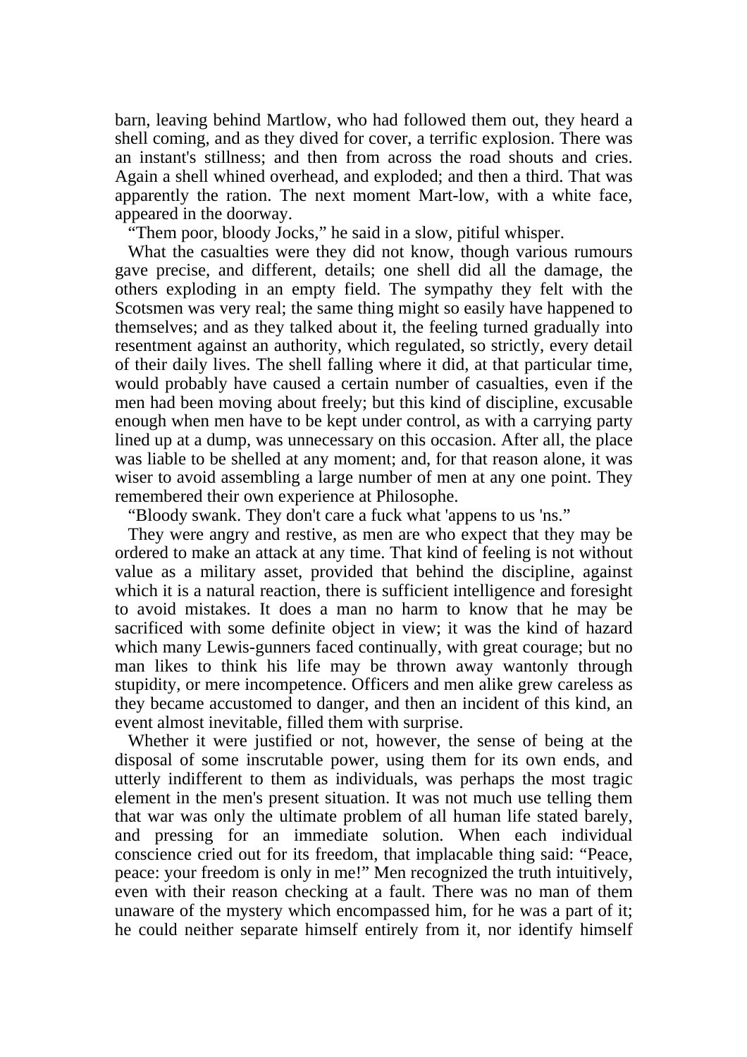barn, leaving behind Martlow, who had followed them out, they heard a shell coming, and as they dived for cover, a terrific explosion. There was an instant's stillness; and then from across the road shouts and cries. Again a shell whined overhead, and exploded; and then a third. That was apparently the ration. The next moment Mart-low, with a white face, appeared in the doorway.

"Them poor, bloody Jocks," he said in a slow, pitiful whisper.

What the casualties were they did not know, though various rumours gave precise, and different, details; one shell did all the damage, the others exploding in an empty field. The sympathy they felt with the Scotsmen was very real; the same thing might so easily have happened to themselves; and as they talked about it, the feeling turned gradually into resentment against an authority, which regulated, so strictly, every detail of their daily lives. The shell falling where it did, at that particular time, would probably have caused a certain number of casualties, even if the men had been moving about freely; but this kind of discipline, excusable enough when men have to be kept under control, as with a carrying party lined up at a dump, was unnecessary on this occasion. After all, the place was liable to be shelled at any moment; and, for that reason alone, it was wiser to avoid assembling a large number of men at any one point. They remembered their own experience at Philosophe.

"Bloody swank. They don't care a fuck what 'appens to us 'ns."

They were angry and restive, as men are who expect that they may be ordered to make an attack at any time. That kind of feeling is not without value as a military asset, provided that behind the discipline, against which it is a natural reaction, there is sufficient intelligence and foresight to avoid mistakes. It does a man no harm to know that he may be sacrificed with some definite object in view; it was the kind of hazard which many Lewis-gunners faced continually, with great courage; but no man likes to think his life may be thrown away wantonly through stupidity, or mere incompetence. Officers and men alike grew careless as they became accustomed to danger, and then an incident of this kind, an event almost inevitable, filled them with surprise.

Whether it were justified or not, however, the sense of being at the disposal of some inscrutable power, using them for its own ends, and utterly indifferent to them as individuals, was perhaps the most tragic element in the men's present situation. It was not much use telling them that war was only the ultimate problem of all human life stated barely, and pressing for an immediate solution. When each individual conscience cried out for its freedom, that implacable thing said: "Peace, peace: your freedom is only in me!" Men recognized the truth intuitively, even with their reason checking at a fault. There was no man of them unaware of the mystery which encompassed him, for he was a part of it; he could neither separate himself entirely from it, nor identify himself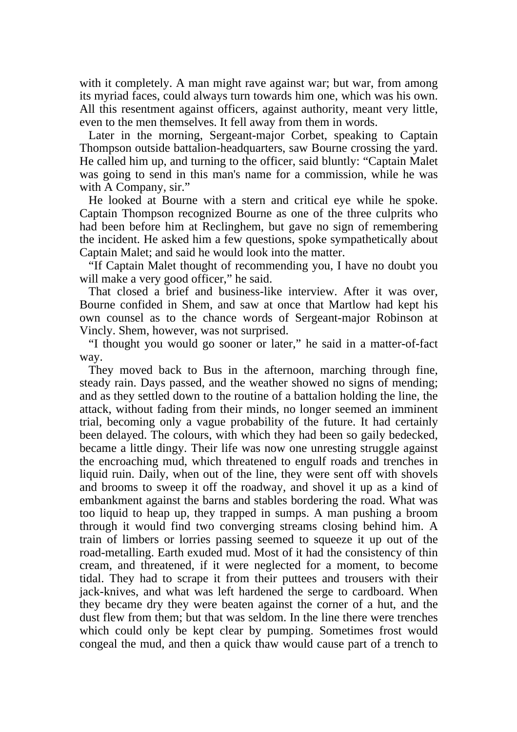with it completely. A man might rave against war; but war, from among its myriad faces, could always turn towards him one, which was his own. All this resentment against officers, against authority, meant very little, even to the men themselves. It fell away from them in words.

Later in the morning, Sergeant-major Corbet, speaking to Captain Thompson outside battalion-headquarters, saw Bourne crossing the yard. He called him up, and turning to the officer, said bluntly: "Captain Malet was going to send in this man's name for a commission, while he was with A Company, sir."

He looked at Bourne with a stern and critical eye while he spoke. Captain Thompson recognized Bourne as one of the three culprits who had been before him at Reclinghem, but gave no sign of remembering the incident. He asked him a few questions, spoke sympathetically about Captain Malet; and said he would look into the matter.

"If Captain Malet thought of recommending you, I have no doubt you will make a very good officer," he said.

That closed a brief and business-like interview. After it was over, Bourne confided in Shem, and saw at once that Martlow had kept his own counsel as to the chance words of Sergeant-major Robinson at Vincly. Shem, however, was not surprised.

"I thought you would go sooner or later," he said in a matter-of-fact way.

They moved back to Bus in the afternoon, marching through fine, steady rain. Days passed, and the weather showed no signs of mending; and as they settled down to the routine of a battalion holding the line, the attack, without fading from their minds, no longer seemed an imminent trial, becoming only a vague probability of the future. It had certainly been delayed. The colours, with which they had been so gaily bedecked, became a little dingy. Their life was now one unresting struggle against the encroaching mud, which threatened to engulf roads and trenches in liquid ruin. Daily, when out of the line, they were sent off with shovels and brooms to sweep it off the roadway, and shovel it up as a kind of embankment against the barns and stables bordering the road. What was too liquid to heap up, they trapped in sumps. A man pushing a broom through it would find two converging streams closing behind him. A train of limbers or lorries passing seemed to squeeze it up out of the road-metalling. Earth exuded mud. Most of it had the consistency of thin cream, and threatened, if it were neglected for a moment, to become tidal. They had to scrape it from their puttees and trousers with their jack-knives, and what was left hardened the serge to cardboard. When they became dry they were beaten against the corner of a hut, and the dust flew from them; but that was seldom. In the line there were trenches which could only be kept clear by pumping. Sometimes frost would congeal the mud, and then a quick thaw would cause part of a trench to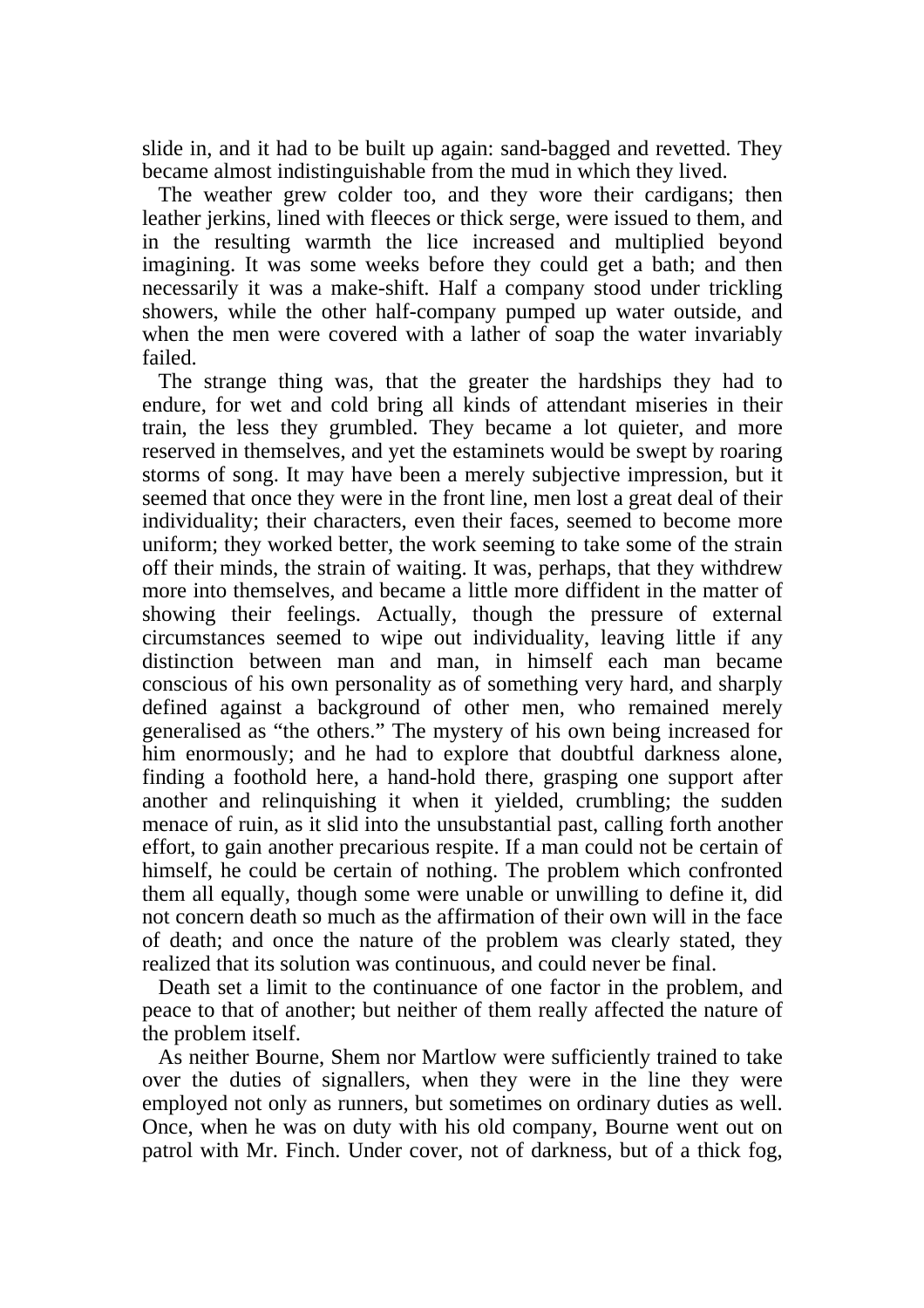slide in, and it had to be built up again: sand-bagged and revetted. They became almost indistinguishable from the mud in which they lived.

The weather grew colder too, and they wore their cardigans; then leather jerkins, lined with fleeces or thick serge, were issued to them, and in the resulting warmth the lice increased and multiplied beyond imagining. It was some weeks before they could get a bath; and then necessarily it was a make-shift. Half a company stood under trickling showers, while the other half-company pumped up water outside, and when the men were covered with a lather of soap the water invariably failed.

The strange thing was, that the greater the hardships they had to endure, for wet and cold bring all kinds of attendant miseries in their train, the less they grumbled. They became a lot quieter, and more reserved in themselves, and yet the estaminets would be swept by roaring storms of song. It may have been a merely subjective impression, but it seemed that once they were in the front line, men lost a great deal of their individuality; their characters, even their faces, seemed to become more uniform; they worked better, the work seeming to take some of the strain off their minds, the strain of waiting. It was, perhaps, that they withdrew more into themselves, and became a little more diffident in the matter of showing their feelings. Actually, though the pressure of external circumstances seemed to wipe out individuality, leaving little if any distinction between man and man, in himself each man became conscious of his own personality as of something very hard, and sharply defined against a background of other men, who remained merely generalised as "the others." The mystery of his own being increased for him enormously; and he had to explore that doubtful darkness alone, finding a foothold here, a hand-hold there, grasping one support after another and relinquishing it when it yielded, crumbling; the sudden menace of ruin, as it slid into the unsubstantial past, calling forth another effort, to gain another precarious respite. If a man could not be certain of himself, he could be certain of nothing. The problem which confronted them all equally, though some were unable or unwilling to define it, did not concern death so much as the affirmation of their own will in the face of death; and once the nature of the problem was clearly stated, they realized that its solution was continuous, and could never be final.

Death set a limit to the continuance of one factor in the problem, and peace to that of another; but neither of them really affected the nature of the problem itself.

As neither Bourne, Shem nor Martlow were sufficiently trained to take over the duties of signallers, when they were in the line they were employed not only as runners, but sometimes on ordinary duties as well. Once, when he was on duty with his old company, Bourne went out on patrol with Mr. Finch. Under cover, not of darkness, but of a thick fog,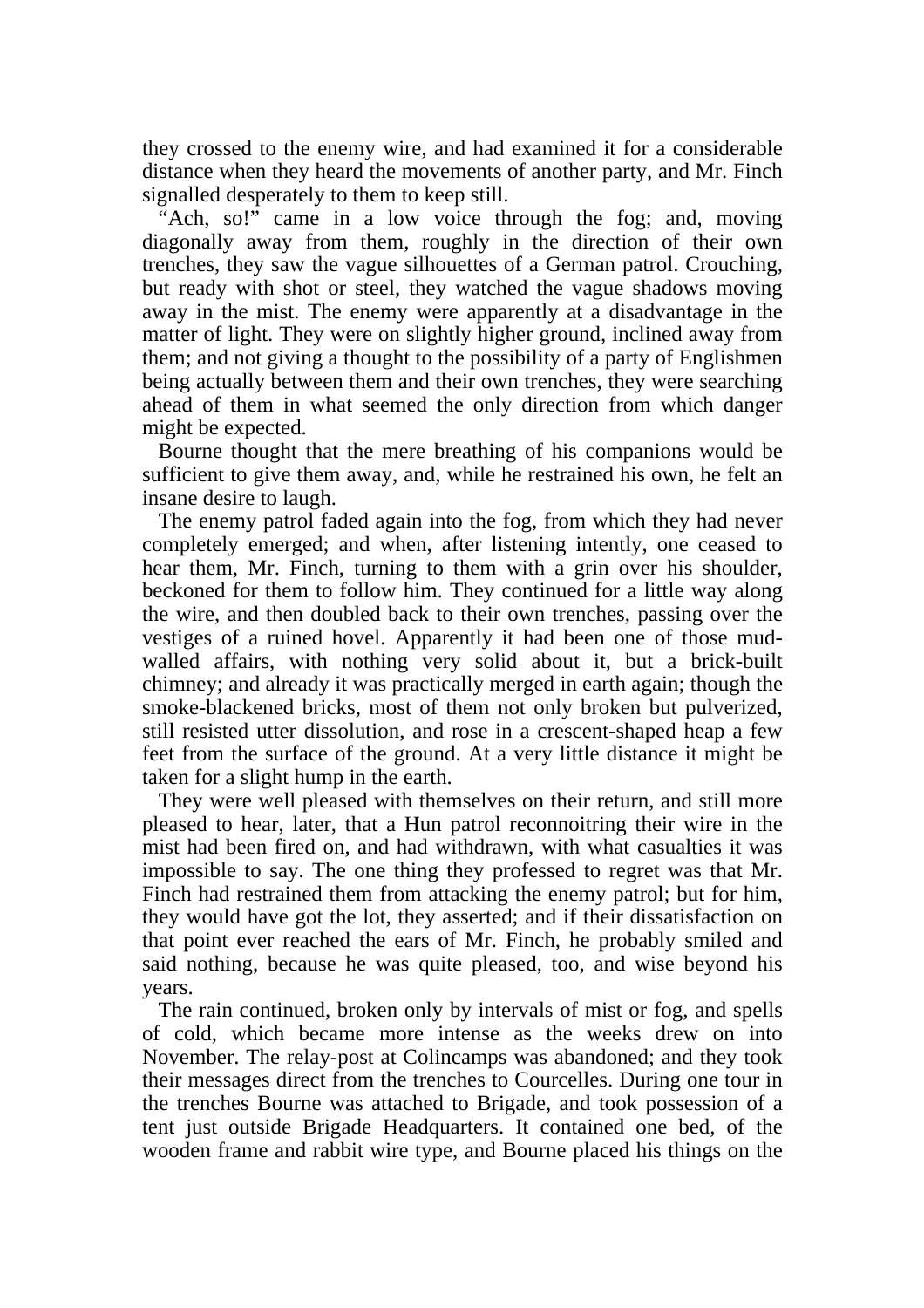they crossed to the enemy wire, and had examined it for a considerable distance when they heard the movements of another party, and Mr. Finch signalled desperately to them to keep still.

"Ach, so!" came in a low voice through the fog; and, moving diagonally away from them, roughly in the direction of their own trenches, they saw the vague silhouettes of a German patrol. Crouching, but ready with shot or steel, they watched the vague shadows moving away in the mist. The enemy were apparently at a disadvantage in the matter of light. They were on slightly higher ground, inclined away from them; and not giving a thought to the possibility of a party of Englishmen being actually between them and their own trenches, they were searching ahead of them in what seemed the only direction from which danger might be expected.

Bourne thought that the mere breathing of his companions would be sufficient to give them away, and, while he restrained his own, he felt an insane desire to laugh.

The enemy patrol faded again into the fog, from which they had never completely emerged; and when, after listening intently, one ceased to hear them, Mr. Finch, turning to them with a grin over his shoulder, beckoned for them to follow him. They continued for a little way along the wire, and then doubled back to their own trenches, passing over the vestiges of a ruined hovel. Apparently it had been one of those mud-walled affairs, with nothing very solid about it, but a brick-built chimney; and already it was practically merged in earth again; though the smoke-blackened bricks, most of them not only broken but pulverized, still resisted utter dissolution, and rose in a crescent-shaped heap a few feet from the surface of the ground. At a very little distance it might be taken for a slight hump in the earth.

They were well pleased with themselves on their return, and still more pleased to hear, later, that a Hun patrol reconnoitring their wire in the mist had been fired on, and had withdrawn, with what casualties it was impossible to say. The one thing they professed to regret was that Mr. Finch had restrained them from attacking the enemy patrol; but for him, they would have got the lot, they asserted; and if their dissatisfaction on that point ever reached the ears of Mr. Finch, he probably smiled and said nothing, because he was quite pleased, too, and wise beyond his years.

The rain continued, broken only by intervals of mist or fog, and spells of cold, which became more intense as the weeks drew on into November. The relay-post at Colincamps was abandoned; and they took their messages direct from the trenches to Courcelles. During one tour in the trenches Bourne was attached to Brigade, and took possession of a tent just outside Brigade Headquarters. It contained one bed, of the wooden frame and rabbit wire type, and Bourne placed his things on the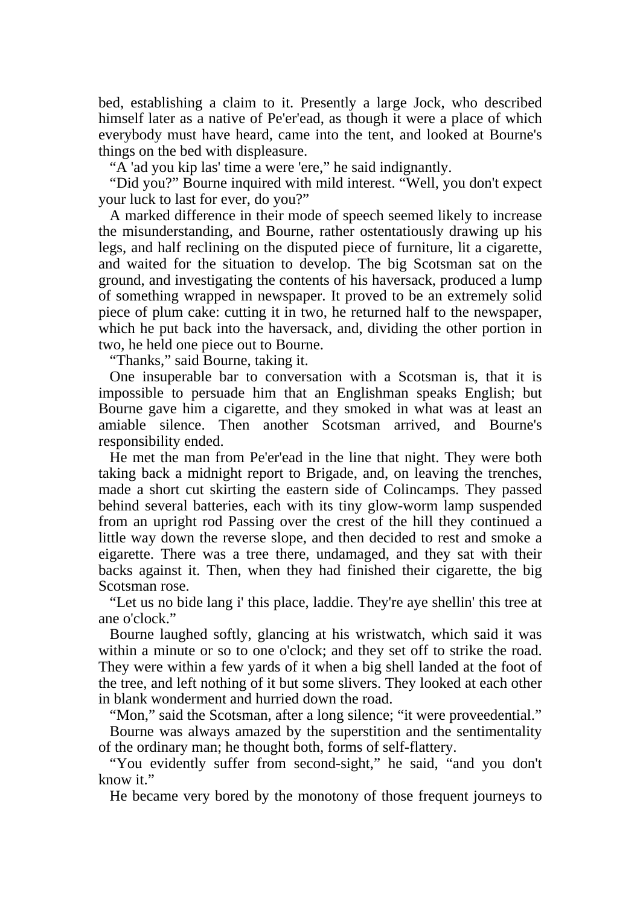bed, establishing a claim to it. Presently a large Jock, who described himself later as a native of Pe'er'ead, as though it were a place of which everybody must have heard, came into the tent, and looked at Bourne's things on the bed with displeasure.

"A 'ad you kip las' time a were 'ere," he said indignantly.

"Did you?" Bourne inquired with mild interest. "Well, you don't expect your luck to last for ever, do you?"

A marked difference in their mode of speech seemed likely to increase the misunderstanding, and Bourne, rather ostentatiously drawing up his legs, and half reclining on the disputed piece of furniture, lit a cigarette, and waited for the situation to develop. The big Scotsman sat on the ground, and investigating the contents of his haversack, produced a lump of something wrapped in newspaper. It proved to be an extremely solid piece of plum cake: cutting it in two, he returned half to the newspaper, which he put back into the haversack, and, dividing the other portion in two, he held one piece out to Bourne.

"Thanks," said Bourne, taking it.

One insuperable bar to conversation with a Scotsman is, that it is impossible to persuade him that an Englishman speaks English; but Bourne gave him a cigarette, and they smoked in what was at least an amiable silence. Then another Scotsman arrived, and Bourne's responsibility ended.

He met the man from Pe'er'ead in the line that night. They were both taking back a midnight report to Brigade, and, on leaving the trenches, made a short cut skirting the eastern side of Colincamps. They passed behind several batteries, each with its tiny glow-worm lamp suspended from an upright rod Passing over the crest of the hill they continued a little way down the reverse slope, and then decided to rest and smoke a eigarette. There was a tree there, undamaged, and they sat with their backs against it. Then, when they had finished their cigarette, the big Scotsman rose.

"Let us no bide lang i' this place, laddie. They're aye shellin' this tree at ane o'clock."

Bourne laughed softly, glancing at his wristwatch, which said it was within a minute or so to one o'clock; and they set off to strike the road. They were within a few yards of it when a big shell landed at the foot of the tree, and left nothing of it but some slivers. They looked at each other in blank wonderment and hurried down the road.

"Mon," said the Scotsman, after a long silence; "it were proveedential."

Bourne was always amazed by the superstition and the sentimentality of the ordinary man; he thought both, forms of self-flattery.

"You evidently suffer from second-sight," he said, "and you don't know it."

He became very bored by the monotony of those frequent journeys to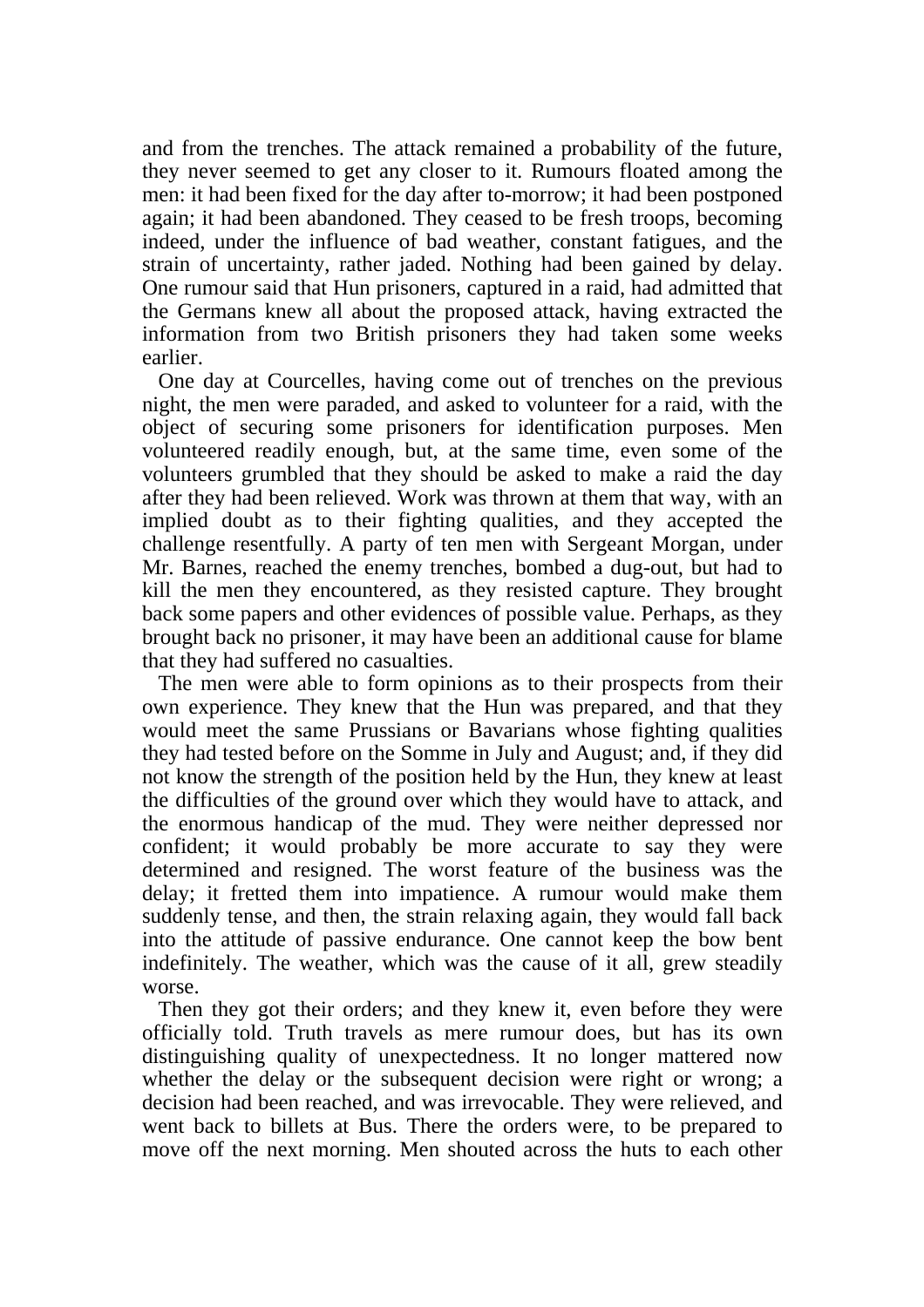and from the trenches. The attack remained a probability of the future, they never seemed to get any closer to it. Rumours floated among the men: it had been fixed for the day after to-morrow; it had been postponed again; it had been abandoned. They ceased to be fresh troops, becoming indeed, under the influence of bad weather, constant fatigues, and the strain of uncertainty, rather jaded. Nothing had been gained by delay. One rumour said that Hun prisoners, captured in a raid, had admitted that the Germans knew all about the proposed attack, having extracted the information from two British prisoners they had taken some weeks earlier.

One day at Courcelles, having come out of trenches on the previous night, the men were paraded, and asked to volunteer for a raid, with the object of securing some prisoners for identification purposes. Men volunteered readily enough, but, at the same time, even some of the volunteers grumbled that they should be asked to make a raid the day after they had been relieved. Work was thrown at them that way, with an implied doubt as to their fighting qualities, and they accepted the challenge resentfully. A party of ten men with Sergeant Morgan, under Mr. Barnes, reached the enemy trenches, bombed a dug-out, but had to kill the men they encountered, as they resisted capture. They brought back some papers and other evidences of possible value. Perhaps, as they brought back no prisoner, it may have been an additional cause for blame that they had suffered no casualties.

The men were able to form opinions as to their prospects from their own experience. They knew that the Hun was prepared, and that they would meet the same Prussians or Bavarians whose fighting qualities they had tested before on the Somme in July and August; and, if they did not know the strength of the position held by the Hun, they knew at least the difficulties of the ground over which they would have to attack, and the enormous handicap of the mud. They were neither depressed nor confident; it would probably be more accurate to say they were determined and resigned. The worst feature of the business was the delay; it fretted them into impatience. A rumour would make them suddenly tense, and then, the strain relaxing again, they would fall back into the attitude of passive endurance. One cannot keep the bow bent indefinitely. The weather, which was the cause of it all, grew steadily worse.

Then they got their orders; and they knew it, even before they were officially told. Truth travels as mere rumour does, but has its own distinguishing quality of unexpectedness. It no longer mattered now whether the delay or the subsequent decision were right or wrong; a decision had been reached, and was irrevocable. They were relieved, and went back to billets at Bus. There the orders were, to be prepared to move off the next morning. Men shouted across the huts to each other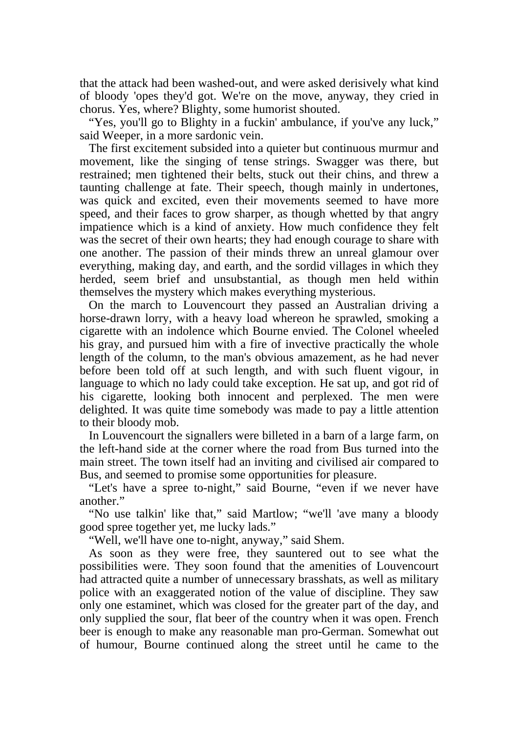that the attack had been washed-out, and were asked derisively what kind of bloody 'opes they'd got. We're on the move, anyway, they cried in chorus. Yes, where? Blighty, some humorist shouted.

"Yes, you'll go to Blighty in a fuckin' ambulance, if you've any luck," said Weeper, in a more sardonic vein.

The first excitement subsided into a quieter but continuous murmur and movement, like the singing of tense strings. Swagger was there, but restrained; men tightened their belts, stuck out their chins, and threw a taunting challenge at fate. Their speech, though mainly in undertones, was quick and excited, even their movements seemed to have more speed, and their faces to grow sharper, as though whetted by that angry impatience which is a kind of anxiety. How much confidence they felt was the secret of their own hearts; they had enough courage to share with one another. The passion of their minds threw an unreal glamour over everything, making day, and earth, and the sordid villages in which they herded, seem brief and unsubstantial, as though men held within themselves the mystery which makes everything mysterious.

On the march to Louvencourt they passed an Australian driving a horse-drawn lorry, with a heavy load whereon he sprawled, smoking a cigarette with an indolence which Bourne envied. The Colonel wheeled his gray, and pursued him with a fire of invective practically the whole length of the column, to the man's obvious amazement, as he had never before been told off at such length, and with such fluent vigour, in language to which no lady could take exception. He sat up, and got rid of his cigarette, looking both innocent and perplexed. The men were delighted. It was quite time somebody was made to pay a little attention to their bloody mob.

In Louvencourt the signallers were billeted in a barn of a large farm, on the left-hand side at the corner where the road from Bus turned into the main street. The town itself had an inviting and civilised air compared to Bus, and seemed to promise some opportunities for pleasure.

"Let's have a spree to-night," said Bourne, "even if we never have another."

"No use talkin' like that," said Martlow; "we'll 'ave many a bloody good spree together yet, me lucky lads."

"Well, we'll have one to-night, anyway," said Shem.

As soon as they were free, they sauntered out to see what the possibilities were. They soon found that the amenities of Louvencourt had attracted quite a number of unnecessary brasshats, as well as military police with an exaggerated notion of the value of discipline. They saw only one estaminet, which was closed for the greater part of the day, and only supplied the sour, flat beer of the country when it was open. French beer is enough to make any reasonable man pro-German. Somewhat out of humour, Bourne continued along the street until he came to the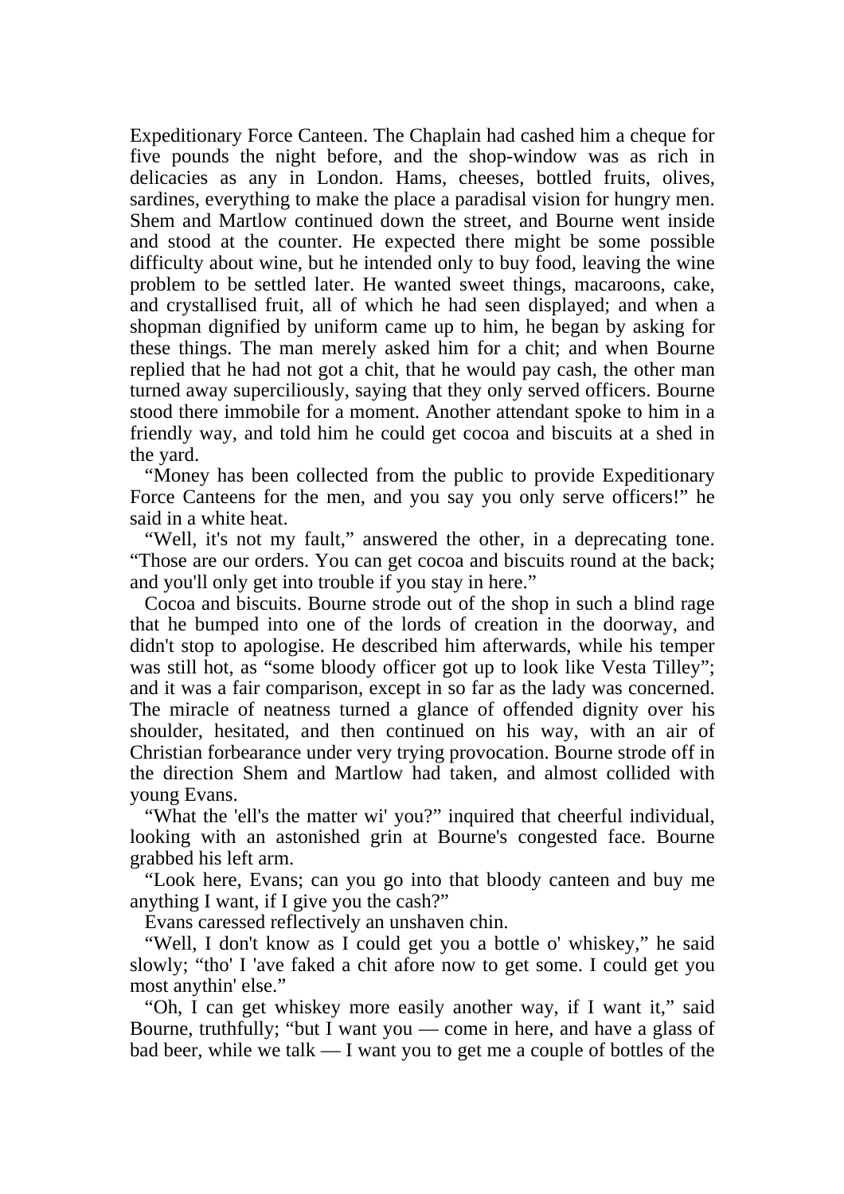Expeditionary Force Canteen. The Chaplain had cashed him a cheque for five pounds the night before, and the shop-window was as rich in delicacies as any in London. Hams, cheeses, bottled fruits, olives, sardines, everything to make the place a paradisal vision for hungry men. Shem and Martlow continued down the street, and Bourne went inside and stood at the counter. He expected there might be some possible difficulty about wine, but he intended only to buy food, leaving the wine problem to be settled later. He wanted sweet things, macaroons, cake, and crystallised fruit, all of which he had seen displayed; and when a shopman dignified by uniform came up to him, he began by asking for these things. The man merely asked him for a chit; and when Bourne replied that he had not got a chit, that he would pay cash, the other man turned away superciliously, saying that they only served officers. Bourne stood there immobile for a moment. Another attendant spoke to him in a friendly way, and told him he could get cocoa and biscuits at a shed in the yard.

"Money has been collected from the public to provide Expeditionary Force Canteens for the men, and you say you only serve officers!" he said in a white heat.

"Well, it's not my fault," answered the other, in a deprecating tone. "Those are our orders. You can get cocoa and biscuits round at the back; and you'll only get into trouble if you stay in here."

Cocoa and biscuits. Bourne strode out of the shop in such a blind rage that he bumped into one of the lords of creation in the doorway, and didn't stop to apologise. He described him afterwards, while his temper was still hot, as "some bloody officer got up to look like Vesta Tilley"; and it was a fair comparison, except in so far as the lady was concerned. The miracle of neatness turned a glance of offended dignity over his shoulder, hesitated, and then continued on his way, with an air of Christian forbearance under very trying provocation. Bourne strode off in the direction Shem and Martlow had taken, and almost collided with young Evans.

"What the 'ell's the matter wi' you?" inquired that cheerful individual, looking with an astonished grin at Bourne's congested face. Bourne grabbed his left arm.

"Look here, Evans; can you go into that bloody canteen and buy me anything I want, if I give you the cash?"

Evans caressed reflectively an unshaven chin.

"Well, I don't know as I could get you a bottle o' whiskey," he said slowly; "tho' I 'ave faked a chit afore now to get some. I could get you most anythin' else."

"Oh, I can get whiskey more easily another way, if I want it," said Bourne, truthfully; "but I want you — come in here, and have a glass of bad beer, while we talk — I want you to get me a couple of bottles of the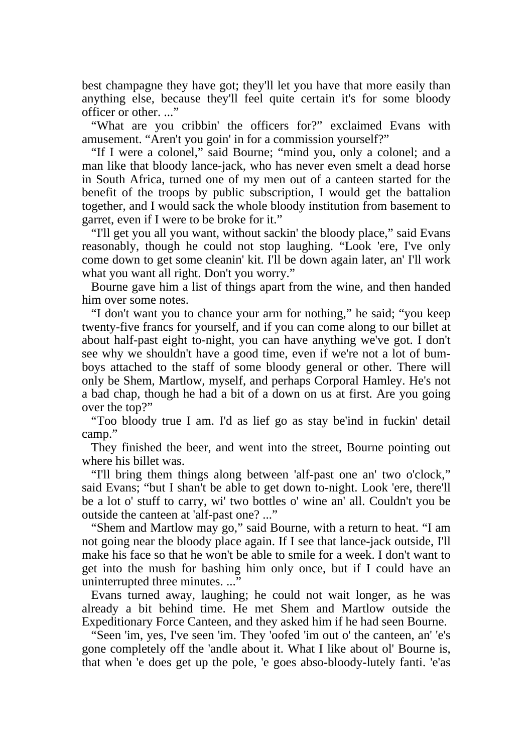best champagne they have got; they'll let you have that more easily than anything else, because they'll feel quite certain it's for some bloody officer or other. ..."

"What are you cribbin' the officers for?" exclaimed Evans with amusement. "Aren't you goin' in for a commission yourself?"

"If I were a colonel," said Bourne; "mind you, only a colonel; and a man like that bloody lance-jack, who has never even smelt a dead horse in South Africa, turned one of my men out of a canteen started for the benefit of the troops by public subscription, I would get the battalion together, and I would sack the whole bloody institution from basement to garret, even if I were to be broke for it."

"I'll get you all you want, without sackin' the bloody place," said Evans reasonably, though he could not stop laughing. "Look 'ere, I've only come down to get some cleanin' kit. I'll be down again later, an' I'll work what you want all right. Don't you worry."

Bourne gave him a list of things apart from the wine, and then handed him over some notes.

"I don't want you to chance your arm for nothing," he said; "you keep twenty-five francs for yourself, and if you can come along to our billet at about half-past eight to-night, you can have anything we've got. I don't see why we shouldn't have a good time, even if we're not a lot of bum-boys attached to the staff of some bloody general or other. There will only be Shem, Martlow, myself, and perhaps Corporal Hamley. He's not a bad chap, though he had a bit of a down on us at first. Are you going over the top?"

"Too bloody true I am. I'd as lief go as stay be'ind in fuckin' detail camp."

They finished the beer, and went into the street, Bourne pointing out where his billet was.

"I'll bring them things along between 'alf-past one an' two o'clock," said Evans; "but I shan't be able to get down to-night. Look 'ere, there'll be a lot o' stuff to carry, wi' two bottles o' wine an' all. Couldn't you be outside the canteen at 'alf-past one? ..."

"Shem and Martlow may go," said Bourne, with a return to heat. "I am not going near the bloody place again. If I see that lance-jack outside, I'll make his face so that he won't be able to smile for a week. I don't want to get into the mush for bashing him only once, but if I could have an uninterrupted three minutes. ..."

Evans turned away, laughing; he could not wait longer, as he was already a bit behind time. He met Shem and Martlow outside the Expeditionary Force Canteen, and they asked him if he had seen Bourne.

"Seen 'im, yes, I've seen 'im. They 'oofed 'im out o' the canteen, an' 'e's gone completely off the 'andle about it. What I like about ol' Bourne is, that when 'e does get up the pole, 'e goes abso-bloody-lutely fanti. 'e'as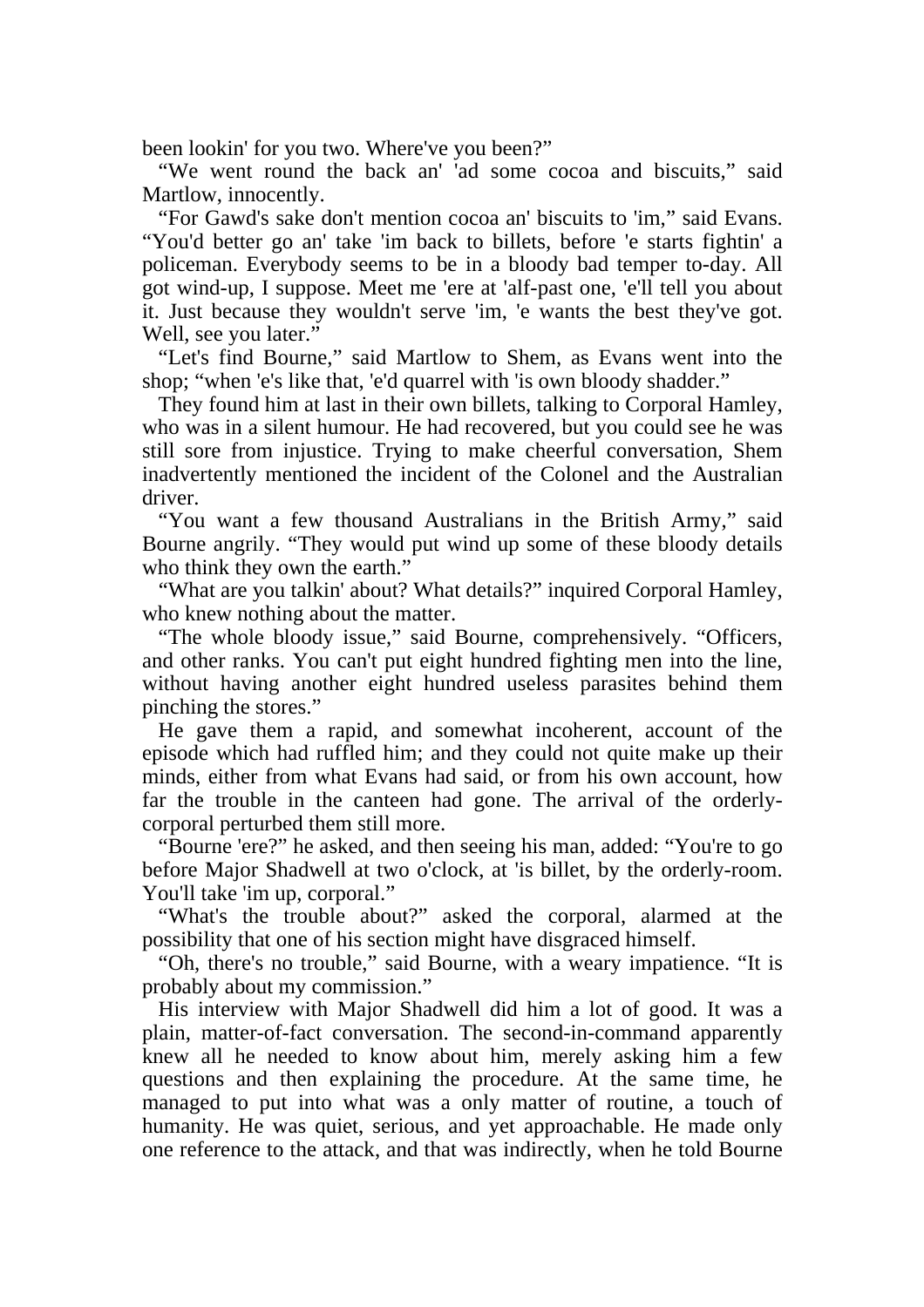been lookin' for you two. Where've you been?"

"We went round the back an' 'ad some cocoa and biscuits," said Martlow, innocently.

"For Gawd's sake don't mention cocoa an' biscuits to 'im," said Evans. "You'd better go an' take 'im back to billets, before 'e starts fightin' a policeman. Everybody seems to be in a bloody bad temper to-day. All got wind-up, I suppose. Meet me 'ere at 'alf-past one, 'e'll tell you about it. Just because they wouldn't serve 'im, 'e wants the best they've got. Well, see you later."

"Let's find Bourne," said Martlow to Shem, as Evans went into the shop; "when 'e's like that, 'e'd quarrel with 'is own bloody shadder."

They found him at last in their own billets, talking to Corporal Hamley, who was in a silent humour. He had recovered, but you could see he was still sore from injustice. Trying to make cheerful conversation, Shem inadvertently mentioned the incident of the Colonel and the Australian driver.

"You want a few thousand Australians in the British Army," said Bourne angrily. "They would put wind up some of these bloody details who think they own the earth."

"What are you talkin' about? What details?" inquired Corporal Hamley, who knew nothing about the matter.

"The whole bloody issue," said Bourne, comprehensively. "Officers, and other ranks. You can't put eight hundred fighting men into the line, without having another eight hundred useless parasites behind them pinching the stores."

He gave them a rapid, and somewhat incoherent, account of the episode which had ruffled him; and they could not quite make up their minds, either from what Evans had said, or from his own account, how far the trouble in the canteen had gone. The arrival of the orderly-corporal perturbed them still more.

"Bourne 'ere?" he asked, and then seeing his man, added: "You're to go before Major Shadwell at two o'clock, at 'is billet, by the orderly-room. You'll take 'im up, corporal."

"What's the trouble about?" asked the corporal, alarmed at the possibility that one of his section might have disgraced himself.

"Oh, there's no trouble," said Bourne, with a weary impatience. "It is probably about my commission."

His interview with Major Shadwell did him a lot of good. It was a plain, matter-of-fact conversation. The second-in-command apparently knew all he needed to know about him, merely asking him a few questions and then explaining the procedure. At the same time, he managed to put into what was a only matter of routine, a touch of humanity. He was quiet, serious, and yet approachable. He made only one reference to the attack, and that was indirectly, when he told Bourne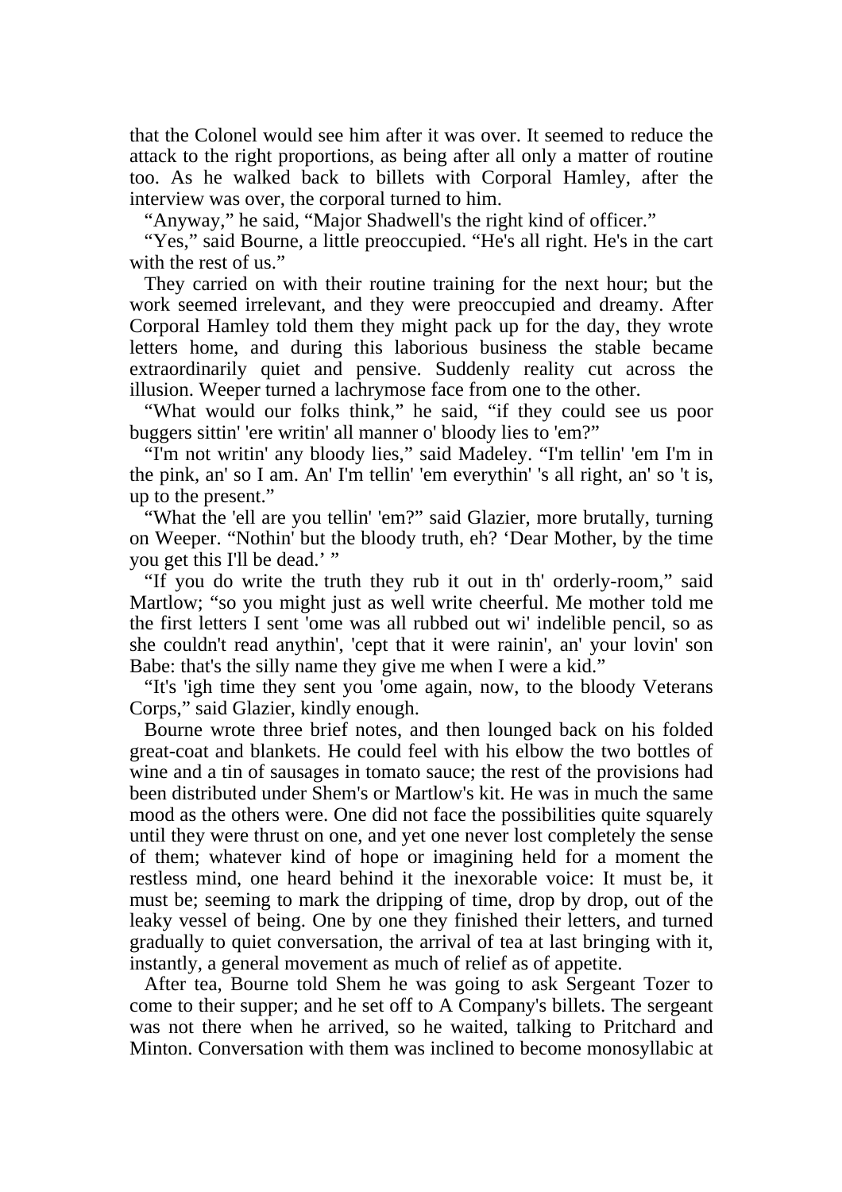that the Colonel would see him after it was over. It seemed to reduce the attack to the right proportions, as being after all only a matter of routine too. As he walked back to billets with Corporal Hamley, after the interview was over, the corporal turned to him.

"Anyway," he said, "Major Shadwell's the right kind of officer."

"Yes," said Bourne, a little preoccupied. "He's all right. He's in the cart with the rest of us."

They carried on with their routine training for the next hour; but the work seemed irrelevant, and they were preoccupied and dreamy. After Corporal Hamley told them they might pack up for the day, they wrote letters home, and during this laborious business the stable became extraordinarily quiet and pensive. Suddenly reality cut across the illusion. Weeper turned a lachrymose face from one to the other.

"What would our folks think," he said, "if they could see us poor buggers sittin' 'ere writin' all manner o' bloody lies to 'em?"

"I'm not writin' any bloody lies," said Madeley. "I'm tellin' 'em I'm in the pink, an' so I am. An' I'm tellin' 'em everythin' 's all right, an' so 't is, up to the present."

"What the 'ell are you tellin' 'em?" said Glazier, more brutally, turning on Weeper. "Nothin' but the bloody truth, eh? 'Dear Mother, by the time you get this I'll be dead.' "

"If you do write the truth they rub it out in th' orderly-room," said Martlow; "so you might just as well write cheerful. Me mother told me the first letters I sent 'ome was all rubbed out wi' indelible pencil, so as she couldn't read anythin', 'cept that it were rainin', an' your lovin' son Babe: that's the silly name they give me when I were a kid."

"It's 'igh time they sent you 'ome again, now, to the bloody Veterans Corps," said Glazier, kindly enough.

Bourne wrote three brief notes, and then lounged back on his folded great-coat and blankets. He could feel with his elbow the two bottles of wine and a tin of sausages in tomato sauce; the rest of the provisions had been distributed under Shem's or Martlow's kit. He was in much the same mood as the others were. One did not face the possibilities quite squarely until they were thrust on one, and yet one never lost completely the sense of them; whatever kind of hope or imagining held for a moment the restless mind, one heard behind it the inexorable voice: It must be, it must be; seeming to mark the dripping of time, drop by drop, out of the leaky vessel of being. One by one they finished their letters, and turned gradually to quiet conversation, the arrival of tea at last bringing with it, instantly, a general movement as much of relief as of appetite.

After tea, Bourne told Shem he was going to ask Sergeant Tozer to come to their supper; and he set off to A Company's billets. The sergeant was not there when he arrived, so he waited, talking to Pritchard and Minton. Conversation with them was inclined to become monosyllabic at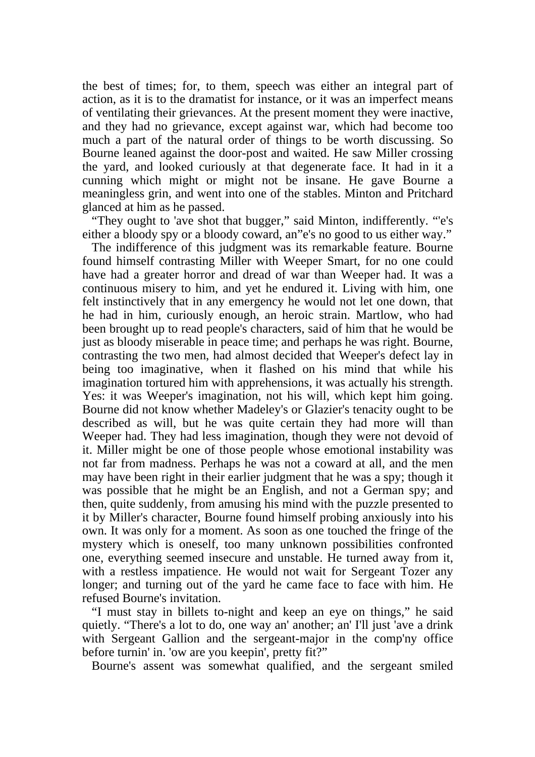the best of times; for, to them, speech was either an integral part of action, as it is to the dramatist for instance, or it was an imperfect means of ventilating their grievances. At the present moment they were inactive, and they had no grievance, except against war, which had become too much a part of the natural order of things to be worth discussing. So Bourne leaned against the door-post and waited. He saw Miller crossing the yard, and looked curiously at that degenerate face. It had in it a cunning which might or might not be insane. He gave Bourne a meaningless grin, and went into one of the stables. Minton and Pritchard glanced at him as he passed.

"They ought to 'ave shot that bugger," said Minton, indifferently. "'e's either a bloody spy or a bloody coward, an"e's no good to us either way."

The indifference of this judgment was its remarkable feature. Bourne found himself contrasting Miller with Weeper Smart, for no one could have had a greater horror and dread of war than Weeper had. It was a continuous misery to him, and yet he endured it. Living with him, one felt instinctively that in any emergency he would not let one down, that he had in him, curiously enough, an heroic strain. Martlow, who had been brought up to read people's characters, said of him that he would be just as bloody miserable in peace time; and perhaps he was right. Bourne, contrasting the two men, had almost decided that Weeper's defect lay in being too imaginative, when it flashed on his mind that while his imagination tortured him with apprehensions, it was actually his strength. Yes: it was Weeper's imagination, not his will, which kept him going. Bourne did not know whether Madeley's or Glazier's tenacity ought to be described as will, but he was quite certain they had more will than Weeper had. They had less imagination, though they were not devoid of it. Miller might be one of those people whose emotional instability was not far from madness. Perhaps he was not a coward at all, and the men may have been right in their earlier judgment that he was a spy; though it was possible that he might be an English, and not a German spy; and then, quite suddenly, from amusing his mind with the puzzle presented to it by Miller's character, Bourne found himself probing anxiously into his own. It was only for a moment. As soon as one touched the fringe of the mystery which is oneself, too many unknown possibilities confronted one, everything seemed insecure and unstable. He turned away from it, with a restless impatience. He would not wait for Sergeant Tozer any longer; and turning out of the yard he came face to face with him. He refused Bourne's invitation.

"I must stay in billets to-night and keep an eye on things," he said quietly. "There's a lot to do, one way an' another; an' I'll just 'ave a drink with Sergeant Gallion and the sergeant-major in the comp'ny office before turnin' in. 'ow are you keepin', pretty fit?"

Bourne's assent was somewhat qualified, and the sergeant smiled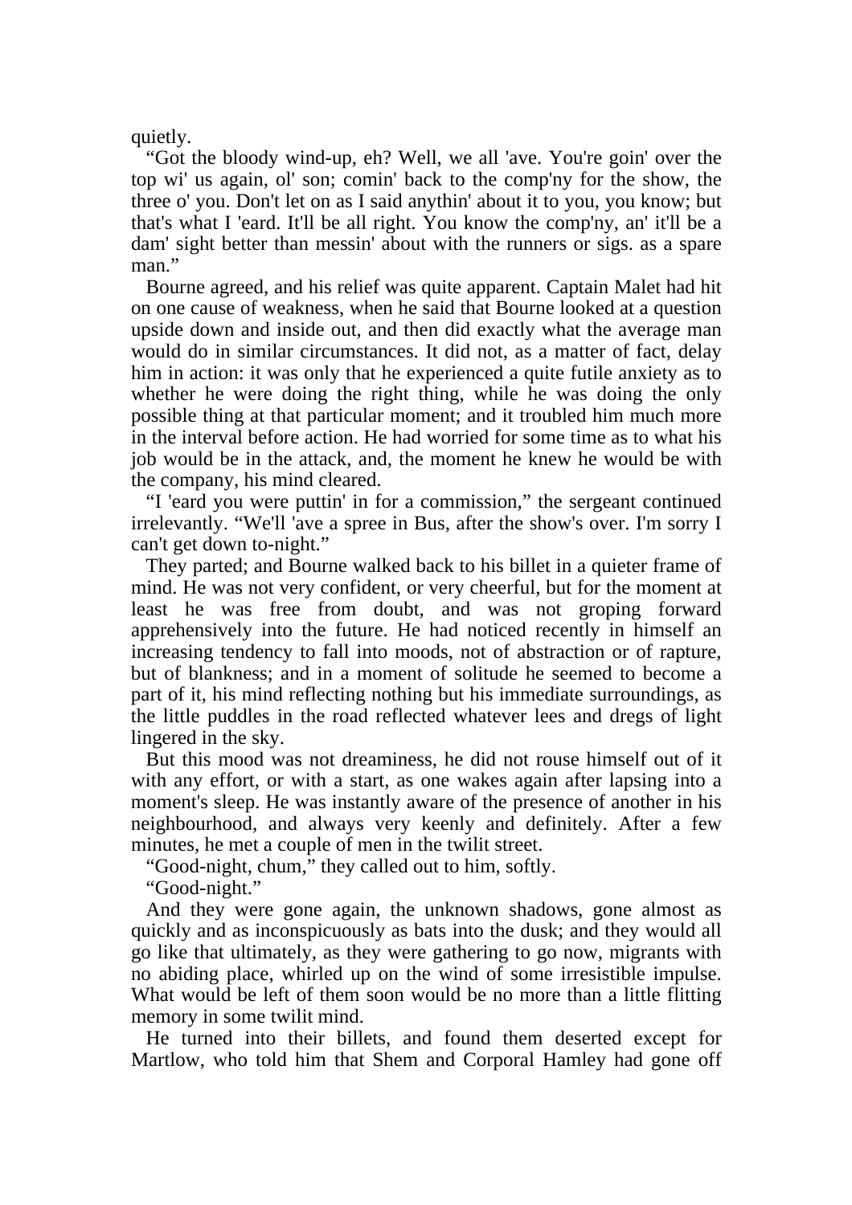quietly.

“Got the bloody wind-up, eh? Well, we all 'ave. You're goin' over the top wi' us again, ol' son; comin' back to the comp'ny for the show, the three o' you. Don't let on as I said anythin' about it to you, you know; but that's what I 'eard. It'll be all right. You know the comp'ny, an' it'll be a dam' sight better than messin' about with the runners or sigs. as a spare man.”

Bourne agreed, and his relief was quite apparent. Captain Malet had hit on one cause of weakness, when he said that Bourne looked at a question upside down and inside out, and then did exactly what the average man would do in similar circumstances. It did not, as a matter of fact, delay him in action: it was only that he experienced a quite futile anxiety as to whether he were doing the right thing, while he was doing the only possible thing at that particular moment; and it troubled him much more in the interval before action. He had worried for some time as to what his job would be in the attack, and, the moment he knew he would be with the company, his mind cleared.

“I 'eard you were puttin' in for a commission,” the sergeant continued irrelevantly. “We'll 'ave a spree in Bus, after the show's over. I'm sorry I can't get down to-night.”

They parted; and Bourne walked back to his billet in a quieter frame of mind. He was not very confident, or very cheerful, but for the moment at least he was free from doubt, and was not groping forward apprehensively into the future. He had noticed recently in himself an increasing tendency to fall into moods, not of abstraction or of rapture, but of blankness; and in a moment of solitude he seemed to become a part of it, his mind reflecting nothing but his immediate surroundings, as the little puddles in the road reflected whatever lees and dregs of light lingered in the sky.

But this mood was not dreaminess, he did not rouse himself out of it with any effort, or with a start, as one wakes again after lapsing into a moment's sleep. He was instantly aware of the presence of another in his neighbourhood, and always very keenly and definitely. After a few minutes, he met a couple of men in the twilit street.

“Good-night, chum,” they called out to him, softly.

“Good-night.”

And they were gone again, the unknown shadows, gone almost as quickly and as inconspicuously as bats into the dusk; and they would all go like that ultimately, as they were gathering to go now, migrants with no abiding place, whirled up on the wind of some irresistible impulse. What would be left of them soon would be no more than a little flitting memory in some twilit mind.

He turned into their billets, and found them deserted except for Martlow, who told him that Shem and Corporal Hamley had gone off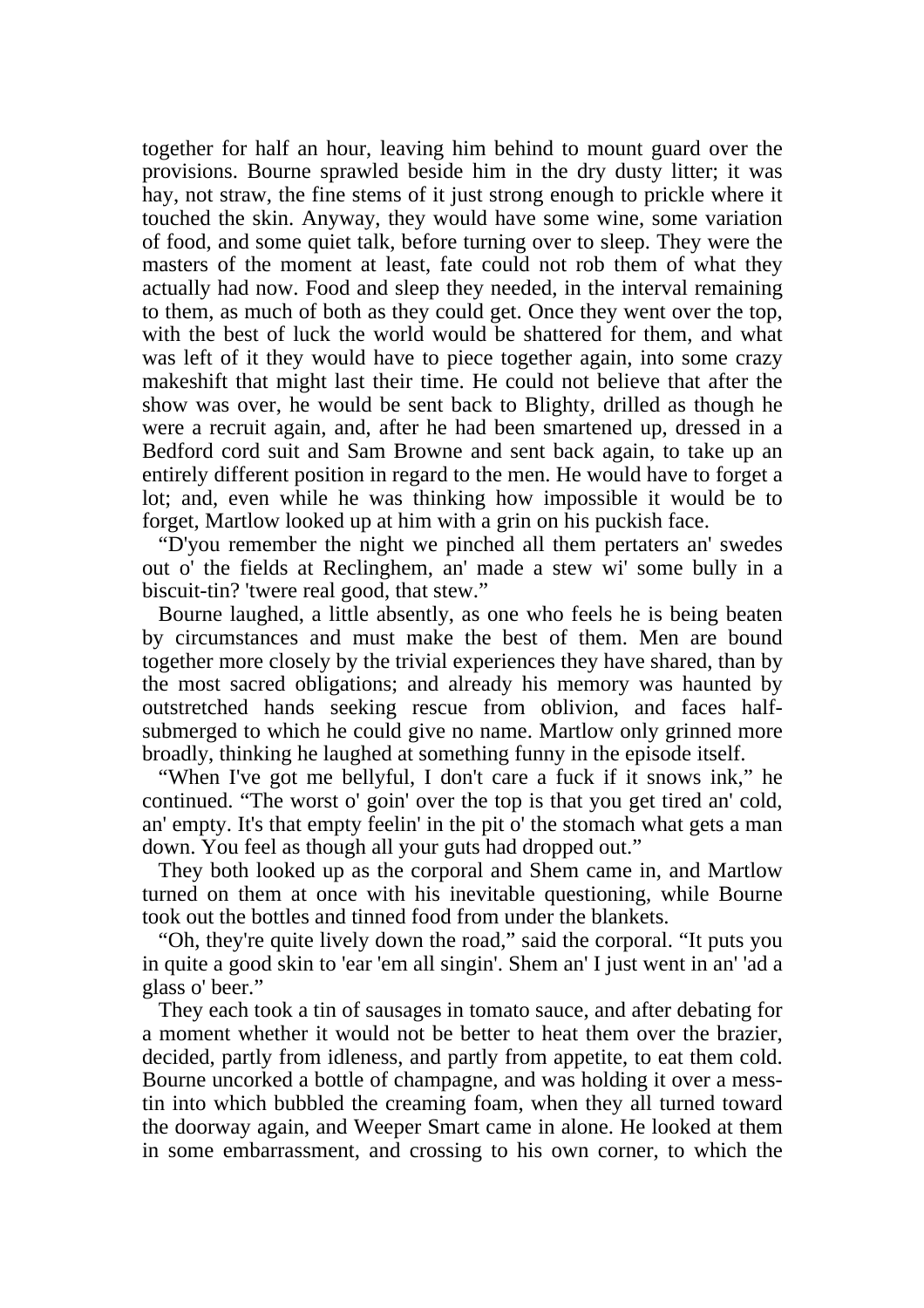together for half an hour, leaving him behind to mount guard over the provisions. Bourne sprawled beside him in the dry dusty litter; it was hay, not straw, the fine stems of it just strong enough to prickle where it touched the skin. Anyway, they would have some wine, some variation of food, and some quiet talk, before turning over to sleep. They were the masters of the moment at least, fate could not rob them of what they actually had now. Food and sleep they needed, in the interval remaining to them, as much of both as they could get. Once they went over the top, with the best of luck the world would be shattered for them, and what was left of it they would have to piece together again, into some crazy makeshift that might last their time. He could not believe that after the show was over, he would be sent back to Blighty, drilled as though he were a recruit again, and, after he had been smartened up, dressed in a Bedford cord suit and Sam Browne and sent back again, to take up an entirely different position in regard to the men. He would have to forget a lot; and, even while he was thinking how impossible it would be to forget, Martlow looked up at him with a grin on his puckish face.

"D'you remember the night we pinched all them pertaters an' swedes out o' the fields at Reclinghem, an' made a stew wi' some bully in a biscuit-tin? 'twere real good, that stew."

Bourne laughed, a little absently, as one who feels he is being beaten by circumstances and must make the best of them. Men are bound together more closely by the trivial experiences they have shared, than by the most sacred obligations; and already his memory was haunted by outstretched hands seeking rescue from oblivion, and faces half-submerged to which he could give no name. Martlow only grinned more broadly, thinking he laughed at something funny in the episode itself.

"When I've got me bellyful, I don't care a fuck if it snows ink," he continued. "The worst o' goin' over the top is that you get tired an' cold, an' empty. It's that empty feelin' in the pit o' the stomach what gets a man down. You feel as though all your guts had dropped out."

They both looked up as the corporal and Shem came in, and Martlow turned on them at once with his inevitable questioning, while Bourne took out the bottles and tinned food from under the blankets.

"Oh, they're quite lively down the road," said the corporal. "It puts you in quite a good skin to 'ear 'em all singin'. Shem an' I just went in an' 'ad a glass o' beer."

They each took a tin of sausages in tomato sauce, and after debating for a moment whether it would not be better to heat them over the brazier, decided, partly from idleness, and partly from appetite, to eat them cold. Bourne uncorked a bottle of champagne, and was holding it over a mess-tin into which bubbled the creaming foam, when they all turned toward the doorway again, and Weeper Smart came in alone. He looked at them in some embarrassment, and crossing to his own corner, to which the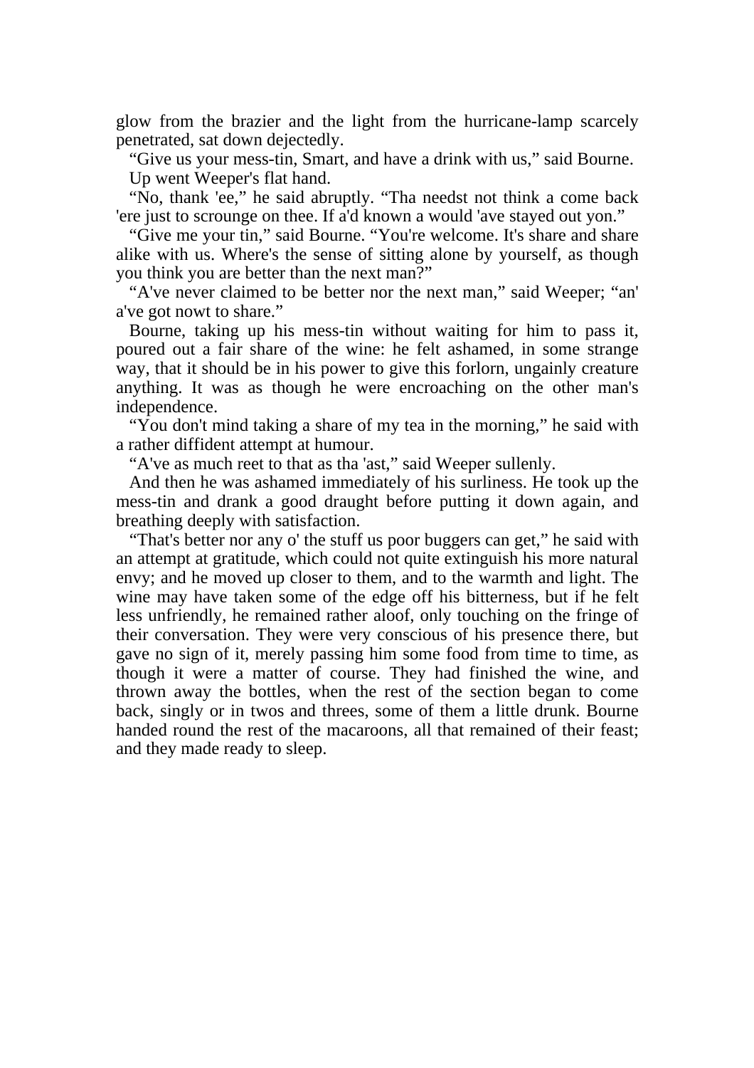glow from the brazier and the light from the hurricane-lamp scarcely penetrated, sat down dejectedly.

"Give us your mess-tin, Smart, and have a drink with us," said Bourne.

Up went Weeper's flat hand.

"No, thank 'ee," he said abruptly. "Tha needst not think a come back 'ere just to scrounge on thee. If a'd known a would 'ave stayed out yon."

"Give me your tin," said Bourne. "You're welcome. It's share and share alike with us. Where's the sense of sitting alone by yourself, as though you think you are better than the next man?"

"A've never claimed to be better nor the next man," said Weeper; "an' a've got nowt to share."

Bourne, taking up his mess-tin without waiting for him to pass it, poured out a fair share of the wine: he felt ashamed, in some strange way, that it should be in his power to give this forlorn, ungainly creature anything. It was as though he were encroaching on the other man's independence.

"You don't mind taking a share of my tea in the morning," he said with a rather diffident attempt at humour.

"A've as much reet to that as tha 'ast," said Weeper sullenly.

And then he was ashamed immediately of his surliness. He took up the mess-tin and drank a good draught before putting it down again, and breathing deeply with satisfaction.

"That's better nor any o' the stuff us poor buggers can get," he said with an attempt at gratitude, which could not quite extinguish his more natural envy; and he moved up closer to them, and to the warmth and light. The wine may have taken some of the edge off his bitterness, but if he felt less unfriendly, he remained rather aloof, only touching on the fringe of their conversation. They were very conscious of his presence there, but gave no sign of it, merely passing him some food from time to time, as though it were a matter of course. They had finished the wine, and thrown away the bottles, when the rest of the section began to come back, singly or in twos and threes, some of them a little drunk. Bourne handed round the rest of the macaroons, all that remained of their feast; and they made ready to sleep.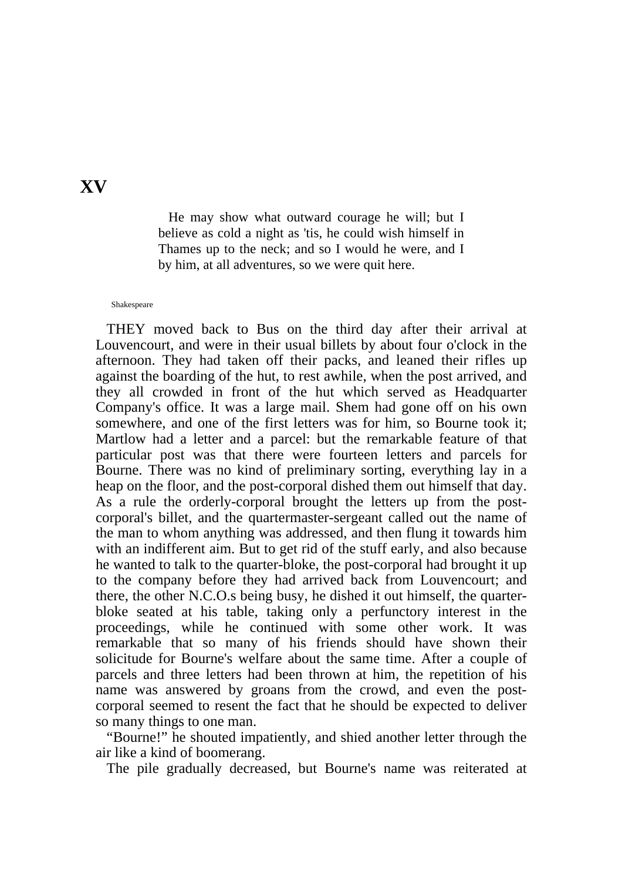# XV

> He may show what outward courage he will; but I believe as cold a night as 'tis, he could wish himself in Thames up to the neck; and so I would he were, and I by him, at all adventures, so we were quit here.

Shakespeare

THEY moved back to Bus on the third day after their arrival at Louvencourt, and were in their usual billets by about four o'clock in the afternoon. They had taken off their packs, and leaned their rifles up against the boarding of the hut, to rest awhile, when the post arrived, and they all crowded in front of the hut which served as Headquarter Company's office. It was a large mail. Shem had gone off on his own somewhere, and one of the first letters was for him, so Bourne took it; Martlow had a letter and a parcel: but the remarkable feature of that particular post was that there were fourteen letters and parcels for Bourne. There was no kind of preliminary sorting, everything lay in a heap on the floor, and the post-corporal dished them out himself that day. As a rule the orderly-corporal brought the letters up from the post-corporal's billet, and the quartermaster-sergeant called out the name of the man to whom anything was addressed, and then flung it towards him with an indifferent aim. But to get rid of the stuff early, and also because he wanted to talk to the quarter-bloke, the post-corporal had brought it up to the company before they had arrived back from Louvencourt; and there, the other N.C.O.s being busy, he dished it out himself, the quarter-bloke seated at his table, taking only a perfunctory interest in the proceedings, while he continued with some other work. It was remarkable that so many of his friends should have shown their solicitude for Bourne's welfare about the same time. After a couple of parcels and three letters had been thrown at him, the repetition of his name was answered by groans from the crowd, and even the post-corporal seemed to resent the fact that he should be expected to deliver so many things to one man.

"Bourne!" he shouted impatiently, and shied another letter through the air like a kind of boomerang.

The pile gradually decreased, but Bourne's name was reiterated at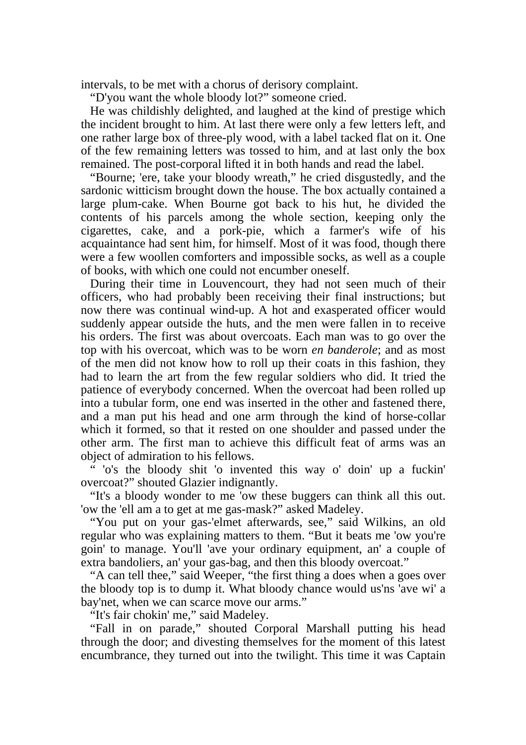intervals, to be met with a chorus of derisory complaint.

"D'you want the whole bloody lot?" someone cried.

He was childishly delighted, and laughed at the kind of prestige which the incident brought to him. At last there were only a few letters left, and one rather large box of three-ply wood, with a label tacked flat on it. One of the few remaining letters was tossed to him, and at last only the box remained. The post-corporal lifted it in both hands and read the label.

"Bourne; 'ere, take your bloody wreath," he cried disgustedly, and the sardonic witticism brought down the house. The box actually contained a large plum-cake. When Bourne got back to his hut, he divided the contents of his parcels among the whole section, keeping only the cigarettes, cake, and a pork-pie, which a farmer's wife of his acquaintance had sent him, for himself. Most of it was food, though there were a few woollen comforters and impossible socks, as well as a couple of books, with which one could not encumber oneself.

During their time in Louvencourt, they had not seen much of their officers, who had probably been receiving their final instructions; but now there was continual wind-up. A hot and exasperated officer would suddenly appear outside the huts, and the men were fallen in to receive his orders. The first was about overcoats. Each man was to go over the top with his overcoat, which was to be worn *en banderole*; and as most of the men did not know how to roll up their coats in this fashion, they had to learn the art from the few regular soldiers who did. It tried the patience of everybody concerned. When the overcoat had been rolled up into a tubular form, one end was inserted in the other and fastened there, and a man put his head and one arm through the kind of horse-collar which it formed, so that it rested on one shoulder and passed under the other arm. The first man to achieve this difficult feat of arms was an object of admiration to his fellows.

" 'o's the bloody shit 'o invented this way o' doin' up a fuckin' overcoat?" shouted Glazier indignantly.

"It's a bloody wonder to me 'ow these buggers can think all this out. 'ow the 'ell am a to get at me gas-mask?" asked Madeley.

"You put on your gas-'elmet afterwards, see," said Wilkins, an old regular who was explaining matters to them. "But it beats me 'ow you're goin' to manage. You'll 'ave your ordinary equipment, an' a couple of extra bandoliers, an' your gas-bag, and then this bloody overcoat."

"A can tell thee," said Weeper, "the first thing a does when a goes over the bloody top is to dump it. What bloody chance would us'ns 'ave wi' a bay'net, when we can scarce move our arms."

"It's fair chokin' me," said Madeley.

"Fall in on parade," shouted Corporal Marshall putting his head through the door; and divesting themselves for the moment of this latest encumbrance, they turned out into the twilight. This time it was Captain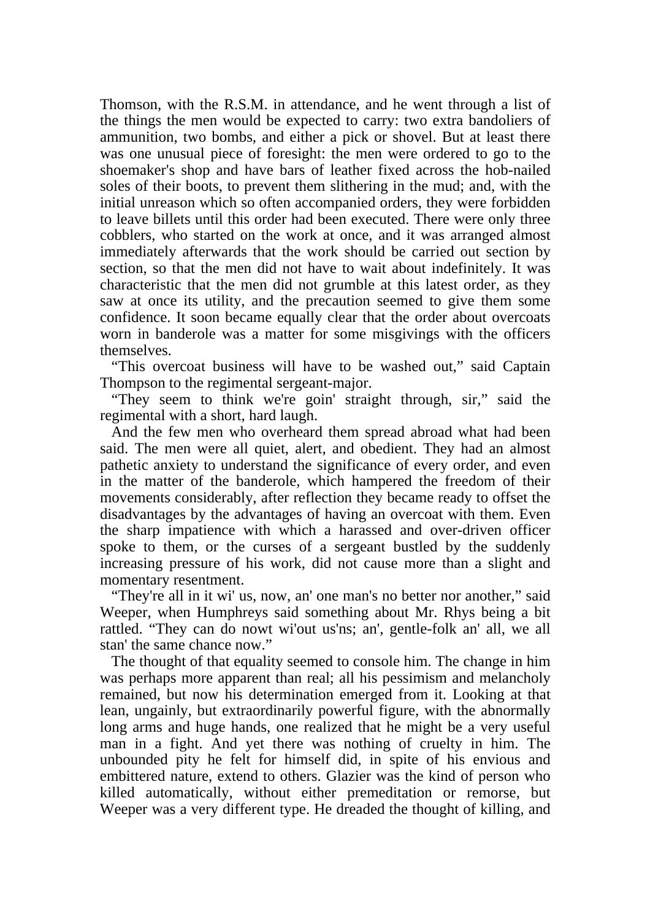Thomson, with the R.S.M. in attendance, and he went through a list of the things the men would be expected to carry: two extra bandoliers of ammunition, two bombs, and either a pick or shovel. But at least there was one unusual piece of foresight: the men were ordered to go to the shoemaker's shop and have bars of leather fixed across the hob-nailed soles of their boots, to prevent them slithering in the mud; and, with the initial unreason which so often accompanied orders, they were forbidden to leave billets until this order had been executed. There were only three cobblers, who started on the work at once, and it was arranged almost immediately afterwards that the work should be carried out section by section, so that the men did not have to wait about indefinitely. It was characteristic that the men did not grumble at this latest order, as they saw at once its utility, and the precaution seemed to give them some confidence. It soon became equally clear that the order about overcoats worn in banderole was a matter for some misgivings with the officers themselves.

"This overcoat business will have to be washed out," said Captain Thompson to the regimental sergeant-major.

"They seem to think we're goin' straight through, sir," said the regimental with a short, hard laugh.

And the few men who overheard them spread abroad what had been said. The men were all quiet, alert, and obedient. They had an almost pathetic anxiety to understand the significance of every order, and even in the matter of the banderole, which hampered the freedom of their movements considerably, after reflection they became ready to offset the disadvantages by the advantages of having an overcoat with them. Even the sharp impatience with which a harassed and over-driven officer spoke to them, or the curses of a sergeant bustled by the suddenly increasing pressure of his work, did not cause more than a slight and momentary resentment.

"They're all in it wi' us, now, an' one man's no better nor another," said Weeper, when Humphreys said something about Mr. Rhys being a bit rattled. "They can do nowt wi'out us'ns; an', gentle-folk an' all, we all stan' the same chance now."

The thought of that equality seemed to console him. The change in him was perhaps more apparent than real; all his pessimism and melancholy remained, but now his determination emerged from it. Looking at that lean, ungainly, but extraordinarily powerful figure, with the abnormally long arms and huge hands, one realized that he might be a very useful man in a fight. And yet there was nothing of cruelty in him. The unbounded pity he felt for himself did, in spite of his envious and embittered nature, extend to others. Glazier was the kind of person who killed automatically, without either premeditation or remorse, but Weeper was a very different type. He dreaded the thought of killing, and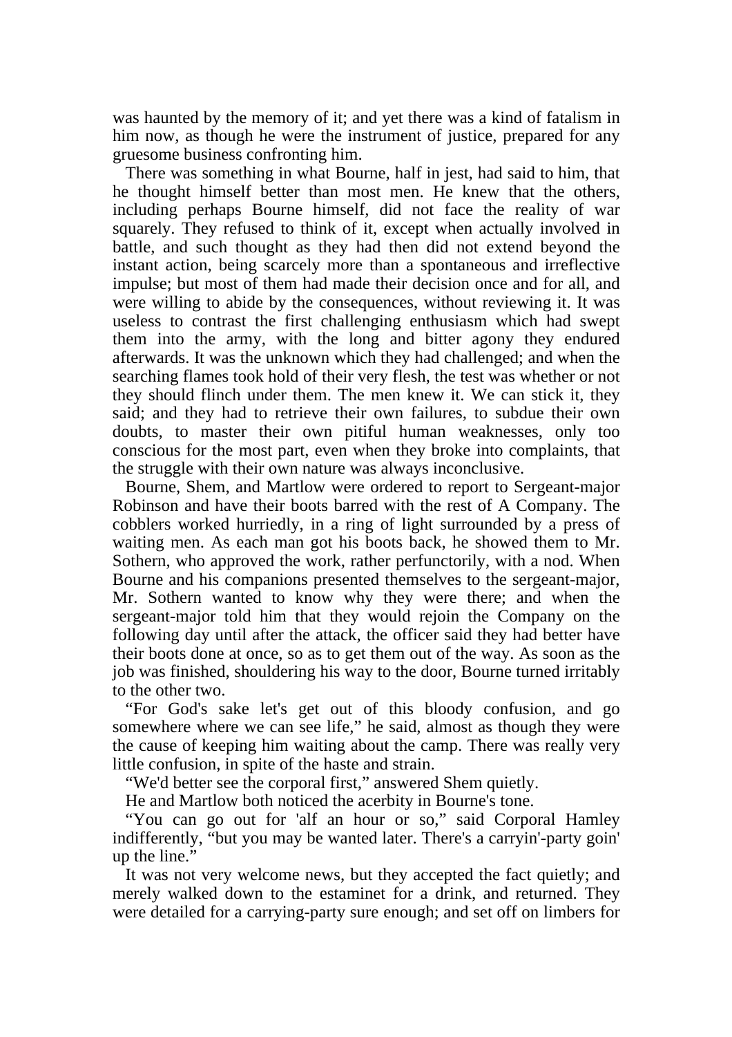was haunted by the memory of it; and yet there was a kind of fatalism in him now, as though he were the instrument of justice, prepared for any gruesome business confronting him.

There was something in what Bourne, half in jest, had said to him, that he thought himself better than most men. He knew that the others, including perhaps Bourne himself, did not face the reality of war squarely. They refused to think of it, except when actually involved in battle, and such thought as they had then did not extend beyond the instant action, being scarcely more than a spontaneous and irreflective impulse; but most of them had made their decision once and for all, and were willing to abide by the consequences, without reviewing it. It was useless to contrast the first challenging enthusiasm which had swept them into the army, with the long and bitter agony they endured afterwards. It was the unknown which they had challenged; and when the searching flames took hold of their very flesh, the test was whether or not they should flinch under them. The men knew it. We can stick it, they said; and they had to retrieve their own failures, to subdue their own doubts, to master their own pitiful human weaknesses, only too conscious for the most part, even when they broke into complaints, that the struggle with their own nature was always inconclusive.

Bourne, Shem, and Martlow were ordered to report to Sergeant-major Robinson and have their boots barred with the rest of A Company. The cobblers worked hurriedly, in a ring of light surrounded by a press of waiting men. As each man got his boots back, he showed them to Mr. Sothern, who approved the work, rather perfunctorily, with a nod. When Bourne and his companions presented themselves to the sergeant-major, Mr. Sothern wanted to know why they were there; and when the sergeant-major told him that they would rejoin the Company on the following day until after the attack, the officer said they had better have their boots done at once, so as to get them out of the way. As soon as the job was finished, shouldering his way to the door, Bourne turned irritably to the other two.

"For God's sake let's get out of this bloody confusion, and go somewhere where we can see life," he said, almost as though they were the cause of keeping him waiting about the camp. There was really very little confusion, in spite of the haste and strain.

"We'd better see the corporal first," answered Shem quietly.

He and Martlow both noticed the acerbity in Bourne's tone.

"You can go out for 'alf an hour or so," said Corporal Hamley indifferently, "but you may be wanted later. There's a carryin'-party goin' up the line."

It was not very welcome news, but they accepted the fact quietly; and merely walked down to the estaminet for a drink, and returned. They were detailed for a carrying-party sure enough; and set off on limbers for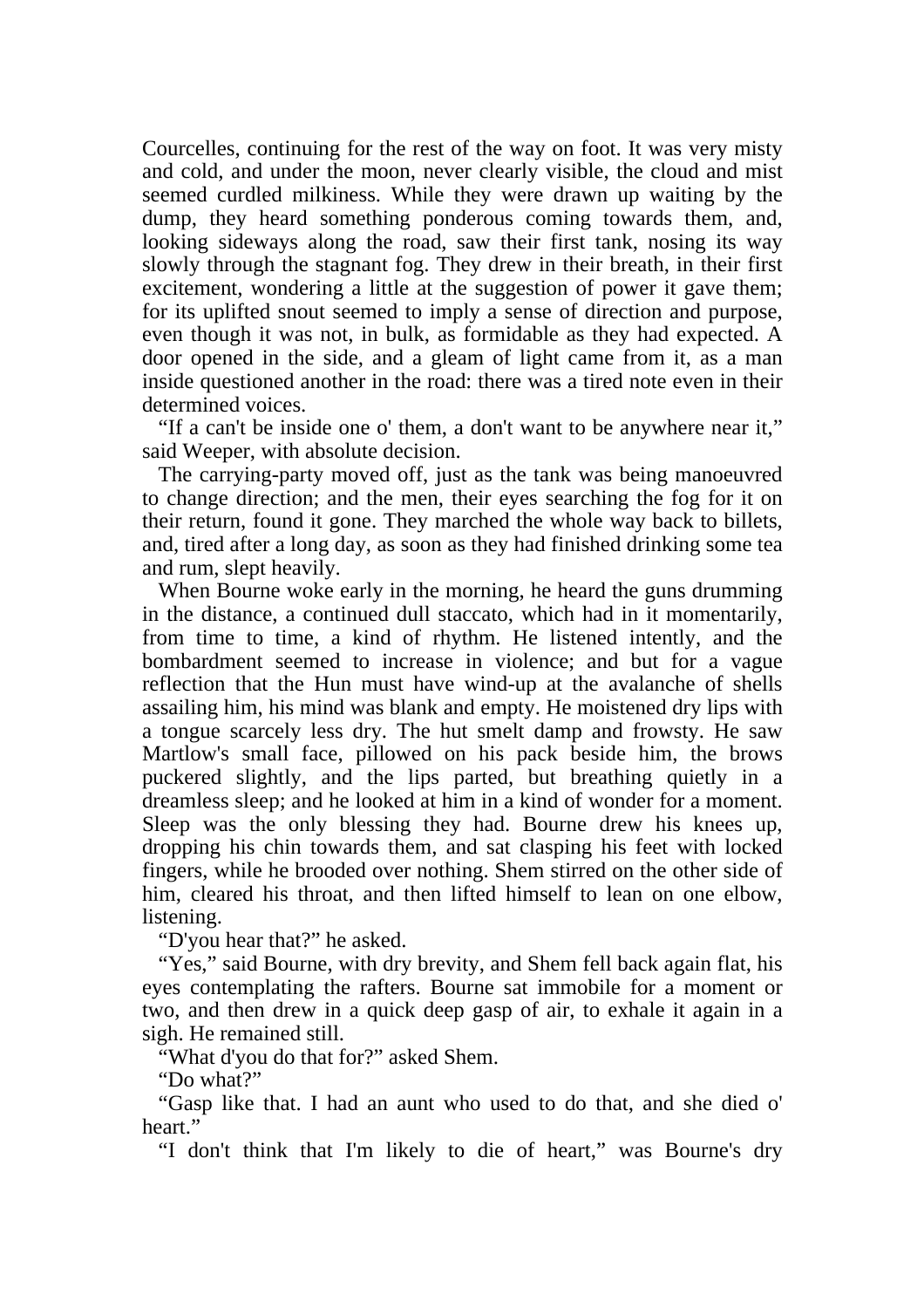Courcelles, continuing for the rest of the way on foot. It was very misty and cold, and under the moon, never clearly visible, the cloud and mist seemed curdled milkiness. While they were drawn up waiting by the dump, they heard something ponderous coming towards them, and, looking sideways along the road, saw their first tank, nosing its way slowly through the stagnant fog. They drew in their breath, in their first excitement, wondering a little at the suggestion of power it gave them; for its uplifted snout seemed to imply a sense of direction and purpose, even though it was not, in bulk, as formidable as they had expected. A door opened in the side, and a gleam of light came from it, as a man inside questioned another in the road: there was a tired note even in their determined voices.

"If a can't be inside one o' them, a don't want to be anywhere near it," said Weeper, with absolute decision.

The carrying-party moved off, just as the tank was being manoeuvred to change direction; and the men, their eyes searching the fog for it on their return, found it gone. They marched the whole way back to billets, and, tired after a long day, as soon as they had finished drinking some tea and rum, slept heavily.

When Bourne woke early in the morning, he heard the guns drumming in the distance, a continued dull staccato, which had in it momentarily, from time to time, a kind of rhythm. He listened intently, and the bombardment seemed to increase in violence; and but for a vague reflection that the Hun must have wind-up at the avalanche of shells assailing him, his mind was blank and empty. He moistened dry lips with a tongue scarcely less dry. The hut smelt damp and frowsty. He saw Martlow's small face, pillowed on his pack beside him, the brows puckered slightly, and the lips parted, but breathing quietly in a dreamless sleep; and he looked at him in a kind of wonder for a moment. Sleep was the only blessing they had. Bourne drew his knees up, dropping his chin towards them, and sat clasping his feet with locked fingers, while he brooded over nothing. Shem stirred on the other side of him, cleared his throat, and then lifted himself to lean on one elbow, listening.

"D'you hear that?" he asked.

"Yes," said Bourne, with dry brevity, and Shem fell back again flat, his eyes contemplating the rafters. Bourne sat immobile for a moment or two, and then drew in a quick deep gasp of air, to exhale it again in a sigh. He remained still.

"What d'you do that for?" asked Shem.

"Do what?"

"Gasp like that. I had an aunt who used to do that, and she died o' heart."

"I don't think that I'm likely to die of heart," was Bourne's dry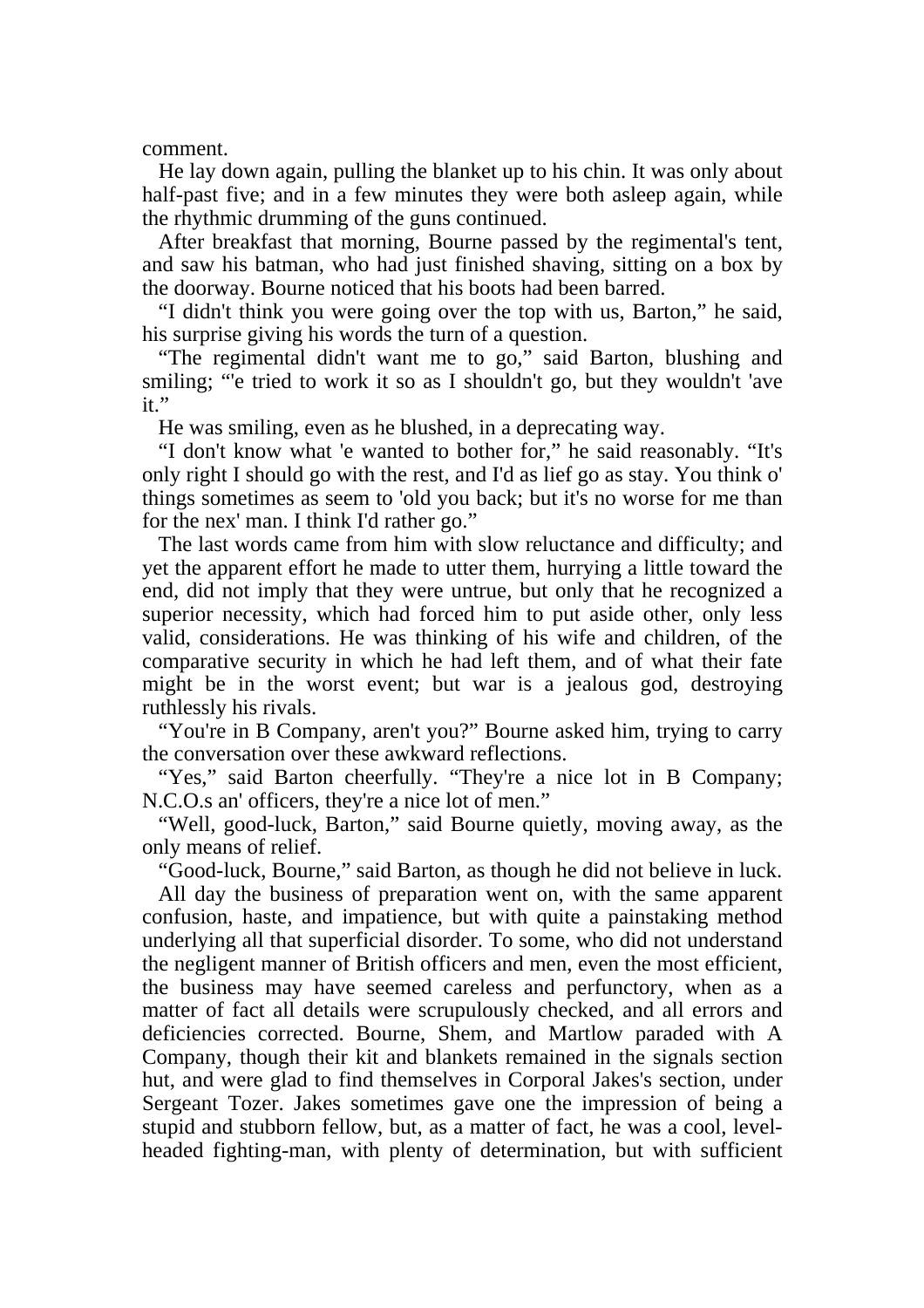comment.

He lay down again, pulling the blanket up to his chin. It was only about half-past five; and in a few minutes they were both asleep again, while the rhythmic drumming of the guns continued.

After breakfast that morning, Bourne passed by the regimental's tent, and saw his batman, who had just finished shaving, sitting on a box by the doorway. Bourne noticed that his boots had been barred.

"I didn't think you were going over the top with us, Barton," he said, his surprise giving his words the turn of a question.

"The regimental didn't want me to go," said Barton, blushing and smiling; "'e tried to work it so as I shouldn't go, but they wouldn't 'ave it."

He was smiling, even as he blushed, in a deprecating way.

"I don't know what 'e wanted to bother for," he said reasonably. "It's only right I should go with the rest, and I'd as lief go as stay. You think o' things sometimes as seem to 'old you back; but it's no worse for me than for the nex' man. I think I'd rather go."

The last words came from him with slow reluctance and difficulty; and yet the apparent effort he made to utter them, hurrying a little toward the end, did not imply that they were untrue, but only that he recognized a superior necessity, which had forced him to put aside other, only less valid, considerations. He was thinking of his wife and children, of the comparative security in which he had left them, and of what their fate might be in the worst event; but war is a jealous god, destroying ruthlessly his rivals.

"You're in B Company, aren't you?" Bourne asked him, trying to carry the conversation over these awkward reflections.

"Yes," said Barton cheerfully. "They're a nice lot in B Company; N.C.O.s an' officers, they're a nice lot of men."

"Well, good-luck, Barton," said Bourne quietly, moving away, as the only means of relief.

"Good-luck, Bourne," said Barton, as though he did not believe in luck.

All day the business of preparation went on, with the same apparent confusion, haste, and impatience, but with quite a painstaking method underlying all that superficial disorder. To some, who did not understand the negligent manner of British officers and men, even the most efficient, the business may have seemed careless and perfunctory, when as a matter of fact all details were scrupulously checked, and all errors and deficiencies corrected. Bourne, Shem, and Martlow paraded with A Company, though their kit and blankets remained in the signals section hut, and were glad to find themselves in Corporal Jakes's section, under Sergeant Tozer. Jakes sometimes gave one the impression of being a stupid and stubborn fellow, but, as a matter of fact, he was a cool, level-headed fighting-man, with plenty of determination, but with sufficient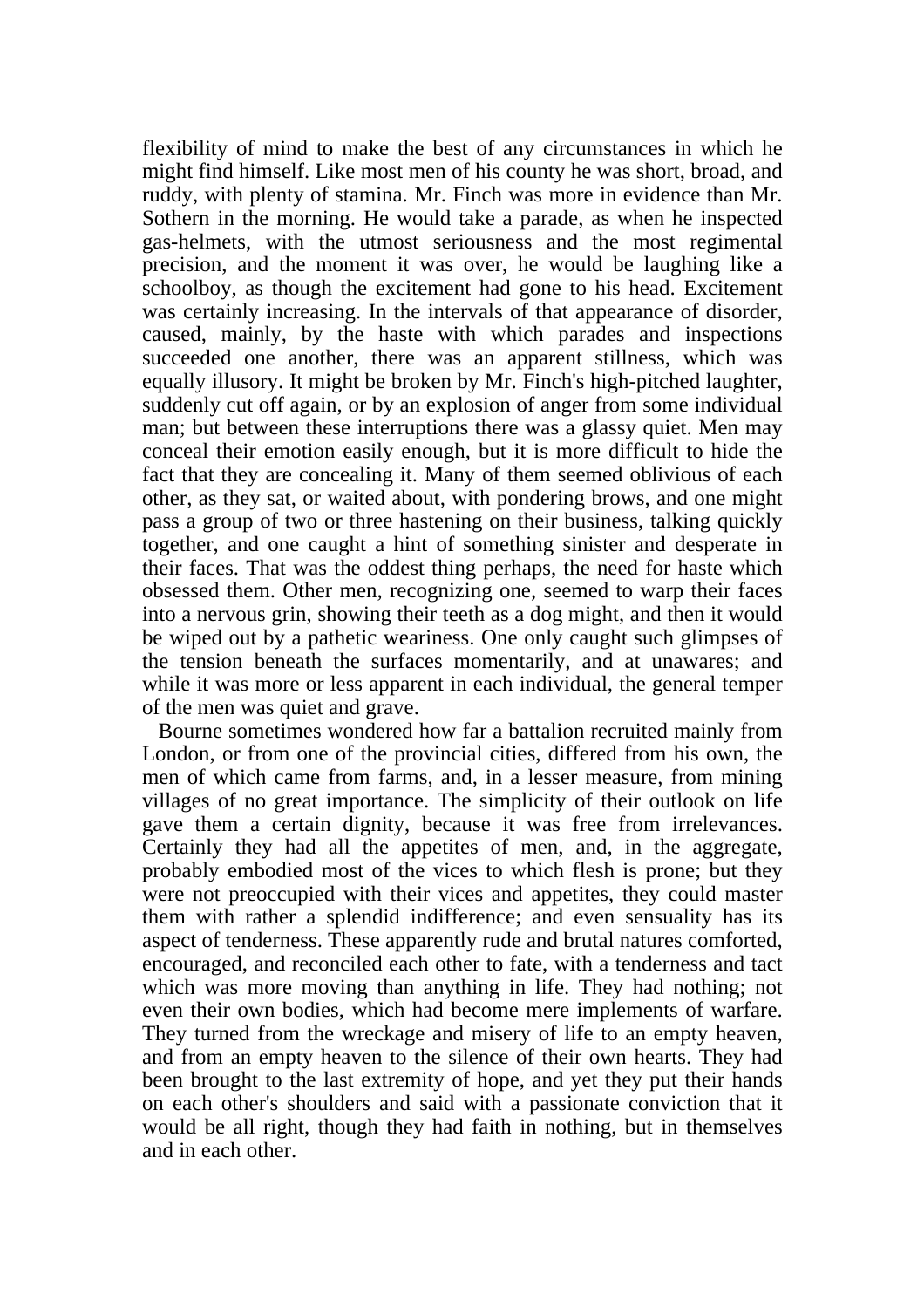flexibility of mind to make the best of any circumstances in which he might find himself. Like most men of his county he was short, broad, and ruddy, with plenty of stamina. Mr. Finch was more in evidence than Mr. Sothern in the morning. He would take a parade, as when he inspected gas-helmets, with the utmost seriousness and the most regimental precision, and the moment it was over, he would be laughing like a schoolboy, as though the excitement had gone to his head. Excitement was certainly increasing. In the intervals of that appearance of disorder, caused, mainly, by the haste with which parades and inspections succeeded one another, there was an apparent stillness, which was equally illusory. It might be broken by Mr. Finch's high-pitched laughter, suddenly cut off again, or by an explosion of anger from some individual man; but between these interruptions there was a glassy quiet. Men may conceal their emotion easily enough, but it is more difficult to hide the fact that they are concealing it. Many of them seemed oblivious of each other, as they sat, or waited about, with pondering brows, and one might pass a group of two or three hastening on their business, talking quickly together, and one caught a hint of something sinister and desperate in their faces. That was the oddest thing perhaps, the need for haste which obsessed them. Other men, recognizing one, seemed to warp their faces into a nervous grin, showing their teeth as a dog might, and then it would be wiped out by a pathetic weariness. One only caught such glimpses of the tension beneath the surfaces momentarily, and at unawares; and while it was more or less apparent in each individual, the general temper of the men was quiet and grave.

Bourne sometimes wondered how far a battalion recruited mainly from London, or from one of the provincial cities, differed from his own, the men of which came from farms, and, in a lesser measure, from mining villages of no great importance. The simplicity of their outlook on life gave them a certain dignity, because it was free from irrelevances. Certainly they had all the appetites of men, and, in the aggregate, probably embodied most of the vices to which flesh is prone; but they were not preoccupied with their vices and appetites, they could master them with rather a splendid indifference; and even sensuality has its aspect of tenderness. These apparently rude and brutal natures comforted, encouraged, and reconciled each other to fate, with a tenderness and tact which was more moving than anything in life. They had nothing; not even their own bodies, which had become mere implements of warfare. They turned from the wreckage and misery of life to an empty heaven, and from an empty heaven to the silence of their own hearts. They had been brought to the last extremity of hope, and yet they put their hands on each other's shoulders and said with a passionate conviction that it would be all right, though they had faith in nothing, but in themselves and in each other.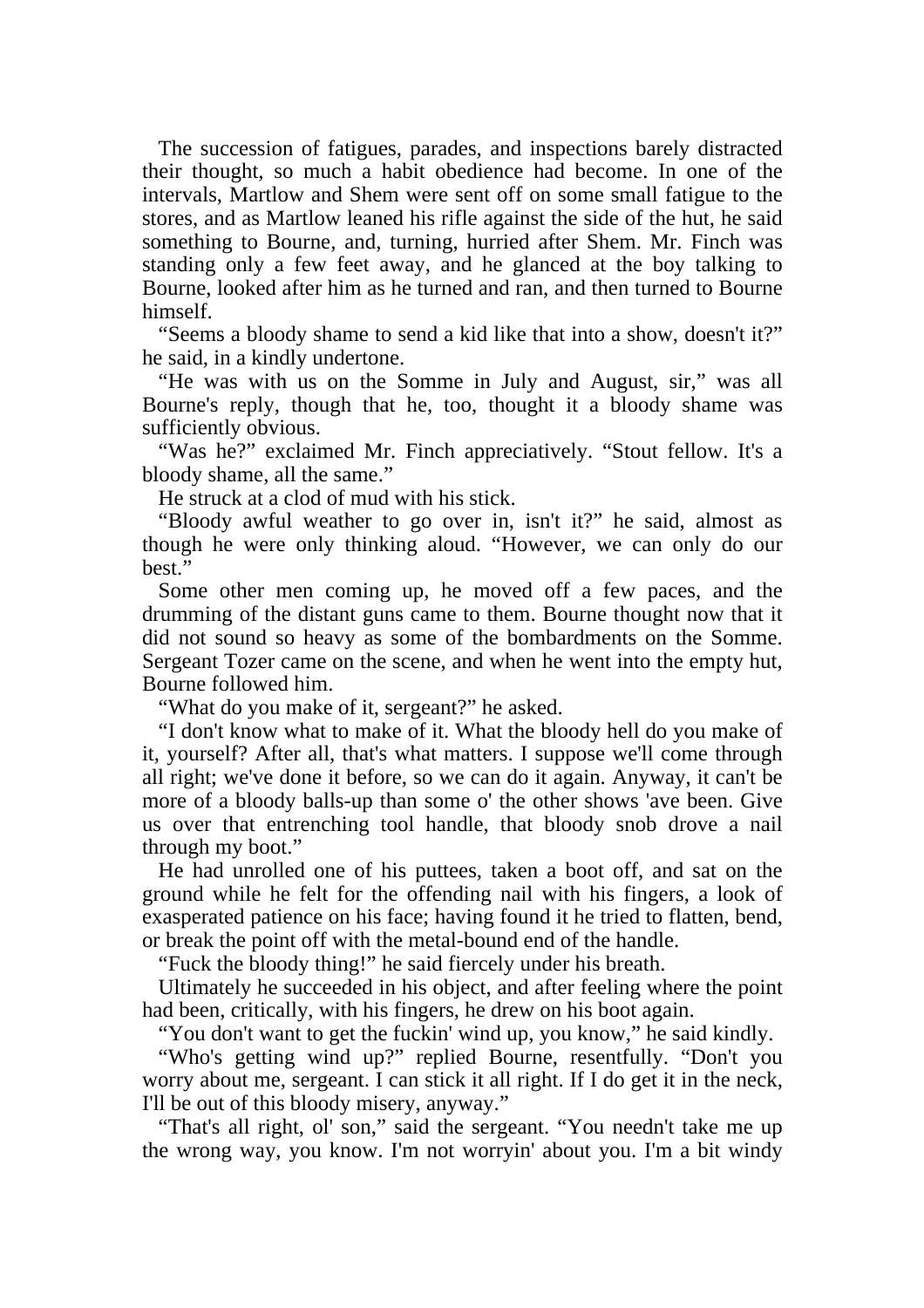The succession of fatigues, parades, and inspections barely distracted their thought, so much a habit obedience had become. In one of the intervals, Martlow and Shem were sent off on some small fatigue to the stores, and as Martlow leaned his rifle against the side of the hut, he said something to Bourne, and, turning, hurried after Shem. Mr. Finch was standing only a few feet away, and he glanced at the boy talking to Bourne, looked after him as he turned and ran, and then turned to Bourne himself.

"Seems a bloody shame to send a kid like that into a show, doesn't it?" he said, in a kindly undertone.

"He was with us on the Somme in July and August, sir," was all Bourne's reply, though that he, too, thought it a bloody shame was sufficiently obvious.

"Was he?" exclaimed Mr. Finch appreciatively. "Stout fellow. It's a bloody shame, all the same."

He struck at a clod of mud with his stick.

"Bloody awful weather to go over in, isn't it?" he said, almost as though he were only thinking aloud. "However, we can only do our best."

Some other men coming up, he moved off a few paces, and the drumming of the distant guns came to them. Bourne thought now that it did not sound so heavy as some of the bombardments on the Somme. Sergeant Tozer came on the scene, and when he went into the empty hut, Bourne followed him.

"What do you make of it, sergeant?" he asked.

"I don't know what to make of it. What the bloody hell do you make of it, yourself? After all, that's what matters. I suppose we'll come through all right; we've done it before, so we can do it again. Anyway, it can't be more of a bloody balls-up than some o' the other shows 'ave been. Give us over that entrenching tool handle, that bloody snob drove a nail through my boot."

He had unrolled one of his puttees, taken a boot off, and sat on the ground while he felt for the offending nail with his fingers, a look of exasperated patience on his face; having found it he tried to flatten, bend, or break the point off with the metal-bound end of the handle.

"Fuck the bloody thing!" he said fiercely under his breath.

Ultimately he succeeded in his object, and after feeling where the point had been, critically, with his fingers, he drew on his boot again.

"You don't want to get the fuckin' wind up, you know," he said kindly.

"Who's getting wind up?" replied Bourne, resentfully. "Don't you worry about me, sergeant. I can stick it all right. If I do get it in the neck, I'll be out of this bloody misery, anyway."

"That's all right, ol' son," said the sergeant. "You needn't take me up the wrong way, you know. I'm not worryin' about you. I'm a bit windy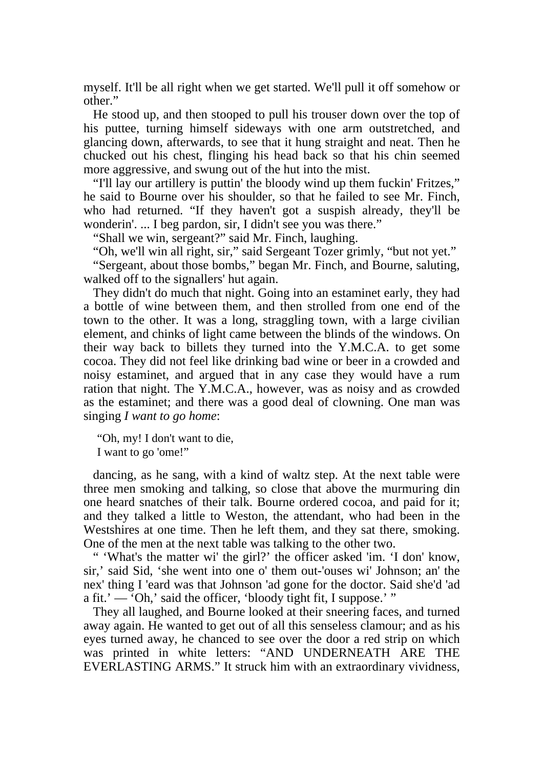myself. It'll be all right when we get started. We'll pull it off somehow or other."

He stood up, and then stooped to pull his trouser down over the top of his puttee, turning himself sideways with one arm outstretched, and glancing down, afterwards, to see that it hung straight and neat. Then he chucked out his chest, flinging his head back so that his chin seemed more aggressive, and swung out of the hut into the mist.

"I'll lay our artillery is puttin' the bloody wind up them fuckin' Fritzes," he said to Bourne over his shoulder, so that he failed to see Mr. Finch, who had returned. "If they haven't got a suspish already, they'll be wonderin'. ... I beg pardon, sir, I didn't see you was there."

"Shall we win, sergeant?" said Mr. Finch, laughing.

"Oh, we'll win all right, sir," said Sergeant Tozer grimly, "but not yet."

"Sergeant, about those bombs," began Mr. Finch, and Bourne, saluting, walked off to the signallers' hut again.

They didn't do much that night. Going into an estaminet early, they had a bottle of wine between them, and then strolled from one end of the town to the other. It was a long, straggling town, with a large civilian element, and chinks of light came between the blinds of the windows. On their way back to billets they turned into the Y.M.C.A. to get some cocoa. They did not feel like drinking bad wine or beer in a crowded and noisy estaminet, and argued that in any case they would have a rum ration that night. The Y.M.C.A., however, was as noisy and as crowded as the estaminet; and there was a good deal of clowning. One man was singing *I want to go home*:

> "Oh, my! I don't want to die,
> I want to go 'ome!"

dancing, as he sang, with a kind of waltz step. At the next table were three men smoking and talking, so close that above the murmuring din one heard snatches of their talk. Bourne ordered cocoa, and paid for it; and they talked a little to Weston, the attendant, who had been in the Westshires at one time. Then he left them, and they sat there, smoking. One of the men at the next table was talking to the other two.

" 'What's the matter wi' the girl?' the officer asked 'im. 'I don' know, sir,' said Sid, 'she went into one o' them out-'ouses wi' Johnson; an' the nex' thing I 'eard was that Johnson 'ad gone for the doctor. Said she'd 'ad a fit.' — 'Oh,' said the officer, 'bloody tight fit, I suppose.' "

They all laughed, and Bourne looked at their sneering faces, and turned away again. He wanted to get out of all this senseless clamour; and as his eyes turned away, he chanced to see over the door a red strip on which was printed in white letters: "AND UNDERNEATH ARE THE EVERLASTING ARMS." It struck him with an extraordinary vividness,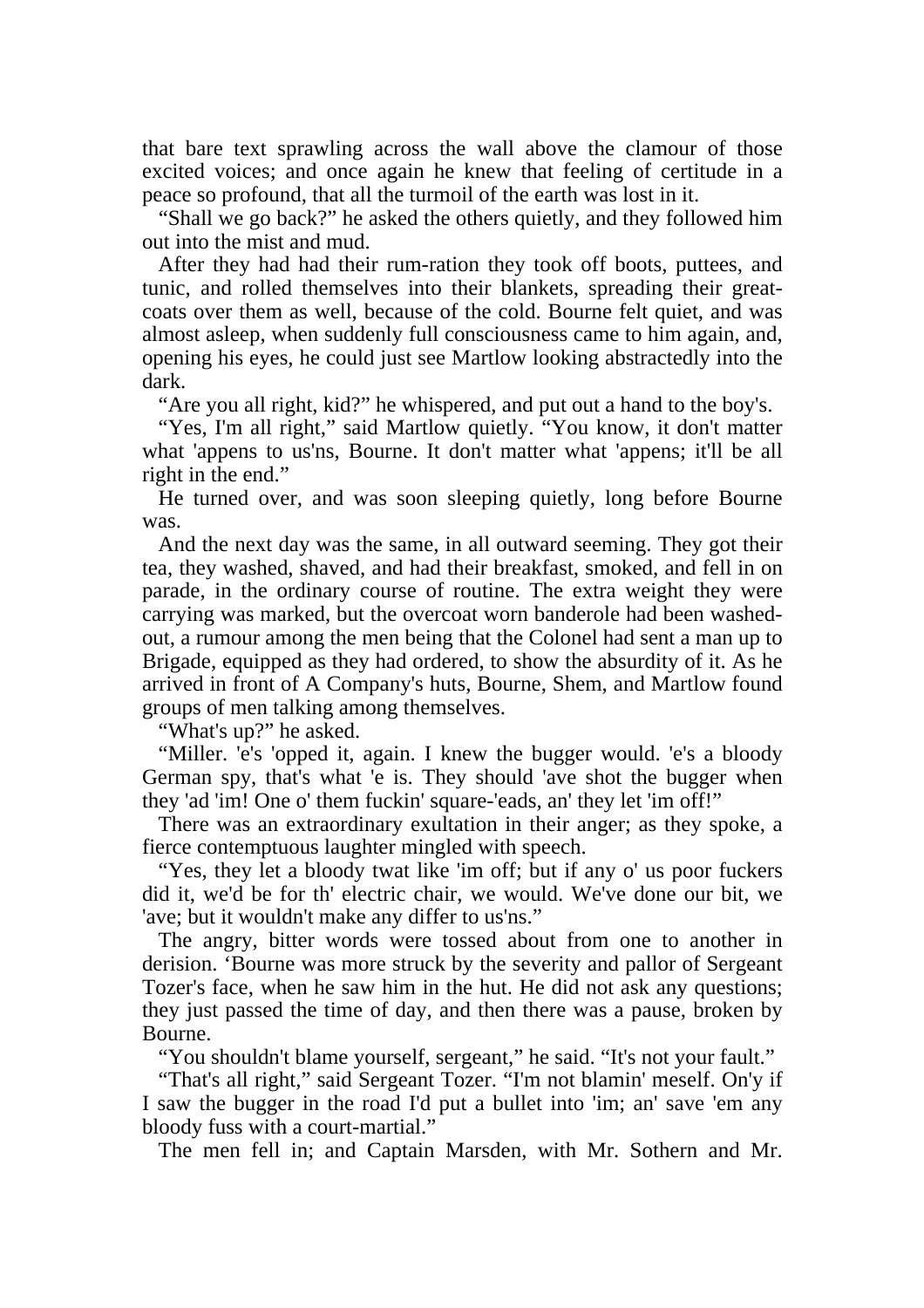that bare text sprawling across the wall above the clamour of those excited voices; and once again he knew that feeling of certitude in a peace so profound, that all the turmoil of the earth was lost in it.

"Shall we go back?" he asked the others quietly, and they followed him out into the mist and mud.

After they had had their rum-ration they took off boots, puttees, and tunic, and rolled themselves into their blankets, spreading their great-coats over them as well, because of the cold. Bourne felt quiet, and was almost asleep, when suddenly full consciousness came to him again, and, opening his eyes, he could just see Martlow looking abstractedly into the dark.

"Are you all right, kid?" he whispered, and put out a hand to the boy's.

"Yes, I'm all right," said Martlow quietly. "You know, it don't matter what 'appens to us'ns, Bourne. It don't matter what 'appens; it'll be all right in the end."

He turned over, and was soon sleeping quietly, long before Bourne was.

And the next day was the same, in all outward seeming. They got their tea, they washed, shaved, and had their breakfast, smoked, and fell in on parade, in the ordinary course of routine. The extra weight they were carrying was marked, but the overcoat worn banderole had been washed-out, a rumour among the men being that the Colonel had sent a man up to Brigade, equipped as they had ordered, to show the absurdity of it. As he arrived in front of A Company's huts, Bourne, Shem, and Martlow found groups of men talking among themselves.

"What's up?" he asked.

"Miller. 'e's 'opped it, again. I knew the bugger would. 'e's a bloody German spy, that's what 'e is. They should 'ave shot the bugger when they 'ad 'im! One o' them fuckin' square-'eads, an' they let 'im off!"

There was an extraordinary exultation in their anger; as they spoke, a fierce contemptuous laughter mingled with speech.

"Yes, they let a bloody twat like 'im off; but if any o' us poor fuckers did it, we'd be for th' electric chair, we would. We've done our bit, we 'ave; but it wouldn't make any differ to us'ns."

The angry, bitter words were tossed about from one to another in derision. 'Bourne was more struck by the severity and pallor of Sergeant Tozer's face, when he saw him in the hut. He did not ask any questions; they just passed the time of day, and then there was a pause, broken by Bourne.

"You shouldn't blame yourself, sergeant," he said. "It's not your fault."

"That's all right," said Sergeant Tozer. "I'm not blamin' meself. On'y if I saw the bugger in the road I'd put a bullet into 'im; an' save 'em any bloody fuss with a court-martial."

The men fell in; and Captain Marsden, with Mr. Sothern and Mr.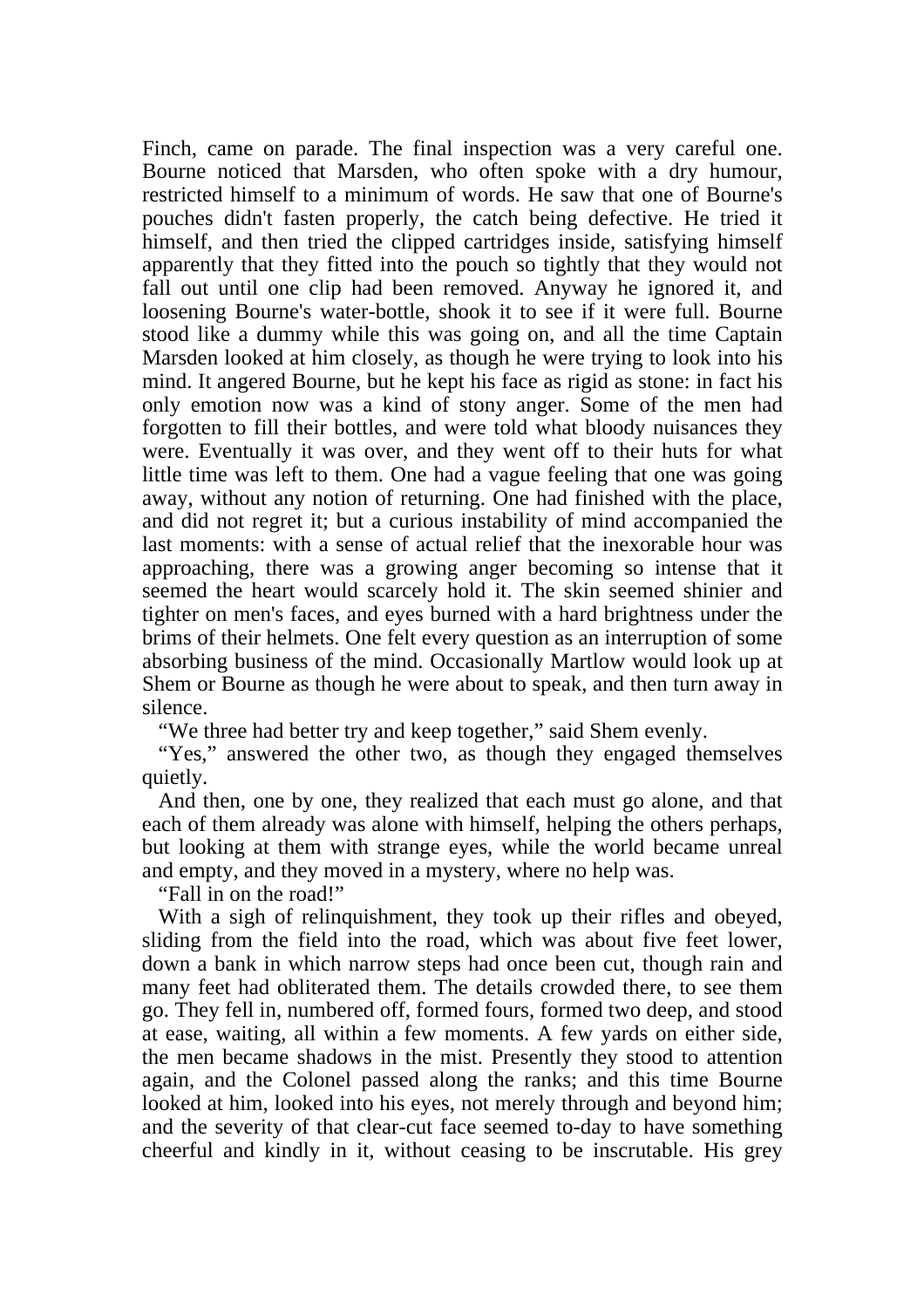Finch, came on parade. The final inspection was a very careful one. Bourne noticed that Marsden, who often spoke with a dry humour, restricted himself to a minimum of words. He saw that one of Bourne's pouches didn't fasten properly, the catch being defective. He tried it himself, and then tried the clipped cartridges inside, satisfying himself apparently that they fitted into the pouch so tightly that they would not fall out until one clip had been removed. Anyway he ignored it, and loosening Bourne's water-bottle, shook it to see if it were full. Bourne stood like a dummy while this was going on, and all the time Captain Marsden looked at him closely, as though he were trying to look into his mind. It angered Bourne, but he kept his face as rigid as stone: in fact his only emotion now was a kind of stony anger. Some of the men had forgotten to fill their bottles, and were told what bloody nuisances they were. Eventually it was over, and they went off to their huts for what little time was left to them. One had a vague feeling that one was going away, without any notion of returning. One had finished with the place, and did not regret it; but a curious instability of mind accompanied the last moments: with a sense of actual relief that the inexorable hour was approaching, there was a growing anger becoming so intense that it seemed the heart would scarcely hold it. The skin seemed shinier and tighter on men's faces, and eyes burned with a hard brightness under the brims of their helmets. One felt every question as an interruption of some absorbing business of the mind. Occasionally Martlow would look up at Shem or Bourne as though he were about to speak, and then turn away in silence.

"We three had better try and keep together," said Shem evenly.

"Yes," answered the other two, as though they engaged themselves quietly.

And then, one by one, they realized that each must go alone, and that each of them already was alone with himself, helping the others perhaps, but looking at them with strange eyes, while the world became unreal and empty, and they moved in a mystery, where no help was.

"Fall in on the road!"

With a sigh of relinquishment, they took up their rifles and obeyed, sliding from the field into the road, which was about five feet lower, down a bank in which narrow steps had once been cut, though rain and many feet had obliterated them. The details crowded there, to see them go. They fell in, numbered off, formed fours, formed two deep, and stood at ease, waiting, all within a few moments. A few yards on either side, the men became shadows in the mist. Presently they stood to attention again, and the Colonel passed along the ranks; and this time Bourne looked at him, looked into his eyes, not merely through and beyond him; and the severity of that clear-cut face seemed to-day to have something cheerful and kindly in it, without ceasing to be inscrutable. His grey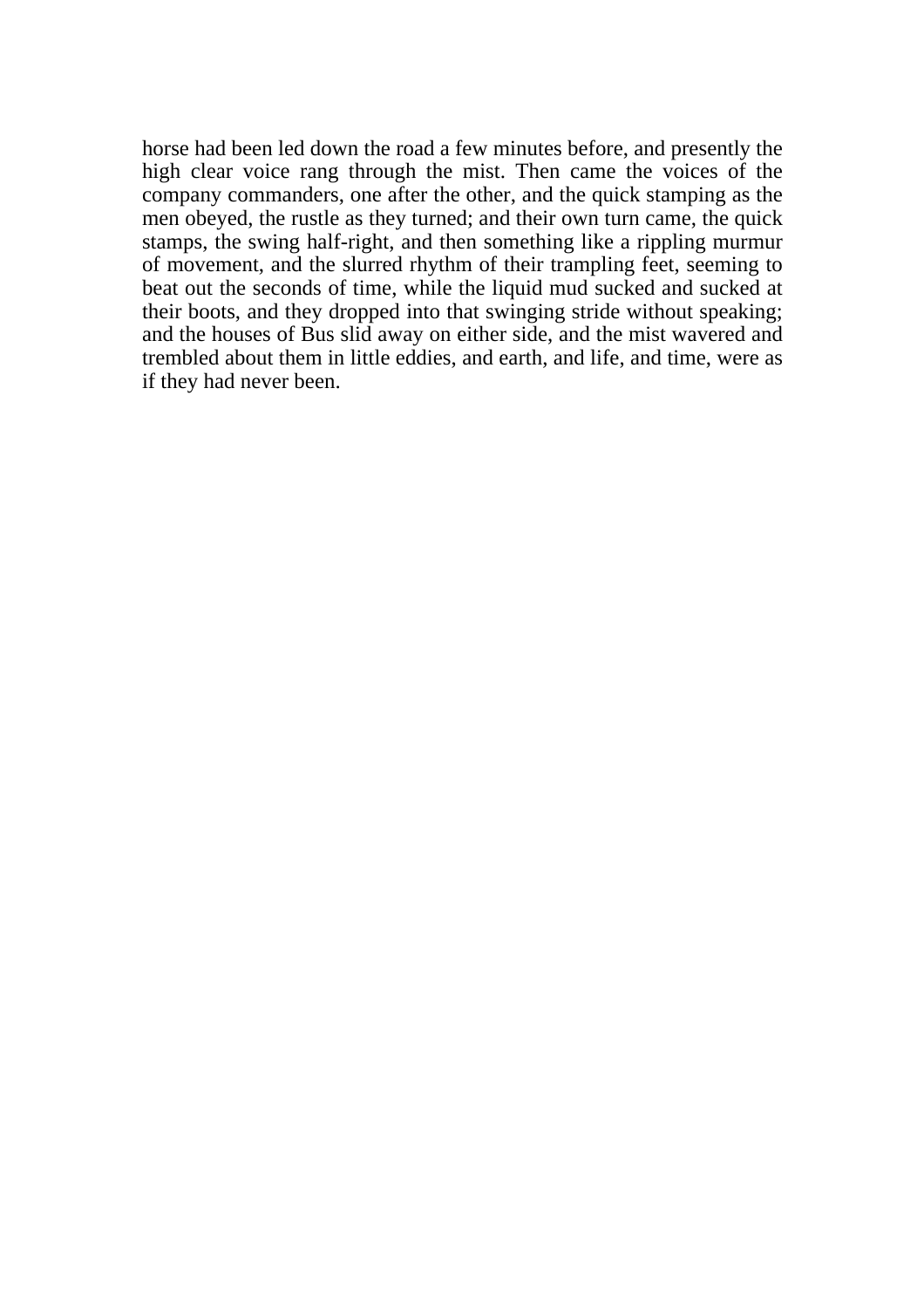horse had been led down the road a few minutes before, and presently the high clear voice rang through the mist. Then came the voices of the company commanders, one after the other, and the quick stamping as the men obeyed, the rustle as they turned; and their own turn came, the quick stamps, the swing half-right, and then something like a rippling murmur of movement, and the slurred rhythm of their trampling feet, seeming to beat out the seconds of time, while the liquid mud sucked and sucked at their boots, and they dropped into that swinging stride without speaking; and the houses of Bus slid away on either side, and the mist wavered and trembled about them in little eddies, and earth, and life, and time, were as if they had never been.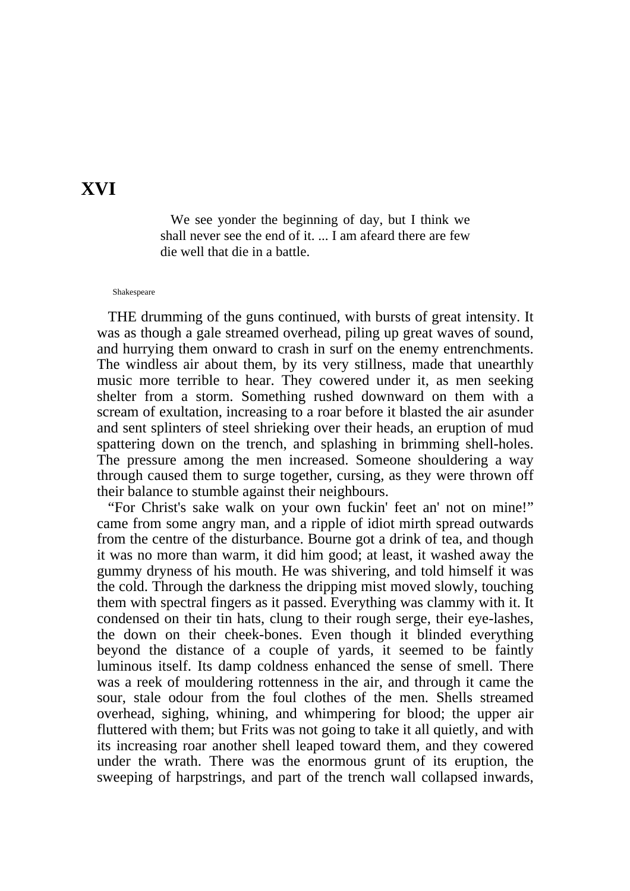# XVI

> We see yonder the beginning of day, but I think we shall never see the end of it. ... I am afeard there are few die well that die in a battle.

Shakespeare

THE drumming of the guns continued, with bursts of great intensity. It was as though a gale streamed overhead, piling up great waves of sound, and hurrying them onward to crash in surf on the enemy entrenchments. The windless air about them, by its very stillness, made that unearthly music more terrible to hear. They cowered under it, as men seeking shelter from a storm. Something rushed downward on them with a scream of exultation, increasing to a roar before it blasted the air asunder and sent splinters of steel shrieking over their heads, an eruption of mud spattering down on the trench, and splashing in brimming shell-holes. The pressure among the men increased. Someone shouldering a way through caused them to surge together, cursing, as they were thrown off their balance to stumble against their neighbours.

"For Christ's sake walk on your own fuckin' feet an' not on mine!" came from some angry man, and a ripple of idiot mirth spread outwards from the centre of the disturbance. Bourne got a drink of tea, and though it was no more than warm, it did him good; at least, it washed away the gummy dryness of his mouth. He was shivering, and told himself it was the cold. Through the darkness the dripping mist moved slowly, touching them with spectral fingers as it passed. Everything was clammy with it. It condensed on their tin hats, clung to their rough serge, their eye-lashes, the down on their cheek-bones. Even though it blinded everything beyond the distance of a couple of yards, it seemed to be faintly luminous itself. Its damp coldness enhanced the sense of smell. There was a reek of mouldering rottenness in the air, and through it came the sour, stale odour from the foul clothes of the men. Shells streamed overhead, sighing, whining, and whimpering for blood; the upper air fluttered with them; but Frits was not going to take it all quietly, and with its increasing roar another shell leaped toward them, and they cowered under the wrath. There was the enormous grunt of its eruption, the sweeping of harpstrings, and part of the trench wall collapsed inwards,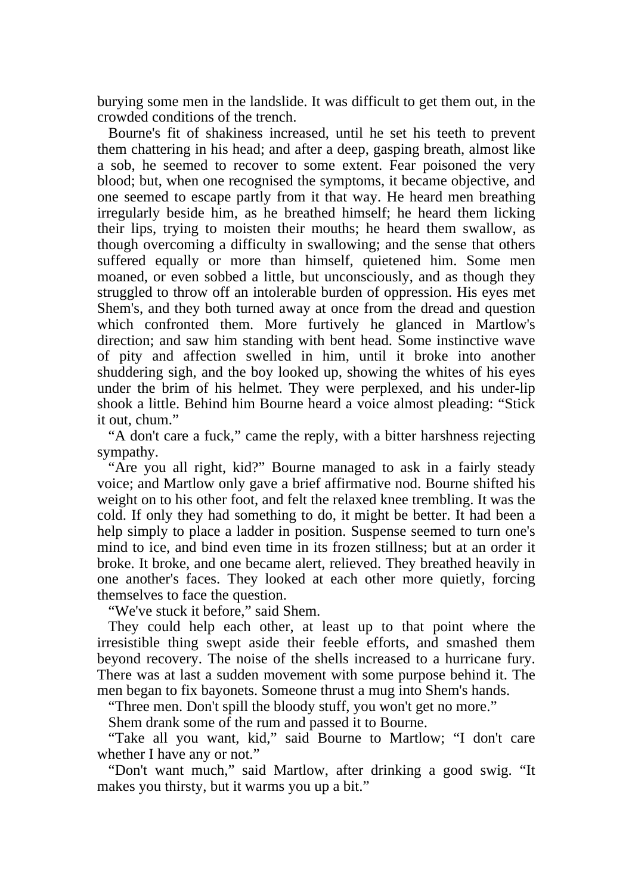burying some men in the landslide. It was difficult to get them out, in the crowded conditions of the trench.

Bourne's fit of shakiness increased, until he set his teeth to prevent them chattering in his head; and after a deep, gasping breath, almost like a sob, he seemed to recover to some extent. Fear poisoned the very blood; but, when one recognised the symptoms, it became objective, and one seemed to escape partly from it that way. He heard men breathing irregularly beside him, as he breathed himself; he heard them licking their lips, trying to moisten their mouths; he heard them swallow, as though overcoming a difficulty in swallowing; and the sense that others suffered equally or more than himself, quietened him. Some men moaned, or even sobbed a little, but unconsciously, and as though they struggled to throw off an intolerable burden of oppression. His eyes met Shem's, and they both turned away at once from the dread and question which confronted them. More furtively he glanced in Martlow's direction; and saw him standing with bent head. Some instinctive wave of pity and affection swelled in him, until it broke into another shuddering sigh, and the boy looked up, showing the whites of his eyes under the brim of his helmet. They were perplexed, and his under-lip shook a little. Behind him Bourne heard a voice almost pleading: "Stick it out, chum."

"A don't care a fuck," came the reply, with a bitter harshness rejecting sympathy.

"Are you all right, kid?" Bourne managed to ask in a fairly steady voice; and Martlow only gave a brief affirmative nod. Bourne shifted his weight on to his other foot, and felt the relaxed knee trembling. It was the cold. If only they had something to do, it might be better. It had been a help simply to place a ladder in position. Suspense seemed to turn one's mind to ice, and bind even time in its frozen stillness; but at an order it broke. It broke, and one became alert, relieved. They breathed heavily in one another's faces. They looked at each other more quietly, forcing themselves to face the question.

"We've stuck it before," said Shem.

They could help each other, at least up to that point where the irresistible thing swept aside their feeble efforts, and smashed them beyond recovery. The noise of the shells increased to a hurricane fury. There was at last a sudden movement with some purpose behind it. The men began to fix bayonets. Someone thrust a mug into Shem's hands.

"Three men. Don't spill the bloody stuff, you won't get no more."

Shem drank some of the rum and passed it to Bourne.

"Take all you want, kid," said Bourne to Martlow; "I don't care whether I have any or not."

"Don't want much," said Martlow, after drinking a good swig. "It makes you thirsty, but it warms you up a bit."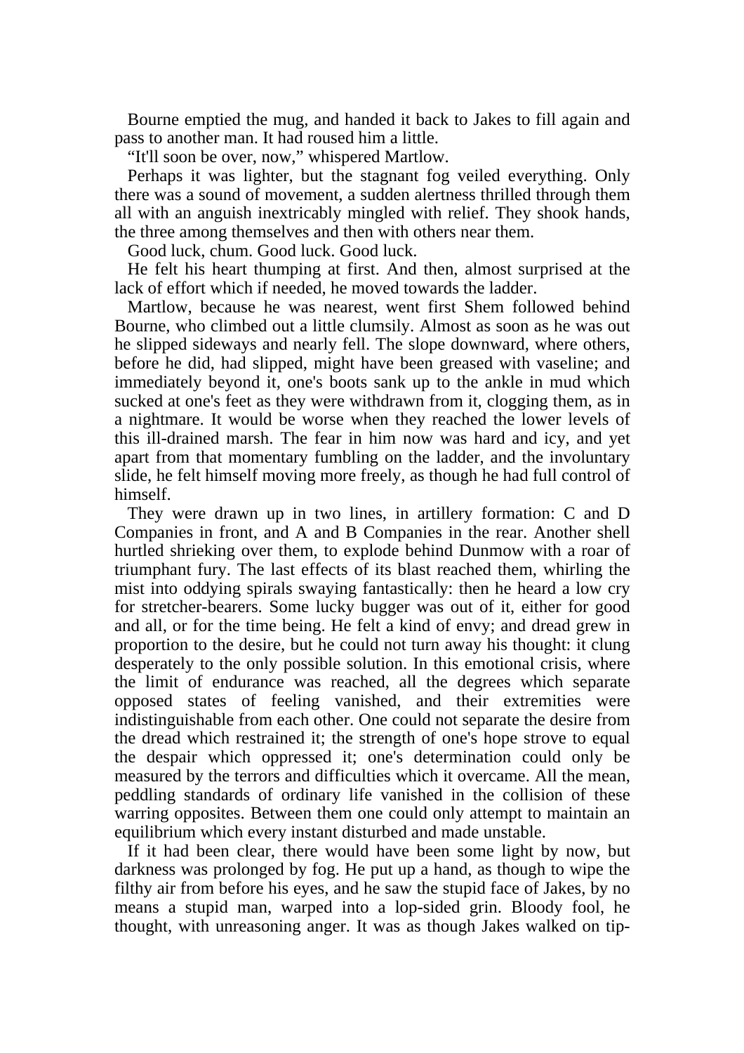Bourne emptied the mug, and handed it back to Jakes to fill again and pass to another man. It had roused him a little.

“It'll soon be over, now,” whispered Martlow.

Perhaps it was lighter, but the stagnant fog veiled everything. Only there was a sound of movement, a sudden alertness thrilled through them all with an anguish inextricably mingled with relief. They shook hands, the three among themselves and then with others near them.

Good luck, chum. Good luck. Good luck.

He felt his heart thumping at first. And then, almost surprised at the lack of effort which if needed, he moved towards the ladder.

Martlow, because he was nearest, went first Shem followed behind Bourne, who climbed out a little clumsily. Almost as soon as he was out he slipped sideways and nearly fell. The slope downward, where others, before he did, had slipped, might have been greased with vaseline; and immediately beyond it, one's boots sank up to the ankle in mud which sucked at one's feet as they were withdrawn from it, clogging them, as in a nightmare. It would be worse when they reached the lower levels of this ill-drained marsh. The fear in him now was hard and icy, and yet apart from that momentary fumbling on the ladder, and the involuntary slide, he felt himself moving more freely, as though he had full control of himself.

They were drawn up in two lines, in artillery formation: C and D Companies in front, and A and B Companies in the rear. Another shell hurtled shrieking over them, to explode behind Dunmow with a roar of triumphant fury. The last effects of its blast reached them, whirling the mist into oddying spirals swaying fantastically: then he heard a low cry for stretcher-bearers. Some lucky bugger was out of it, either for good and all, or for the time being. He felt a kind of envy; and dread grew in proportion to the desire, but he could not turn away his thought: it clung desperately to the only possible solution. In this emotional crisis, where the limit of endurance was reached, all the degrees which separate opposed states of feeling vanished, and their extremities were indistinguishable from each other. One could not separate the desire from the dread which restrained it; the strength of one's hope strove to equal the despair which oppressed it; one's determination could only be measured by the terrors and difficulties which it overcame. All the mean, peddling standards of ordinary life vanished in the collision of these warring opposites. Between them one could only attempt to maintain an equilibrium which every instant disturbed and made unstable.

If it had been clear, there would have been some light by now, but darkness was prolonged by fog. He put up a hand, as though to wipe the filthy air from before his eyes, and he saw the stupid face of Jakes, by no means a stupid man, warped into a lop-sided grin. Bloody fool, he thought, with unreasoning anger. It was as though Jakes walked on tip-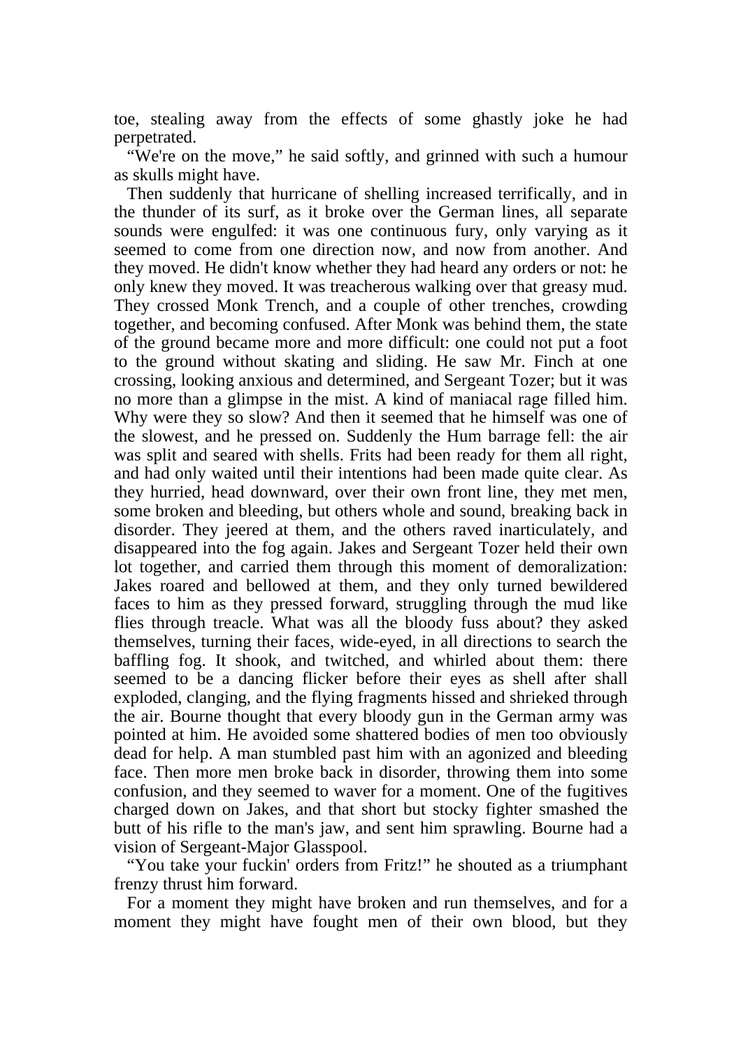toe, stealing away from the effects of some ghastly joke he had perpetrated.

"We're on the move," he said softly, and grinned with such a humour as skulls might have.

Then suddenly that hurricane of shelling increased terrifically, and in the thunder of its surf, as it broke over the German lines, all separate sounds were engulfed: it was one continuous fury, only varying as it seemed to come from one direction now, and now from another. And they moved. He didn't know whether they had heard any orders or not: he only knew they moved. It was treacherous walking over that greasy mud. They crossed Monk Trench, and a couple of other trenches, crowding together, and becoming confused. After Monk was behind them, the state of the ground became more and more difficult: one could not put a foot to the ground without skating and sliding. He saw Mr. Finch at one crossing, looking anxious and determined, and Sergeant Tozer; but it was no more than a glimpse in the mist. A kind of maniacal rage filled him. Why were they so slow? And then it seemed that he himself was one of the slowest, and he pressed on. Suddenly the Hum barrage fell: the air was split and seared with shells. Frits had been ready for them all right, and had only waited until their intentions had been made quite clear. As they hurried, head downward, over their own front line, they met men, some broken and bleeding, but others whole and sound, breaking back in disorder. They jeered at them, and the others raved inarticulately, and disappeared into the fog again. Jakes and Sergeant Tozer held their own lot together, and carried them through this moment of demoralization: Jakes roared and bellowed at them, and they only turned bewildered faces to him as they pressed forward, struggling through the mud like flies through treacle. What was all the bloody fuss about? they asked themselves, turning their faces, wide-eyed, in all directions to search the baffling fog. It shook, and twitched, and whirled about them: there seemed to be a dancing flicker before their eyes as shell after shall exploded, clanging, and the flying fragments hissed and shrieked through the air. Bourne thought that every bloody gun in the German army was pointed at him. He avoided some shattered bodies of men too obviously dead for help. A man stumbled past him with an agonized and bleeding face. Then more men broke back in disorder, throwing them into some confusion, and they seemed to waver for a moment. One of the fugitives charged down on Jakes, and that short but stocky fighter smashed the butt of his rifle to the man's jaw, and sent him sprawling. Bourne had a vision of Sergeant-Major Glasspool.

"You take your fuckin' orders from Fritz!" he shouted as a triumphant frenzy thrust him forward.

For a moment they might have broken and run themselves, and for a moment they might have fought men of their own blood, but they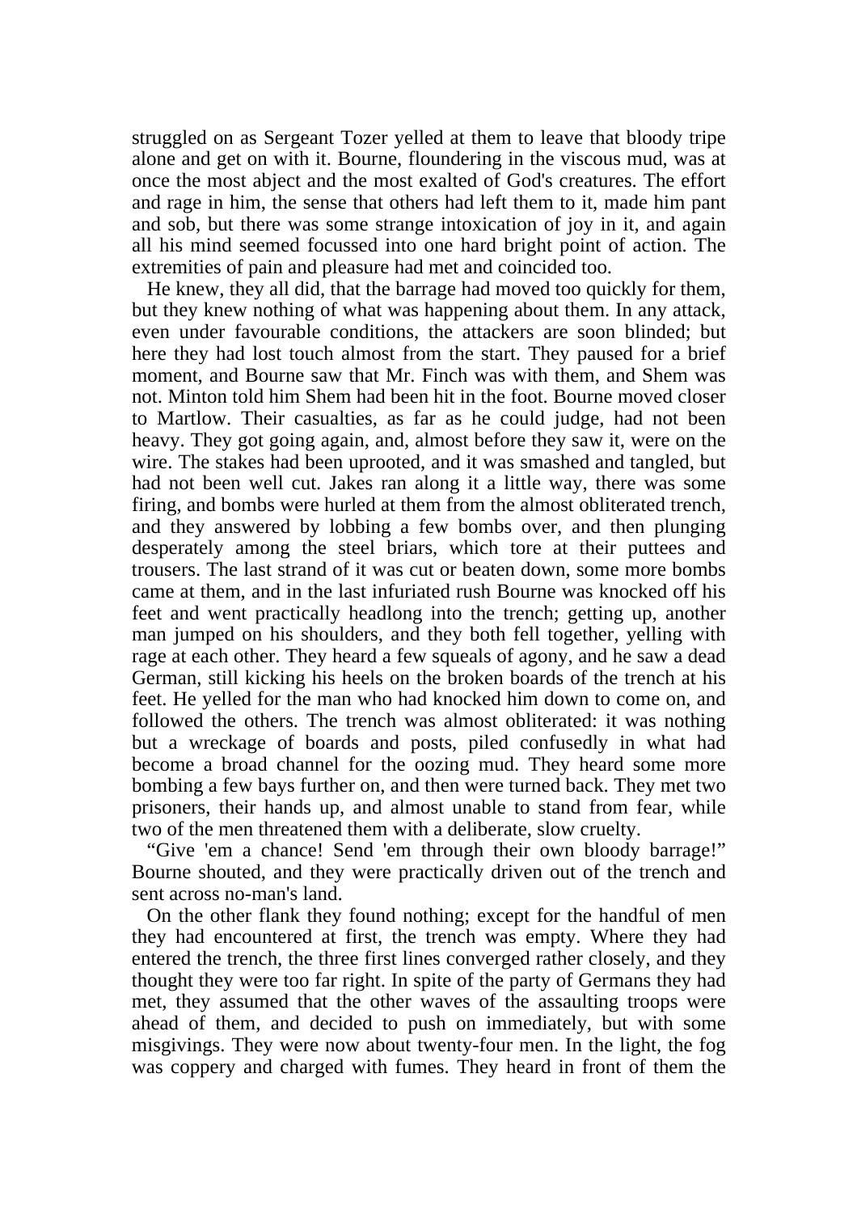struggled on as Sergeant Tozer yelled at them to leave that bloody tripe alone and get on with it. Bourne, floundering in the viscous mud, was at once the most abject and the most exalted of God's creatures. The effort and rage in him, the sense that others had left them to it, made him pant and sob, but there was some strange intoxication of joy in it, and again all his mind seemed focussed into one hard bright point of action. The extremities of pain and pleasure had met and coincided too.

He knew, they all did, that the barrage had moved too quickly for them, but they knew nothing of what was happening about them. In any attack, even under favourable conditions, the attackers are soon blinded; but here they had lost touch almost from the start. They paused for a brief moment, and Bourne saw that Mr. Finch was with them, and Shem was not. Minton told him Shem had been hit in the foot. Bourne moved closer to Martlow. Their casualties, as far as he could judge, had not been heavy. They got going again, and, almost before they saw it, were on the wire. The stakes had been uprooted, and it was smashed and tangled, but had not been well cut. Jakes ran along it a little way, there was some firing, and bombs were hurled at them from the almost obliterated trench, and they answered by lobbing a few bombs over, and then plunging desperately among the steel briars, which tore at their puttees and trousers. The last strand of it was cut or beaten down, some more bombs came at them, and in the last infuriated rush Bourne was knocked off his feet and went practically headlong into the trench; getting up, another man jumped on his shoulders, and they both fell together, yelling with rage at each other. They heard a few squeals of agony, and he saw a dead German, still kicking his heels on the broken boards of the trench at his feet. He yelled for the man who had knocked him down to come on, and followed the others. The trench was almost obliterated: it was nothing but a wreckage of boards and posts, piled confusedly in what had become a broad channel for the oozing mud. They heard some more bombing a few bays further on, and then were turned back. They met two prisoners, their hands up, and almost unable to stand from fear, while two of the men threatened them with a deliberate, slow cruelty.

"Give 'em a chance! Send 'em through their own bloody barrage!" Bourne shouted, and they were practically driven out of the trench and sent across no-man's land.

On the other flank they found nothing; except for the handful of men they had encountered at first, the trench was empty. Where they had entered the trench, the three first lines converged rather closely, and they thought they were too far right. In spite of the party of Germans they had met, they assumed that the other waves of the assaulting troops were ahead of them, and decided to push on immediately, but with some misgivings. They were now about twenty-four men. In the light, the fog was coppery and charged with fumes. They heard in front of them the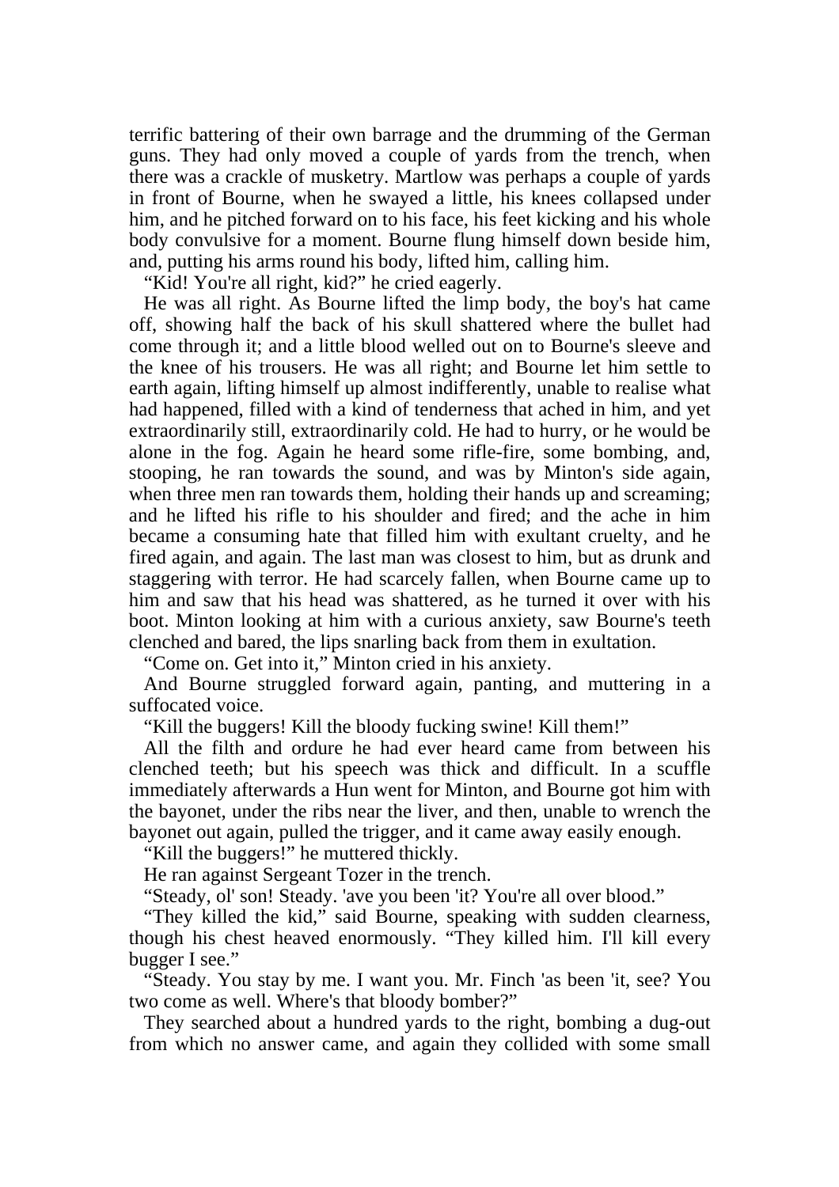terrific battering of their own barrage and the drumming of the German guns. They had only moved a couple of yards from the trench, when there was a crackle of musketry. Martlow was perhaps a couple of yards in front of Bourne, when he swayed a little, his knees collapsed under him, and he pitched forward on to his face, his feet kicking and his whole body convulsive for a moment. Bourne flung himself down beside him, and, putting his arms round his body, lifted him, calling him.

"Kid! You're all right, kid?" he cried eagerly.

He was all right. As Bourne lifted the limp body, the boy's hat came off, showing half the back of his skull shattered where the bullet had come through it; and a little blood welled out on to Bourne's sleeve and the knee of his trousers. He was all right; and Bourne let him settle to earth again, lifting himself up almost indifferently, unable to realise what had happened, filled with a kind of tenderness that ached in him, and yet extraordinarily still, extraordinarily cold. He had to hurry, or he would be alone in the fog. Again he heard some rifle-fire, some bombing, and, stooping, he ran towards the sound, and was by Minton's side again, when three men ran towards them, holding their hands up and screaming; and he lifted his rifle to his shoulder and fired; and the ache in him became a consuming hate that filled him with exultant cruelty, and he fired again, and again. The last man was closest to him, but as drunk and staggering with terror. He had scarcely fallen, when Bourne came up to him and saw that his head was shattered, as he turned it over with his boot. Minton looking at him with a curious anxiety, saw Bourne's teeth clenched and bared, the lips snarling back from them in exultation.

"Come on. Get into it," Minton cried in his anxiety.

And Bourne struggled forward again, panting, and muttering in a suffocated voice.

"Kill the buggers! Kill the bloody fucking swine! Kill them!"

All the filth and ordure he had ever heard came from between his clenched teeth; but his speech was thick and difficult. In a scuffle immediately afterwards a Hun went for Minton, and Bourne got him with the bayonet, under the ribs near the liver, and then, unable to wrench the bayonet out again, pulled the trigger, and it came away easily enough.

"Kill the buggers!" he muttered thickly.

He ran against Sergeant Tozer in the trench.

"Steady, ol' son! Steady. 'ave you been 'it? You're all over blood."

"They killed the kid," said Bourne, speaking with sudden clearness, though his chest heaved enormously. "They killed him. I'll kill every bugger I see."

"Steady. You stay by me. I want you. Mr. Finch 'as been 'it, see? You two come as well. Where's that bloody bomber?"

They searched about a hundred yards to the right, bombing a dug-out from which no answer came, and again they collided with some small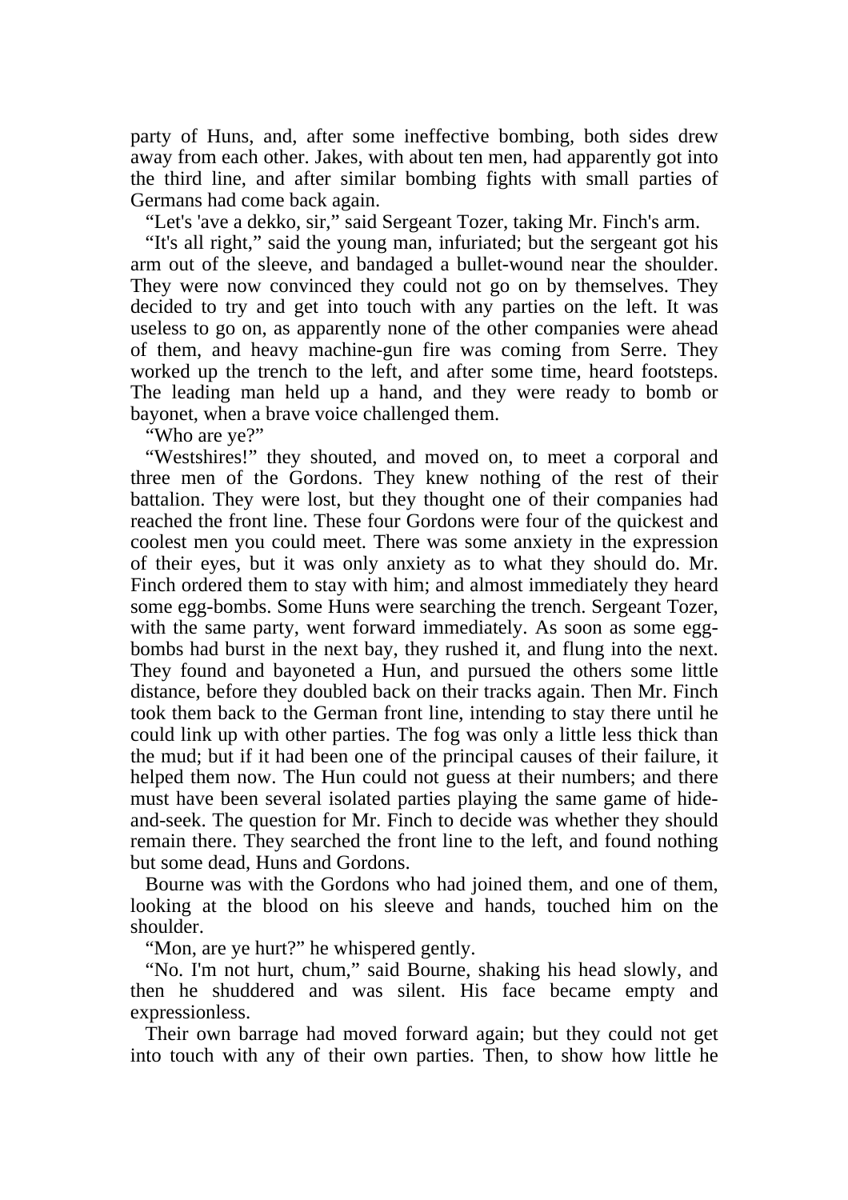party of Huns, and, after some ineffective bombing, both sides drew away from each other. Jakes, with about ten men, had apparently got into the third line, and after similar bombing fights with small parties of Germans had come back again.

“Let's 'ave a dekko, sir,” said Sergeant Tozer, taking Mr. Finch's arm.

“It's all right,” said the young man, infuriated; but the sergeant got his arm out of the sleeve, and bandaged a bullet-wound near the shoulder. They were now convinced they could not go on by themselves. They decided to try and get into touch with any parties on the left. It was useless to go on, as apparently none of the other companies were ahead of them, and heavy machine-gun fire was coming from Serre. They worked up the trench to the left, and after some time, heard footsteps. The leading man held up a hand, and they were ready to bomb or bayonet, when a brave voice challenged them.

“Who are ye?”

“Westshires!” they shouted, and moved on, to meet a corporal and three men of the Gordons. They knew nothing of the rest of their battalion. They were lost, but they thought one of their companies had reached the front line. These four Gordons were four of the quickest and coolest men you could meet. There was some anxiety in the expression of their eyes, but it was only anxiety as to what they should do. Mr. Finch ordered them to stay with him; and almost immediately they heard some egg-bombs. Some Huns were searching the trench. Sergeant Tozer, with the same party, went forward immediately. As soon as some egg-bombs had burst in the next bay, they rushed it, and flung into the next. They found and bayoneted a Hun, and pursued the others some little distance, before they doubled back on their tracks again. Then Mr. Finch took them back to the German front line, intending to stay there until he could link up with other parties. The fog was only a little less thick than the mud; but if it had been one of the principal causes of their failure, it helped them now. The Hun could not guess at their numbers; and there must have been several isolated parties playing the same game of hide-and-seek. The question for Mr. Finch to decide was whether they should remain there. They searched the front line to the left, and found nothing but some dead, Huns and Gordons.

Bourne was with the Gordons who had joined them, and one of them, looking at the blood on his sleeve and hands, touched him on the shoulder.

“Mon, are ye hurt?” he whispered gently.

“No. I'm not hurt, chum,” said Bourne, shaking his head slowly, and then he shuddered and was silent. His face became empty and expressionless.

Their own barrage had moved forward again; but they could not get into touch with any of their own parties. Then, to show how little he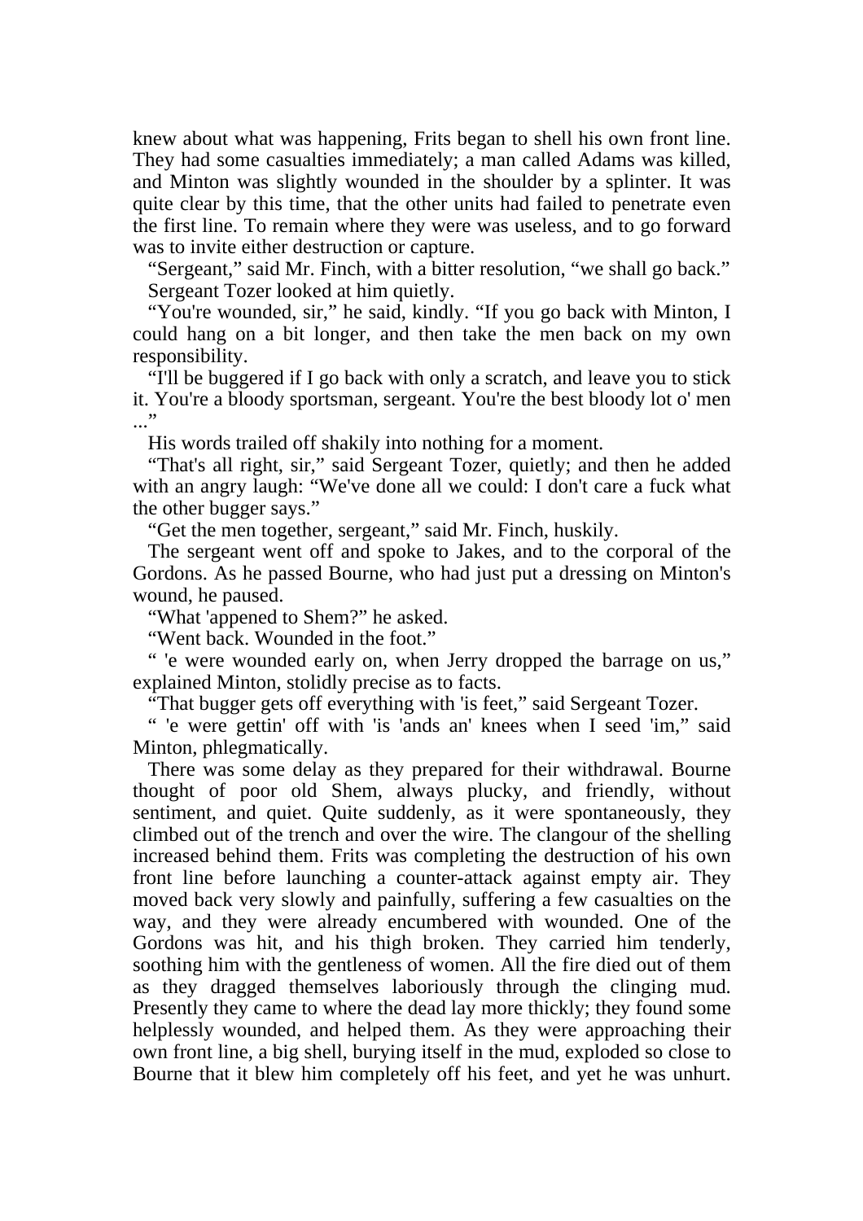knew about what was happening, Frits began to shell his own front line. They had some casualties immediately; a man called Adams was killed, and Minton was slightly wounded in the shoulder by a splinter. It was quite clear by this time, that the other units had failed to penetrate even the first line. To remain where they were was useless, and to go forward was to invite either destruction or capture.

"Sergeant," said Mr. Finch, with a bitter resolution, "we shall go back."

Sergeant Tozer looked at him quietly.

"You're wounded, sir," he said, kindly. "If you go back with Minton, I could hang on a bit longer, and then take the men back on my own responsibility.

"I'll be buggered if I go back with only a scratch, and leave you to stick it. You're a bloody sportsman, sergeant. You're the best bloody lot o' men ..."

His words trailed off shakily into nothing for a moment.

"That's all right, sir," said Sergeant Tozer, quietly; and then he added with an angry laugh: "We've done all we could: I don't care a fuck what the other bugger says."

"Get the men together, sergeant," said Mr. Finch, huskily.

The sergeant went off and spoke to Jakes, and to the corporal of the Gordons. As he passed Bourne, who had just put a dressing on Minton's wound, he paused.

"What 'appened to Shem?" he asked.

"Went back. Wounded in the foot."

" 'e were wounded early on, when Jerry dropped the barrage on us," explained Minton, stolidly precise as to facts.

"That bugger gets off everything with 'is feet," said Sergeant Tozer.

" 'e were gettin' off with 'is 'ands an' knees when I seed 'im," said Minton, phlegmatically.

There was some delay as they prepared for their withdrawal. Bourne thought of poor old Shem, always plucky, and friendly, without sentiment, and quiet. Quite suddenly, as it were spontaneously, they climbed out of the trench and over the wire. The clangour of the shelling increased behind them. Frits was completing the destruction of his own front line before launching a counter-attack against empty air. They moved back very slowly and painfully, suffering a few casualties on the way, and they were already encumbered with wounded. One of the Gordons was hit, and his thigh broken. They carried him tenderly, soothing him with the gentleness of women. All the fire died out of them as they dragged themselves laboriously through the clinging mud. Presently they came to where the dead lay more thickly; they found some helplessly wounded, and helped them. As they were approaching their own front line, a big shell, burying itself in the mud, exploded so close to Bourne that it blew him completely off his feet, and yet he was unhurt.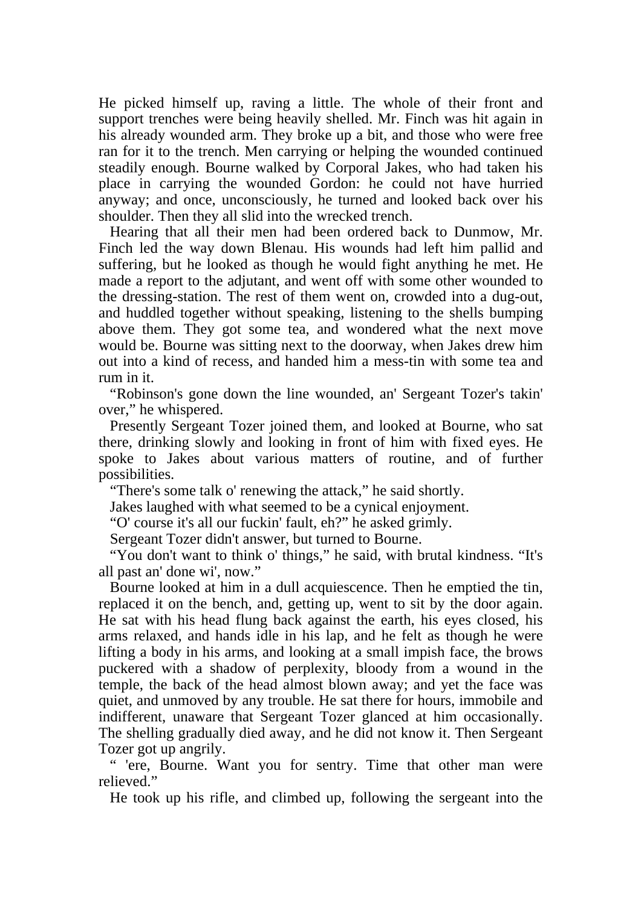He picked himself up, raving a little. The whole of their front and support trenches were being heavily shelled. Mr. Finch was hit again in his already wounded arm. They broke up a bit, and those who were free ran for it to the trench. Men carrying or helping the wounded continued steadily enough. Bourne walked by Corporal Jakes, who had taken his place in carrying the wounded Gordon: he could not have hurried anyway; and once, unconsciously, he turned and looked back over his shoulder. Then they all slid into the wrecked trench.

Hearing that all their men had been ordered back to Dunmow, Mr. Finch led the way down Blenau. His wounds had left him pallid and suffering, but he looked as though he would fight anything he met. He made a report to the adjutant, and went off with some other wounded to the dressing-station. The rest of them went on, crowded into a dug-out, and huddled together without speaking, listening to the shells bumping above them. They got some tea, and wondered what the next move would be. Bourne was sitting next to the doorway, when Jakes drew him out into a kind of recess, and handed him a mess-tin with some tea and rum in it.

“Robinson's gone down the line wounded, an' Sergeant Tozer's takin' over,” he whispered.

Presently Sergeant Tozer joined them, and looked at Bourne, who sat there, drinking slowly and looking in front of him with fixed eyes. He spoke to Jakes about various matters of routine, and of further possibilities.

“There's some talk o' renewing the attack,” he said shortly.

Jakes laughed with what seemed to be a cynical enjoyment.

“O' course it's all our fuckin' fault, eh?” he asked grimly.

Sergeant Tozer didn't answer, but turned to Bourne.

“You don't want to think o' things,” he said, with brutal kindness. “It's all past an' done wi', now.”

Bourne looked at him in a dull acquiescence. Then he emptied the tin, replaced it on the bench, and, getting up, went to sit by the door again. He sat with his head flung back against the earth, his eyes closed, his arms relaxed, and hands idle in his lap, and he felt as though he were lifting a body in his arms, and looking at a small impish face, the brows puckered with a shadow of perplexity, bloody from a wound in the temple, the back of the head almost blown away; and yet the face was quiet, and unmoved by any trouble. He sat there for hours, immobile and indifferent, unaware that Sergeant Tozer glanced at him occasionally. The shelling gradually died away, and he did not know it. Then Sergeant Tozer got up angrily.

“ 'ere, Bourne. Want you for sentry. Time that other man were relieved.”

He took up his rifle, and climbed up, following the sergeant into the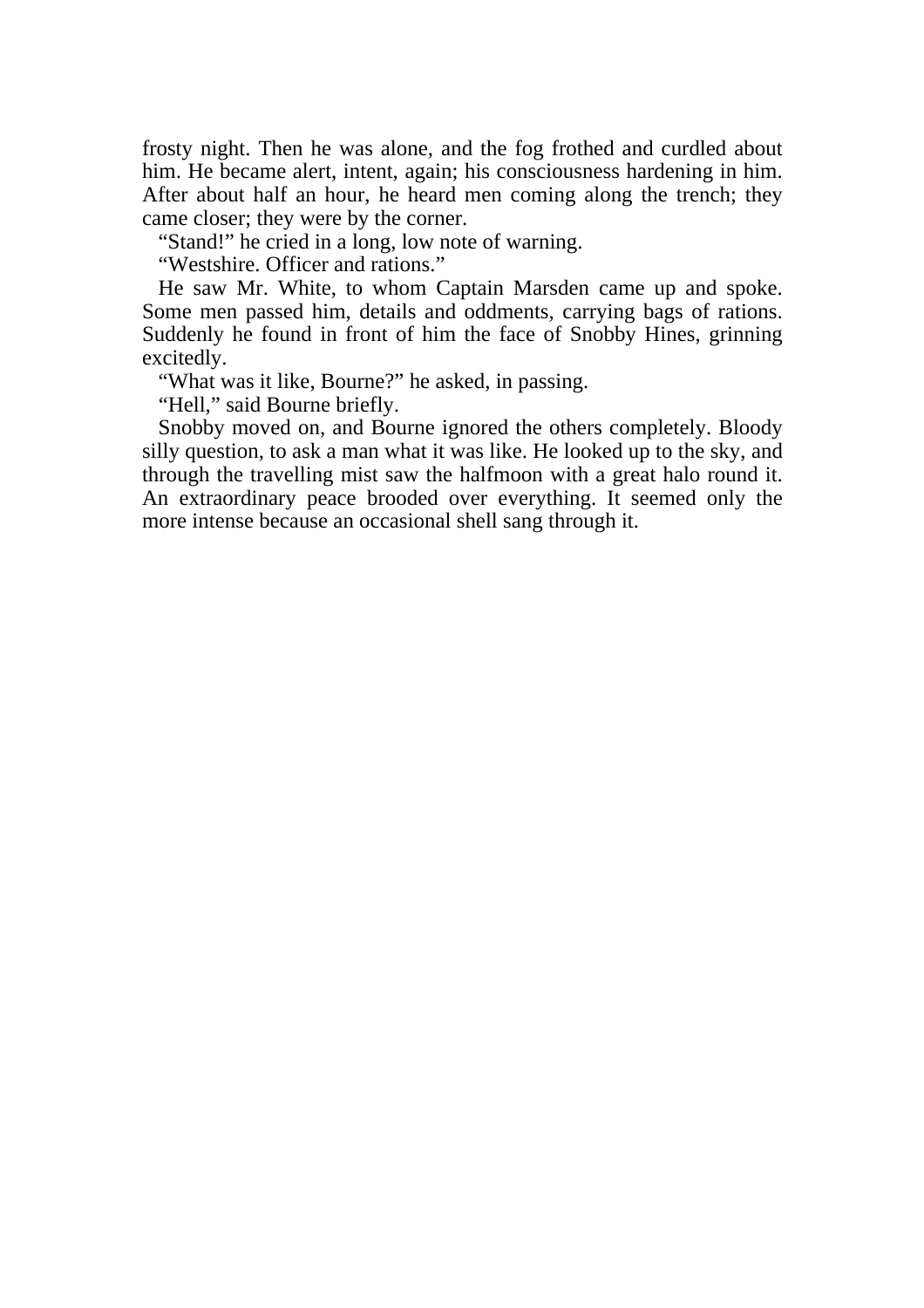frosty night. Then he was alone, and the fog frothed and curdled about him. He became alert, intent, again; his consciousness hardening in him. After about half an hour, he heard men coming along the trench; they came closer; they were by the corner.

"Stand!" he cried in a long, low note of warning.

"Westshire. Officer and rations."

He saw Mr. White, to whom Captain Marsden came up and spoke. Some men passed him, details and oddments, carrying bags of rations. Suddenly he found in front of him the face of Snobby Hines, grinning excitedly.

"What was it like, Bourne?" he asked, in passing.

"Hell," said Bourne briefly.

Snobby moved on, and Bourne ignored the others completely. Bloody silly question, to ask a man what it was like. He looked up to the sky, and through the travelling mist saw the halfmoon with a great halo round it. An extraordinary peace brooded over everything. It seemed only the more intense because an occasional shell sang through it.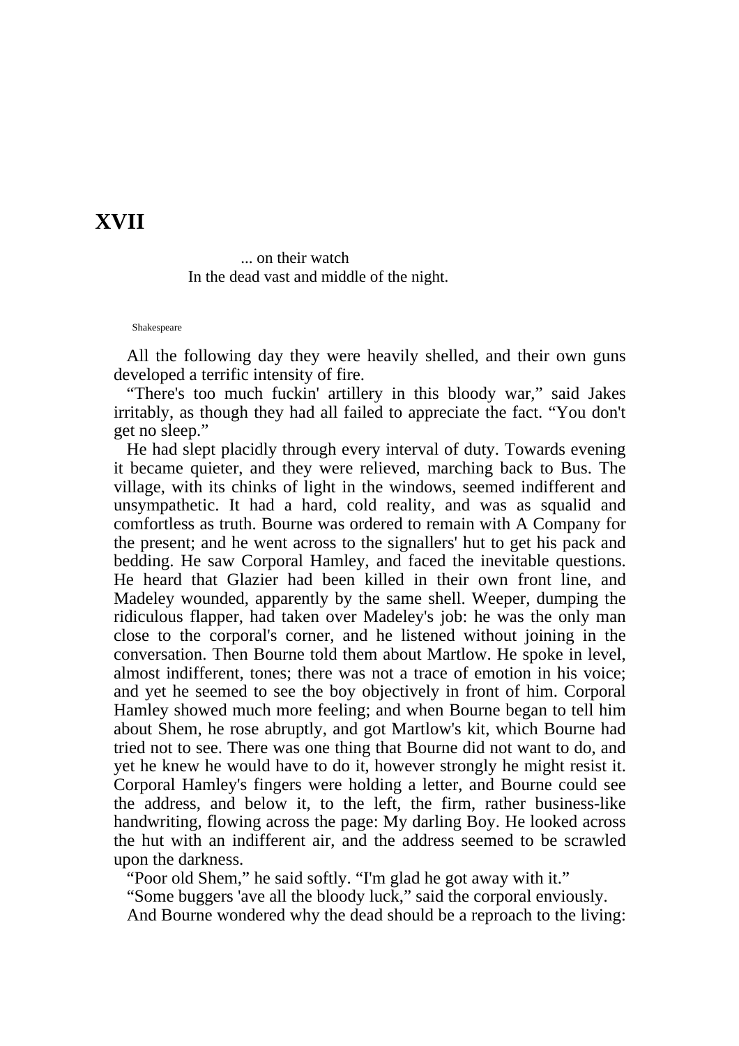# XVII

> ... on their watch
> In the dead vast and middle of the night.
>
> Shakespeare

All the following day they were heavily shelled, and their own guns developed a terrific intensity of fire.

"There's too much fuckin' artillery in this bloody war," said Jakes irritably, as though they had all failed to appreciate the fact. "You don't get no sleep."

He had slept placidly through every interval of duty. Towards evening it became quieter, and they were relieved, marching back to Bus. The village, with its chinks of light in the windows, seemed indifferent and unsympathetic. It had a hard, cold reality, and was as squalid and comfortless as truth. Bourne was ordered to remain with A Company for the present; and he went across to the signallers' hut to get his pack and bedding. He saw Corporal Hamley, and faced the inevitable questions. He heard that Glazier had been killed in their own front line, and Madeley wounded, apparently by the same shell. Weeper, dumping the ridiculous flapper, had taken over Madeley's job: he was the only man close to the corporal's corner, and he listened without joining in the conversation. Then Bourne told them about Martlow. He spoke in level, almost indifferent, tones; there was not a trace of emotion in his voice; and yet he seemed to see the boy objectively in front of him. Corporal Hamley showed much more feeling; and when Bourne began to tell him about Shem, he rose abruptly, and got Martlow's kit, which Bourne had tried not to see. There was one thing that Bourne did not want to do, and yet he knew he would have to do it, however strongly he might resist it. Corporal Hamley's fingers were holding a letter, and Bourne could see the address, and below it, to the left, the firm, rather business-like handwriting, flowing across the page: My darling Boy. He looked across the hut with an indifferent air, and the address seemed to be scrawled upon the darkness.

"Poor old Shem," he said softly. "I'm glad he got away with it."

"Some buggers 'ave all the bloody luck," said the corporal enviously.

And Bourne wondered why the dead should be a reproach to the living: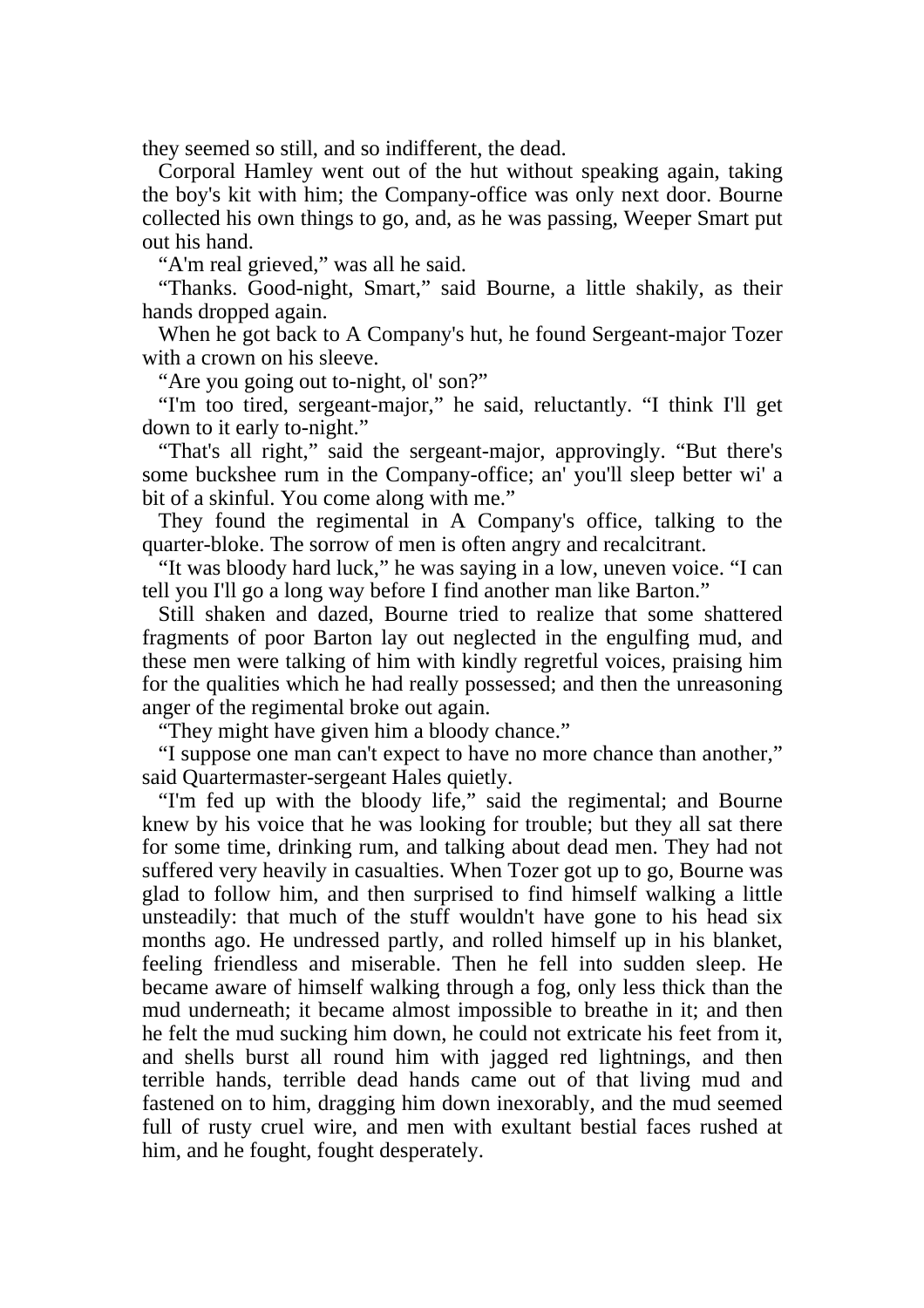they seemed so still, and so indifferent, the dead.

Corporal Hamley went out of the hut without speaking again, taking the boy's kit with him; the Company-office was only next door. Bourne collected his own things to go, and, as he was passing, Weeper Smart put out his hand.

"A'm real grieved," was all he said.

"Thanks. Good-night, Smart," said Bourne, a little shakily, as their hands dropped again.

When he got back to A Company's hut, he found Sergeant-major Tozer with a crown on his sleeve.

"Are you going out to-night, ol' son?"

"I'm too tired, sergeant-major," he said, reluctantly. "I think I'll get down to it early to-night."

"That's all right," said the sergeant-major, approvingly. "But there's some buckshee rum in the Company-office; an' you'll sleep better wi' a bit of a skinful. You come along with me."

They found the regimental in A Company's office, talking to the quarter-bloke. The sorrow of men is often angry and recalcitrant.

"It was bloody hard luck," he was saying in a low, uneven voice. "I can tell you I'll go a long way before I find another man like Barton."

Still shaken and dazed, Bourne tried to realize that some shattered fragments of poor Barton lay out neglected in the engulfing mud, and these men were talking of him with kindly regretful voices, praising him for the qualities which he had really possessed; and then the unreasoning anger of the regimental broke out again.

"They might have given him a bloody chance."

"I suppose one man can't expect to have no more chance than another," said Quartermaster-sergeant Hales quietly.

"I'm fed up with the bloody life," said the regimental; and Bourne knew by his voice that he was looking for trouble; but they all sat there for some time, drinking rum, and talking about dead men. They had not suffered very heavily in casualties. When Tozer got up to go, Bourne was glad to follow him, and then surprised to find himself walking a little unsteadily: that much of the stuff wouldn't have gone to his head six months ago. He undressed partly, and rolled himself up in his blanket, feeling friendless and miserable. Then he fell into sudden sleep. He became aware of himself walking through a fog, only less thick than the mud underneath; it became almost impossible to breathe in it; and then he felt the mud sucking him down, he could not extricate his feet from it, and shells burst all round him with jagged red lightnings, and then terrible hands, terrible dead hands came out of that living mud and fastened on to him, dragging him down inexorably, and the mud seemed full of rusty cruel wire, and men with exultant bestial faces rushed at him, and he fought, fought desperately.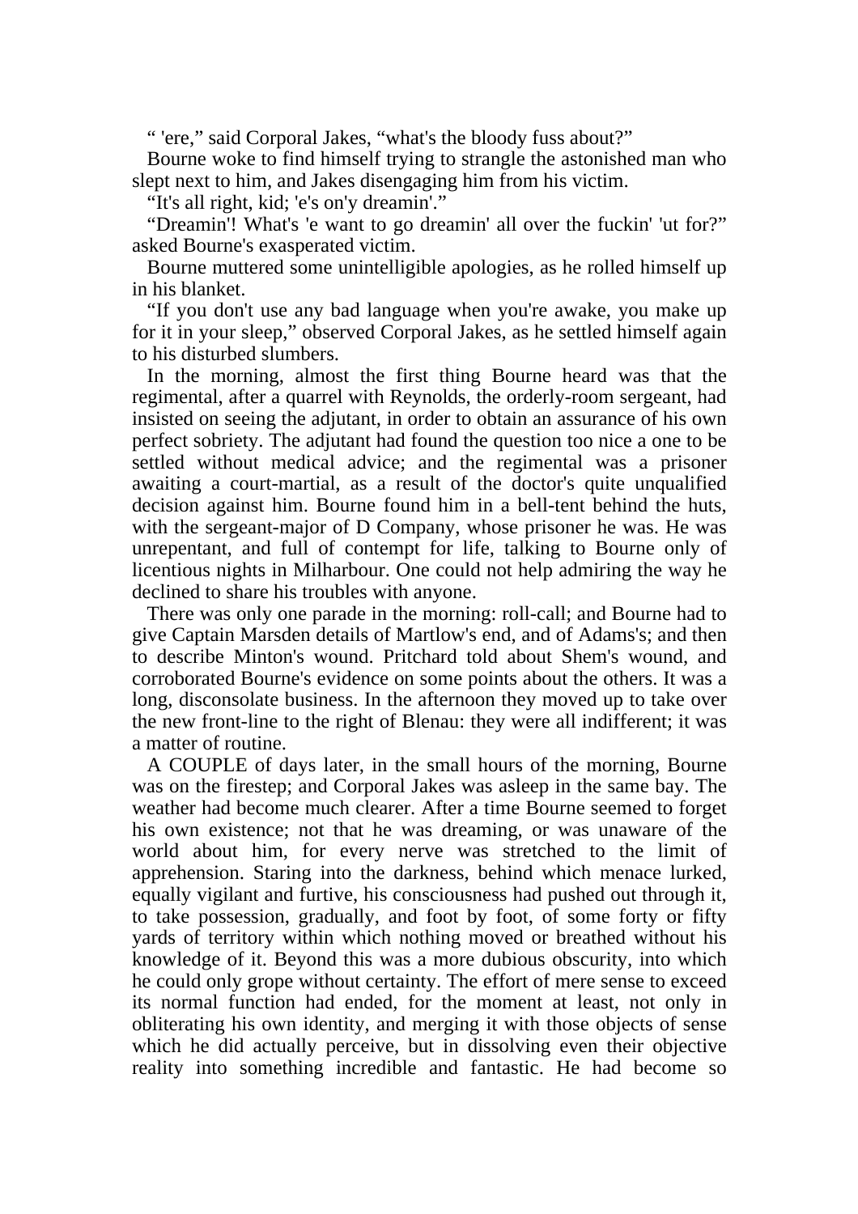" 'ere," said Corporal Jakes, "what's the bloody fuss about?"

Bourne woke to find himself trying to strangle the astonished man who slept next to him, and Jakes disengaging him from his victim.

"It's all right, kid; 'e's on'y dreamin'."

"Dreamin'! What's 'e want to go dreamin' all over the fuckin' 'ut for?" asked Bourne's exasperated victim.

Bourne muttered some unintelligible apologies, as he rolled himself up in his blanket.

"If you don't use any bad language when you're awake, you make up for it in your sleep," observed Corporal Jakes, as he settled himself again to his disturbed slumbers.

In the morning, almost the first thing Bourne heard was that the regimental, after a quarrel with Reynolds, the orderly-room sergeant, had insisted on seeing the adjutant, in order to obtain an assurance of his own perfect sobriety. The adjutant had found the question too nice a one to be settled without medical advice; and the regimental was a prisoner awaiting a court-martial, as a result of the doctor's quite unqualified decision against him. Bourne found him in a bell-tent behind the huts, with the sergeant-major of D Company, whose prisoner he was. He was unrepentant, and full of contempt for life, talking to Bourne only of licentious nights in Milharbour. One could not help admiring the way he declined to share his troubles with anyone.

There was only one parade in the morning: roll-call; and Bourne had to give Captain Marsden details of Martlow's end, and of Adams's; and then to describe Minton's wound. Pritchard told about Shem's wound, and corroborated Bourne's evidence on some points about the others. It was a long, disconsolate business. In the afternoon they moved up to take over the new front-line to the right of Blenau: they were all indifferent; it was a matter of routine.

A COUPLE of days later, in the small hours of the morning, Bourne was on the firestep; and Corporal Jakes was asleep in the same bay. The weather had become much clearer. After a time Bourne seemed to forget his own existence; not that he was dreaming, or was unaware of the world about him, for every nerve was stretched to the limit of apprehension. Staring into the darkness, behind which menace lurked, equally vigilant and furtive, his consciousness had pushed out through it, to take possession, gradually, and foot by foot, of some forty or fifty yards of territory within which nothing moved or breathed without his knowledge of it. Beyond this was a more dubious obscurity, into which he could only grope without certainty. The effort of mere sense to exceed its normal function had ended, for the moment at least, not only in obliterating his own identity, and merging it with those objects of sense which he did actually perceive, but in dissolving even their objective reality into something incredible and fantastic. He had become so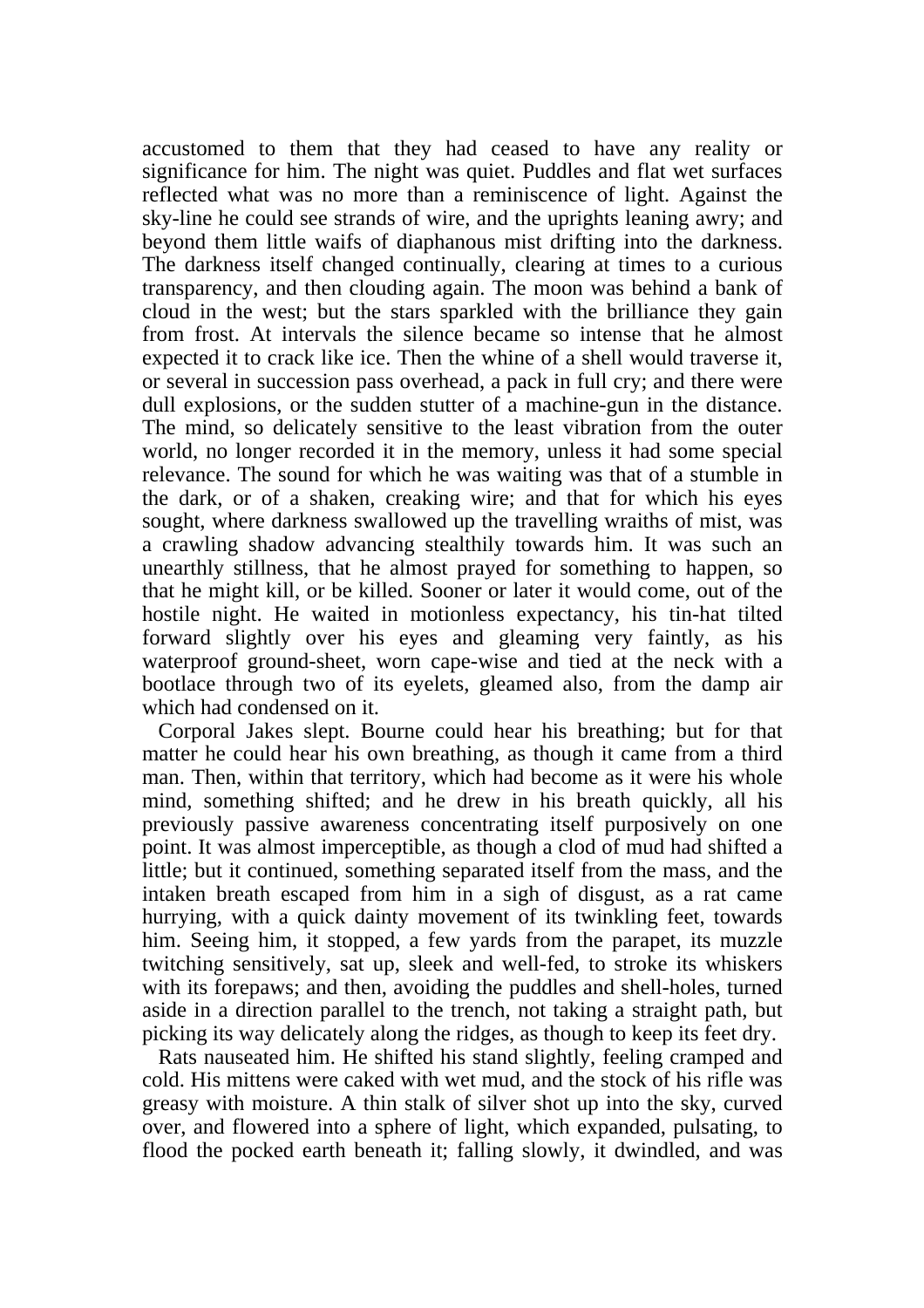accustomed to them that they had ceased to have any reality or significance for him. The night was quiet. Puddles and flat wet surfaces reflected what was no more than a reminiscence of light. Against the sky-line he could see strands of wire, and the uprights leaning awry; and beyond them little waifs of diaphanous mist drifting into the darkness. The darkness itself changed continually, clearing at times to a curious transparency, and then clouding again. The moon was behind a bank of cloud in the west; but the stars sparkled with the brilliance they gain from frost. At intervals the silence became so intense that he almost expected it to crack like ice. Then the whine of a shell would traverse it, or several in succession pass overhead, a pack in full cry; and there were dull explosions, or the sudden stutter of a machine-gun in the distance. The mind, so delicately sensitive to the least vibration from the outer world, no longer recorded it in the memory, unless it had some special relevance. The sound for which he was waiting was that of a stumble in the dark, or of a shaken, creaking wire; and that for which his eyes sought, where darkness swallowed up the travelling wraiths of mist, was a crawling shadow advancing stealthily towards him. It was such an unearthly stillness, that he almost prayed for something to happen, so that he might kill, or be killed. Sooner or later it would come, out of the hostile night. He waited in motionless expectancy, his tin-hat tilted forward slightly over his eyes and gleaming very faintly, as his waterproof ground-sheet, worn cape-wise and tied at the neck with a bootlace through two of its eyelets, gleamed also, from the damp air which had condensed on it.

Corporal Jakes slept. Bourne could hear his breathing; but for that matter he could hear his own breathing, as though it came from a third man. Then, within that territory, which had become as it were his whole mind, something shifted; and he drew in his breath quickly, all his previously passive awareness concentrating itself purposively on one point. It was almost imperceptible, as though a clod of mud had shifted a little; but it continued, something separated itself from the mass, and the intaken breath escaped from him in a sigh of disgust, as a rat came hurrying, with a quick dainty movement of its twinkling feet, towards him. Seeing him, it stopped, a few yards from the parapet, its muzzle twitching sensitively, sat up, sleek and well-fed, to stroke its whiskers with its forepaws; and then, avoiding the puddles and shell-holes, turned aside in a direction parallel to the trench, not taking a straight path, but picking its way delicately along the ridges, as though to keep its feet dry.

Rats nauseated him. He shifted his stand slightly, feeling cramped and cold. His mittens were caked with wet mud, and the stock of his rifle was greasy with moisture. A thin stalk of silver shot up into the sky, curved over, and flowered into a sphere of light, which expanded, pulsating, to flood the pocked earth beneath it; falling slowly, it dwindled, and was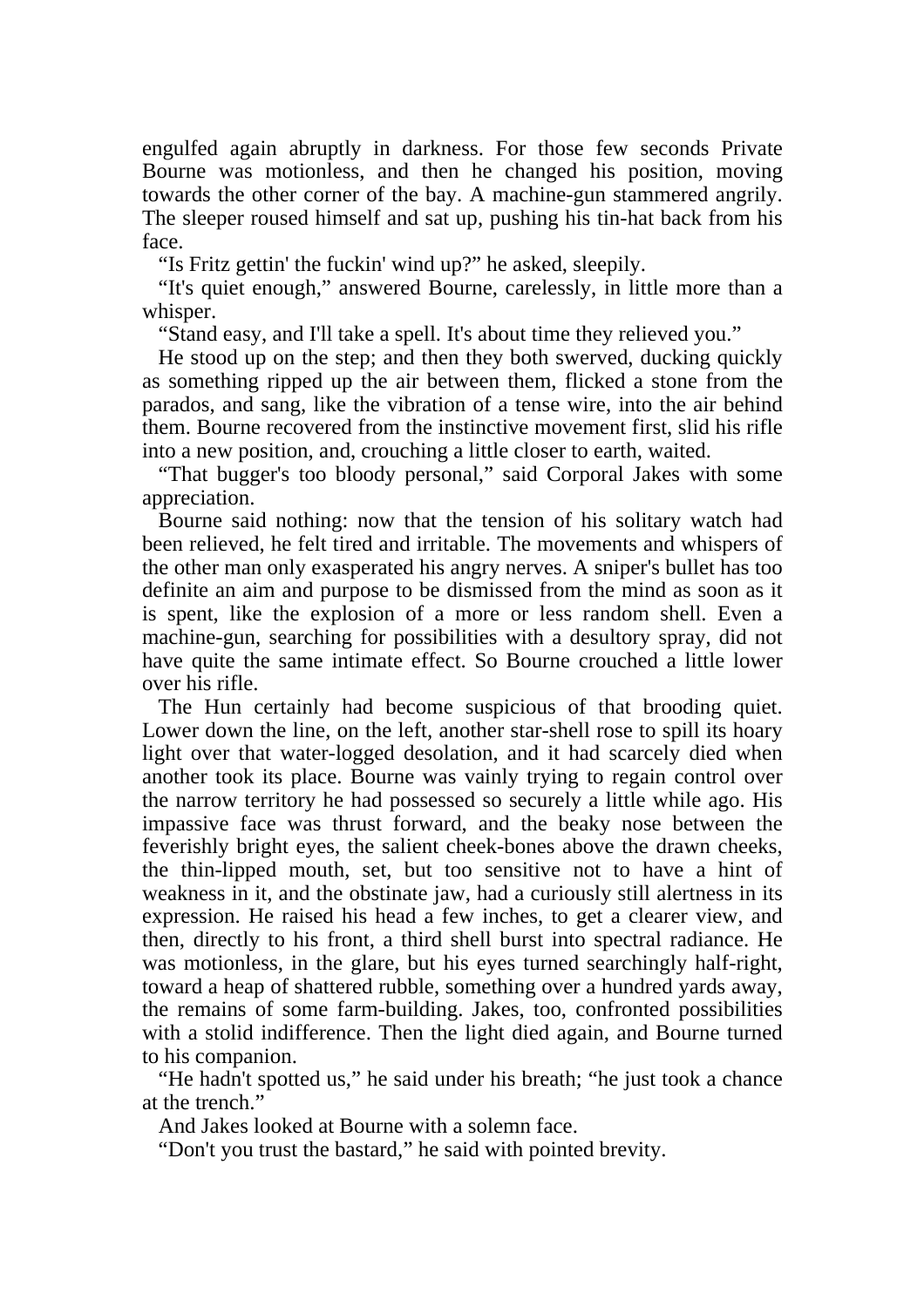engulfed again abruptly in darkness. For those few seconds Private Bourne was motionless, and then he changed his position, moving towards the other corner of the bay. A machine-gun stammered angrily. The sleeper roused himself and sat up, pushing his tin-hat back from his face.

"Is Fritz gettin' the fuckin' wind up?" he asked, sleepily.

"It's quiet enough," answered Bourne, carelessly, in little more than a whisper.

"Stand easy, and I'll take a spell. It's about time they relieved you."

He stood up on the step; and then they both swerved, ducking quickly as something ripped up the air between them, flicked a stone from the parados, and sang, like the vibration of a tense wire, into the air behind them. Bourne recovered from the instinctive movement first, slid his rifle into a new position, and, crouching a little closer to earth, waited.

"That bugger's too bloody personal," said Corporal Jakes with some appreciation.

Bourne said nothing: now that the tension of his solitary watch had been relieved, he felt tired and irritable. The movements and whispers of the other man only exasperated his angry nerves. A sniper's bullet has too definite an aim and purpose to be dismissed from the mind as soon as it is spent, like the explosion of a more or less random shell. Even a machine-gun, searching for possibilities with a desultory spray, did not have quite the same intimate effect. So Bourne crouched a little lower over his rifle.

The Hun certainly had become suspicious of that brooding quiet. Lower down the line, on the left, another star-shell rose to spill its hoary light over that water-logged desolation, and it had scarcely died when another took its place. Bourne was vainly trying to regain control over the narrow territory he had possessed so securely a little while ago. His impassive face was thrust forward, and the beaky nose between the feverishly bright eyes, the salient cheek-bones above the drawn cheeks, the thin-lipped mouth, set, but too sensitive not to have a hint of weakness in it, and the obstinate jaw, had a curiously still alertness in its expression. He raised his head a few inches, to get a clearer view, and then, directly to his front, a third shell burst into spectral radiance. He was motionless, in the glare, but his eyes turned searchingly half-right, toward a heap of shattered rubble, something over a hundred yards away, the remains of some farm-building. Jakes, too, confronted possibilities with a stolid indifference. Then the light died again, and Bourne turned to his companion.

"He hadn't spotted us," he said under his breath; "he just took a chance at the trench."

And Jakes looked at Bourne with a solemn face.

"Don't you trust the bastard," he said with pointed brevity.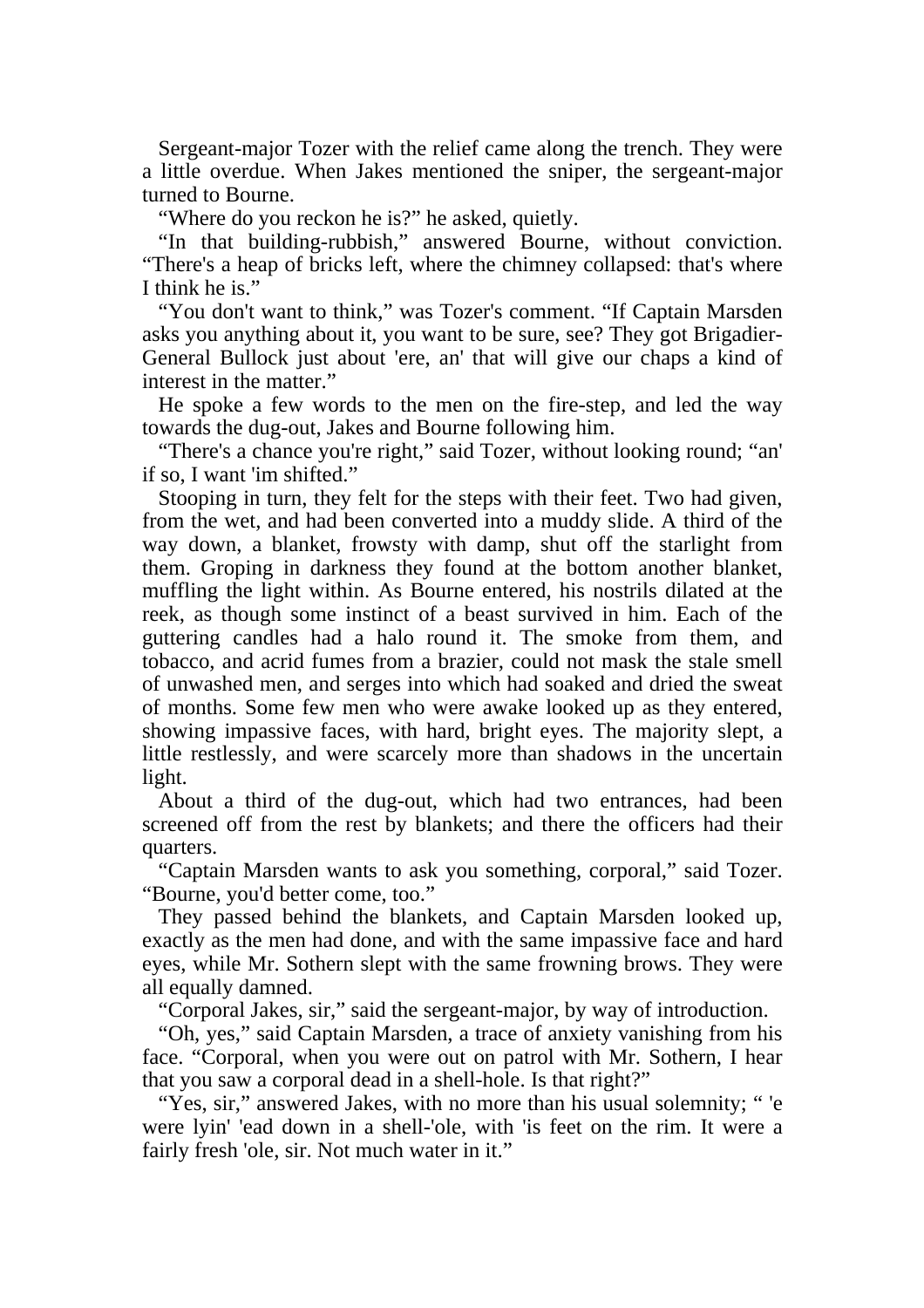Sergeant-major Tozer with the relief came along the trench. They were a little overdue. When Jakes mentioned the sniper, the sergeant-major turned to Bourne.

"Where do you reckon he is?" he asked, quietly.

"In that building-rubbish," answered Bourne, without conviction. "There's a heap of bricks left, where the chimney collapsed: that's where I think he is."

"You don't want to think," was Tozer's comment. "If Captain Marsden asks you anything about it, you want to be sure, see? They got Brigadier-General Bullock just about 'ere, an' that will give our chaps a kind of interest in the matter."

He spoke a few words to the men on the fire-step, and led the way towards the dug-out, Jakes and Bourne following him.

"There's a chance you're right," said Tozer, without looking round; "an' if so, I want 'im shifted."

Stooping in turn, they felt for the steps with their feet. Two had given, from the wet, and had been converted into a muddy slide. A third of the way down, a blanket, frowsty with damp, shut off the starlight from them. Groping in darkness they found at the bottom another blanket, muffling the light within. As Bourne entered, his nostrils dilated at the reek, as though some instinct of a beast survived in him. Each of the guttering candles had a halo round it. The smoke from them, and tobacco, and acrid fumes from a brazier, could not mask the stale smell of unwashed men, and serges into which had soaked and dried the sweat of months. Some few men who were awake looked up as they entered, showing impassive faces, with hard, bright eyes. The majority slept, a little restlessly, and were scarcely more than shadows in the uncertain light.

About a third of the dug-out, which had two entrances, had been screened off from the rest by blankets; and there the officers had their quarters.

"Captain Marsden wants to ask you something, corporal," said Tozer. "Bourne, you'd better come, too."

They passed behind the blankets, and Captain Marsden looked up, exactly as the men had done, and with the same impassive face and hard eyes, while Mr. Sothern slept with the same frowning brows. They were all equally damned.

"Corporal Jakes, sir," said the sergeant-major, by way of introduction.

"Oh, yes," said Captain Marsden, a trace of anxiety vanishing from his face. "Corporal, when you were out on patrol with Mr. Sothern, I hear that you saw a corporal dead in a shell-hole. Is that right?"

"Yes, sir," answered Jakes, with no more than his usual solemnity; " 'e were lyin' 'ead down in a shell-'ole, with 'is feet on the rim. It were a fairly fresh 'ole, sir. Not much water in it."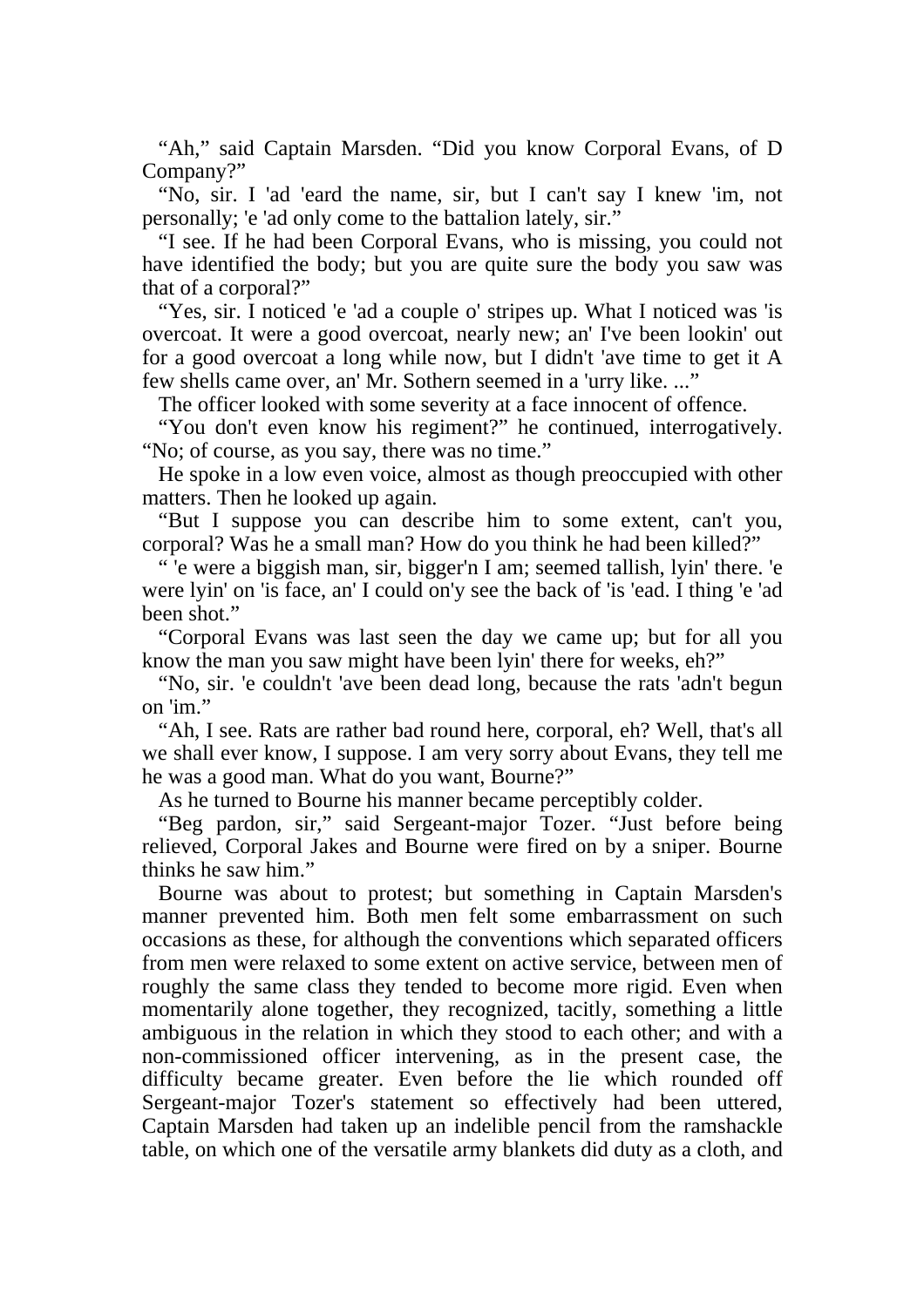"Ah," said Captain Marsden. "Did you know Corporal Evans, of D Company?"

"No, sir. I 'ad 'eard the name, sir, but I can't say I knew 'im, not personally; 'e 'ad only come to the battalion lately, sir."

"I see. If he had been Corporal Evans, who is missing, you could not have identified the body; but you are quite sure the body you saw was that of a corporal?"

"Yes, sir. I noticed 'e 'ad a couple o' stripes up. What I noticed was 'is overcoat. It were a good overcoat, nearly new; an' I've been lookin' out for a good overcoat a long while now, but I didn't 'ave time to get it A few shells came over, an' Mr. Sothern seemed in a 'urry like. ..."

The officer looked with some severity at a face innocent of offence.

"You don't even know his regiment?" he continued, interrogatively. "No; of course, as you say, there was no time."

He spoke in a low even voice, almost as though preoccupied with other matters. Then he looked up again.

"But I suppose you can describe him to some extent, can't you, corporal? Was he a small man? How do you think he had been killed?"

" 'e were a biggish man, sir, bigger'n I am; seemed tallish, lyin' there. 'e were lyin' on 'is face, an' I could on'y see the back of 'is 'ead. I thing 'e 'ad been shot."

"Corporal Evans was last seen the day we came up; but for all you know the man you saw might have been lyin' there for weeks, eh?"

"No, sir. 'e couldn't 'ave been dead long, because the rats 'adn't begun on 'im."

"Ah, I see. Rats are rather bad round here, corporal, eh? Well, that's all we shall ever know, I suppose. I am very sorry about Evans, they tell me he was a good man. What do you want, Bourne?"

As he turned to Bourne his manner became perceptibly colder.

"Beg pardon, sir," said Sergeant-major Tozer. "Just before being relieved, Corporal Jakes and Bourne were fired on by a sniper. Bourne thinks he saw him."

Bourne was about to protest; but something in Captain Marsden's manner prevented him. Both men felt some embarrassment on such occasions as these, for although the conventions which separated officers from men were relaxed to some extent on active service, between men of roughly the same class they tended to become more rigid. Even when momentarily alone together, they recognized, tacitly, something a little ambiguous in the relation in which they stood to each other; and with a non-commissioned officer intervening, as in the present case, the difficulty became greater. Even before the lie which rounded off Sergeant-major Tozer's statement so effectively had been uttered, Captain Marsden had taken up an indelible pencil from the ramshackle table, on which one of the versatile army blankets did duty as a cloth, and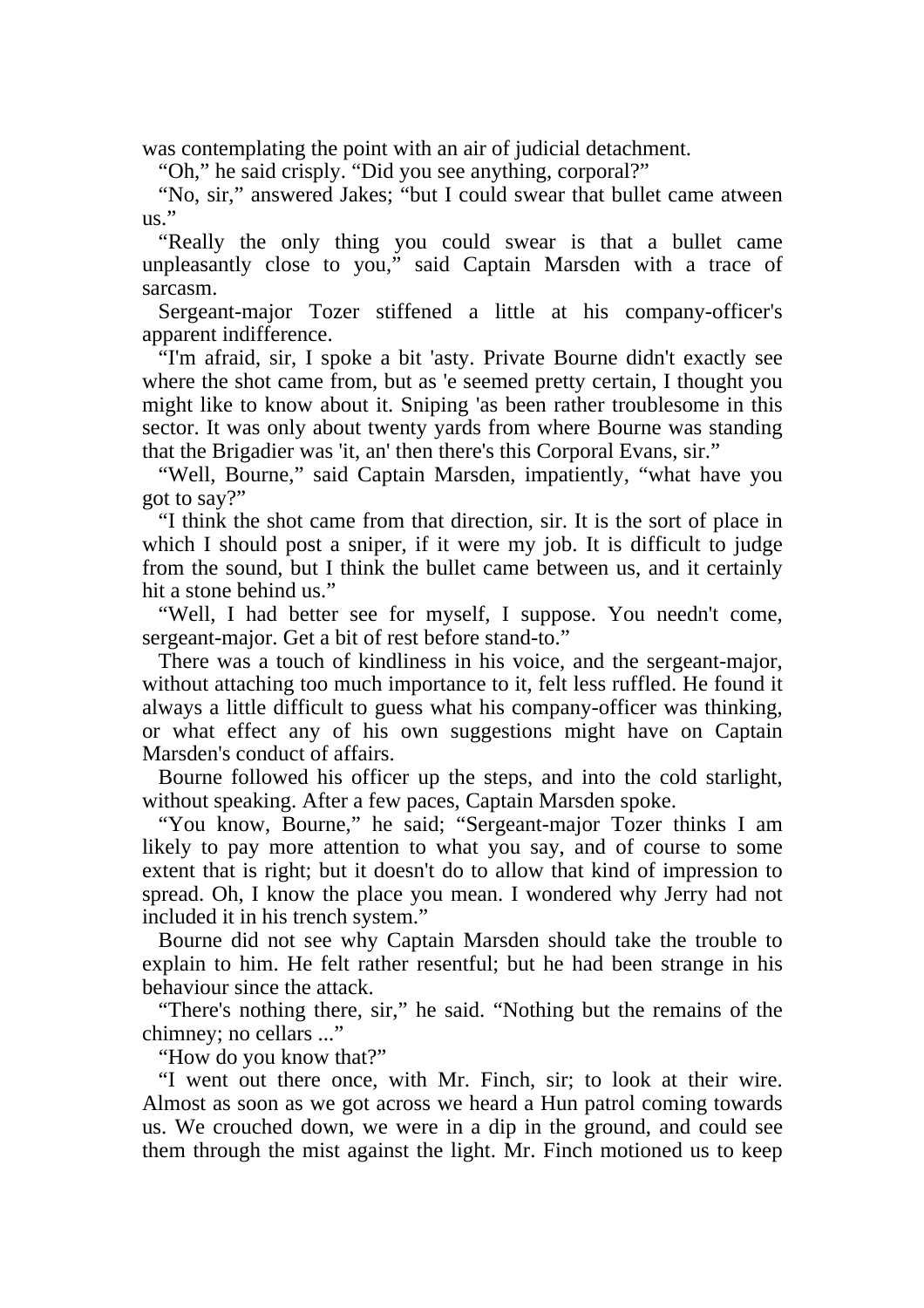was contemplating the point with an air of judicial detachment.

“Oh,” he said crisply. “Did you see anything, corporal?”

“No, sir,” answered Jakes; “but I could swear that bullet came atween us.”

“Really the only thing you could swear is that a bullet came unpleasantly close to you,” said Captain Marsden with a trace of sarcasm.

Sergeant-major Tozer stiffened a little at his company-officer's apparent indifference.

“I'm afraid, sir, I spoke a bit 'asty. Private Bourne didn't exactly see where the shot came from, but as 'e seemed pretty certain, I thought you might like to know about it. Sniping 'as been rather troublesome in this sector. It was only about twenty yards from where Bourne was standing that the Brigadier was 'it, an' then there's this Corporal Evans, sir.”

“Well, Bourne,” said Captain Marsden, impatiently, “what have you got to say?”

“I think the shot came from that direction, sir. It is the sort of place in which I should post a sniper, if it were my job. It is difficult to judge from the sound, but I think the bullet came between us, and it certainly hit a stone behind us.”

“Well, I had better see for myself, I suppose. You needn't come, sergeant-major. Get a bit of rest before stand-to.”

There was a touch of kindliness in his voice, and the sergeant-major, without attaching too much importance to it, felt less ruffled. He found it always a little difficult to guess what his company-officer was thinking, or what effect any of his own suggestions might have on Captain Marsden's conduct of affairs.

Bourne followed his officer up the steps, and into the cold starlight, without speaking. After a few paces, Captain Marsden spoke.

“You know, Bourne,” he said; “Sergeant-major Tozer thinks I am likely to pay more attention to what you say, and of course to some extent that is right; but it doesn't do to allow that kind of impression to spread. Oh, I know the place you mean. I wondered why Jerry had not included it in his trench system.”

Bourne did not see why Captain Marsden should take the trouble to explain to him. He felt rather resentful; but he had been strange in his behaviour since the attack.

“There's nothing there, sir,” he said. “Nothing but the remains of the chimney; no cellars ...”

“How do you know that?”

“I went out there once, with Mr. Finch, sir; to look at their wire. Almost as soon as we got across we heard a Hun patrol coming towards us. We crouched down, we were in a dip in the ground, and could see them through the mist against the light. Mr. Finch motioned us to keep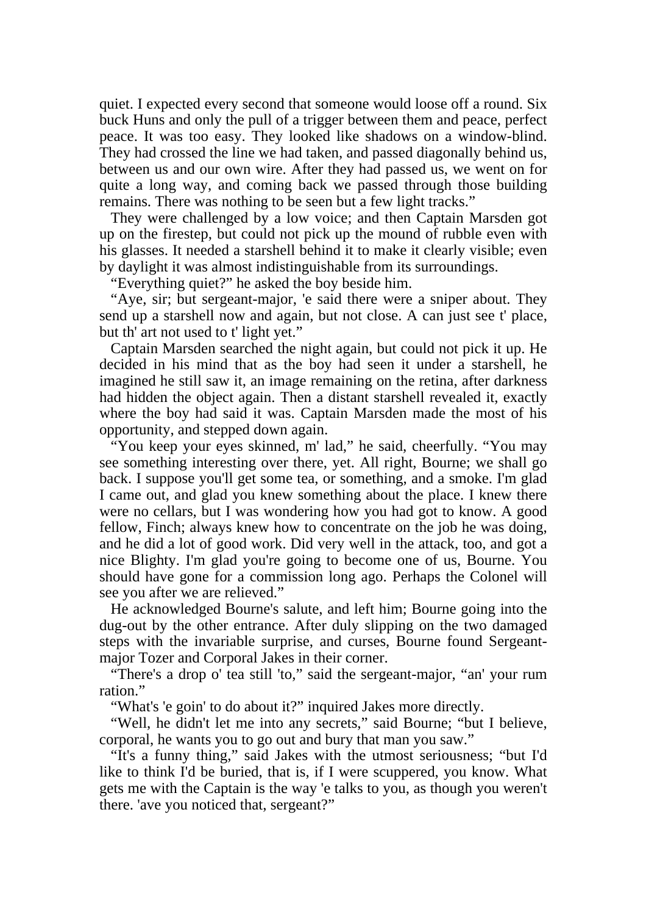quiet. I expected every second that someone would loose off a round. Six buck Huns and only the pull of a trigger between them and peace, perfect peace. It was too easy. They looked like shadows on a window-blind. They had crossed the line we had taken, and passed diagonally behind us, between us and our own wire. After they had passed us, we went on for quite a long way, and coming back we passed through those building remains. There was nothing to be seen but a few light tracks."

They were challenged by a low voice; and then Captain Marsden got up on the firestep, but could not pick up the mound of rubble even with his glasses. It needed a starshell behind it to make it clearly visible; even by daylight it was almost indistinguishable from its surroundings.

"Everything quiet?" he asked the boy beside him.

"Aye, sir; but sergeant-major, 'e said there were a sniper about. They send up a starshell now and again, but not close. A can just see t' place, but th' art not used to t' light yet."

Captain Marsden searched the night again, but could not pick it up. He decided in his mind that as the boy had seen it under a starshell, he imagined he still saw it, an image remaining on the retina, after darkness had hidden the object again. Then a distant starshell revealed it, exactly where the boy had said it was. Captain Marsden made the most of his opportunity, and stepped down again.

"You keep your eyes skinned, m' lad," he said, cheerfully. "You may see something interesting over there, yet. All right, Bourne; we shall go back. I suppose you'll get some tea, or something, and a smoke. I'm glad I came out, and glad you knew something about the place. I knew there were no cellars, but I was wondering how you had got to know. A good fellow, Finch; always knew how to concentrate on the job he was doing, and he did a lot of good work. Did very well in the attack, too, and got a nice Blighty. I'm glad you're going to become one of us, Bourne. You should have gone for a commission long ago. Perhaps the Colonel will see you after we are relieved."

He acknowledged Bourne's salute, and left him; Bourne going into the dug-out by the other entrance. After duly slipping on the two damaged steps with the invariable surprise, and curses, Bourne found Sergeant-major Tozer and Corporal Jakes in their corner.

"There's a drop o' tea still 'to," said the sergeant-major, "an' your rum ration."

"What's 'e goin' to do about it?" inquired Jakes more directly.

"Well, he didn't let me into any secrets," said Bourne; "but I believe, corporal, he wants you to go out and bury that man you saw."

"It's a funny thing," said Jakes with the utmost seriousness; "but I'd like to think I'd be buried, that is, if I were scuppered, you know. What gets me with the Captain is the way 'e talks to you, as though you weren't there. 'ave you noticed that, sergeant?"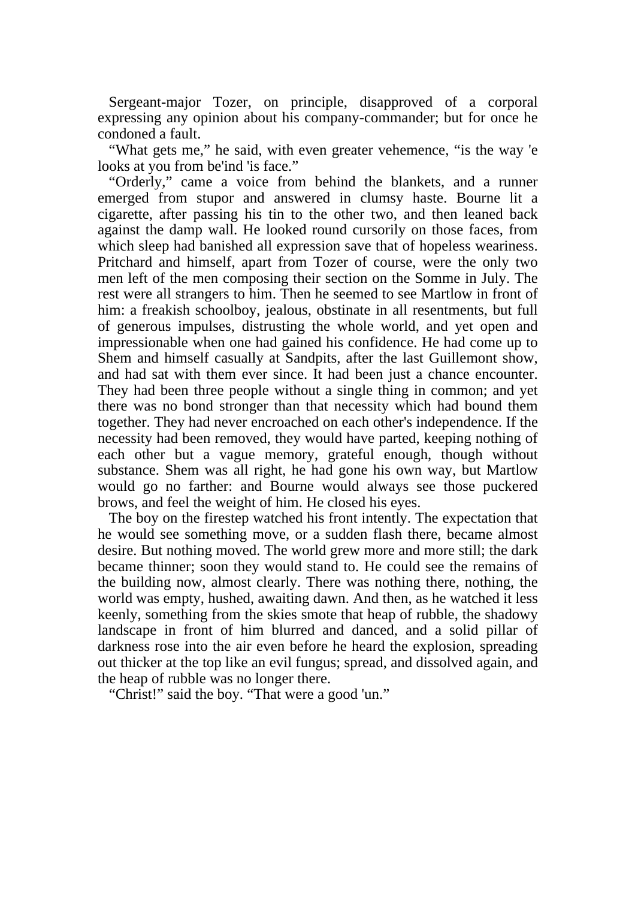Sergeant-major Tozer, on principle, disapproved of a corporal expressing any opinion about his company-commander; but for once he condoned a fault.

"What gets me," he said, with even greater vehemence, "is the way 'e looks at you from be'ind 'is face."

"Orderly," came a voice from behind the blankets, and a runner emerged from stupor and answered in clumsy haste. Bourne lit a cigarette, after passing his tin to the other two, and then leaned back against the damp wall. He looked round cursorily on those faces, from which sleep had banished all expression save that of hopeless weariness. Pritchard and himself, apart from Tozer of course, were the only two men left of the men composing their section on the Somme in July. The rest were all strangers to him. Then he seemed to see Martlow in front of him: a freakish schoolboy, jealous, obstinate in all resentments, but full of generous impulses, distrusting the whole world, and yet open and impressionable when one had gained his confidence. He had come up to Shem and himself casually at Sandpits, after the last Guillemont show, and had sat with them ever since. It had been just a chance encounter. They had been three people without a single thing in common; and yet there was no bond stronger than that necessity which had bound them together. They had never encroached on each other's independence. If the necessity had been removed, they would have parted, keeping nothing of each other but a vague memory, grateful enough, though without substance. Shem was all right, he had gone his own way, but Martlow would go no farther: and Bourne would always see those puckered brows, and feel the weight of him. He closed his eyes.

The boy on the firestep watched his front intently. The expectation that he would see something move, or a sudden flash there, became almost desire. But nothing moved. The world grew more and more still; the dark became thinner; soon they would stand to. He could see the remains of the building now, almost clearly. There was nothing there, nothing, the world was empty, hushed, awaiting dawn. And then, as he watched it less keenly, something from the skies smote that heap of rubble, the shadowy landscape in front of him blurred and danced, and a solid pillar of darkness rose into the air even before he heard the explosion, spreading out thicker at the top like an evil fungus; spread, and dissolved again, and the heap of rubble was no longer there.

"Christ!" said the boy. "That were a good 'un."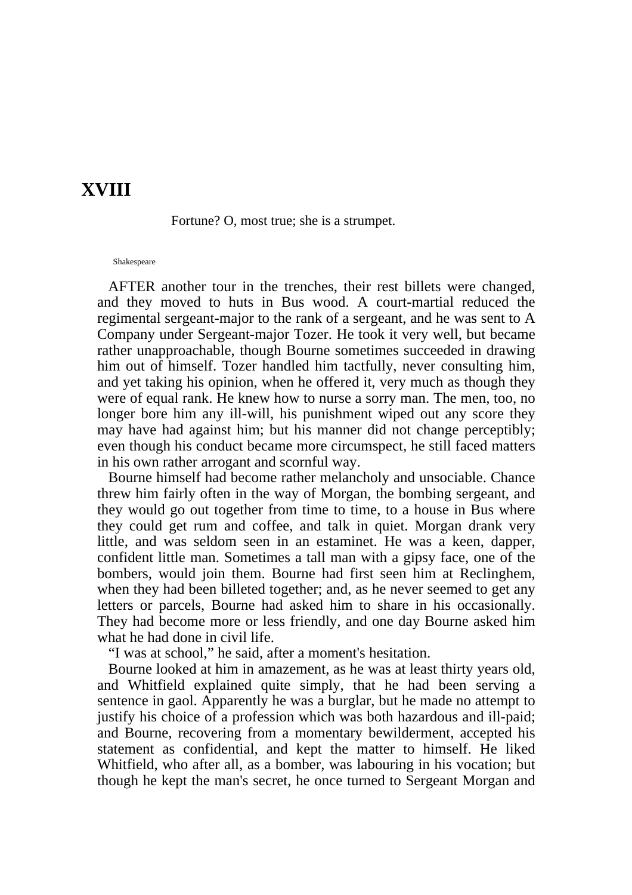# XVIII

Fortune? O, most true; she is a strumpet.

Shakespeare

AFTER another tour in the trenches, their rest billets were changed, and they moved to huts in Bus wood. A court-martial reduced the regimental sergeant-major to the rank of a sergeant, and he was sent to A Company under Sergeant-major Tozer. He took it very well, but became rather unapproachable, though Bourne sometimes succeeded in drawing him out of himself. Tozer handled him tactfully, never consulting him, and yet taking his opinion, when he offered it, very much as though they were of equal rank. He knew how to nurse a sorry man. The men, too, no longer bore him any ill-will, his punishment wiped out any score they may have had against him; but his manner did not change perceptibly; even though his conduct became more circumspect, he still faced matters in his own rather arrogant and scornful way.

Bourne himself had become rather melancholy and unsociable. Chance threw him fairly often in the way of Morgan, the bombing sergeant, and they would go out together from time to time, to a house in Bus where they could get rum and coffee, and talk in quiet. Morgan drank very little, and was seldom seen in an estaminet. He was a keen, dapper, confident little man. Sometimes a tall man with a gipsy face, one of the bombers, would join them. Bourne had first seen him at Reclinghem, when they had been billeted together; and, as he never seemed to get any letters or parcels, Bourne had asked him to share in his occasionally. They had become more or less friendly, and one day Bourne asked him what he had done in civil life.

"I was at school," he said, after a moment's hesitation.

Bourne looked at him in amazement, as he was at least thirty years old, and Whitfield explained quite simply, that he had been serving a sentence in gaol. Apparently he was a burglar, but he made no attempt to justify his choice of a profession which was both hazardous and ill-paid; and Bourne, recovering from a momentary bewilderment, accepted his statement as confidential, and kept the matter to himself. He liked Whitfield, who after all, as a bomber, was labouring in his vocation; but though he kept the man's secret, he once turned to Sergeant Morgan and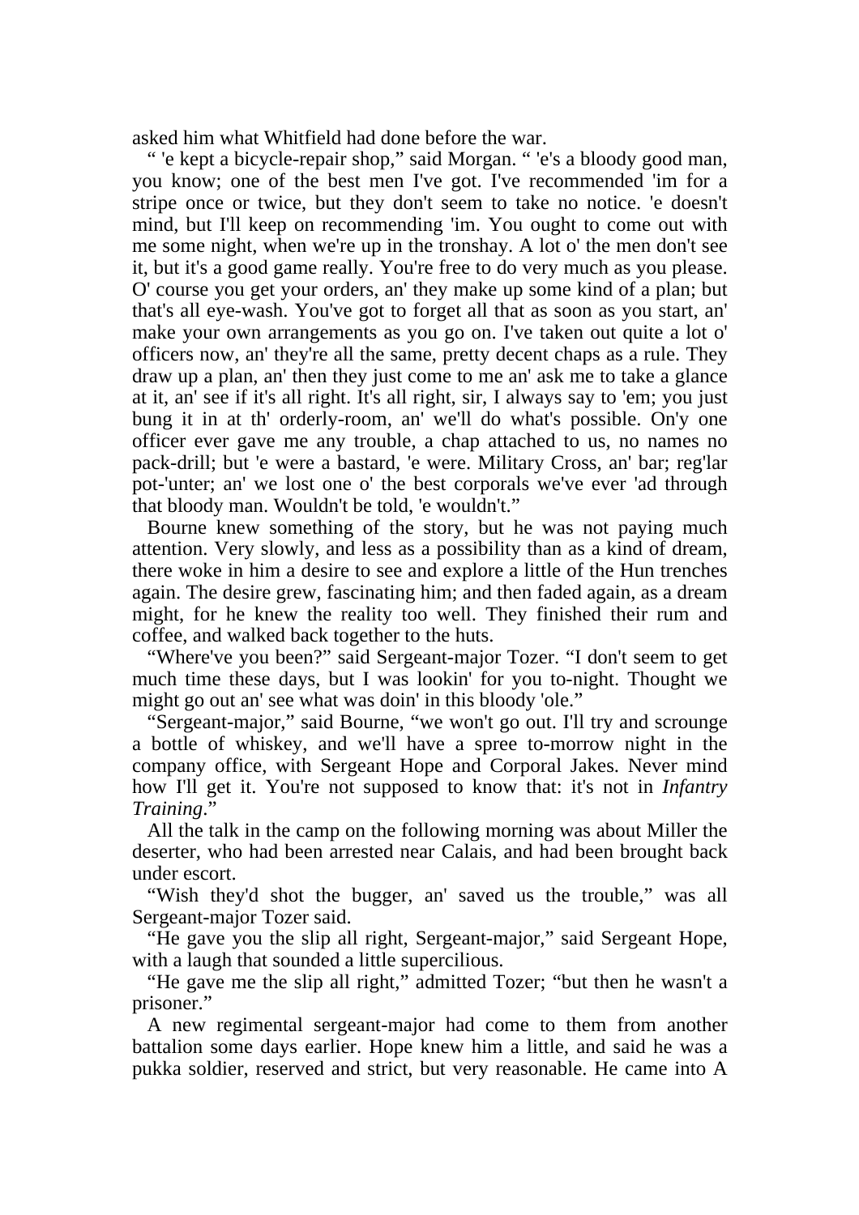asked him what Whitfield had done before the war.

" 'e kept a bicycle-repair shop," said Morgan. " 'e's a bloody good man, you know; one of the best men I've got. I've recommended 'im for a stripe once or twice, but they don't seem to take no notice. 'e doesn't mind, but I'll keep on recommending 'im. You ought to come out with me some night, when we're up in the tronshay. A lot o' the men don't see it, but it's a good game really. You're free to do very much as you please. O' course you get your orders, an' they make up some kind of a plan; but that's all eye-wash. You've got to forget all that as soon as you start, an' make your own arrangements as you go on. I've taken out quite a lot o' officers now, an' they're all the same, pretty decent chaps as a rule. They draw up a plan, an' then they just come to me an' ask me to take a glance at it, an' see if it's all right. It's all right, sir, I always say to 'em; you just bung it in at th' orderly-room, an' we'll do what's possible. On'y one officer ever gave me any trouble, a chap attached to us, no names no pack-drill; but 'e were a bastard, 'e were. Military Cross, an' bar; reg'lar pot-'unter; an' we lost one o' the best corporals we've ever 'ad through that bloody man. Wouldn't be told, 'e wouldn't."

Bourne knew something of the story, but he was not paying much attention. Very slowly, and less as a possibility than as a kind of dream, there woke in him a desire to see and explore a little of the Hun trenches again. The desire grew, fascinating him; and then faded again, as a dream might, for he knew the reality too well. They finished their rum and coffee, and walked back together to the huts.

"Where've you been?" said Sergeant-major Tozer. "I don't seem to get much time these days, but I was lookin' for you to-night. Thought we might go out an' see what was doin' in this bloody 'ole."

"Sergeant-major," said Bourne, "we won't go out. I'll try and scrounge a bottle of whiskey, and we'll have a spree to-morrow night in the company office, with Sergeant Hope and Corporal Jakes. Never mind how I'll get it. You're not supposed to know that: it's not in *Infantry Training*."

All the talk in the camp on the following morning was about Miller the deserter, who had been arrested near Calais, and had been brought back under escort.

"Wish they'd shot the bugger, an' saved us the trouble," was all Sergeant-major Tozer said.

"He gave you the slip all right, Sergeant-major," said Sergeant Hope, with a laugh that sounded a little supercilious.

"He gave me the slip all right," admitted Tozer; "but then he wasn't a prisoner."

A new regimental sergeant-major had come to them from another battalion some days earlier. Hope knew him a little, and said he was a pukka soldier, reserved and strict, but very reasonable. He came into A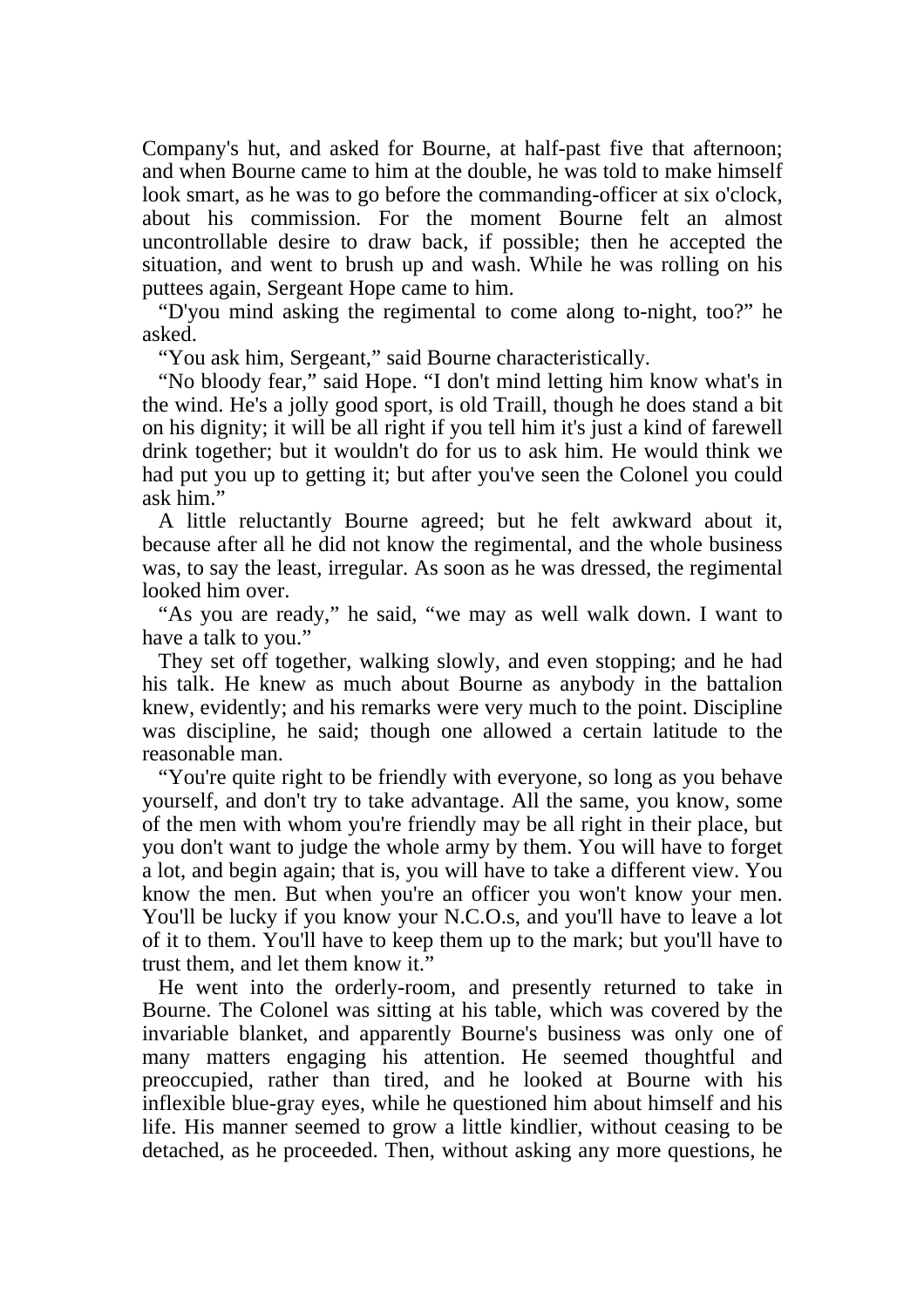Company's hut, and asked for Bourne, at half-past five that afternoon; and when Bourne came to him at the double, he was told to make himself look smart, as he was to go before the commanding-officer at six o'clock, about his commission. For the moment Bourne felt an almost uncontrollable desire to draw back, if possible; then he accepted the situation, and went to brush up and wash. While he was rolling on his puttees again, Sergeant Hope came to him.

"D'you mind asking the regimental to come along to-night, too?" he asked.

"You ask him, Sergeant," said Bourne characteristically.

"No bloody fear," said Hope. "I don't mind letting him know what's in the wind. He's a jolly good sport, is old Traill, though he does stand a bit on his dignity; it will be all right if you tell him it's just a kind of farewell drink together; but it wouldn't do for us to ask him. He would think we had put you up to getting it; but after you've seen the Colonel you could ask him."

A little reluctantly Bourne agreed; but he felt awkward about it, because after all he did not know the regimental, and the whole business was, to say the least, irregular. As soon as he was dressed, the regimental looked him over.

"As you are ready," he said, "we may as well walk down. I want to have a talk to you."

They set off together, walking slowly, and even stopping; and he had his talk. He knew as much about Bourne as anybody in the battalion knew, evidently; and his remarks were very much to the point. Discipline was discipline, he said; though one allowed a certain latitude to the reasonable man.

"You're quite right to be friendly with everyone, so long as you behave yourself, and don't try to take advantage. All the same, you know, some of the men with whom you're friendly may be all right in their place, but you don't want to judge the whole army by them. You will have to forget a lot, and begin again; that is, you will have to take a different view. You know the men. But when you're an officer you won't know your men. You'll be lucky if you know your N.C.O.s, and you'll have to leave a lot of it to them. You'll have to keep them up to the mark; but you'll have to trust them, and let them know it."

He went into the orderly-room, and presently returned to take in Bourne. The Colonel was sitting at his table, which was covered by the invariable blanket, and apparently Bourne's business was only one of many matters engaging his attention. He seemed thoughtful and preoccupied, rather than tired, and he looked at Bourne with his inflexible blue-gray eyes, while he questioned him about himself and his life. His manner seemed to grow a little kindlier, without ceasing to be detached, as he proceeded. Then, without asking any more questions, he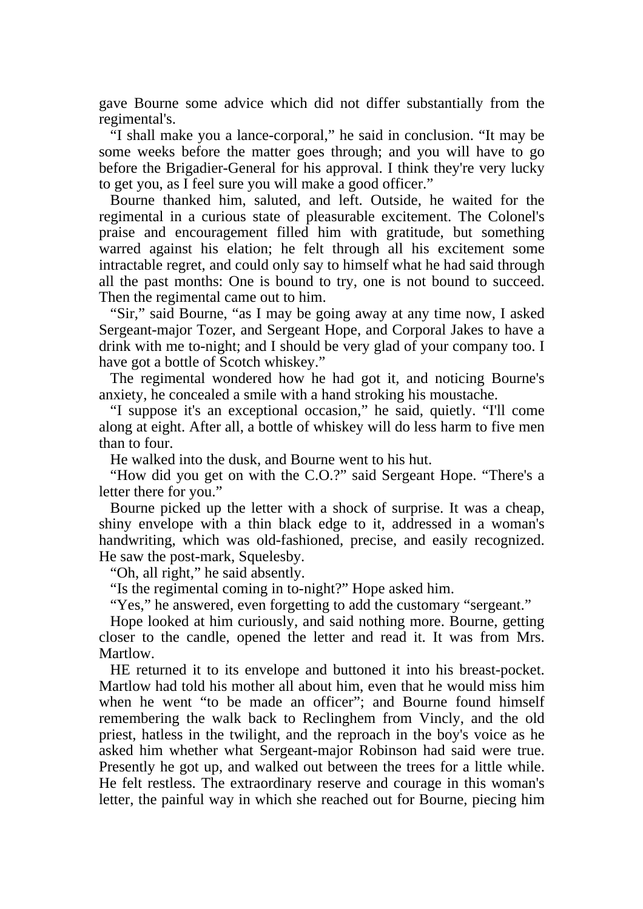gave Bourne some advice which did not differ substantially from the regimental's.

"I shall make you a lance-corporal," he said in conclusion. "It may be some weeks before the matter goes through; and you will have to go before the Brigadier-General for his approval. I think they're very lucky to get you, as I feel sure you will make a good officer."

Bourne thanked him, saluted, and left. Outside, he waited for the regimental in a curious state of pleasurable excitement. The Colonel's praise and encouragement filled him with gratitude, but something warred against his elation; he felt through all his excitement some intractable regret, and could only say to himself what he had said through all the past months: One is bound to try, one is not bound to succeed. Then the regimental came out to him.

"Sir," said Bourne, "as I may be going away at any time now, I asked Sergeant-major Tozer, and Sergeant Hope, and Corporal Jakes to have a drink with me to-night; and I should be very glad of your company too. I have got a bottle of Scotch whiskey."

The regimental wondered how he had got it, and noticing Bourne's anxiety, he concealed a smile with a hand stroking his moustache.

"I suppose it's an exceptional occasion," he said, quietly. "I'll come along at eight. After all, a bottle of whiskey will do less harm to five men than to four.

He walked into the dusk, and Bourne went to his hut.

"How did you get on with the C.O.?" said Sergeant Hope. "There's a letter there for you."

Bourne picked up the letter with a shock of surprise. It was a cheap, shiny envelope with a thin black edge to it, addressed in a woman's handwriting, which was old-fashioned, precise, and easily recognized. He saw the post-mark, Squelesby.

"Oh, all right," he said absently.

"Is the regimental coming in to-night?" Hope asked him.

"Yes," he answered, even forgetting to add the customary "sergeant."

Hope looked at him curiously, and said nothing more. Bourne, getting closer to the candle, opened the letter and read it. It was from Mrs. Martlow.

HE returned it to its envelope and buttoned it into his breast-pocket. Martlow had told his mother all about him, even that he would miss him when he went "to be made an officer"; and Bourne found himself remembering the walk back to Reclinghem from Vincly, and the old priest, hatless in the twilight, and the reproach in the boy's voice as he asked him whether what Sergeant-major Robinson had said were true. Presently he got up, and walked out between the trees for a little while. He felt restless. The extraordinary reserve and courage in this woman's letter, the painful way in which she reached out for Bourne, piecing him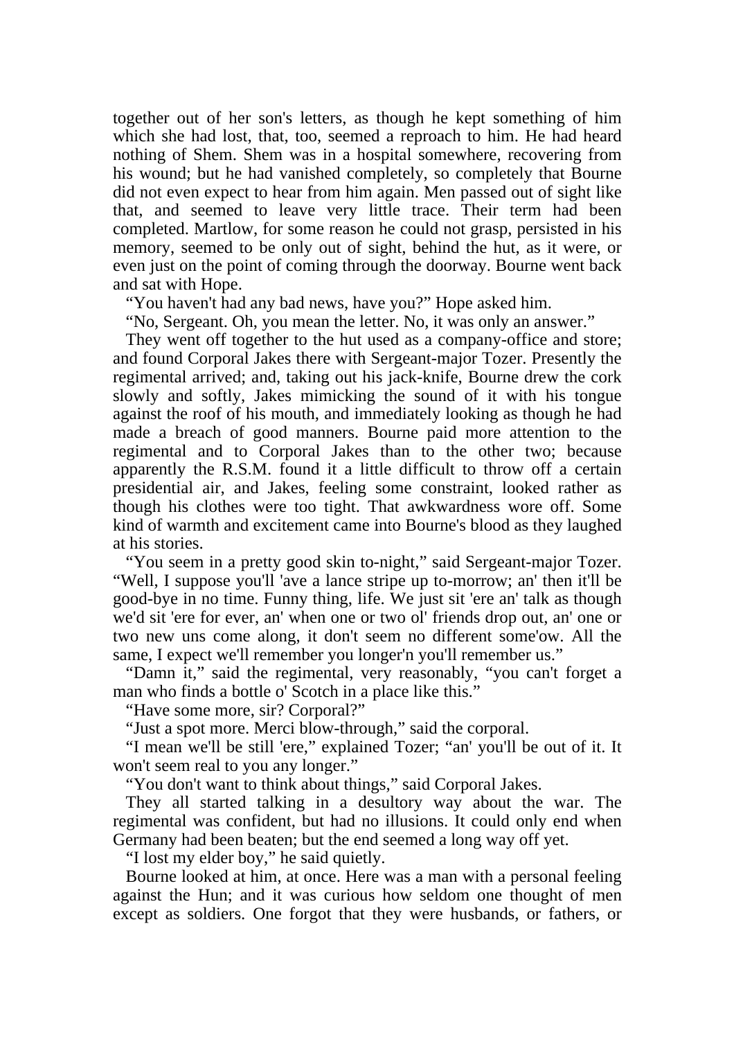together out of her son's letters, as though he kept something of him which she had lost, that, too, seemed a reproach to him. He had heard nothing of Shem. Shem was in a hospital somewhere, recovering from his wound; but he had vanished completely, so completely that Bourne did not even expect to hear from him again. Men passed out of sight like that, and seemed to leave very little trace. Their term had been completed. Martlow, for some reason he could not grasp, persisted in his memory, seemed to be only out of sight, behind the hut, as it were, or even just on the point of coming through the doorway. Bourne went back and sat with Hope.

"You haven't had any bad news, have you?" Hope asked him.

"No, Sergeant. Oh, you mean the letter. No, it was only an answer."

They went off together to the hut used as a company-office and store; and found Corporal Jakes there with Sergeant-major Tozer. Presently the regimental arrived; and, taking out his jack-knife, Bourne drew the cork slowly and softly, Jakes mimicking the sound of it with his tongue against the roof of his mouth, and immediately looking as though he had made a breach of good manners. Bourne paid more attention to the regimental and to Corporal Jakes than to the other two; because apparently the R.S.M. found it a little difficult to throw off a certain presidential air, and Jakes, feeling some constraint, looked rather as though his clothes were too tight. That awkwardness wore off. Some kind of warmth and excitement came into Bourne's blood as they laughed at his stories.

"You seem in a pretty good skin to-night," said Sergeant-major Tozer. "Well, I suppose you'll 'ave a lance stripe up to-morrow; an' then it'll be good-bye in no time. Funny thing, life. We just sit 'ere an' talk as though we'd sit 'ere for ever, an' when one or two ol' friends drop out, an' one or two new uns come along, it don't seem no different some'ow. All the same, I expect we'll remember you longer'n you'll remember us."

"Damn it," said the regimental, very reasonably, "you can't forget a man who finds a bottle o' Scotch in a place like this."

"Have some more, sir? Corporal?"

"Just a spot more. Merci blow-through," said the corporal.

"I mean we'll be still 'ere," explained Tozer; "an' you'll be out of it. It won't seem real to you any longer."

"You don't want to think about things," said Corporal Jakes.

They all started talking in a desultory way about the war. The regimental was confident, but had no illusions. It could only end when Germany had been beaten; but the end seemed a long way off yet.

"I lost my elder boy," he said quietly.

Bourne looked at him, at once. Here was a man with a personal feeling against the Hun; and it was curious how seldom one thought of men except as soldiers. One forgot that they were husbands, or fathers, or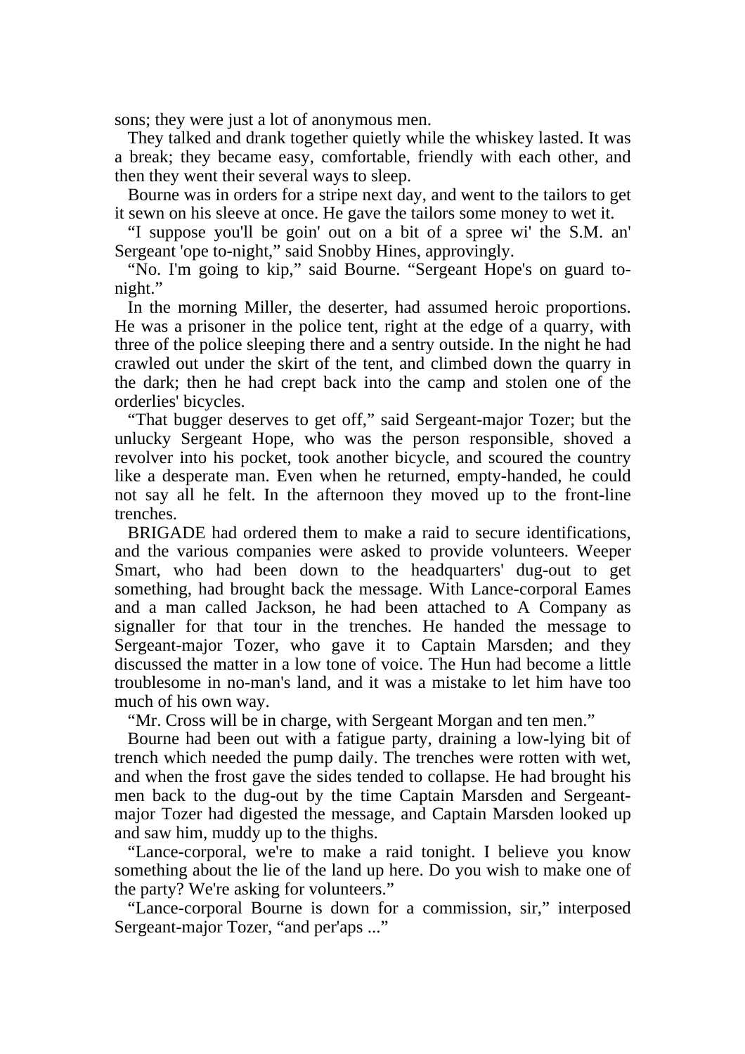sons; they were just a lot of anonymous men.

They talked and drank together quietly while the whiskey lasted. It was a break; they became easy, comfortable, friendly with each other, and then they went their several ways to sleep.

Bourne was in orders for a stripe next day, and went to the tailors to get it sewn on his sleeve at once. He gave the tailors some money to wet it.

"I suppose you'll be goin' out on a bit of a spree wi' the S.M. an' Sergeant 'ope to-night," said Snobby Hines, approvingly.

"No. I'm going to kip," said Bourne. "Sergeant Hope's on guard to-night."

In the morning Miller, the deserter, had assumed heroic proportions. He was a prisoner in the police tent, right at the edge of a quarry, with three of the police sleeping there and a sentry outside. In the night he had crawled out under the skirt of the tent, and climbed down the quarry in the dark; then he had crept back into the camp and stolen one of the orderlies' bicycles.

"That bugger deserves to get off," said Sergeant-major Tozer; but the unlucky Sergeant Hope, who was the person responsible, shoved a revolver into his pocket, took another bicycle, and scoured the country like a desperate man. Even when he returned, empty-handed, he could not say all he felt. In the afternoon they moved up to the front-line trenches.

BRIGADE had ordered them to make a raid to secure identifications, and the various companies were asked to provide volunteers. Weeper Smart, who had been down to the headquarters' dug-out to get something, had brought back the message. With Lance-corporal Eames and a man called Jackson, he had been attached to A Company as signaller for that tour in the trenches. He handed the message to Sergeant-major Tozer, who gave it to Captain Marsden; and they discussed the matter in a low tone of voice. The Hun had become a little troublesome in no-man's land, and it was a mistake to let him have too much of his own way.

"Mr. Cross will be in charge, with Sergeant Morgan and ten men."

Bourne had been out with a fatigue party, draining a low-lying bit of trench which needed the pump daily. The trenches were rotten with wet, and when the frost gave the sides tended to collapse. He had brought his men back to the dug-out by the time Captain Marsden and Sergeant-major Tozer had digested the message, and Captain Marsden looked up and saw him, muddy up to the thighs.

"Lance-corporal, we're to make a raid tonight. I believe you know something about the lie of the land up here. Do you wish to make one of the party? We're asking for volunteers."

"Lance-corporal Bourne is down for a commission, sir," interposed Sergeant-major Tozer, "and per'aps ..."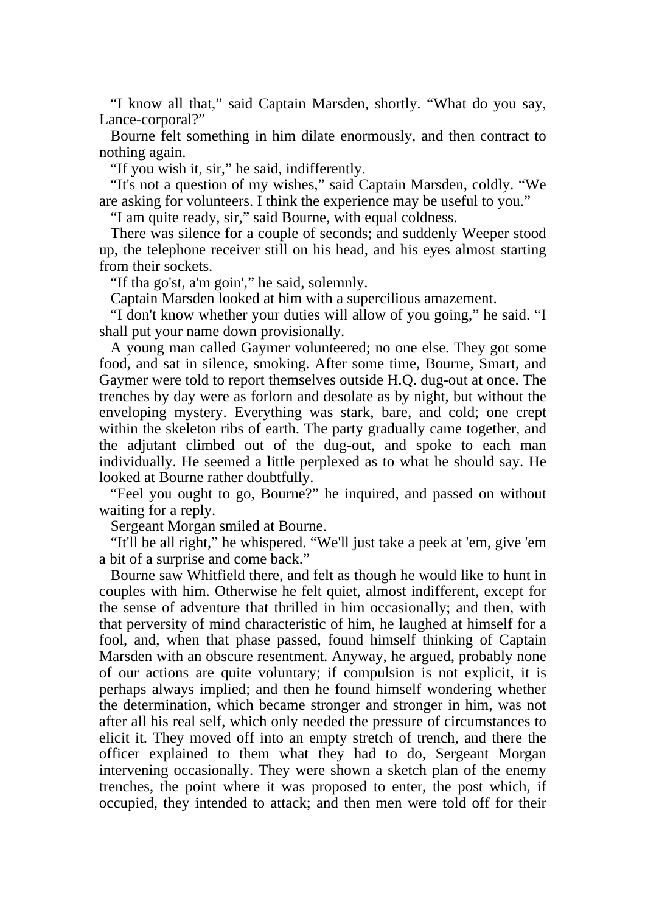"I know all that," said Captain Marsden, shortly. "What do you say, Lance-corporal?"

Bourne felt something in him dilate enormously, and then contract to nothing again.

"If you wish it, sir," he said, indifferently.

"It's not a question of my wishes," said Captain Marsden, coldly. "We are asking for volunteers. I think the experience may be useful to you."

"I am quite ready, sir," said Bourne, with equal coldness.

There was silence for a couple of seconds; and suddenly Weeper stood up, the telephone receiver still on his head, and his eyes almost starting from their sockets.

"If tha go'st, a'm goin'," he said, solemnly.

Captain Marsden looked at him with a supercilious amazement.

"I don't know whether your duties will allow of you going," he said. "I shall put your name down provisionally.

A young man called Gaymer volunteered; no one else. They got some food, and sat in silence, smoking. After some time, Bourne, Smart, and Gaymer were told to report themselves outside H.Q. dug-out at once. The trenches by day were as forlorn and desolate as by night, but without the enveloping mystery. Everything was stark, bare, and cold; one crept within the skeleton ribs of earth. The party gradually came together, and the adjutant climbed out of the dug-out, and spoke to each man individually. He seemed a little perplexed as to what he should say. He looked at Bourne rather doubtfully.

"Feel you ought to go, Bourne?" he inquired, and passed on without waiting for a reply.

Sergeant Morgan smiled at Bourne.

"It'll be all right," he whispered. "We'll just take a peek at 'em, give 'em a bit of a surprise and come back."

Bourne saw Whitfield there, and felt as though he would like to hunt in couples with him. Otherwise he felt quiet, almost indifferent, except for the sense of adventure that thrilled in him occasionally; and then, with that perversity of mind characteristic of him, he laughed at himself for a fool, and, when that phase passed, found himself thinking of Captain Marsden with an obscure resentment. Anyway, he argued, probably none of our actions are quite voluntary; if compulsion is not explicit, it is perhaps always implied; and then he found himself wondering whether the determination, which became stronger and stronger in him, was not after all his real self, which only needed the pressure of circumstances to elicit it. They moved off into an empty stretch of trench, and there the officer explained to them what they had to do, Sergeant Morgan intervening occasionally. They were shown a sketch plan of the enemy trenches, the point where it was proposed to enter, the post which, if occupied, they intended to attack; and then men were told off for their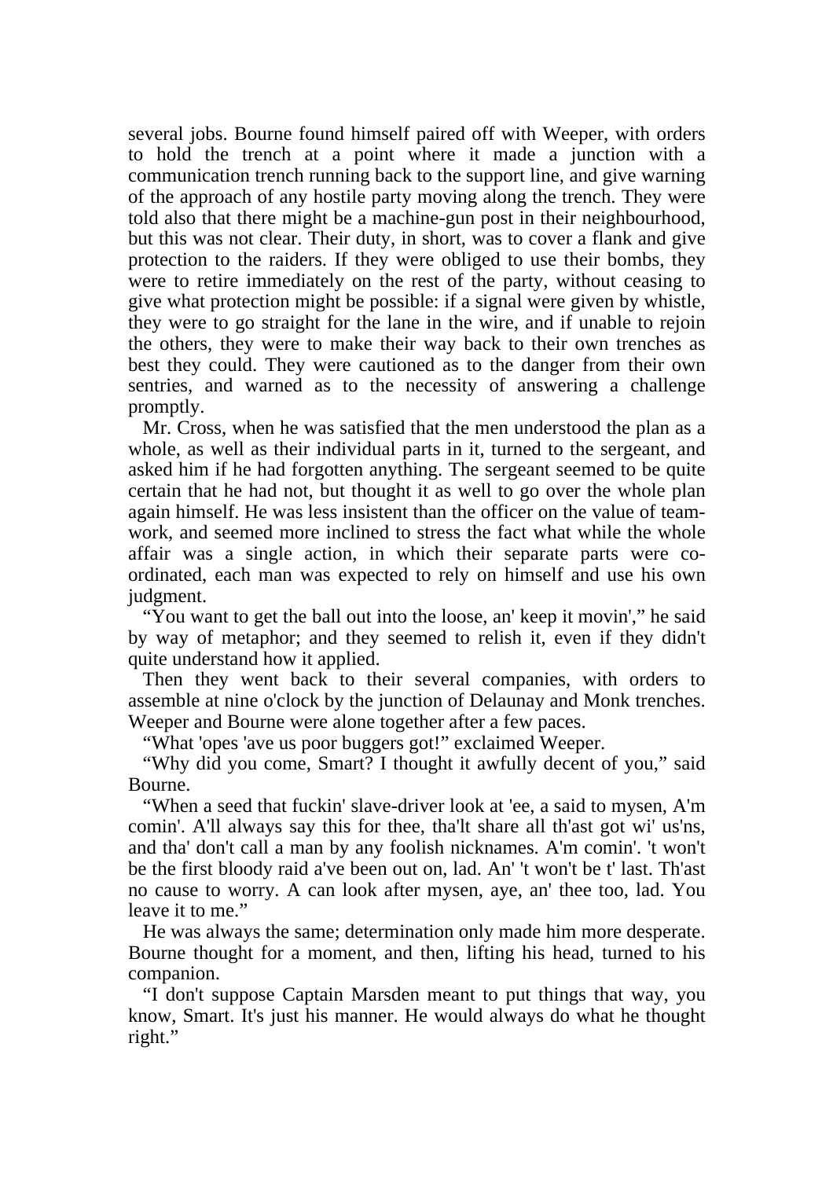several jobs. Bourne found himself paired off with Weeper, with orders to hold the trench at a point where it made a junction with a communication trench running back to the support line, and give warning of the approach of any hostile party moving along the trench. They were told also that there might be a machine-gun post in their neighbourhood, but this was not clear. Their duty, in short, was to cover a flank and give protection to the raiders. If they were obliged to use their bombs, they were to retire immediately on the rest of the party, without ceasing to give what protection might be possible: if a signal were given by whistle, they were to go straight for the lane in the wire, and if unable to rejoin the others, they were to make their way back to their own trenches as best they could. They were cautioned as to the danger from their own sentries, and warned as to the necessity of answering a challenge promptly.

Mr. Cross, when he was satisfied that the men understood the plan as a whole, as well as their individual parts in it, turned to the sergeant, and asked him if he had forgotten anything. The sergeant seemed to be quite certain that he had not, but thought it as well to go over the whole plan again himself. He was less insistent than the officer on the value of team-work, and seemed more inclined to stress the fact what while the whole affair was a single action, in which their separate parts were co-ordinated, each man was expected to rely on himself and use his own judgment.

“You want to get the ball out into the loose, an' keep it movin',” he said by way of metaphor; and they seemed to relish it, even if they didn't quite understand how it applied.

Then they went back to their several companies, with orders to assemble at nine o'clock by the junction of Delaunay and Monk trenches. Weeper and Bourne were alone together after a few paces.

“What 'opes 'ave us poor buggers got!” exclaimed Weeper.

“Why did you come, Smart? I thought it awfully decent of you,” said Bourne.

“When a seed that fuckin' slave-driver look at 'ee, a said to mysen, A'm comin'. A'll always say this for thee, tha'lt share all th'ast got wi' us'ns, and tha' don't call a man by any foolish nicknames. A'm comin'. 't won't be the first bloody raid a've been out on, lad. An' 't won't be t' last. Th'ast no cause to worry. A can look after mysen, aye, an' thee too, lad. You leave it to me.”

He was always the same; determination only made him more desperate. Bourne thought for a moment, and then, lifting his head, turned to his companion.

“I don't suppose Captain Marsden meant to put things that way, you know, Smart. It's just his manner. He would always do what he thought right.”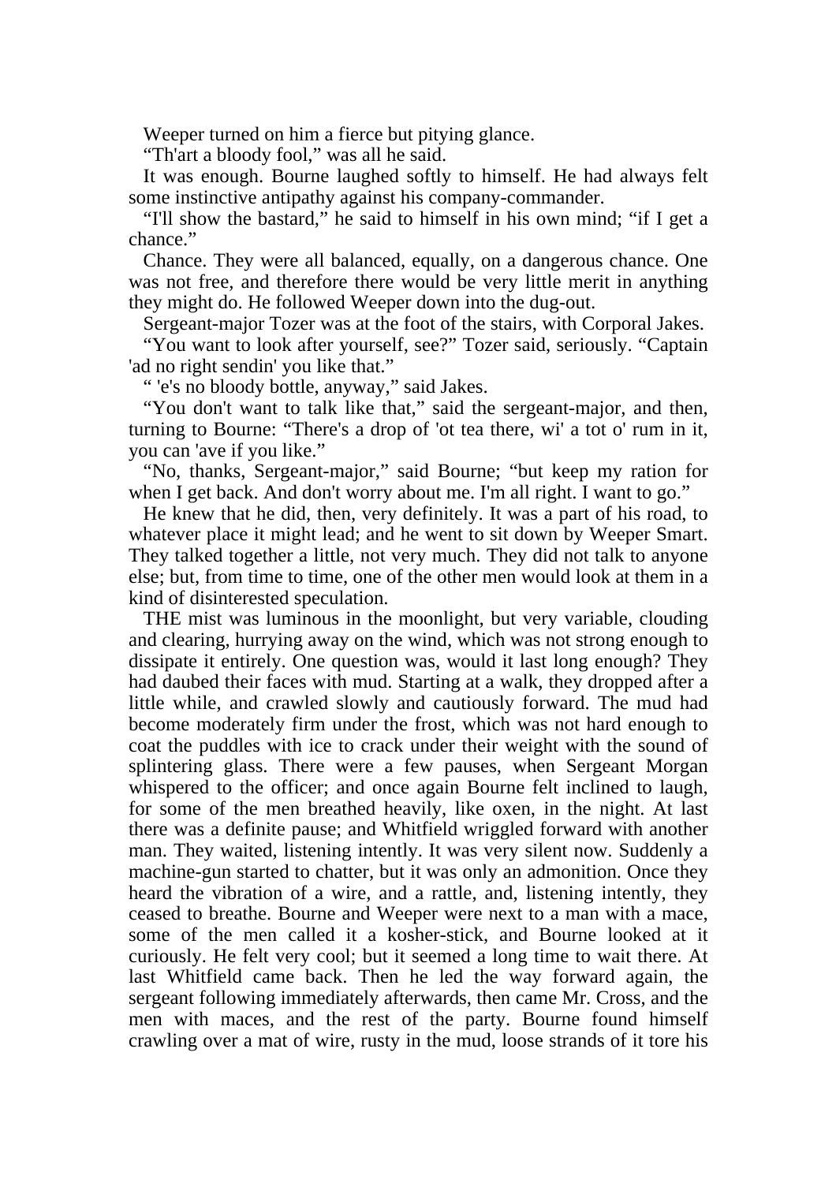Weeper turned on him a fierce but pitying glance.

"Th'art a bloody fool," was all he said.

It was enough. Bourne laughed softly to himself. He had always felt some instinctive antipathy against his company-commander.

"I'll show the bastard," he said to himself in his own mind; "if I get a chance."

Chance. They were all balanced, equally, on a dangerous chance. One was not free, and therefore there would be very little merit in anything they might do. He followed Weeper down into the dug-out.

Sergeant-major Tozer was at the foot of the stairs, with Corporal Jakes.

"You want to look after yourself, see?" Tozer said, seriously. "Captain 'ad no right sendin' you like that."

" 'e's no bloody bottle, anyway," said Jakes.

"You don't want to talk like that," said the sergeant-major, and then, turning to Bourne: "There's a drop of 'ot tea there, wi' a tot o' rum in it, you can 'ave if you like."

"No, thanks, Sergeant-major," said Bourne; "but keep my ration for when I get back. And don't worry about me. I'm all right. I want to go."

He knew that he did, then, very definitely. It was a part of his road, to whatever place it might lead; and he went to sit down by Weeper Smart. They talked together a little, not very much. They did not talk to anyone else; but, from time to time, one of the other men would look at them in a kind of disinterested speculation.

THE mist was luminous in the moonlight, but very variable, clouding and clearing, hurrying away on the wind, which was not strong enough to dissipate it entirely. One question was, would it last long enough? They had daubed their faces with mud. Starting at a walk, they dropped after a little while, and crawled slowly and cautiously forward. The mud had become moderately firm under the frost, which was not hard enough to coat the puddles with ice to crack under their weight with the sound of splintering glass. There were a few pauses, when Sergeant Morgan whispered to the officer; and once again Bourne felt inclined to laugh, for some of the men breathed heavily, like oxen, in the night. At last there was a definite pause; and Whitfield wriggled forward with another man. They waited, listening intently. It was very silent now. Suddenly a machine-gun started to chatter, but it was only an admonition. Once they heard the vibration of a wire, and a rattle, and, listening intently, they ceased to breathe. Bourne and Weeper were next to a man with a mace, some of the men called it a kosher-stick, and Bourne looked at it curiously. He felt very cool; but it seemed a long time to wait there. At last Whitfield came back. Then he led the way forward again, the sergeant following immediately afterwards, then came Mr. Cross, and the men with maces, and the rest of the party. Bourne found himself crawling over a mat of wire, rusty in the mud, loose strands of it tore his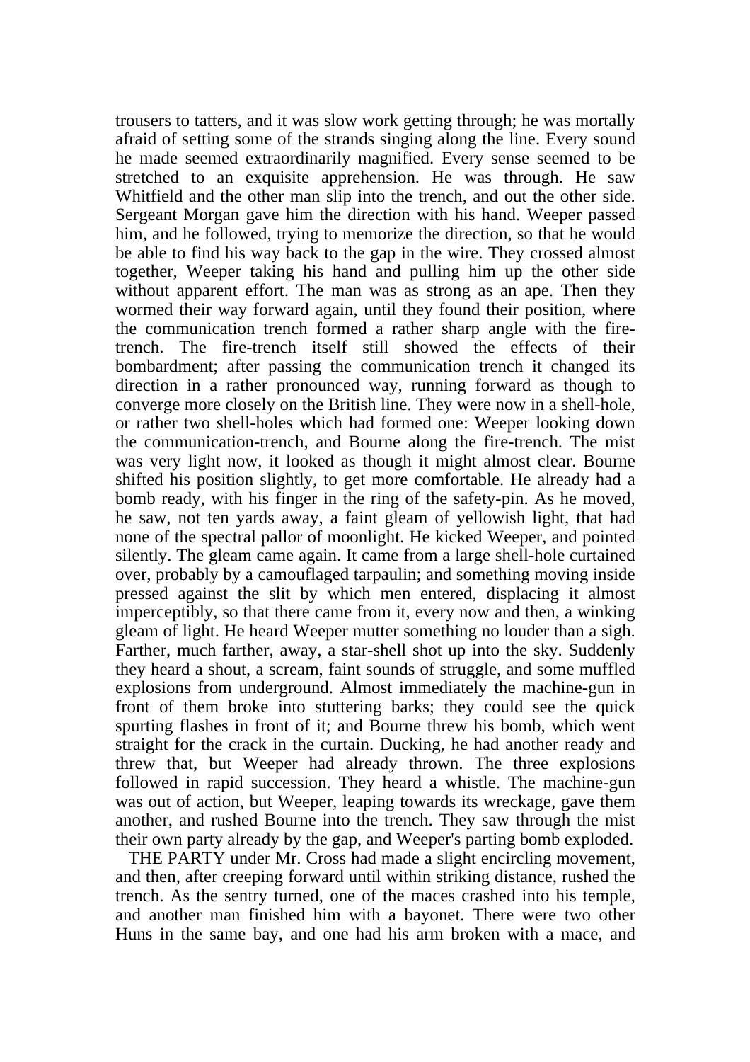trousers to tatters, and it was slow work getting through; he was mortally afraid of setting some of the strands singing along the line. Every sound he made seemed extraordinarily magnified. Every sense seemed to be stretched to an exquisite apprehension. He was through. He saw Whitfield and the other man slip into the trench, and out the other side. Sergeant Morgan gave him the direction with his hand. Weeper passed him, and he followed, trying to memorize the direction, so that he would be able to find his way back to the gap in the wire. They crossed almost together, Weeper taking his hand and pulling him up the other side without apparent effort. The man was as strong as an ape. Then they wormed their way forward again, until they found their position, where the communication trench formed a rather sharp angle with the fire-trench. The fire-trench itself still showed the effects of their bombardment; after passing the communication trench it changed its direction in a rather pronounced way, running forward as though to converge more closely on the British line. They were now in a shell-hole, or rather two shell-holes which had formed one: Weeper looking down the communication-trench, and Bourne along the fire-trench. The mist was very light now, it looked as though it might almost clear. Bourne shifted his position slightly, to get more comfortable. He already had a bomb ready, with his finger in the ring of the safety-pin. As he moved, he saw, not ten yards away, a faint gleam of yellowish light, that had none of the spectral pallor of moonlight. He kicked Weeper, and pointed silently. The gleam came again. It came from a large shell-hole curtained over, probably by a camouflaged tarpaulin; and something moving inside pressed against the slit by which men entered, displacing it almost imperceptibly, so that there came from it, every now and then, a winking gleam of light. He heard Weeper mutter something no louder than a sigh. Farther, much farther, away, a star-shell shot up into the sky. Suddenly they heard a shout, a scream, faint sounds of struggle, and some muffled explosions from underground. Almost immediately the machine-gun in front of them broke into stuttering barks; they could see the quick spurting flashes in front of it; and Bourne threw his bomb, which went straight for the crack in the curtain. Ducking, he had another ready and threw that, but Weeper had already thrown. The three explosions followed in rapid succession. They heard a whistle. The machine-gun was out of action, but Weeper, leaping towards its wreckage, gave them another, and rushed Bourne into the trench. They saw through the mist their own party already by the gap, and Weeper's parting bomb exploded.

THE PARTY under Mr. Cross had made a slight encircling movement, and then, after creeping forward until within striking distance, rushed the trench. As the sentry turned, one of the maces crashed into his temple, and another man finished him with a bayonet. There were two other Huns in the same bay, and one had his arm broken with a mace, and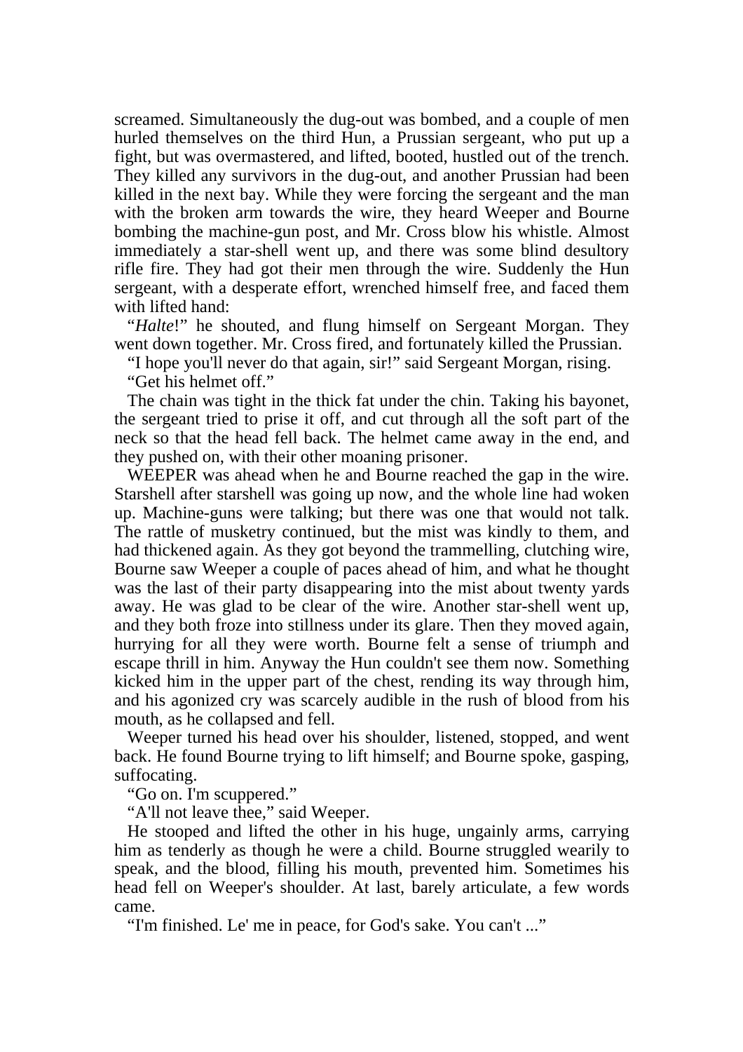screamed. Simultaneously the dug-out was bombed, and a couple of men hurled themselves on the third Hun, a Prussian sergeant, who put up a fight, but was overmastered, and lifted, booted, hustled out of the trench. They killed any survivors in the dug-out, and another Prussian had been killed in the next bay. While they were forcing the sergeant and the man with the broken arm towards the wire, they heard Weeper and Bourne bombing the machine-gun post, and Mr. Cross blow his whistle. Almost immediately a star-shell went up, and there was some blind desultory rifle fire. They had got their men through the wire. Suddenly the Hun sergeant, with a desperate effort, wrenched himself free, and faced them with lifted hand:

"*Halte*!" he shouted, and flung himself on Sergeant Morgan. They went down together. Mr. Cross fired, and fortunately killed the Prussian.

"I hope you'll never do that again, sir!" said Sergeant Morgan, rising.

"Get his helmet off."

The chain was tight in the thick fat under the chin. Taking his bayonet, the sergeant tried to prise it off, and cut through all the soft part of the neck so that the head fell back. The helmet came away in the end, and they pushed on, with their other moaning prisoner.

WEEPER was ahead when he and Bourne reached the gap in the wire. Starshell after starshell was going up now, and the whole line had woken up. Machine-guns were talking; but there was one that would not talk. The rattle of musketry continued, but the mist was kindly to them, and had thickened again. As they got beyond the trammelling, clutching wire, Bourne saw Weeper a couple of paces ahead of him, and what he thought was the last of their party disappearing into the mist about twenty yards away. He was glad to be clear of the wire. Another star-shell went up, and they both froze into stillness under its glare. Then they moved again, hurrying for all they were worth. Bourne felt a sense of triumph and escape thrill in him. Anyway the Hun couldn't see them now. Something kicked him in the upper part of the chest, rending its way through him, and his agonized cry was scarcely audible in the rush of blood from his mouth, as he collapsed and fell.

Weeper turned his head over his shoulder, listened, stopped, and went back. He found Bourne trying to lift himself; and Bourne spoke, gasping, suffocating.

"Go on. I'm scuppered."

"A'll not leave thee," said Weeper.

He stooped and lifted the other in his huge, ungainly arms, carrying him as tenderly as though he were a child. Bourne struggled wearily to speak, and the blood, filling his mouth, prevented him. Sometimes his head fell on Weeper's shoulder. At last, barely articulate, a few words came.

"I'm finished. Le' me in peace, for God's sake. You can't ..."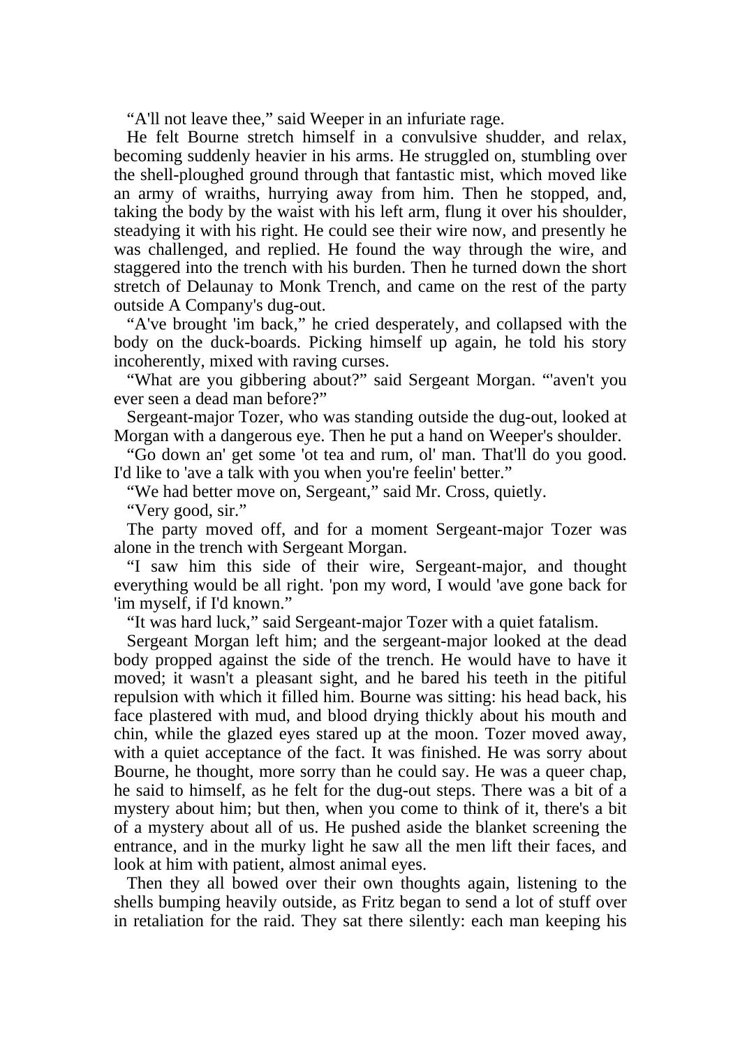"A'll not leave thee," said Weeper in an infuriate rage.

He felt Bourne stretch himself in a convulsive shudder, and relax, becoming suddenly heavier in his arms. He struggled on, stumbling over the shell-ploughed ground through that fantastic mist, which moved like an army of wraiths, hurrying away from him. Then he stopped, and, taking the body by the waist with his left arm, flung it over his shoulder, steadying it with his right. He could see their wire now, and presently he was challenged, and replied. He found the way through the wire, and staggered into the trench with his burden. Then he turned down the short stretch of Delaunay to Monk Trench, and came on the rest of the party outside A Company's dug-out.

"A've brought 'im back," he cried desperately, and collapsed with the body on the duck-boards. Picking himself up again, he told his story incoherently, mixed with raving curses.

"What are you gibbering about?" said Sergeant Morgan. "'aven't you ever seen a dead man before?"

Sergeant-major Tozer, who was standing outside the dug-out, looked at Morgan with a dangerous eye. Then he put a hand on Weeper's shoulder.

"Go down an' get some 'ot tea and rum, ol' man. That'll do you good. I'd like to 'ave a talk with you when you're feelin' better."

"We had better move on, Sergeant," said Mr. Cross, quietly.

"Very good, sir."

The party moved off, and for a moment Sergeant-major Tozer was alone in the trench with Sergeant Morgan.

"I saw him this side of their wire, Sergeant-major, and thought everything would be all right. 'pon my word, I would 'ave gone back for 'im myself, if I'd known."

"It was hard luck," said Sergeant-major Tozer with a quiet fatalism.

Sergeant Morgan left him; and the sergeant-major looked at the dead body propped against the side of the trench. He would have to have it moved; it wasn't a pleasant sight, and he bared his teeth in the pitiful repulsion with which it filled him. Bourne was sitting: his head back, his face plastered with mud, and blood drying thickly about his mouth and chin, while the glazed eyes stared up at the moon. Tozer moved away, with a quiet acceptance of the fact. It was finished. He was sorry about Bourne, he thought, more sorry than he could say. He was a queer chap, he said to himself, as he felt for the dug-out steps. There was a bit of a mystery about him; but then, when you come to think of it, there's a bit of a mystery about all of us. He pushed aside the blanket screening the entrance, and in the murky light he saw all the men lift their faces, and look at him with patient, almost animal eyes.

Then they all bowed over their own thoughts again, listening to the shells bumping heavily outside, as Fritz began to send a lot of stuff over in retaliation for the raid. They sat there silently: each man keeping his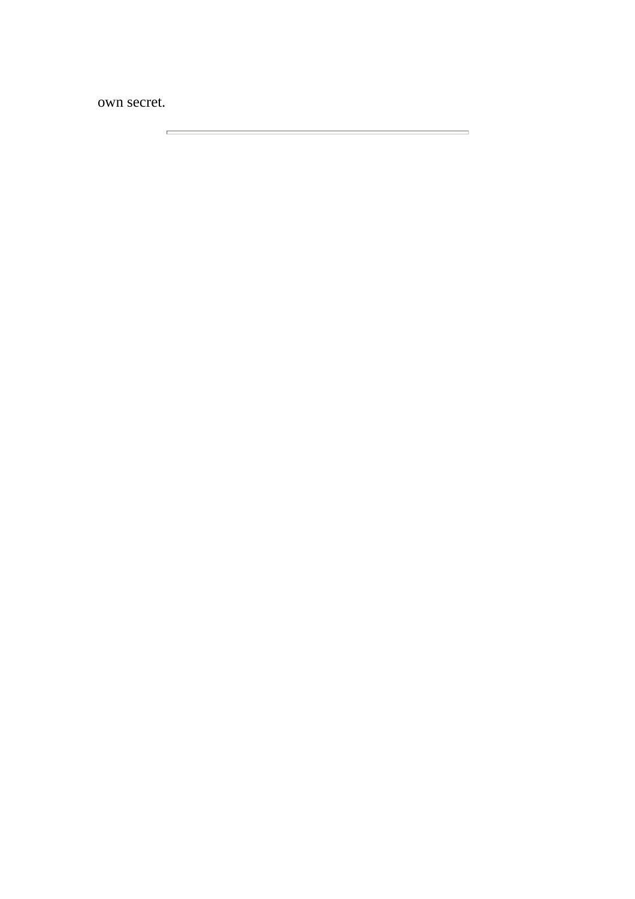own secret.

---